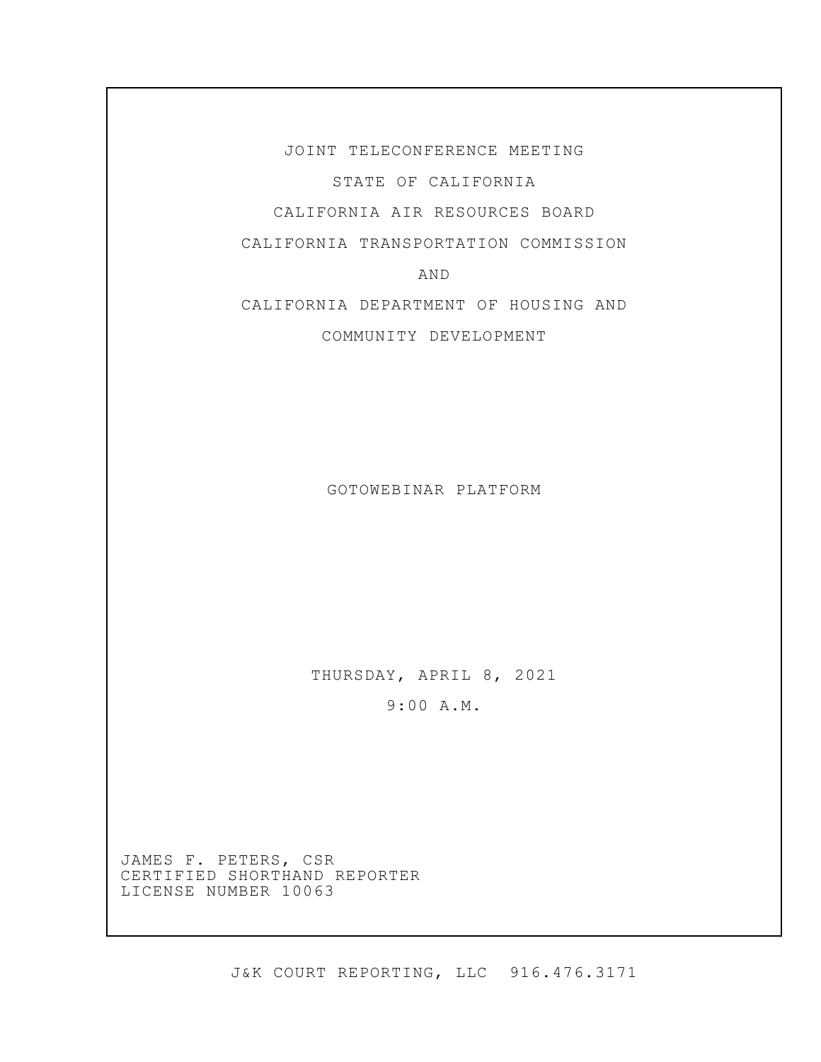JOINT TELECONFERENCE MEETING

STATE OF CALIFORNIA

CALIFORNIA AIR RESOURCES BOARD

CALIFORNIA TRANSPORTATION COMMISSION

AND

CALIFORNIA DEPARTMENT OF HOUSING AND

COMMUNITY DEVELOPMENT

GOTOWEBINAR PLATFORM

THURSDAY, APRIL 8, 2021

9:00 A.M.

JAMES F. PETERS, CSR
CERTIFIED SHORTHAND REPORTER
LICENSE NUMBER 10063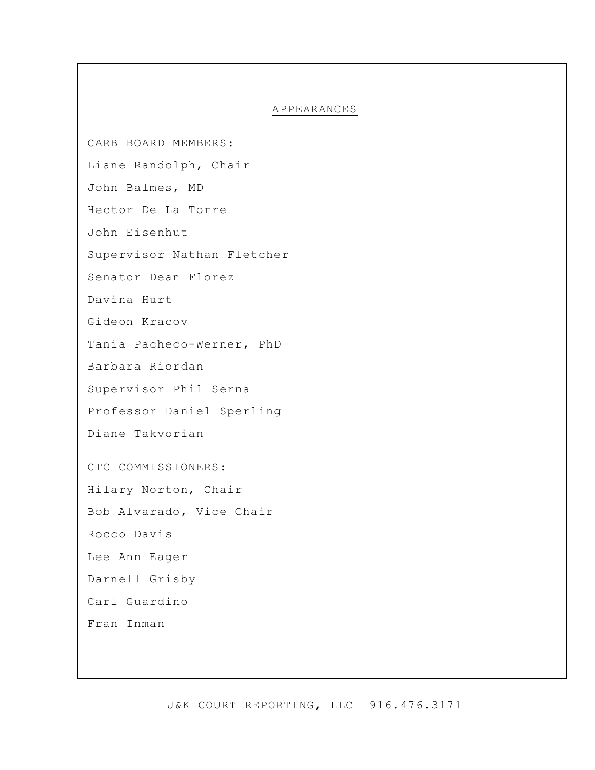## APPEARANCES

CARB BOARD MEMBERS:

Liane Randolph, Chair

John Balmes, MD

Hector De La Torre

John Eisenhut

Supervisor Nathan Fletcher

Senator Dean Florez

Davina Hurt

Gideon Kracov

Tania Pacheco-Werner, PhD

Barbara Riordan

Supervisor Phil Serna

Professor Daniel Sperling

Diane Takvorian

CTC COMMISSIONERS:

Hilary Norton, Chair

Bob Alvarado, Vice Chair

Rocco Davis

Lee Ann Eager

Darnell Grisby

Carl Guardino

Fran Inman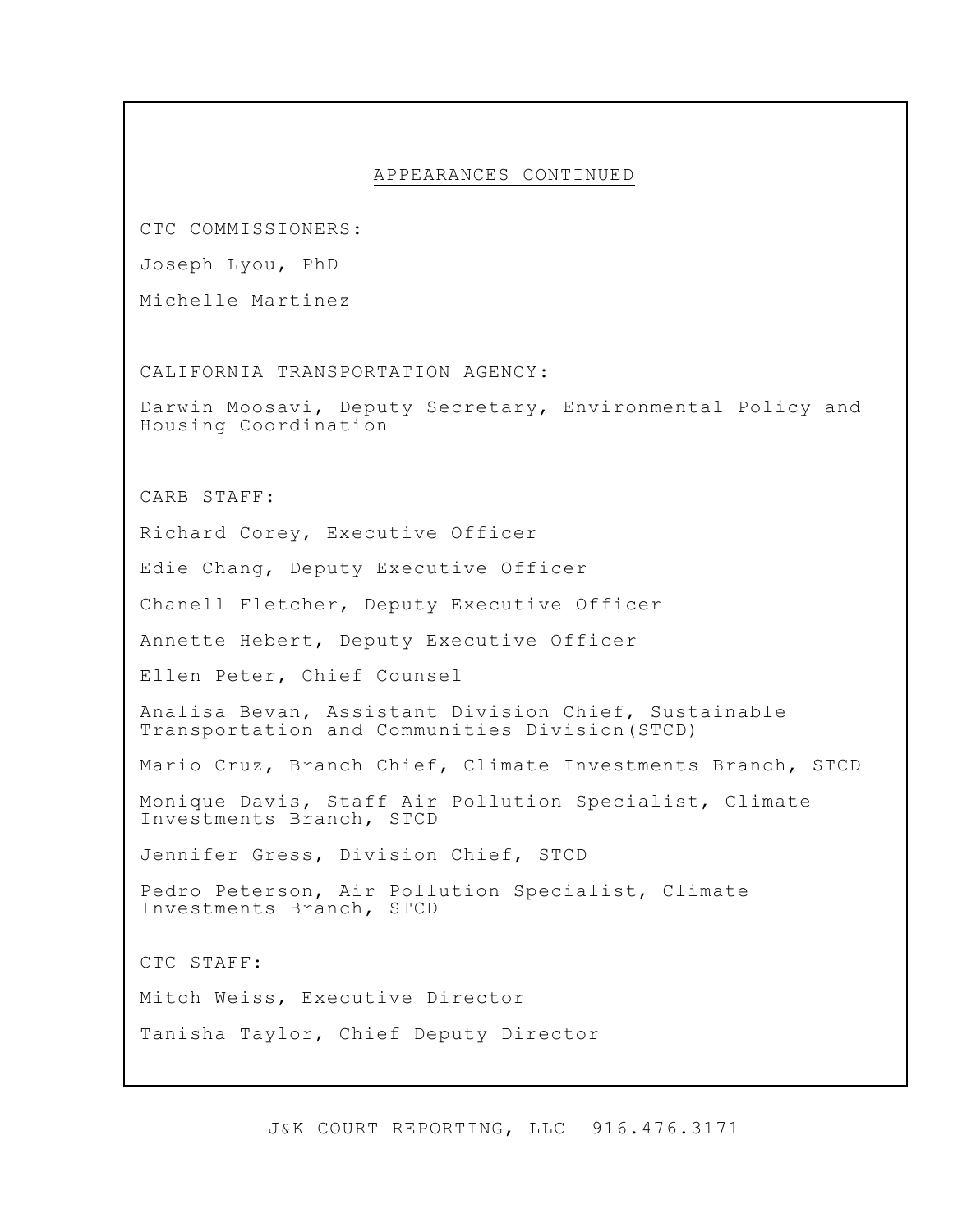APPEARANCES CONTINUED

CTC COMMISSIONERS:

Joseph Lyou, PhD

Michelle Martinez

CALIFORNIA TRANSPORTATION AGENCY:

Darwin Moosavi, Deputy Secretary, Environmental Policy and Housing Coordination

CARB STAFF:

Richard Corey, Executive Officer

Edie Chang, Deputy Executive Officer

Chanell Fletcher, Deputy Executive Officer

Annette Hebert, Deputy Executive Officer

Ellen Peter, Chief Counsel

Analisa Bevan, Assistant Division Chief, Sustainable Transportation and Communities Division(STCD)

Mario Cruz, Branch Chief, Climate Investments Branch, STCD

Monique Davis, Staff Air Pollution Specialist, Climate Investments Branch, STCD

Jennifer Gress, Division Chief, STCD

Pedro Peterson, Air Pollution Specialist, Climate Investments Branch, STCD

CTC STAFF:

Mitch Weiss, Executive Director

Tanisha Taylor, Chief Deputy Director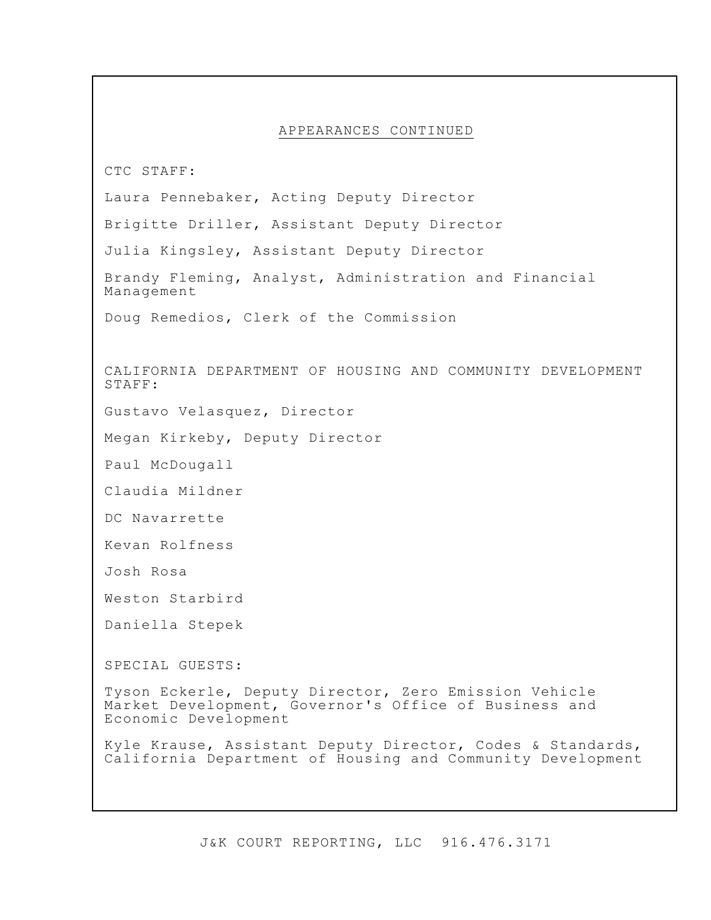## APPEARANCES CONTINUED

CTC STAFF:

Laura Pennebaker, Acting Deputy Director

Brigitte Driller, Assistant Deputy Director

Julia Kingsley, Assistant Deputy Director

Brandy Fleming, Analyst, Administration and Financial Management

Doug Remedios, Clerk of the Commission

CALIFORNIA DEPARTMENT OF HOUSING AND COMMUNITY DEVELOPMENT STAFF:

Gustavo Velasquez, Director

Megan Kirkeby, Deputy Director

Paul McDougall

Claudia Mildner

DC Navarrette

Kevan Rolfness

Josh Rosa

Weston Starbird

Daniella Stepek

SPECIAL GUESTS:

Tyson Eckerle, Deputy Director, Zero Emission Vehicle Market Development, Governor's Office of Business and Economic Development

Kyle Krause, Assistant Deputy Director, Codes & Standards, California Department of Housing and Community Development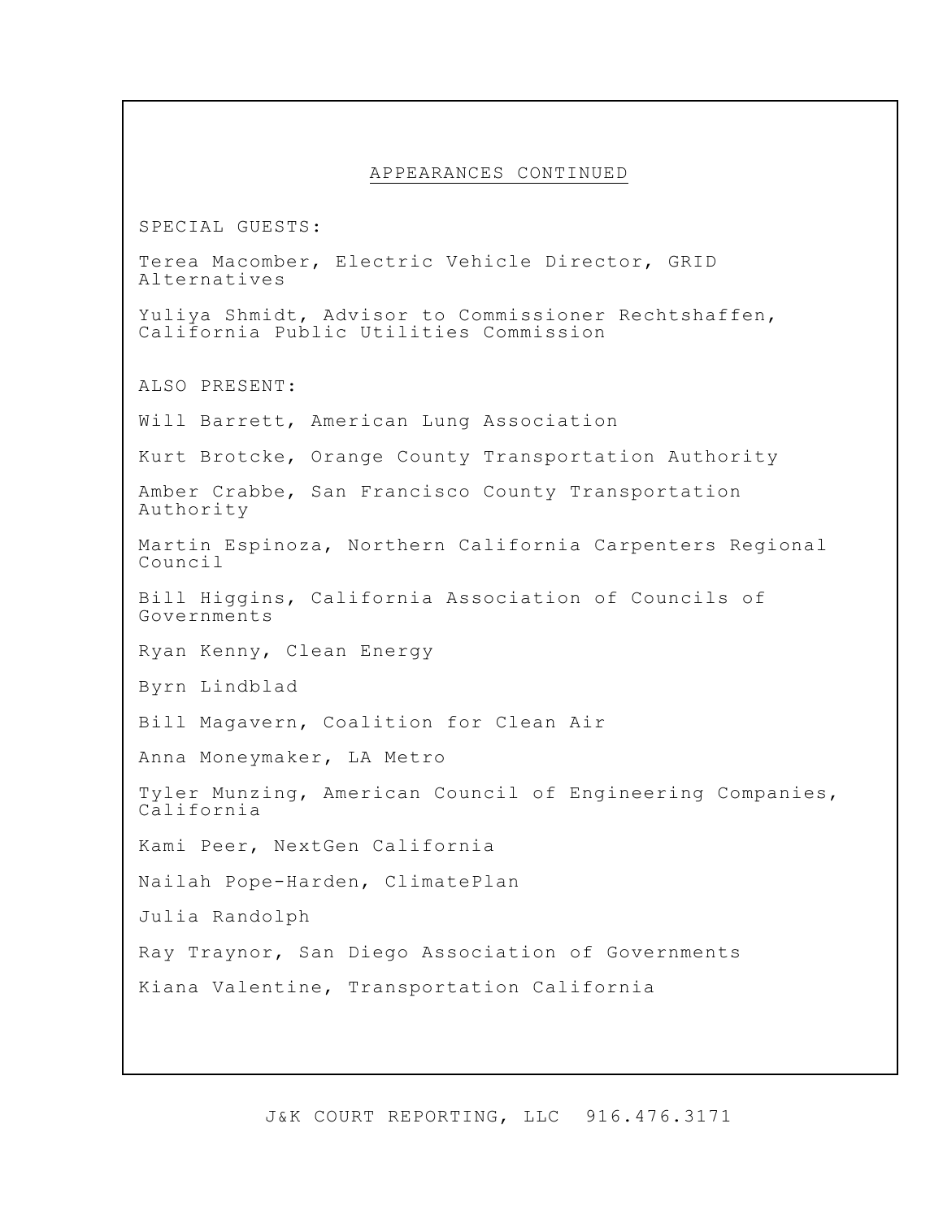## APPEARANCES CONTINUED

SPECIAL GUESTS:

Terea Macomber, Electric Vehicle Director, GRID Alternatives

Yuliya Shmidt, Advisor to Commissioner Rechtshaffen, California Public Utilities Commission

ALSO PRESENT:

Will Barrett, American Lung Association

Kurt Brotcke, Orange County Transportation Authority

Amber Crabbe, San Francisco County Transportation Authority

Martin Espinoza, Northern California Carpenters Regional Council

Bill Higgins, California Association of Councils of Governments

Ryan Kenny, Clean Energy

Byrn Lindblad

Bill Magavern, Coalition for Clean Air

Anna Moneymaker, LA Metro

Tyler Munzing, American Council of Engineering Companies, California

Kami Peer, NextGen California

Nailah Pope-Harden, ClimatePlan

Julia Randolph

Ray Traynor, San Diego Association of Governments

Kiana Valentine, Transportation California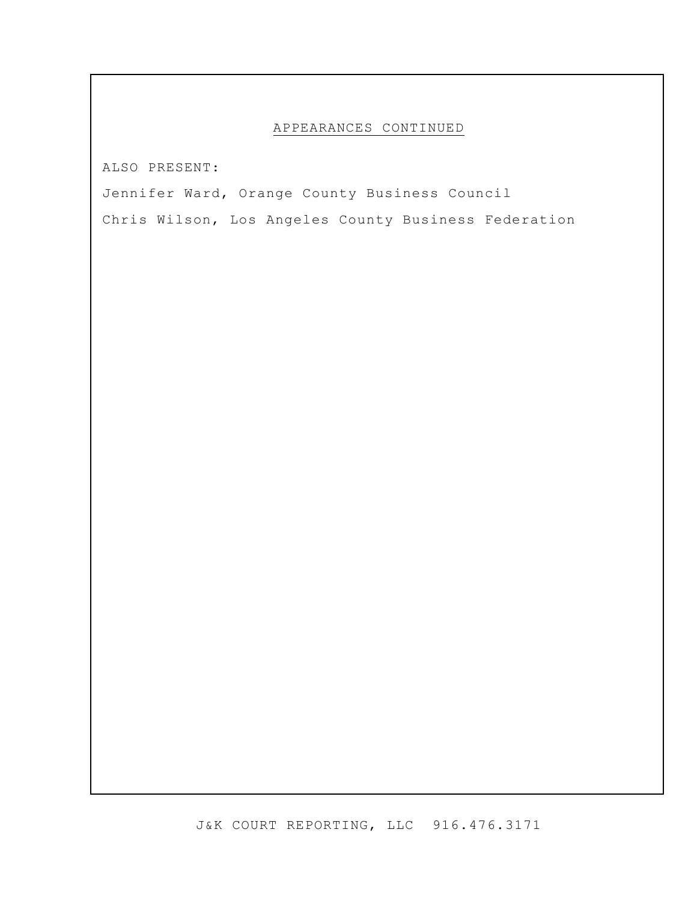## APPEARANCES CONTINUED

ALSO PRESENT:

Jennifer Ward, Orange County Business Council

Chris Wilson, Los Angeles County Business Federation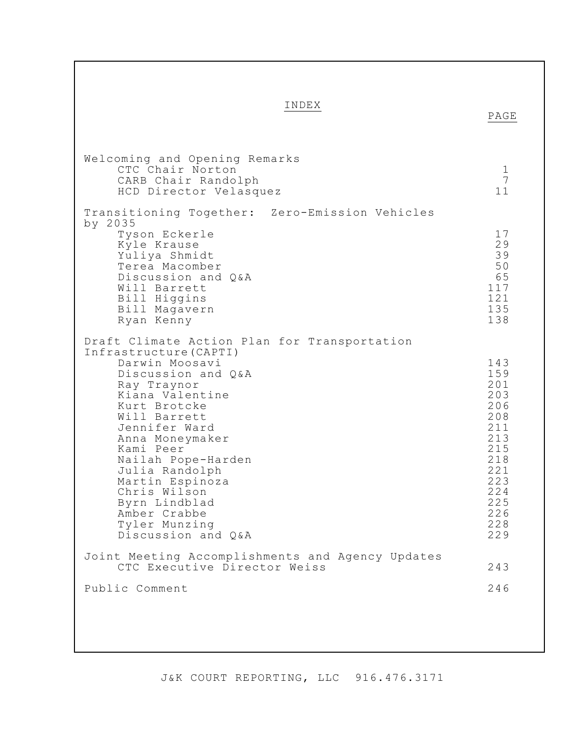# INDEX

| | PAGE |
|---|---|
| **Welcoming and Opening Remarks** | |
| CTC Chair Norton | 1 |
| CARB Chair Randolph | 7 |
| HCD Director Velasquez | 11 |
| **Transitioning Together: Zero-Emission Vehicles by 2035** | |
| Tyson Eckerle | 17 |
| Kyle Krause | 29 |
| Yuliya Shmidt | 39 |
| Terea Macomber | 50 |
| Discussion and Q&A | 65 |
| Will Barrett | 117 |
| Bill Higgins | 121 |
| Bill Magavern | 135 |
| Ryan Kenny | 138 |
| **Draft Climate Action Plan for Transportation Infrastructure(CAPTI)** | |
| Darwin Moosavi | 143 |
| Discussion and Q&A | 159 |
| Ray Traynor | 201 |
| Kiana Valentine | 203 |
| Kurt Brotcke | 206 |
| Will Barrett | 208 |
| Jennifer Ward | 211 |
| Anna Moneymaker | 213 |
| Kami Peer | 215 |
| Nailah Pope-Harden | 218 |
| Julia Randolph | 221 |
| Martin Espinoza | 223 |
| Chris Wilson | 224 |
| Byrn Lindblad | 225 |
| Amber Crabbe | 226 |
| Tyler Munzing | 228 |
| Discussion and Q&A | 229 |
| **Joint Meeting Accomplishments and Agency Updates** | |
| CTC Executive Director Weiss | 243 |
| **Public Comment** | 246 |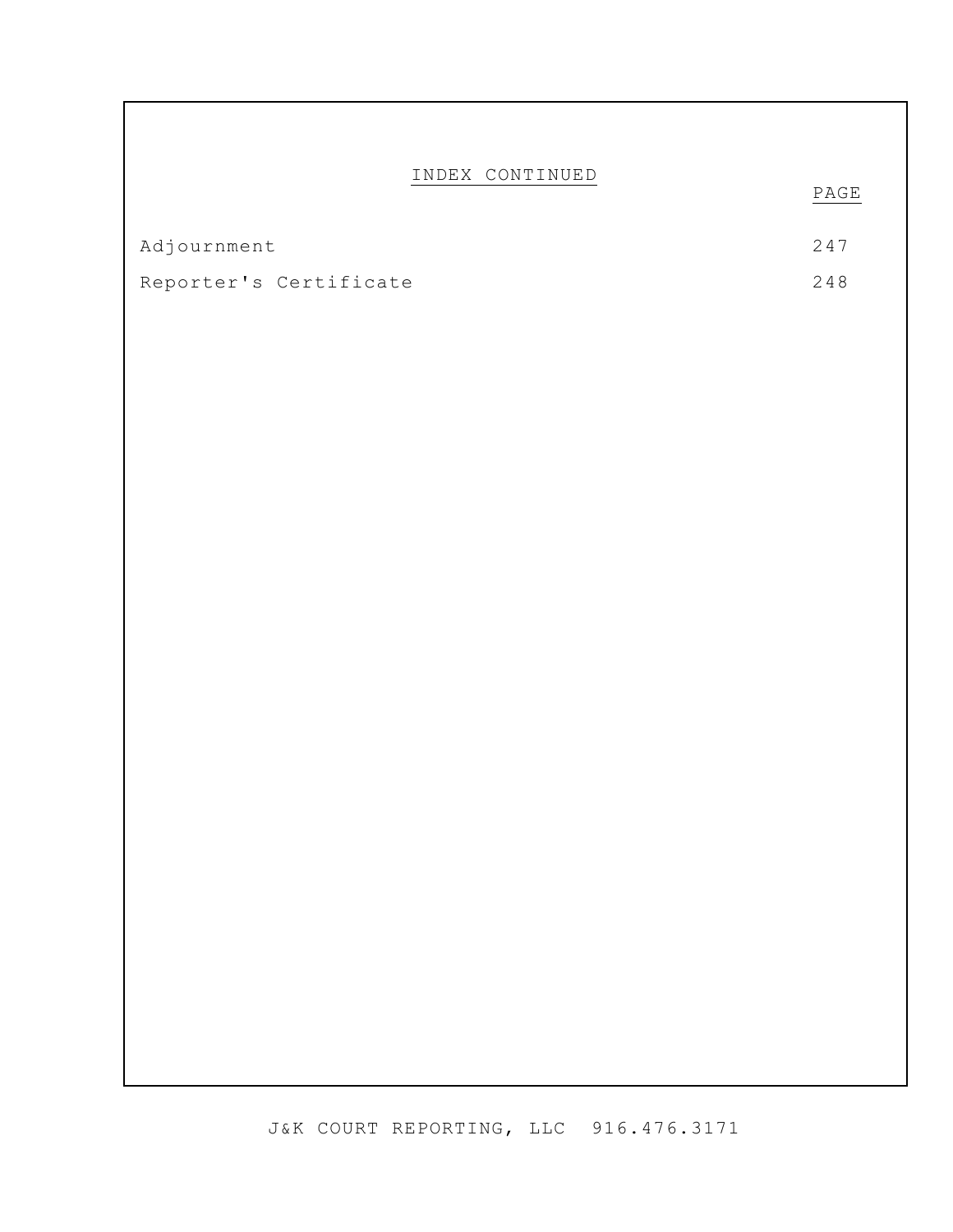## INDEX CONTINUED

| | PAGE |
|---|---|
| Adjournment | 247 |
| Reporter's Certificate | 248 |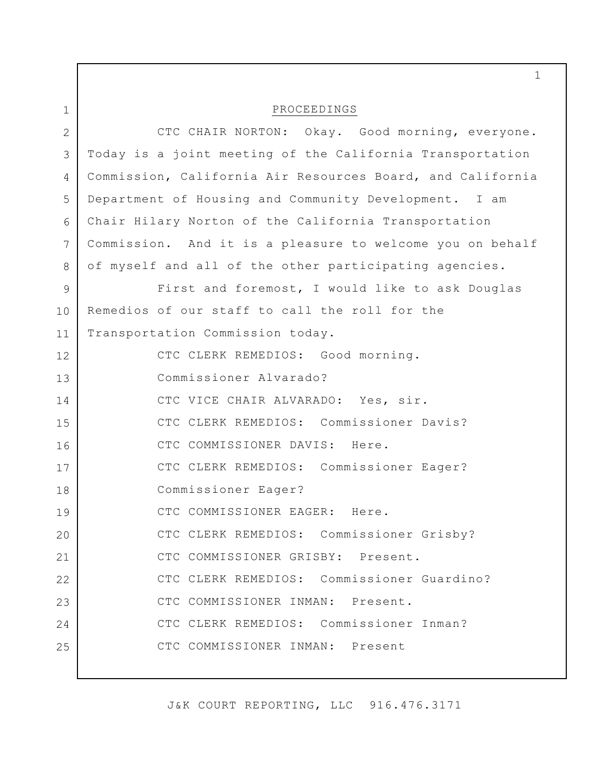PROCEEDINGS

CTC CHAIR NORTON: Okay. Good morning, everyone. Today is a joint meeting of the California Transportation Commission, California Air Resources Board, and California Department of Housing and Community Development. I am Chair Hilary Norton of the California Transportation Commission. And it is a pleasure to welcome you on behalf of myself and all of the other participating agencies.

First and foremost, I would like to ask Douglas Remedios of our staff to call the roll for the Transportation Commission today.

CTC CLERK REMEDIOS: Good morning.

Commissioner Alvarado?

CTC VICE CHAIR ALVARADO: Yes, sir.

CTC CLERK REMEDIOS: Commissioner Davis?

CTC COMMISSIONER DAVIS: Here.

CTC CLERK REMEDIOS: Commissioner Eager?

Commissioner Eager?

CTC COMMISSIONER EAGER: Here.

CTC CLERK REMEDIOS: Commissioner Grisby?

CTC COMMISSIONER GRISBY: Present.

CTC CLERK REMEDIOS: Commissioner Guardino?

CTC COMMISSIONER INMAN: Present.

CTC CLERK REMEDIOS: Commissioner Inman?

CTC COMMISSIONER INMAN: Present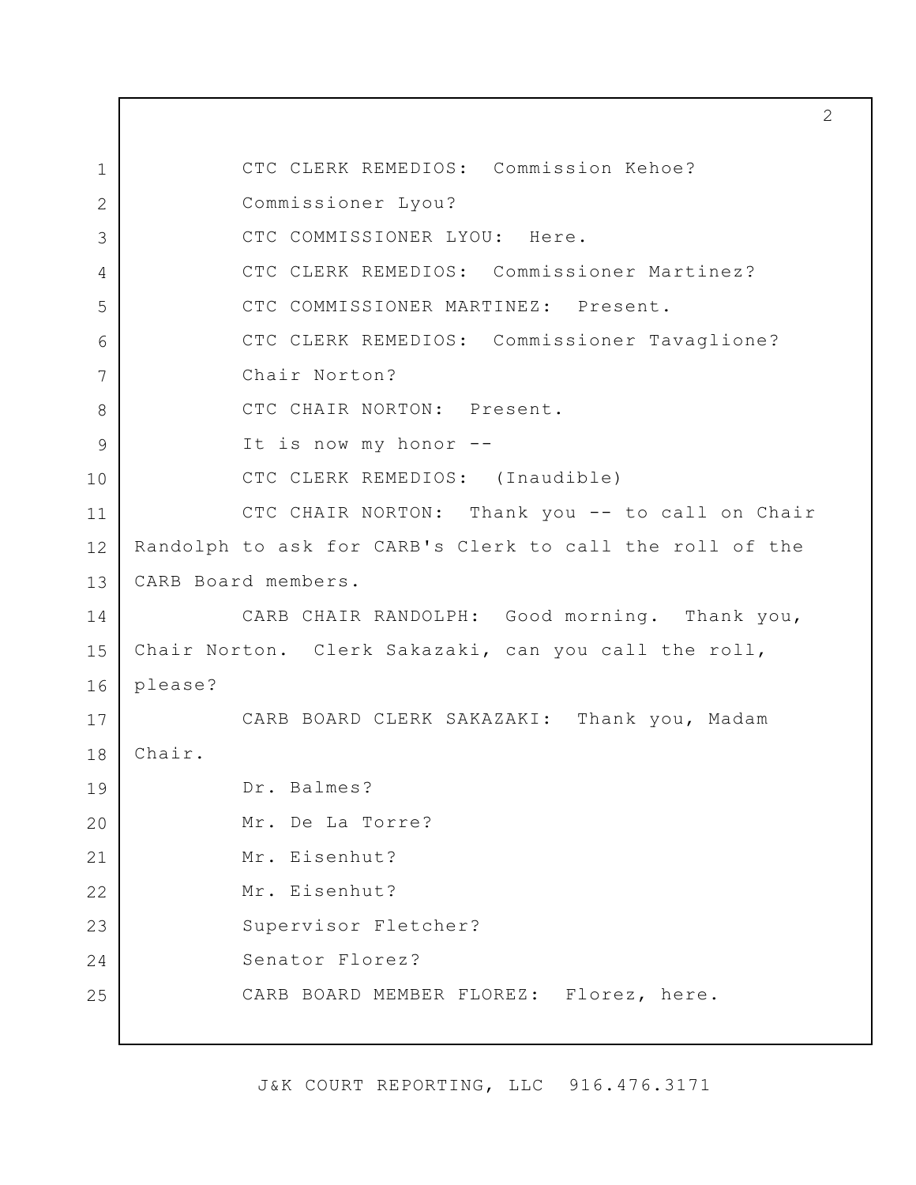CTC CLERK REMEDIOS: Commission Kehoe?

Commissioner Lyou?

CTC COMMISSIONER LYOU: Here.

CTC CLERK REMEDIOS: Commissioner Martinez?

CTC COMMISSIONER MARTINEZ: Present.

CTC CLERK REMEDIOS: Commissioner Tavaglione?

Chair Norton?

CTC CHAIR NORTON: Present.

It is now my honor --

CTC CLERK REMEDIOS: (Inaudible)

CTC CHAIR NORTON: Thank you -- to call on Chair Randolph to ask for CARB's Clerk to call the roll of the CARB Board members.

CARB CHAIR RANDOLPH: Good morning. Thank you, Chair Norton. Clerk Sakazaki, can you call the roll, please?

CARB BOARD CLERK SAKAZAKI: Thank you, Madam Chair.

Dr. Balmes?

Mr. De La Torre?

Mr. Eisenhut?

Mr. Eisenhut?

Supervisor Fletcher?

Senator Florez?

CARB BOARD MEMBER FLOREZ: Florez, here.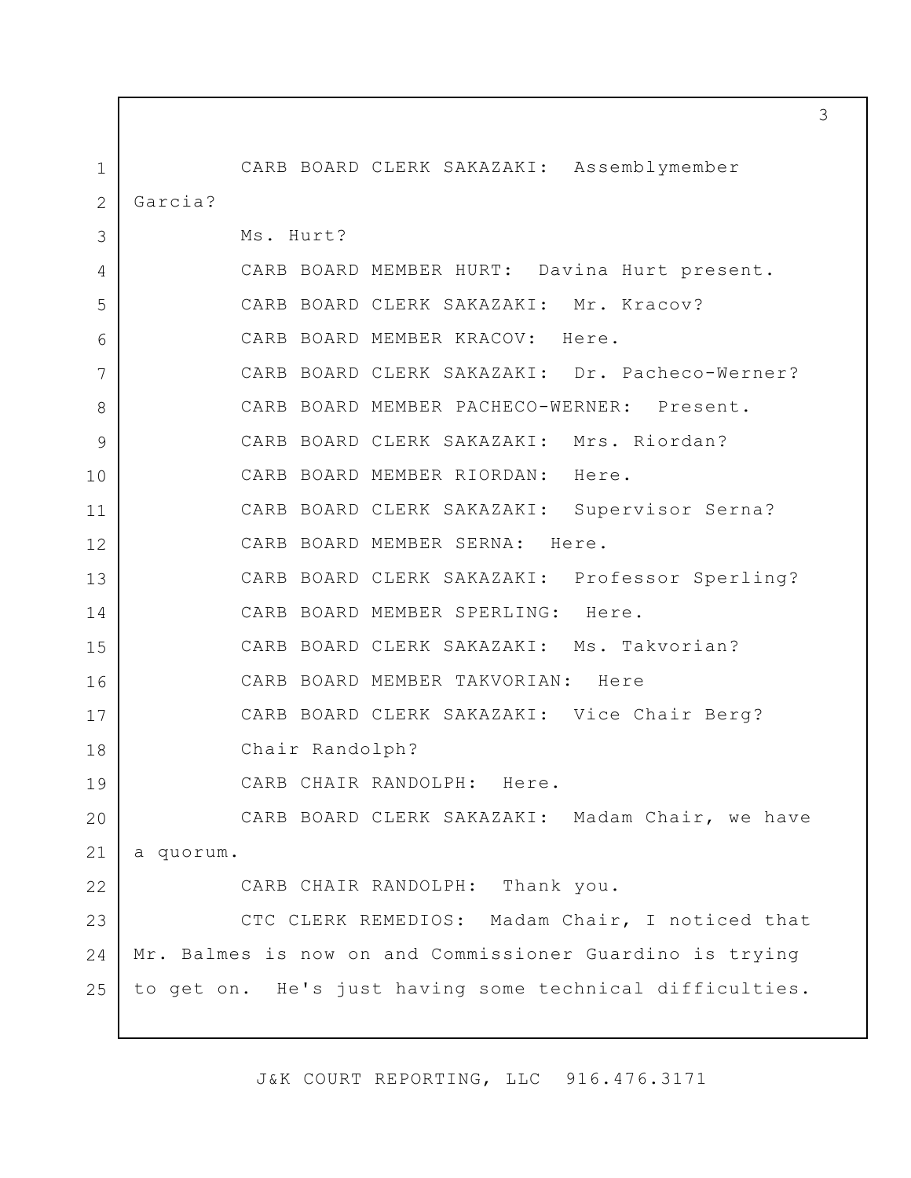CARB BOARD CLERK SAKAZAKI: Assemblymember Garcia?

Ms. Hurt?

CARB BOARD MEMBER HURT: Davina Hurt present.

CARB BOARD CLERK SAKAZAKI: Mr. Kracov?

CARB BOARD MEMBER KRACOV: Here.

CARB BOARD CLERK SAKAZAKI: Dr. Pacheco-Werner?

CARB BOARD MEMBER PACHECO-WERNER: Present.

CARB BOARD CLERK SAKAZAKI: Mrs. Riordan?

CARB BOARD MEMBER RIORDAN: Here.

CARB BOARD CLERK SAKAZAKI: Supervisor Serna?

CARB BOARD MEMBER SERNA: Here.

CARB BOARD CLERK SAKAZAKI: Professor Sperling?

CARB BOARD MEMBER SPERLING: Here.

CARB BOARD CLERK SAKAZAKI: Ms. Takvorian?

CARB BOARD MEMBER TAKVORIAN: Here

CARB BOARD CLERK SAKAZAKI: Vice Chair Berg?

Chair Randolph?

CARB CHAIR RANDOLPH: Here.

CARB BOARD CLERK SAKAZAKI: Madam Chair, we have a quorum.

CARB CHAIR RANDOLPH: Thank you.

CTC CLERK REMEDIOS: Madam Chair, I noticed that Mr. Balmes is now on and Commissioner Guardino is trying to get on. He's just having some technical difficulties.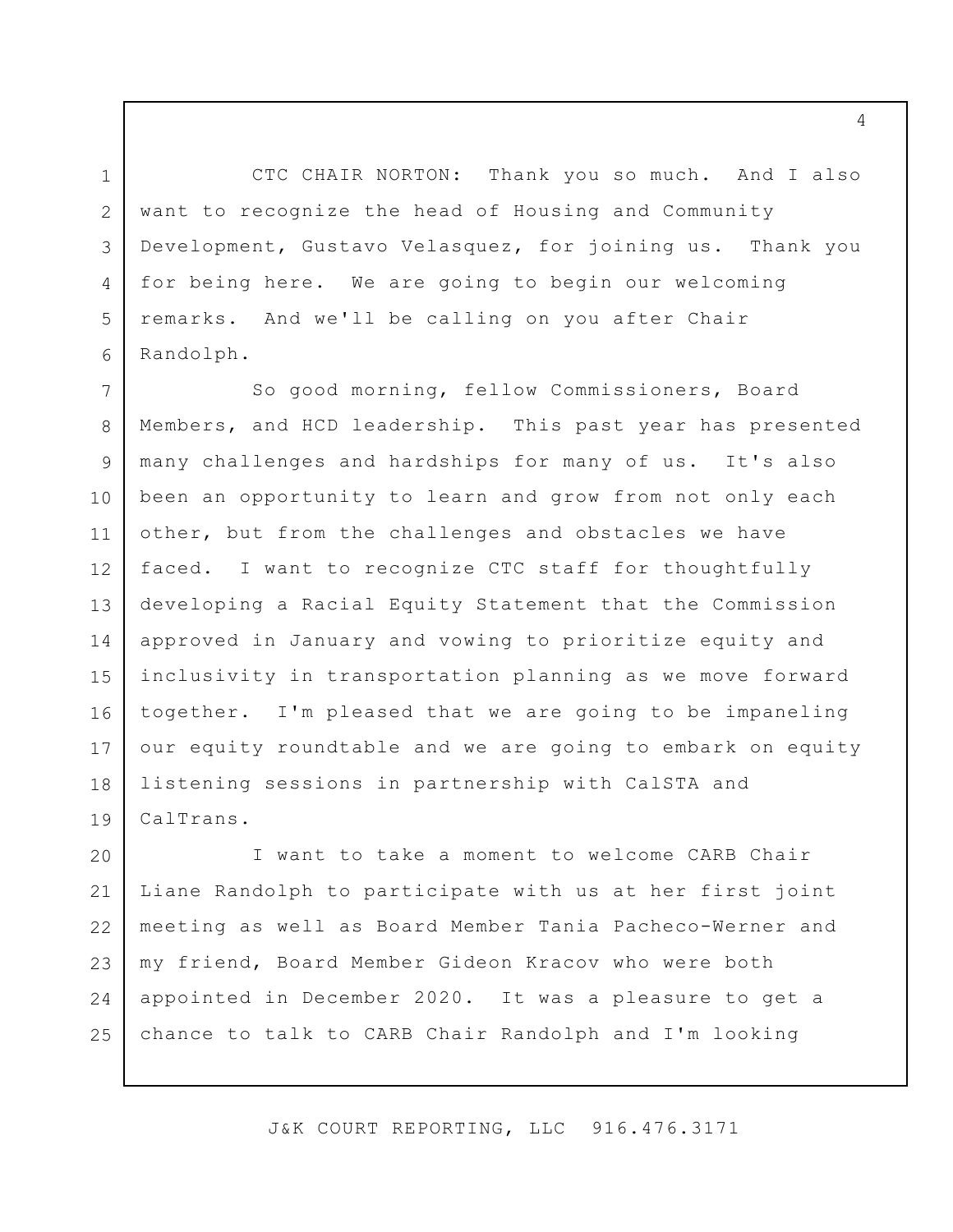CTC CHAIR NORTON: Thank you so much. And I also want to recognize the head of Housing and Community Development, Gustavo Velasquez, for joining us. Thank you for being here. We are going to begin our welcoming remarks. And we'll be calling on you after Chair Randolph.

So good morning, fellow Commissioners, Board Members, and HCD leadership. This past year has presented many challenges and hardships for many of us. It's also been an opportunity to learn and grow from not only each other, but from the challenges and obstacles we have faced. I want to recognize CTC staff for thoughtfully developing a Racial Equity Statement that the Commission approved in January and vowing to prioritize equity and inclusivity in transportation planning as we move forward together. I'm pleased that we are going to be impaneling our equity roundtable and we are going to embark on equity listening sessions in partnership with CalSTA and CalTrans.

I want to take a moment to welcome CARB Chair Liane Randolph to participate with us at her first joint meeting as well as Board Member Tania Pacheco-Werner and my friend, Board Member Gideon Kracov who were both appointed in December 2020. It was a pleasure to get a chance to talk to CARB Chair Randolph and I'm looking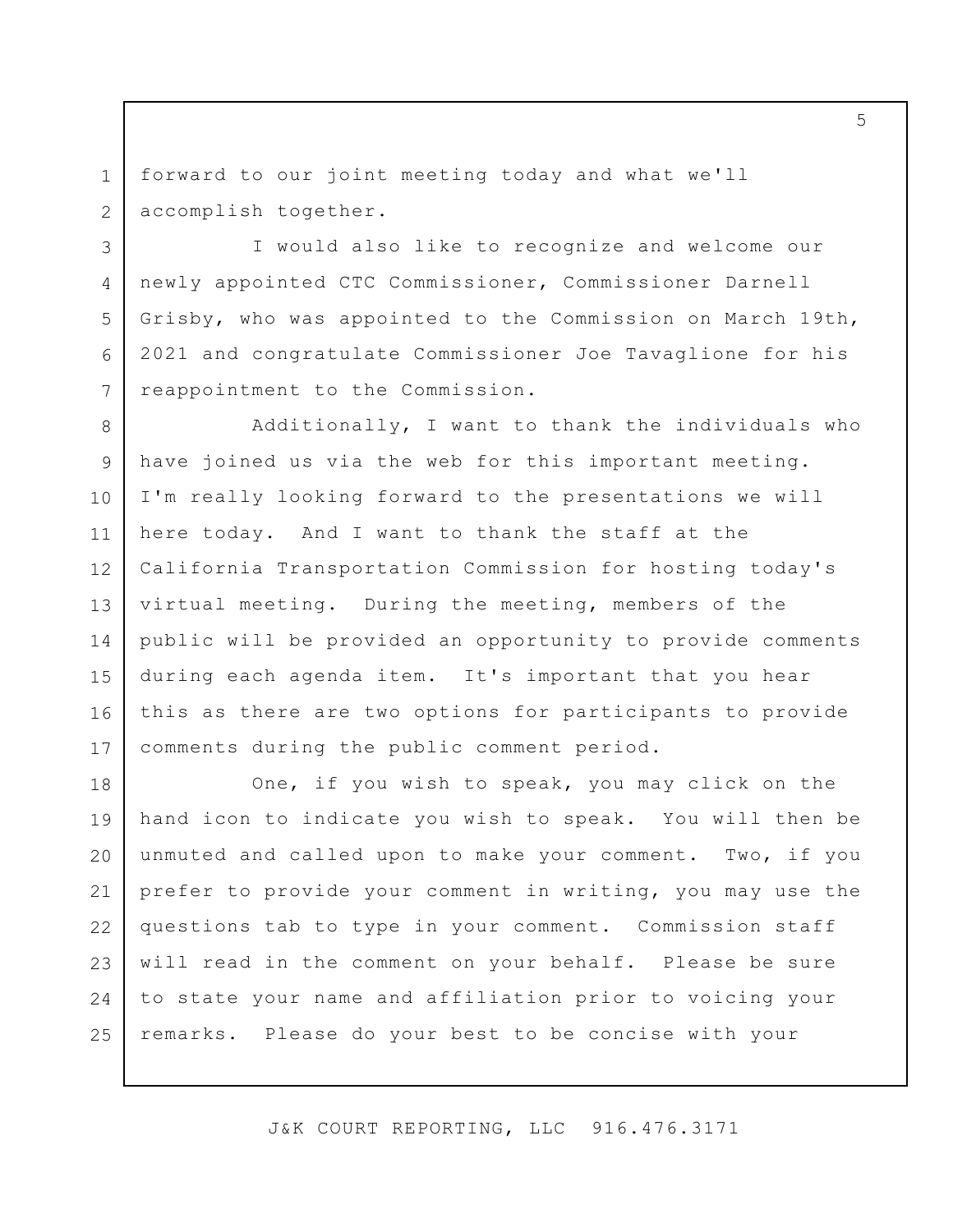forward to our joint meeting today and what we'll accomplish together.

I would also like to recognize and welcome our newly appointed CTC Commissioner, Commissioner Darnell Grisby, who was appointed to the Commission on March 19th, 2021 and congratulate Commissioner Joe Tavaglione for his reappointment to the Commission.

Additionally, I want to thank the individuals who have joined us via the web for this important meeting. I'm really looking forward to the presentations we will here today. And I want to thank the staff at the California Transportation Commission for hosting today's virtual meeting. During the meeting, members of the public will be provided an opportunity to provide comments during each agenda item. It's important that you hear this as there are two options for participants to provide comments during the public comment period.

One, if you wish to speak, you may click on the hand icon to indicate you wish to speak. You will then be unmuted and called upon to make your comment. Two, if you prefer to provide your comment in writing, you may use the questions tab to type in your comment. Commission staff will read in the comment on your behalf. Please be sure to state your name and affiliation prior to voicing your remarks. Please do your best to be concise with your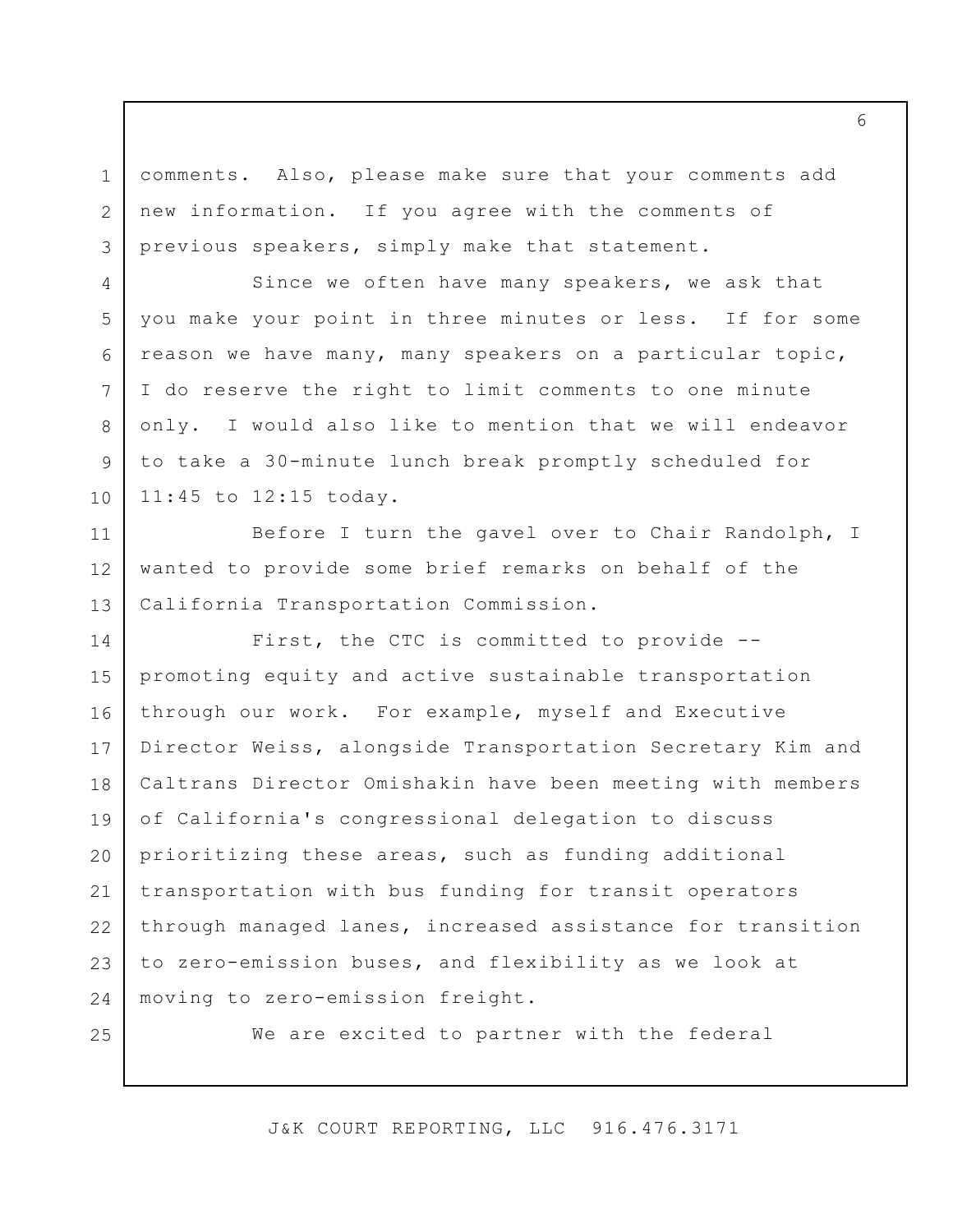comments. Also, please make sure that your comments add new information. If you agree with the comments of previous speakers, simply make that statement.

Since we often have many speakers, we ask that you make your point in three minutes or less. If for some reason we have many, many speakers on a particular topic, I do reserve the right to limit comments to one minute only. I would also like to mention that we will endeavor to take a 30-minute lunch break promptly scheduled for 11:45 to 12:15 today.

Before I turn the gavel over to Chair Randolph, I wanted to provide some brief remarks on behalf of the California Transportation Commission.

First, the CTC is committed to provide -- promoting equity and active sustainable transportation through our work. For example, myself and Executive Director Weiss, alongside Transportation Secretary Kim and Caltrans Director Omishakin have been meeting with members of California's congressional delegation to discuss prioritizing these areas, such as funding additional transportation with bus funding for transit operators through managed lanes, increased assistance for transition to zero-emission buses, and flexibility as we look at moving to zero-emission freight.

We are excited to partner with the federal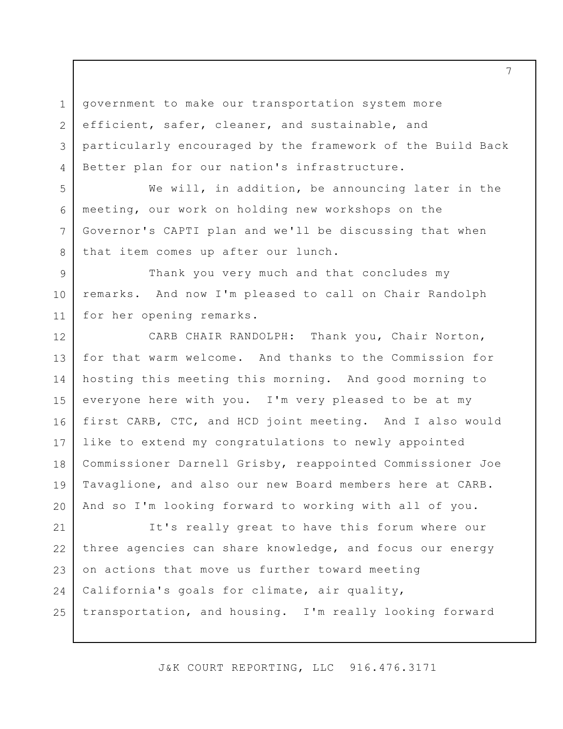government to make our transportation system more efficient, safer, cleaner, and sustainable, and particularly encouraged by the framework of the Build Back Better plan for our nation's infrastructure.

We will, in addition, be announcing later in the meeting, our work on holding new workshops on the Governor's CAPTI plan and we'll be discussing that when that item comes up after our lunch.

Thank you very much and that concludes my remarks. And now I'm pleased to call on Chair Randolph for her opening remarks.

CARB CHAIR RANDOLPH: Thank you, Chair Norton, for that warm welcome. And thanks to the Commission for hosting this meeting this morning. And good morning to everyone here with you. I'm very pleased to be at my first CARB, CTC, and HCD joint meeting. And I also would like to extend my congratulations to newly appointed Commissioner Darnell Grisby, reappointed Commissioner Joe Tavaglione, and also our new Board members here at CARB. And so I'm looking forward to working with all of you.

It's really great to have this forum where our three agencies can share knowledge, and focus our energy on actions that move us further toward meeting California's goals for climate, air quality, transportation, and housing. I'm really looking forward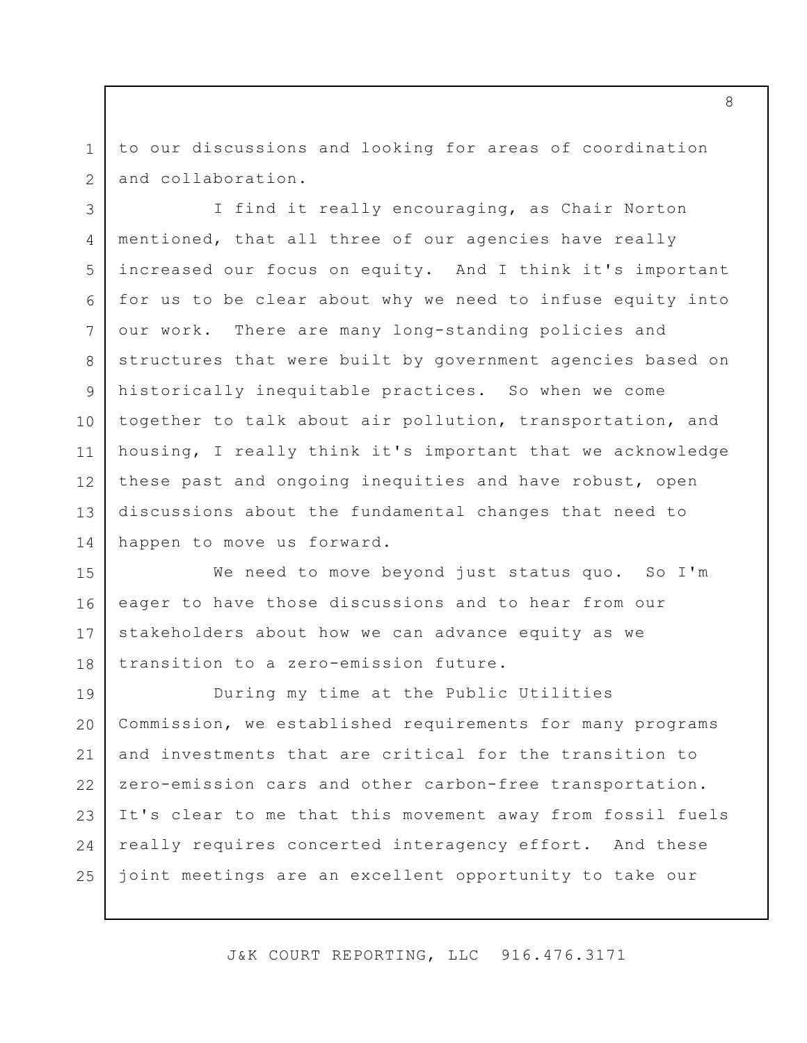to our discussions and looking for areas of coordination and collaboration.

I find it really encouraging, as Chair Norton mentioned, that all three of our agencies have really increased our focus on equity. And I think it's important for us to be clear about why we need to infuse equity into our work. There are many long-standing policies and structures that were built by government agencies based on historically inequitable practices. So when we come together to talk about air pollution, transportation, and housing, I really think it's important that we acknowledge these past and ongoing inequities and have robust, open discussions about the fundamental changes that need to happen to move us forward.

We need to move beyond just status quo. So I'm eager to have those discussions and to hear from our stakeholders about how we can advance equity as we transition to a zero-emission future.

During my time at the Public Utilities Commission, we established requirements for many programs and investments that are critical for the transition to zero-emission cars and other carbon-free transportation. It's clear to me that this movement away from fossil fuels really requires concerted interagency effort. And these joint meetings are an excellent opportunity to take our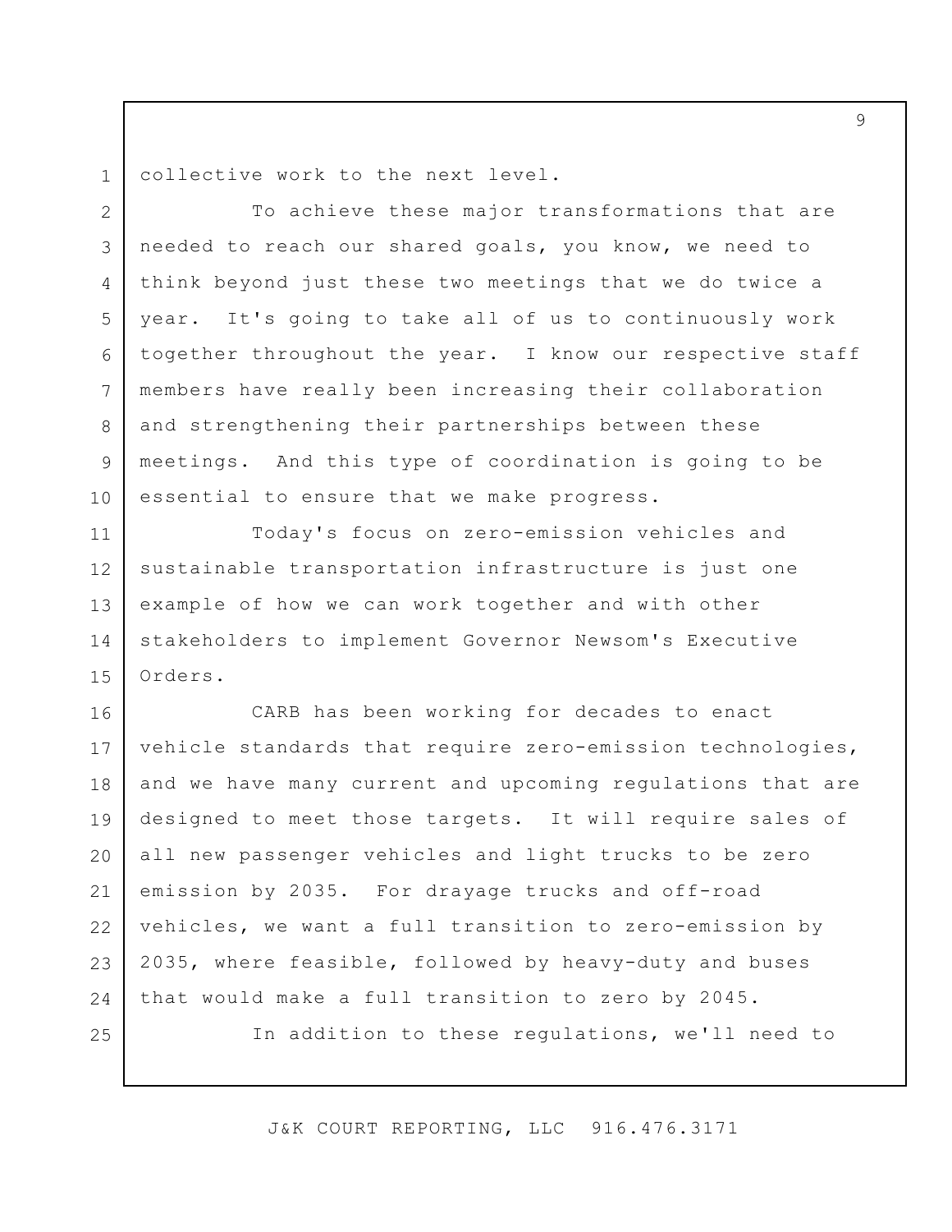collective work to the next level.

To achieve these major transformations that are needed to reach our shared goals, you know, we need to think beyond just these two meetings that we do twice a year. It's going to take all of us to continuously work together throughout the year. I know our respective staff members have really been increasing their collaboration and strengthening their partnerships between these meetings. And this type of coordination is going to be essential to ensure that we make progress.

Today's focus on zero-emission vehicles and sustainable transportation infrastructure is just one example of how we can work together and with other stakeholders to implement Governor Newsom's Executive Orders.

CARB has been working for decades to enact vehicle standards that require zero-emission technologies, and we have many current and upcoming regulations that are designed to meet those targets. It will require sales of all new passenger vehicles and light trucks to be zero emission by 2035. For drayage trucks and off-road vehicles, we want a full transition to zero-emission by 2035, where feasible, followed by heavy-duty and buses that would make a full transition to zero by 2045.

In addition to these regulations, we'll need to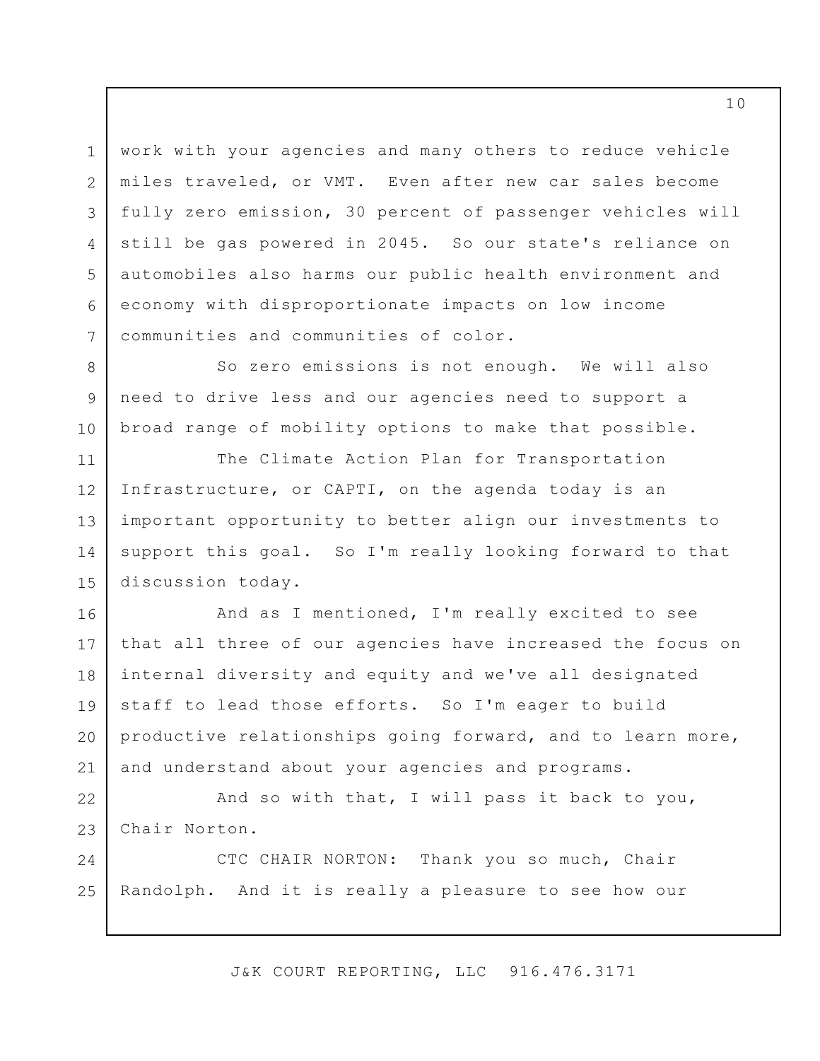work with your agencies and many others to reduce vehicle miles traveled, or VMT. Even after new car sales become fully zero emission, 30 percent of passenger vehicles will still be gas powered in 2045. So our state's reliance on automobiles also harms our public health environment and economy with disproportionate impacts on low income communities and communities of color.

So zero emissions is not enough. We will also need to drive less and our agencies need to support a broad range of mobility options to make that possible.

The Climate Action Plan for Transportation Infrastructure, or CAPTI, on the agenda today is an important opportunity to better align our investments to support this goal. So I'm really looking forward to that discussion today.

And as I mentioned, I'm really excited to see that all three of our agencies have increased the focus on internal diversity and equity and we've all designated staff to lead those efforts. So I'm eager to build productive relationships going forward, and to learn more, and understand about your agencies and programs.

And so with that, I will pass it back to you, Chair Norton.

CTC CHAIR NORTON: Thank you so much, Chair Randolph. And it is really a pleasure to see how our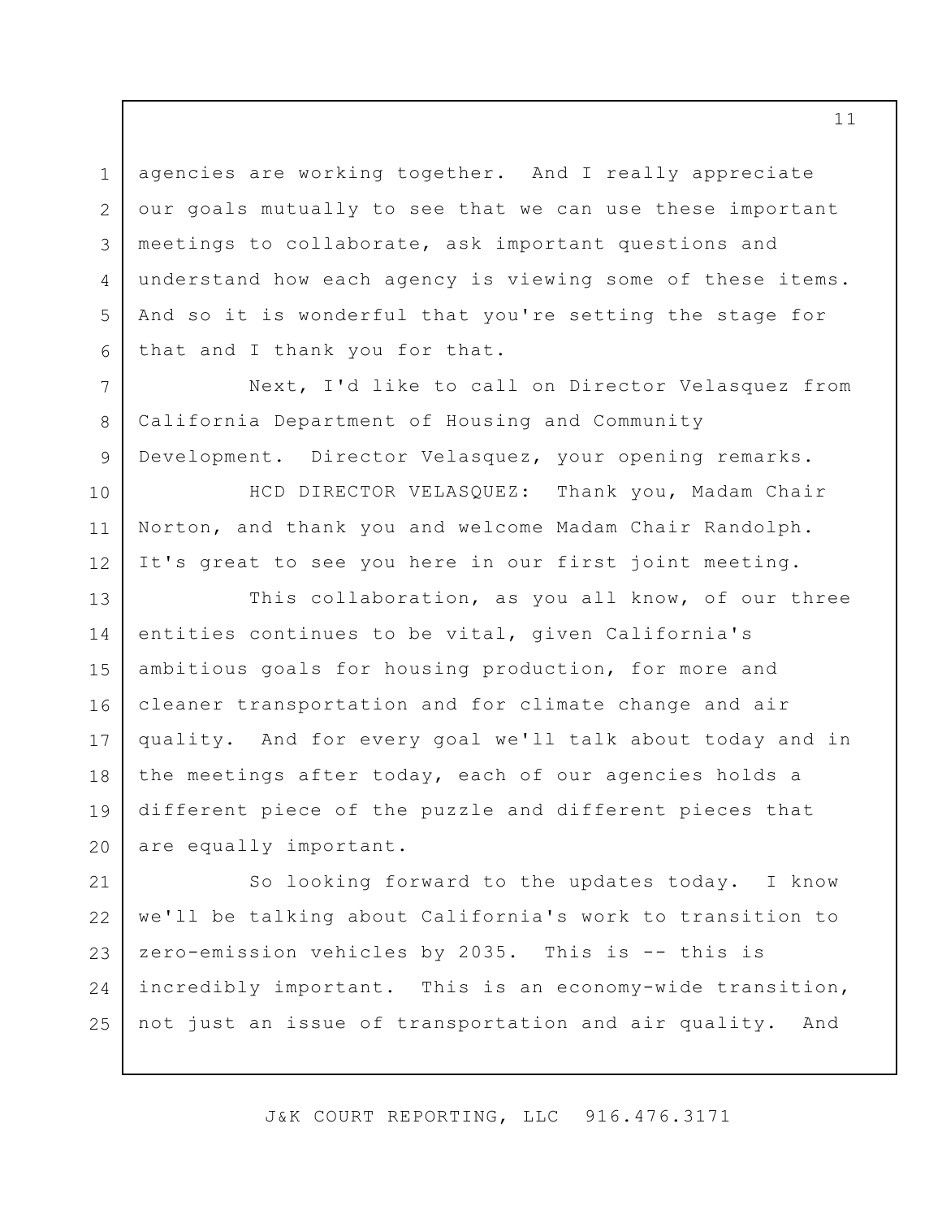agencies are working together. And I really appreciate our goals mutually to see that we can use these important meetings to collaborate, ask important questions and understand how each agency is viewing some of these items. And so it is wonderful that you're setting the stage for that and I thank you for that.

Next, I'd like to call on Director Velasquez from California Department of Housing and Community Development. Director Velasquez, your opening remarks.

HCD DIRECTOR VELASQUEZ: Thank you, Madam Chair Norton, and thank you and welcome Madam Chair Randolph. It's great to see you here in our first joint meeting.

This collaboration, as you all know, of our three entities continues to be vital, given California's ambitious goals for housing production, for more and cleaner transportation and for climate change and air quality. And for every goal we'll talk about today and in the meetings after today, each of our agencies holds a different piece of the puzzle and different pieces that are equally important.

So looking forward to the updates today. I know we'll be talking about California's work to transition to zero-emission vehicles by 2035. This is -- this is incredibly important. This is an economy-wide transition, not just an issue of transportation and air quality. And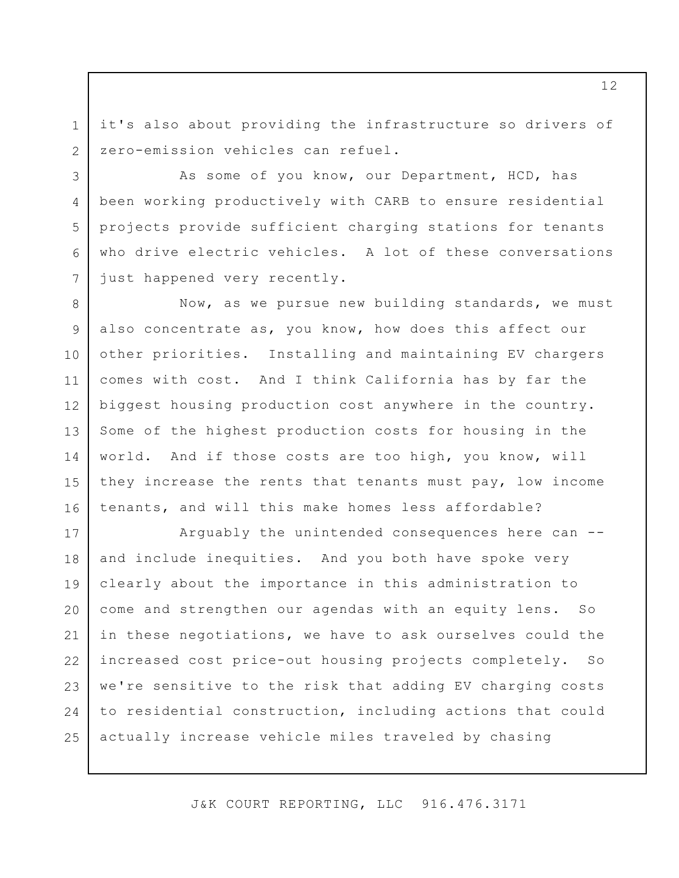it's also about providing the infrastructure so drivers of zero-emission vehicles can refuel.

As some of you know, our Department, HCD, has been working productively with CARB to ensure residential projects provide sufficient charging stations for tenants who drive electric vehicles. A lot of these conversations just happened very recently.

Now, as we pursue new building standards, we must also concentrate as, you know, how does this affect our other priorities. Installing and maintaining EV chargers comes with cost. And I think California has by far the biggest housing production cost anywhere in the country. Some of the highest production costs for housing in the world. And if those costs are too high, you know, will they increase the rents that tenants must pay, low income tenants, and will this make homes less affordable?

Arguably the unintended consequences here can -- and include inequities. And you both have spoke very clearly about the importance in this administration to come and strengthen our agendas with an equity lens. So in these negotiations, we have to ask ourselves could the increased cost price-out housing projects completely. So we're sensitive to the risk that adding EV charging costs to residential construction, including actions that could actually increase vehicle miles traveled by chasing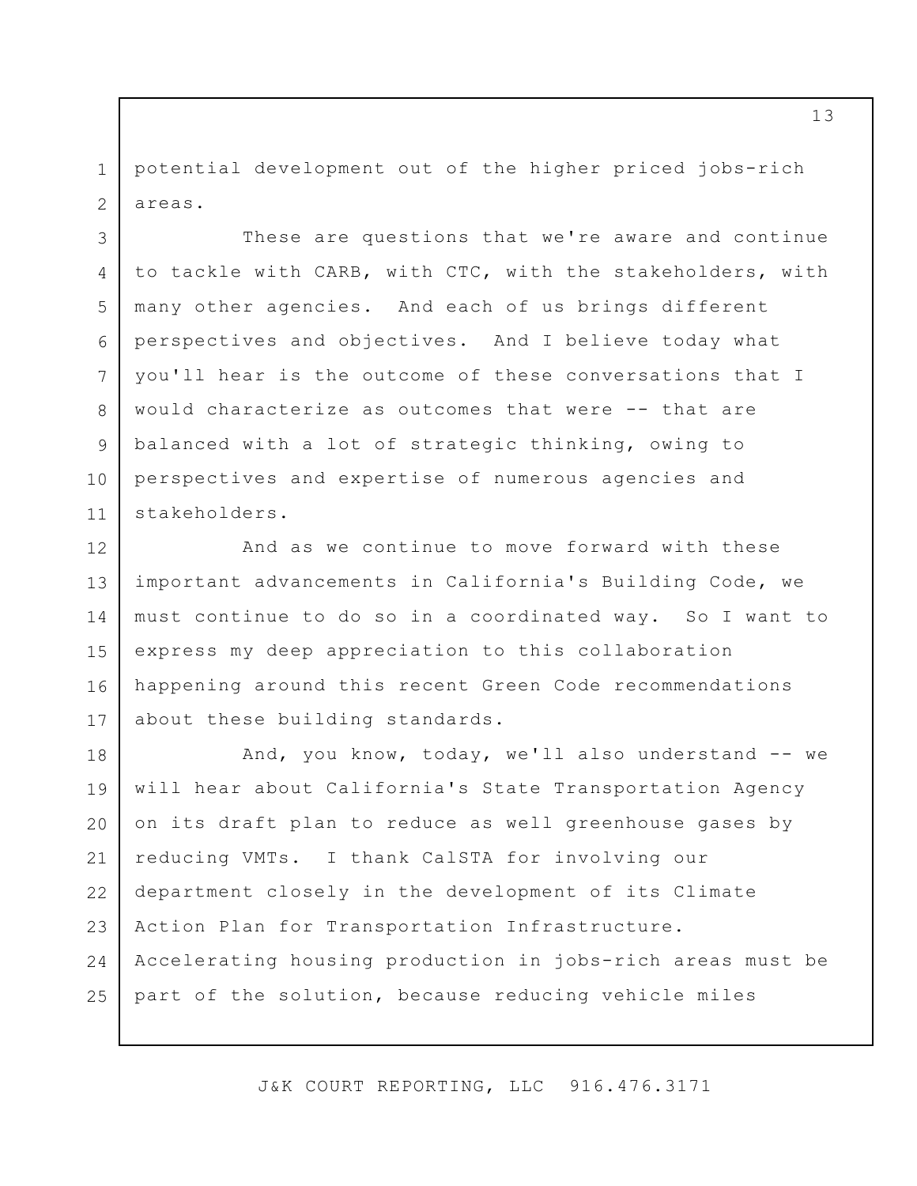potential development out of the higher priced jobs-rich areas.

These are questions that we're aware and continue to tackle with CARB, with CTC, with the stakeholders, with many other agencies. And each of us brings different perspectives and objectives. And I believe today what you'll hear is the outcome of these conversations that I would characterize as outcomes that were -- that are balanced with a lot of strategic thinking, owing to perspectives and expertise of numerous agencies and stakeholders.

And as we continue to move forward with these important advancements in California's Building Code, we must continue to do so in a coordinated way. So I want to express my deep appreciation to this collaboration happening around this recent Green Code recommendations about these building standards.

And, you know, today, we'll also understand -- we will hear about California's State Transportation Agency on its draft plan to reduce as well greenhouse gases by reducing VMTs. I thank CalSTA for involving our department closely in the development of its Climate Action Plan for Transportation Infrastructure. Accelerating housing production in jobs-rich areas must be part of the solution, because reducing vehicle miles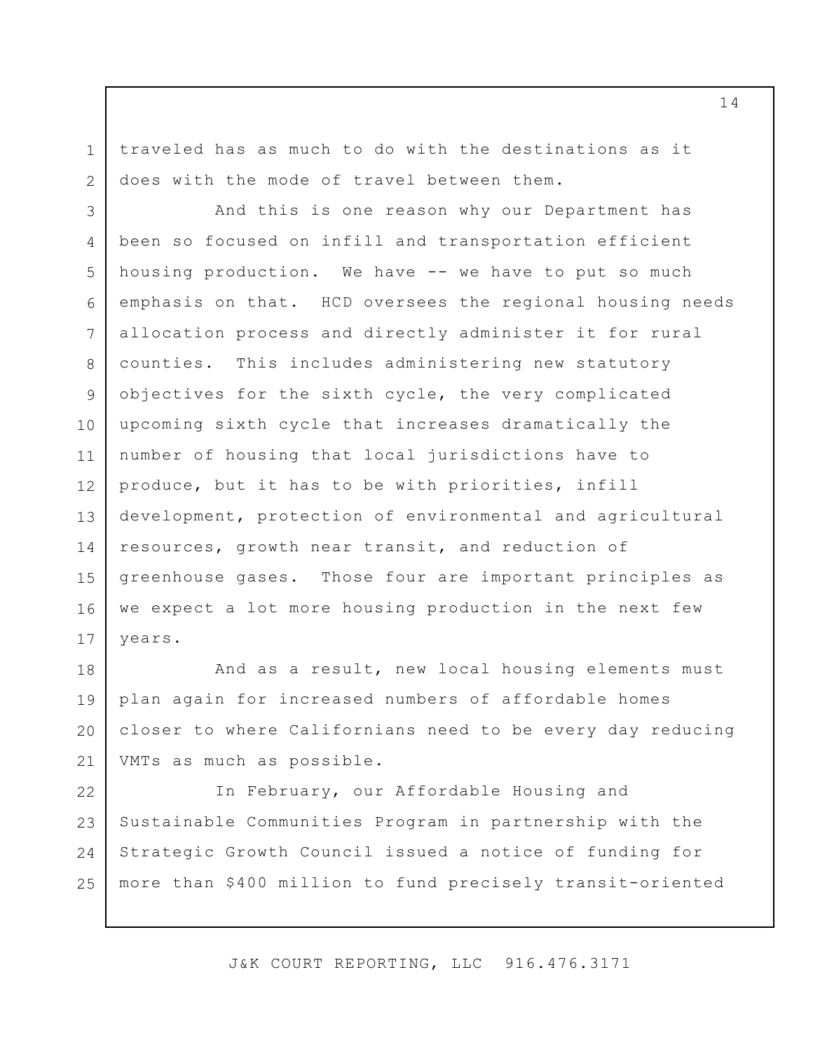traveled has as much to do with the destinations as it does with the mode of travel between them.

And this is one reason why our Department has been so focused on infill and transportation efficient housing production. We have -- we have to put so much emphasis on that. HCD oversees the regional housing needs allocation process and directly administer it for rural counties. This includes administering new statutory objectives for the sixth cycle, the very complicated upcoming sixth cycle that increases dramatically the number of housing that local jurisdictions have to produce, but it has to be with priorities, infill development, protection of environmental and agricultural resources, growth near transit, and reduction of greenhouse gases. Those four are important principles as we expect a lot more housing production in the next few years.

And as a result, new local housing elements must plan again for increased numbers of affordable homes closer to where Californians need to be every day reducing VMTs as much as possible.

In February, our Affordable Housing and Sustainable Communities Program in partnership with the Strategic Growth Council issued a notice of funding for more than $400 million to fund precisely transit-oriented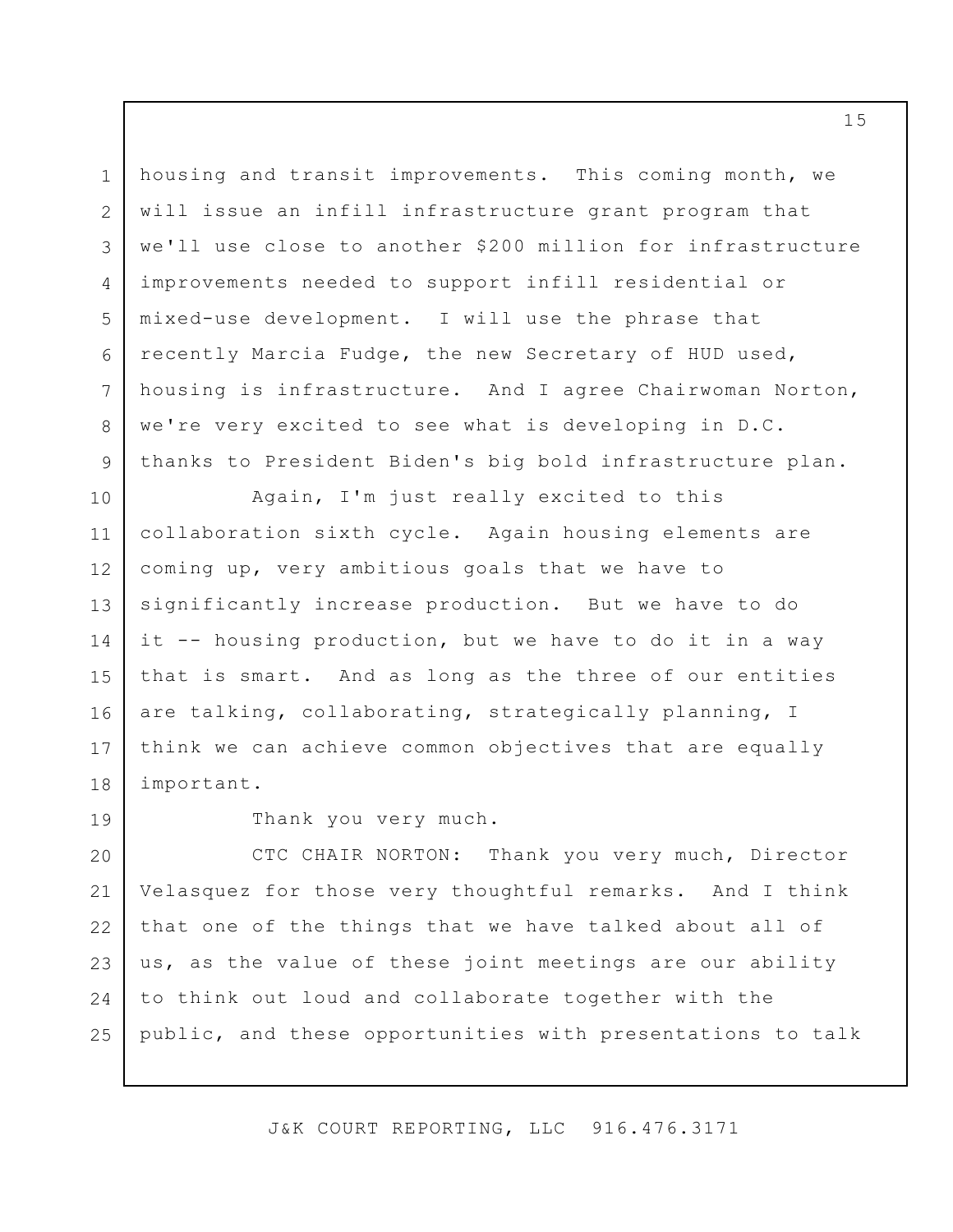housing and transit improvements. This coming month, we will issue an infill infrastructure grant program that we'll use close to another $200 million for infrastructure improvements needed to support infill residential or mixed-use development. I will use the phrase that recently Marcia Fudge, the new Secretary of HUD used, housing is infrastructure. And I agree Chairwoman Norton, we're very excited to see what is developing in D.C. thanks to President Biden's big bold infrastructure plan.

Again, I'm just really excited to this collaboration sixth cycle. Again housing elements are coming up, very ambitious goals that we have to significantly increase production. But we have to do it -- housing production, but we have to do it in a way that is smart. And as long as the three of our entities are talking, collaborating, strategically planning, I think we can achieve common objectives that are equally important.

Thank you very much.

CTC CHAIR NORTON: Thank you very much, Director Velasquez for those very thoughtful remarks. And I think that one of the things that we have talked about all of us, as the value of these joint meetings are our ability to think out loud and collaborate together with the public, and these opportunities with presentations to talk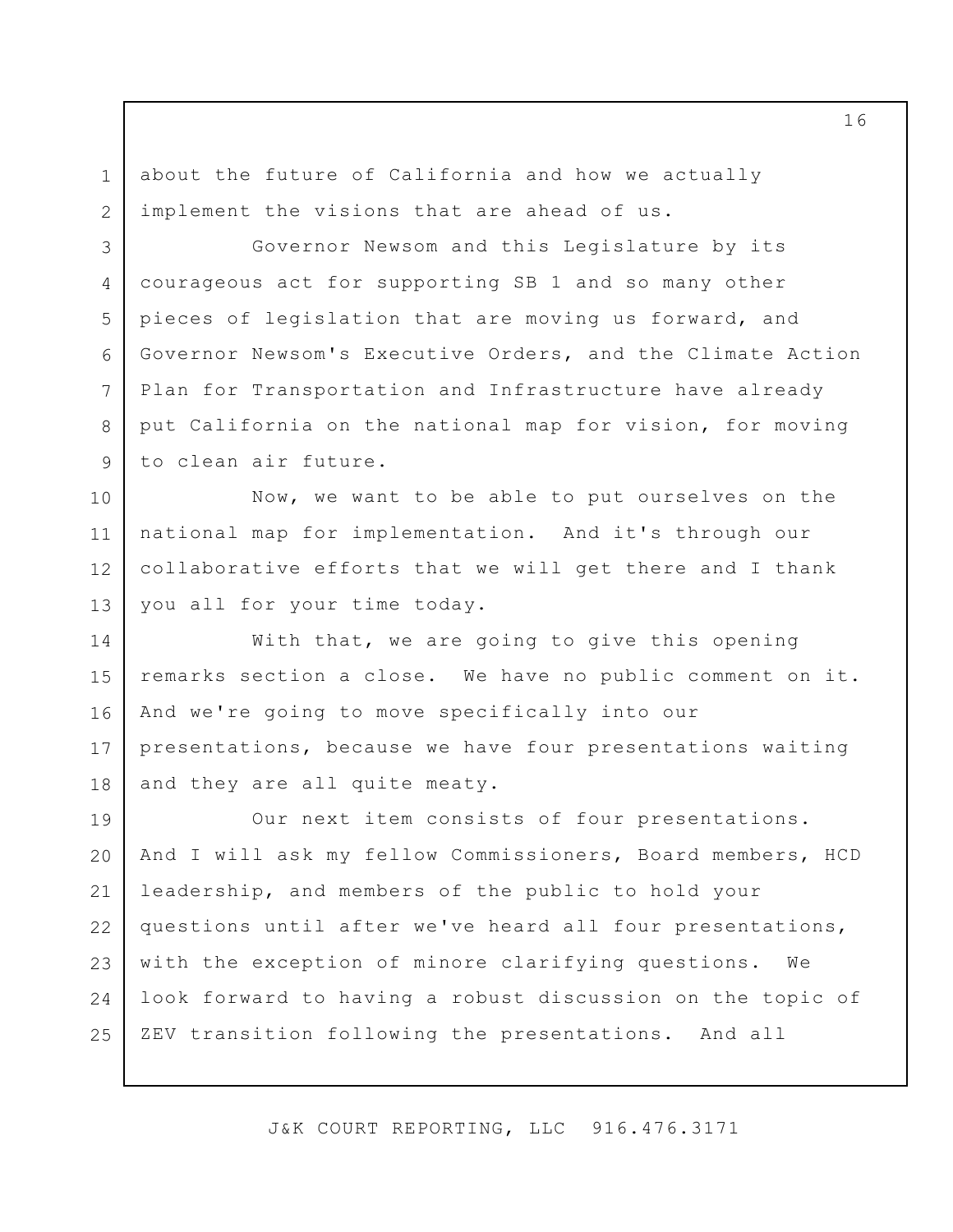about the future of California and how we actually implement the visions that are ahead of us.

Governor Newsom and this Legislature by its courageous act for supporting SB 1 and so many other pieces of legislation that are moving us forward, and Governor Newsom's Executive Orders, and the Climate Action Plan for Transportation and Infrastructure have already put California on the national map for vision, for moving to clean air future.

Now, we want to be able to put ourselves on the national map for implementation. And it's through our collaborative efforts that we will get there and I thank you all for your time today.

With that, we are going to give this opening remarks section a close. We have no public comment on it. And we're going to move specifically into our presentations, because we have four presentations waiting and they are all quite meaty.

Our next item consists of four presentations. And I will ask my fellow Commissioners, Board members, HCD leadership, and members of the public to hold your questions until after we've heard all four presentations, with the exception of minore clarifying questions. We look forward to having a robust discussion on the topic of ZEV transition following the presentations. And all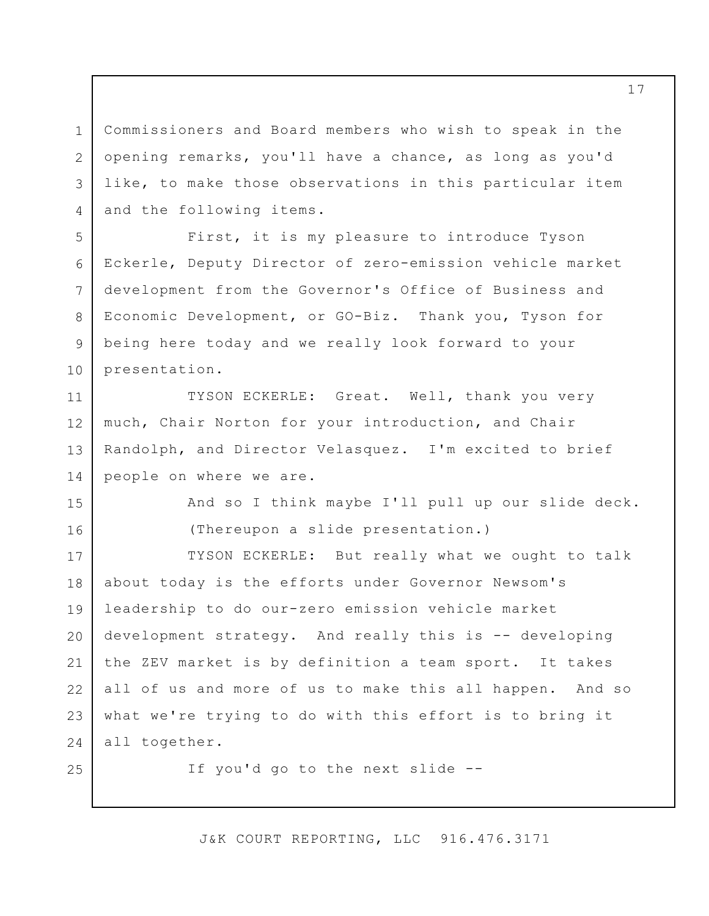Commissioners and Board members who wish to speak in the opening remarks, you'll have a chance, as long as you'd like, to make those observations in this particular item and the following items.

First, it is my pleasure to introduce Tyson Eckerle, Deputy Director of zero-emission vehicle market development from the Governor's Office of Business and Economic Development, or GO-Biz. Thank you, Tyson for being here today and we really look forward to your presentation.

TYSON ECKERLE: Great. Well, thank you very much, Chair Norton for your introduction, and Chair Randolph, and Director Velasquez. I'm excited to brief people on where we are.

And so I think maybe I'll pull up our slide deck.

(Thereupon a slide presentation.)

TYSON ECKERLE: But really what we ought to talk about today is the efforts under Governor Newsom's leadership to do our-zero emission vehicle market development strategy. And really this is -- developing the ZEV market is by definition a team sport. It takes all of us and more of us to make this all happen. And so what we're trying to do with this effort is to bring it all together.

If you'd go to the next slide --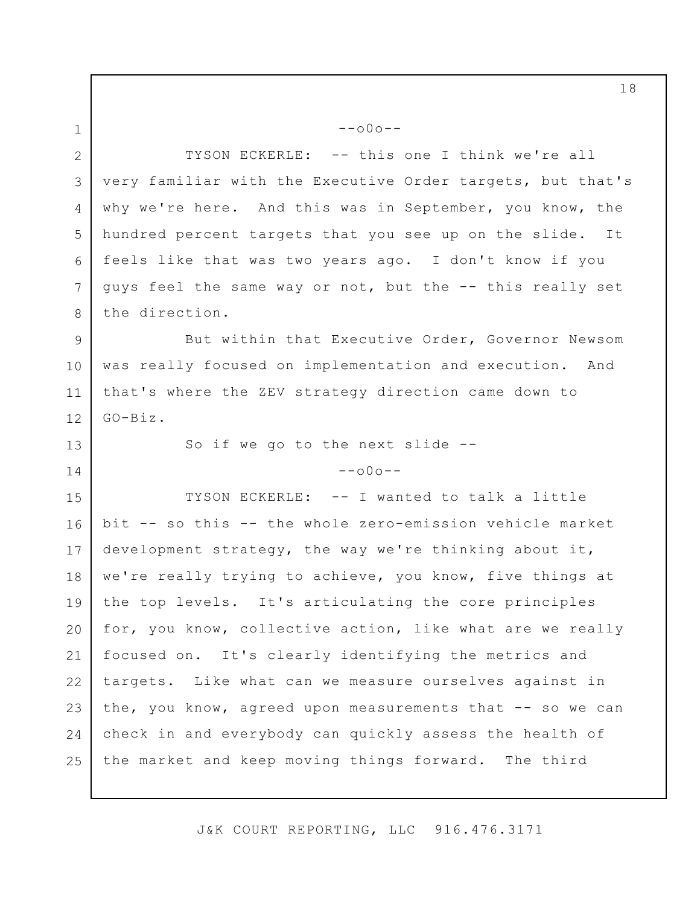--o0o--

TYSON ECKERLE: -- this one I think we're all very familiar with the Executive Order targets, but that's why we're here. And this was in September, you know, the hundred percent targets that you see up on the slide. It feels like that was two years ago. I don't know if you guys feel the same way or not, but the -- this really set the direction.

But within that Executive Order, Governor Newsom was really focused on implementation and execution. And that's where the ZEV strategy direction came down to GO-Biz.

So if we go to the next slide --

--o0o--

TYSON ECKERLE: -- I wanted to talk a little bit -- so this -- the whole zero-emission vehicle market development strategy, the way we're thinking about it, we're really trying to achieve, you know, five things at the top levels. It's articulating the core principles for, you know, collective action, like what are we really focused on. It's clearly identifying the metrics and targets. Like what can we measure ourselves against in the, you know, agreed upon measurements that -- so we can check in and everybody can quickly assess the health of the market and keep moving things forward. The third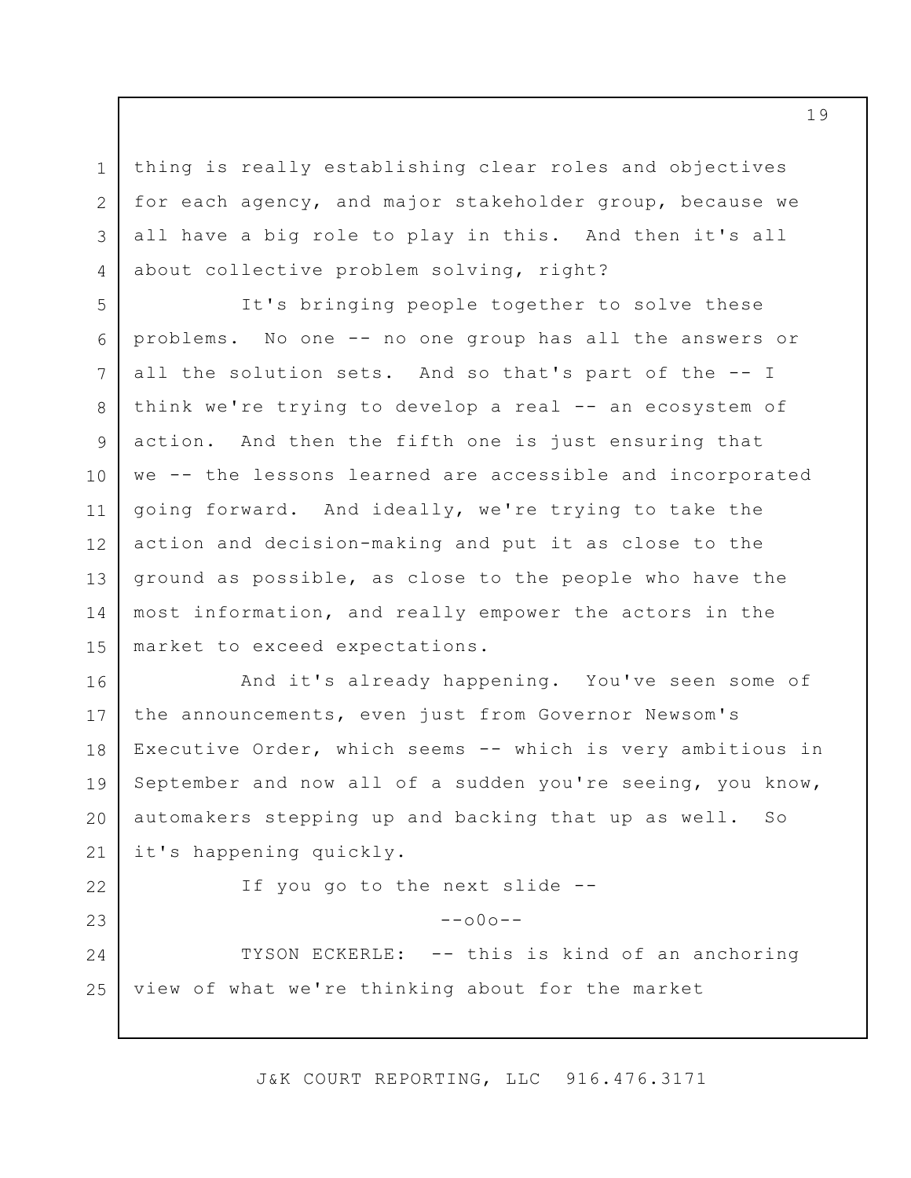thing is really establishing clear roles and objectives for each agency, and major stakeholder group, because we all have a big role to play in this. And then it's all about collective problem solving, right?

It's bringing people together to solve these problems. No one -- no one group has all the answers or all the solution sets. And so that's part of the -- I think we're trying to develop a real -- an ecosystem of action. And then the fifth one is just ensuring that we -- the lessons learned are accessible and incorporated going forward. And ideally, we're trying to take the action and decision-making and put it as close to the ground as possible, as close to the people who have the most information, and really empower the actors in the market to exceed expectations.

And it's already happening. You've seen some of the announcements, even just from Governor Newsom's Executive Order, which seems -- which is very ambitious in September and now all of a sudden you're seeing, you know, automakers stepping up and backing that up as well. So it's happening quickly.

If you go to the next slide --

--o0o--

TYSON ECKERLE: -- this is kind of an anchoring view of what we're thinking about for the market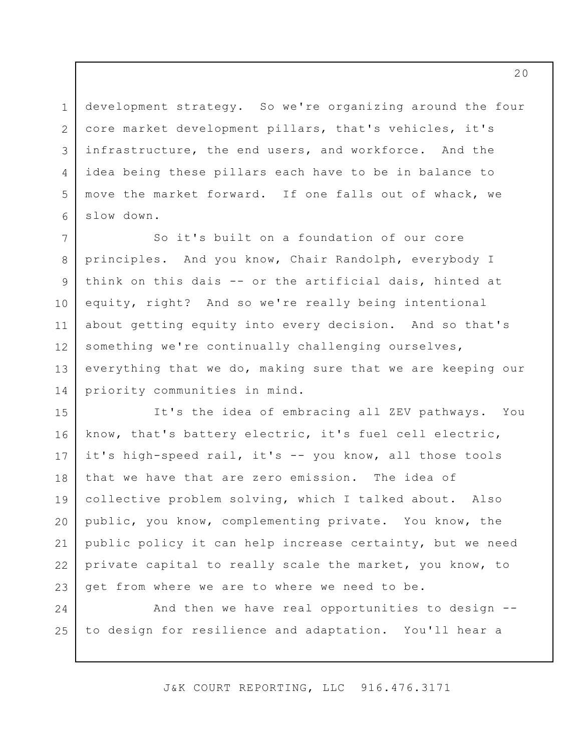development strategy. So we're organizing around the four core market development pillars, that's vehicles, it's infrastructure, the end users, and workforce. And the idea being these pillars each have to be in balance to move the market forward. If one falls out of whack, we slow down.

So it's built on a foundation of our core principles. And you know, Chair Randolph, everybody I think on this dais -- or the artificial dais, hinted at equity, right? And so we're really being intentional about getting equity into every decision. And so that's something we're continually challenging ourselves, everything that we do, making sure that we are keeping our priority communities in mind.

It's the idea of embracing all ZEV pathways. You know, that's battery electric, it's fuel cell electric, it's high-speed rail, it's -- you know, all those tools that we have that are zero emission. The idea of collective problem solving, which I talked about. Also public, you know, complementing private. You know, the public policy it can help increase certainty, but we need private capital to really scale the market, you know, to get from where we are to where we need to be.

And then we have real opportunities to design -- to design for resilience and adaptation. You'll hear a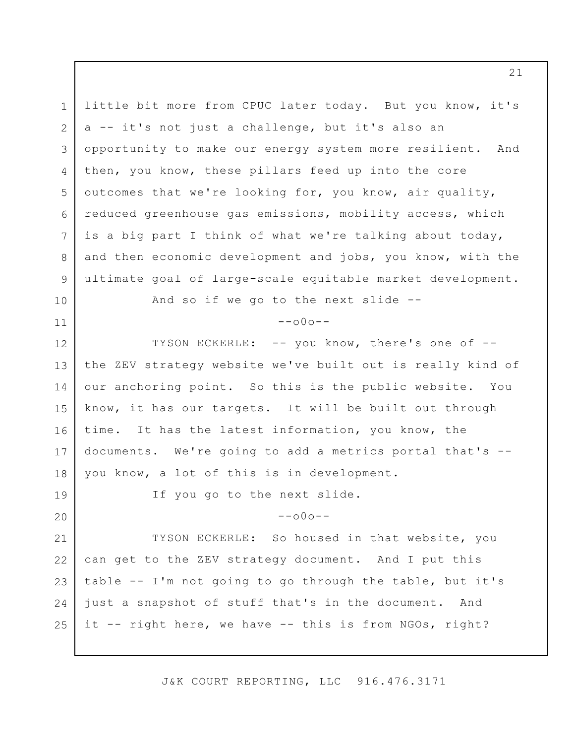little bit more from CPUC later today. But you know, it's a -- it's not just a challenge, but it's also an opportunity to make our energy system more resilient. And then, you know, these pillars feed up into the core outcomes that we're looking for, you know, air quality, reduced greenhouse gas emissions, mobility access, which is a big part I think of what we're talking about today, and then economic development and jobs, you know, with the ultimate goal of large-scale equitable market development.

And so if we go to the next slide --

--o0o--

TYSON ECKERLE: -- you know, there's one of -- the ZEV strategy website we've built out is really kind of our anchoring point. So this is the public website. You know, it has our targets. It will be built out through time. It has the latest information, you know, the documents. We're going to add a metrics portal that's -- you know, a lot of this is in development.

If you go to the next slide.

--o0o--

TYSON ECKERLE: So housed in that website, you can get to the ZEV strategy document. And I put this table -- I'm not going to go through the table, but it's just a snapshot of stuff that's in the document. And it -- right here, we have -- this is from NGOs, right?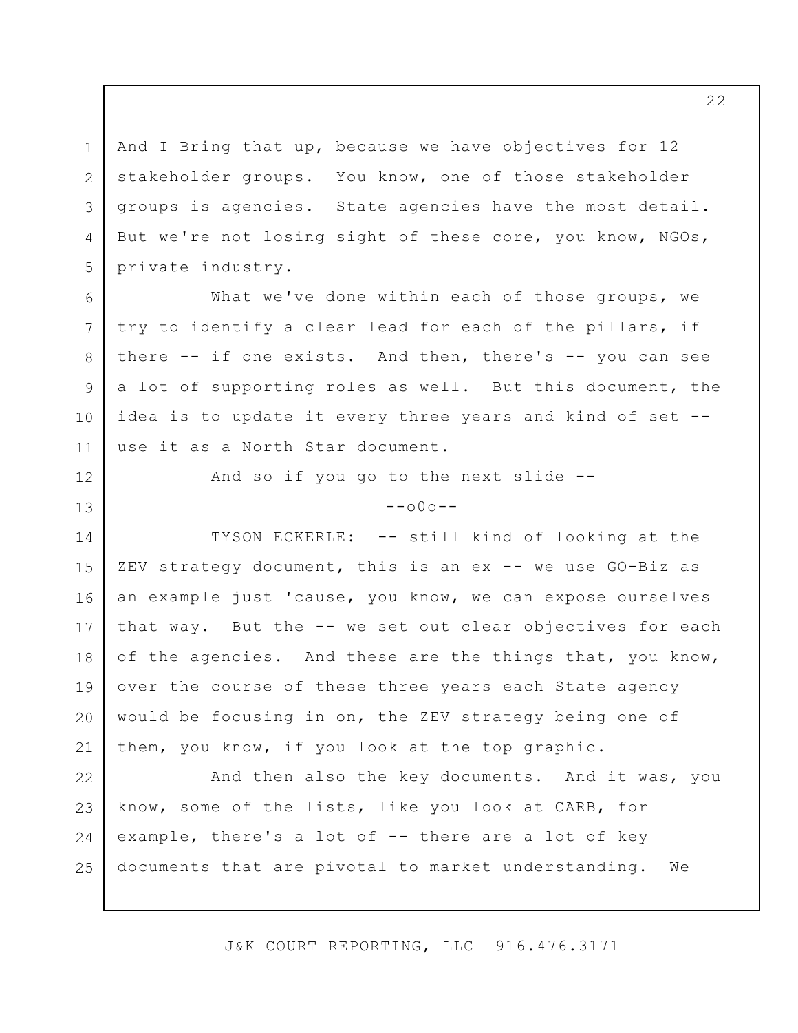And I Bring that up, because we have objectives for 12 stakeholder groups. You know, one of those stakeholder groups is agencies. State agencies have the most detail. But we're not losing sight of these core, you know, NGOs, private industry.

What we've done within each of those groups, we try to identify a clear lead for each of the pillars, if there -- if one exists. And then, there's -- you can see a lot of supporting roles as well. But this document, the idea is to update it every three years and kind of set -- use it as a North Star document.

And so if you go to the next slide --

--o0o--

TYSON ECKERLE: -- still kind of looking at the ZEV strategy document, this is an ex -- we use GO-Biz as an example just 'cause, you know, we can expose ourselves that way. But the -- we set out clear objectives for each of the agencies. And these are the things that, you know, over the course of these three years each State agency would be focusing in on, the ZEV strategy being one of them, you know, if you look at the top graphic.

And then also the key documents. And it was, you know, some of the lists, like you look at CARB, for example, there's a lot of -- there are a lot of key documents that are pivotal to market understanding. We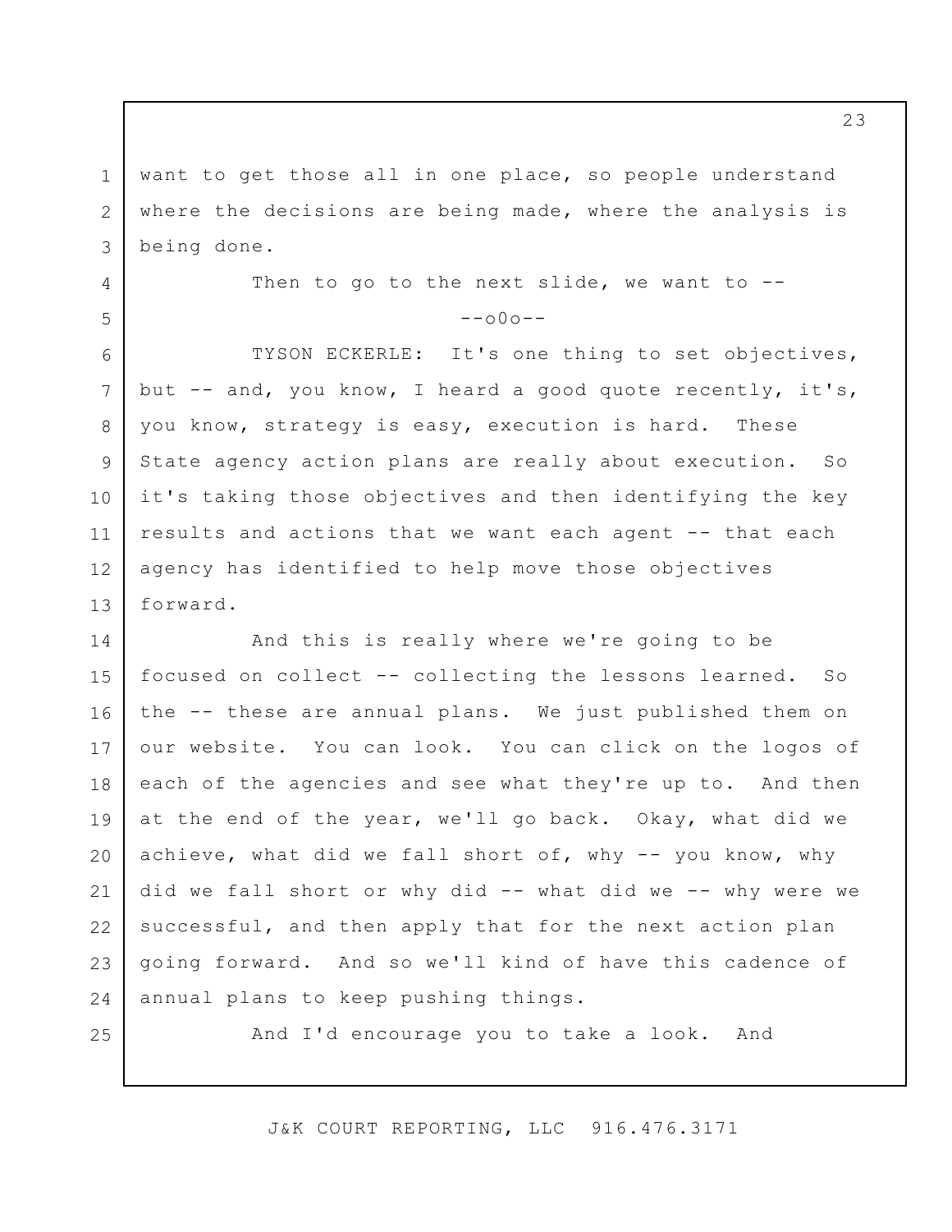want to get those all in one place, so people understand where the decisions are being made, where the analysis is being done.

Then to go to the next slide, we want to --

--o0o--

TYSON ECKERLE: It's one thing to set objectives, but -- and, you know, I heard a good quote recently, it's, you know, strategy is easy, execution is hard. These State agency action plans are really about execution. So it's taking those objectives and then identifying the key results and actions that we want each agent -- that each agency has identified to help move those objectives forward.

And this is really where we're going to be focused on collect -- collecting the lessons learned. So the -- these are annual plans. We just published them on our website. You can look. You can click on the logos of each of the agencies and see what they're up to. And then at the end of the year, we'll go back. Okay, what did we achieve, what did we fall short of, why -- you know, why did we fall short or why did -- what did we -- why were we successful, and then apply that for the next action plan going forward. And so we'll kind of have this cadence of annual plans to keep pushing things.

And I'd encourage you to take a look. And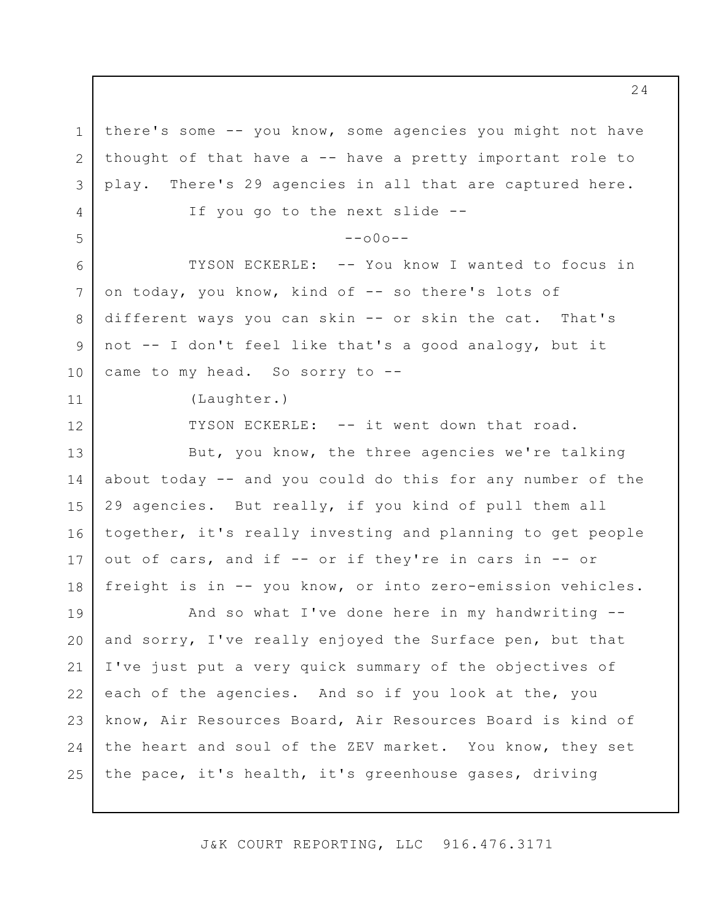there's some -- you know, some agencies you might not have thought of that have a -- have a pretty important role to play. There's 29 agencies in all that are captured here.

If you go to the next slide --

--o0o--

TYSON ECKERLE: -- You know I wanted to focus in on today, you know, kind of -- so there's lots of different ways you can skin -- or skin the cat. That's not -- I don't feel like that's a good analogy, but it came to my head. So sorry to --

(Laughter.)

TYSON ECKERLE: -- it went down that road.

But, you know, the three agencies we're talking about today -- and you could do this for any number of the 29 agencies. But really, if you kind of pull them all together, it's really investing and planning to get people out of cars, and if -- or if they're in cars in -- or freight is in -- you know, or into zero-emission vehicles.

And so what I've done here in my handwriting -- and sorry, I've really enjoyed the Surface pen, but that I've just put a very quick summary of the objectives of each of the agencies. And so if you look at the, you know, Air Resources Board, Air Resources Board is kind of the heart and soul of the ZEV market. You know, they set the pace, it's health, it's greenhouse gases, driving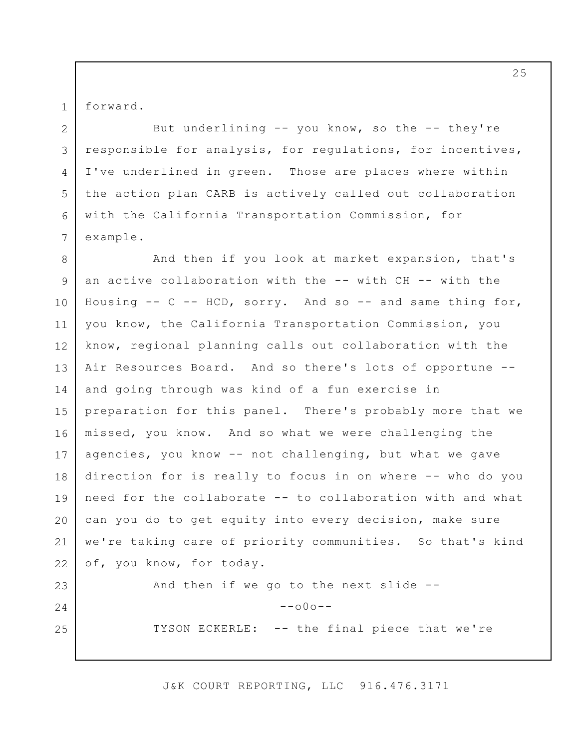forward.

But underlining -- you know, so the -- they're responsible for analysis, for regulations, for incentives, I've underlined in green. Those are places where within the action plan CARB is actively called out collaboration with the California Transportation Commission, for example.

And then if you look at market expansion, that's an active collaboration with the -- with CH -- with the Housing -- C -- HCD, sorry. And so -- and same thing for, you know, the California Transportation Commission, you know, regional planning calls out collaboration with the Air Resources Board. And so there's lots of opportune -- and going through was kind of a fun exercise in preparation for this panel. There's probably more that we missed, you know. And so what we were challenging the agencies, you know -- not challenging, but what we gave direction for is really to focus in on where -- who do you need for the collaborate -- to collaboration with and what can you do to get equity into every decision, make sure we're taking care of priority communities. So that's kind of, you know, for today.

And then if we go to the next slide --

--o0o--

TYSON ECKERLE: -- the final piece that we're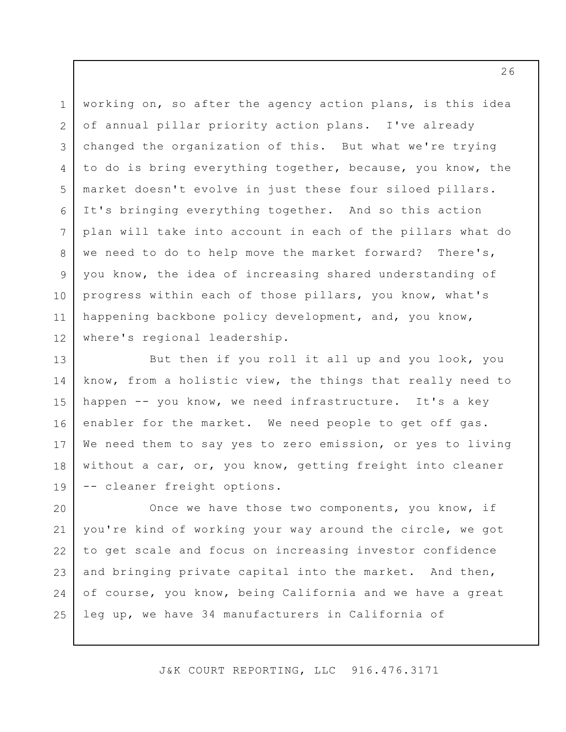working on, so after the agency action plans, is this idea of annual pillar priority action plans. I've already changed the organization of this. But what we're trying to do is bring everything together, because, you know, the market doesn't evolve in just these four siloed pillars. It's bringing everything together. And so this action plan will take into account in each of the pillars what do we need to do to help move the market forward? There's, you know, the idea of increasing shared understanding of progress within each of those pillars, you know, what's happening backbone policy development, and, you know, where's regional leadership.

But then if you roll it all up and you look, you know, from a holistic view, the things that really need to happen -- you know, we need infrastructure. It's a key enabler for the market. We need people to get off gas. We need them to say yes to zero emission, or yes to living without a car, or, you know, getting freight into cleaner -- cleaner freight options.

Once we have those two components, you know, if you're kind of working your way around the circle, we got to get scale and focus on increasing investor confidence and bringing private capital into the market. And then, of course, you know, being California and we have a great leg up, we have 34 manufacturers in California of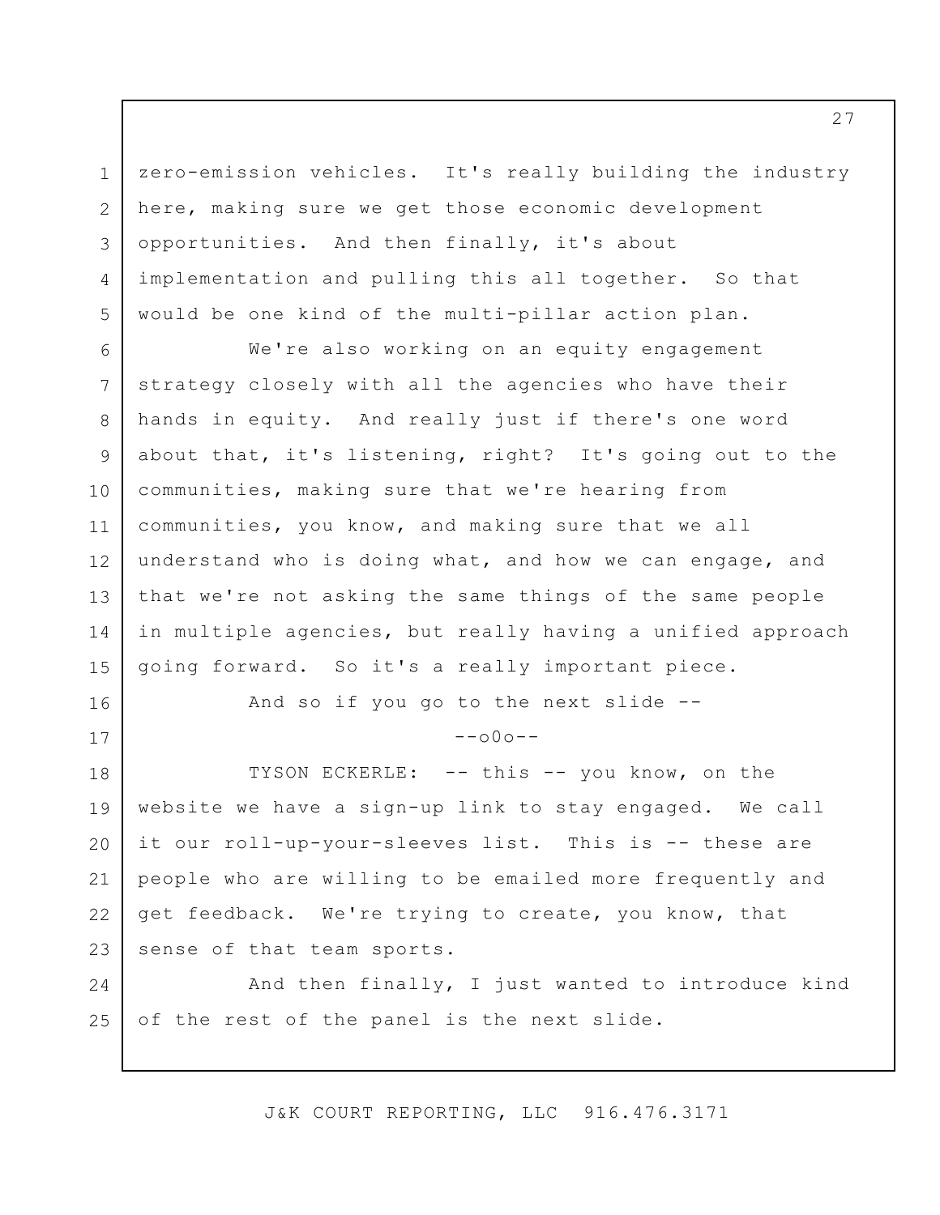zero-emission vehicles. It's really building the industry here, making sure we get those economic development opportunities. And then finally, it's about implementation and pulling this all together. So that would be one kind of the multi-pillar action plan.

We're also working on an equity engagement strategy closely with all the agencies who have their hands in equity. And really just if there's one word about that, it's listening, right? It's going out to the communities, making sure that we're hearing from communities, you know, and making sure that we all understand who is doing what, and how we can engage, and that we're not asking the same things of the same people in multiple agencies, but really having a unified approach going forward. So it's a really important piece.

And so if you go to the next slide --

--o0o--

TYSON ECKERLE: -- this -- you know, on the website we have a sign-up link to stay engaged. We call it our roll-up-your-sleeves list. This is -- these are people who are willing to be emailed more frequently and get feedback. We're trying to create, you know, that sense of that team sports.

And then finally, I just wanted to introduce kind of the rest of the panel is the next slide.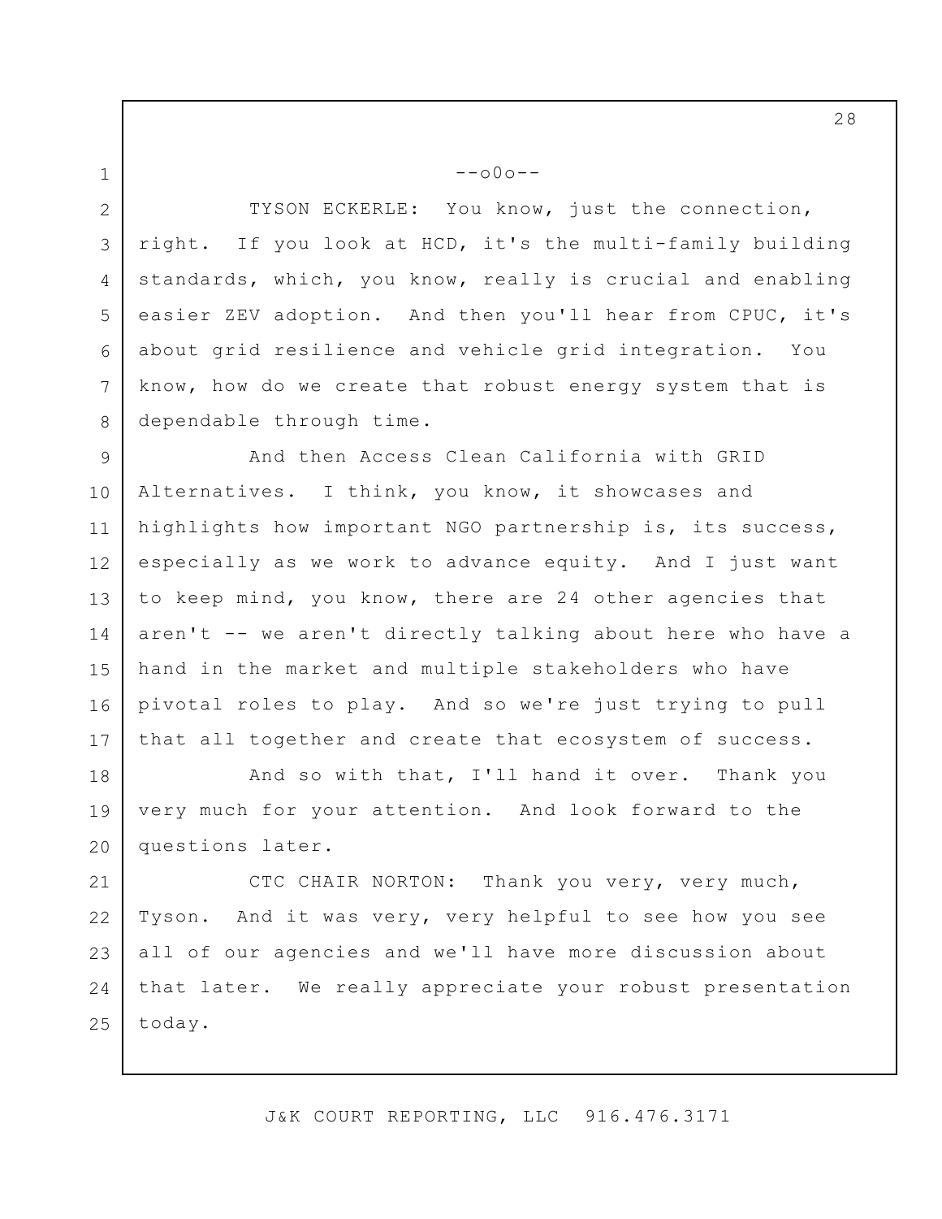--o0o--

TYSON ECKERLE: You know, just the connection, right. If you look at HCD, it's the multi-family building standards, which, you know, really is crucial and enabling easier ZEV adoption. And then you'll hear from CPUC, it's about grid resilience and vehicle grid integration. You know, how do we create that robust energy system that is dependable through time.

And then Access Clean California with GRID Alternatives. I think, you know, it showcases and highlights how important NGO partnership is, its success, especially as we work to advance equity. And I just want to keep mind, you know, there are 24 other agencies that aren't -- we aren't directly talking about here who have a hand in the market and multiple stakeholders who have pivotal roles to play. And so we're just trying to pull that all together and create that ecosystem of success.

And so with that, I'll hand it over. Thank you very much for your attention. And look forward to the questions later.

CTC CHAIR NORTON: Thank you very, very much, Tyson. And it was very, very helpful to see how you see all of our agencies and we'll have more discussion about that later. We really appreciate your robust presentation today.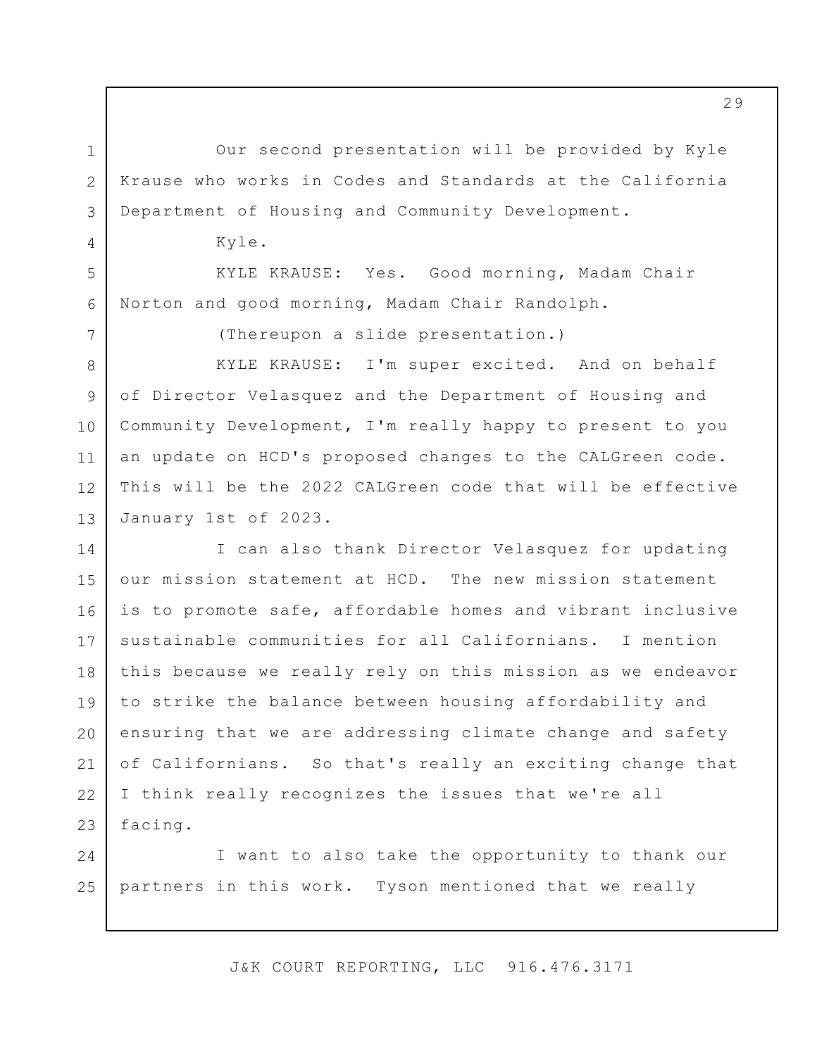Our second presentation will be provided by Kyle Krause who works in Codes and Standards at the California Department of Housing and Community Development.

Kyle.

KYLE KRAUSE: Yes. Good morning, Madam Chair Norton and good morning, Madam Chair Randolph.

(Thereupon a slide presentation.)

KYLE KRAUSE: I'm super excited. And on behalf of Director Velasquez and the Department of Housing and Community Development, I'm really happy to present to you an update on HCD's proposed changes to the CALGreen code. This will be the 2022 CALGreen code that will be effective January 1st of 2023.

I can also thank Director Velasquez for updating our mission statement at HCD. The new mission statement is to promote safe, affordable homes and vibrant inclusive sustainable communities for all Californians. I mention this because we really rely on this mission as we endeavor to strike the balance between housing affordability and ensuring that we are addressing climate change and safety of Californians. So that's really an exciting change that I think really recognizes the issues that we're all facing.

I want to also take the opportunity to thank our partners in this work. Tyson mentioned that we really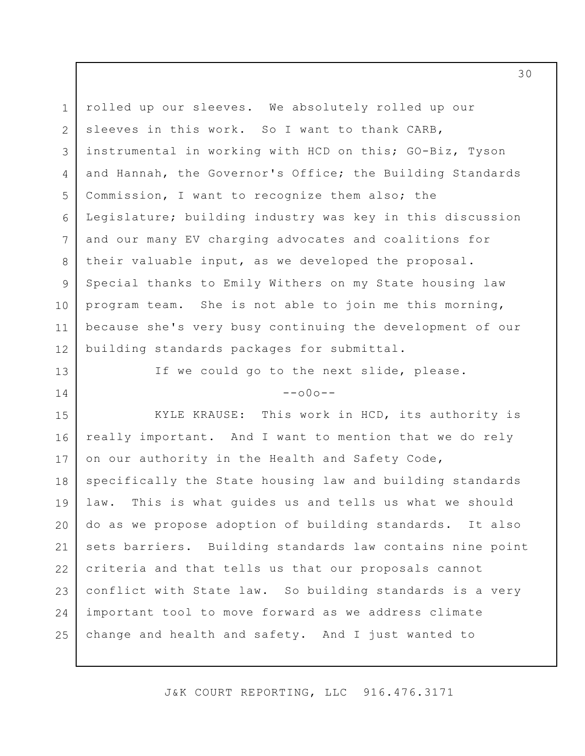rolled up our sleeves. We absolutely rolled up our sleeves in this work. So I want to thank CARB, instrumental in working with HCD on this; GO-Biz, Tyson and Hannah, the Governor's Office; the Building Standards Commission, I want to recognize them also; the Legislature; building industry was key in this discussion and our many EV charging advocates and coalitions for their valuable input, as we developed the proposal. Special thanks to Emily Withers on my State housing law program team. She is not able to join me this morning, because she's very busy continuing the development of our building standards packages for submittal.

If we could go to the next slide, please.

--o0o--

KYLE KRAUSE: This work in HCD, its authority is really important. And I want to mention that we do rely on our authority in the Health and Safety Code, specifically the State housing law and building standards law. This is what guides us and tells us what we should do as we propose adoption of building standards. It also sets barriers. Building standards law contains nine point criteria and that tells us that our proposals cannot conflict with State law. So building standards is a very important tool to move forward as we address climate change and health and safety. And I just wanted to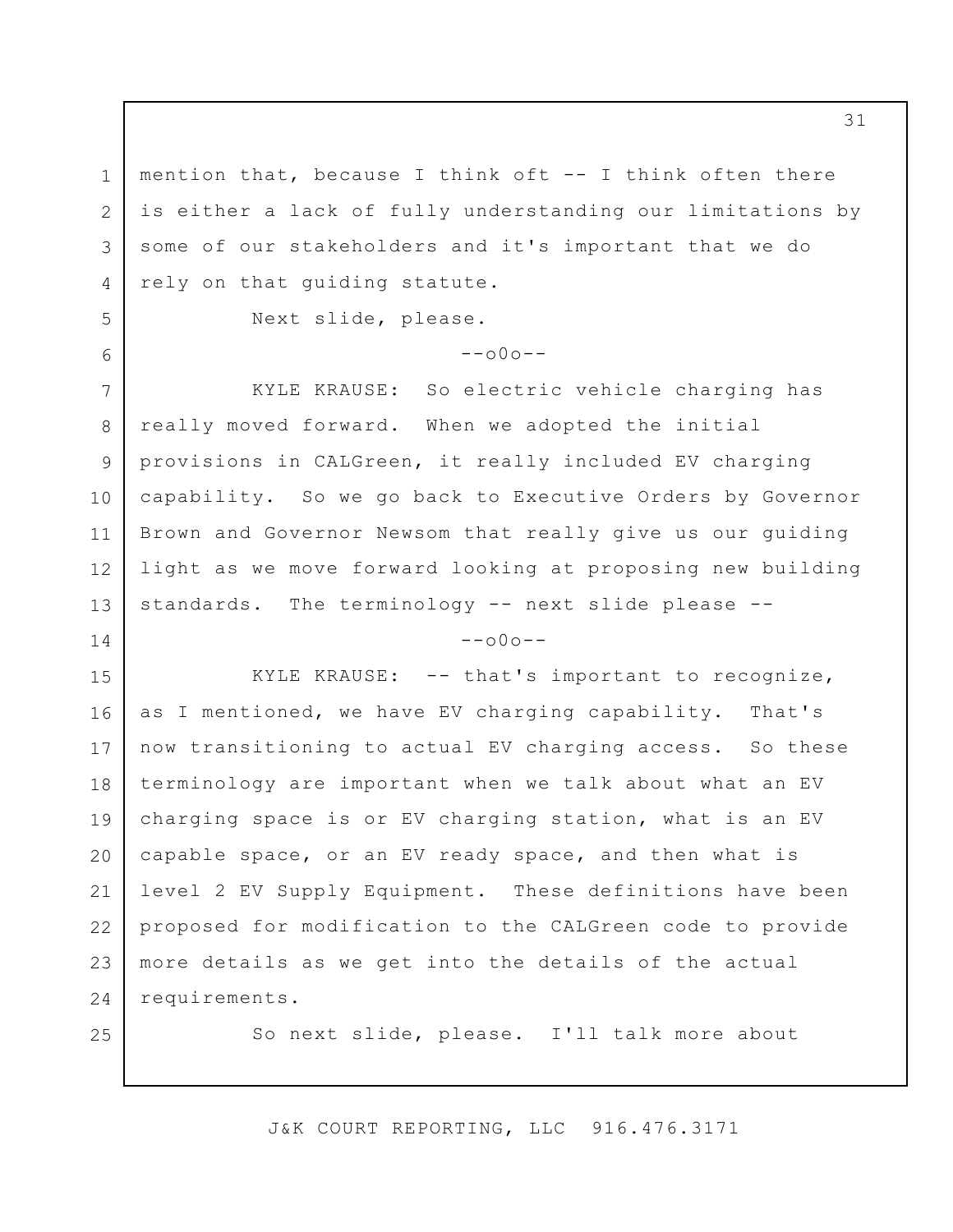mention that, because I think oft -- I think often there is either a lack of fully understanding our limitations by some of our stakeholders and it's important that we do rely on that guiding statute.

Next slide, please.

--o0o--

KYLE KRAUSE: So electric vehicle charging has really moved forward. When we adopted the initial provisions in CALGreen, it really included EV charging capability. So we go back to Executive Orders by Governor Brown and Governor Newsom that really give us our guiding light as we move forward looking at proposing new building standards. The terminology -- next slide please --

--o0o--

KYLE KRAUSE: -- that's important to recognize, as I mentioned, we have EV charging capability. That's now transitioning to actual EV charging access. So these terminology are important when we talk about what an EV charging space is or EV charging station, what is an EV capable space, or an EV ready space, and then what is level 2 EV Supply Equipment. These definitions have been proposed for modification to the CALGreen code to provide more details as we get into the details of the actual requirements.

So next slide, please. I'll talk more about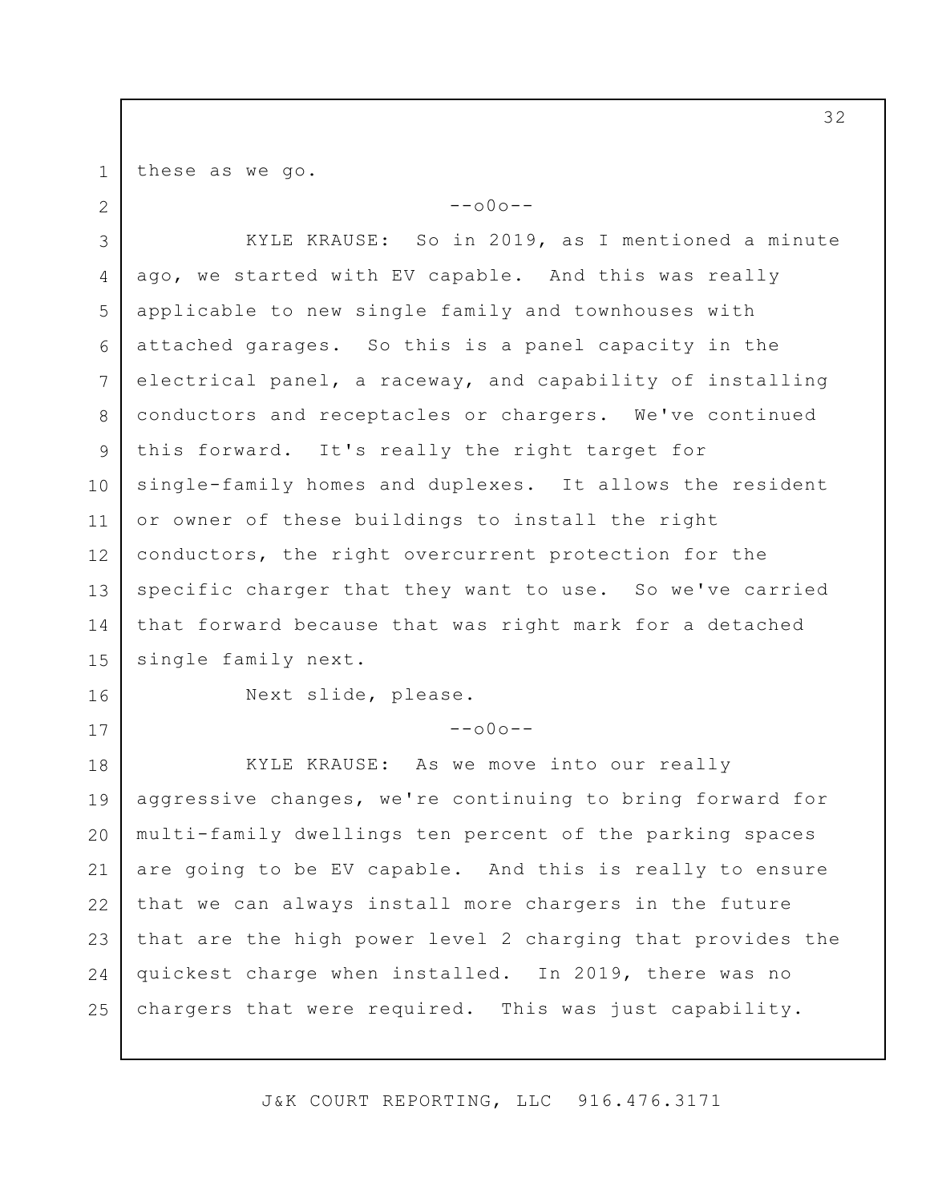these as we go.

--o0o--

KYLE KRAUSE: So in 2019, as I mentioned a minute ago, we started with EV capable. And this was really applicable to new single family and townhouses with attached garages. So this is a panel capacity in the electrical panel, a raceway, and capability of installing conductors and receptacles or chargers. We've continued this forward. It's really the right target for single-family homes and duplexes. It allows the resident or owner of these buildings to install the right conductors, the right overcurrent protection for the specific charger that they want to use. So we've carried that forward because that was right mark for a detached single family next.

Next slide, please.

--o0o--

KYLE KRAUSE: As we move into our really aggressive changes, we're continuing to bring forward for multi-family dwellings ten percent of the parking spaces are going to be EV capable. And this is really to ensure that we can always install more chargers in the future that are the high power level 2 charging that provides the quickest charge when installed. In 2019, there was no chargers that were required. This was just capability.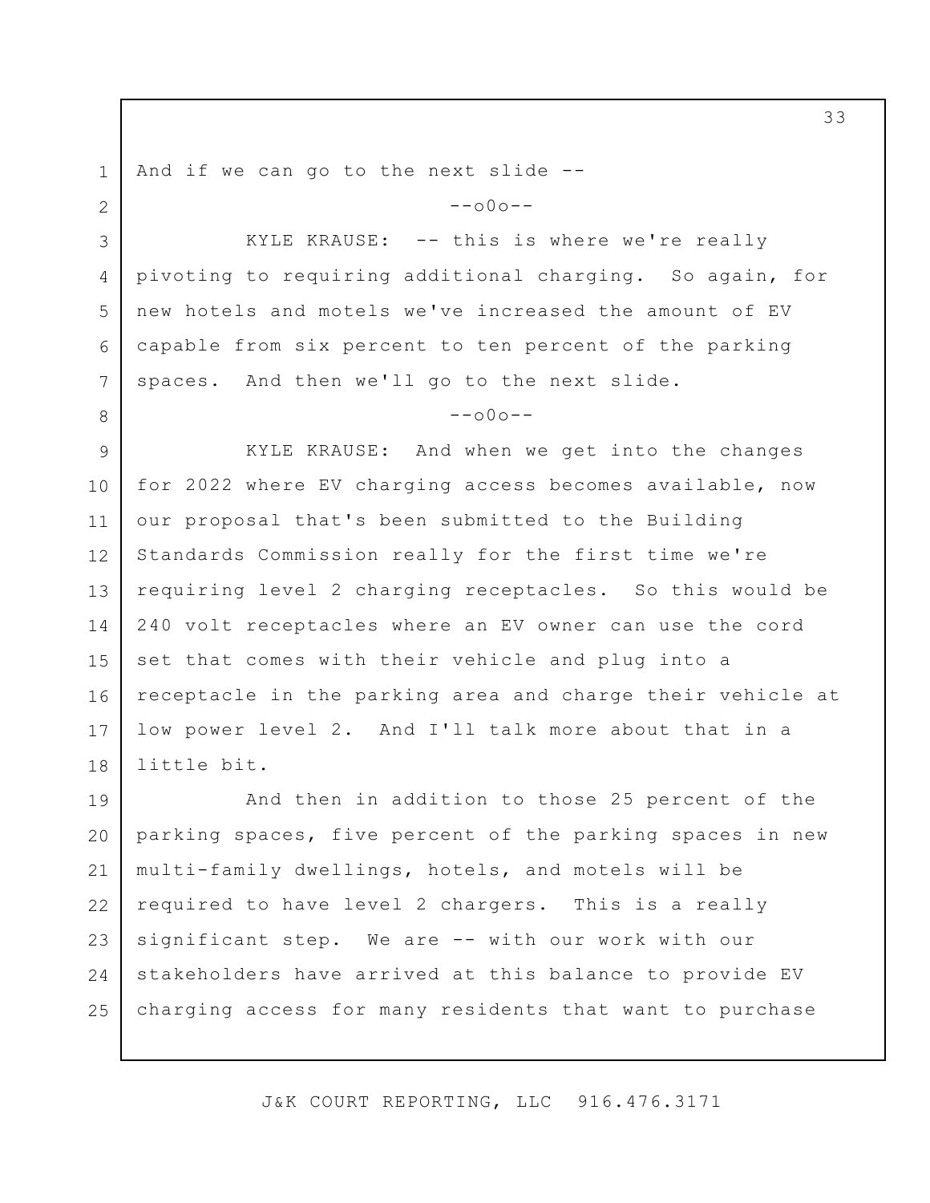And if we can go to the next slide --

--o0o--

KYLE KRAUSE: -- this is where we're really pivoting to requiring additional charging. So again, for new hotels and motels we've increased the amount of EV capable from six percent to ten percent of the parking spaces. And then we'll go to the next slide.

--o0o--

KYLE KRAUSE: And when we get into the changes for 2022 where EV charging access becomes available, now our proposal that's been submitted to the Building Standards Commission really for the first time we're requiring level 2 charging receptacles. So this would be 240 volt receptacles where an EV owner can use the cord set that comes with their vehicle and plug into a receptacle in the parking area and charge their vehicle at low power level 2. And I'll talk more about that in a little bit.

And then in addition to those 25 percent of the parking spaces, five percent of the parking spaces in new multi-family dwellings, hotels, and motels will be required to have level 2 chargers. This is a really significant step. We are -- with our work with our stakeholders have arrived at this balance to provide EV charging access for many residents that want to purchase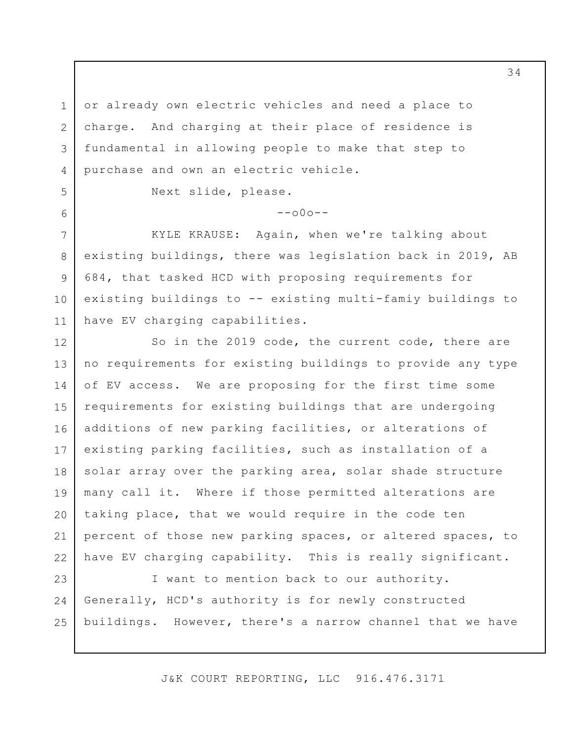or already own electric vehicles and need a place to charge. And charging at their place of residence is fundamental in allowing people to make that step to purchase and own an electric vehicle.

Next slide, please.

--o0o--

KYLE KRAUSE: Again, when we're talking about existing buildings, there was legislation back in 2019, AB 684, that tasked HCD with proposing requirements for existing buildings to -- existing multi-famiy buildings to have EV charging capabilities.

So in the 2019 code, the current code, there are no requirements for existing buildings to provide any type of EV access. We are proposing for the first time some requirements for existing buildings that are undergoing additions of new parking facilities, or alterations of existing parking facilities, such as installation of a solar array over the parking area, solar shade structure many call it. Where if those permitted alterations are taking place, that we would require in the code ten percent of those new parking spaces, or altered spaces, to have EV charging capability. This is really significant.

I want to mention back to our authority. Generally, HCD's authority is for newly constructed buildings. However, there's a narrow channel that we have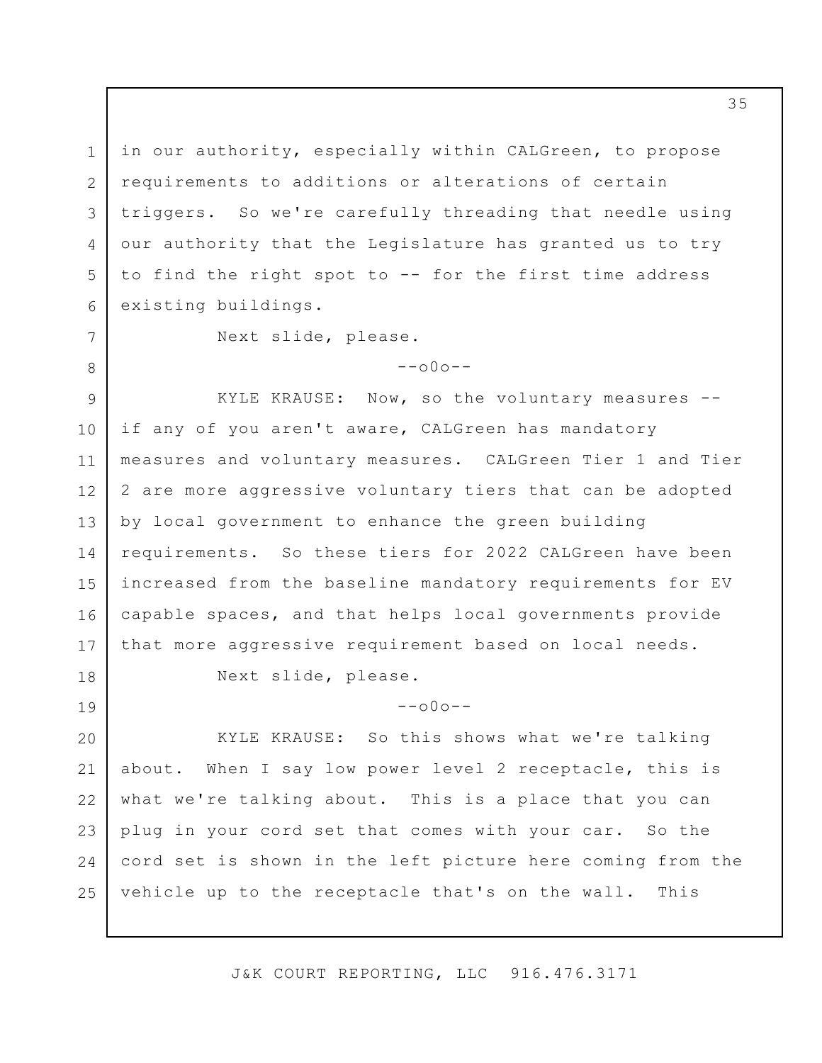in our authority, especially within CALGreen, to propose requirements to additions or alterations of certain triggers. So we're carefully threading that needle using our authority that the Legislature has granted us to try to find the right spot to -- for the first time address existing buildings.

Next slide, please.

--o0o--

KYLE KRAUSE: Now, so the voluntary measures -- if any of you aren't aware, CALGreen has mandatory measures and voluntary measures. CALGreen Tier 1 and Tier 2 are more aggressive voluntary tiers that can be adopted by local government to enhance the green building requirements. So these tiers for 2022 CALGreen have been increased from the baseline mandatory requirements for EV capable spaces, and that helps local governments provide that more aggressive requirement based on local needs.

Next slide, please.

--o0o--

KYLE KRAUSE: So this shows what we're talking about. When I say low power level 2 receptacle, this is what we're talking about. This is a place that you can plug in your cord set that comes with your car. So the cord set is shown in the left picture here coming from the vehicle up to the receptacle that's on the wall. This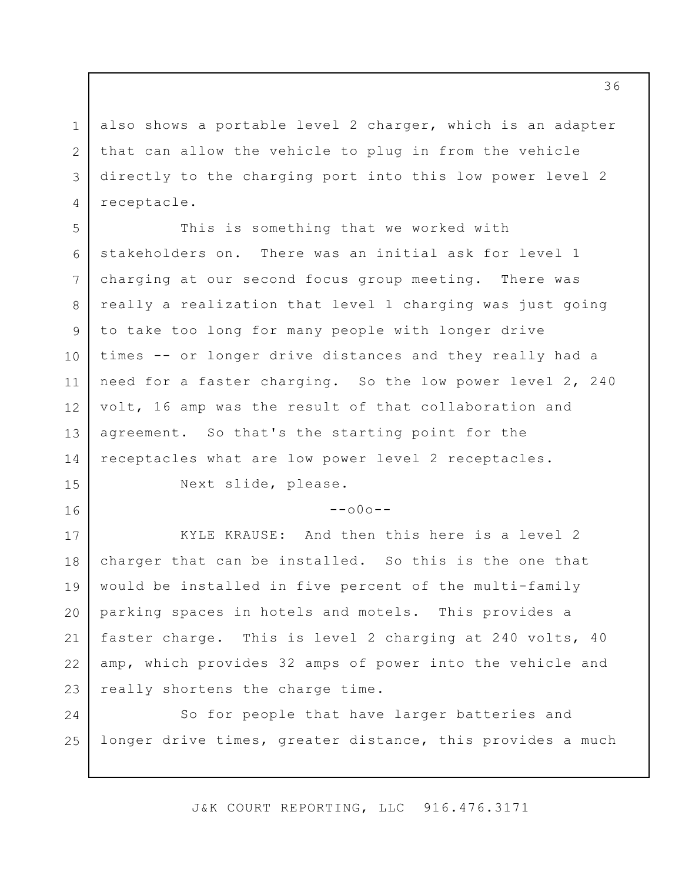also shows a portable level 2 charger, which is an adapter that can allow the vehicle to plug in from the vehicle directly to the charging port into this low power level 2 receptacle.

This is something that we worked with stakeholders on. There was an initial ask for level 1 charging at our second focus group meeting. There was really a realization that level 1 charging was just going to take too long for many people with longer drive times -- or longer drive distances and they really had a need for a faster charging. So the low power level 2, 240 volt, 16 amp was the result of that collaboration and agreement. So that's the starting point for the receptacles what are low power level 2 receptacles.

Next slide, please.

--o0o--

KYLE KRAUSE: And then this here is a level 2 charger that can be installed. So this is the one that would be installed in five percent of the multi-family parking spaces in hotels and motels. This provides a faster charge. This is level 2 charging at 240 volts, 40 amp, which provides 32 amps of power into the vehicle and really shortens the charge time.

So for people that have larger batteries and longer drive times, greater distance, this provides a much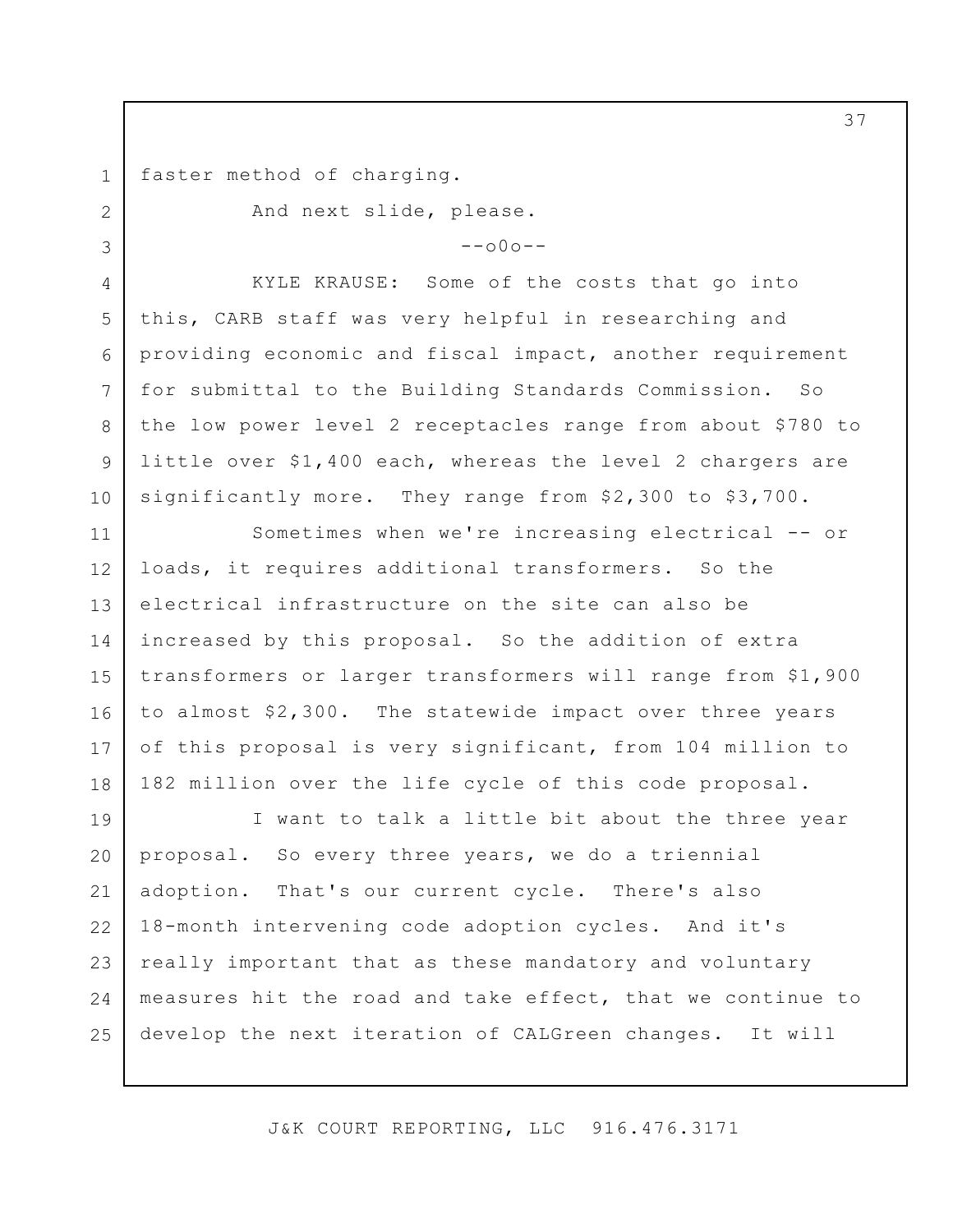faster method of charging.

And next slide, please.

--o0o--

KYLE KRAUSE: Some of the costs that go into this, CARB staff was very helpful in researching and providing economic and fiscal impact, another requirement for submittal to the Building Standards Commission. So the low power level 2 receptacles range from about $780 to little over $1,400 each, whereas the level 2 chargers are significantly more. They range from $2,300 to $3,700.

Sometimes when we're increasing electrical -- or loads, it requires additional transformers. So the electrical infrastructure on the site can also be increased by this proposal. So the addition of extra transformers or larger transformers will range from $1,900 to almost $2,300. The statewide impact over three years of this proposal is very significant, from 104 million to 182 million over the life cycle of this code proposal.

I want to talk a little bit about the three year proposal. So every three years, we do a triennial adoption. That's our current cycle. There's also 18-month intervening code adoption cycles. And it's really important that as these mandatory and voluntary measures hit the road and take effect, that we continue to develop the next iteration of CALGreen changes. It will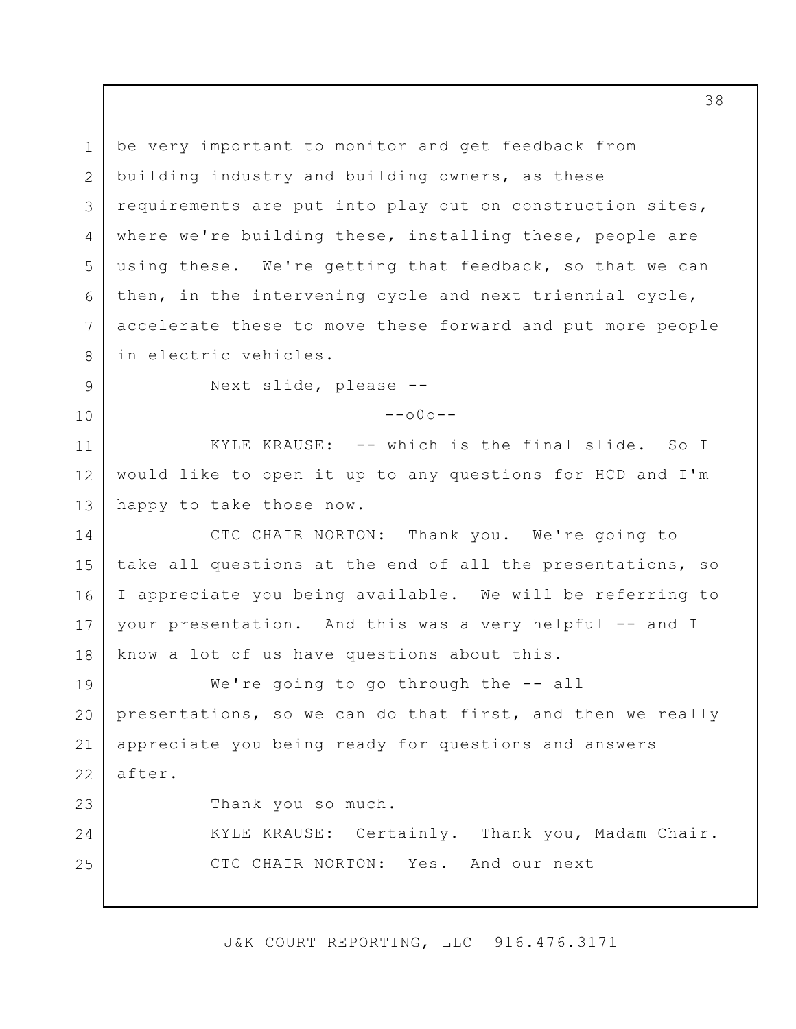be very important to monitor and get feedback from building industry and building owners, as these requirements are put into play out on construction sites, where we're building these, installing these, people are using these. We're getting that feedback, so that we can then, in the intervening cycle and next triennial cycle, accelerate these to move these forward and put more people in electric vehicles.

Next slide, please --

--o0o--

KYLE KRAUSE: -- which is the final slide. So I would like to open it up to any questions for HCD and I'm happy to take those now.

CTC CHAIR NORTON: Thank you. We're going to take all questions at the end of all the presentations, so I appreciate you being available. We will be referring to your presentation. And this was a very helpful -- and I know a lot of us have questions about this.

We're going to go through the -- all presentations, so we can do that first, and then we really appreciate you being ready for questions and answers after.

Thank you so much.

KYLE KRAUSE: Certainly. Thank you, Madam Chair.

CTC CHAIR NORTON: Yes. And our next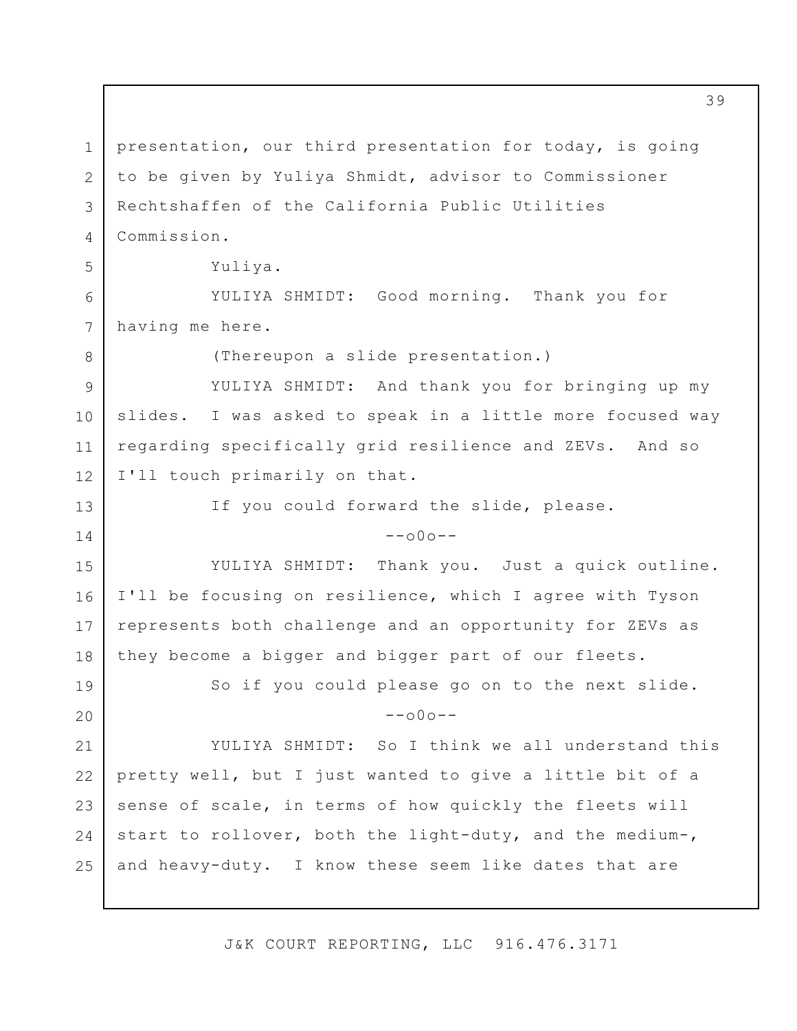presentation, our third presentation for today, is going to be given by Yuliya Shmidt, advisor to Commissioner Rechtshaffen of the California Public Utilities Commission.

Yuliya.

YULIYA SHMIDT: Good morning. Thank you for having me here.

(Thereupon a slide presentation.)

YULIYA SHMIDT: And thank you for bringing up my slides. I was asked to speak in a little more focused way regarding specifically grid resilience and ZEVs. And so I'll touch primarily on that.

If you could forward the slide, please.

--o0o--

YULIYA SHMIDT: Thank you. Just a quick outline. I'll be focusing on resilience, which I agree with Tyson represents both challenge and an opportunity for ZEVs as they become a bigger and bigger part of our fleets.

So if you could please go on to the next slide.

--o0o--

YULIYA SHMIDT: So I think we all understand this pretty well, but I just wanted to give a little bit of a sense of scale, in terms of how quickly the fleets will start to rollover, both the light-duty, and the medium-, and heavy-duty. I know these seem like dates that are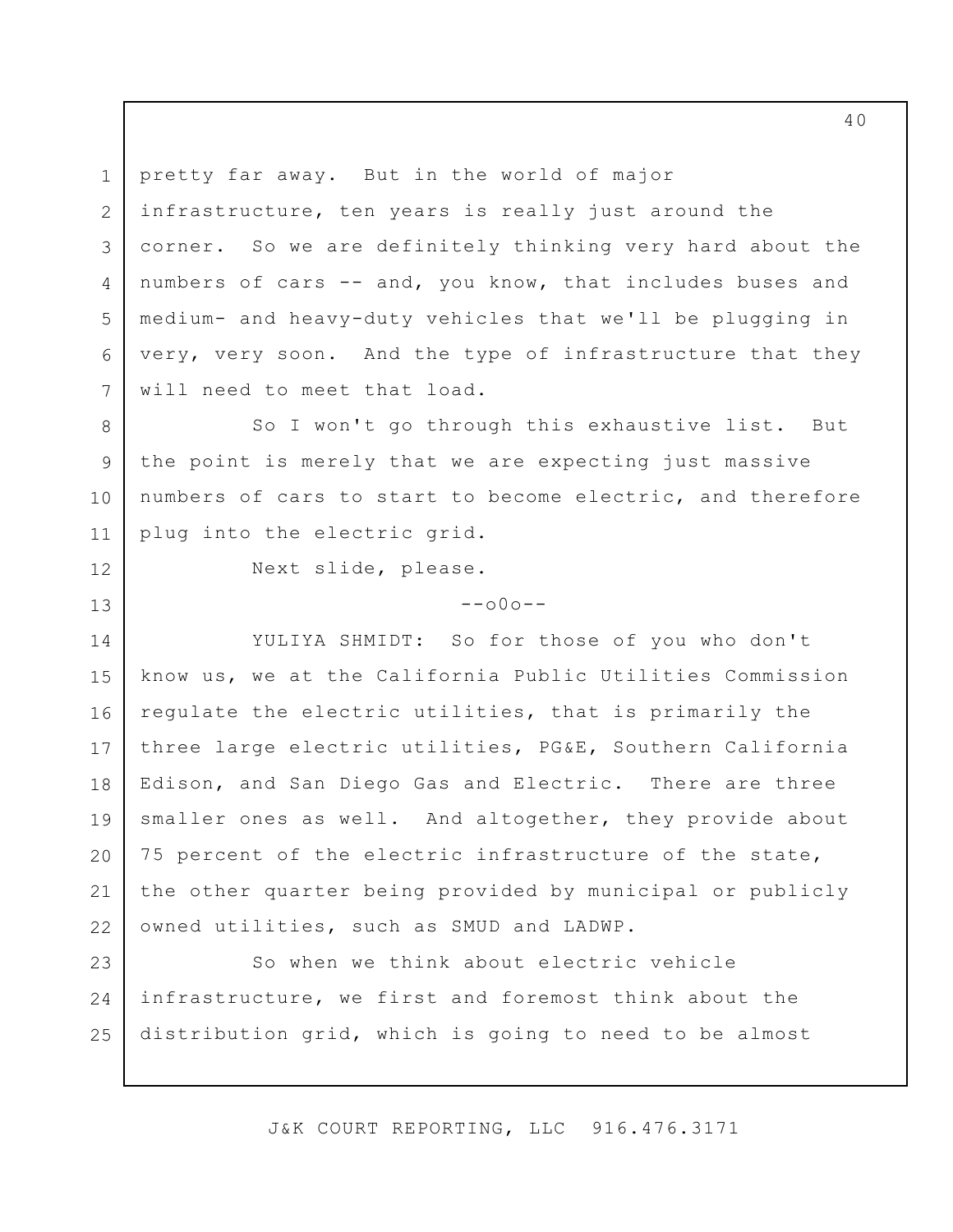pretty far away. But in the world of major infrastructure, ten years is really just around the corner. So we are definitely thinking very hard about the numbers of cars -- and, you know, that includes buses and medium- and heavy-duty vehicles that we'll be plugging in very, very soon. And the type of infrastructure that they will need to meet that load.

So I won't go through this exhaustive list. But the point is merely that we are expecting just massive numbers of cars to start to become electric, and therefore plug into the electric grid.

Next slide, please.

--o0o--

YULIYA SHMIDT: So for those of you who don't know us, we at the California Public Utilities Commission regulate the electric utilities, that is primarily the three large electric utilities, PG&E, Southern California Edison, and San Diego Gas and Electric. There are three smaller ones as well. And altogether, they provide about 75 percent of the electric infrastructure of the state, the other quarter being provided by municipal or publicly owned utilities, such as SMUD and LADWP.

So when we think about electric vehicle infrastructure, we first and foremost think about the distribution grid, which is going to need to be almost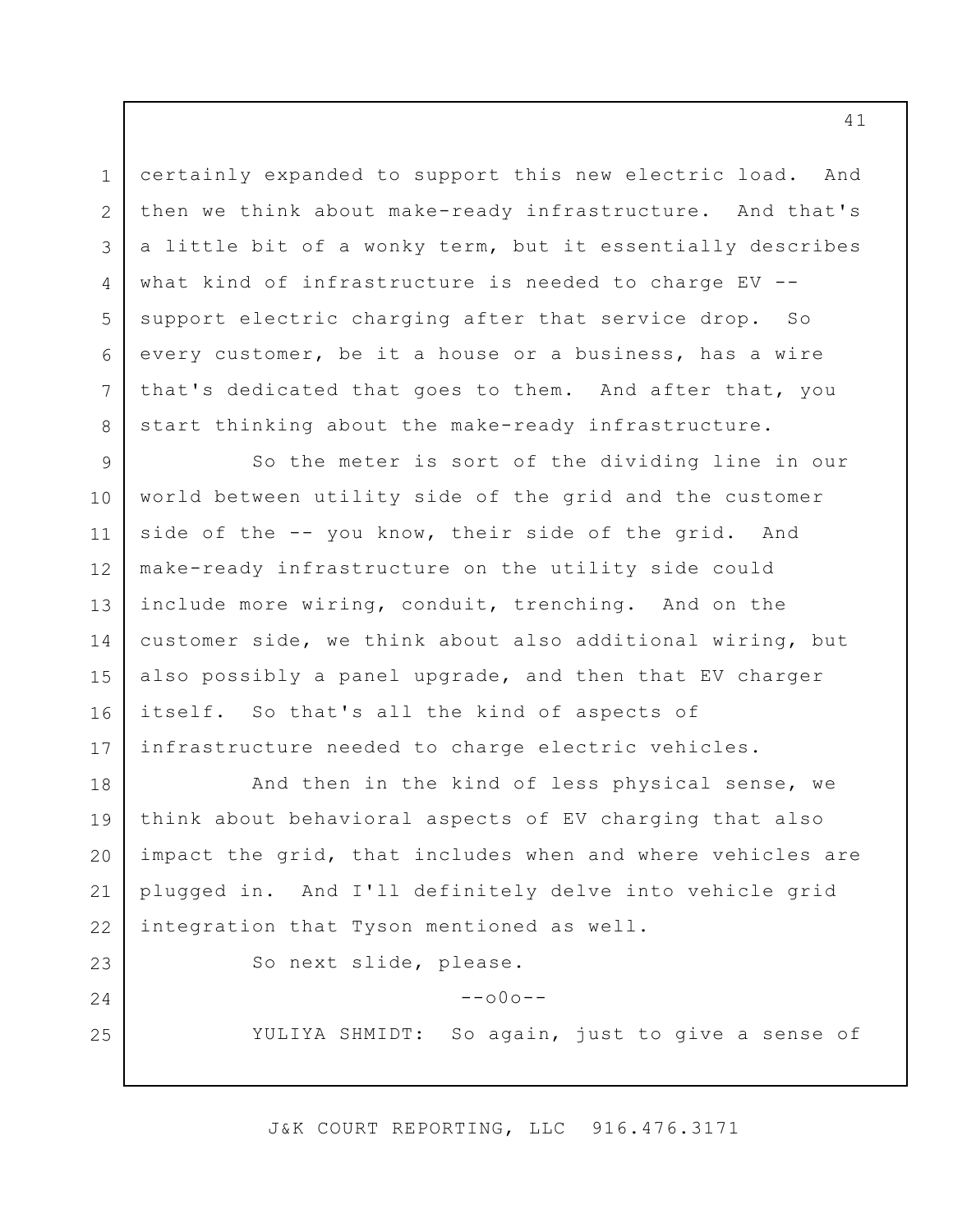certainly expanded to support this new electric load. And then we think about make-ready infrastructure. And that's a little bit of a wonky term, but it essentially describes what kind of infrastructure is needed to charge EV -- support electric charging after that service drop. So every customer, be it a house or a business, has a wire that's dedicated that goes to them. And after that, you start thinking about the make-ready infrastructure.

So the meter is sort of the dividing line in our world between utility side of the grid and the customer side of the -- you know, their side of the grid. And make-ready infrastructure on the utility side could include more wiring, conduit, trenching. And on the customer side, we think about also additional wiring, but also possibly a panel upgrade, and then that EV charger itself. So that's all the kind of aspects of infrastructure needed to charge electric vehicles.

And then in the kind of less physical sense, we think about behavioral aspects of EV charging that also impact the grid, that includes when and where vehicles are plugged in. And I'll definitely delve into vehicle grid integration that Tyson mentioned as well.

So next slide, please.

--o0o--

YULIYA SHMIDT: So again, just to give a sense of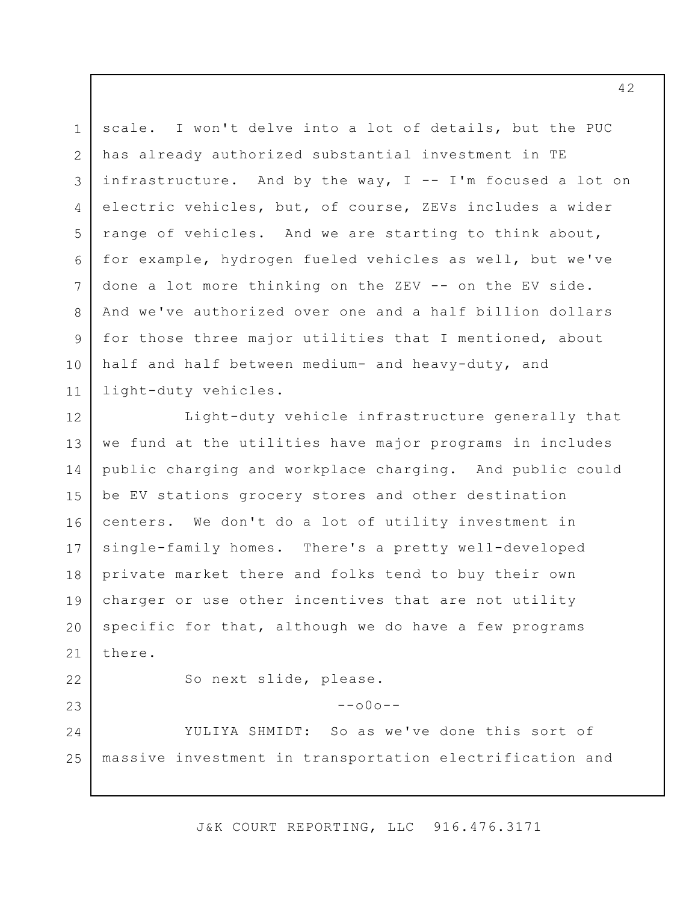scale. I won't delve into a lot of details, but the PUC has already authorized substantial investment in TE infrastructure. And by the way, I -- I'm focused a lot on electric vehicles, but, of course, ZEVs includes a wider range of vehicles. And we are starting to think about, for example, hydrogen fueled vehicles as well, but we've done a lot more thinking on the ZEV -- on the EV side. And we've authorized over one and a half billion dollars for those three major utilities that I mentioned, about half and half between medium- and heavy-duty, and light-duty vehicles.

Light-duty vehicle infrastructure generally that we fund at the utilities have major programs in includes public charging and workplace charging. And public could be EV stations grocery stores and other destination centers. We don't do a lot of utility investment in single-family homes. There's a pretty well-developed private market there and folks tend to buy their own charger or use other incentives that are not utility specific for that, although we do have a few programs there.

So next slide, please.

--o0o--

YULIYA SHMIDT: So as we've done this sort of massive investment in transportation electrification and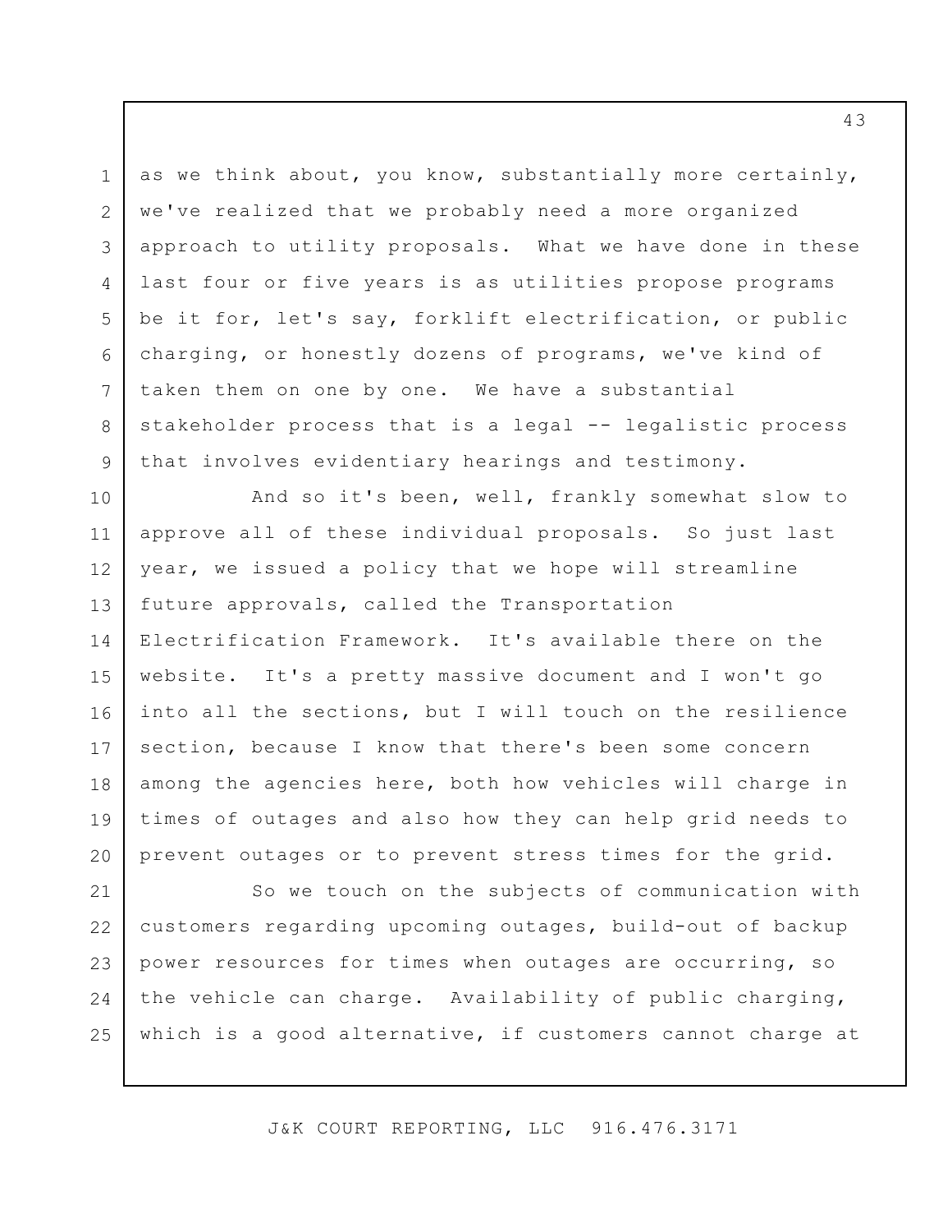as we think about, you know, substantially more certainly, we've realized that we probably need a more organized approach to utility proposals. What we have done in these last four or five years is as utilities propose programs be it for, let's say, forklift electrification, or public charging, or honestly dozens of programs, we've kind of taken them on one by one. We have a substantial stakeholder process that is a legal -- legalistic process that involves evidentiary hearings and testimony.

And so it's been, well, frankly somewhat slow to approve all of these individual proposals. So just last year, we issued a policy that we hope will streamline future approvals, called the Transportation Electrification Framework. It's available there on the website. It's a pretty massive document and I won't go into all the sections, but I will touch on the resilience section, because I know that there's been some concern among the agencies here, both how vehicles will charge in times of outages and also how they can help grid needs to prevent outages or to prevent stress times for the grid.

So we touch on the subjects of communication with customers regarding upcoming outages, build-out of backup power resources for times when outages are occurring, so the vehicle can charge. Availability of public charging, which is a good alternative, if customers cannot charge at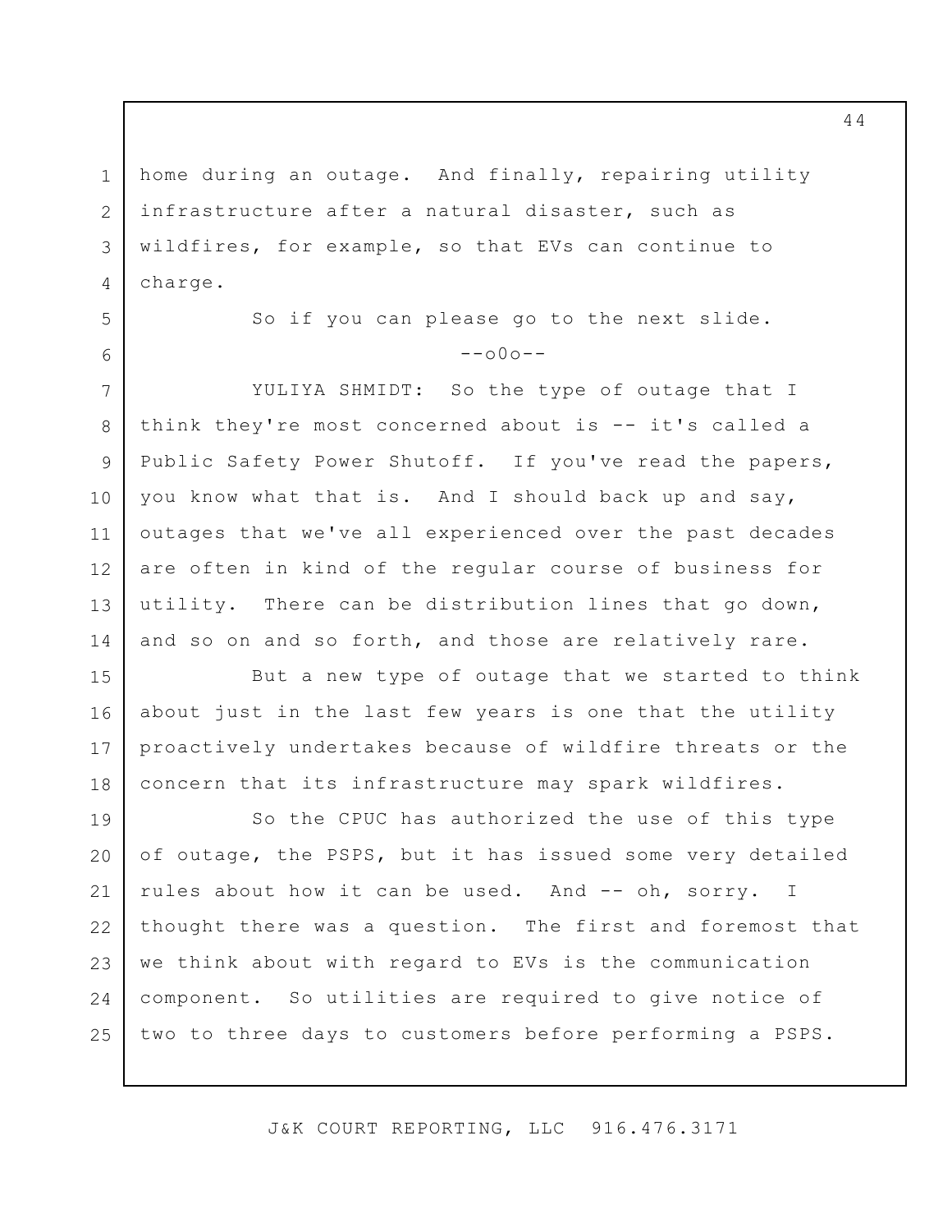home during an outage. And finally, repairing utility infrastructure after a natural disaster, such as wildfires, for example, so that EVs can continue to charge.

So if you can please go to the next slide.

--o0o--

YULIYA SHMIDT: So the type of outage that I think they're most concerned about is -- it's called a Public Safety Power Shutoff. If you've read the papers, you know what that is. And I should back up and say, outages that we've all experienced over the past decades are often in kind of the regular course of business for utility. There can be distribution lines that go down, and so on and so forth, and those are relatively rare.

But a new type of outage that we started to think about just in the last few years is one that the utility proactively undertakes because of wildfire threats or the concern that its infrastructure may spark wildfires.

So the CPUC has authorized the use of this type of outage, the PSPS, but it has issued some very detailed rules about how it can be used. And -- oh, sorry. I thought there was a question. The first and foremost that we think about with regard to EVs is the communication component. So utilities are required to give notice of two to three days to customers before performing a PSPS.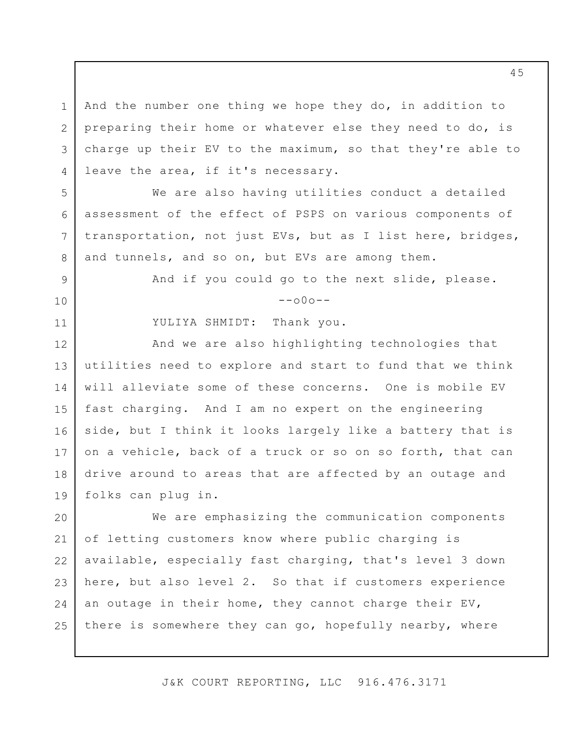And the number one thing we hope they do, in addition to preparing their home or whatever else they need to do, is charge up their EV to the maximum, so that they're able to leave the area, if it's necessary.

We are also having utilities conduct a detailed assessment of the effect of PSPS on various components of transportation, not just EVs, but as I list here, bridges, and tunnels, and so on, but EVs are among them.

And if you could go to the next slide, please.

--o0o--

YULIYA SHMIDT: Thank you.

And we are also highlighting technologies that utilities need to explore and start to fund that we think will alleviate some of these concerns. One is mobile EV fast charging. And I am no expert on the engineering side, but I think it looks largely like a battery that is on a vehicle, back of a truck or so on so forth, that can drive around to areas that are affected by an outage and folks can plug in.

We are emphasizing the communication components of letting customers know where public charging is available, especially fast charging, that's level 3 down here, but also level 2. So that if customers experience an outage in their home, they cannot charge their EV, there is somewhere they can go, hopefully nearby, where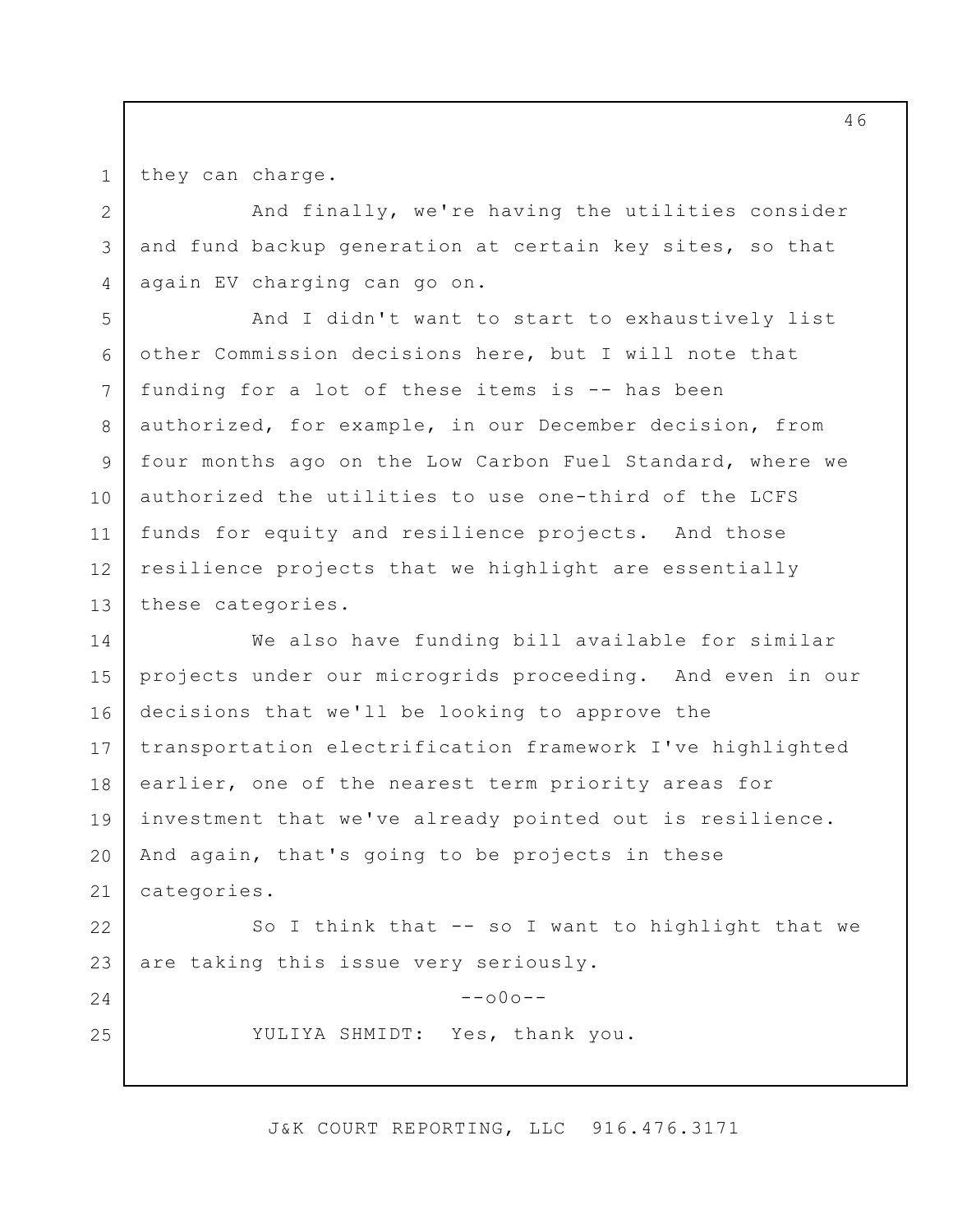they can charge.

And finally, we're having the utilities consider and fund backup generation at certain key sites, so that again EV charging can go on.

And I didn't want to start to exhaustively list other Commission decisions here, but I will note that funding for a lot of these items is -- has been authorized, for example, in our December decision, from four months ago on the Low Carbon Fuel Standard, where we authorized the utilities to use one-third of the LCFS funds for equity and resilience projects. And those resilience projects that we highlight are essentially these categories.

We also have funding bill available for similar projects under our microgrids proceeding. And even in our decisions that we'll be looking to approve the transportation electrification framework I've highlighted earlier, one of the nearest term priority areas for investment that we've already pointed out is resilience. And again, that's going to be projects in these categories.

So I think that -- so I want to highlight that we are taking this issue very seriously.

--o0o--

YULIYA SHMIDT: Yes, thank you.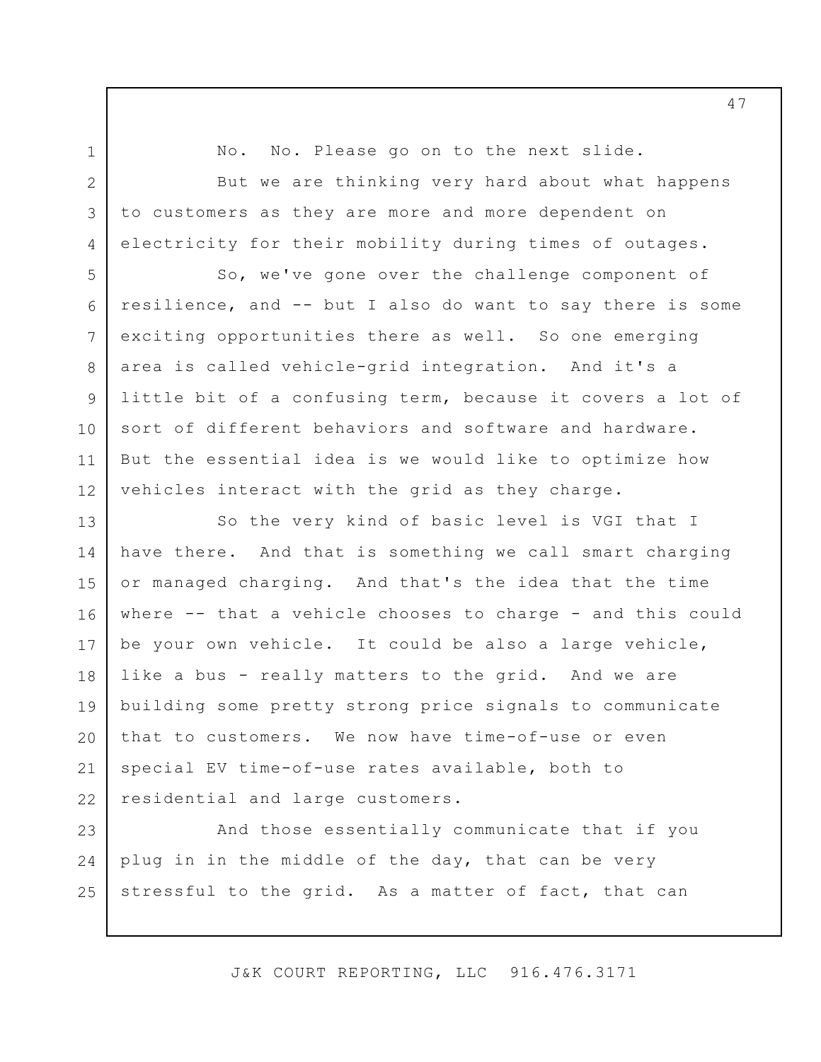No. No. Please go on to the next slide.

But we are thinking very hard about what happens to customers as they are more and more dependent on electricity for their mobility during times of outages.

So, we've gone over the challenge component of resilience, and -- but I also do want to say there is some exciting opportunities there as well. So one emerging area is called vehicle-grid integration. And it's a little bit of a confusing term, because it covers a lot of sort of different behaviors and software and hardware. But the essential idea is we would like to optimize how vehicles interact with the grid as they charge.

So the very kind of basic level is VGI that I have there. And that is something we call smart charging or managed charging. And that's the idea that the time where -- that a vehicle chooses to charge - and this could be your own vehicle. It could be also a large vehicle, like a bus - really matters to the grid. And we are building some pretty strong price signals to communicate that to customers. We now have time-of-use or even special EV time-of-use rates available, both to residential and large customers.

And those essentially communicate that if you plug in in the middle of the day, that can be very stressful to the grid. As a matter of fact, that can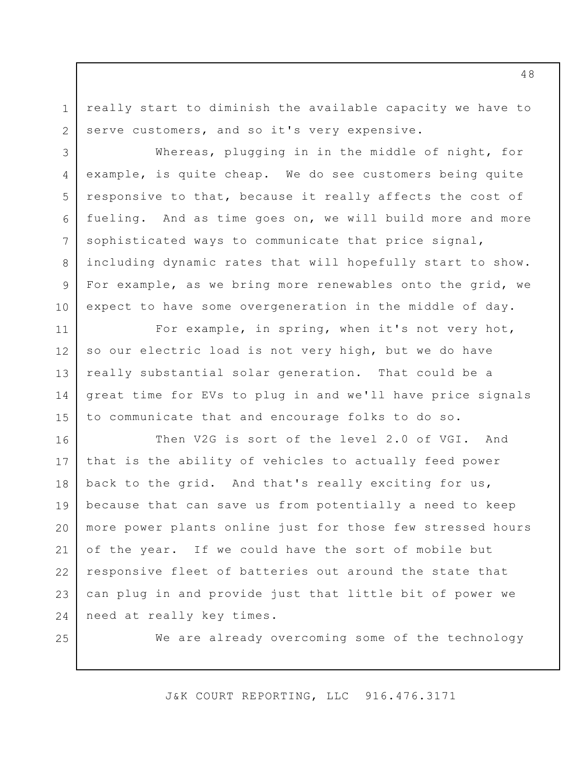really start to diminish the available capacity we have to serve customers, and so it's very expensive.

Whereas, plugging in in the middle of night, for example, is quite cheap. We do see customers being quite responsive to that, because it really affects the cost of fueling. And as time goes on, we will build more and more sophisticated ways to communicate that price signal, including dynamic rates that will hopefully start to show. For example, as we bring more renewables onto the grid, we expect to have some overgeneration in the middle of day.

For example, in spring, when it's not very hot, so our electric load is not very high, but we do have really substantial solar generation. That could be a great time for EVs to plug in and we'll have price signals to communicate that and encourage folks to do so.

Then V2G is sort of the level 2.0 of VGI. And that is the ability of vehicles to actually feed power back to the grid. And that's really exciting for us, because that can save us from potentially a need to keep more power plants online just for those few stressed hours of the year. If we could have the sort of mobile but responsive fleet of batteries out around the state that can plug in and provide just that little bit of power we need at really key times.

We are already overcoming some of the technology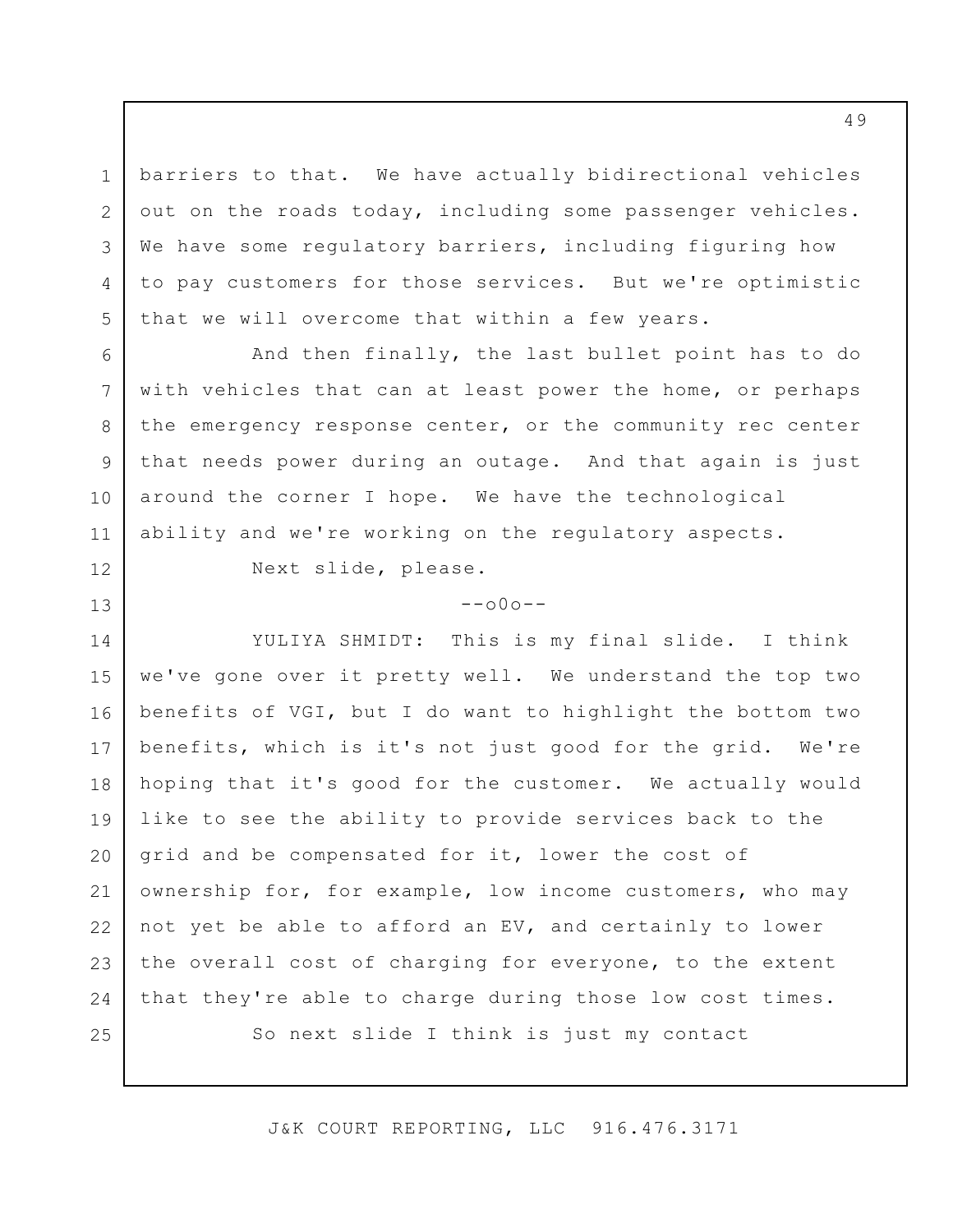barriers to that. We have actually bidirectional vehicles out on the roads today, including some passenger vehicles. We have some regulatory barriers, including figuring how to pay customers for those services. But we're optimistic that we will overcome that within a few years.

And then finally, the last bullet point has to do with vehicles that can at least power the home, or perhaps the emergency response center, or the community rec center that needs power during an outage. And that again is just around the corner I hope. We have the technological ability and we're working on the regulatory aspects.

Next slide, please.

--o0o--

YULIYA SHMIDT: This is my final slide. I think we've gone over it pretty well. We understand the top two benefits of VGI, but I do want to highlight the bottom two benefits, which is it's not just good for the grid. We're hoping that it's good for the customer. We actually would like to see the ability to provide services back to the grid and be compensated for it, lower the cost of ownership for, for example, low income customers, who may not yet be able to afford an EV, and certainly to lower the overall cost of charging for everyone, to the extent that they're able to charge during those low cost times.

So next slide I think is just my contact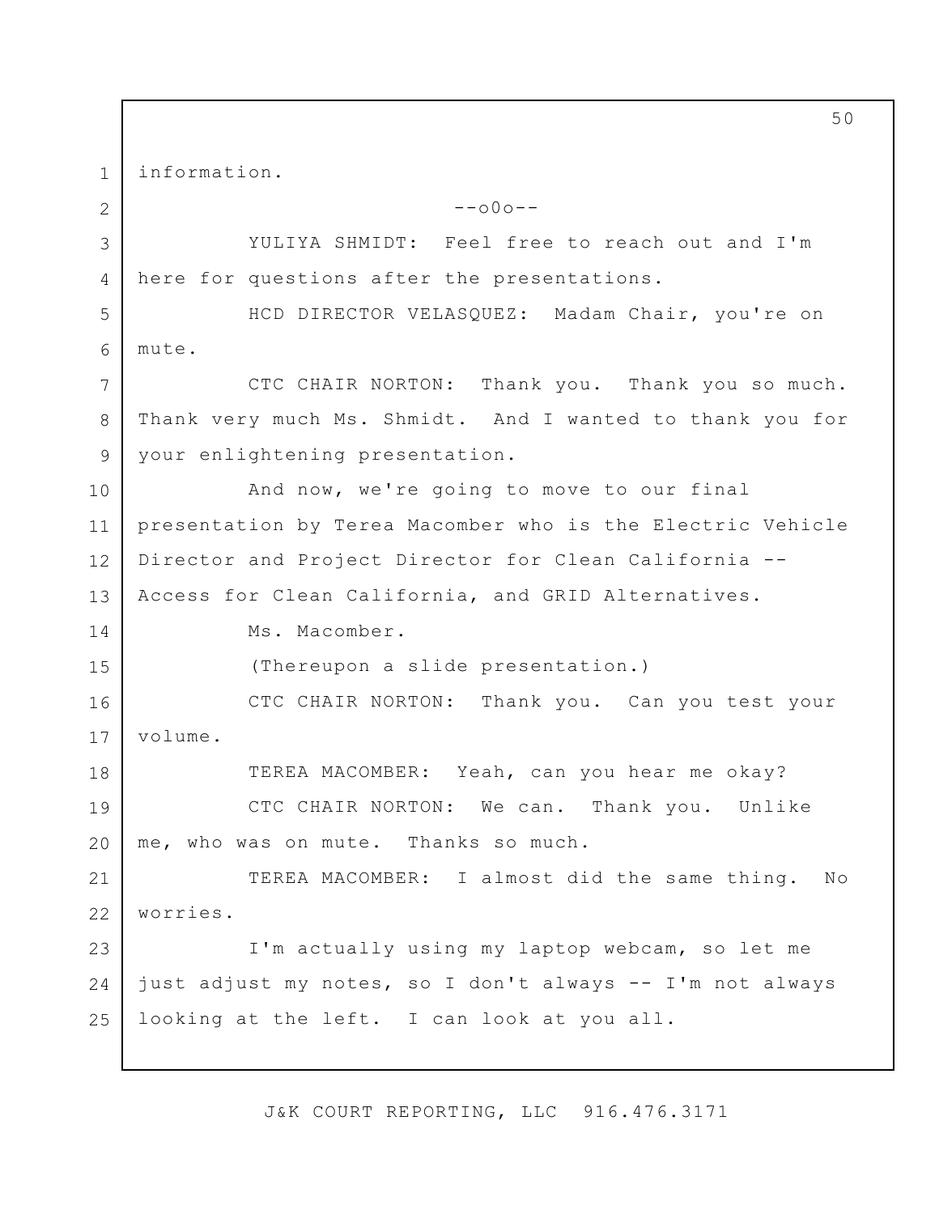information.

--o0o--

YULIYA SHMIDT: Feel free to reach out and I'm here for questions after the presentations.

HCD DIRECTOR VELASQUEZ: Madam Chair, you're on mute.

CTC CHAIR NORTON: Thank you. Thank you so much. Thank very much Ms. Shmidt. And I wanted to thank you for your enlightening presentation.

And now, we're going to move to our final presentation by Terea Macomber who is the Electric Vehicle Director and Project Director for Clean California -- Access for Clean California, and GRID Alternatives.

Ms. Macomber.

(Thereupon a slide presentation.)

CTC CHAIR NORTON: Thank you. Can you test your volume.

TEREA MACOMBER: Yeah, can you hear me okay?

CTC CHAIR NORTON: We can. Thank you. Unlike me, who was on mute. Thanks so much.

TEREA MACOMBER: I almost did the same thing. No worries.

I'm actually using my laptop webcam, so let me just adjust my notes, so I don't always -- I'm not always looking at the left. I can look at you all.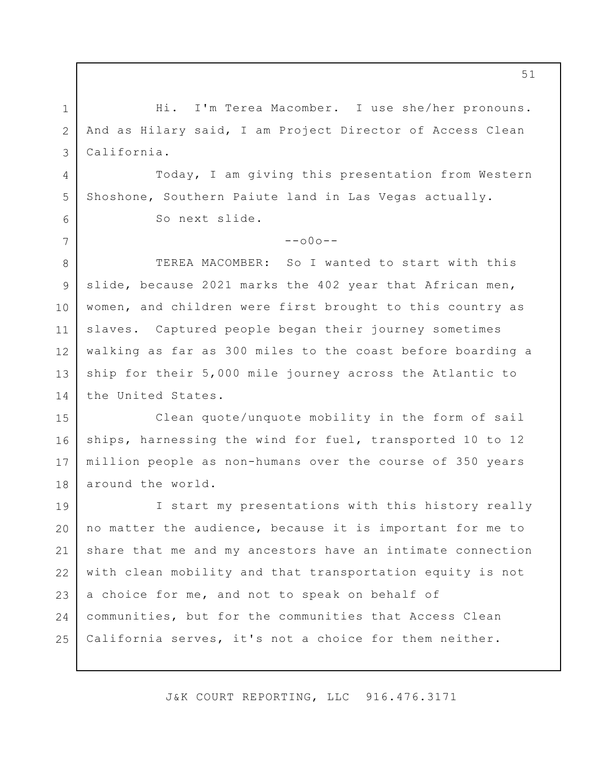Hi. I'm Terea Macomber. I use she/her pronouns. And as Hilary said, I am Project Director of Access Clean California.

Today, I am giving this presentation from Western Shoshone, Southern Paiute land in Las Vegas actually.

So next slide.

--o0o--

TEREA MACOMBER: So I wanted to start with this slide, because 2021 marks the 402 year that African men, women, and children were first brought to this country as slaves. Captured people began their journey sometimes walking as far as 300 miles to the coast before boarding a ship for their 5,000 mile journey across the Atlantic to the United States.

Clean quote/unquote mobility in the form of sail ships, harnessing the wind for fuel, transported 10 to 12 million people as non-humans over the course of 350 years around the world.

I start my presentations with this history really no matter the audience, because it is important for me to share that me and my ancestors have an intimate connection with clean mobility and that transportation equity is not a choice for me, and not to speak on behalf of communities, but for the communities that Access Clean California serves, it's not a choice for them neither.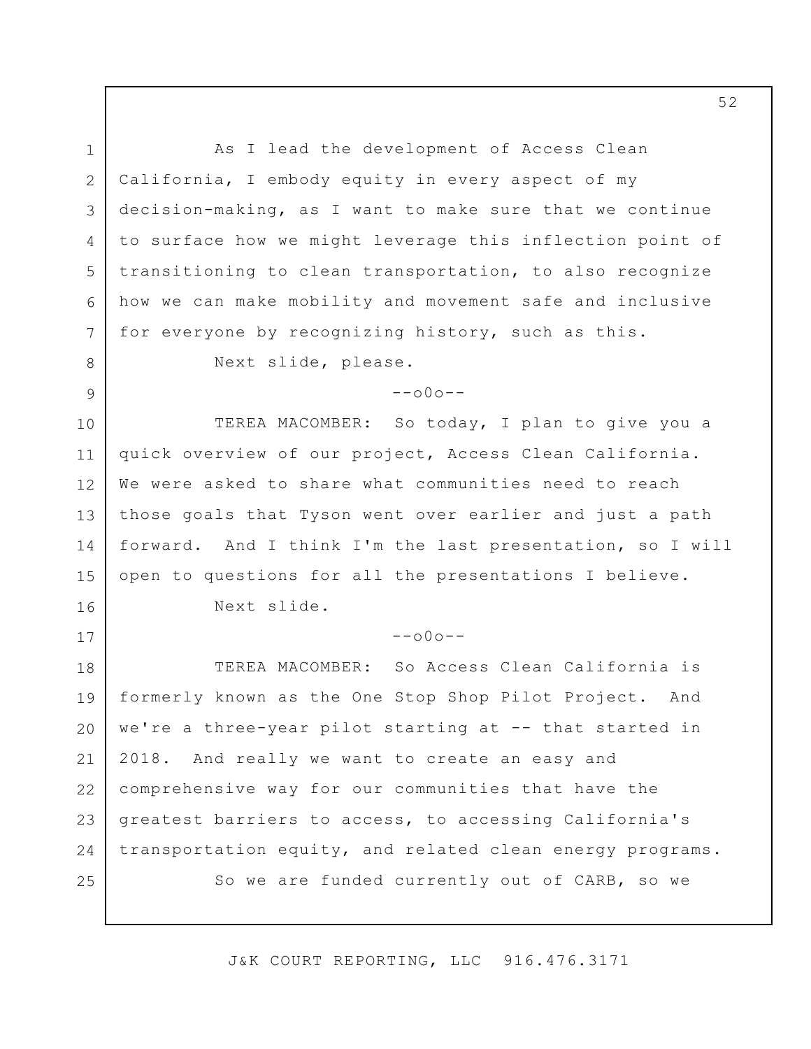As I lead the development of Access Clean California, I embody equity in every aspect of my decision-making, as I want to make sure that we continue to surface how we might leverage this inflection point of transitioning to clean transportation, to also recognize how we can make mobility and movement safe and inclusive for everyone by recognizing history, such as this.

Next slide, please.

--o0o--

TEREA MACOMBER: So today, I plan to give you a quick overview of our project, Access Clean California. We were asked to share what communities need to reach those goals that Tyson went over earlier and just a path forward. And I think I'm the last presentation, so I will open to questions for all the presentations I believe.

Next slide.

--o0o--

TEREA MACOMBER: So Access Clean California is formerly known as the One Stop Shop Pilot Project. And we're a three-year pilot starting at -- that started in 2018. And really we want to create an easy and comprehensive way for our communities that have the greatest barriers to access, to accessing California's transportation equity, and related clean energy programs.

So we are funded currently out of CARB, so we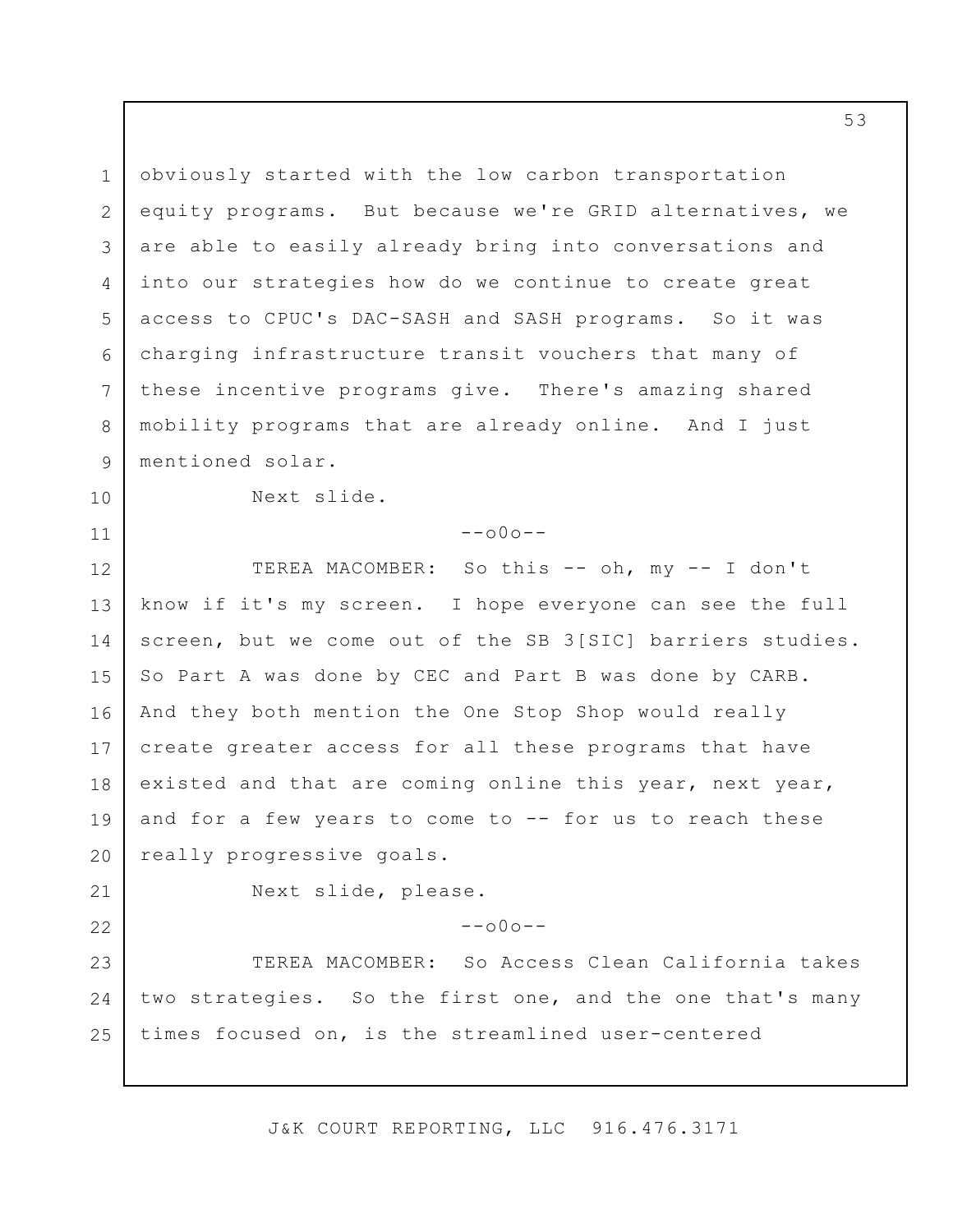obviously started with the low carbon transportation equity programs. But because we're GRID alternatives, we are able to easily already bring into conversations and into our strategies how do we continue to create great access to CPUC's DAC-SASH and SASH programs. So it was charging infrastructure transit vouchers that many of these incentive programs give. There's amazing shared mobility programs that are already online. And I just mentioned solar.

Next slide.

--o0o--

TEREA MACOMBER: So this -- oh, my -- I don't know if it's my screen. I hope everyone can see the full screen, but we come out of the SB 3[SIC] barriers studies. So Part A was done by CEC and Part B was done by CARB. And they both mention the One Stop Shop would really create greater access for all these programs that have existed and that are coming online this year, next year, and for a few years to come to -- for us to reach these really progressive goals.

Next slide, please.

--o0o--

TEREA MACOMBER: So Access Clean California takes two strategies. So the first one, and the one that's many times focused on, is the streamlined user-centered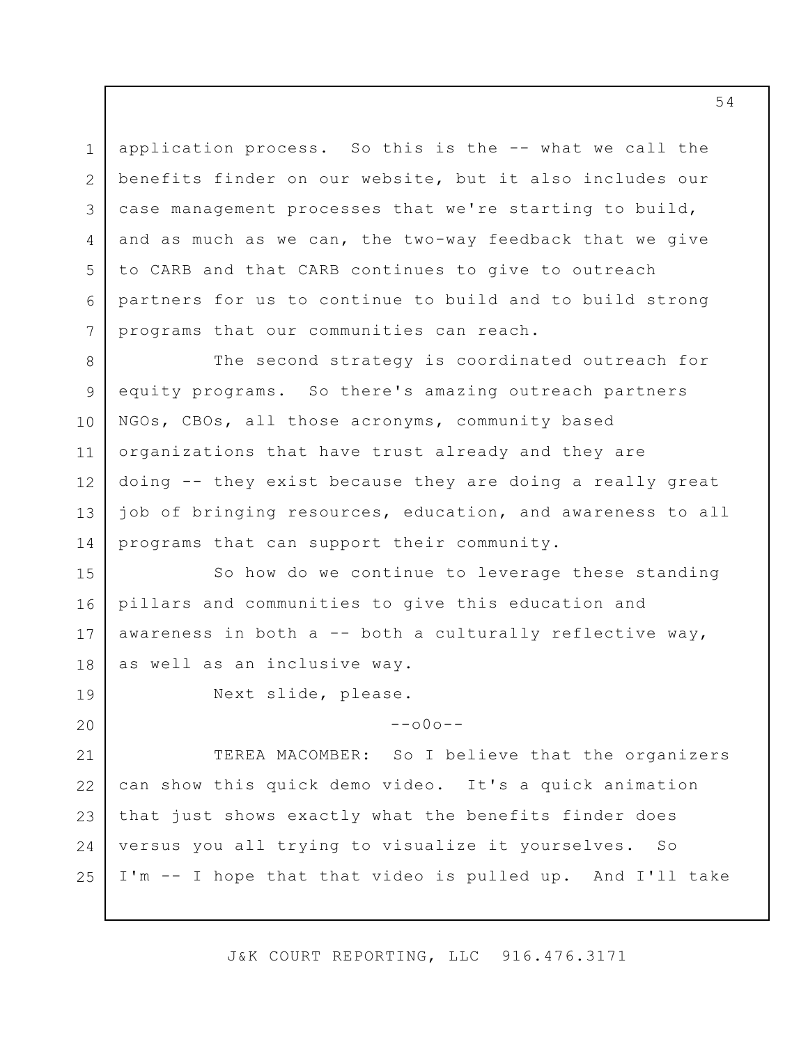application process. So this is the -- what we call the benefits finder on our website, but it also includes our case management processes that we're starting to build, and as much as we can, the two-way feedback that we give to CARB and that CARB continues to give to outreach partners for us to continue to build and to build strong programs that our communities can reach.

The second strategy is coordinated outreach for equity programs. So there's amazing outreach partners NGOs, CBOs, all those acronyms, community based organizations that have trust already and they are doing -- they exist because they are doing a really great job of bringing resources, education, and awareness to all programs that can support their community.

So how do we continue to leverage these standing pillars and communities to give this education and awareness in both a -- both a culturally reflective way, as well as an inclusive way.

Next slide, please.

--o0o--

TEREA MACOMBER: So I believe that the organizers can show this quick demo video. It's a quick animation that just shows exactly what the benefits finder does versus you all trying to visualize it yourselves. So I'm -- I hope that that video is pulled up. And I'll take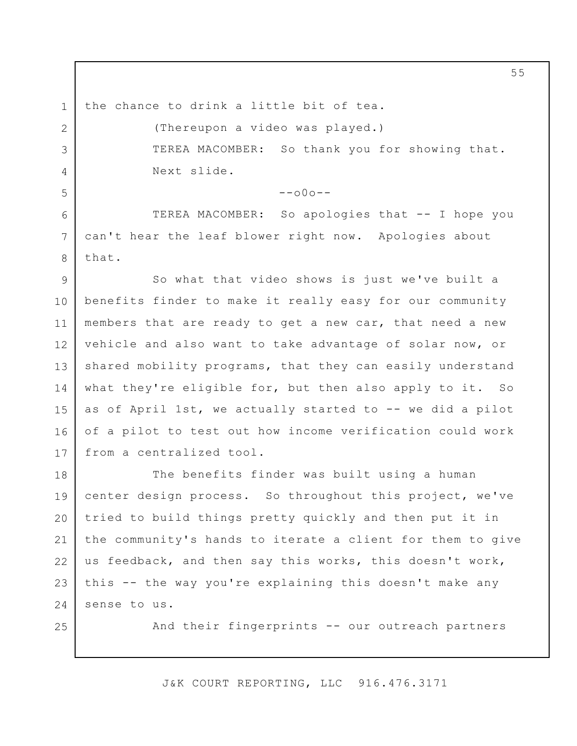the chance to drink a little bit of tea.

(Thereupon a video was played.)

TEREA MACOMBER: So thank you for showing that. Next slide.

--o0o--

TEREA MACOMBER: So apologies that -- I hope you can't hear the leaf blower right now. Apologies about that.

So what that video shows is just we've built a benefits finder to make it really easy for our community members that are ready to get a new car, that need a new vehicle and also want to take advantage of solar now, or shared mobility programs, that they can easily understand what they're eligible for, but then also apply to it. So as of April 1st, we actually started to -- we did a pilot of a pilot to test out how income verification could work from a centralized tool.

The benefits finder was built using a human center design process. So throughout this project, we've tried to build things pretty quickly and then put it in the community's hands to iterate a client for them to give us feedback, and then say this works, this doesn't work, this -- the way you're explaining this doesn't make any sense to us.

And their fingerprints -- our outreach partners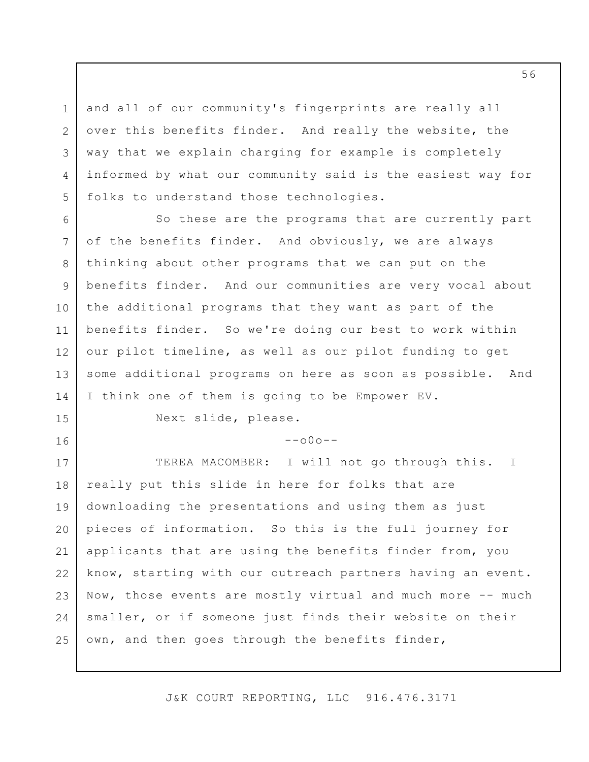and all of our community's fingerprints are really all over this benefits finder. And really the website, the way that we explain charging for example is completely informed by what our community said is the easiest way for folks to understand those technologies.

So these are the programs that are currently part of the benefits finder. And obviously, we are always thinking about other programs that we can put on the benefits finder. And our communities are very vocal about the additional programs that they want as part of the benefits finder. So we're doing our best to work within our pilot timeline, as well as our pilot funding to get some additional programs on here as soon as possible. And I think one of them is going to be Empower EV.

Next slide, please.

--o0o--

TEREA MACOMBER: I will not go through this. I really put this slide in here for folks that are downloading the presentations and using them as just pieces of information. So this is the full journey for applicants that are using the benefits finder from, you know, starting with our outreach partners having an event. Now, those events are mostly virtual and much more -- much smaller, or if someone just finds their website on their own, and then goes through the benefits finder,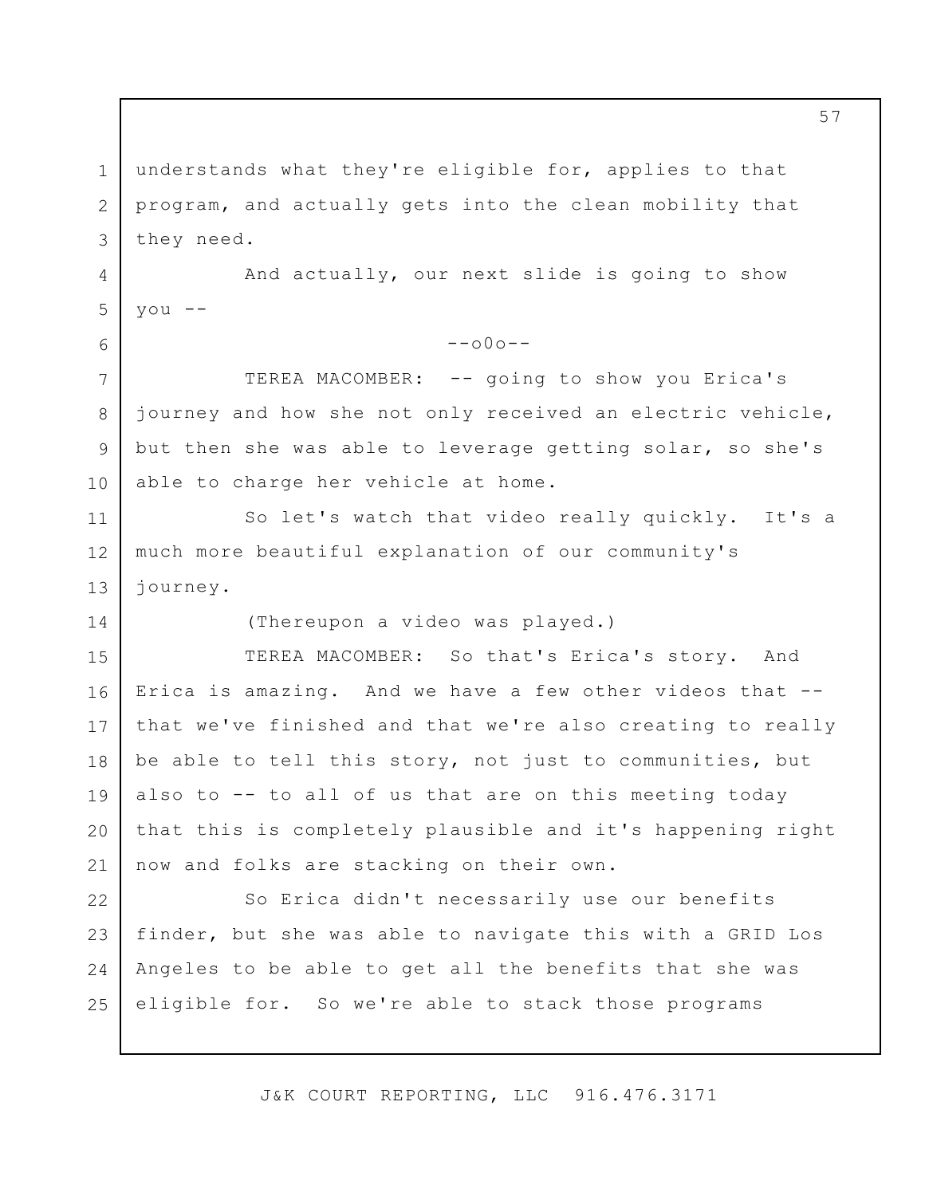understands what they're eligible for, applies to that program, and actually gets into the clean mobility that they need.

And actually, our next slide is going to show you --

--o0o--

TEREA MACOMBER: -- going to show you Erica's journey and how she not only received an electric vehicle, but then she was able to leverage getting solar, so she's able to charge her vehicle at home.

So let's watch that video really quickly. It's a much more beautiful explanation of our community's journey.

(Thereupon a video was played.)

TEREA MACOMBER: So that's Erica's story. And Erica is amazing. And we have a few other videos that -- that we've finished and that we're also creating to really be able to tell this story, not just to communities, but also to -- to all of us that are on this meeting today that this is completely plausible and it's happening right now and folks are stacking on their own.

So Erica didn't necessarily use our benefits finder, but she was able to navigate this with a GRID Los Angeles to be able to get all the benefits that she was eligible for. So we're able to stack those programs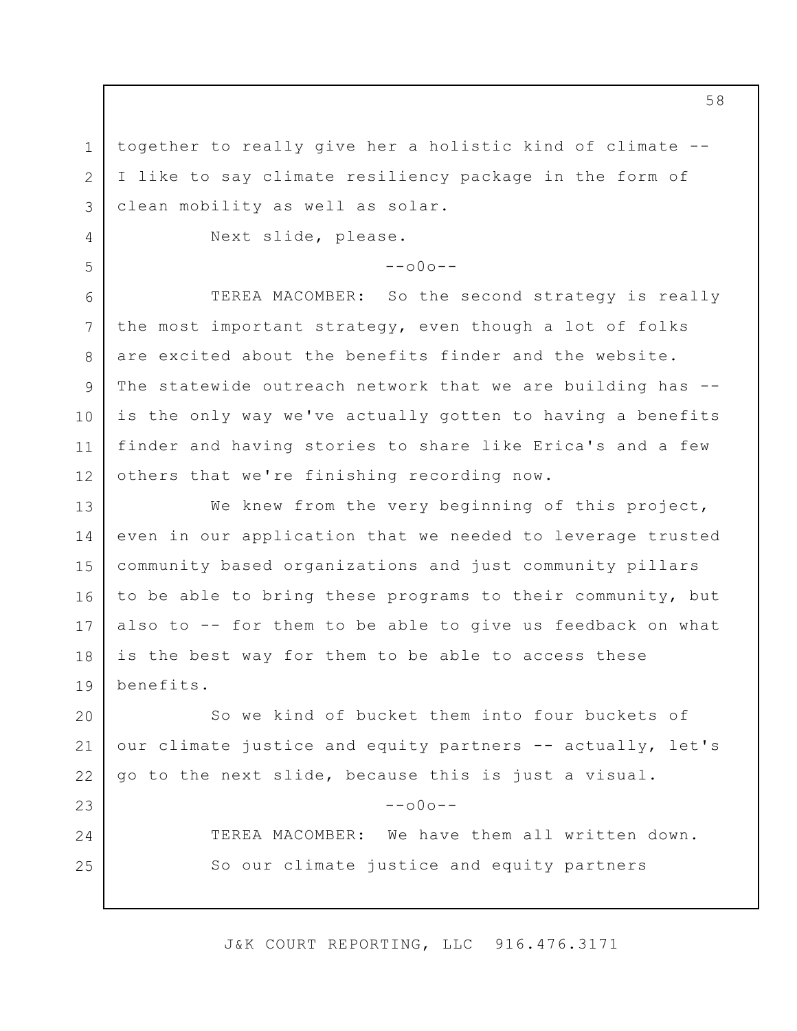together to really give her a holistic kind of climate -- I like to say climate resiliency package in the form of clean mobility as well as solar.

Next slide, please.

--o0o--

TEREA MACOMBER: So the second strategy is really the most important strategy, even though a lot of folks are excited about the benefits finder and the website. The statewide outreach network that we are building has -- is the only way we've actually gotten to having a benefits finder and having stories to share like Erica's and a few others that we're finishing recording now.

We knew from the very beginning of this project, even in our application that we needed to leverage trusted community based organizations and just community pillars to be able to bring these programs to their community, but also to -- for them to be able to give us feedback on what is the best way for them to be able to access these benefits.

So we kind of bucket them into four buckets of our climate justice and equity partners -- actually, let's go to the next slide, because this is just a visual.

--o0o--

TEREA MACOMBER: We have them all written down.

So our climate justice and equity partners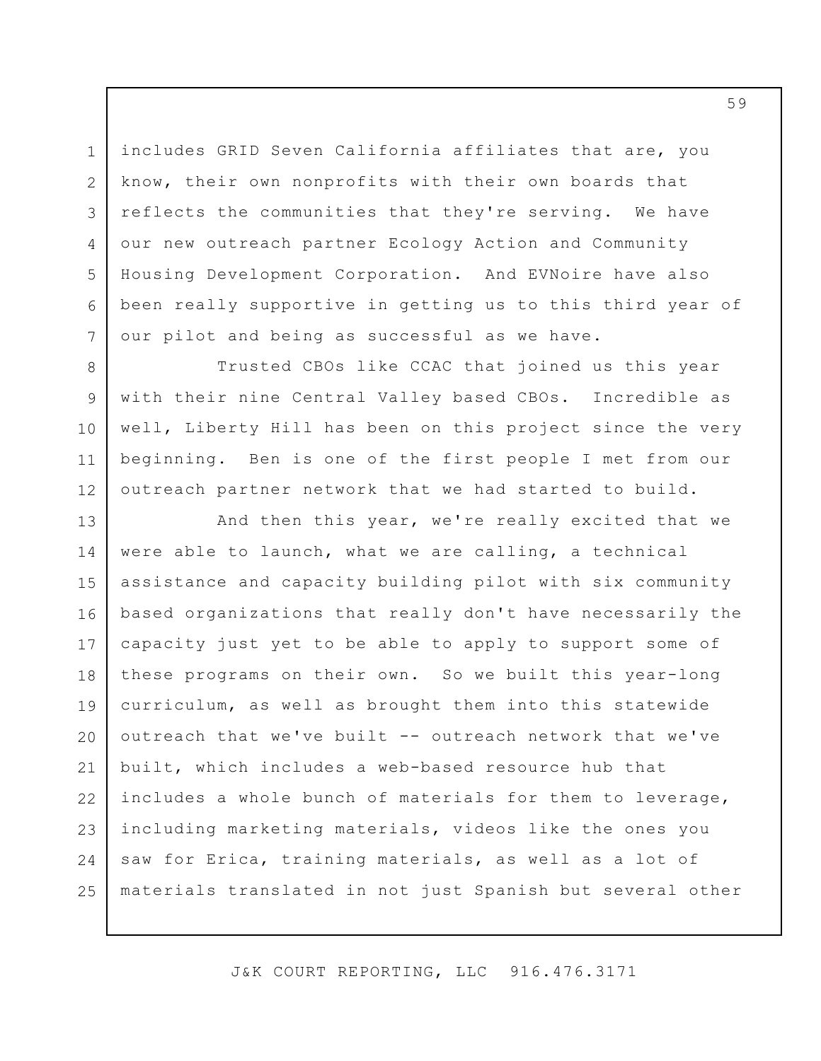includes GRID Seven California affiliates that are, you know, their own nonprofits with their own boards that reflects the communities that they're serving. We have our new outreach partner Ecology Action and Community Housing Development Corporation. And EVNoire have also been really supportive in getting us to this third year of our pilot and being as successful as we have.

Trusted CBOs like CCAC that joined us this year with their nine Central Valley based CBOs. Incredible as well, Liberty Hill has been on this project since the very beginning. Ben is one of the first people I met from our outreach partner network that we had started to build.

And then this year, we're really excited that we were able to launch, what we are calling, a technical assistance and capacity building pilot with six community based organizations that really don't have necessarily the capacity just yet to be able to apply to support some of these programs on their own. So we built this year-long curriculum, as well as brought them into this statewide outreach that we've built -- outreach network that we've built, which includes a web-based resource hub that includes a whole bunch of materials for them to leverage, including marketing materials, videos like the ones you saw for Erica, training materials, as well as a lot of materials translated in not just Spanish but several other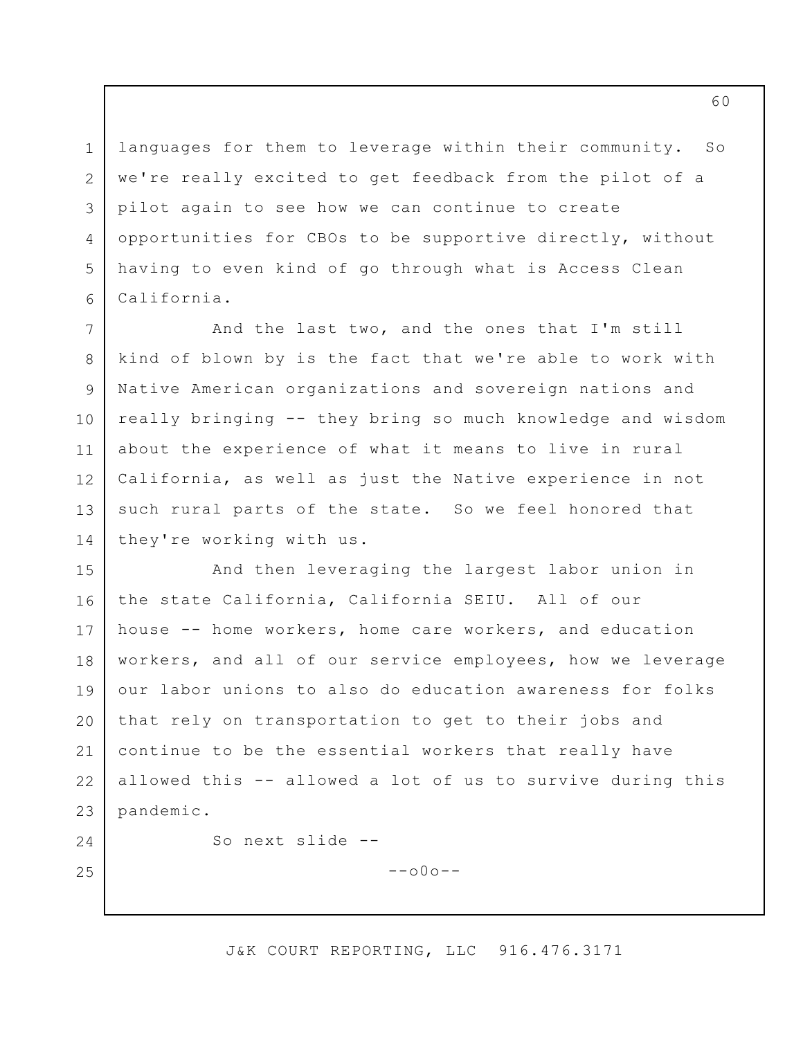languages for them to leverage within their community. So we're really excited to get feedback from the pilot of a pilot again to see how we can continue to create opportunities for CBOs to be supportive directly, without having to even kind of go through what is Access Clean California.

And the last two, and the ones that I'm still kind of blown by is the fact that we're able to work with Native American organizations and sovereign nations and really bringing -- they bring so much knowledge and wisdom about the experience of what it means to live in rural California, as well as just the Native experience in not such rural parts of the state. So we feel honored that they're working with us.

And then leveraging the largest labor union in the state California, California SEIU. All of our house -- home workers, home care workers, and education workers, and all of our service employees, how we leverage our labor unions to also do education awareness for folks that rely on transportation to get to their jobs and continue to be the essential workers that really have allowed this -- allowed a lot of us to survive during this pandemic.

So next slide --

--o0o--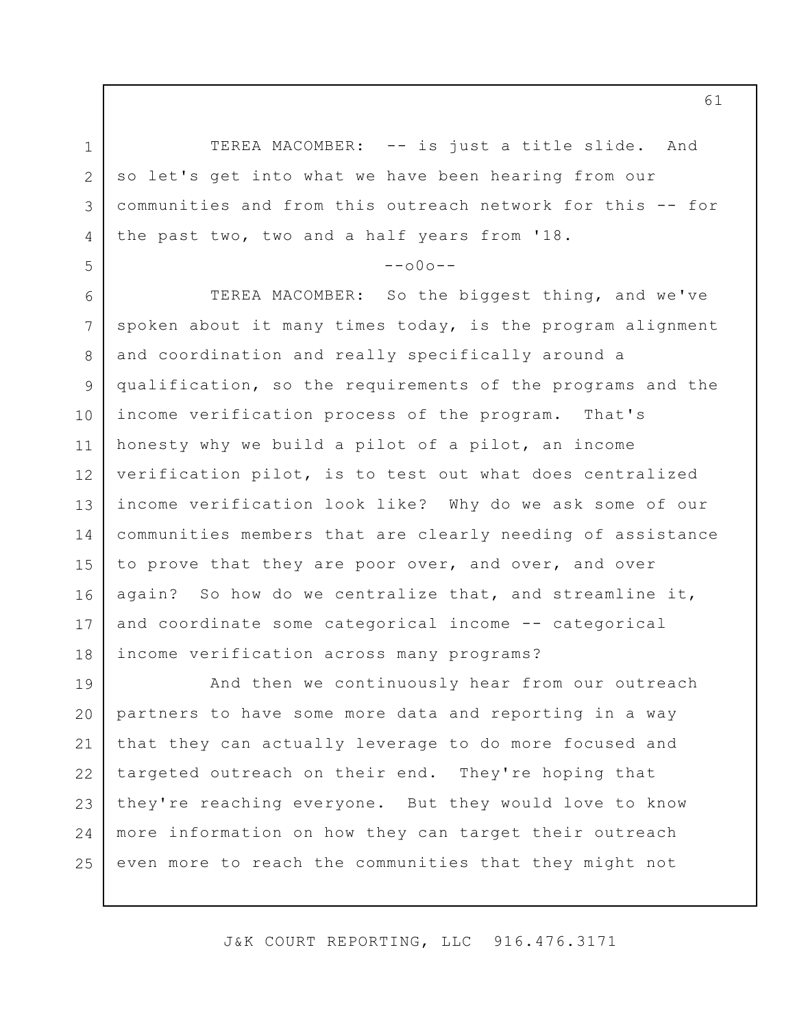TEREA MACOMBER: -- is just a title slide. And so let's get into what we have been hearing from our communities and from this outreach network for this -- for the past two, two and a half years from '18.

--o0o--

TEREA MACOMBER: So the biggest thing, and we've spoken about it many times today, is the program alignment and coordination and really specifically around a qualification, so the requirements of the programs and the income verification process of the program. That's honesty why we build a pilot of a pilot, an income verification pilot, is to test out what does centralized income verification look like? Why do we ask some of our communities members that are clearly needing of assistance to prove that they are poor over, and over, and over again? So how do we centralize that, and streamline it, and coordinate some categorical income -- categorical income verification across many programs?

And then we continuously hear from our outreach partners to have some more data and reporting in a way that they can actually leverage to do more focused and targeted outreach on their end. They're hoping that they're reaching everyone. But they would love to know more information on how they can target their outreach even more to reach the communities that they might not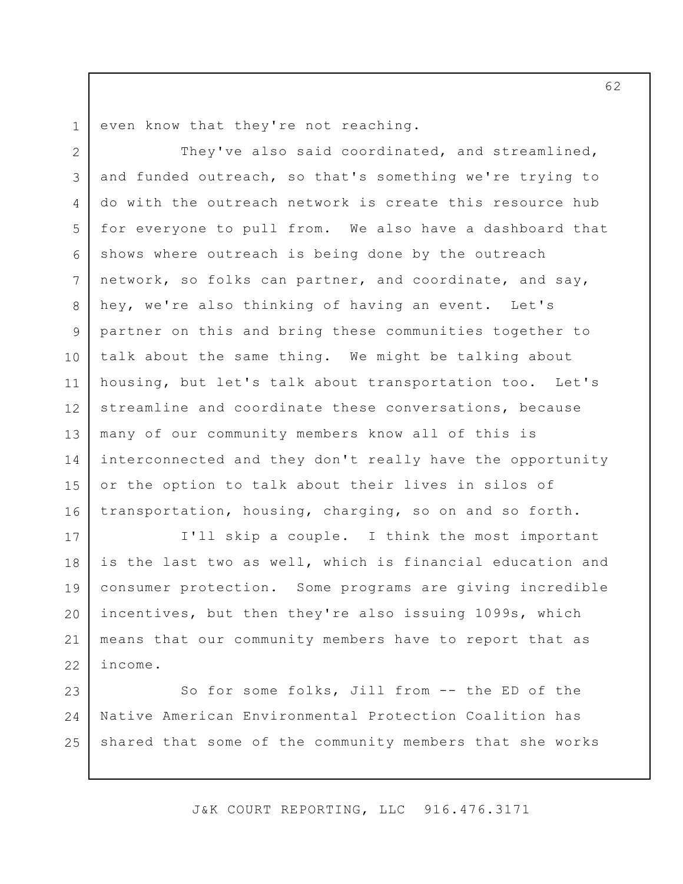even know that they're not reaching.

They've also said coordinated, and streamlined, and funded outreach, so that's something we're trying to do with the outreach network is create this resource hub for everyone to pull from. We also have a dashboard that shows where outreach is being done by the outreach network, so folks can partner, and coordinate, and say, hey, we're also thinking of having an event. Let's partner on this and bring these communities together to talk about the same thing. We might be talking about housing, but let's talk about transportation too. Let's streamline and coordinate these conversations, because many of our community members know all of this is interconnected and they don't really have the opportunity or the option to talk about their lives in silos of transportation, housing, charging, so on and so forth.

I'll skip a couple. I think the most important is the last two as well, which is financial education and consumer protection. Some programs are giving incredible incentives, but then they're also issuing 1099s, which means that our community members have to report that as income.

So for some folks, Jill from -- the ED of the Native American Environmental Protection Coalition has shared that some of the community members that she works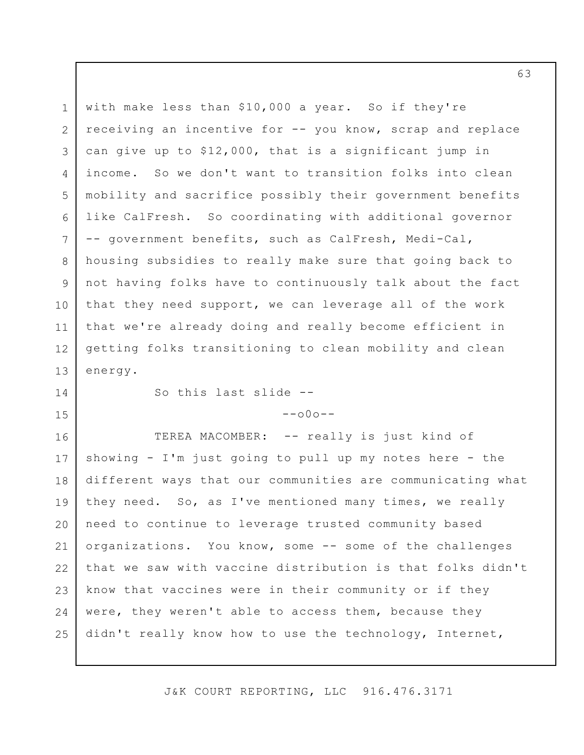with make less than $10,000 a year. So if they're receiving an incentive for -- you know, scrap and replace can give up to $12,000, that is a significant jump in income. So we don't want to transition folks into clean mobility and sacrifice possibly their government benefits like CalFresh. So coordinating with additional governor -- government benefits, such as CalFresh, Medi-Cal, housing subsidies to really make sure that going back to not having folks have to continuously talk about the fact that they need support, we can leverage all of the work that we're already doing and really become efficient in getting folks transitioning to clean mobility and clean energy.

So this last slide --

--o0o--

TEREA MACOMBER: -- really is just kind of showing - I'm just going to pull up my notes here - the different ways that our communities are communicating what they need. So, as I've mentioned many times, we really need to continue to leverage trusted community based organizations. You know, some -- some of the challenges that we saw with vaccine distribution is that folks didn't know that vaccines were in their community or if they were, they weren't able to access them, because they didn't really know how to use the technology, Internet,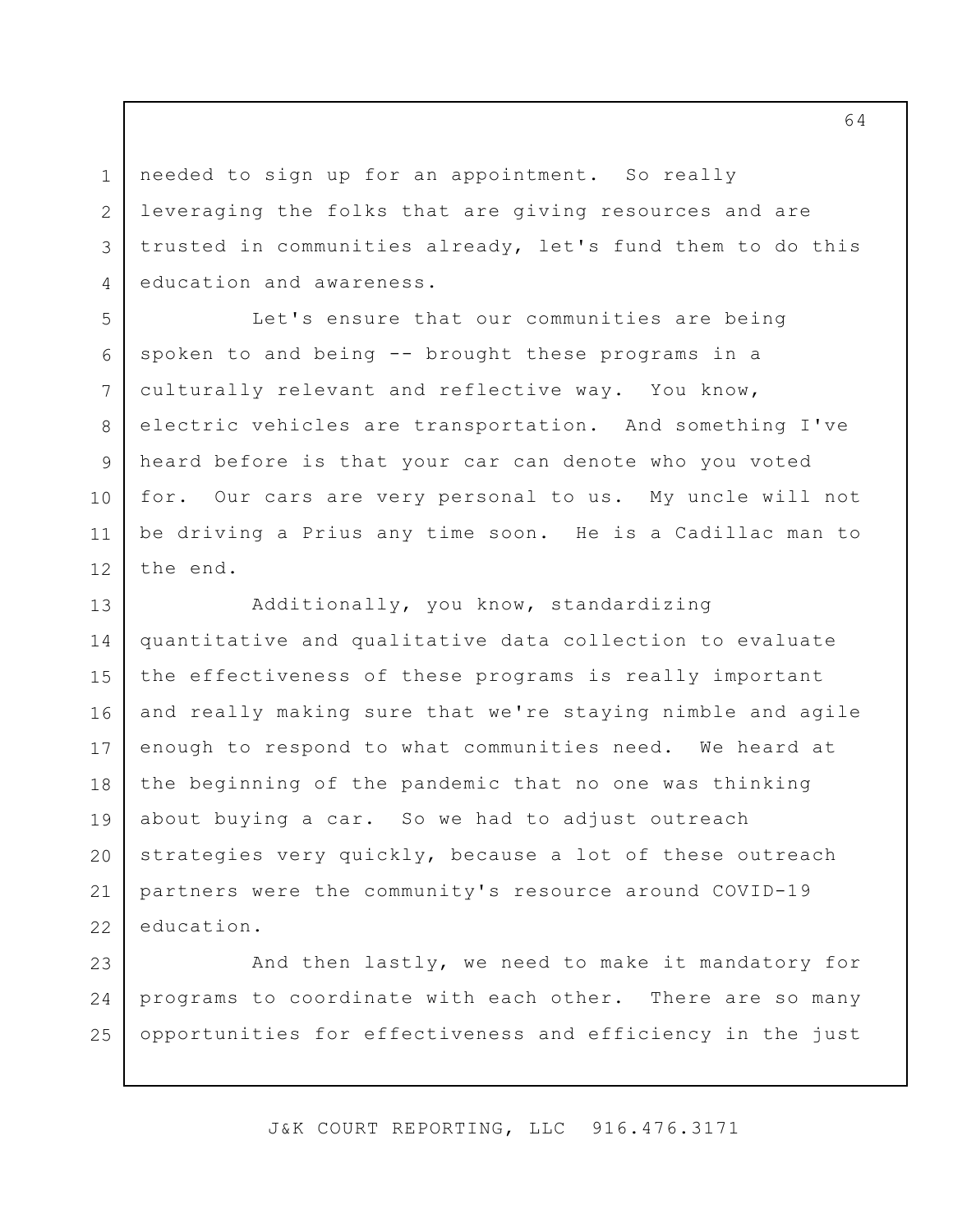needed to sign up for an appointment. So really leveraging the folks that are giving resources and are trusted in communities already, let's fund them to do this education and awareness.

Let's ensure that our communities are being spoken to and being -- brought these programs in a culturally relevant and reflective way. You know, electric vehicles are transportation. And something I've heard before is that your car can denote who you voted for. Our cars are very personal to us. My uncle will not be driving a Prius any time soon. He is a Cadillac man to the end.

Additionally, you know, standardizing quantitative and qualitative data collection to evaluate the effectiveness of these programs is really important and really making sure that we're staying nimble and agile enough to respond to what communities need. We heard at the beginning of the pandemic that no one was thinking about buying a car. So we had to adjust outreach strategies very quickly, because a lot of these outreach partners were the community's resource around COVID-19 education.

And then lastly, we need to make it mandatory for programs to coordinate with each other. There are so many opportunities for effectiveness and efficiency in the just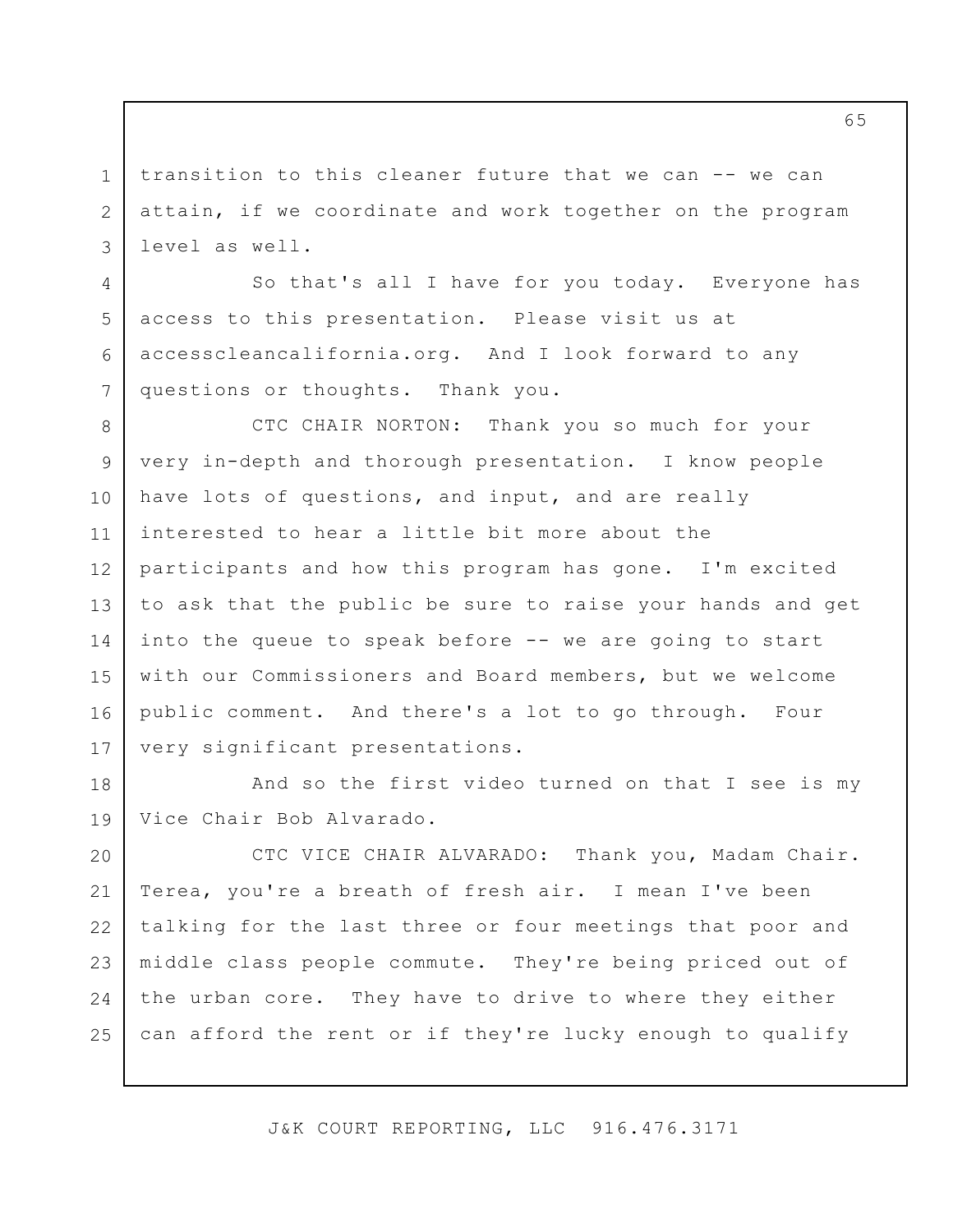transition to this cleaner future that we can -- we can attain, if we coordinate and work together on the program level as well.

So that's all I have for you today. Everyone has access to this presentation. Please visit us at accesscleancalifornia.org. And I look forward to any questions or thoughts. Thank you.

CTC CHAIR NORTON: Thank you so much for your very in-depth and thorough presentation. I know people have lots of questions, and input, and are really interested to hear a little bit more about the participants and how this program has gone. I'm excited to ask that the public be sure to raise your hands and get into the queue to speak before -- we are going to start with our Commissioners and Board members, but we welcome public comment. And there's a lot to go through. Four very significant presentations.

And so the first video turned on that I see is my Vice Chair Bob Alvarado.

CTC VICE CHAIR ALVARADO: Thank you, Madam Chair. Terea, you're a breath of fresh air. I mean I've been talking for the last three or four meetings that poor and middle class people commute. They're being priced out of the urban core. They have to drive to where they either can afford the rent or if they're lucky enough to qualify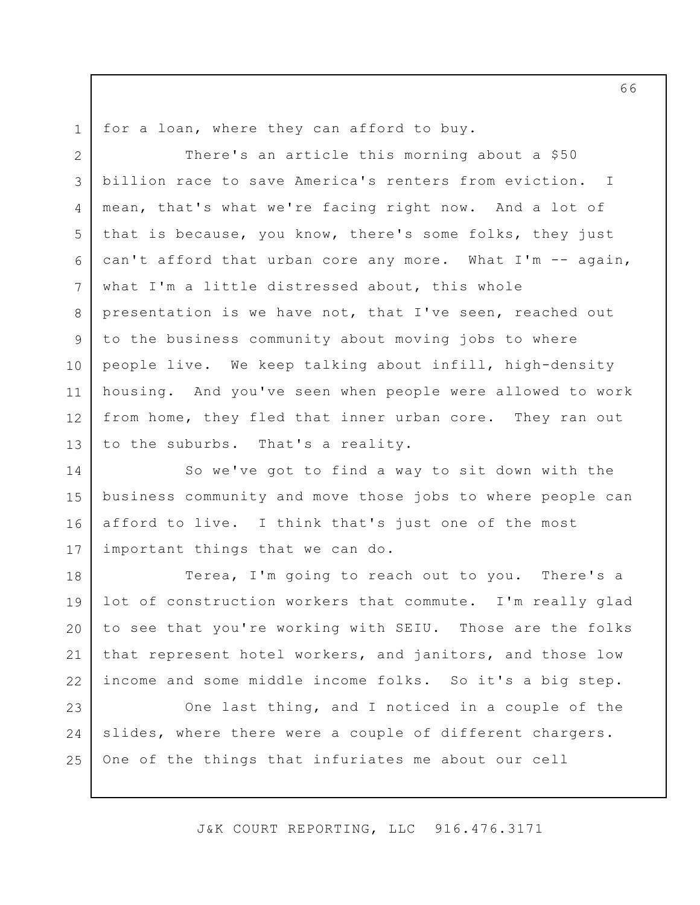for a loan, where they can afford to buy.

There's an article this morning about a $50 billion race to save America's renters from eviction. I mean, that's what we're facing right now. And a lot of that is because, you know, there's some folks, they just can't afford that urban core any more. What I'm -- again, what I'm a little distressed about, this whole presentation is we have not, that I've seen, reached out to the business community about moving jobs to where people live. We keep talking about infill, high-density housing. And you've seen when people were allowed to work from home, they fled that inner urban core. They ran out to the suburbs. That's a reality.

So we've got to find a way to sit down with the business community and move those jobs to where people can afford to live. I think that's just one of the most important things that we can do.

Terea, I'm going to reach out to you. There's a lot of construction workers that commute. I'm really glad to see that you're working with SEIU. Those are the folks that represent hotel workers, and janitors, and those low income and some middle income folks. So it's a big step.

One last thing, and I noticed in a couple of the slides, where there were a couple of different chargers. One of the things that infuriates me about our cell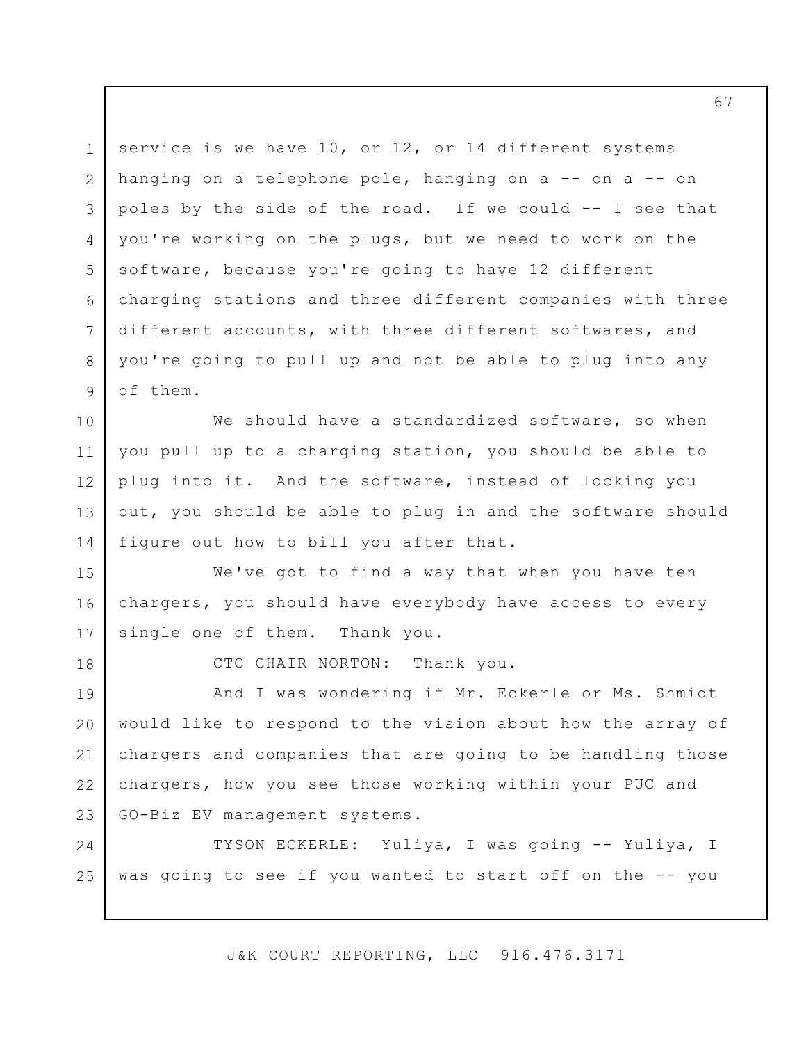service is we have 10, or 12, or 14 different systems hanging on a telephone pole, hanging on a -- on a -- on poles by the side of the road. If we could -- I see that you're working on the plugs, but we need to work on the software, because you're going to have 12 different charging stations and three different companies with three different accounts, with three different softwares, and you're going to pull up and not be able to plug into any of them.

We should have a standardized software, so when you pull up to a charging station, you should be able to plug into it. And the software, instead of locking you out, you should be able to plug in and the software should figure out how to bill you after that.

We've got to find a way that when you have ten chargers, you should have everybody have access to every single one of them. Thank you.

CTC CHAIR NORTON: Thank you.

And I was wondering if Mr. Eckerle or Ms. Shmidt would like to respond to the vision about how the array of chargers and companies that are going to be handling those chargers, how you see those working within your PUC and GO-Biz EV management systems.

TYSON ECKERLE: Yuliya, I was going -- Yuliya, I was going to see if you wanted to start off on the -- you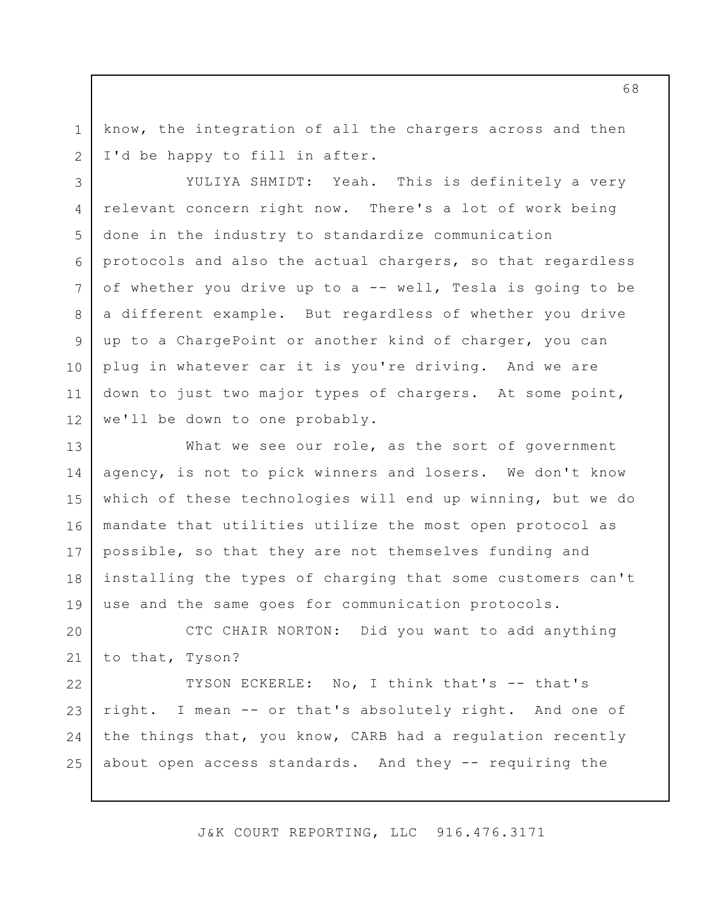know, the integration of all the chargers across and then I'd be happy to fill in after.

YULIYA SHMIDT: Yeah. This is definitely a very relevant concern right now. There's a lot of work being done in the industry to standardize communication protocols and also the actual chargers, so that regardless of whether you drive up to a -- well, Tesla is going to be a different example. But regardless of whether you drive up to a ChargePoint or another kind of charger, you can plug in whatever car it is you're driving. And we are down to just two major types of chargers. At some point, we'll be down to one probably.

What we see our role, as the sort of government agency, is not to pick winners and losers. We don't know which of these technologies will end up winning, but we do mandate that utilities utilize the most open protocol as possible, so that they are not themselves funding and installing the types of charging that some customers can't use and the same goes for communication protocols.

CTC CHAIR NORTON: Did you want to add anything to that, Tyson?

TYSON ECKERLE: No, I think that's -- that's right. I mean -- or that's absolutely right. And one of the things that, you know, CARB had a regulation recently about open access standards. And they -- requiring the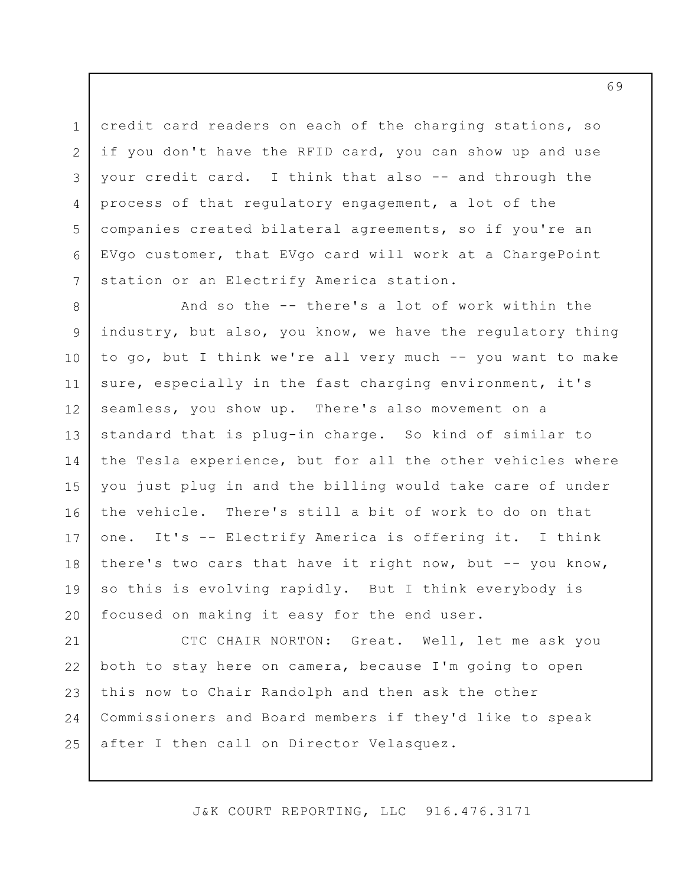credit card readers on each of the charging stations, so if you don't have the RFID card, you can show up and use your credit card. I think that also -- and through the process of that regulatory engagement, a lot of the companies created bilateral agreements, so if you're an EVgo customer, that EVgo card will work at a ChargePoint station or an Electrify America station.

And so the -- there's a lot of work within the industry, but also, you know, we have the regulatory thing to go, but I think we're all very much -- you want to make sure, especially in the fast charging environment, it's seamless, you show up. There's also movement on a standard that is plug-in charge. So kind of similar to the Tesla experience, but for all the other vehicles where you just plug in and the billing would take care of under the vehicle. There's still a bit of work to do on that one. It's -- Electrify America is offering it. I think there's two cars that have it right now, but -- you know, so this is evolving rapidly. But I think everybody is focused on making it easy for the end user.

CTC CHAIR NORTON: Great. Well, let me ask you both to stay here on camera, because I'm going to open this now to Chair Randolph and then ask the other Commissioners and Board members if they'd like to speak after I then call on Director Velasquez.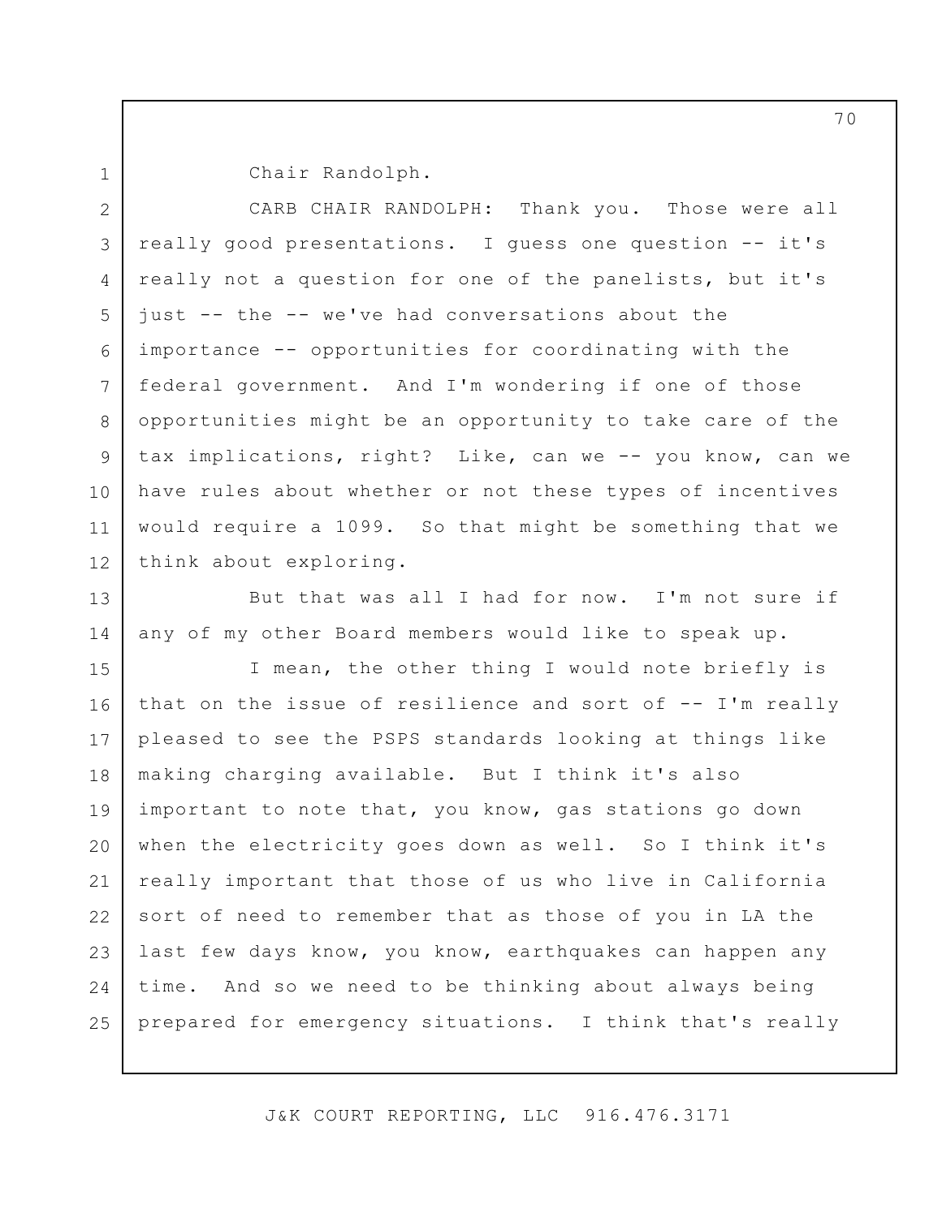Chair Randolph.

CARB CHAIR RANDOLPH: Thank you. Those were all really good presentations. I guess one question -- it's really not a question for one of the panelists, but it's just -- the -- we've had conversations about the importance -- opportunities for coordinating with the federal government. And I'm wondering if one of those opportunities might be an opportunity to take care of the tax implications, right? Like, can we -- you know, can we have rules about whether or not these types of incentives would require a 1099. So that might be something that we think about exploring.

But that was all I had for now. I'm not sure if any of my other Board members would like to speak up.

I mean, the other thing I would note briefly is that on the issue of resilience and sort of -- I'm really pleased to see the PSPS standards looking at things like making charging available. But I think it's also important to note that, you know, gas stations go down when the electricity goes down as well. So I think it's really important that those of us who live in California sort of need to remember that as those of you in LA the last few days know, you know, earthquakes can happen any time. And so we need to be thinking about always being prepared for emergency situations. I think that's really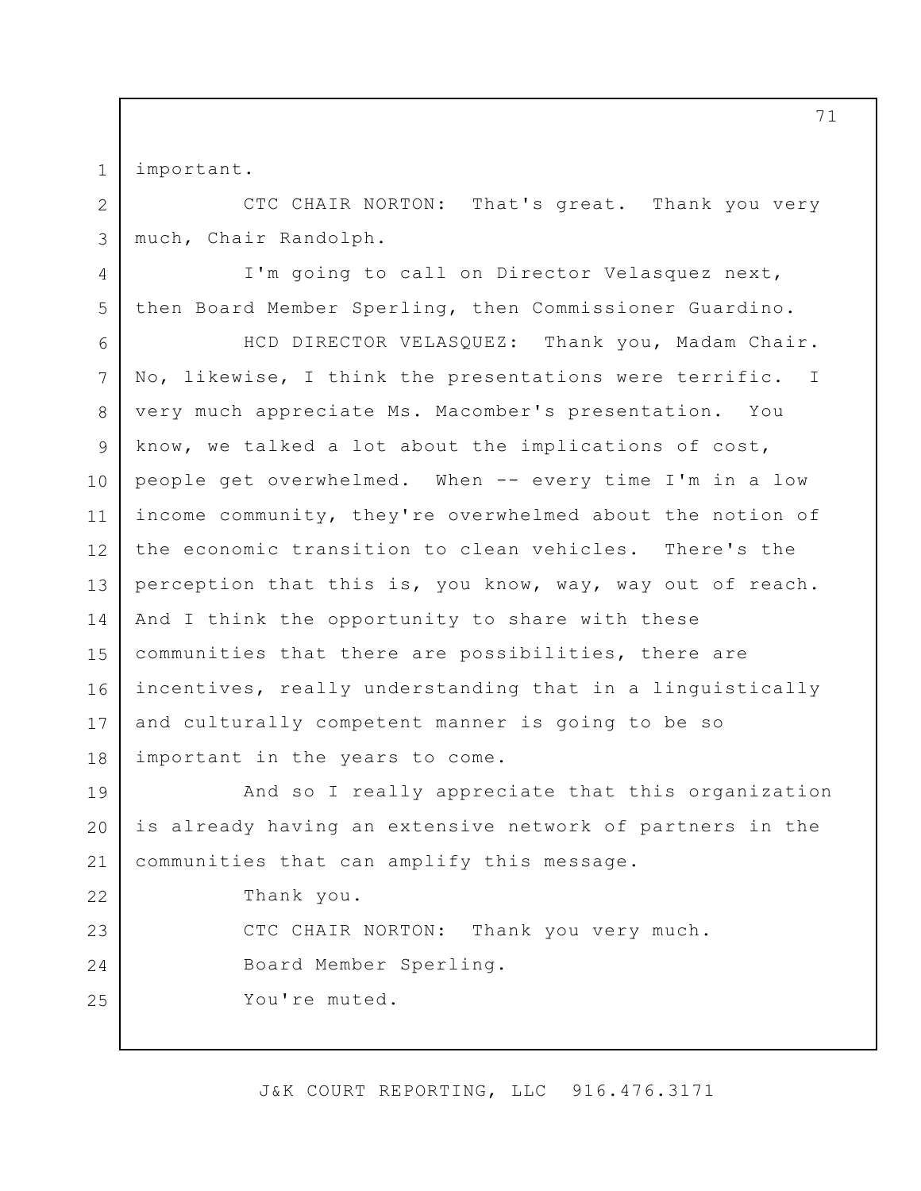important.

CTC CHAIR NORTON: That's great. Thank you very much, Chair Randolph.

I'm going to call on Director Velasquez next, then Board Member Sperling, then Commissioner Guardino.

HCD DIRECTOR VELASQUEZ: Thank you, Madam Chair. No, likewise, I think the presentations were terrific. I very much appreciate Ms. Macomber's presentation. You know, we talked a lot about the implications of cost, people get overwhelmed. When -- every time I'm in a low income community, they're overwhelmed about the notion of the economic transition to clean vehicles. There's the perception that this is, you know, way, way out of reach. And I think the opportunity to share with these communities that there are possibilities, there are incentives, really understanding that in a linguistically and culturally competent manner is going to be so important in the years to come.

And so I really appreciate that this organization is already having an extensive network of partners in the communities that can amplify this message.

Thank you.

CTC CHAIR NORTON: Thank you very much.

Board Member Sperling.

You're muted.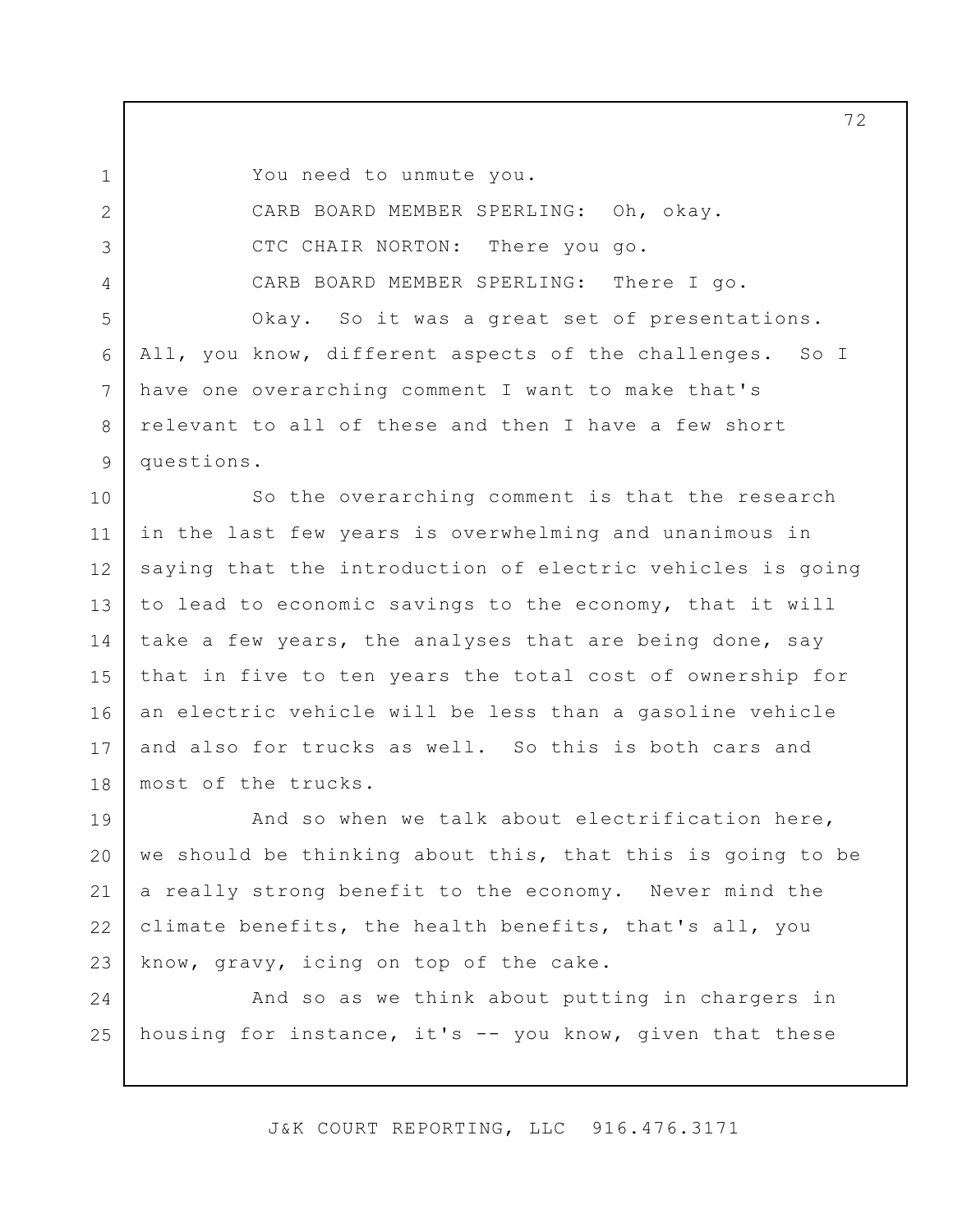You need to unmute you.

CARB BOARD MEMBER SPERLING: Oh, okay.

CTC CHAIR NORTON: There you go.

CARB BOARD MEMBER SPERLING: There I go.

Okay. So it was a great set of presentations. All, you know, different aspects of the challenges. So I have one overarching comment I want to make that's relevant to all of these and then I have a few short questions.

So the overarching comment is that the research in the last few years is overwhelming and unanimous in saying that the introduction of electric vehicles is going to lead to economic savings to the economy, that it will take a few years, the analyses that are being done, say that in five to ten years the total cost of ownership for an electric vehicle will be less than a gasoline vehicle and also for trucks as well. So this is both cars and most of the trucks.

And so when we talk about electrification here, we should be thinking about this, that this is going to be a really strong benefit to the economy. Never mind the climate benefits, the health benefits, that's all, you know, gravy, icing on top of the cake.

And so as we think about putting in chargers in housing for instance, it's -- you know, given that these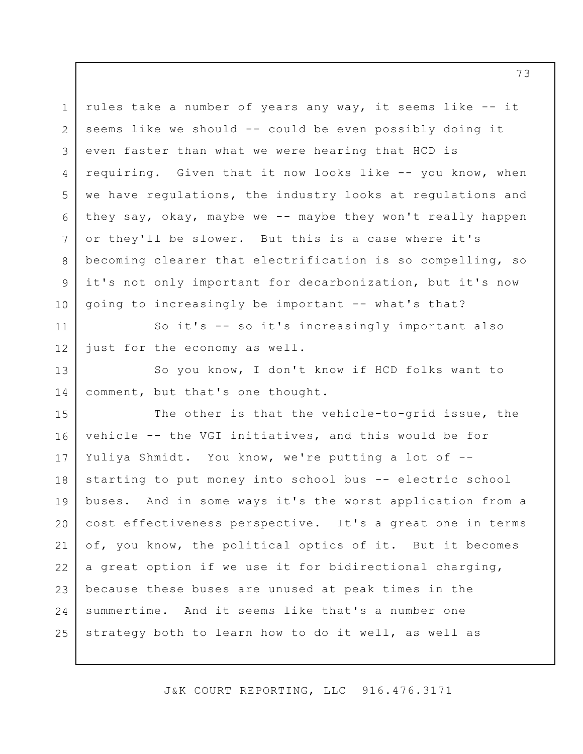rules take a number of years any way, it seems like -- it seems like we should -- could be even possibly doing it even faster than what we were hearing that HCD is requiring. Given that it now looks like -- you know, when we have regulations, the industry looks at regulations and they say, okay, maybe we -- maybe they won't really happen or they'll be slower. But this is a case where it's becoming clearer that electrification is so compelling, so it's not only important for decarbonization, but it's now going to increasingly be important -- what's that?

So it's -- so it's increasingly important also just for the economy as well.

So you know, I don't know if HCD folks want to comment, but that's one thought.

The other is that the vehicle-to-grid issue, the vehicle -- the VGI initiatives, and this would be for Yuliya Shmidt. You know, we're putting a lot of -- starting to put money into school bus -- electric school buses. And in some ways it's the worst application from a cost effectiveness perspective. It's a great one in terms of, you know, the political optics of it. But it becomes a great option if we use it for bidirectional charging, because these buses are unused at peak times in the summertime. And it seems like that's a number one strategy both to learn how to do it well, as well as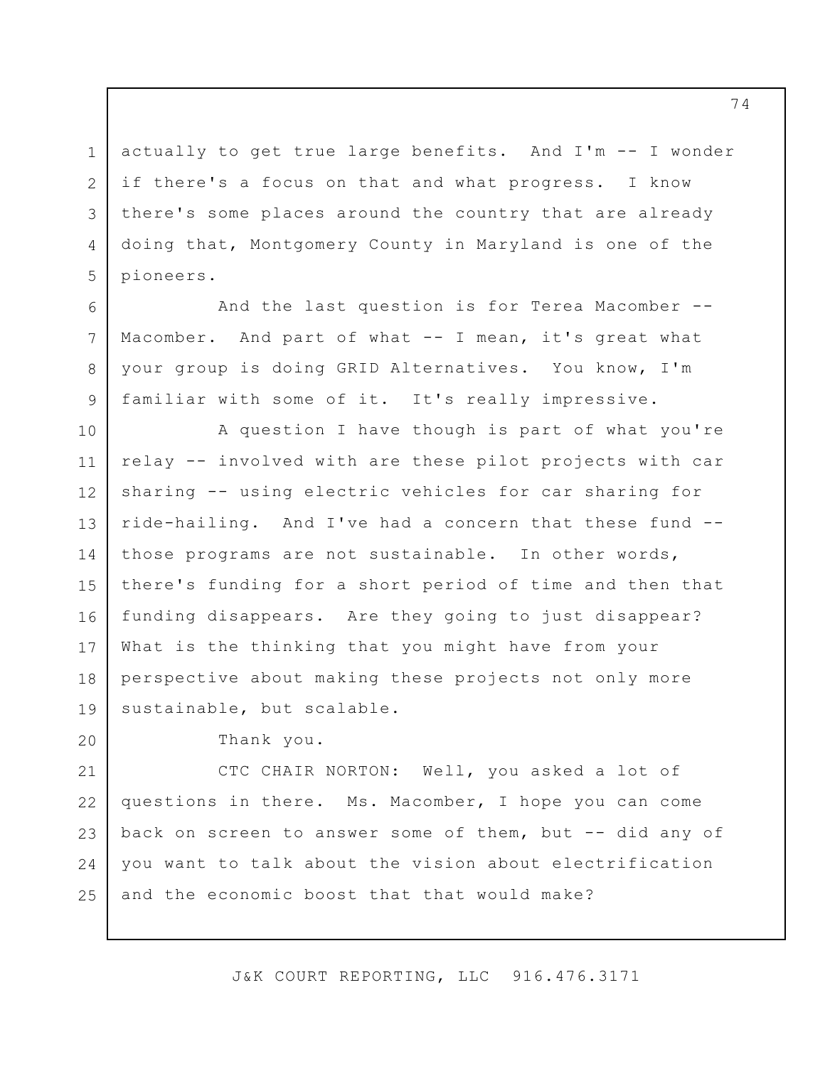actually to get true large benefits. And I'm -- I wonder if there's a focus on that and what progress. I know there's some places around the country that are already doing that, Montgomery County in Maryland is one of the pioneers.

And the last question is for Terea Macomber -- Macomber. And part of what -- I mean, it's great what your group is doing GRID Alternatives. You know, I'm familiar with some of it. It's really impressive.

A question I have though is part of what you're relay -- involved with are these pilot projects with car sharing -- using electric vehicles for car sharing for ride-hailing. And I've had a concern that these fund -- those programs are not sustainable. In other words, there's funding for a short period of time and then that funding disappears. Are they going to just disappear? What is the thinking that you might have from your perspective about making these projects not only more sustainable, but scalable.

Thank you.

CTC CHAIR NORTON: Well, you asked a lot of questions in there. Ms. Macomber, I hope you can come back on screen to answer some of them, but -- did any of you want to talk about the vision about electrification and the economic boost that that would make?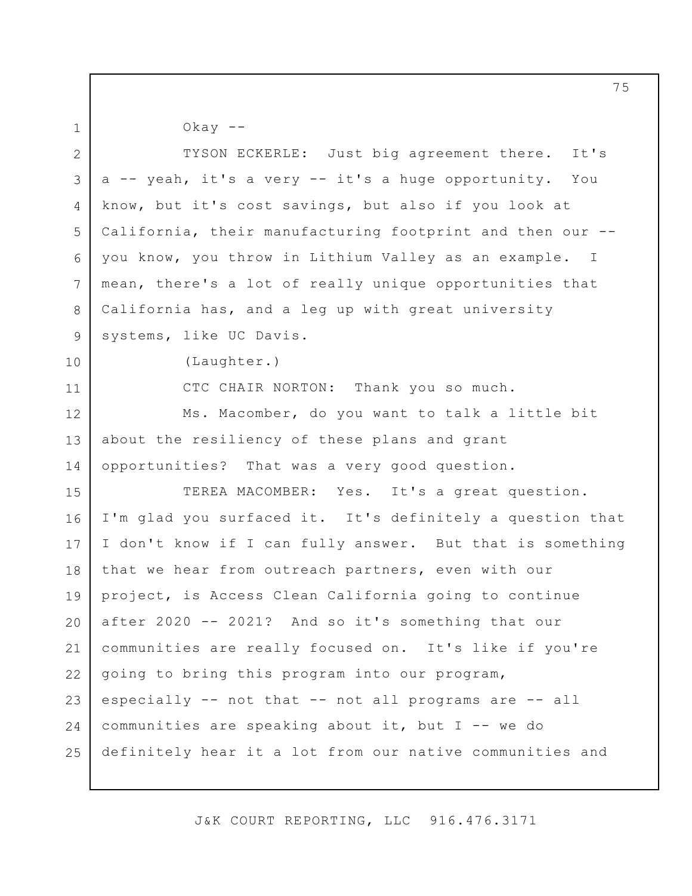Okay --

TYSON ECKERLE: Just big agreement there. It's a -- yeah, it's a very -- it's a huge opportunity. You know, but it's cost savings, but also if you look at California, their manufacturing footprint and then our -- you know, you throw in Lithium Valley as an example. I mean, there's a lot of really unique opportunities that California has, and a leg up with great university systems, like UC Davis.

(Laughter.)

CTC CHAIR NORTON: Thank you so much.

Ms. Macomber, do you want to talk a little bit about the resiliency of these plans and grant opportunities? That was a very good question.

TEREA MACOMBER: Yes. It's a great question. I'm glad you surfaced it. It's definitely a question that I don't know if I can fully answer. But that is something that we hear from outreach partners, even with our project, is Access Clean California going to continue after 2020 -- 2021? And so it's something that our communities are really focused on. It's like if you're going to bring this program into our program, especially -- not that -- not all programs are -- all communities are speaking about it, but I -- we do definitely hear it a lot from our native communities and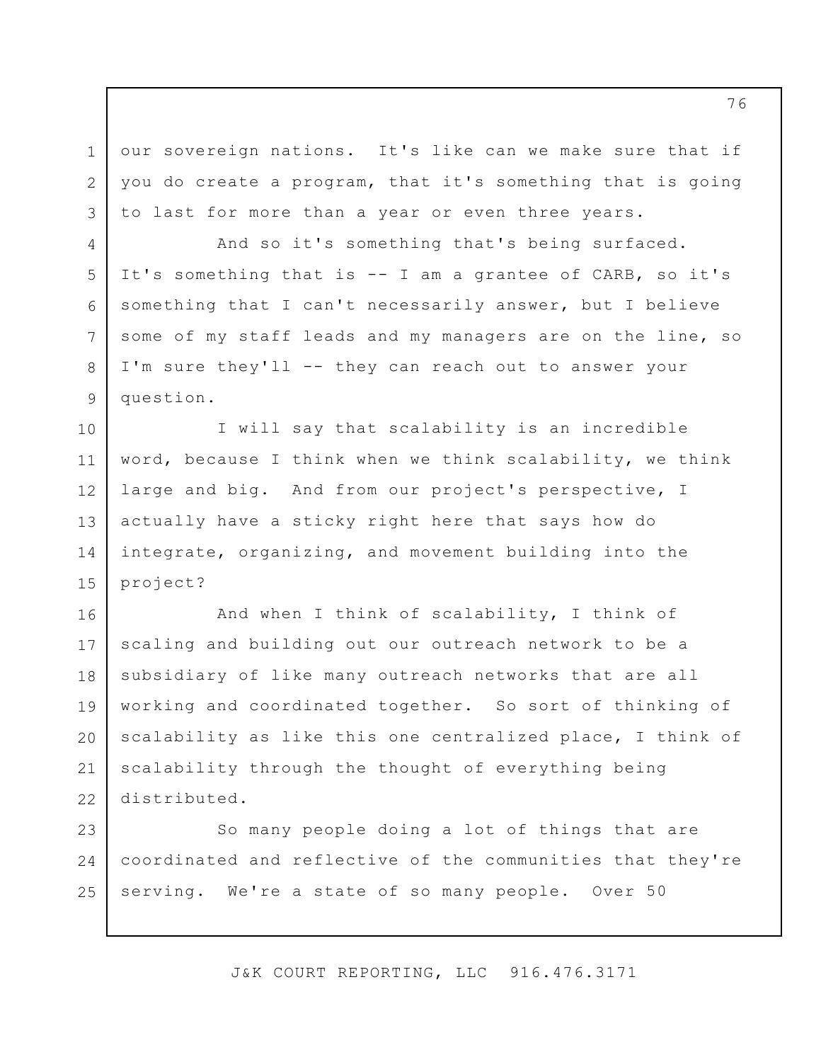our sovereign nations. It's like can we make sure that if you do create a program, that it's something that is going to last for more than a year or even three years.

And so it's something that's being surfaced. It's something that is -- I am a grantee of CARB, so it's something that I can't necessarily answer, but I believe some of my staff leads and my managers are on the line, so I'm sure they'll -- they can reach out to answer your question.

I will say that scalability is an incredible word, because I think when we think scalability, we think large and big. And from our project's perspective, I actually have a sticky right here that says how do integrate, organizing, and movement building into the project?

And when I think of scalability, I think of scaling and building out our outreach network to be a subsidiary of like many outreach networks that are all working and coordinated together. So sort of thinking of scalability as like this one centralized place, I think of scalability through the thought of everything being distributed.

So many people doing a lot of things that are coordinated and reflective of the communities that they're serving. We're a state of so many people. Over 50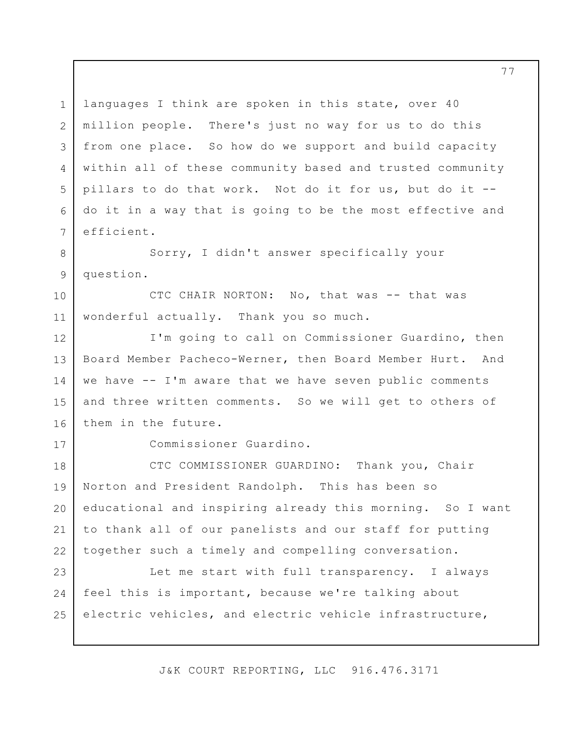languages I think are spoken in this state, over 40 million people. There's just no way for us to do this from one place. So how do we support and build capacity within all of these community based and trusted community pillars to do that work. Not do it for us, but do it -- do it in a way that is going to be the most effective and efficient.

Sorry, I didn't answer specifically your question.

CTC CHAIR NORTON: No, that was -- that was wonderful actually. Thank you so much.

I'm going to call on Commissioner Guardino, then Board Member Pacheco-Werner, then Board Member Hurt. And we have -- I'm aware that we have seven public comments and three written comments. So we will get to others of them in the future.

Commissioner Guardino.

CTC COMMISSIONER GUARDINO: Thank you, Chair Norton and President Randolph. This has been so educational and inspiring already this morning. So I want to thank all of our panelists and our staff for putting together such a timely and compelling conversation.

Let me start with full transparency. I always feel this is important, because we're talking about electric vehicles, and electric vehicle infrastructure,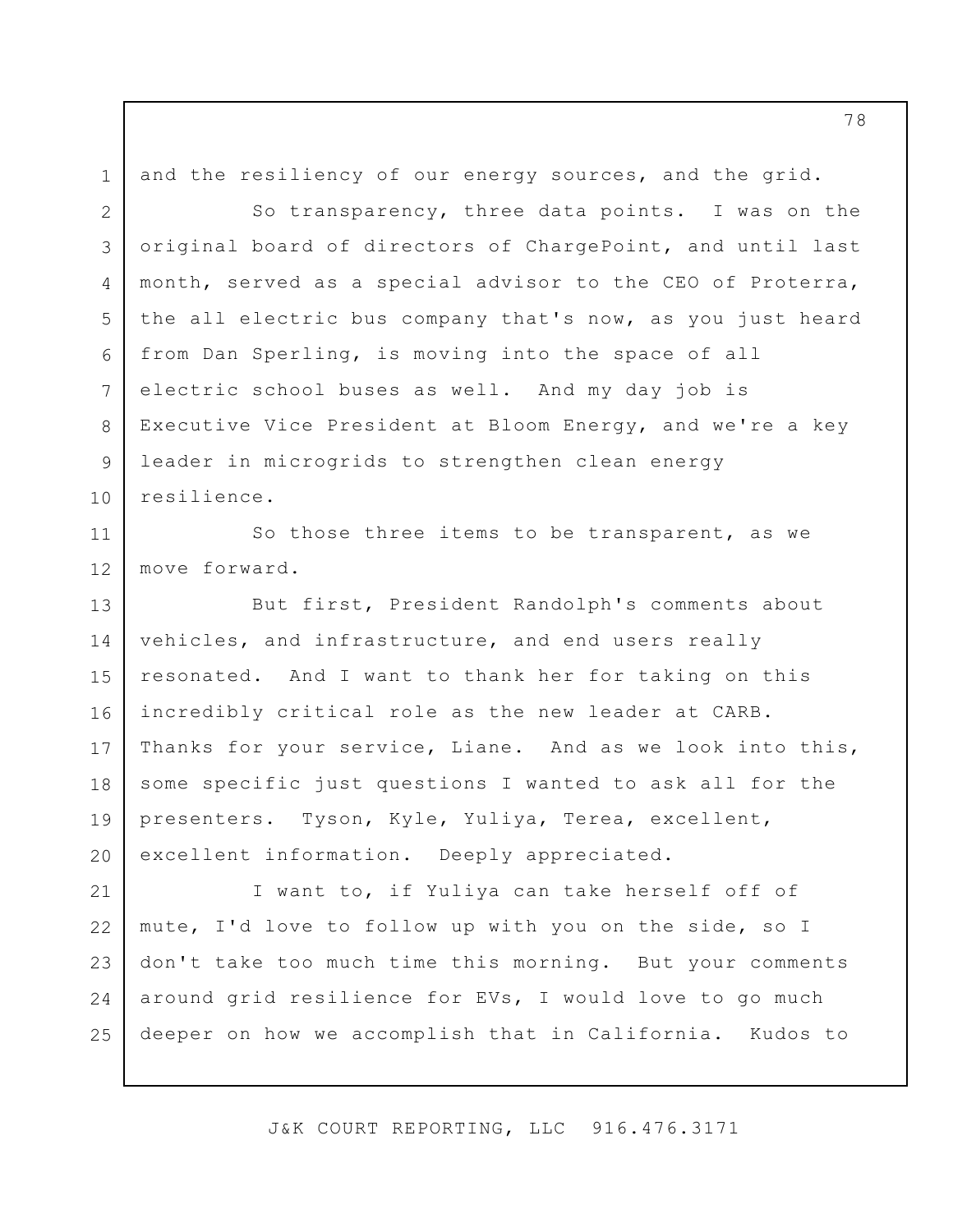and the resiliency of our energy sources, and the grid.

So transparency, three data points. I was on the original board of directors of ChargePoint, and until last month, served as a special advisor to the CEO of Proterra, the all electric bus company that's now, as you just heard from Dan Sperling, is moving into the space of all electric school buses as well. And my day job is Executive Vice President at Bloom Energy, and we're a key leader in microgrids to strengthen clean energy resilience.

So those three items to be transparent, as we move forward.

But first, President Randolph's comments about vehicles, and infrastructure, and end users really resonated. And I want to thank her for taking on this incredibly critical role as the new leader at CARB. Thanks for your service, Liane. And as we look into this, some specific just questions I wanted to ask all for the presenters. Tyson, Kyle, Yuliya, Terea, excellent, excellent information. Deeply appreciated.

I want to, if Yuliya can take herself off of mute, I'd love to follow up with you on the side, so I don't take too much time this morning. But your comments around grid resilience for EVs, I would love to go much deeper on how we accomplish that in California. Kudos to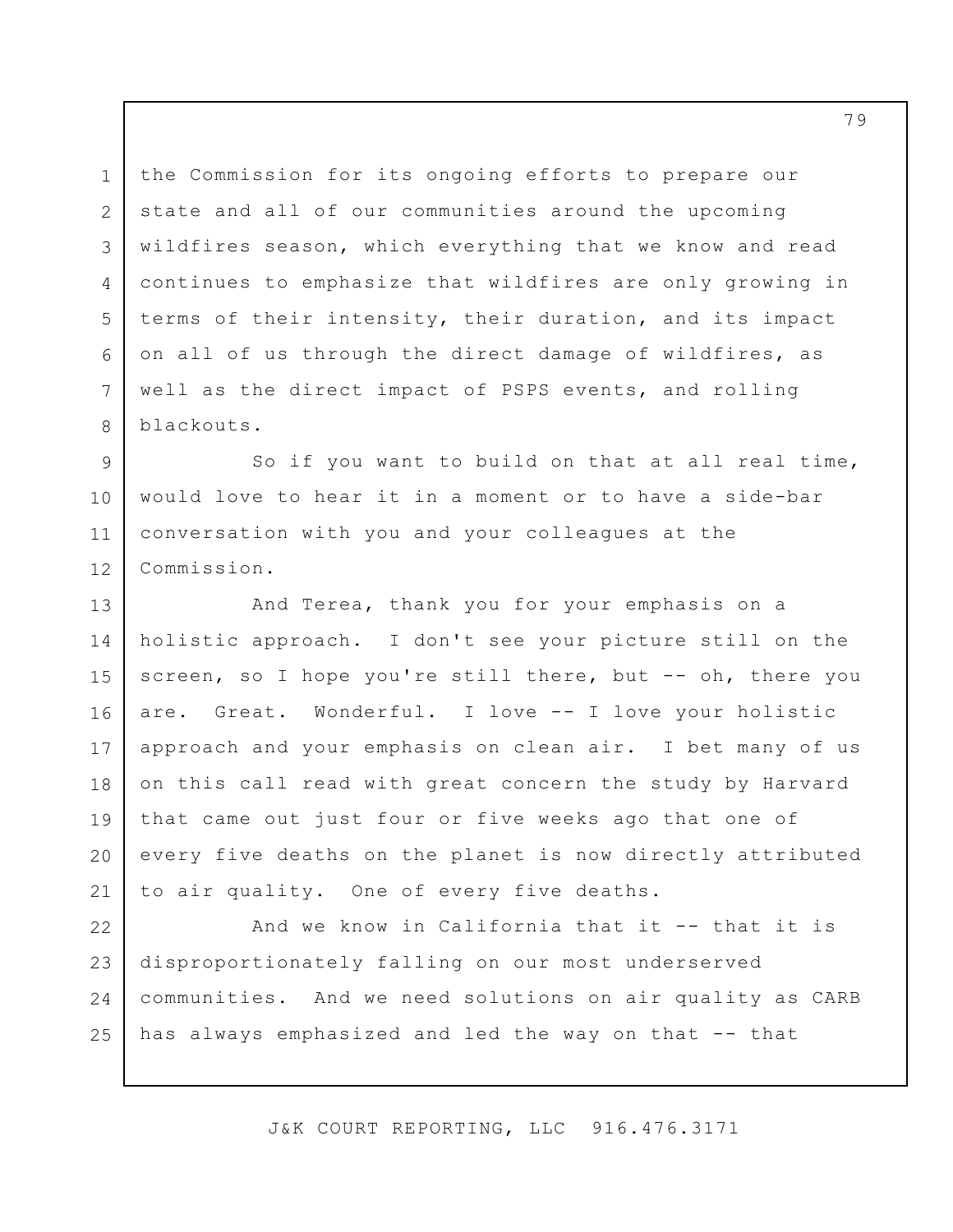the Commission for its ongoing efforts to prepare our state and all of our communities around the upcoming wildfires season, which everything that we know and read continues to emphasize that wildfires are only growing in terms of their intensity, their duration, and its impact on all of us through the direct damage of wildfires, as well as the direct impact of PSPS events, and rolling blackouts.

So if you want to build on that at all real time, would love to hear it in a moment or to have a side-bar conversation with you and your colleagues at the Commission.

And Terea, thank you for your emphasis on a holistic approach. I don't see your picture still on the screen, so I hope you're still there, but -- oh, there you are. Great. Wonderful. I love -- I love your holistic approach and your emphasis on clean air. I bet many of us on this call read with great concern the study by Harvard that came out just four or five weeks ago that one of every five deaths on the planet is now directly attributed to air quality. One of every five deaths.

And we know in California that it -- that it is disproportionately falling on our most underserved communities. And we need solutions on air quality as CARB has always emphasized and led the way on that -- that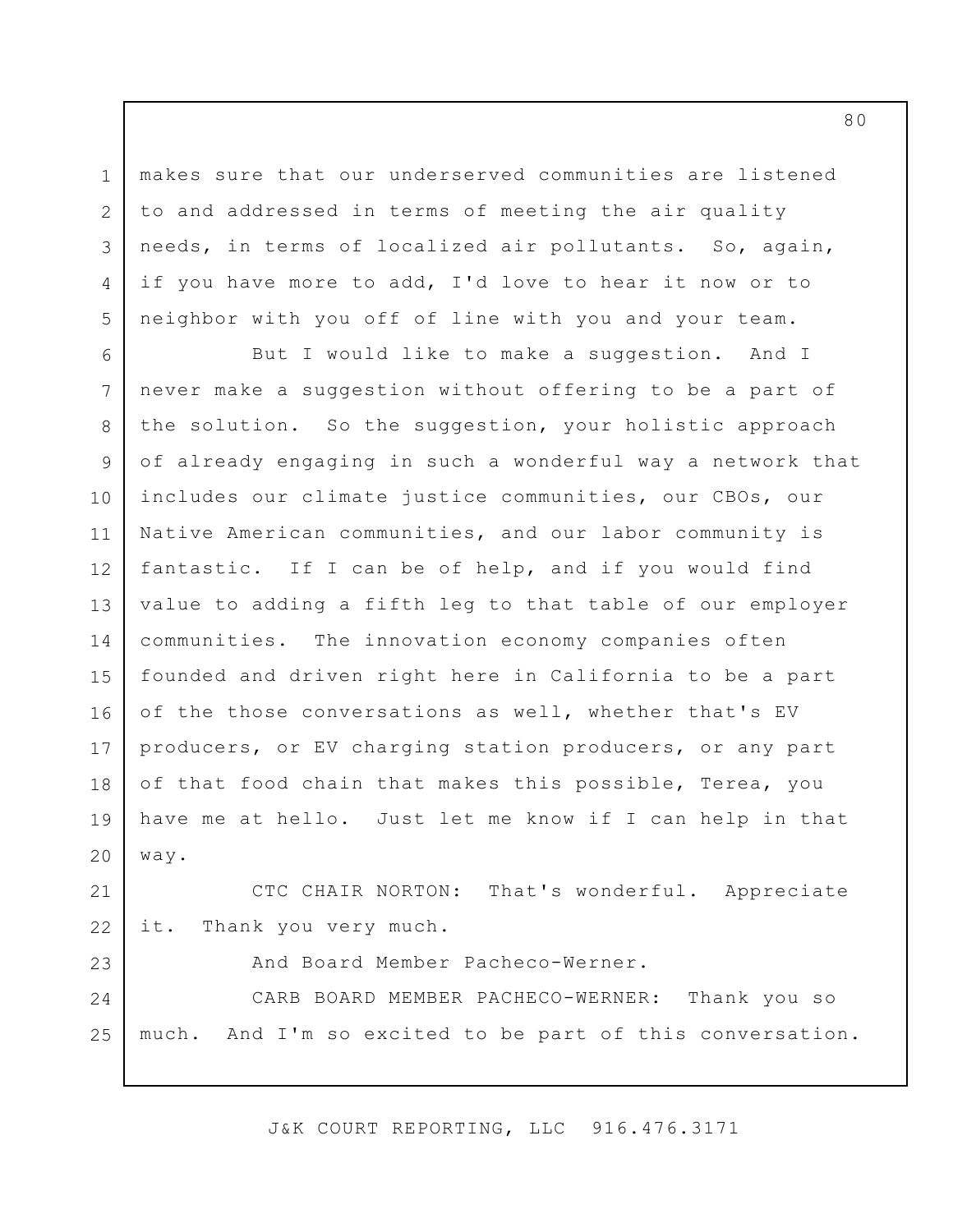makes sure that our underserved communities are listened to and addressed in terms of meeting the air quality needs, in terms of localized air pollutants. So, again, if you have more to add, I'd love to hear it now or to neighbor with you off of line with you and your team.

But I would like to make a suggestion. And I never make a suggestion without offering to be a part of the solution. So the suggestion, your holistic approach of already engaging in such a wonderful way a network that includes our climate justice communities, our CBOs, our Native American communities, and our labor community is fantastic. If I can be of help, and if you would find value to adding a fifth leg to that table of our employer communities. The innovation economy companies often founded and driven right here in California to be a part of the those conversations as well, whether that's EV producers, or EV charging station producers, or any part of that food chain that makes this possible, Terea, you have me at hello. Just let me know if I can help in that way.

CTC CHAIR NORTON: That's wonderful. Appreciate it. Thank you very much.

And Board Member Pacheco-Werner.

CARB BOARD MEMBER PACHECO-WERNER: Thank you so much. And I'm so excited to be part of this conversation.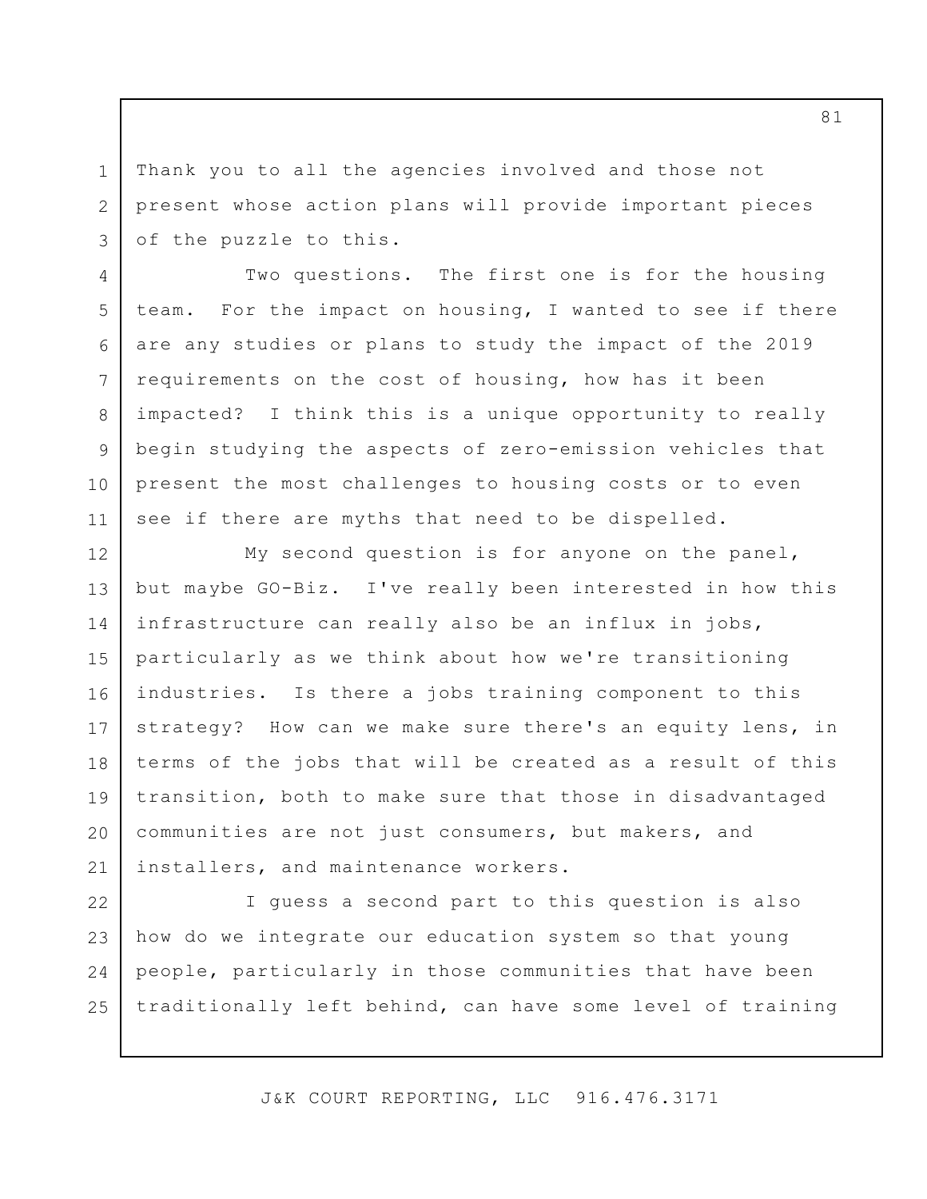Thank you to all the agencies involved and those not present whose action plans will provide important pieces of the puzzle to this.

Two questions. The first one is for the housing team. For the impact on housing, I wanted to see if there are any studies or plans to study the impact of the 2019 requirements on the cost of housing, how has it been impacted? I think this is a unique opportunity to really begin studying the aspects of zero-emission vehicles that present the most challenges to housing costs or to even see if there are myths that need to be dispelled.

My second question is for anyone on the panel, but maybe GO-Biz. I've really been interested in how this infrastructure can really also be an influx in jobs, particularly as we think about how we're transitioning industries. Is there a jobs training component to this strategy? How can we make sure there's an equity lens, in terms of the jobs that will be created as a result of this transition, both to make sure that those in disadvantaged communities are not just consumers, but makers, and installers, and maintenance workers.

I guess a second part to this question is also how do we integrate our education system so that young people, particularly in those communities that have been traditionally left behind, can have some level of training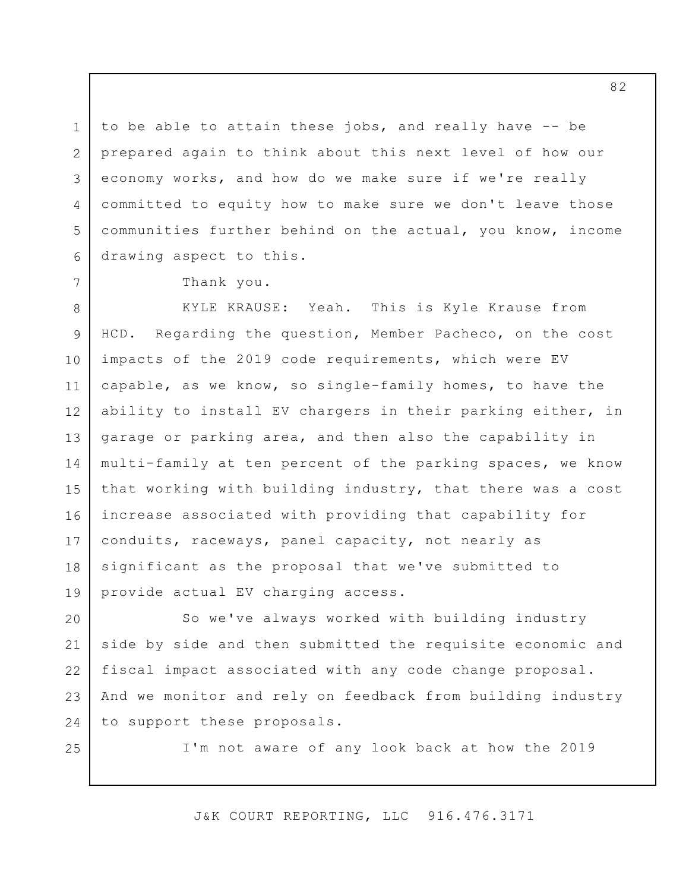to be able to attain these jobs, and really have -- be prepared again to think about this next level of how our economy works, and how do we make sure if we're really committed to equity how to make sure we don't leave those communities further behind on the actual, you know, income drawing aspect to this.

Thank you.

KYLE KRAUSE: Yeah. This is Kyle Krause from HCD. Regarding the question, Member Pacheco, on the cost impacts of the 2019 code requirements, which were EV capable, as we know, so single-family homes, to have the ability to install EV chargers in their parking either, in garage or parking area, and then also the capability in multi-family at ten percent of the parking spaces, we know that working with building industry, that there was a cost increase associated with providing that capability for conduits, raceways, panel capacity, not nearly as significant as the proposal that we've submitted to provide actual EV charging access.

So we've always worked with building industry side by side and then submitted the requisite economic and fiscal impact associated with any code change proposal. And we monitor and rely on feedback from building industry to support these proposals.

I'm not aware of any look back at how the 2019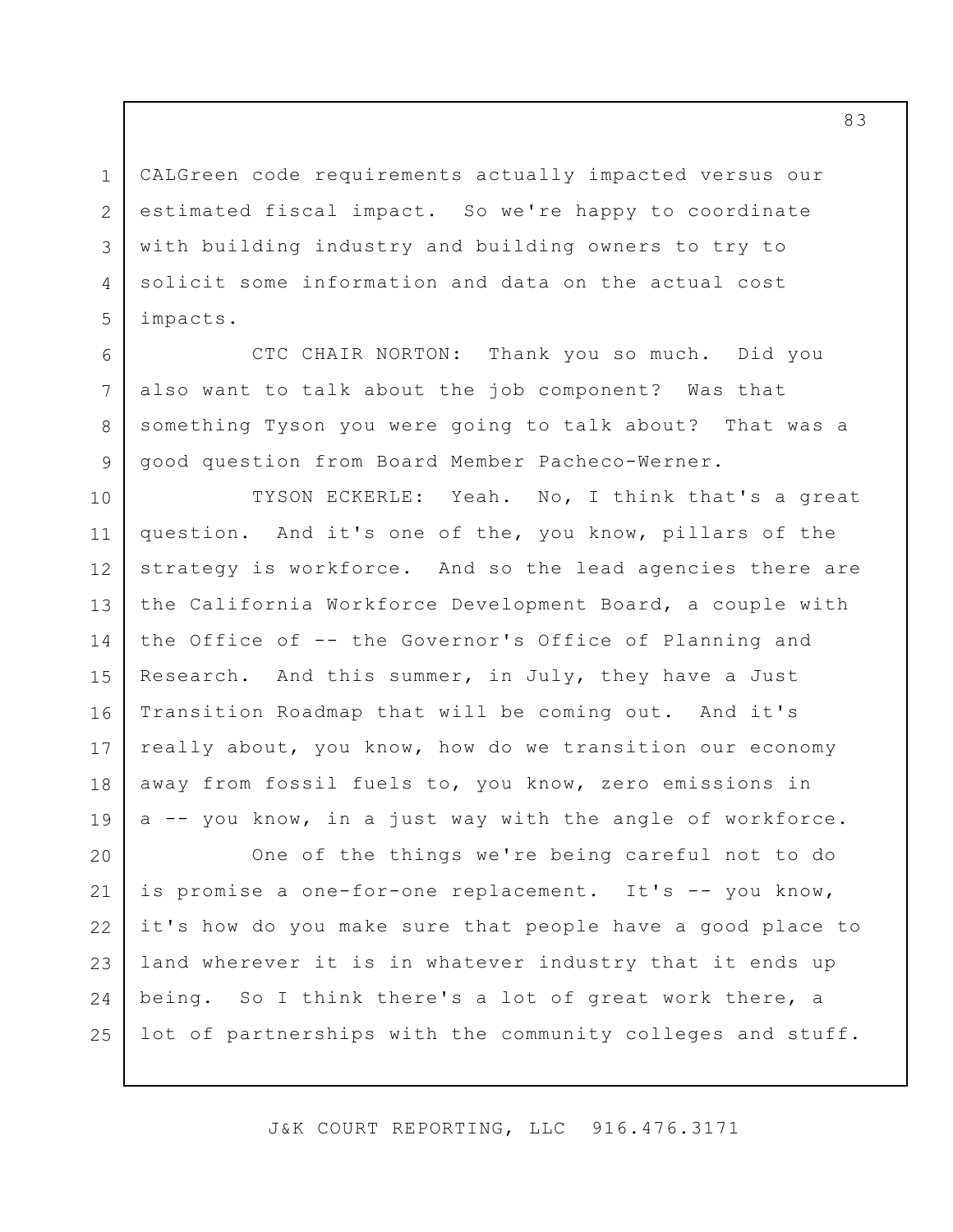CALGreen code requirements actually impacted versus our estimated fiscal impact. So we're happy to coordinate with building industry and building owners to try to solicit some information and data on the actual cost impacts.

CTC CHAIR NORTON: Thank you so much. Did you also want to talk about the job component? Was that something Tyson you were going to talk about? That was a good question from Board Member Pacheco-Werner.

TYSON ECKERLE: Yeah. No, I think that's a great question. And it's one of the, you know, pillars of the strategy is workforce. And so the lead agencies there are the California Workforce Development Board, a couple with the Office of -- the Governor's Office of Planning and Research. And this summer, in July, they have a Just Transition Roadmap that will be coming out. And it's really about, you know, how do we transition our economy away from fossil fuels to, you know, zero emissions in a -- you know, in a just way with the angle of workforce.

One of the things we're being careful not to do is promise a one-for-one replacement. It's -- you know, it's how do you make sure that people have a good place to land wherever it is in whatever industry that it ends up being. So I think there's a lot of great work there, a lot of partnerships with the community colleges and stuff.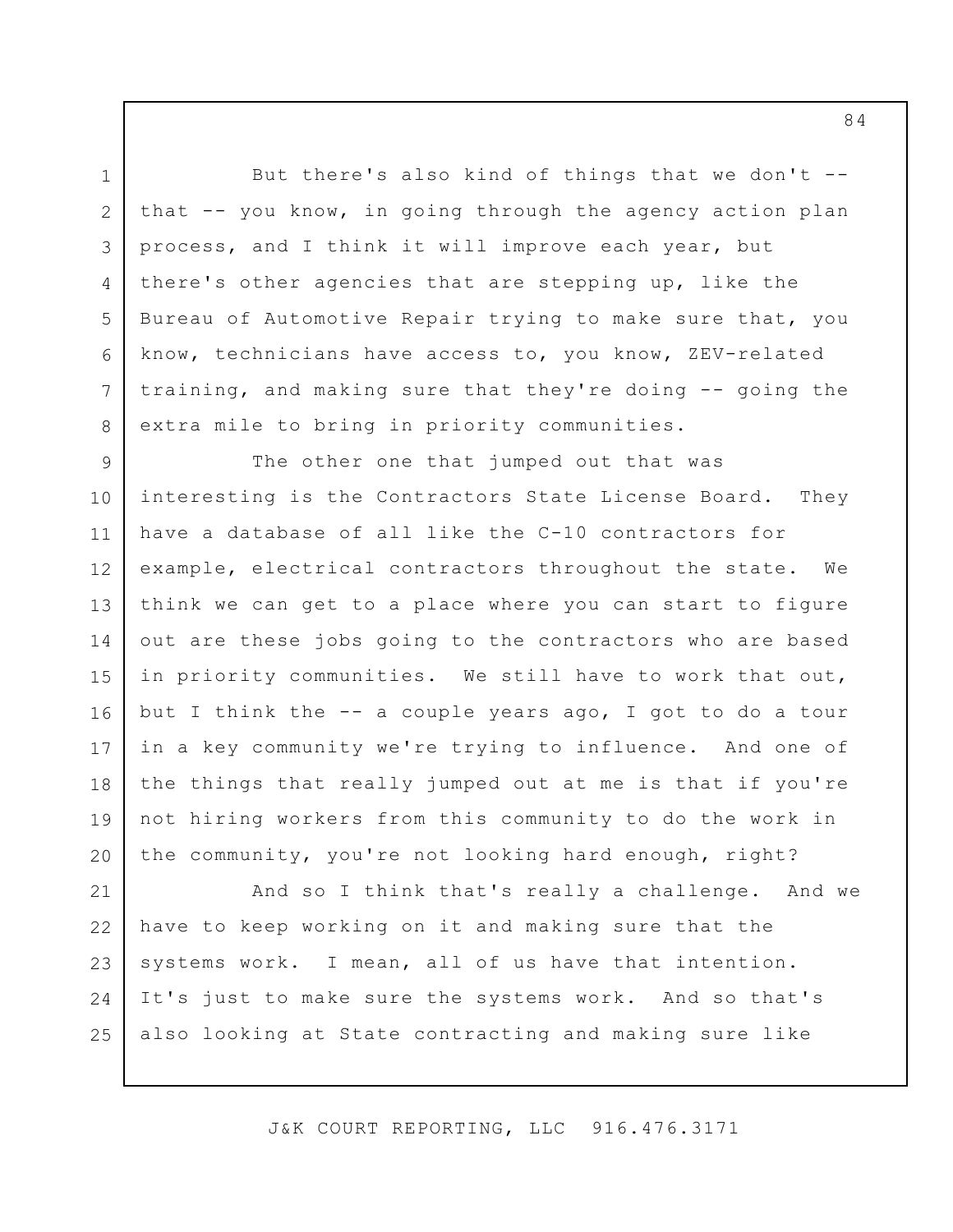But there's also kind of things that we don't -- that -- you know, in going through the agency action plan process, and I think it will improve each year, but there's other agencies that are stepping up, like the Bureau of Automotive Repair trying to make sure that, you know, technicians have access to, you know, ZEV-related training, and making sure that they're doing -- going the extra mile to bring in priority communities.

The other one that jumped out that was interesting is the Contractors State License Board. They have a database of all like the C-10 contractors for example, electrical contractors throughout the state. We think we can get to a place where you can start to figure out are these jobs going to the contractors who are based in priority communities. We still have to work that out, but I think the -- a couple years ago, I got to do a tour in a key community we're trying to influence. And one of the things that really jumped out at me is that if you're not hiring workers from this community to do the work in the community, you're not looking hard enough, right?

And so I think that's really a challenge. And we have to keep working on it and making sure that the systems work. I mean, all of us have that intention. It's just to make sure the systems work. And so that's also looking at State contracting and making sure like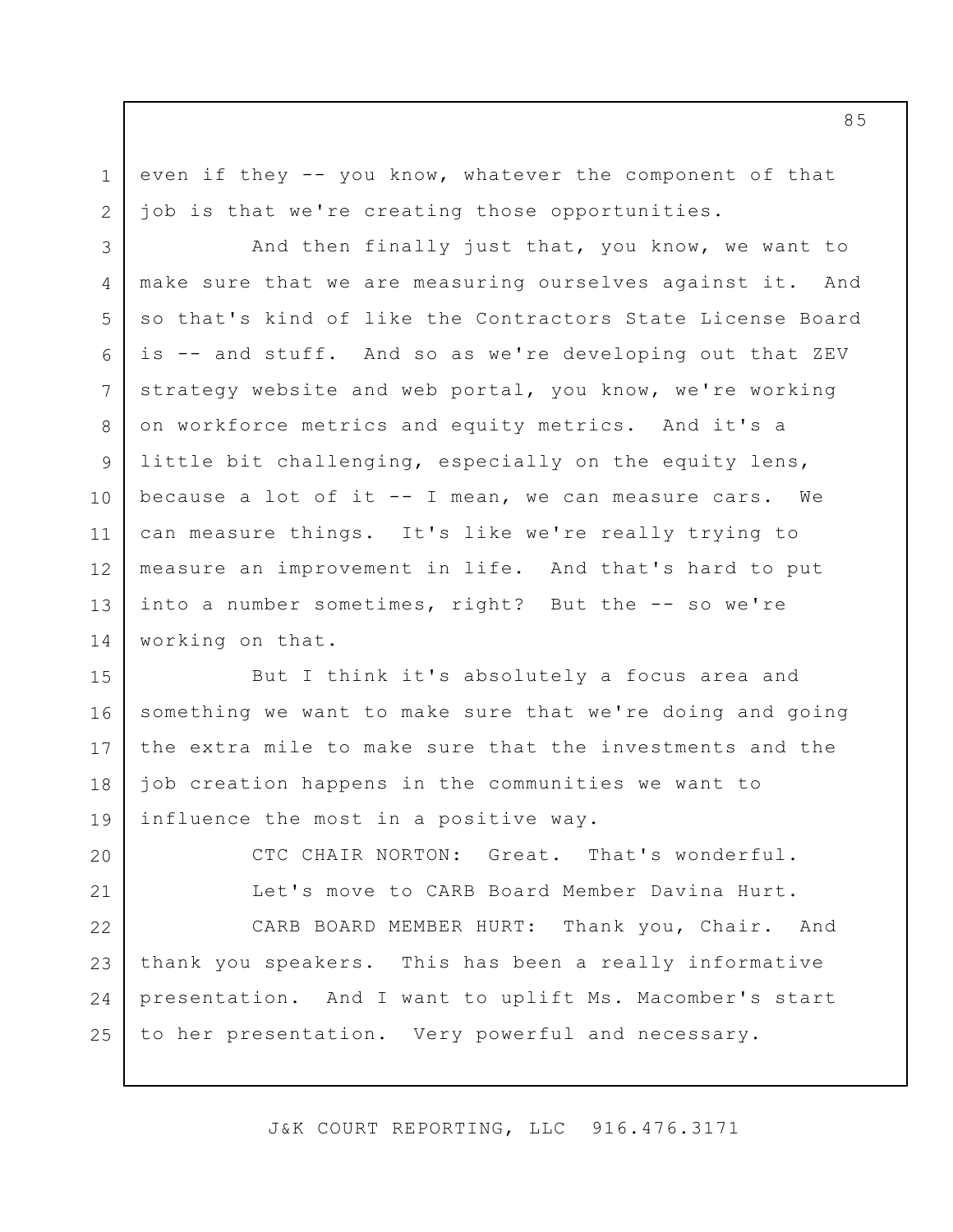even if they -- you know, whatever the component of that job is that we're creating those opportunities.

And then finally just that, you know, we want to make sure that we are measuring ourselves against it. And so that's kind of like the Contractors State License Board is -- and stuff. And so as we're developing out that ZEV strategy website and web portal, you know, we're working on workforce metrics and equity metrics. And it's a little bit challenging, especially on the equity lens, because a lot of it -- I mean, we can measure cars. We can measure things. It's like we're really trying to measure an improvement in life. And that's hard to put into a number sometimes, right? But the -- so we're working on that.

But I think it's absolutely a focus area and something we want to make sure that we're doing and going the extra mile to make sure that the investments and the job creation happens in the communities we want to influence the most in a positive way.

CTC CHAIR NORTON: Great. That's wonderful.

Let's move to CARB Board Member Davina Hurt.

CARB BOARD MEMBER HURT: Thank you, Chair. And thank you speakers. This has been a really informative presentation. And I want to uplift Ms. Macomber's start to her presentation. Very powerful and necessary.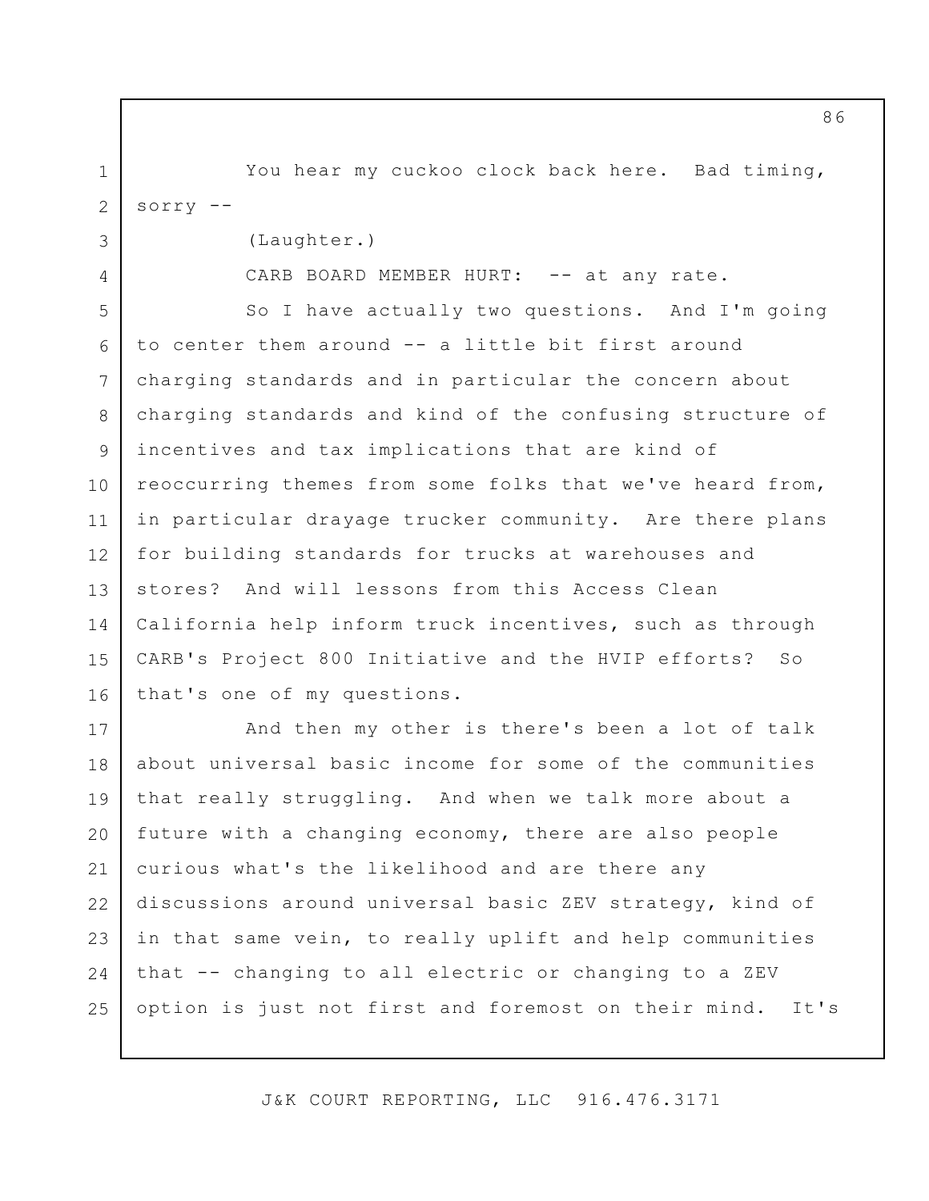You hear my cuckoo clock back here. Bad timing, sorry --

(Laughter.)

CARB BOARD MEMBER HURT: -- at any rate.

So I have actually two questions. And I'm going to center them around -- a little bit first around charging standards and in particular the concern about charging standards and kind of the confusing structure of incentives and tax implications that are kind of reoccurring themes from some folks that we've heard from, in particular drayage trucker community. Are there plans for building standards for trucks at warehouses and stores? And will lessons from this Access Clean California help inform truck incentives, such as through CARB's Project 800 Initiative and the HVIP efforts? So that's one of my questions.

And then my other is there's been a lot of talk about universal basic income for some of the communities that really struggling. And when we talk more about a future with a changing economy, there are also people curious what's the likelihood and are there any discussions around universal basic ZEV strategy, kind of in that same vein, to really uplift and help communities that -- changing to all electric or changing to a ZEV option is just not first and foremost on their mind. It's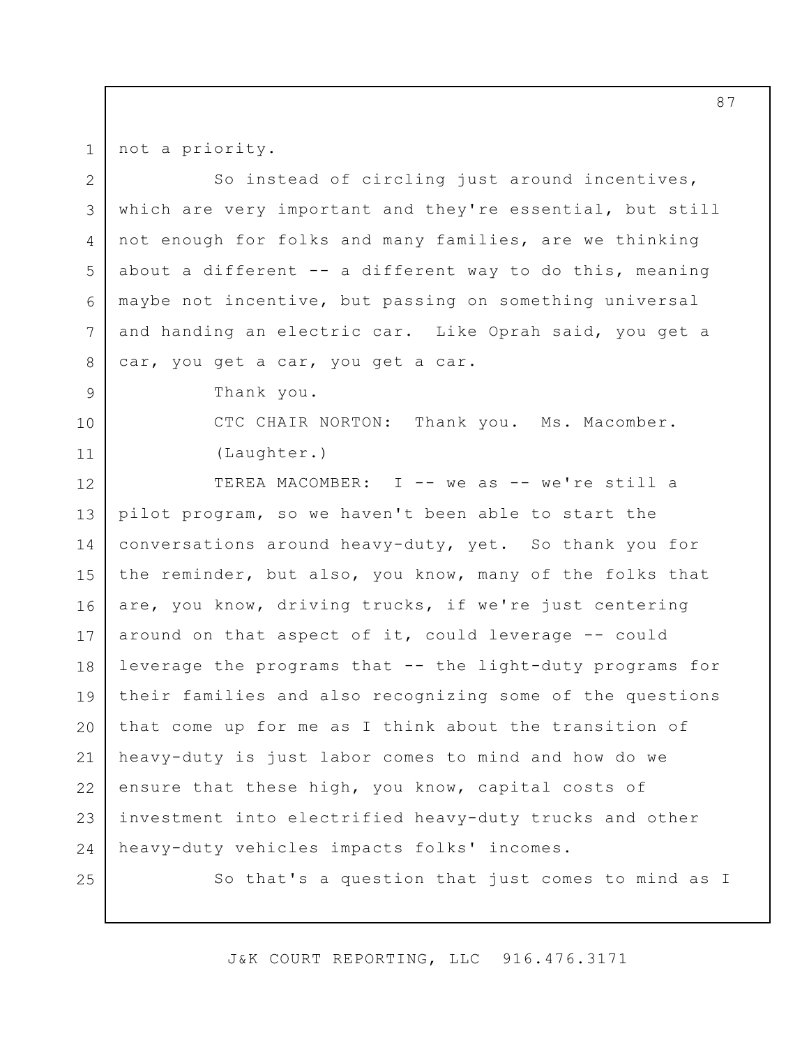not a priority.

So instead of circling just around incentives, which are very important and they're essential, but still not enough for folks and many families, are we thinking about a different -- a different way to do this, meaning maybe not incentive, but passing on something universal and handing an electric car. Like Oprah said, you get a car, you get a car, you get a car.

Thank you.

CTC CHAIR NORTON: Thank you. Ms. Macomber.

(Laughter.)

TEREA MACOMBER: I -- we as -- we're still a pilot program, so we haven't been able to start the conversations around heavy-duty, yet. So thank you for the reminder, but also, you know, many of the folks that are, you know, driving trucks, if we're just centering around on that aspect of it, could leverage -- could leverage the programs that -- the light-duty programs for their families and also recognizing some of the questions that come up for me as I think about the transition of heavy-duty is just labor comes to mind and how do we ensure that these high, you know, capital costs of investment into electrified heavy-duty trucks and other heavy-duty vehicles impacts folks' incomes.

So that's a question that just comes to mind as I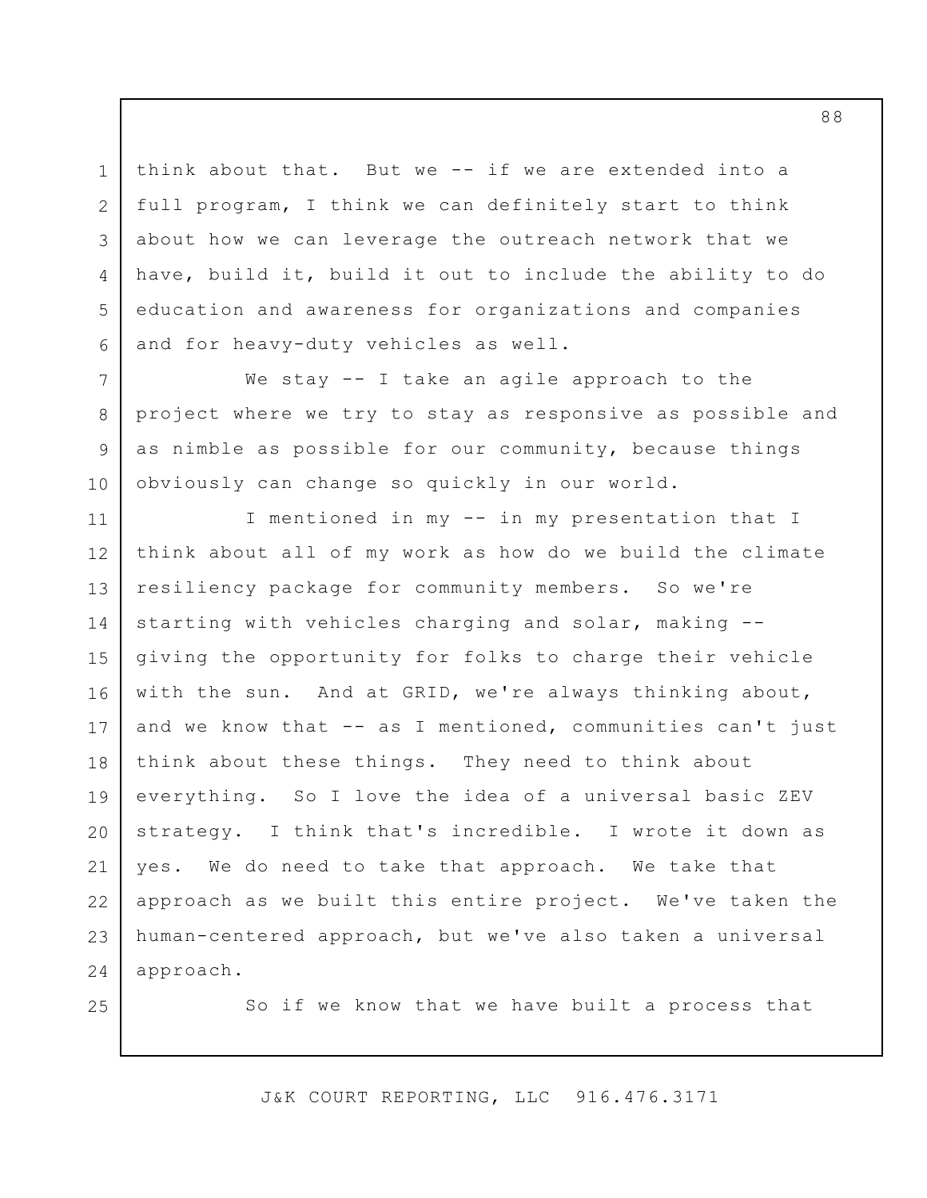think about that. But we -- if we are extended into a full program, I think we can definitely start to think about how we can leverage the outreach network that we have, build it, build it out to include the ability to do education and awareness for organizations and companies and for heavy-duty vehicles as well.

We stay -- I take an agile approach to the project where we try to stay as responsive as possible and as nimble as possible for our community, because things obviously can change so quickly in our world.

I mentioned in my -- in my presentation that I think about all of my work as how do we build the climate resiliency package for community members. So we're starting with vehicles charging and solar, making -- giving the opportunity for folks to charge their vehicle with the sun. And at GRID, we're always thinking about, and we know that -- as I mentioned, communities can't just think about these things. They need to think about everything. So I love the idea of a universal basic ZEV strategy. I think that's incredible. I wrote it down as yes. We do need to take that approach. We take that approach as we built this entire project. We've taken the human-centered approach, but we've also taken a universal approach.

So if we know that we have built a process that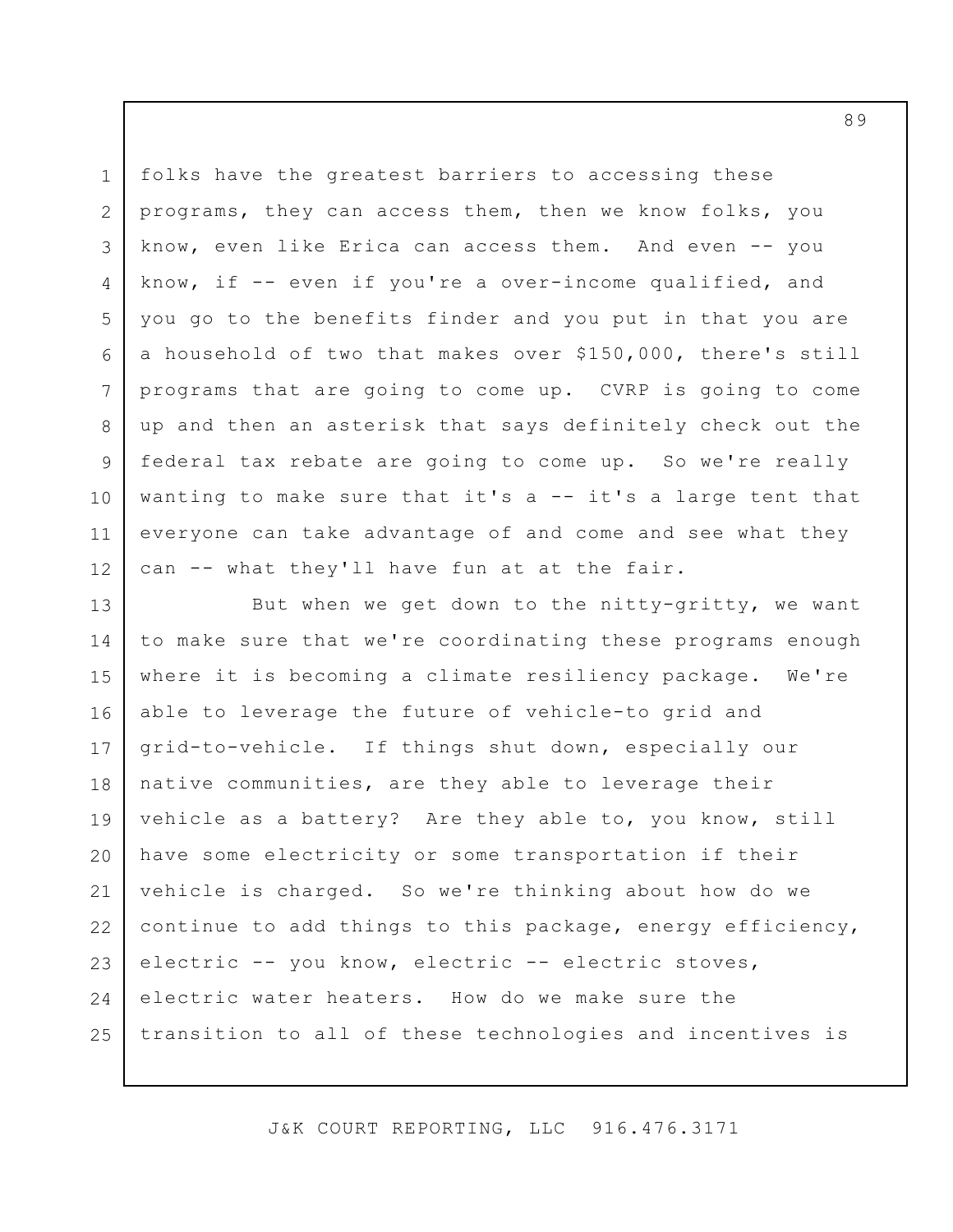folks have the greatest barriers to accessing these programs, they can access them, then we know folks, you know, even like Erica can access them. And even -- you know, if -- even if you're a over-income qualified, and you go to the benefits finder and you put in that you are a household of two that makes over $150,000, there's still programs that are going to come up. CVRP is going to come up and then an asterisk that says definitely check out the federal tax rebate are going to come up. So we're really wanting to make sure that it's a -- it's a large tent that everyone can take advantage of and come and see what they can -- what they'll have fun at at the fair.

But when we get down to the nitty-gritty, we want to make sure that we're coordinating these programs enough where it is becoming a climate resiliency package. We're able to leverage the future of vehicle-to grid and grid-to-vehicle. If things shut down, especially our native communities, are they able to leverage their vehicle as a battery? Are they able to, you know, still have some electricity or some transportation if their vehicle is charged. So we're thinking about how do we continue to add things to this package, energy efficiency, electric -- you know, electric -- electric stoves, electric water heaters. How do we make sure the transition to all of these technologies and incentives is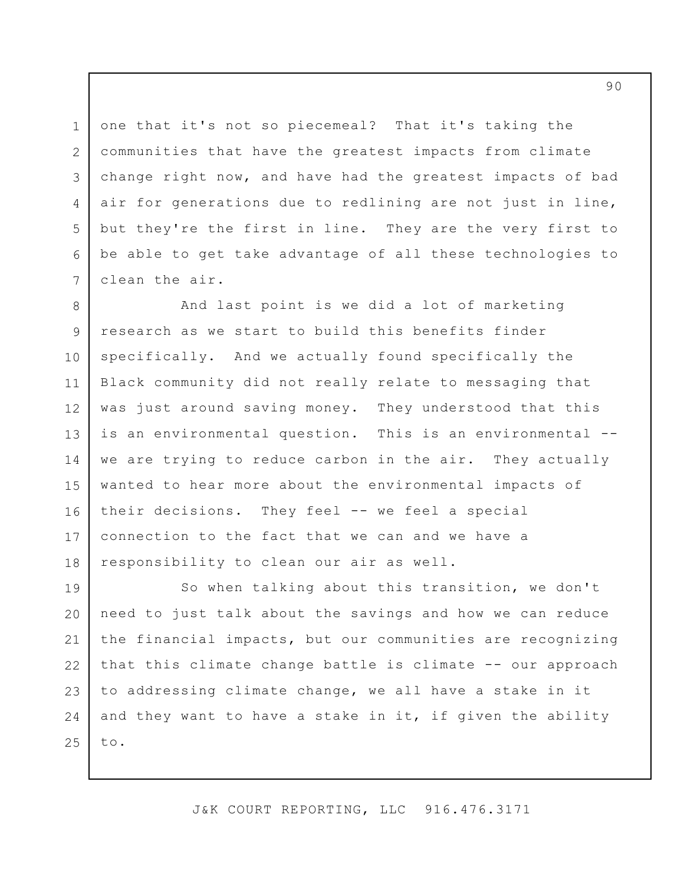one that it's not so piecemeal? That it's taking the communities that have the greatest impacts from climate change right now, and have had the greatest impacts of bad air for generations due to redlining are not just in line, but they're the first in line. They are the very first to be able to get take advantage of all these technologies to clean the air.

And last point is we did a lot of marketing research as we start to build this benefits finder specifically. And we actually found specifically the Black community did not really relate to messaging that was just around saving money. They understood that this is an environmental question. This is an environmental -- we are trying to reduce carbon in the air. They actually wanted to hear more about the environmental impacts of their decisions. They feel -- we feel a special connection to the fact that we can and we have a responsibility to clean our air as well.

So when talking about this transition, we don't need to just talk about the savings and how we can reduce the financial impacts, but our communities are recognizing that this climate change battle is climate -- our approach to addressing climate change, we all have a stake in it and they want to have a stake in it, if given the ability to.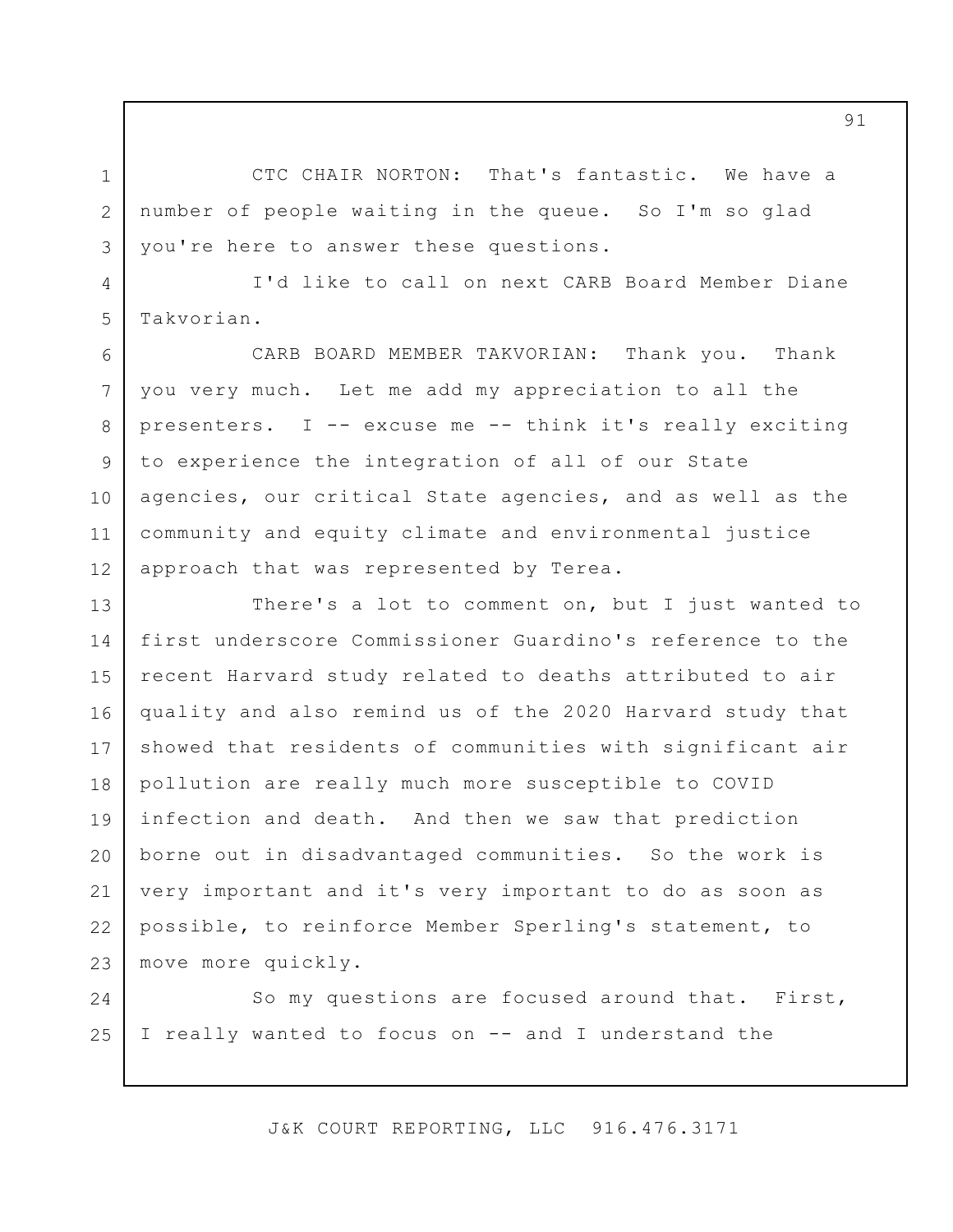CTC CHAIR NORTON: That's fantastic. We have a number of people waiting in the queue. So I'm so glad you're here to answer these questions.

I'd like to call on next CARB Board Member Diane Takvorian.

CARB BOARD MEMBER TAKVORIAN: Thank you. Thank you very much. Let me add my appreciation to all the presenters. I -- excuse me -- think it's really exciting to experience the integration of all of our State agencies, our critical State agencies, and as well as the community and equity climate and environmental justice approach that was represented by Terea.

There's a lot to comment on, but I just wanted to first underscore Commissioner Guardino's reference to the recent Harvard study related to deaths attributed to air quality and also remind us of the 2020 Harvard study that showed that residents of communities with significant air pollution are really much more susceptible to COVID infection and death. And then we saw that prediction borne out in disadvantaged communities. So the work is very important and it's very important to do as soon as possible, to reinforce Member Sperling's statement, to move more quickly.

So my questions are focused around that. First, I really wanted to focus on -- and I understand the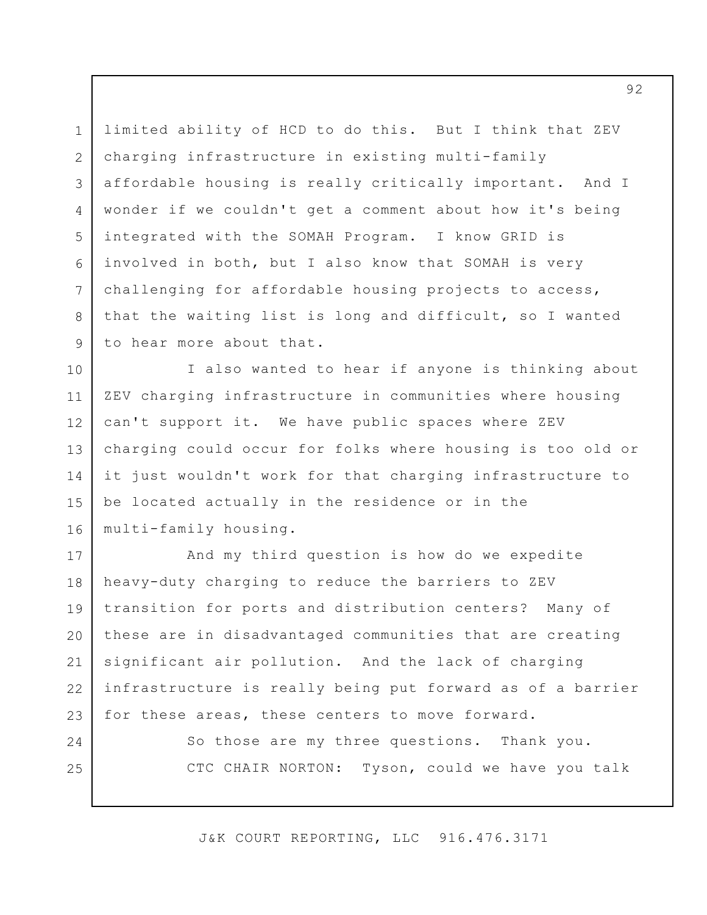limited ability of HCD to do this. But I think that ZEV charging infrastructure in existing multi-family affordable housing is really critically important. And I wonder if we couldn't get a comment about how it's being integrated with the SOMAH Program. I know GRID is involved in both, but I also know that SOMAH is very challenging for affordable housing projects to access, that the waiting list is long and difficult, so I wanted to hear more about that.

I also wanted to hear if anyone is thinking about ZEV charging infrastructure in communities where housing can't support it. We have public spaces where ZEV charging could occur for folks where housing is too old or it just wouldn't work for that charging infrastructure to be located actually in the residence or in the multi-family housing.

And my third question is how do we expedite heavy-duty charging to reduce the barriers to ZEV transition for ports and distribution centers? Many of these are in disadvantaged communities that are creating significant air pollution. And the lack of charging infrastructure is really being put forward as of a barrier for these areas, these centers to move forward.

So those are my three questions. Thank you.

CTC CHAIR NORTON: Tyson, could we have you talk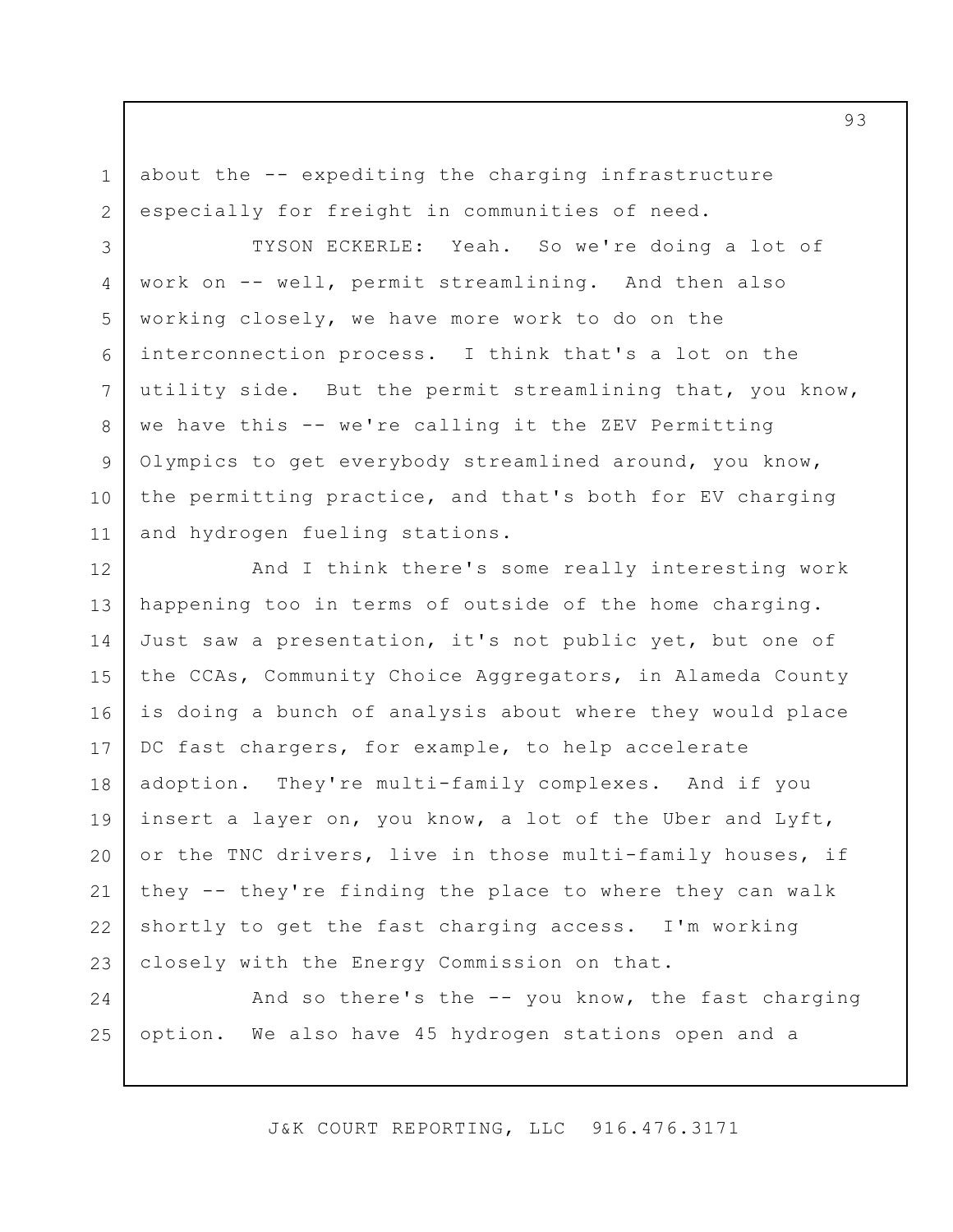about the -- expediting the charging infrastructure especially for freight in communities of need.

TYSON ECKERLE: Yeah. So we're doing a lot of work on -- well, permit streamlining. And then also working closely, we have more work to do on the interconnection process. I think that's a lot on the utility side. But the permit streamlining that, you know, we have this -- we're calling it the ZEV Permitting Olympics to get everybody streamlined around, you know, the permitting practice, and that's both for EV charging and hydrogen fueling stations.

And I think there's some really interesting work happening too in terms of outside of the home charging. Just saw a presentation, it's not public yet, but one of the CCAs, Community Choice Aggregators, in Alameda County is doing a bunch of analysis about where they would place DC fast chargers, for example, to help accelerate adoption. They're multi-family complexes. And if you insert a layer on, you know, a lot of the Uber and Lyft, or the TNC drivers, live in those multi-family houses, if they -- they're finding the place to where they can walk shortly to get the fast charging access. I'm working closely with the Energy Commission on that.

And so there's the -- you know, the fast charging option. We also have 45 hydrogen stations open and a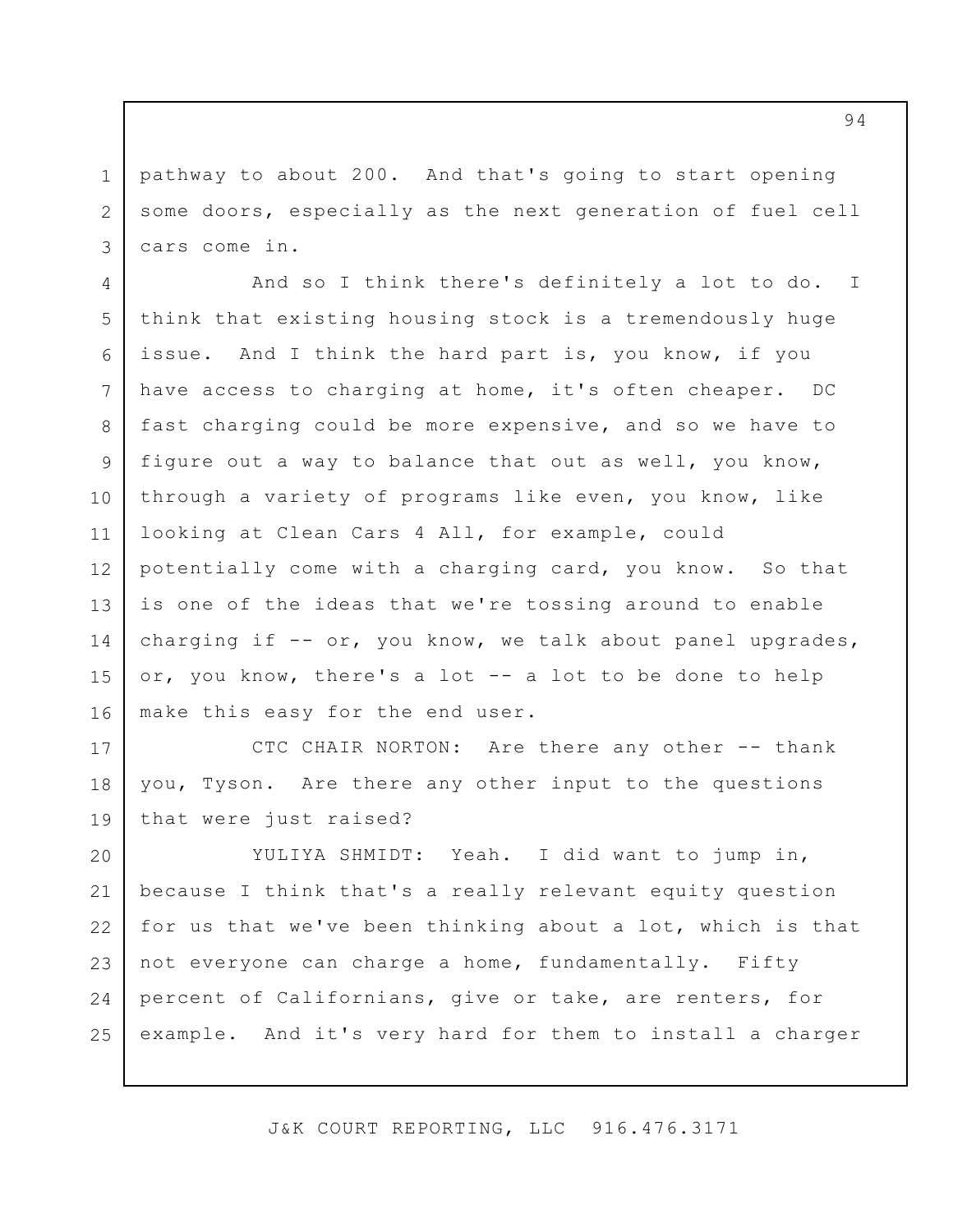pathway to about 200. And that's going to start opening some doors, especially as the next generation of fuel cell cars come in.

And so I think there's definitely a lot to do. I think that existing housing stock is a tremendously huge issue. And I think the hard part is, you know, if you have access to charging at home, it's often cheaper. DC fast charging could be more expensive, and so we have to figure out a way to balance that out as well, you know, through a variety of programs like even, you know, like looking at Clean Cars 4 All, for example, could potentially come with a charging card, you know. So that is one of the ideas that we're tossing around to enable charging if -- or, you know, we talk about panel upgrades, or, you know, there's a lot -- a lot to be done to help make this easy for the end user.

CTC CHAIR NORTON: Are there any other -- thank you, Tyson. Are there any other input to the questions that were just raised?

YULIYA SHMIDT: Yeah. I did want to jump in, because I think that's a really relevant equity question for us that we've been thinking about a lot, which is that not everyone can charge a home, fundamentally. Fifty percent of Californians, give or take, are renters, for example. And it's very hard for them to install a charger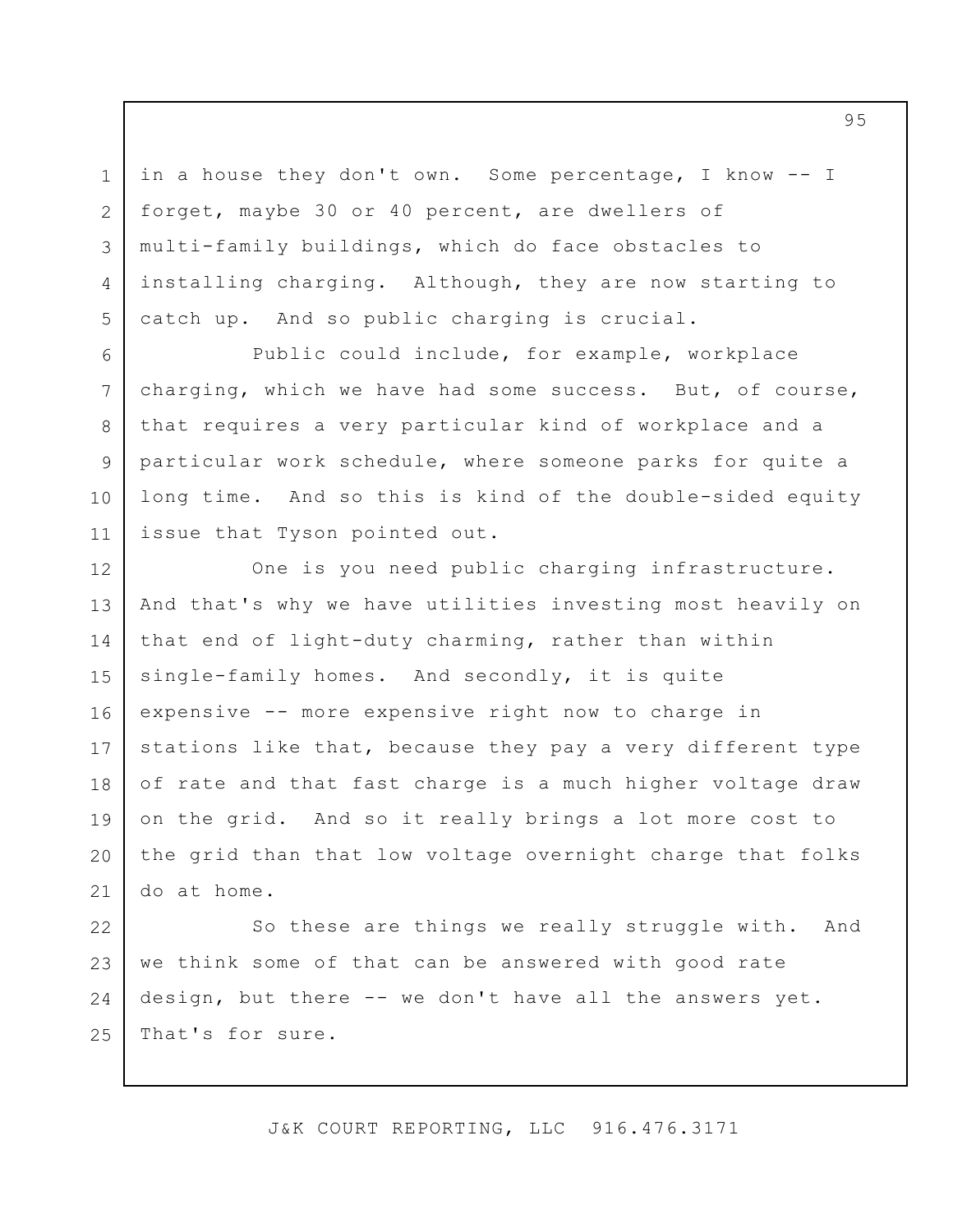in a house they don't own. Some percentage, I know -- I forget, maybe 30 or 40 percent, are dwellers of multi-family buildings, which do face obstacles to installing charging. Although, they are now starting to catch up. And so public charging is crucial.

Public could include, for example, workplace charging, which we have had some success. But, of course, that requires a very particular kind of workplace and a particular work schedule, where someone parks for quite a long time. And so this is kind of the double-sided equity issue that Tyson pointed out.

One is you need public charging infrastructure. And that's why we have utilities investing most heavily on that end of light-duty charming, rather than within single-family homes. And secondly, it is quite expensive -- more expensive right now to charge in stations like that, because they pay a very different type of rate and that fast charge is a much higher voltage draw on the grid. And so it really brings a lot more cost to the grid than that low voltage overnight charge that folks do at home.

So these are things we really struggle with. And we think some of that can be answered with good rate design, but there -- we don't have all the answers yet. That's for sure.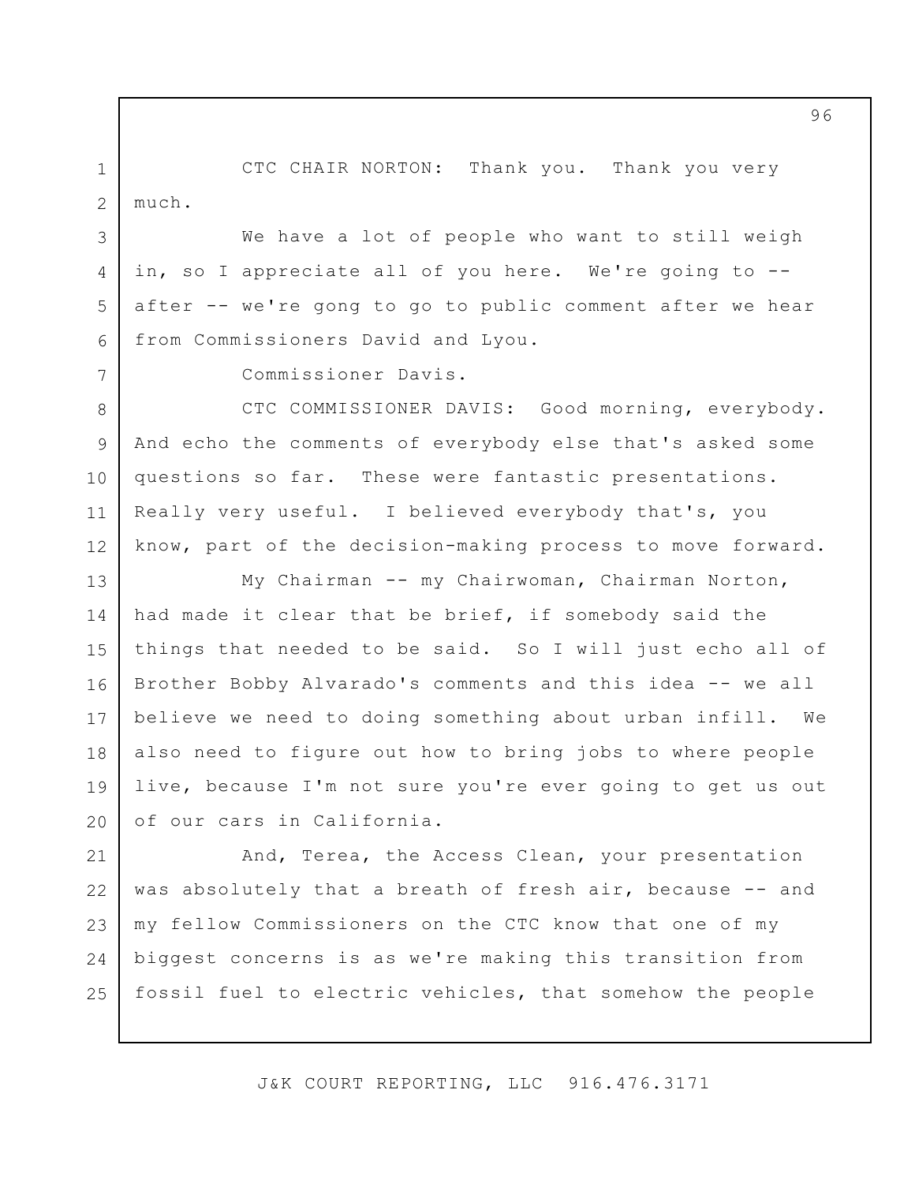CTC CHAIR NORTON: Thank you. Thank you very much.

We have a lot of people who want to still weigh in, so I appreciate all of you here. We're going to -- after -- we're gong to go to public comment after we hear from Commissioners David and Lyou.

Commissioner Davis.

CTC COMMISSIONER DAVIS: Good morning, everybody. And echo the comments of everybody else that's asked some questions so far. These were fantastic presentations. Really very useful. I believed everybody that's, you know, part of the decision-making process to move forward.

My Chairman -- my Chairwoman, Chairman Norton, had made it clear that be brief, if somebody said the things that needed to be said. So I will just echo all of Brother Bobby Alvarado's comments and this idea -- we all believe we need to doing something about urban infill. We also need to figure out how to bring jobs to where people live, because I'm not sure you're ever going to get us out of our cars in California.

And, Terea, the Access Clean, your presentation was absolutely that a breath of fresh air, because -- and my fellow Commissioners on the CTC know that one of my biggest concerns is as we're making this transition from fossil fuel to electric vehicles, that somehow the people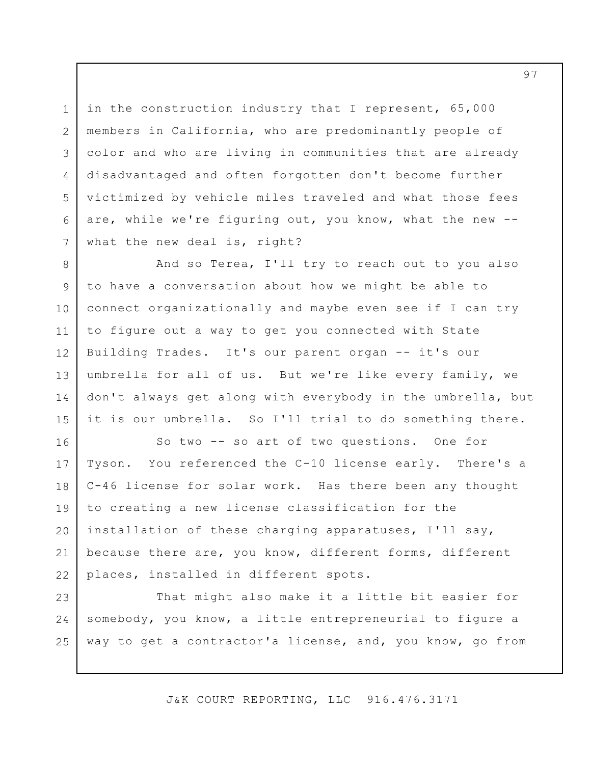in the construction industry that I represent, 65,000 members in California, who are predominantly people of color and who are living in communities that are already disadvantaged and often forgotten don't become further victimized by vehicle miles traveled and what those fees are, while we're figuring out, you know, what the new -- what the new deal is, right?

And so Terea, I'll try to reach out to you also to have a conversation about how we might be able to connect organizationally and maybe even see if I can try to figure out a way to get you connected with State Building Trades. It's our parent organ -- it's our umbrella for all of us. But we're like every family, we don't always get along with everybody in the umbrella, but it is our umbrella. So I'll trial to do something there.

So two -- so art of two questions. One for Tyson. You referenced the C-10 license early. There's a C-46 license for solar work. Has there been any thought to creating a new license classification for the installation of these charging apparatuses, I'll say, because there are, you know, different forms, different places, installed in different spots.

That might also make it a little bit easier for somebody, you know, a little entrepreneurial to figure a way to get a contractor'a license, and, you know, go from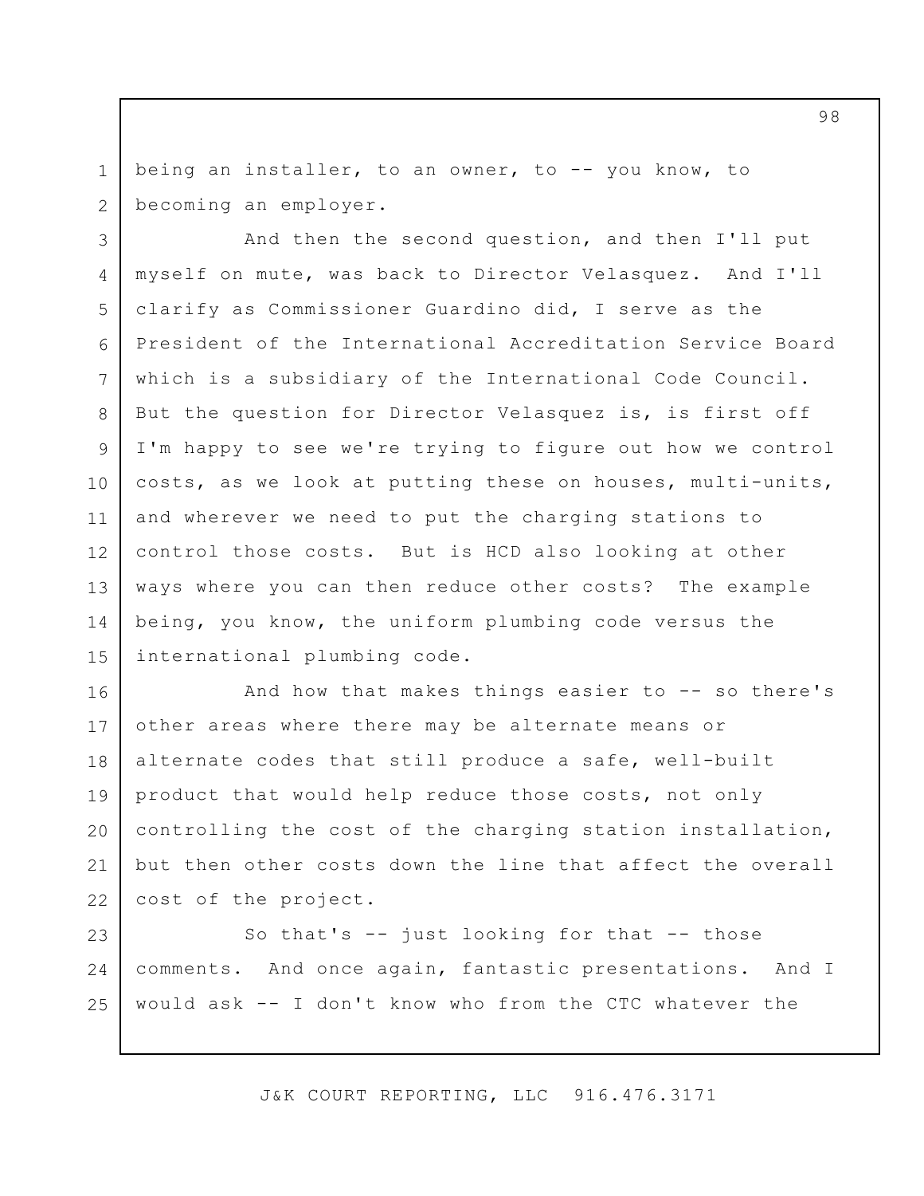being an installer, to an owner, to -- you know, to becoming an employer.

And then the second question, and then I'll put myself on mute, was back to Director Velasquez. And I'll clarify as Commissioner Guardino did, I serve as the President of the International Accreditation Service Board which is a subsidiary of the International Code Council. But the question for Director Velasquez is, is first off I'm happy to see we're trying to figure out how we control costs, as we look at putting these on houses, multi-units, and wherever we need to put the charging stations to control those costs. But is HCD also looking at other ways where you can then reduce other costs? The example being, you know, the uniform plumbing code versus the international plumbing code.

And how that makes things easier to -- so there's other areas where there may be alternate means or alternate codes that still produce a safe, well-built product that would help reduce those costs, not only controlling the cost of the charging station installation, but then other costs down the line that affect the overall cost of the project.

So that's -- just looking for that -- those comments. And once again, fantastic presentations. And I would ask -- I don't know who from the CTC whatever the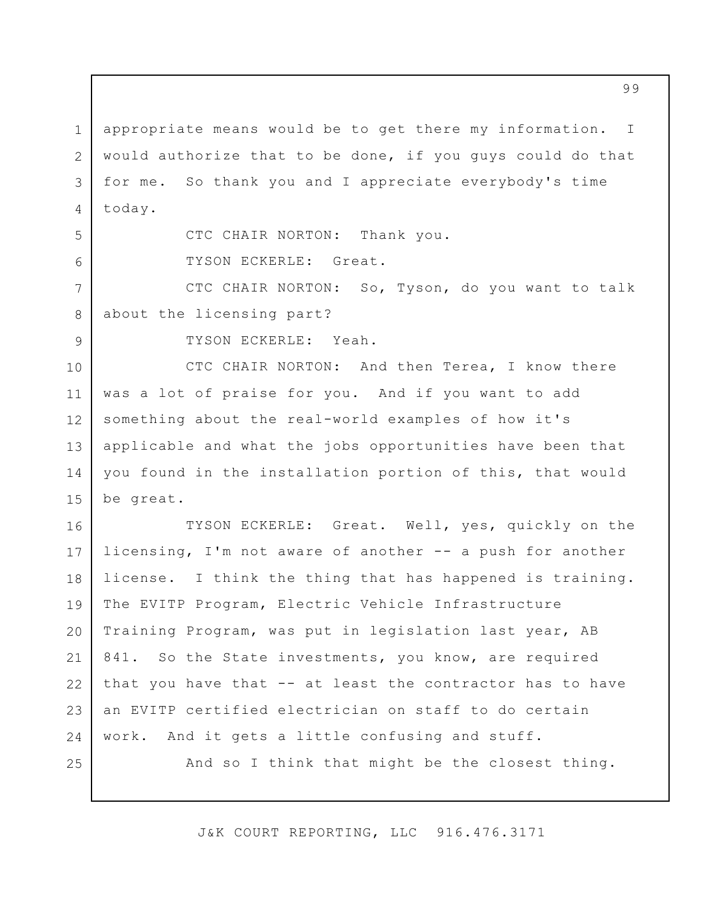appropriate means would be to get there my information. I would authorize that to be done, if you guys could do that for me. So thank you and I appreciate everybody's time today.

CTC CHAIR NORTON: Thank you.

TYSON ECKERLE: Great.

CTC CHAIR NORTON: So, Tyson, do you want to talk about the licensing part?

TYSON ECKERLE: Yeah.

CTC CHAIR NORTON: And then Terea, I know there was a lot of praise for you. And if you want to add something about the real-world examples of how it's applicable and what the jobs opportunities have been that you found in the installation portion of this, that would be great.

TYSON ECKERLE: Great. Well, yes, quickly on the licensing, I'm not aware of another -- a push for another license. I think the thing that has happened is training. The EVITP Program, Electric Vehicle Infrastructure Training Program, was put in legislation last year, AB 841. So the State investments, you know, are required that you have that -- at least the contractor has to have an EVITP certified electrician on staff to do certain work. And it gets a little confusing and stuff.

And so I think that might be the closest thing.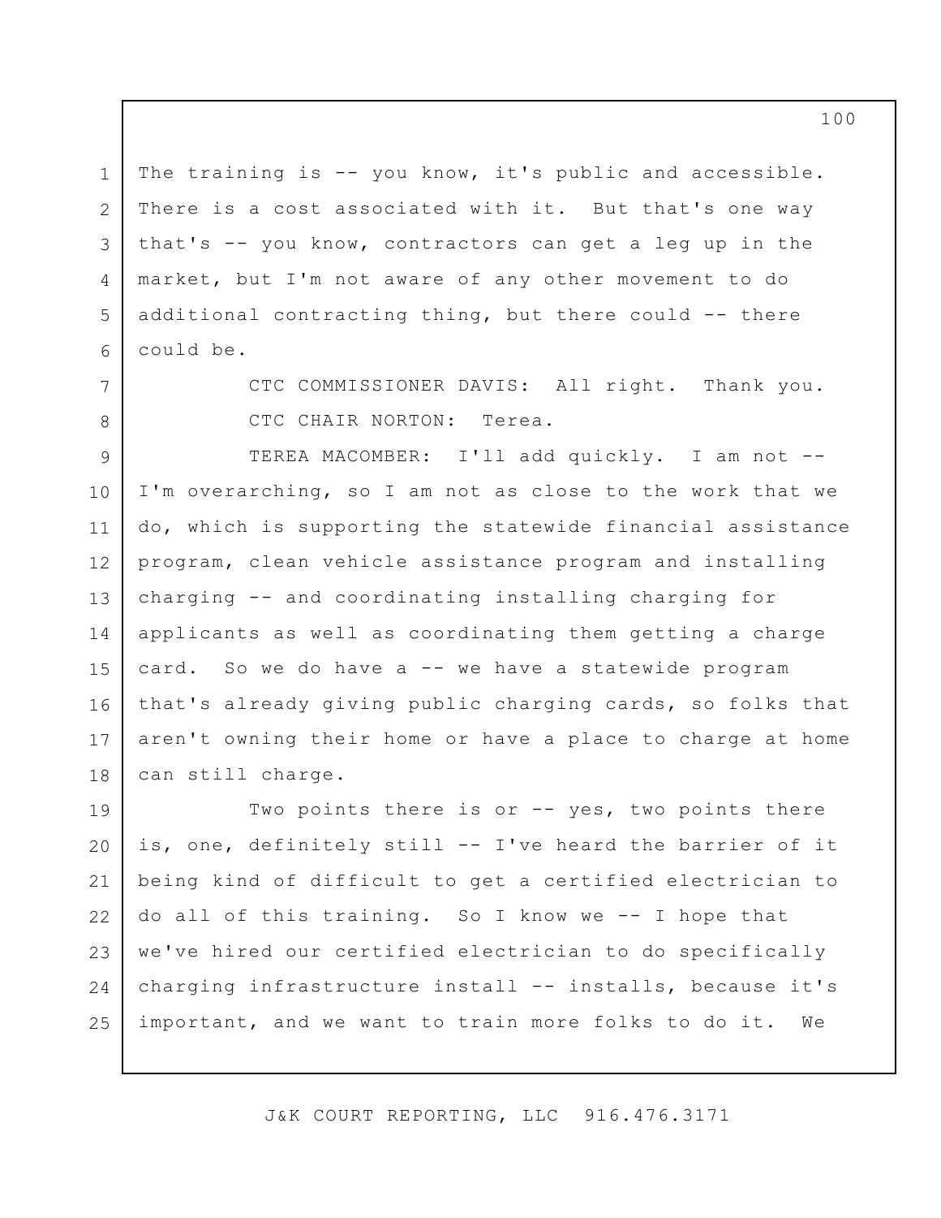The training is -- you know, it's public and accessible. There is a cost associated with it. But that's one way that's -- you know, contractors can get a leg up in the market, but I'm not aware of any other movement to do additional contracting thing, but there could -- there could be.

CTC COMMISSIONER DAVIS: All right. Thank you.

CTC CHAIR NORTON: Terea.

TEREA MACOMBER: I'll add quickly. I am not -- I'm overarching, so I am not as close to the work that we do, which is supporting the statewide financial assistance program, clean vehicle assistance program and installing charging -- and coordinating installing charging for applicants as well as coordinating them getting a charge card. So we do have a -- we have a statewide program that's already giving public charging cards, so folks that aren't owning their home or have a place to charge at home can still charge.

Two points there is or -- yes, two points there is, one, definitely still -- I've heard the barrier of it being kind of difficult to get a certified electrician to do all of this training. So I know we -- I hope that we've hired our certified electrician to do specifically charging infrastructure install -- installs, because it's important, and we want to train more folks to do it. We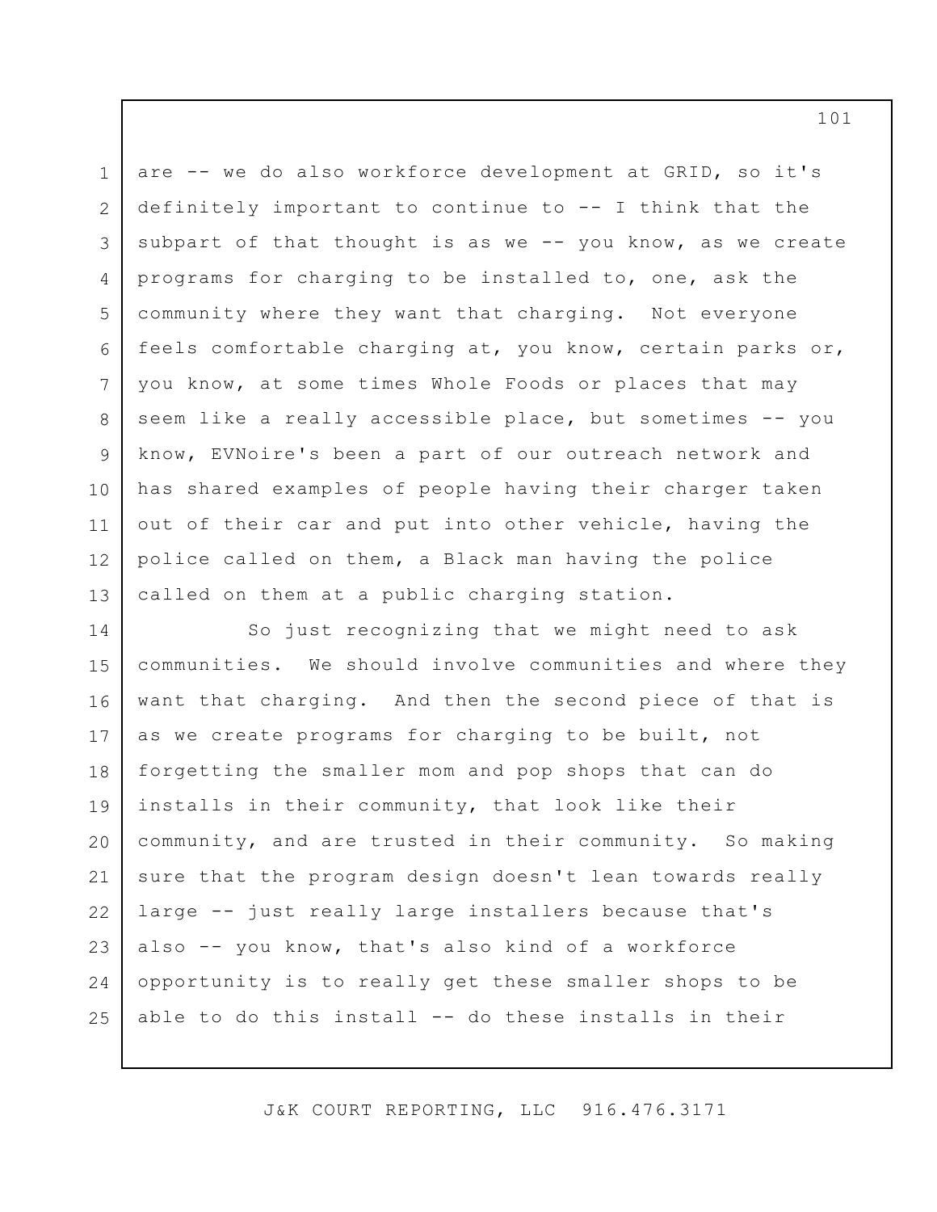are -- we do also workforce development at GRID, so it's definitely important to continue to -- I think that the subpart of that thought is as we -- you know, as we create programs for charging to be installed to, one, ask the community where they want that charging. Not everyone feels comfortable charging at, you know, certain parks or, you know, at some times Whole Foods or places that may seem like a really accessible place, but sometimes -- you know, EVNoire's been a part of our outreach network and has shared examples of people having their charger taken out of their car and put into other vehicle, having the police called on them, a Black man having the police called on them at a public charging station.

So just recognizing that we might need to ask communities. We should involve communities and where they want that charging. And then the second piece of that is as we create programs for charging to be built, not forgetting the smaller mom and pop shops that can do installs in their community, that look like their community, and are trusted in their community. So making sure that the program design doesn't lean towards really large -- just really large installers because that's also -- you know, that's also kind of a workforce opportunity is to really get these smaller shops to be able to do this install -- do these installs in their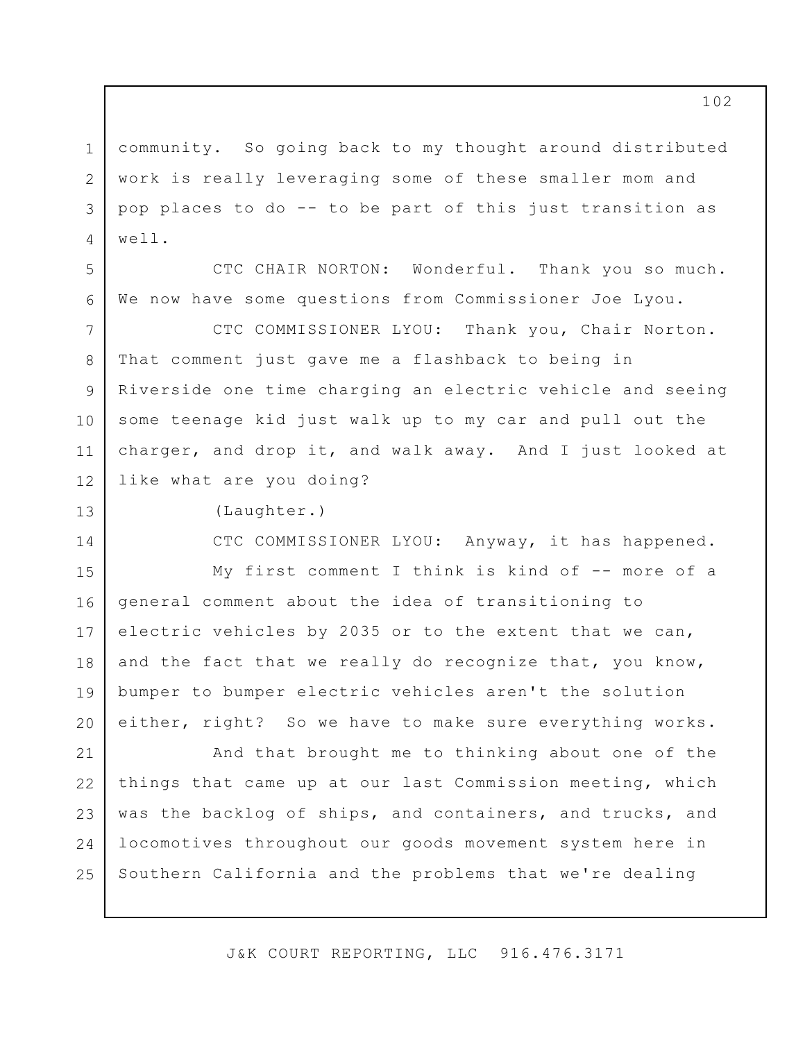community. So going back to my thought around distributed work is really leveraging some of these smaller mom and pop places to do -- to be part of this just transition as well.

CTC CHAIR NORTON: Wonderful. Thank you so much. We now have some questions from Commissioner Joe Lyou.

CTC COMMISSIONER LYOU: Thank you, Chair Norton. That comment just gave me a flashback to being in Riverside one time charging an electric vehicle and seeing some teenage kid just walk up to my car and pull out the charger, and drop it, and walk away. And I just looked at like what are you doing?

(Laughter.)

CTC COMMISSIONER LYOU: Anyway, it has happened.

My first comment I think is kind of -- more of a general comment about the idea of transitioning to electric vehicles by 2035 or to the extent that we can, and the fact that we really do recognize that, you know, bumper to bumper electric vehicles aren't the solution either, right? So we have to make sure everything works.

And that brought me to thinking about one of the things that came up at our last Commission meeting, which was the backlog of ships, and containers, and trucks, and locomotives throughout our goods movement system here in Southern California and the problems that we're dealing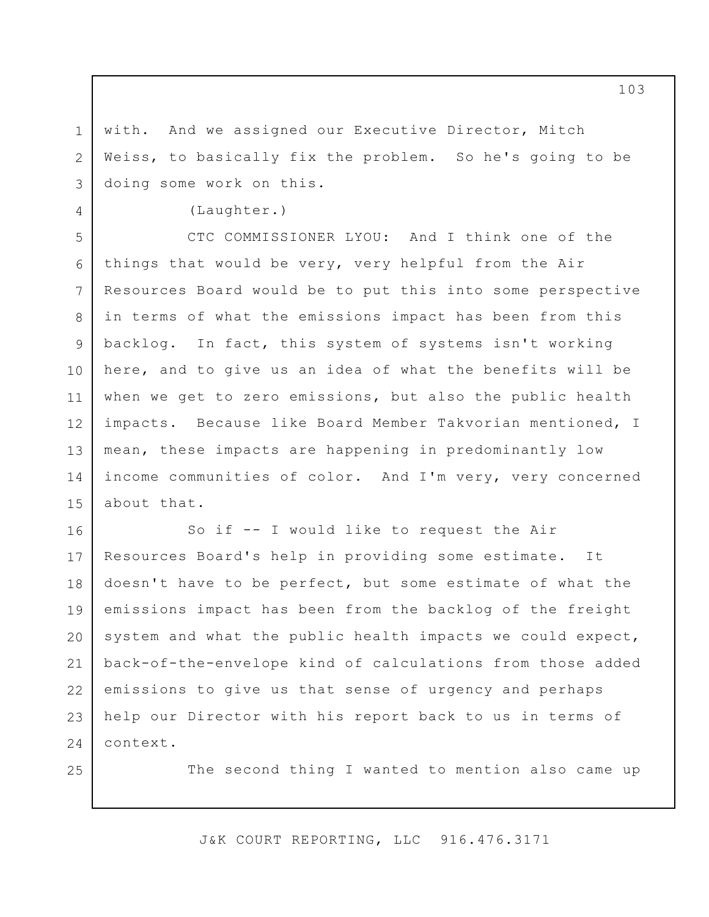with. And we assigned our Executive Director, Mitch Weiss, to basically fix the problem. So he's going to be doing some work on this.

(Laughter.)

CTC COMMISSIONER LYOU: And I think one of the things that would be very, very helpful from the Air Resources Board would be to put this into some perspective in terms of what the emissions impact has been from this backlog. In fact, this system of systems isn't working here, and to give us an idea of what the benefits will be when we get to zero emissions, but also the public health impacts. Because like Board Member Takvorian mentioned, I mean, these impacts are happening in predominantly low income communities of color. And I'm very, very concerned about that.

So if -- I would like to request the Air Resources Board's help in providing some estimate. It doesn't have to be perfect, but some estimate of what the emissions impact has been from the backlog of the freight system and what the public health impacts we could expect, back-of-the-envelope kind of calculations from those added emissions to give us that sense of urgency and perhaps help our Director with his report back to us in terms of context.

The second thing I wanted to mention also came up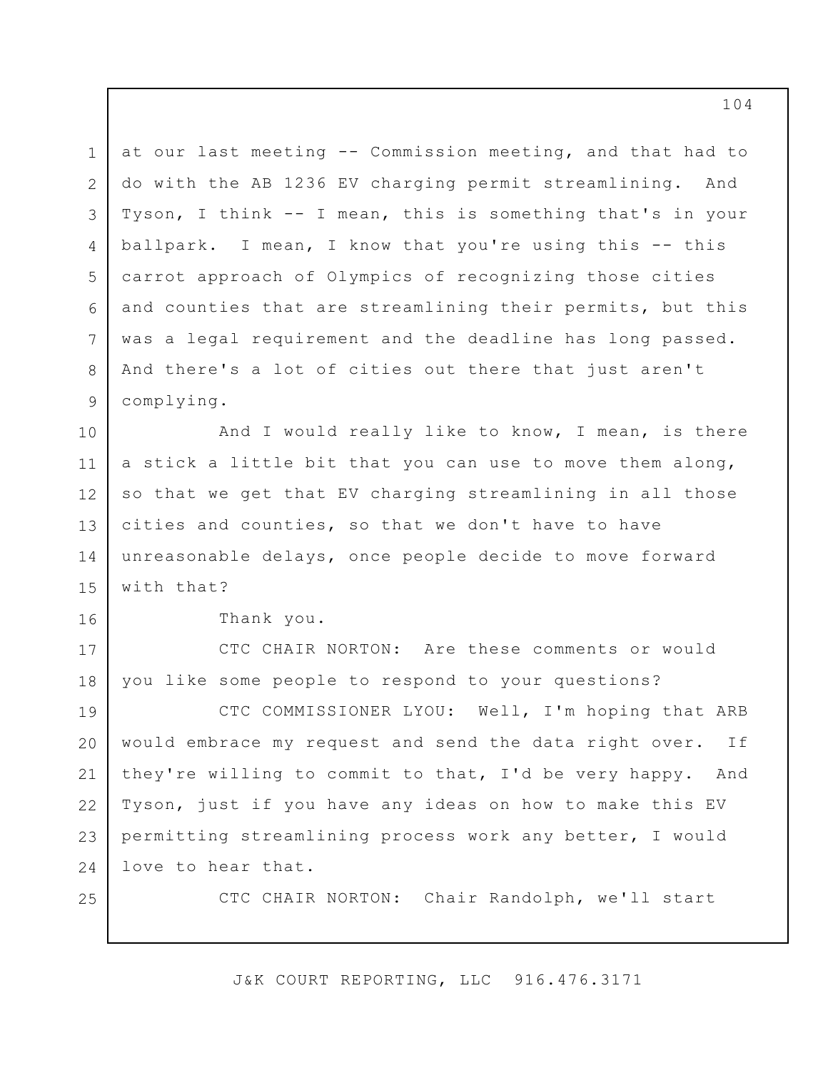at our last meeting -- Commission meeting, and that had to do with the AB 1236 EV charging permit streamlining. And Tyson, I think -- I mean, this is something that's in your ballpark. I mean, I know that you're using this -- this carrot approach of Olympics of recognizing those cities and counties that are streamlining their permits, but this was a legal requirement and the deadline has long passed. And there's a lot of cities out there that just aren't complying.

And I would really like to know, I mean, is there a stick a little bit that you can use to move them along, so that we get that EV charging streamlining in all those cities and counties, so that we don't have to have unreasonable delays, once people decide to move forward with that?

Thank you.

CTC CHAIR NORTON: Are these comments or would you like some people to respond to your questions?

CTC COMMISSIONER LYOU: Well, I'm hoping that ARB would embrace my request and send the data right over. If they're willing to commit to that, I'd be very happy. And Tyson, just if you have any ideas on how to make this EV permitting streamlining process work any better, I would love to hear that.

CTC CHAIR NORTON: Chair Randolph, we'll start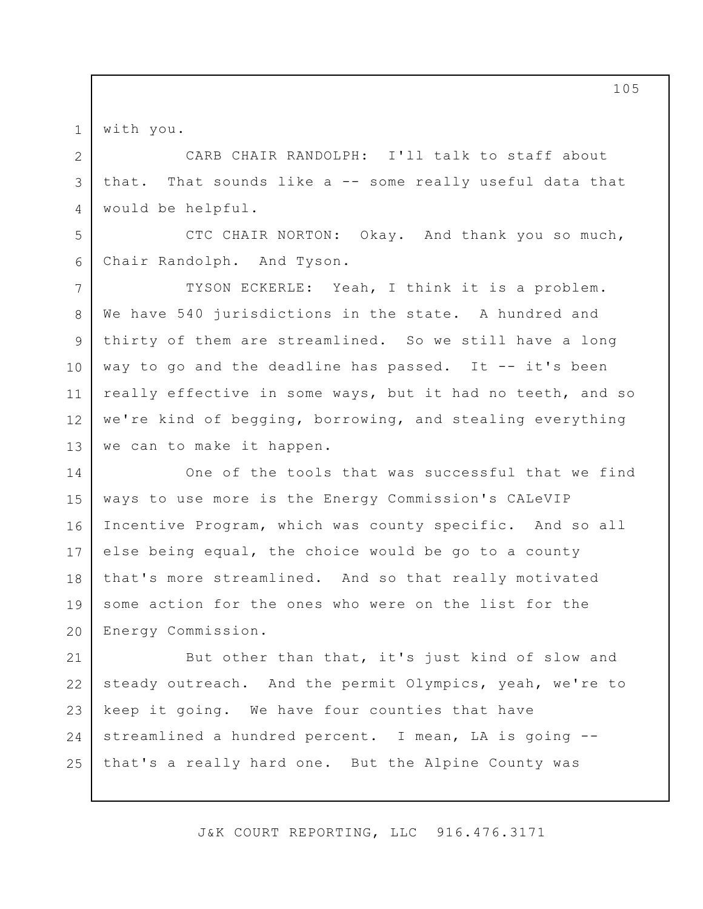with you.

CARB CHAIR RANDOLPH: I'll talk to staff about that. That sounds like a -- some really useful data that would be helpful.

CTC CHAIR NORTON: Okay. And thank you so much, Chair Randolph. And Tyson.

TYSON ECKERLE: Yeah, I think it is a problem. We have 540 jurisdictions in the state. A hundred and thirty of them are streamlined. So we still have a long way to go and the deadline has passed. It -- it's been really effective in some ways, but it had no teeth, and so we're kind of begging, borrowing, and stealing everything we can to make it happen.

One of the tools that was successful that we find ways to use more is the Energy Commission's CALeVIP Incentive Program, which was county specific. And so all else being equal, the choice would be go to a county that's more streamlined. And so that really motivated some action for the ones who were on the list for the Energy Commission.

But other than that, it's just kind of slow and steady outreach. And the permit Olympics, yeah, we're to keep it going. We have four counties that have streamlined a hundred percent. I mean, LA is going -- that's a really hard one. But the Alpine County was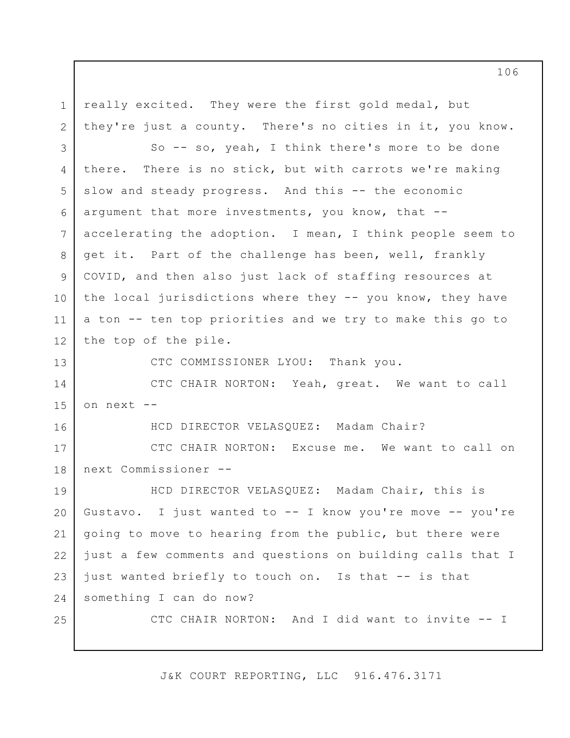really excited. They were the first gold medal, but they're just a county. There's no cities in it, you know.

So -- so, yeah, I think there's more to be done there. There is no stick, but with carrots we're making slow and steady progress. And this -- the economic argument that more investments, you know, that -- accelerating the adoption. I mean, I think people seem to get it. Part of the challenge has been, well, frankly COVID, and then also just lack of staffing resources at the local jurisdictions where they -- you know, they have a ton -- ten top priorities and we try to make this go to the top of the pile.

CTC COMMISSIONER LYOU: Thank you.

CTC CHAIR NORTON: Yeah, great. We want to call on next --

HCD DIRECTOR VELASQUEZ: Madam Chair?

CTC CHAIR NORTON: Excuse me. We want to call on next Commissioner --

HCD DIRECTOR VELASQUEZ: Madam Chair, this is Gustavo. I just wanted to -- I know you're move -- you're going to move to hearing from the public, but there were just a few comments and questions on building calls that I just wanted briefly to touch on. Is that -- is that something I can do now?

CTC CHAIR NORTON: And I did want to invite -- I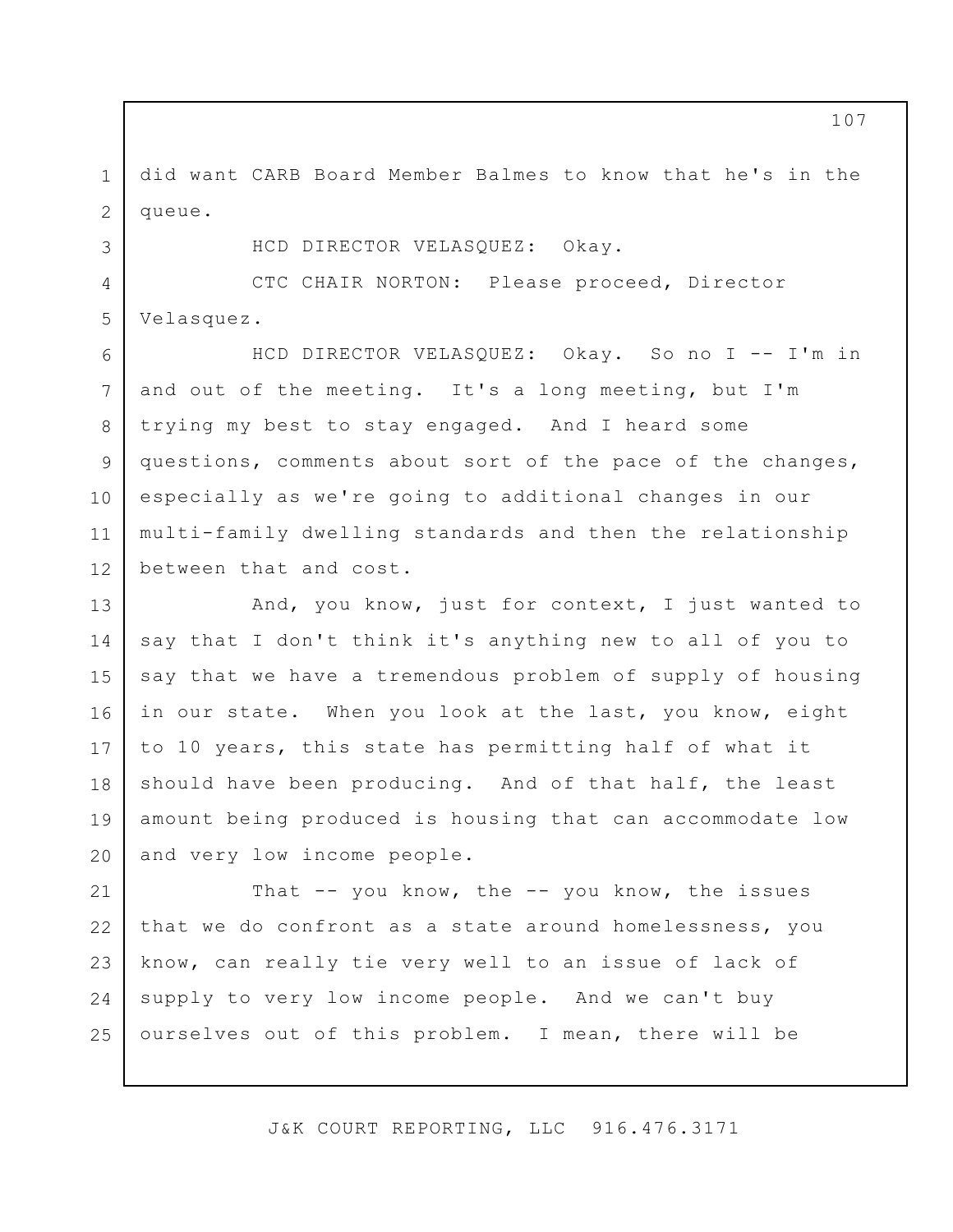did want CARB Board Member Balmes to know that he's in the queue.

HCD DIRECTOR VELASQUEZ: Okay.

CTC CHAIR NORTON: Please proceed, Director Velasquez.

HCD DIRECTOR VELASQUEZ: Okay. So no I -- I'm in and out of the meeting. It's a long meeting, but I'm trying my best to stay engaged. And I heard some questions, comments about sort of the pace of the changes, especially as we're going to additional changes in our multi-family dwelling standards and then the relationship between that and cost.

And, you know, just for context, I just wanted to say that I don't think it's anything new to all of you to say that we have a tremendous problem of supply of housing in our state. When you look at the last, you know, eight to 10 years, this state has permitting half of what it should have been producing. And of that half, the least amount being produced is housing that can accommodate low and very low income people.

That -- you know, the -- you know, the issues that we do confront as a state around homelessness, you know, can really tie very well to an issue of lack of supply to very low income people. And we can't buy ourselves out of this problem. I mean, there will be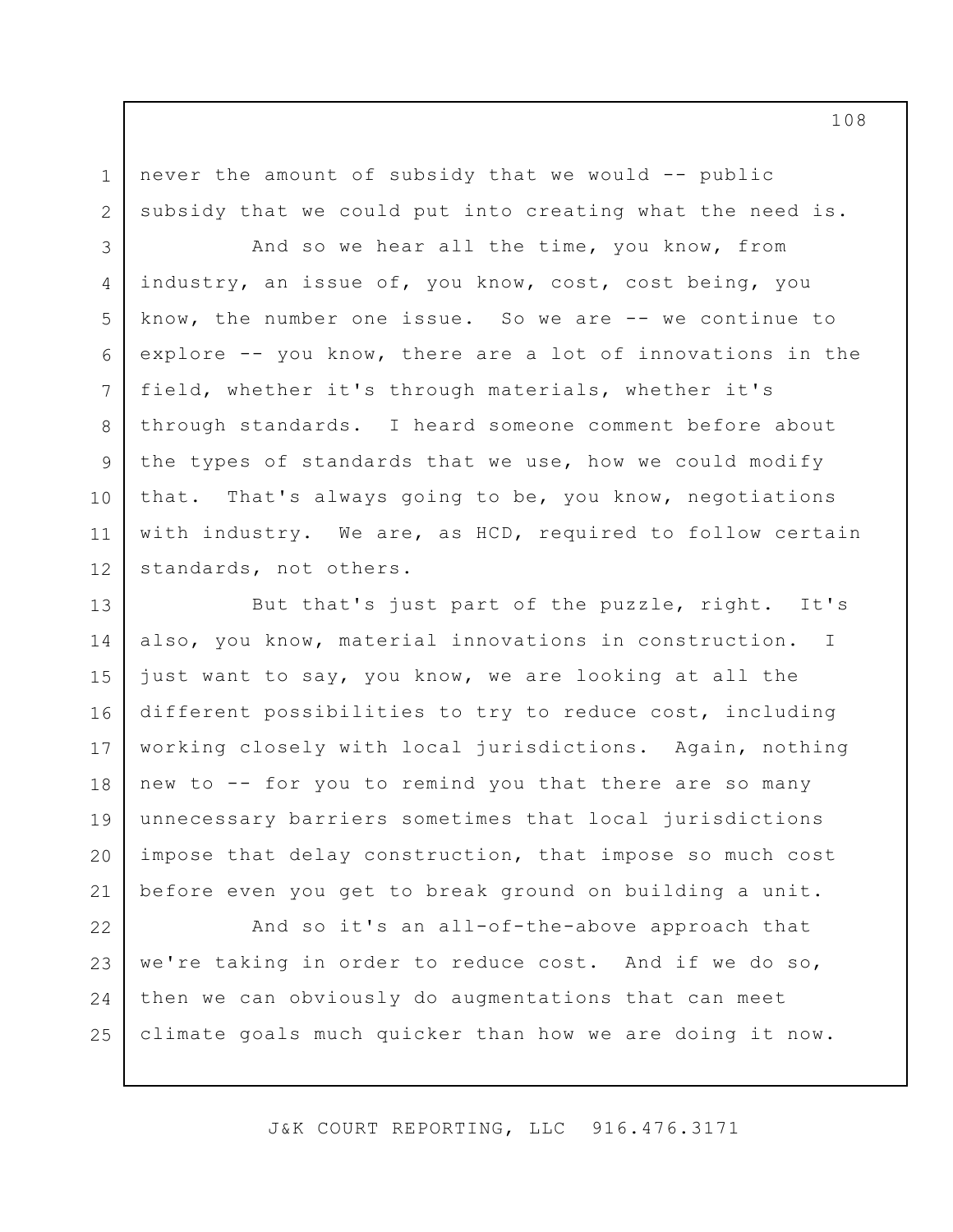never the amount of subsidy that we would -- public subsidy that we could put into creating what the need is.

And so we hear all the time, you know, from industry, an issue of, you know, cost, cost being, you know, the number one issue. So we are -- we continue to explore -- you know, there are a lot of innovations in the field, whether it's through materials, whether it's through standards. I heard someone comment before about the types of standards that we use, how we could modify that. That's always going to be, you know, negotiations with industry. We are, as HCD, required to follow certain standards, not others.

But that's just part of the puzzle, right. It's also, you know, material innovations in construction. I just want to say, you know, we are looking at all the different possibilities to try to reduce cost, including working closely with local jurisdictions. Again, nothing new to -- for you to remind you that there are so many unnecessary barriers sometimes that local jurisdictions impose that delay construction, that impose so much cost before even you get to break ground on building a unit.

And so it's an all-of-the-above approach that we're taking in order to reduce cost. And if we do so, then we can obviously do augmentations that can meet climate goals much quicker than how we are doing it now.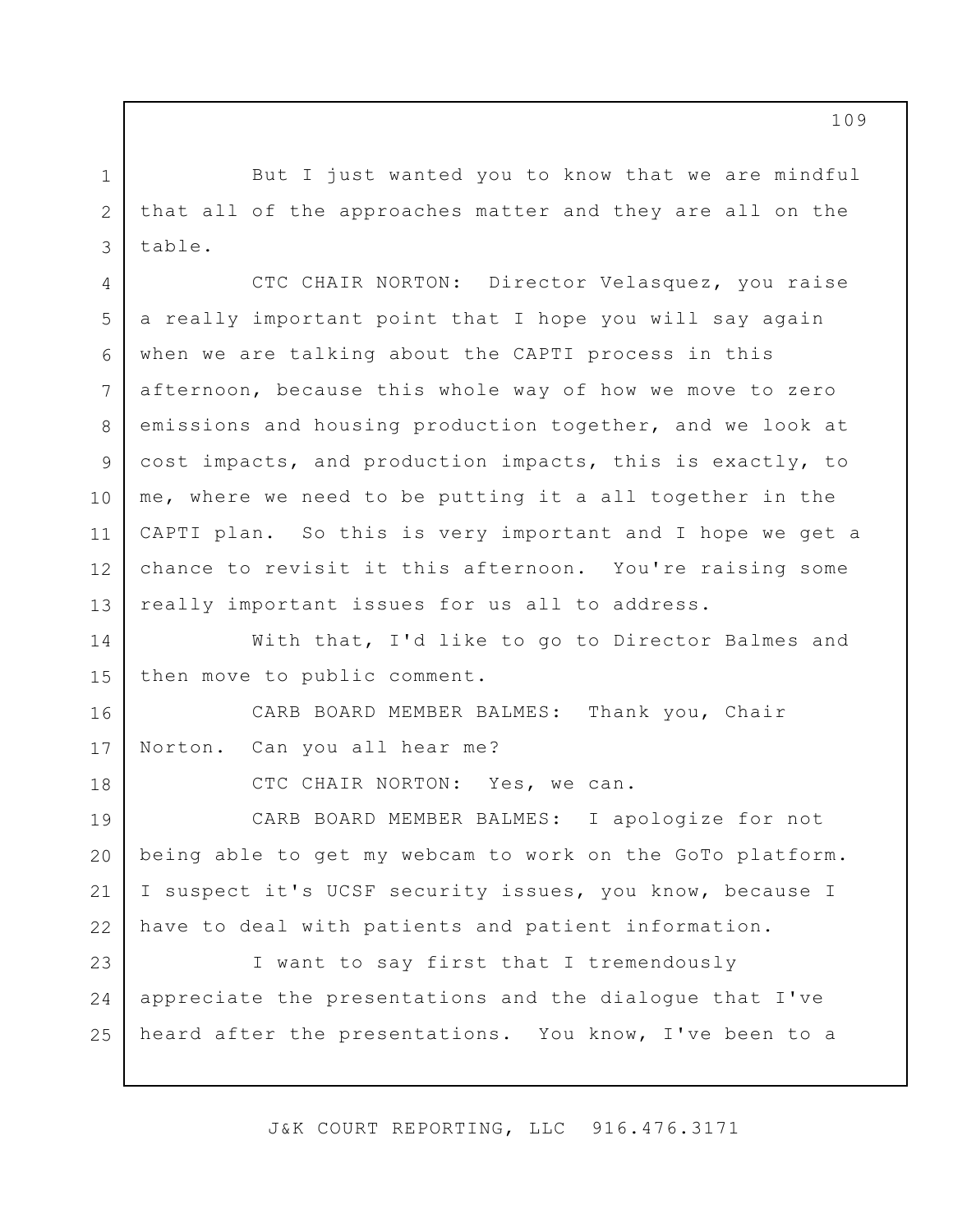But I just wanted you to know that we are mindful that all of the approaches matter and they are all on the table.

CTC CHAIR NORTON: Director Velasquez, you raise a really important point that I hope you will say again when we are talking about the CAPTI process in this afternoon, because this whole way of how we move to zero emissions and housing production together, and we look at cost impacts, and production impacts, this is exactly, to me, where we need to be putting it a all together in the CAPTI plan. So this is very important and I hope we get a chance to revisit it this afternoon. You're raising some really important issues for us all to address.

With that, I'd like to go to Director Balmes and then move to public comment.

CARB BOARD MEMBER BALMES: Thank you, Chair Norton. Can you all hear me?

CTC CHAIR NORTON: Yes, we can.

CARB BOARD MEMBER BALMES: I apologize for not being able to get my webcam to work on the GoTo platform. I suspect it's UCSF security issues, you know, because I have to deal with patients and patient information.

I want to say first that I tremendously appreciate the presentations and the dialogue that I've heard after the presentations. You know, I've been to a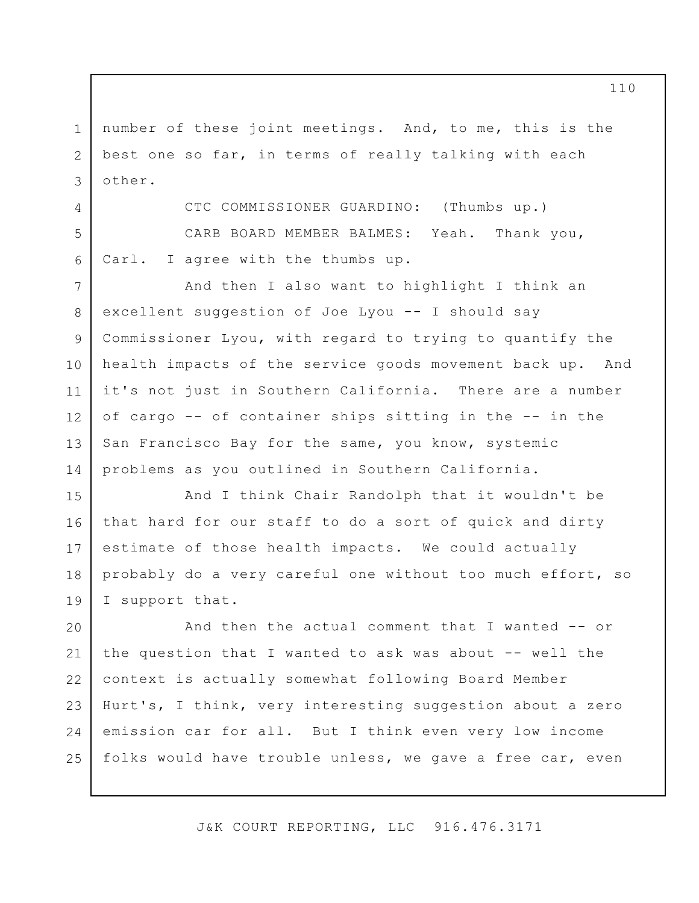number of these joint meetings. And, to me, this is the best one so far, in terms of really talking with each other.

CTC COMMISSIONER GUARDINO: (Thumbs up.)

CARB BOARD MEMBER BALMES: Yeah. Thank you, Carl. I agree with the thumbs up.

And then I also want to highlight I think an excellent suggestion of Joe Lyou -- I should say Commissioner Lyou, with regard to trying to quantify the health impacts of the service goods movement back up. And it's not just in Southern California. There are a number of cargo -- of container ships sitting in the -- in the San Francisco Bay for the same, you know, systemic problems as you outlined in Southern California.

And I think Chair Randolph that it wouldn't be that hard for our staff to do a sort of quick and dirty estimate of those health impacts. We could actually probably do a very careful one without too much effort, so I support that.

And then the actual comment that I wanted -- or the question that I wanted to ask was about -- well the context is actually somewhat following Board Member Hurt's, I think, very interesting suggestion about a zero emission car for all. But I think even very low income folks would have trouble unless, we gave a free car, even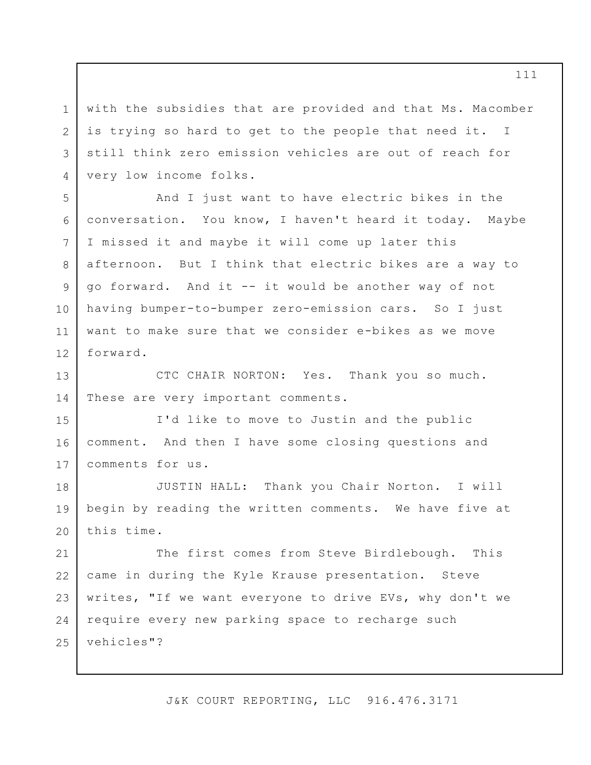with the subsidies that are provided and that Ms. Macomber is trying so hard to get to the people that need it. I still think zero emission vehicles are out of reach for very low income folks.

And I just want to have electric bikes in the conversation. You know, I haven't heard it today. Maybe I missed it and maybe it will come up later this afternoon. But I think that electric bikes are a way to go forward. And it -- it would be another way of not having bumper-to-bumper zero-emission cars. So I just want to make sure that we consider e-bikes as we move forward.

CTC CHAIR NORTON: Yes. Thank you so much. These are very important comments.

I'd like to move to Justin and the public comment. And then I have some closing questions and comments for us.

JUSTIN HALL: Thank you Chair Norton. I will begin by reading the written comments. We have five at this time.

The first comes from Steve Birdlebough. This came in during the Kyle Krause presentation. Steve writes, "If we want everyone to drive EVs, why don't we require every new parking space to recharge such vehicles"?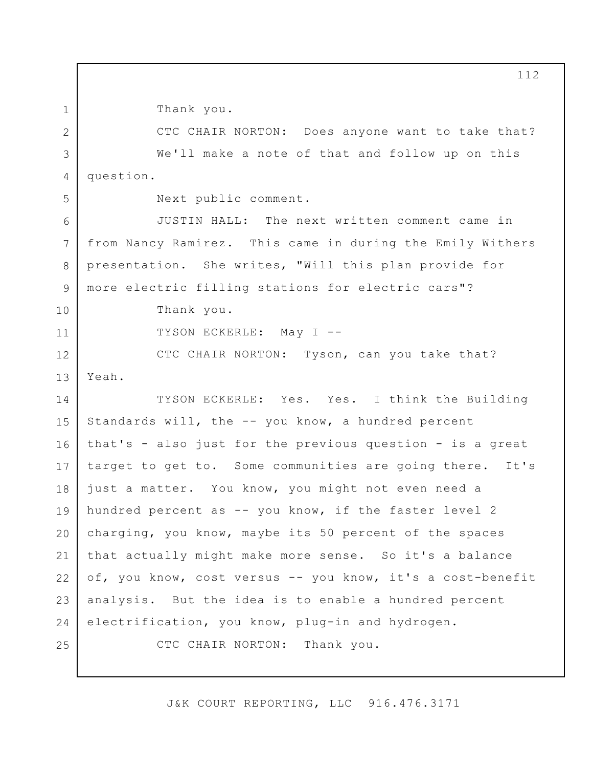Thank you.

CTC CHAIR NORTON: Does anyone want to take that?

We'll make a note of that and follow up on this question.

Next public comment.

JUSTIN HALL: The next written comment came in from Nancy Ramirez. This came in during the Emily Withers presentation. She writes, "Will this plan provide for more electric filling stations for electric cars"?

Thank you.

TYSON ECKERLE: May I --

CTC CHAIR NORTON: Tyson, can you take that? Yeah.

TYSON ECKERLE: Yes. Yes. I think the Building Standards will, the -- you know, a hundred percent that's - also just for the previous question - is a great target to get to. Some communities are going there. It's just a matter. You know, you might not even need a hundred percent as -- you know, if the faster level 2 charging, you know, maybe its 50 percent of the spaces that actually might make more sense. So it's a balance of, you know, cost versus -- you know, it's a cost-benefit analysis. But the idea is to enable a hundred percent electrification, you know, plug-in and hydrogen.

CTC CHAIR NORTON: Thank you.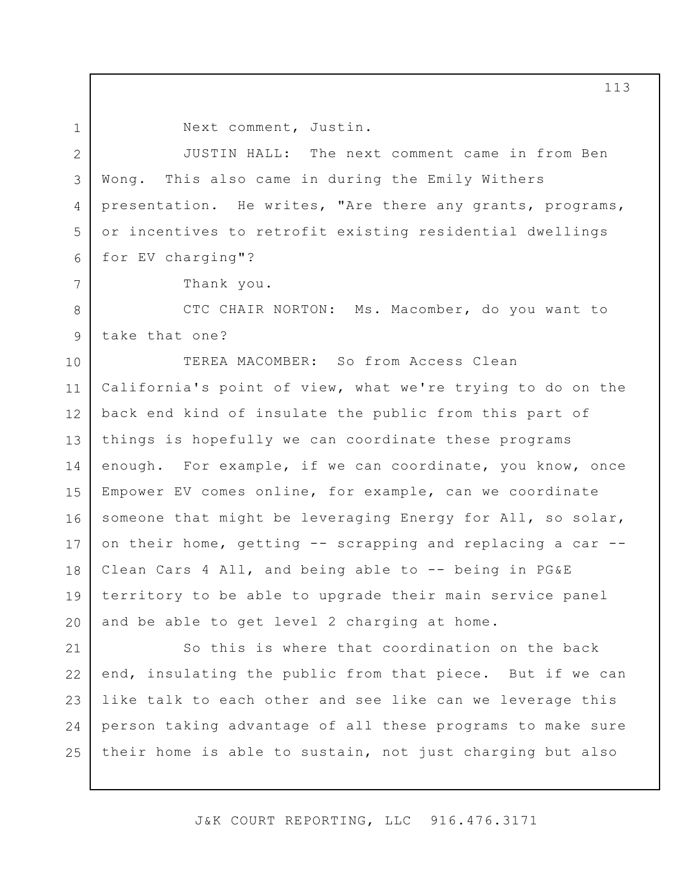Next comment, Justin.

JUSTIN HALL: The next comment came in from Ben Wong. This also came in during the Emily Withers presentation. He writes, "Are there any grants, programs, or incentives to retrofit existing residential dwellings for EV charging"?

Thank you.

CTC CHAIR NORTON: Ms. Macomber, do you want to take that one?

TEREA MACOMBER: So from Access Clean California's point of view, what we're trying to do on the back end kind of insulate the public from this part of things is hopefully we can coordinate these programs enough. For example, if we can coordinate, you know, once Empower EV comes online, for example, can we coordinate someone that might be leveraging Energy for All, so solar, on their home, getting -- scrapping and replacing a car -- Clean Cars 4 All, and being able to -- being in PG&E territory to be able to upgrade their main service panel and be able to get level 2 charging at home.

So this is where that coordination on the back end, insulating the public from that piece. But if we can like talk to each other and see like can we leverage this person taking advantage of all these programs to make sure their home is able to sustain, not just charging but also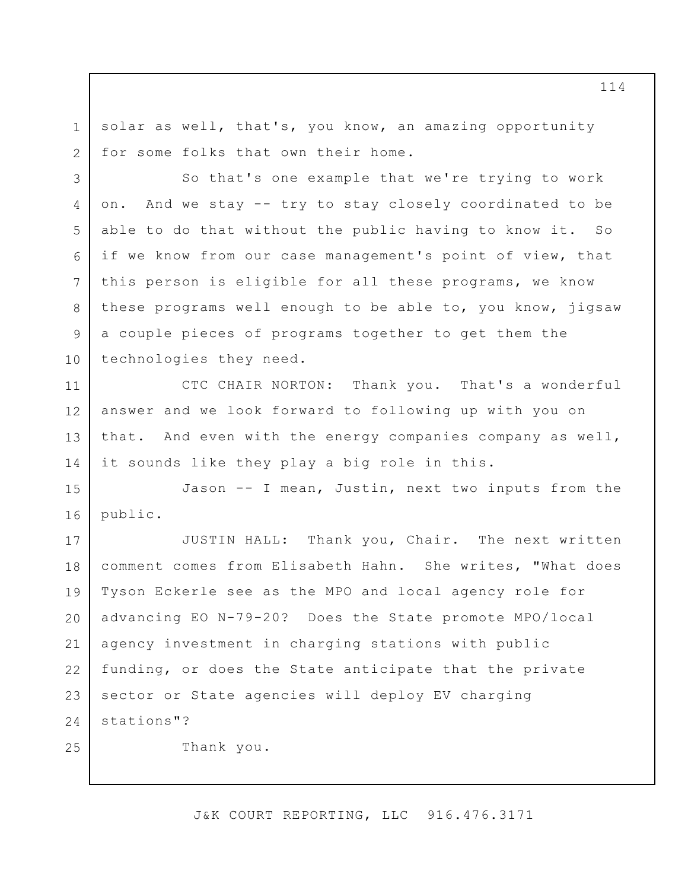solar as well, that's, you know, an amazing opportunity for some folks that own their home.

So that's one example that we're trying to work on. And we stay -- try to stay closely coordinated to be able to do that without the public having to know it. So if we know from our case management's point of view, that this person is eligible for all these programs, we know these programs well enough to be able to, you know, jigsaw a couple pieces of programs together to get them the technologies they need.

CTC CHAIR NORTON: Thank you. That's a wonderful answer and we look forward to following up with you on that. And even with the energy companies company as well, it sounds like they play a big role in this.

Jason -- I mean, Justin, next two inputs from the public.

JUSTIN HALL: Thank you, Chair. The next written comment comes from Elisabeth Hahn. She writes, "What does Tyson Eckerle see as the MPO and local agency role for advancing EO N-79-20? Does the State promote MPO/local agency investment in charging stations with public funding, or does the State anticipate that the private sector or State agencies will deploy EV charging stations"?

Thank you.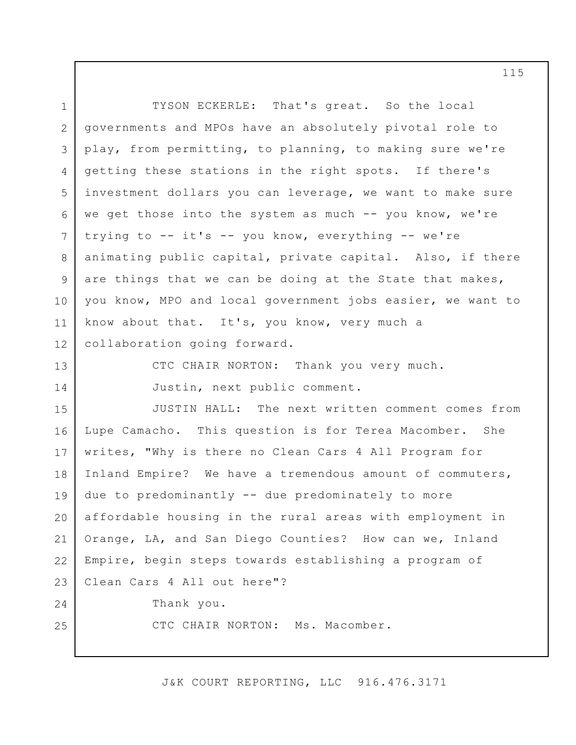TYSON ECKERLE: That's great. So the local governments and MPOs have an absolutely pivotal role to play, from permitting, to planning, to making sure we're getting these stations in the right spots. If there's investment dollars you can leverage, we want to make sure we get those into the system as much -- you know, we're trying to -- it's -- you know, everything -- we're animating public capital, private capital. Also, if there are things that we can be doing at the State that makes, you know, MPO and local government jobs easier, we want to know about that. It's, you know, very much a collaboration going forward.

CTC CHAIR NORTON: Thank you very much.

Justin, next public comment.

JUSTIN HALL: The next written comment comes from Lupe Camacho. This question is for Terea Macomber. She writes, "Why is there no Clean Cars 4 All Program for Inland Empire? We have a tremendous amount of commuters, due to predominantly -- due predominately to more affordable housing in the rural areas with employment in Orange, LA, and San Diego Counties? How can we, Inland Empire, begin steps towards establishing a program of Clean Cars 4 All out here"?

Thank you.

CTC CHAIR NORTON: Ms. Macomber.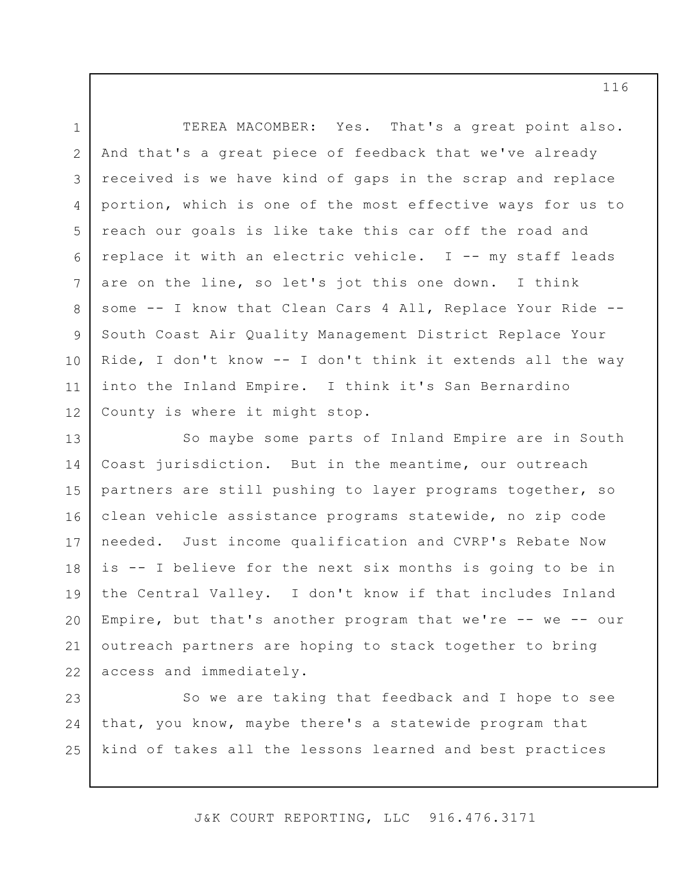TEREA MACOMBER: Yes. That's a great point also. And that's a great piece of feedback that we've already received is we have kind of gaps in the scrap and replace portion, which is one of the most effective ways for us to reach our goals is like take this car off the road and replace it with an electric vehicle. I -- my staff leads are on the line, so let's jot this one down. I think some -- I know that Clean Cars 4 All, Replace Your Ride -- South Coast Air Quality Management District Replace Your Ride, I don't know -- I don't think it extends all the way into the Inland Empire. I think it's San Bernardino County is where it might stop.

So maybe some parts of Inland Empire are in South Coast jurisdiction. But in the meantime, our outreach partners are still pushing to layer programs together, so clean vehicle assistance programs statewide, no zip code needed. Just income qualification and CVRP's Rebate Now is -- I believe for the next six months is going to be in the Central Valley. I don't know if that includes Inland Empire, but that's another program that we're -- we -- our outreach partners are hoping to stack together to bring access and immediately.

So we are taking that feedback and I hope to see that, you know, maybe there's a statewide program that kind of takes all the lessons learned and best practices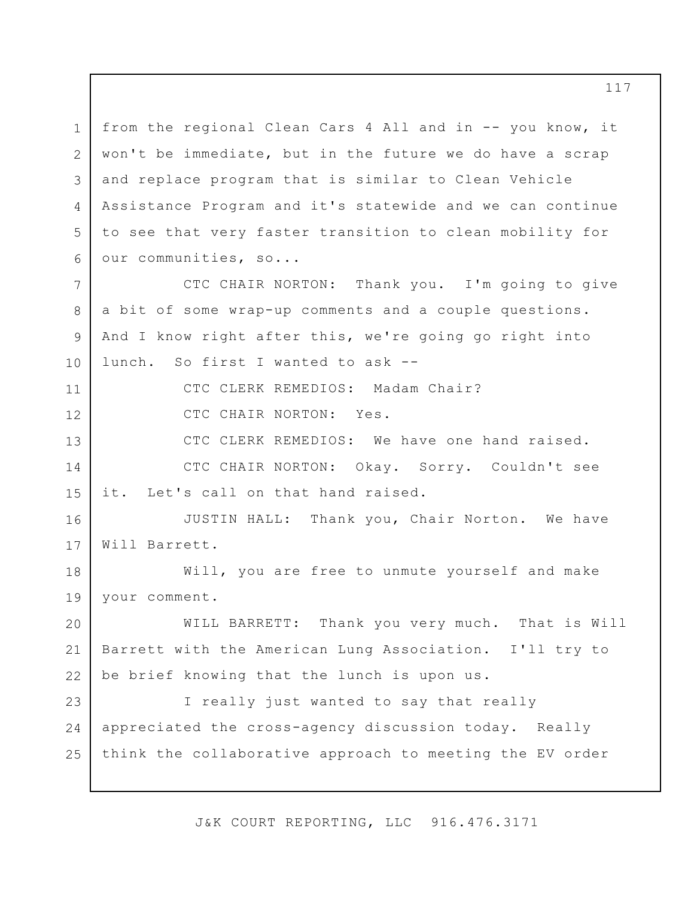from the regional Clean Cars 4 All and in -- you know, it won't be immediate, but in the future we do have a scrap and replace program that is similar to Clean Vehicle Assistance Program and it's statewide and we can continue to see that very faster transition to clean mobility for our communities, so...

CTC CHAIR NORTON: Thank you. I'm going to give a bit of some wrap-up comments and a couple questions. And I know right after this, we're going go right into lunch. So first I wanted to ask --

CTC CLERK REMEDIOS: Madam Chair?

CTC CHAIR NORTON: Yes.

CTC CLERK REMEDIOS: We have one hand raised.

CTC CHAIR NORTON: Okay. Sorry. Couldn't see it. Let's call on that hand raised.

JUSTIN HALL: Thank you, Chair Norton. We have Will Barrett.

Will, you are free to unmute yourself and make your comment.

WILL BARRETT: Thank you very much. That is Will Barrett with the American Lung Association. I'll try to be brief knowing that the lunch is upon us.

I really just wanted to say that really appreciated the cross-agency discussion today. Really think the collaborative approach to meeting the EV order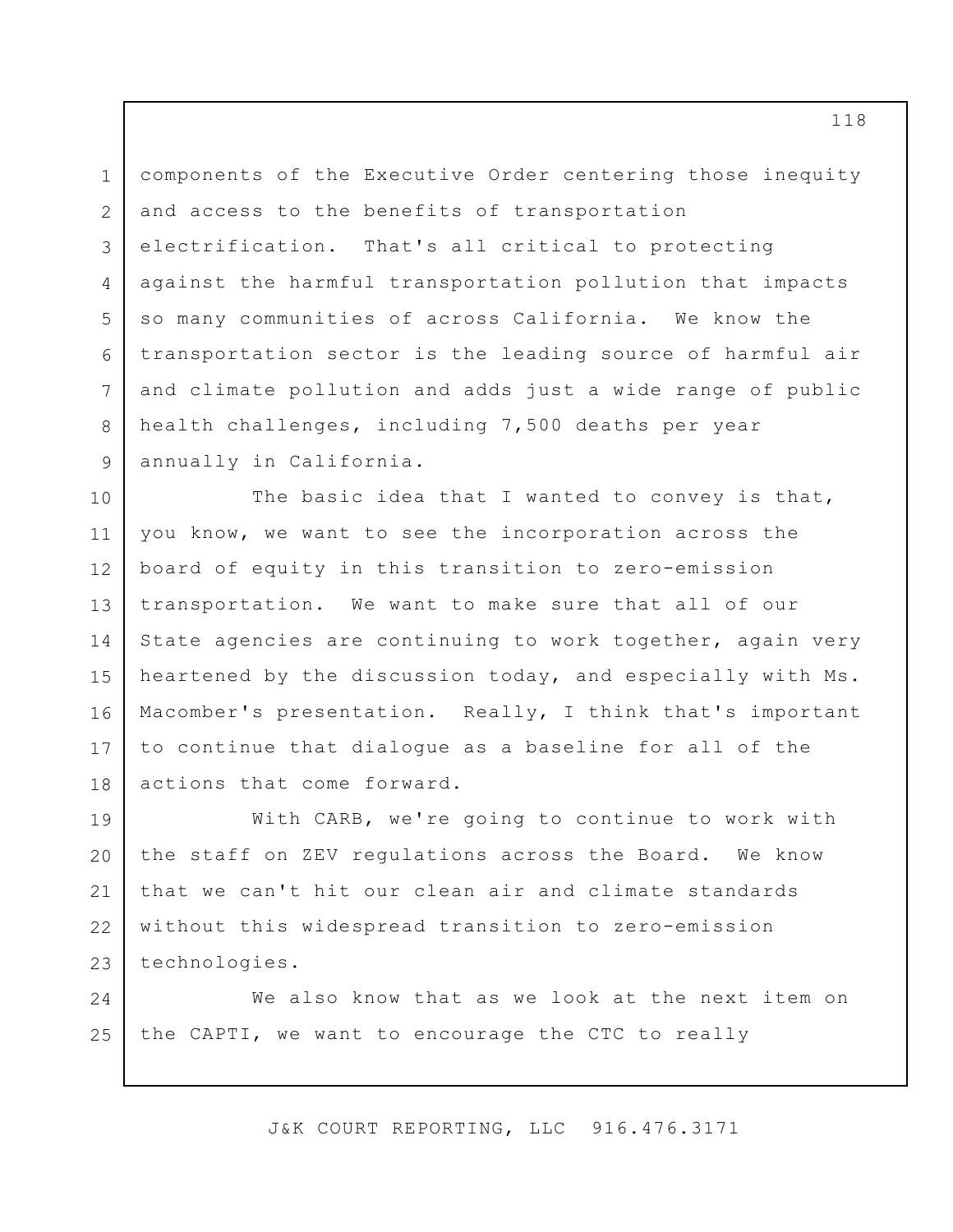components of the Executive Order centering those inequity and access to the benefits of transportation electrification. That's all critical to protecting against the harmful transportation pollution that impacts so many communities of across California. We know the transportation sector is the leading source of harmful air and climate pollution and adds just a wide range of public health challenges, including 7,500 deaths per year annually in California.

The basic idea that I wanted to convey is that, you know, we want to see the incorporation across the board of equity in this transition to zero-emission transportation. We want to make sure that all of our State agencies are continuing to work together, again very heartened by the discussion today, and especially with Ms. Macomber's presentation. Really, I think that's important to continue that dialogue as a baseline for all of the actions that come forward.

With CARB, we're going to continue to work with the staff on ZEV regulations across the Board. We know that we can't hit our clean air and climate standards without this widespread transition to zero-emission technologies.

We also know that as we look at the next item on the CAPTI, we want to encourage the CTC to really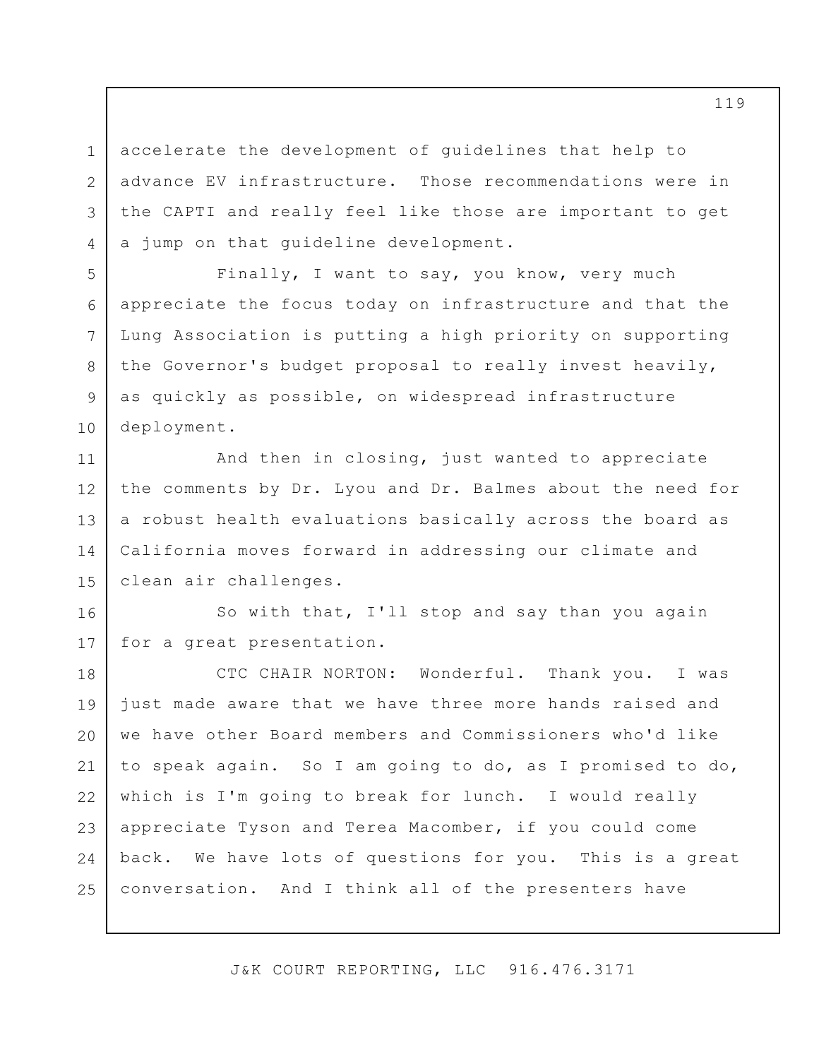accelerate the development of guidelines that help to advance EV infrastructure. Those recommendations were in the CAPTI and really feel like those are important to get a jump on that guideline development.

Finally, I want to say, you know, very much appreciate the focus today on infrastructure and that the Lung Association is putting a high priority on supporting the Governor's budget proposal to really invest heavily, as quickly as possible, on widespread infrastructure deployment.

And then in closing, just wanted to appreciate the comments by Dr. Lyou and Dr. Balmes about the need for a robust health evaluations basically across the board as California moves forward in addressing our climate and clean air challenges.

So with that, I'll stop and say than you again for a great presentation.

CTC CHAIR NORTON: Wonderful. Thank you. I was just made aware that we have three more hands raised and we have other Board members and Commissioners who'd like to speak again. So I am going to do, as I promised to do, which is I'm going to break for lunch. I would really appreciate Tyson and Terea Macomber, if you could come back. We have lots of questions for you. This is a great conversation. And I think all of the presenters have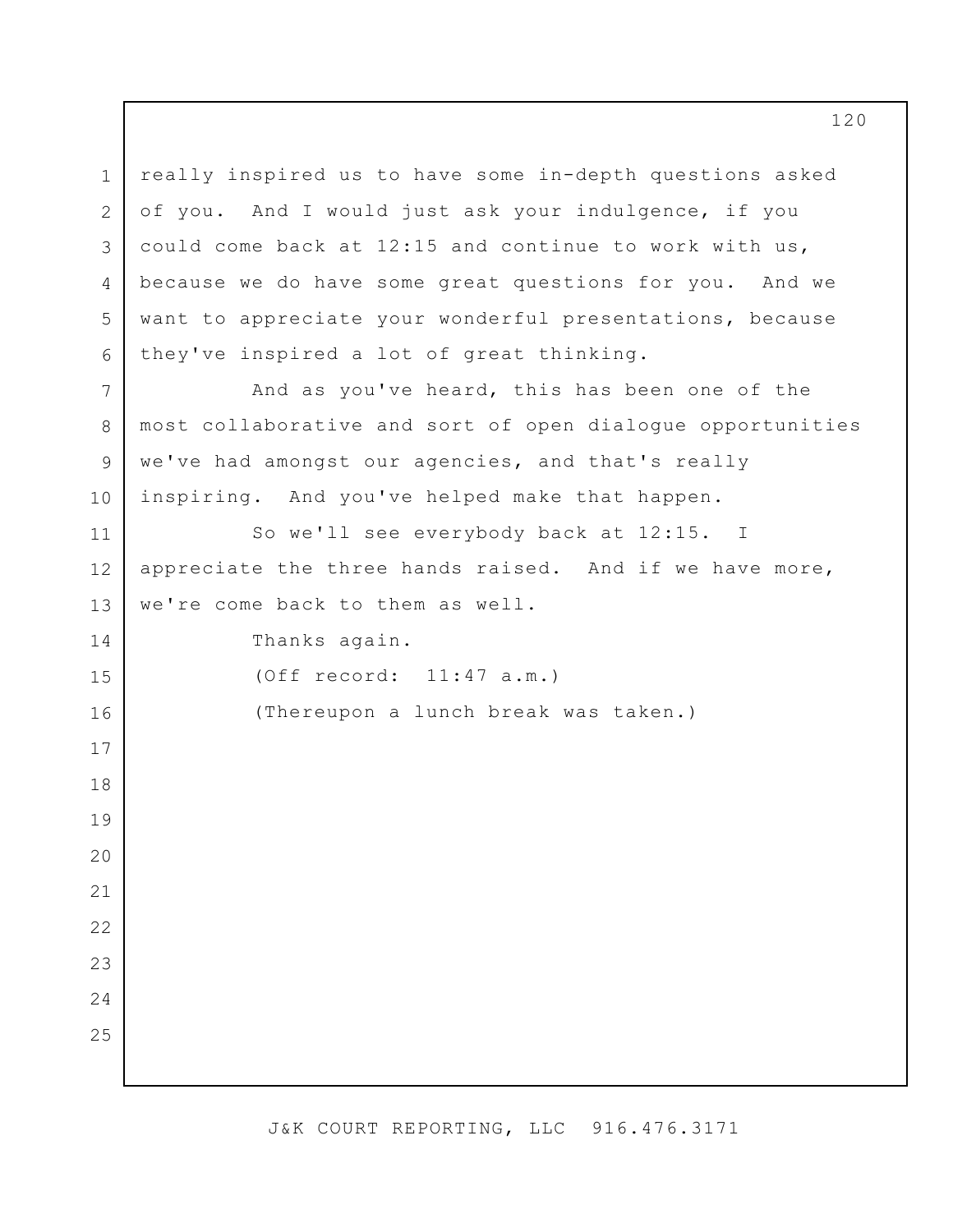really inspired us to have some in-depth questions asked of you. And I would just ask your indulgence, if you could come back at 12:15 and continue to work with us, because we do have some great questions for you. And we want to appreciate your wonderful presentations, because they've inspired a lot of great thinking.

And as you've heard, this has been one of the most collaborative and sort of open dialogue opportunities we've had amongst our agencies, and that's really inspiring. And you've helped make that happen.

So we'll see everybody back at 12:15. I appreciate the three hands raised. And if we have more, we're come back to them as well.

Thanks again.

(Off record: 11:47 a.m.)

(Thereupon a lunch break was taken.)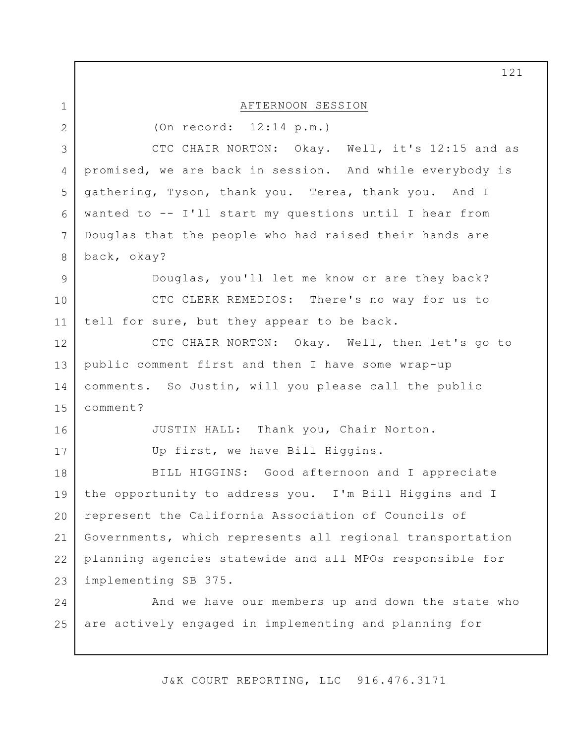AFTERNOON SESSION

(On record: 12:14 p.m.)

CTC CHAIR NORTON: Okay. Well, it's 12:15 and as promised, we are back in session. And while everybody is gathering, Tyson, thank you. Terea, thank you. And I wanted to -- I'll start my questions until I hear from Douglas that the people who had raised their hands are back, okay?

Douglas, you'll let me know or are they back?

CTC CLERK REMEDIOS: There's no way for us to tell for sure, but they appear to be back.

CTC CHAIR NORTON: Okay. Well, then let's go to public comment first and then I have some wrap-up comments. So Justin, will you please call the public comment?

JUSTIN HALL: Thank you, Chair Norton.

Up first, we have Bill Higgins.

BILL HIGGINS: Good afternoon and I appreciate the opportunity to address you. I'm Bill Higgins and I represent the California Association of Councils of Governments, which represents all regional transportation planning agencies statewide and all MPOs responsible for implementing SB 375.

And we have our members up and down the state who are actively engaged in implementing and planning for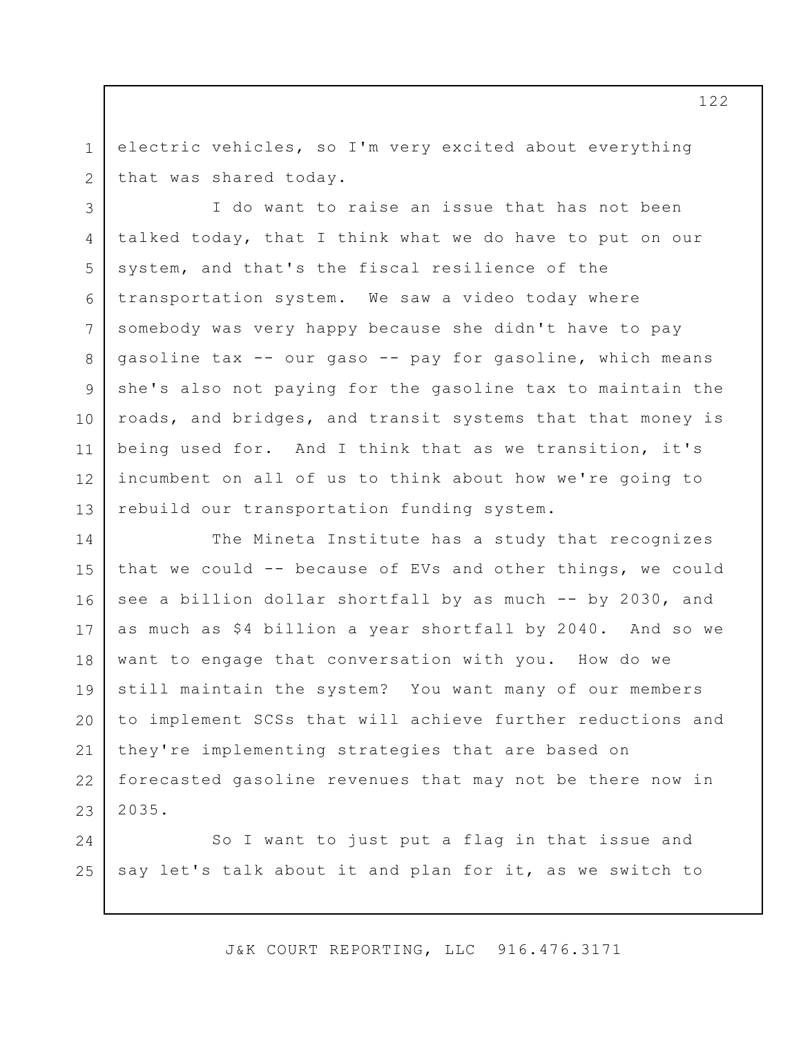electric vehicles, so I'm very excited about everything that was shared today.

I do want to raise an issue that has not been talked today, that I think what we do have to put on our system, and that's the fiscal resilience of the transportation system. We saw a video today where somebody was very happy because she didn't have to pay gasoline tax -- our gaso -- pay for gasoline, which means she's also not paying for the gasoline tax to maintain the roads, and bridges, and transit systems that that money is being used for. And I think that as we transition, it's incumbent on all of us to think about how we're going to rebuild our transportation funding system.

The Mineta Institute has a study that recognizes that we could -- because of EVs and other things, we could see a billion dollar shortfall by as much -- by 2030, and as much as $4 billion a year shortfall by 2040. And so we want to engage that conversation with you. How do we still maintain the system? You want many of our members to implement SCSs that will achieve further reductions and they're implementing strategies that are based on forecasted gasoline revenues that may not be there now in 2035.

So I want to just put a flag in that issue and say let's talk about it and plan for it, as we switch to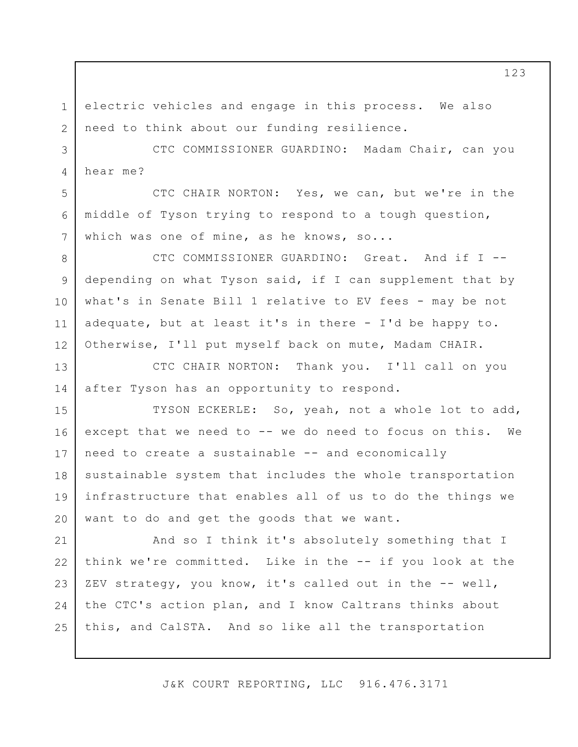electric vehicles and engage in this process. We also need to think about our funding resilience.

CTC COMMISSIONER GUARDINO: Madam Chair, can you hear me?

CTC CHAIR NORTON: Yes, we can, but we're in the middle of Tyson trying to respond to a tough question, which was one of mine, as he knows, so...

CTC COMMISSIONER GUARDINO: Great. And if I -- depending on what Tyson said, if I can supplement that by what's in Senate Bill 1 relative to EV fees - may be not adequate, but at least it's in there - I'd be happy to. Otherwise, I'll put myself back on mute, Madam CHAIR.

CTC CHAIR NORTON: Thank you. I'll call on you after Tyson has an opportunity to respond.

TYSON ECKERLE: So, yeah, not a whole lot to add, except that we need to -- we do need to focus on this. We need to create a sustainable -- and economically sustainable system that includes the whole transportation infrastructure that enables all of us to do the things we want to do and get the goods that we want.

And so I think it's absolutely something that I think we're committed. Like in the -- if you look at the ZEV strategy, you know, it's called out in the -- well, the CTC's action plan, and I know Caltrans thinks about this, and CalSTA. And so like all the transportation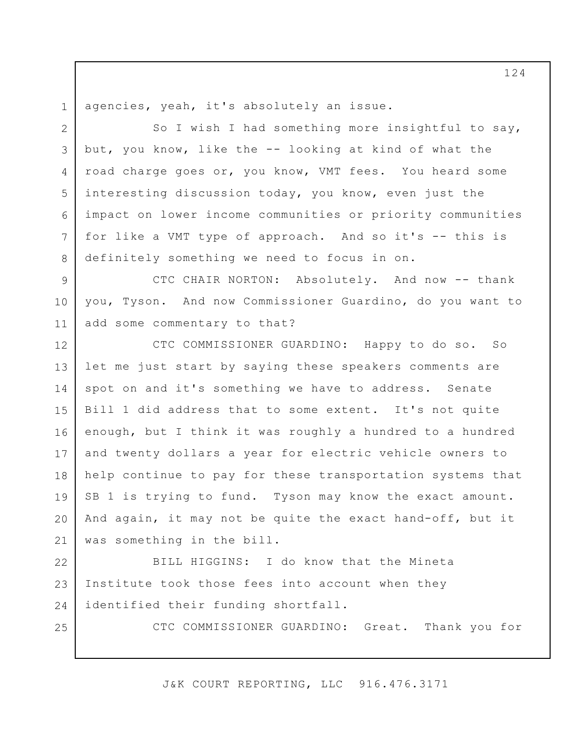agencies, yeah, it's absolutely an issue.

So I wish I had something more insightful to say, but, you know, like the -- looking at kind of what the road charge goes or, you know, VMT fees. You heard some interesting discussion today, you know, even just the impact on lower income communities or priority communities for like a VMT type of approach. And so it's -- this is definitely something we need to focus in on.

CTC CHAIR NORTON: Absolutely. And now -- thank you, Tyson. And now Commissioner Guardino, do you want to add some commentary to that?

CTC COMMISSIONER GUARDINO: Happy to do so. So let me just start by saying these speakers comments are spot on and it's something we have to address. Senate Bill 1 did address that to some extent. It's not quite enough, but I think it was roughly a hundred to a hundred and twenty dollars a year for electric vehicle owners to help continue to pay for these transportation systems that SB 1 is trying to fund. Tyson may know the exact amount. And again, it may not be quite the exact hand-off, but it was something in the bill.

BILL HIGGINS: I do know that the Mineta Institute took those fees into account when they identified their funding shortfall.

CTC COMMISSIONER GUARDINO: Great. Thank you for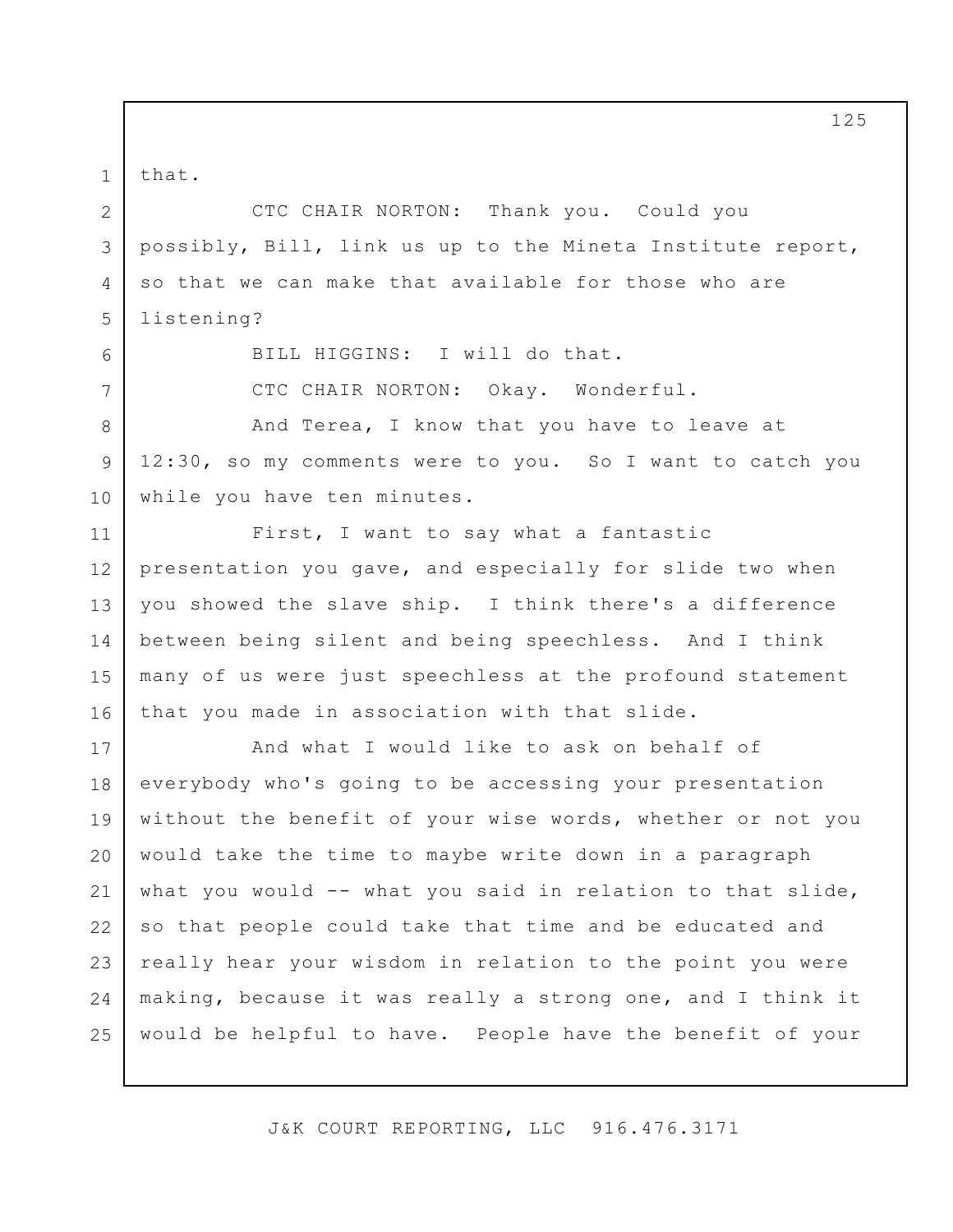that.

CTC CHAIR NORTON: Thank you. Could you possibly, Bill, link us up to the Mineta Institute report, so that we can make that available for those who are listening?

BILL HIGGINS: I will do that.

CTC CHAIR NORTON: Okay. Wonderful.

And Terea, I know that you have to leave at 12:30, so my comments were to you. So I want to catch you while you have ten minutes.

First, I want to say what a fantastic presentation you gave, and especially for slide two when you showed the slave ship. I think there's a difference between being silent and being speechless. And I think many of us were just speechless at the profound statement that you made in association with that slide.

And what I would like to ask on behalf of everybody who's going to be accessing your presentation without the benefit of your wise words, whether or not you would take the time to maybe write down in a paragraph what you would -- what you said in relation to that slide, so that people could take that time and be educated and really hear your wisdom in relation to the point you were making, because it was really a strong one, and I think it would be helpful to have. People have the benefit of your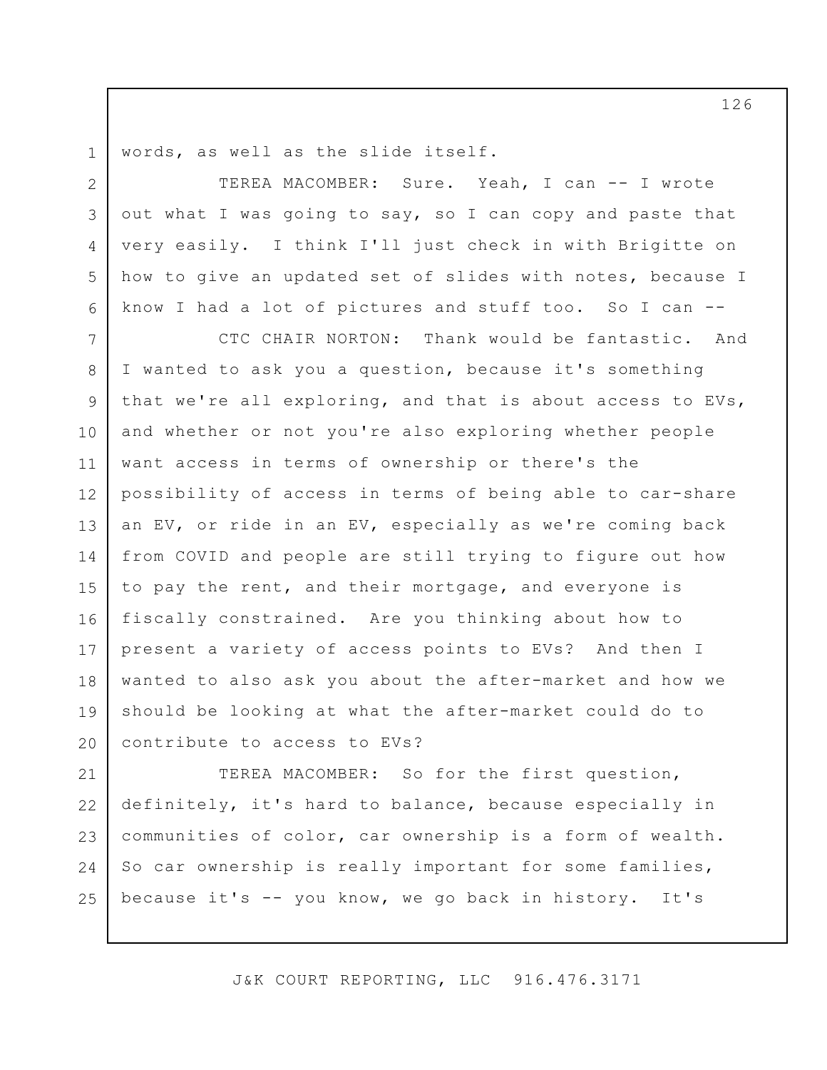words, as well as the slide itself.

TEREA MACOMBER: Sure. Yeah, I can -- I wrote out what I was going to say, so I can copy and paste that very easily. I think I'll just check in with Brigitte on how to give an updated set of slides with notes, because I know I had a lot of pictures and stuff too. So I can --

CTC CHAIR NORTON: Thank would be fantastic. And I wanted to ask you a question, because it's something that we're all exploring, and that is about access to EVs, and whether or not you're also exploring whether people want access in terms of ownership or there's the possibility of access in terms of being able to car-share an EV, or ride in an EV, especially as we're coming back from COVID and people are still trying to figure out how to pay the rent, and their mortgage, and everyone is fiscally constrained. Are you thinking about how to present a variety of access points to EVs? And then I wanted to also ask you about the after-market and how we should be looking at what the after-market could do to contribute to access to EVs?

TEREA MACOMBER: So for the first question, definitely, it's hard to balance, because especially in communities of color, car ownership is a form of wealth. So car ownership is really important for some families, because it's -- you know, we go back in history. It's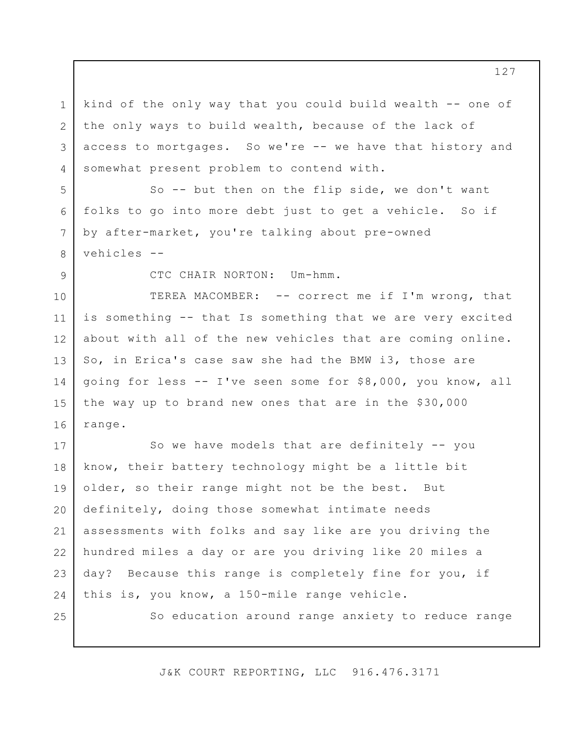kind of the only way that you could build wealth -- one of the only ways to build wealth, because of the lack of access to mortgages. So we're -- we have that history and somewhat present problem to contend with.

So -- but then on the flip side, we don't want folks to go into more debt just to get a vehicle. So if by after-market, you're talking about pre-owned vehicles --

CTC CHAIR NORTON: Um-hmm.

TEREA MACOMBER: -- correct me if I'm wrong, that is something -- that Is something that we are very excited about with all of the new vehicles that are coming online. So, in Erica's case saw she had the BMW i3, those are going for less -- I've seen some for $8,000, you know, all the way up to brand new ones that are in the $30,000 range.

So we have models that are definitely -- you know, their battery technology might be a little bit older, so their range might not be the best. But definitely, doing those somewhat intimate needs assessments with folks and say like are you driving the hundred miles a day or are you driving like 20 miles a day? Because this range is completely fine for you, if this is, you know, a 150-mile range vehicle.

So education around range anxiety to reduce range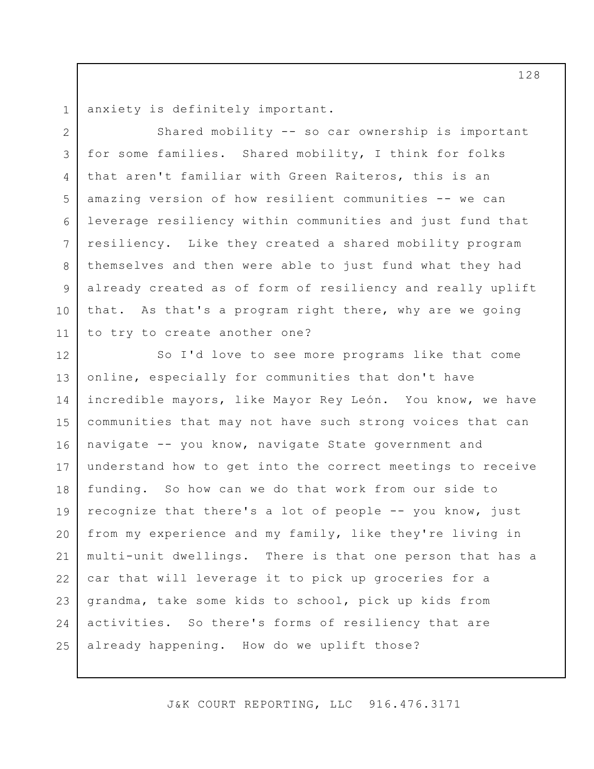anxiety is definitely important.

Shared mobility -- so car ownership is important for some families. Shared mobility, I think for folks that aren't familiar with Green Raiteros, this is an amazing version of how resilient communities -- we can leverage resiliency within communities and just fund that resiliency. Like they created a shared mobility program themselves and then were able to just fund what they had already created as of form of resiliency and really uplift that. As that's a program right there, why are we going to try to create another one?

So I'd love to see more programs like that come online, especially for communities that don't have incredible mayors, like Mayor Rey León. You know, we have communities that may not have such strong voices that can navigate -- you know, navigate State government and understand how to get into the correct meetings to receive funding. So how can we do that work from our side to recognize that there's a lot of people -- you know, just from my experience and my family, like they're living in multi-unit dwellings. There is that one person that has a car that will leverage it to pick up groceries for a grandma, take some kids to school, pick up kids from activities. So there's forms of resiliency that are already happening. How do we uplift those?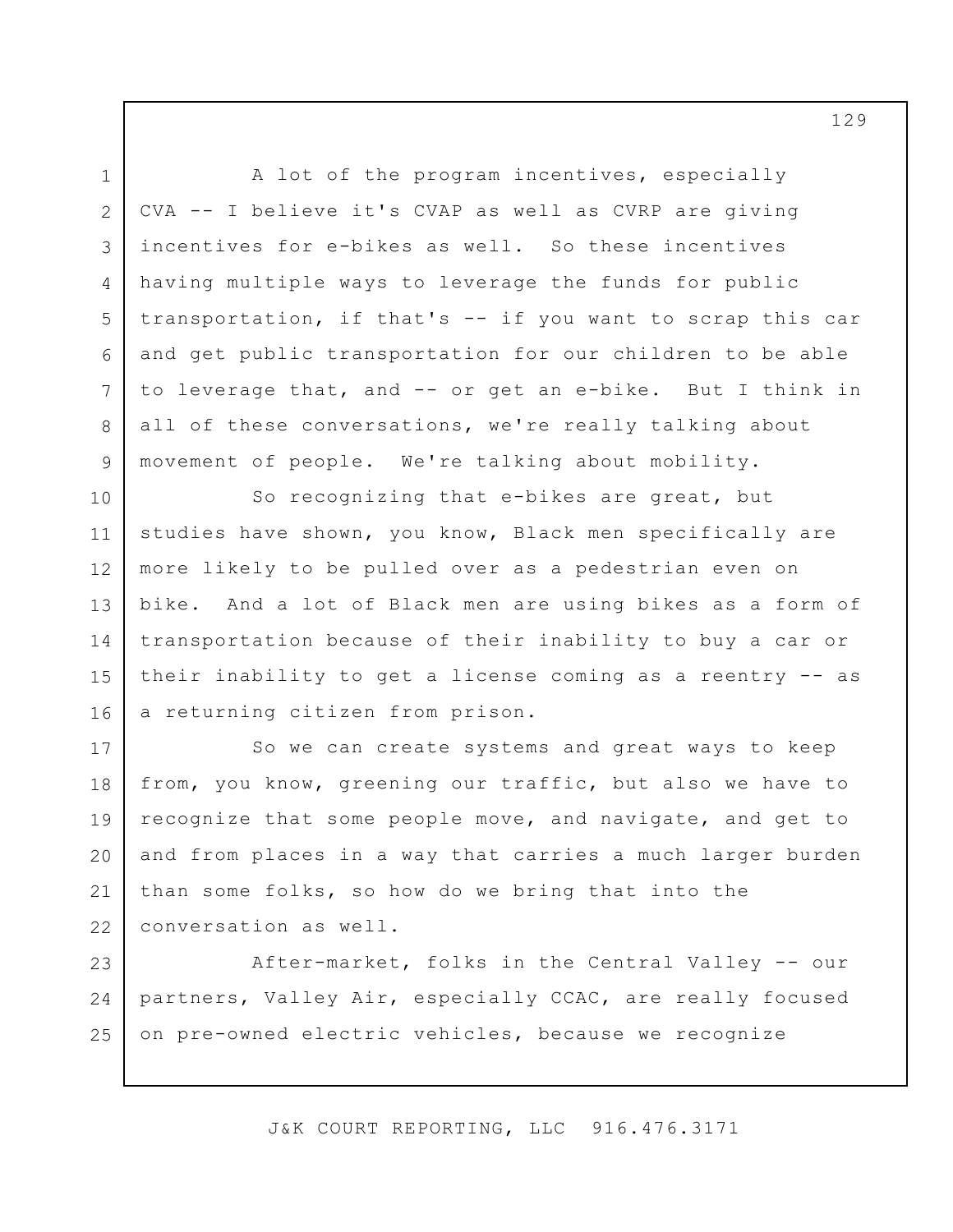A lot of the program incentives, especially CVA -- I believe it's CVAP as well as CVRP are giving incentives for e-bikes as well. So these incentives having multiple ways to leverage the funds for public transportation, if that's -- if you want to scrap this car and get public transportation for our children to be able to leverage that, and -- or get an e-bike. But I think in all of these conversations, we're really talking about movement of people. We're talking about mobility.

So recognizing that e-bikes are great, but studies have shown, you know, Black men specifically are more likely to be pulled over as a pedestrian even on bike. And a lot of Black men are using bikes as a form of transportation because of their inability to buy a car or their inability to get a license coming as a reentry -- as a returning citizen from prison.

So we can create systems and great ways to keep from, you know, greening our traffic, but also we have to recognize that some people move, and navigate, and get to and from places in a way that carries a much larger burden than some folks, so how do we bring that into the conversation as well.

After-market, folks in the Central Valley -- our partners, Valley Air, especially CCAC, are really focused on pre-owned electric vehicles, because we recognize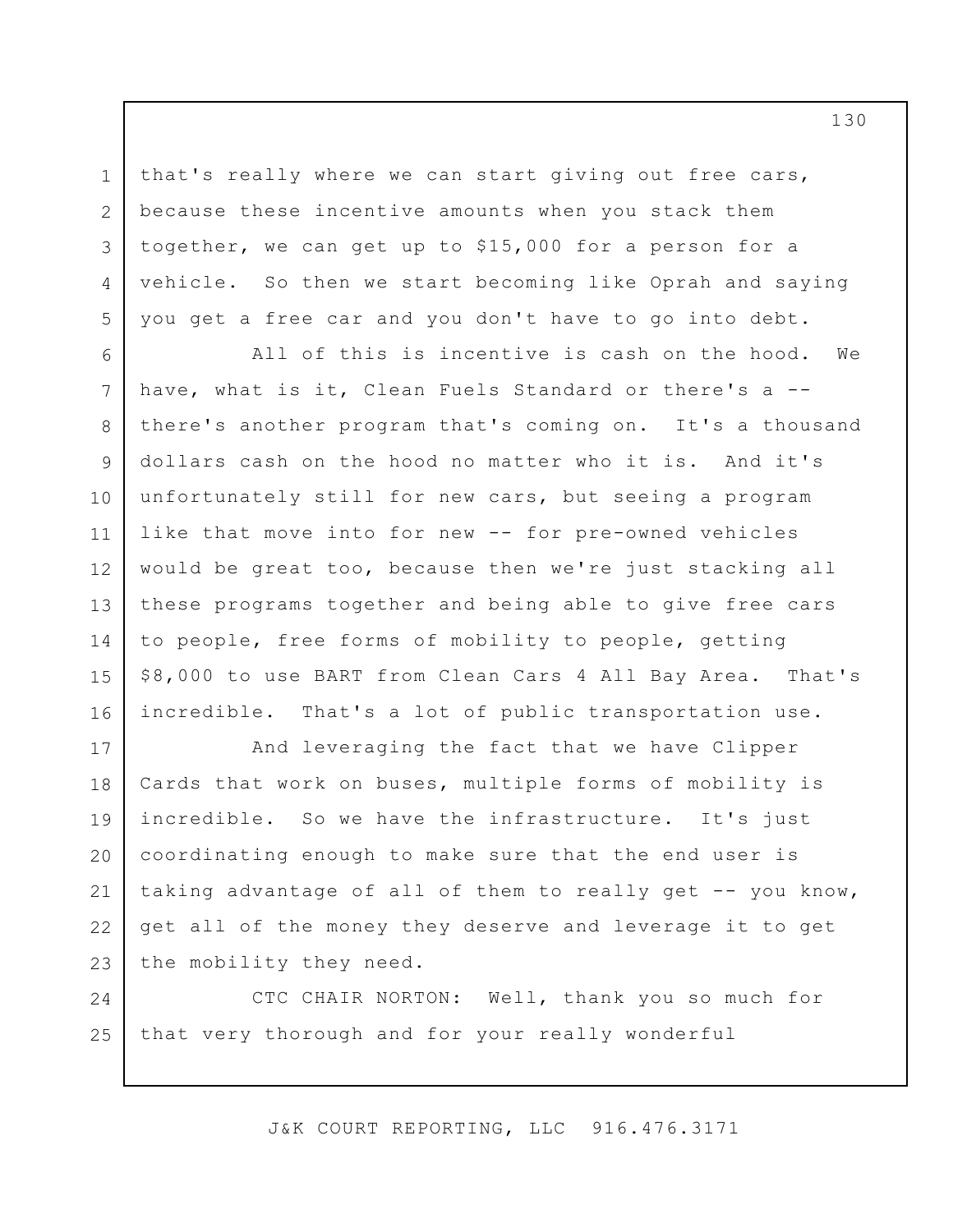that's really where we can start giving out free cars, because these incentive amounts when you stack them together, we can get up to $15,000 for a person for a vehicle. So then we start becoming like Oprah and saying you get a free car and you don't have to go into debt.

All of this is incentive is cash on the hood. We have, what is it, Clean Fuels Standard or there's a -- there's another program that's coming on. It's a thousand dollars cash on the hood no matter who it is. And it's unfortunately still for new cars, but seeing a program like that move into for new -- for pre-owned vehicles would be great too, because then we're just stacking all these programs together and being able to give free cars to people, free forms of mobility to people, getting $8,000 to use BART from Clean Cars 4 All Bay Area. That's incredible. That's a lot of public transportation use.

And leveraging the fact that we have Clipper Cards that work on buses, multiple forms of mobility is incredible. So we have the infrastructure. It's just coordinating enough to make sure that the end user is taking advantage of all of them to really get -- you know, get all of the money they deserve and leverage it to get the mobility they need.

CTC CHAIR NORTON: Well, thank you so much for that very thorough and for your really wonderful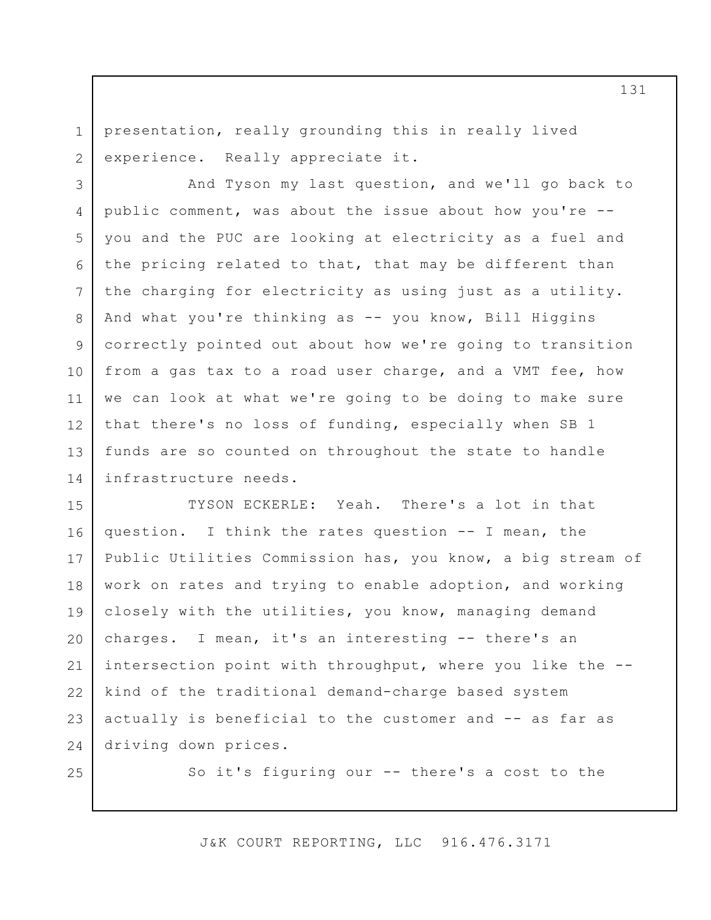presentation, really grounding this in really lived experience. Really appreciate it.

And Tyson my last question, and we'll go back to public comment, was about the issue about how you're -- you and the PUC are looking at electricity as a fuel and the pricing related to that, that may be different than the charging for electricity as using just as a utility. And what you're thinking as -- you know, Bill Higgins correctly pointed out about how we're going to transition from a gas tax to a road user charge, and a VMT fee, how we can look at what we're going to be doing to make sure that there's no loss of funding, especially when SB 1 funds are so counted on throughout the state to handle infrastructure needs.

TYSON ECKERLE: Yeah. There's a lot in that question. I think the rates question -- I mean, the Public Utilities Commission has, you know, a big stream of work on rates and trying to enable adoption, and working closely with the utilities, you know, managing demand charges. I mean, it's an interesting -- there's an intersection point with throughput, where you like the -- kind of the traditional demand-charge based system actually is beneficial to the customer and -- as far as driving down prices.

So it's figuring our -- there's a cost to the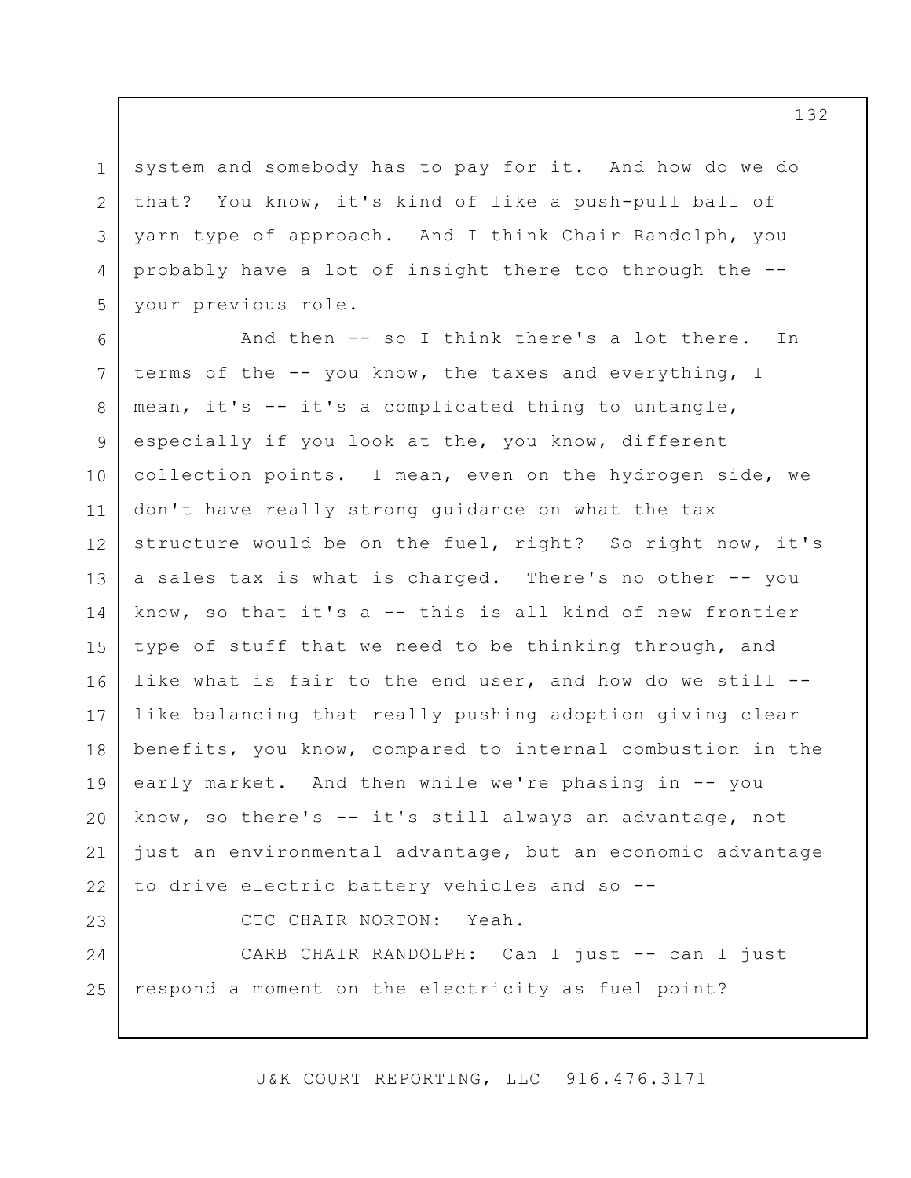system and somebody has to pay for it. And how do we do that? You know, it's kind of like a push-pull ball of yarn type of approach. And I think Chair Randolph, you probably have a lot of insight there too through the -- your previous role.

And then -- so I think there's a lot there. In terms of the -- you know, the taxes and everything, I mean, it's -- it's a complicated thing to untangle, especially if you look at the, you know, different collection points. I mean, even on the hydrogen side, we don't have really strong guidance on what the tax structure would be on the fuel, right? So right now, it's a sales tax is what is charged. There's no other -- you know, so that it's a -- this is all kind of new frontier type of stuff that we need to be thinking through, and like what is fair to the end user, and how do we still -- like balancing that really pushing adoption giving clear benefits, you know, compared to internal combustion in the early market. And then while we're phasing in -- you know, so there's -- it's still always an advantage, not just an environmental advantage, but an economic advantage to drive electric battery vehicles and so --

CTC CHAIR NORTON: Yeah.

CARB CHAIR RANDOLPH: Can I just -- can I just respond a moment on the electricity as fuel point?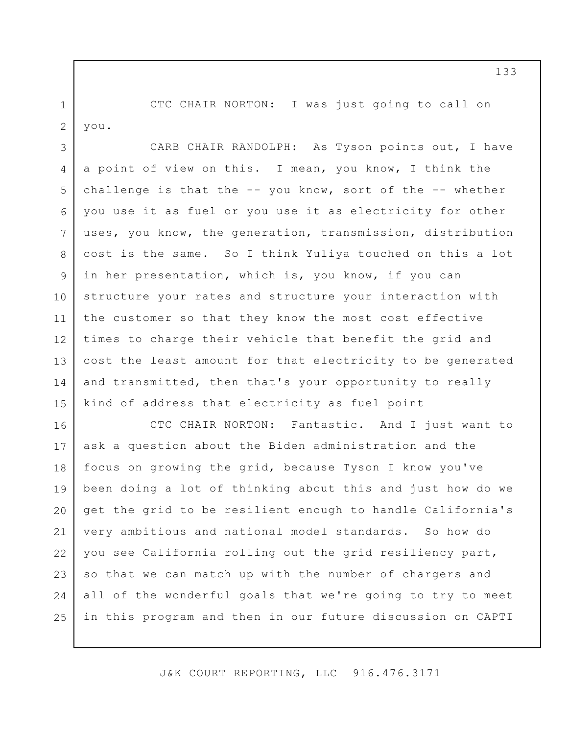CTC CHAIR NORTON: I was just going to call on you.

CARB CHAIR RANDOLPH: As Tyson points out, I have a point of view on this. I mean, you know, I think the challenge is that the -- you know, sort of the -- whether you use it as fuel or you use it as electricity for other uses, you know, the generation, transmission, distribution cost is the same. So I think Yuliya touched on this a lot in her presentation, which is, you know, if you can structure your rates and structure your interaction with the customer so that they know the most cost effective times to charge their vehicle that benefit the grid and cost the least amount for that electricity to be generated and transmitted, then that's your opportunity to really kind of address that electricity as fuel point

CTC CHAIR NORTON: Fantastic. And I just want to ask a question about the Biden administration and the focus on growing the grid, because Tyson I know you've been doing a lot of thinking about this and just how do we get the grid to be resilient enough to handle California's very ambitious and national model standards. So how do you see California rolling out the grid resiliency part, so that we can match up with the number of chargers and all of the wonderful goals that we're going to try to meet in this program and then in our future discussion on CAPTI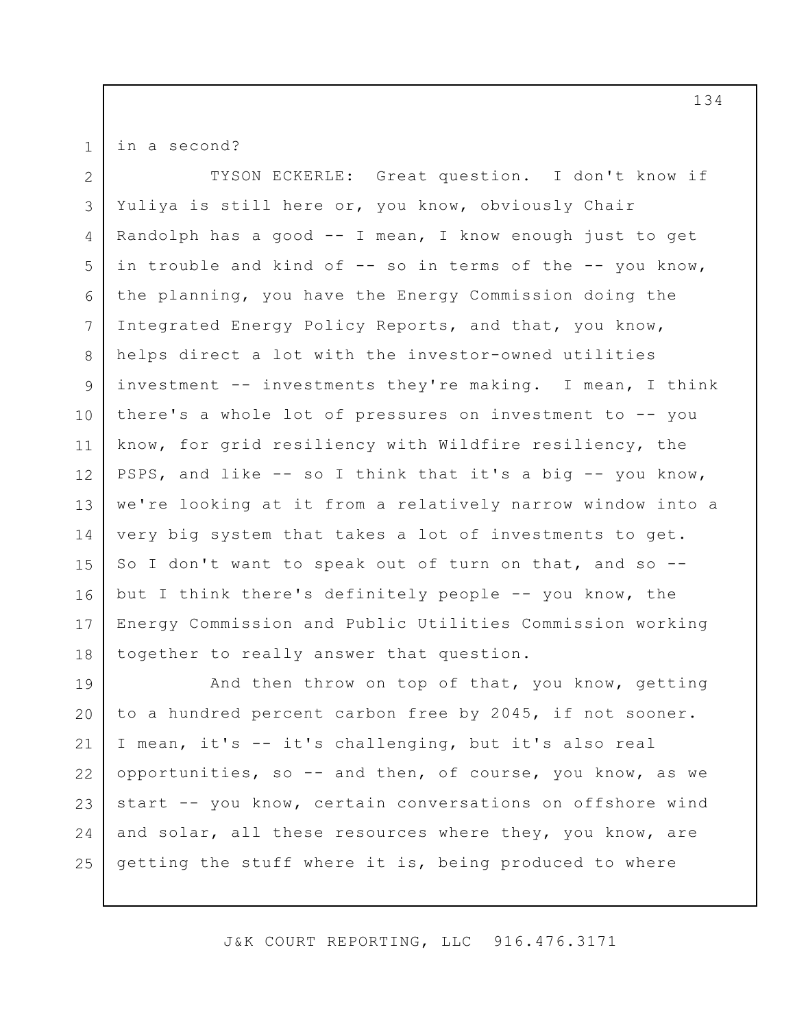in a second?

TYSON ECKERLE: Great question. I don't know if Yuliya is still here or, you know, obviously Chair Randolph has a good -- I mean, I know enough just to get in trouble and kind of -- so in terms of the -- you know, the planning, you have the Energy Commission doing the Integrated Energy Policy Reports, and that, you know, helps direct a lot with the investor-owned utilities investment -- investments they're making. I mean, I think there's a whole lot of pressures on investment to -- you know, for grid resiliency with Wildfire resiliency, the PSPS, and like -- so I think that it's a big -- you know, we're looking at it from a relatively narrow window into a very big system that takes a lot of investments to get. So I don't want to speak out of turn on that, and so -- but I think there's definitely people -- you know, the Energy Commission and Public Utilities Commission working together to really answer that question.

And then throw on top of that, you know, getting to a hundred percent carbon free by 2045, if not sooner. I mean, it's -- it's challenging, but it's also real opportunities, so -- and then, of course, you know, as we start -- you know, certain conversations on offshore wind and solar, all these resources where they, you know, are getting the stuff where it is, being produced to where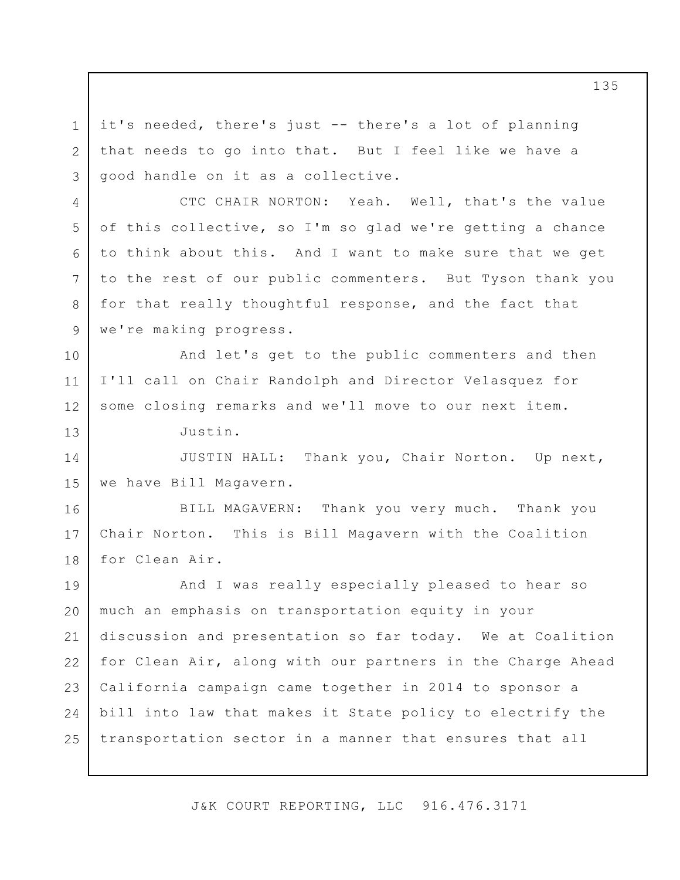it's needed, there's just -- there's a lot of planning that needs to go into that. But I feel like we have a good handle on it as a collective.

CTC CHAIR NORTON: Yeah. Well, that's the value of this collective, so I'm so glad we're getting a chance to think about this. And I want to make sure that we get to the rest of our public commenters. But Tyson thank you for that really thoughtful response, and the fact that we're making progress.

And let's get to the public commenters and then I'll call on Chair Randolph and Director Velasquez for some closing remarks and we'll move to our next item.

Justin.

JUSTIN HALL: Thank you, Chair Norton. Up next, we have Bill Magavern.

BILL MAGAVERN: Thank you very much. Thank you Chair Norton. This is Bill Magavern with the Coalition for Clean Air.

And I was really especially pleased to hear so much an emphasis on transportation equity in your discussion and presentation so far today. We at Coalition for Clean Air, along with our partners in the Charge Ahead California campaign came together in 2014 to sponsor a bill into law that makes it State policy to electrify the transportation sector in a manner that ensures that all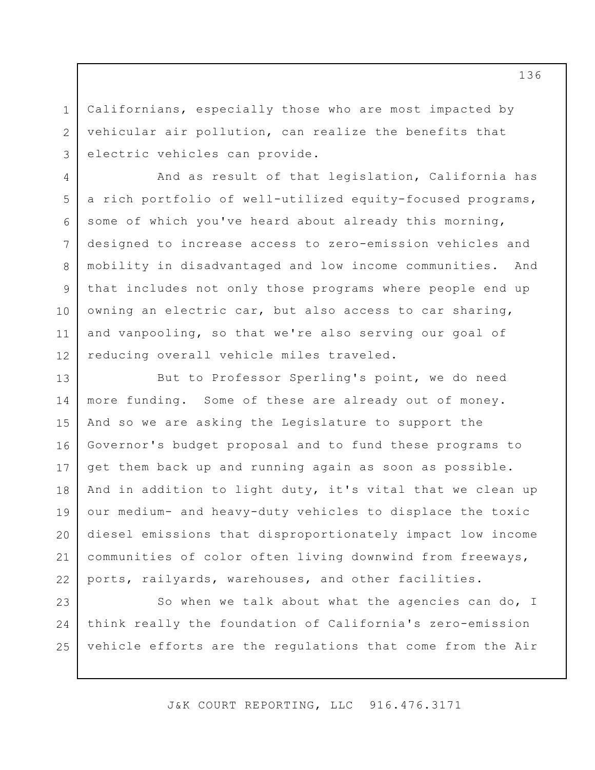Californians, especially those who are most impacted by vehicular air pollution, can realize the benefits that electric vehicles can provide.

And as result of that legislation, California has a rich portfolio of well-utilized equity-focused programs, some of which you've heard about already this morning, designed to increase access to zero-emission vehicles and mobility in disadvantaged and low income communities. And that includes not only those programs where people end up owning an electric car, but also access to car sharing, and vanpooling, so that we're also serving our goal of reducing overall vehicle miles traveled.

But to Professor Sperling's point, we do need more funding. Some of these are already out of money. And so we are asking the Legislature to support the Governor's budget proposal and to fund these programs to get them back up and running again as soon as possible. And in addition to light duty, it's vital that we clean up our medium- and heavy-duty vehicles to displace the toxic diesel emissions that disproportionately impact low income communities of color often living downwind from freeways, ports, railyards, warehouses, and other facilities.

So when we talk about what the agencies can do, I think really the foundation of California's zero-emission vehicle efforts are the regulations that come from the Air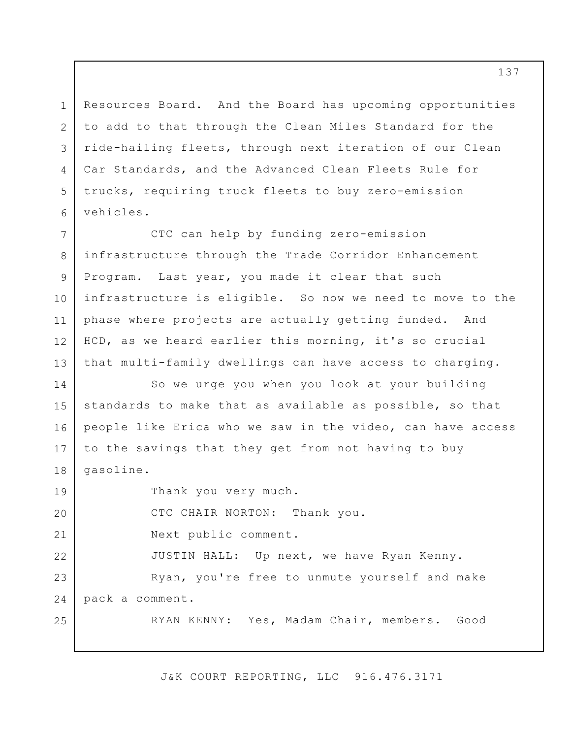Resources Board. And the Board has upcoming opportunities to add to that through the Clean Miles Standard for the ride-hailing fleets, through next iteration of our Clean Car Standards, and the Advanced Clean Fleets Rule for trucks, requiring truck fleets to buy zero-emission vehicles.

CTC can help by funding zero-emission infrastructure through the Trade Corridor Enhancement Program. Last year, you made it clear that such infrastructure is eligible. So now we need to move to the phase where projects are actually getting funded. And HCD, as we heard earlier this morning, it's so crucial that multi-family dwellings can have access to charging.

So we urge you when you look at your building standards to make that as available as possible, so that people like Erica who we saw in the video, can have access to the savings that they get from not having to buy gasoline.

Thank you very much.

CTC CHAIR NORTON: Thank you.

Next public comment.

JUSTIN HALL: Up next, we have Ryan Kenny.

Ryan, you're free to unmute yourself and make pack a comment.

RYAN KENNY: Yes, Madam Chair, members. Good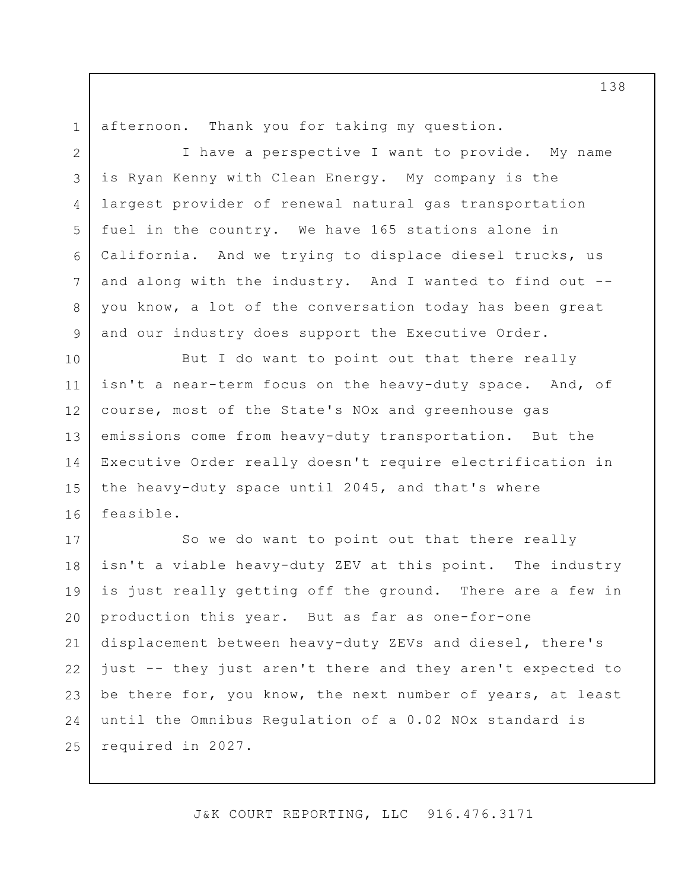afternoon. Thank you for taking my question.

I have a perspective I want to provide. My name is Ryan Kenny with Clean Energy. My company is the largest provider of renewal natural gas transportation fuel in the country. We have 165 stations alone in California. And we trying to displace diesel trucks, us and along with the industry. And I wanted to find out -- you know, a lot of the conversation today has been great and our industry does support the Executive Order.

But I do want to point out that there really isn't a near-term focus on the heavy-duty space. And, of course, most of the State's NOx and greenhouse gas emissions come from heavy-duty transportation. But the Executive Order really doesn't require electrification in the heavy-duty space until 2045, and that's where feasible.

So we do want to point out that there really isn't a viable heavy-duty ZEV at this point. The industry is just really getting off the ground. There are a few in production this year. But as far as one-for-one displacement between heavy-duty ZEVs and diesel, there's just -- they just aren't there and they aren't expected to be there for, you know, the next number of years, at least until the Omnibus Regulation of a 0.02 NOx standard is required in 2027.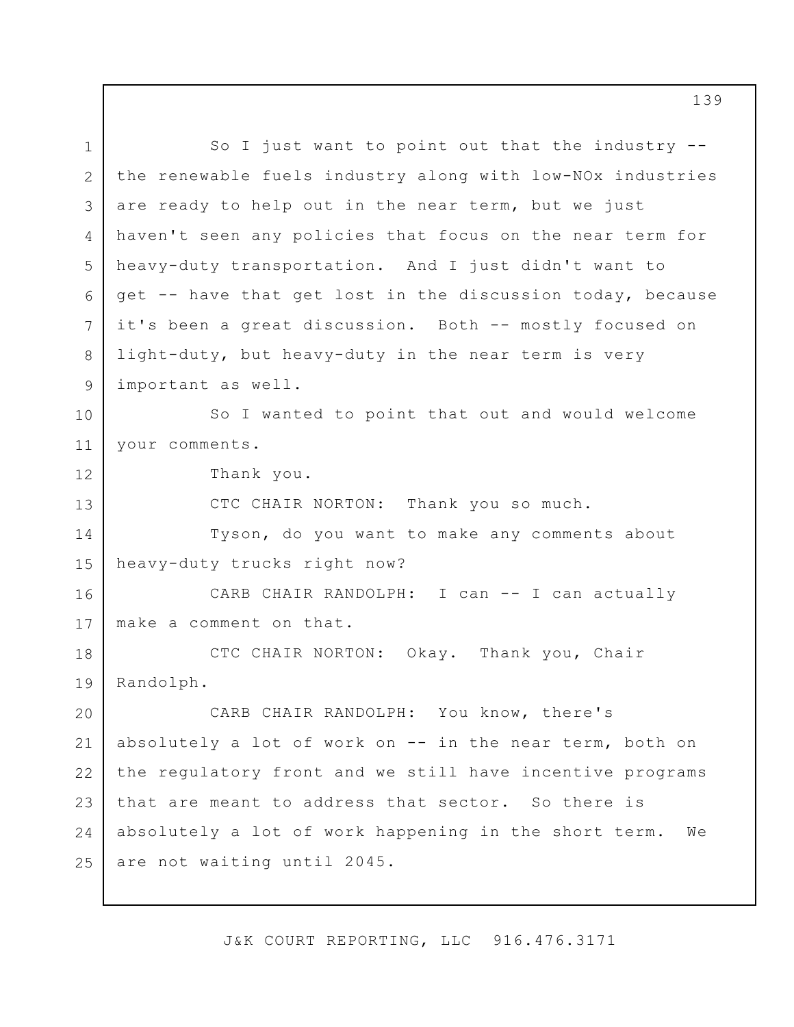So I just want to point out that the industry -- the renewable fuels industry along with low-NOx industries are ready to help out in the near term, but we just haven't seen any policies that focus on the near term for heavy-duty transportation. And I just didn't want to get -- have that get lost in the discussion today, because it's been a great discussion. Both -- mostly focused on light-duty, but heavy-duty in the near term is very important as well.

So I wanted to point that out and would welcome your comments.

Thank you.

CTC CHAIR NORTON: Thank you so much.

Tyson, do you want to make any comments about heavy-duty trucks right now?

CARB CHAIR RANDOLPH: I can -- I can actually make a comment on that.

CTC CHAIR NORTON: Okay. Thank you, Chair Randolph.

CARB CHAIR RANDOLPH: You know, there's absolutely a lot of work on -- in the near term, both on the regulatory front and we still have incentive programs that are meant to address that sector. So there is absolutely a lot of work happening in the short term. We are not waiting until 2045.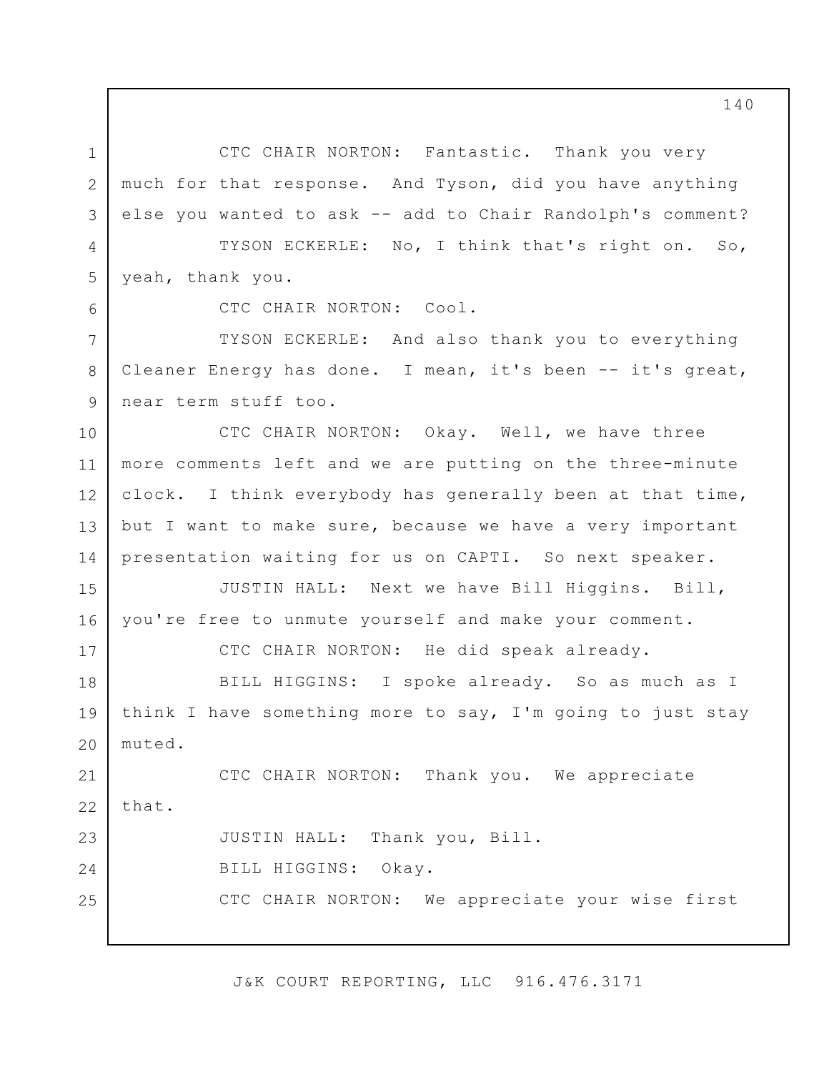CTC CHAIR NORTON: Fantastic. Thank you very much for that response. And Tyson, did you have anything else you wanted to ask -- add to Chair Randolph's comment?

TYSON ECKERLE: No, I think that's right on. So, yeah, thank you.

CTC CHAIR NORTON: Cool.

TYSON ECKERLE: And also thank you to everything Cleaner Energy has done. I mean, it's been -- it's great, near term stuff too.

CTC CHAIR NORTON: Okay. Well, we have three more comments left and we are putting on the three-minute clock. I think everybody has generally been at that time, but I want to make sure, because we have a very important presentation waiting for us on CAPTI. So next speaker.

JUSTIN HALL: Next we have Bill Higgins. Bill, you're free to unmute yourself and make your comment.

CTC CHAIR NORTON: He did speak already.

BILL HIGGINS: I spoke already. So as much as I think I have something more to say, I'm going to just stay muted.

CTC CHAIR NORTON: Thank you. We appreciate that.

JUSTIN HALL: Thank you, Bill.

BILL HIGGINS: Okay.

CTC CHAIR NORTON: We appreciate your wise first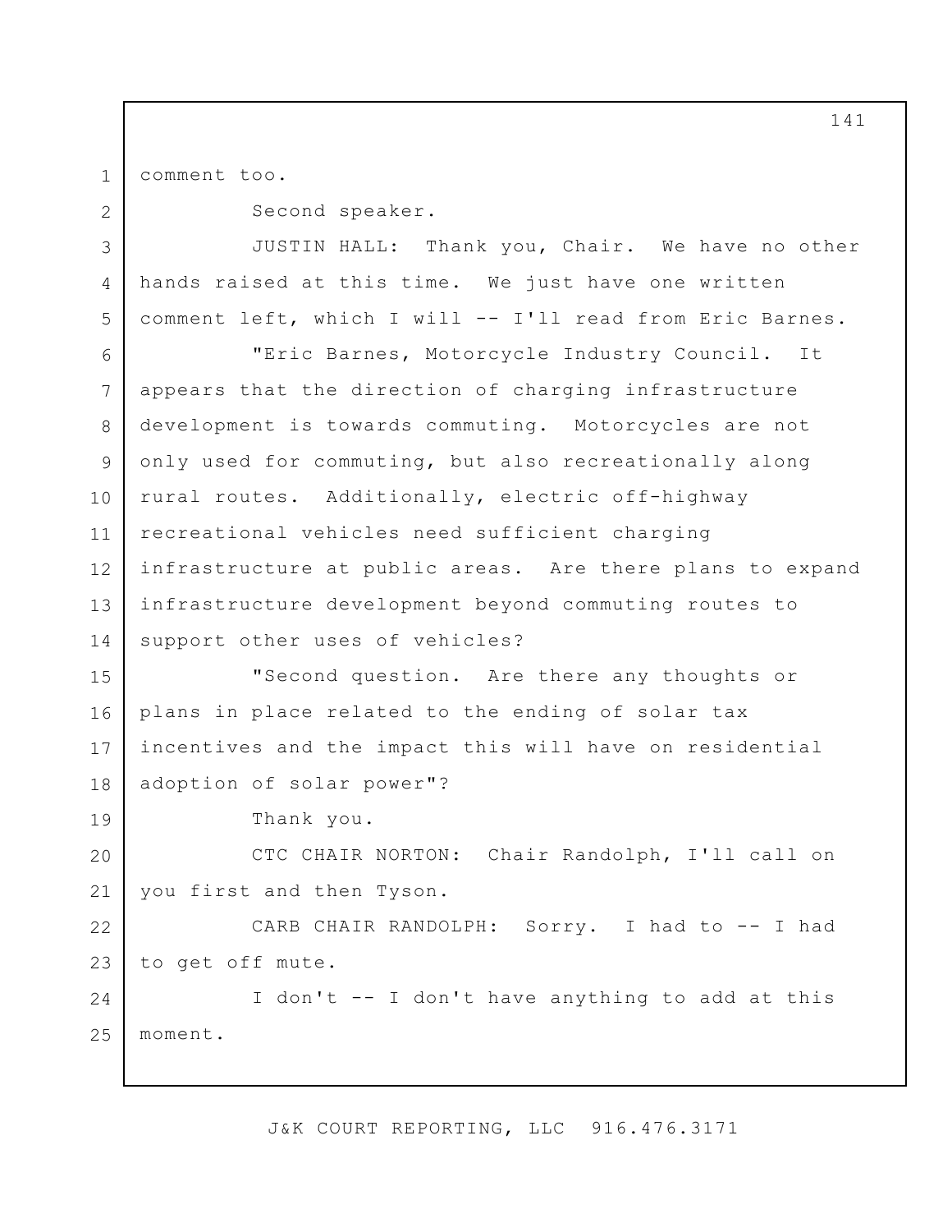comment too.

Second speaker.

JUSTIN HALL: Thank you, Chair. We have no other hands raised at this time. We just have one written comment left, which I will -- I'll read from Eric Barnes.

"Eric Barnes, Motorcycle Industry Council. It appears that the direction of charging infrastructure development is towards commuting. Motorcycles are not only used for commuting, but also recreationally along rural routes. Additionally, electric off-highway recreational vehicles need sufficient charging infrastructure at public areas. Are there plans to expand infrastructure development beyond commuting routes to support other uses of vehicles?

"Second question. Are there any thoughts or plans in place related to the ending of solar tax incentives and the impact this will have on residential adoption of solar power"?

Thank you.

CTC CHAIR NORTON: Chair Randolph, I'll call on you first and then Tyson.

CARB CHAIR RANDOLPH: Sorry. I had to -- I had to get off mute.

I don't -- I don't have anything to add at this moment.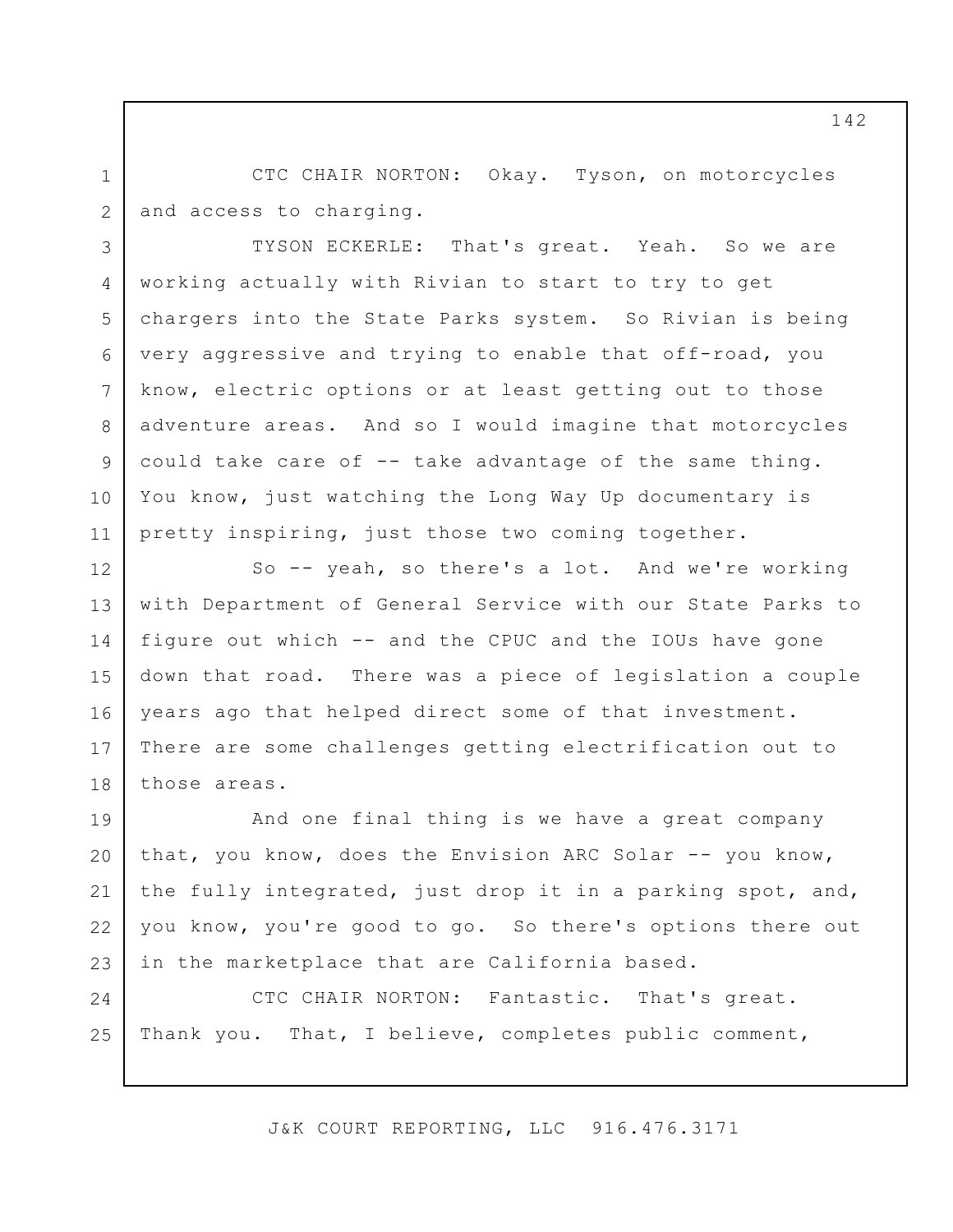CTC CHAIR NORTON: Okay. Tyson, on motorcycles and access to charging.

TYSON ECKERLE: That's great. Yeah. So we are working actually with Rivian to start to try to get chargers into the State Parks system. So Rivian is being very aggressive and trying to enable that off-road, you know, electric options or at least getting out to those adventure areas. And so I would imagine that motorcycles could take care of -- take advantage of the same thing. You know, just watching the Long Way Up documentary is pretty inspiring, just those two coming together.

So -- yeah, so there's a lot. And we're working with Department of General Service with our State Parks to figure out which -- and the CPUC and the IOUs have gone down that road. There was a piece of legislation a couple years ago that helped direct some of that investment. There are some challenges getting electrification out to those areas.

And one final thing is we have a great company that, you know, does the Envision ARC Solar -- you know, the fully integrated, just drop it in a parking spot, and, you know, you're good to go. So there's options there out in the marketplace that are California based.

CTC CHAIR NORTON: Fantastic. That's great. Thank you. That, I believe, completes public comment,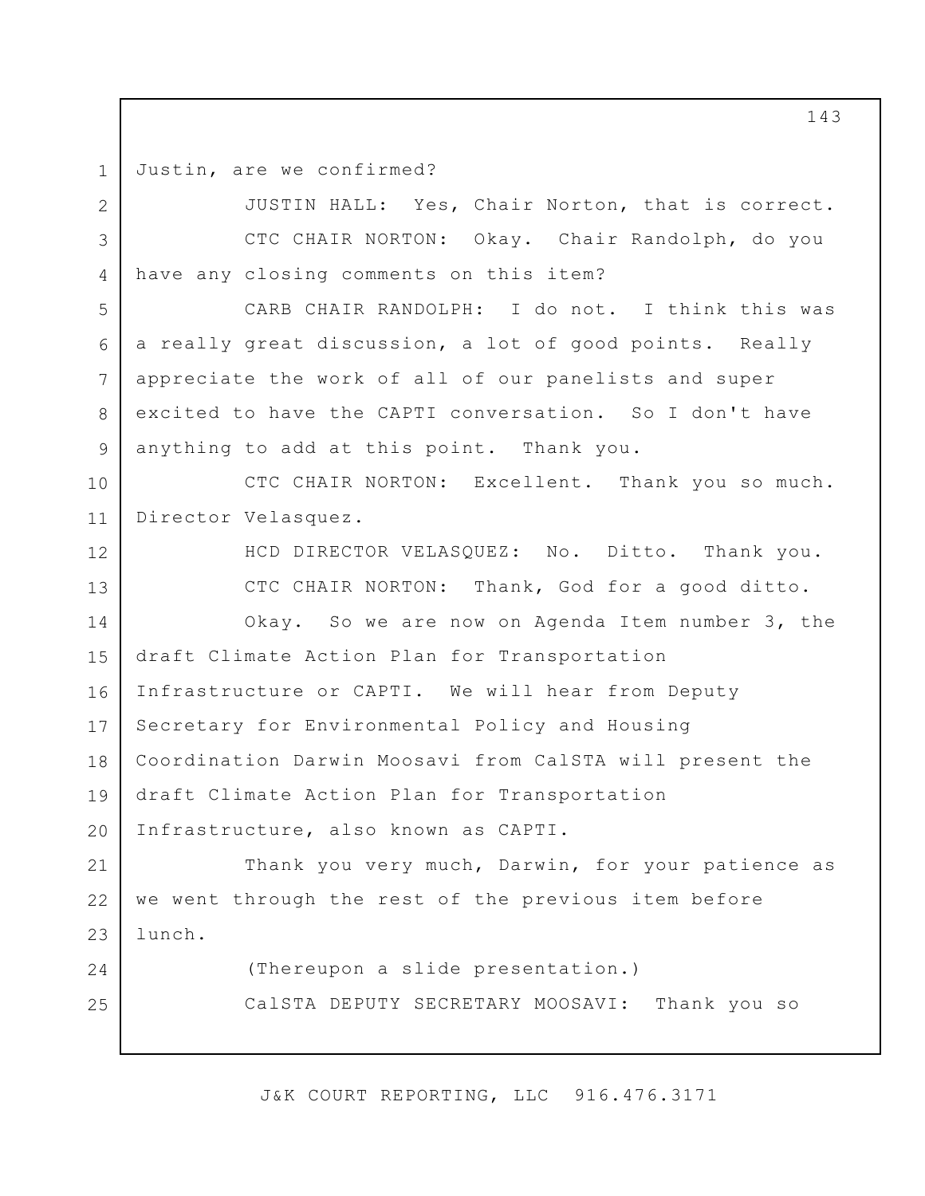Justin, are we confirmed?

JUSTIN HALL: Yes, Chair Norton, that is correct.

CTC CHAIR NORTON: Okay. Chair Randolph, do you have any closing comments on this item?

CARB CHAIR RANDOLPH: I do not. I think this was a really great discussion, a lot of good points. Really appreciate the work of all of our panelists and super excited to have the CAPTI conversation. So I don't have anything to add at this point. Thank you.

CTC CHAIR NORTON: Excellent. Thank you so much. Director Velasquez.

HCD DIRECTOR VELASQUEZ: No. Ditto. Thank you.

CTC CHAIR NORTON: Thank, God for a good ditto.

Okay. So we are now on Agenda Item number 3, the draft Climate Action Plan for Transportation Infrastructure or CAPTI. We will hear from Deputy Secretary for Environmental Policy and Housing Coordination Darwin Moosavi from CalSTA will present the draft Climate Action Plan for Transportation Infrastructure, also known as CAPTI.

Thank you very much, Darwin, for your patience as we went through the rest of the previous item before lunch.

(Thereupon a slide presentation.)

CalSTA DEPUTY SECRETARY MOOSAVI: Thank you so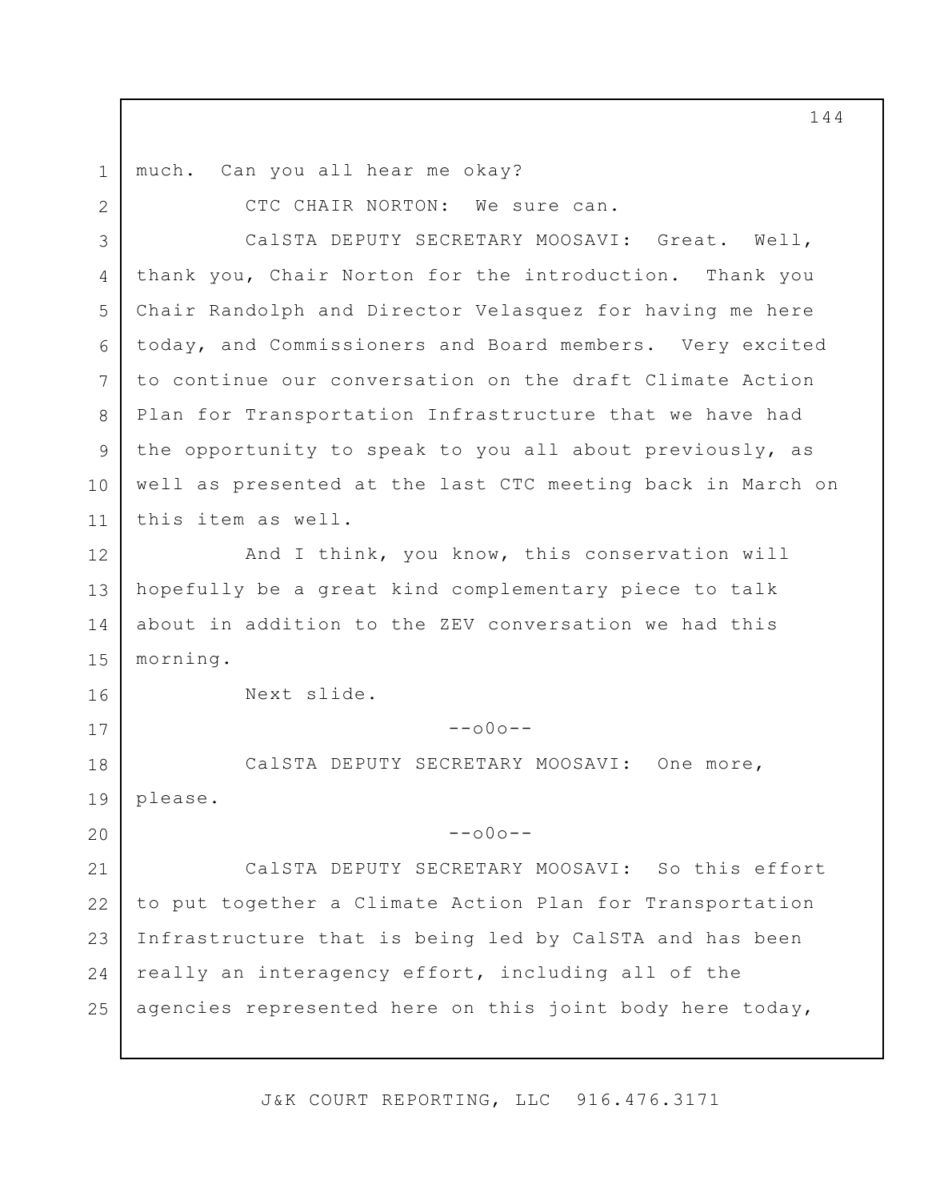much. Can you all hear me okay?

CTC CHAIR NORTON: We sure can.

CalSTA DEPUTY SECRETARY MOOSAVI: Great. Well, thank you, Chair Norton for the introduction. Thank you Chair Randolph and Director Velasquez for having me here today, and Commissioners and Board members. Very excited to continue our conversation on the draft Climate Action Plan for Transportation Infrastructure that we have had the opportunity to speak to you all about previously, as well as presented at the last CTC meeting back in March on this item as well.

And I think, you know, this conservation will hopefully be a great kind complementary piece to talk about in addition to the ZEV conversation we had this morning.

Next slide.

--o0o--

CalSTA DEPUTY SECRETARY MOOSAVI: One more, please.

--o0o--

CalSTA DEPUTY SECRETARY MOOSAVI: So this effort to put together a Climate Action Plan for Transportation Infrastructure that is being led by CalSTA and has been really an interagency effort, including all of the agencies represented here on this joint body here today,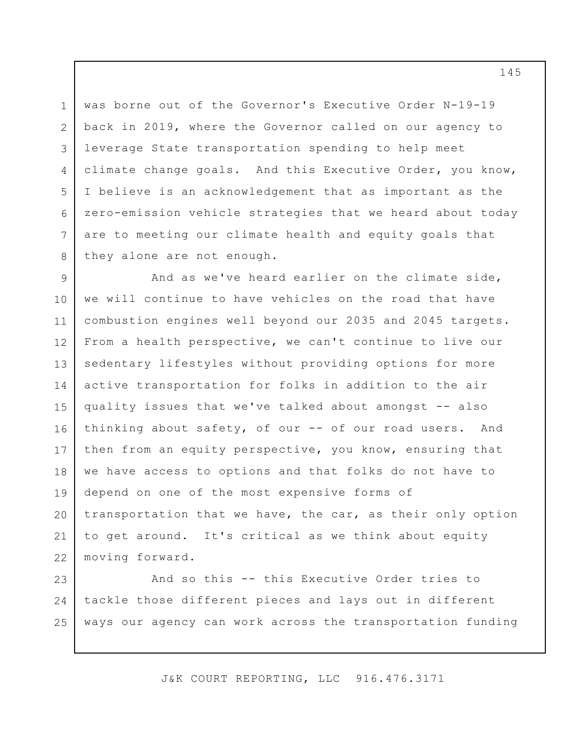was borne out of the Governor's Executive Order N-19-19 back in 2019, where the Governor called on our agency to leverage State transportation spending to help meet climate change goals. And this Executive Order, you know, I believe is an acknowledgement that as important as the zero-emission vehicle strategies that we heard about today are to meeting our climate health and equity goals that they alone are not enough.

And as we've heard earlier on the climate side, we will continue to have vehicles on the road that have combustion engines well beyond our 2035 and 2045 targets. From a health perspective, we can't continue to live our sedentary lifestyles without providing options for more active transportation for folks in addition to the air quality issues that we've talked about amongst -- also thinking about safety, of our -- of our road users. And then from an equity perspective, you know, ensuring that we have access to options and that folks do not have to depend on one of the most expensive forms of transportation that we have, the car, as their only option to get around. It's critical as we think about equity moving forward.

And so this -- this Executive Order tries to tackle those different pieces and lays out in different ways our agency can work across the transportation funding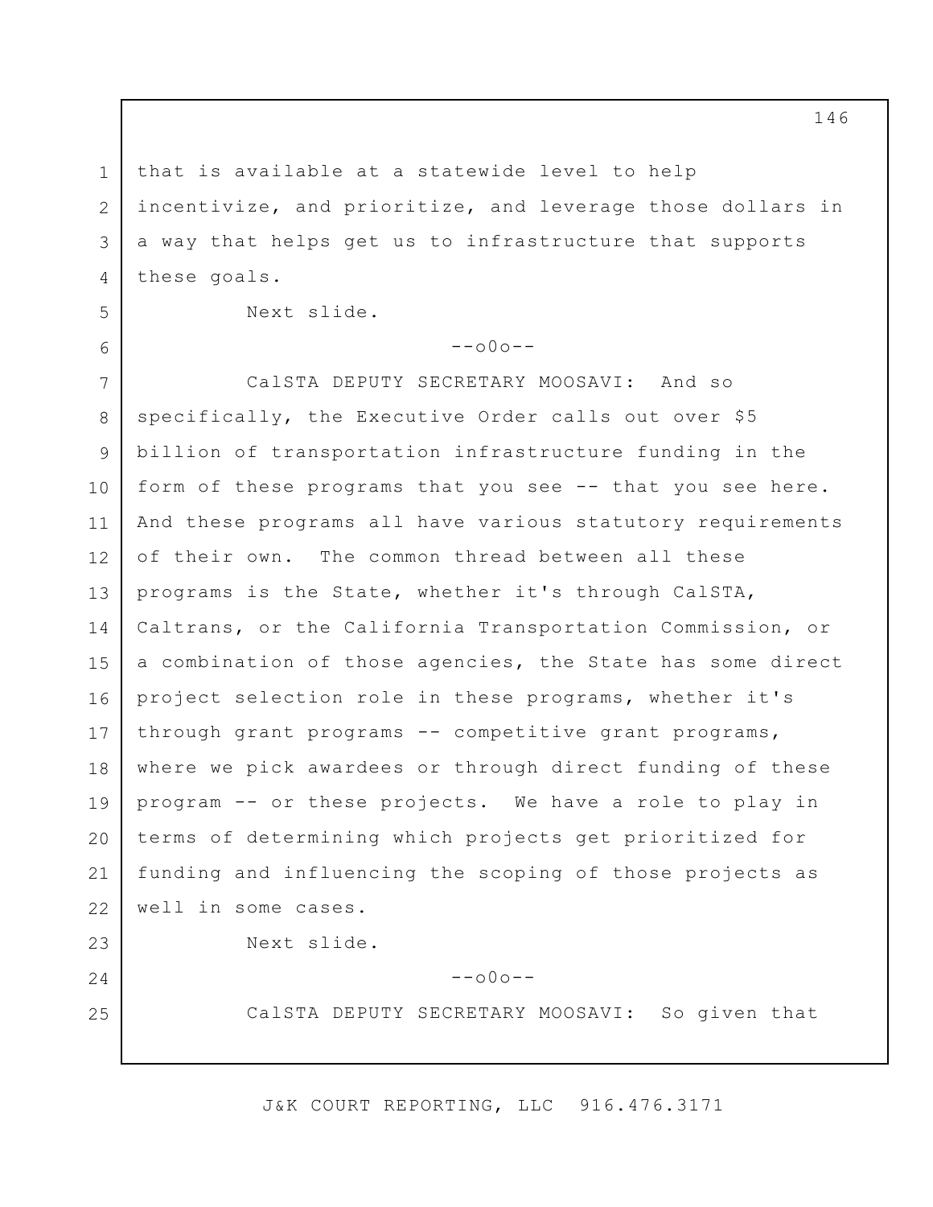that is available at a statewide level to help incentivize, and prioritize, and leverage those dollars in a way that helps get us to infrastructure that supports these goals.

Next slide.

--o0o--

CalSTA DEPUTY SECRETARY MOOSAVI: And so specifically, the Executive Order calls out over $5 billion of transportation infrastructure funding in the form of these programs that you see -- that you see here. And these programs all have various statutory requirements of their own. The common thread between all these programs is the State, whether it's through CalSTA, Caltrans, or the California Transportation Commission, or a combination of those agencies, the State has some direct project selection role in these programs, whether it's through grant programs -- competitive grant programs, where we pick awardees or through direct funding of these program -- or these projects. We have a role to play in terms of determining which projects get prioritized for funding and influencing the scoping of those projects as well in some cases.

Next slide.

--o0o--

CalSTA DEPUTY SECRETARY MOOSAVI: So given that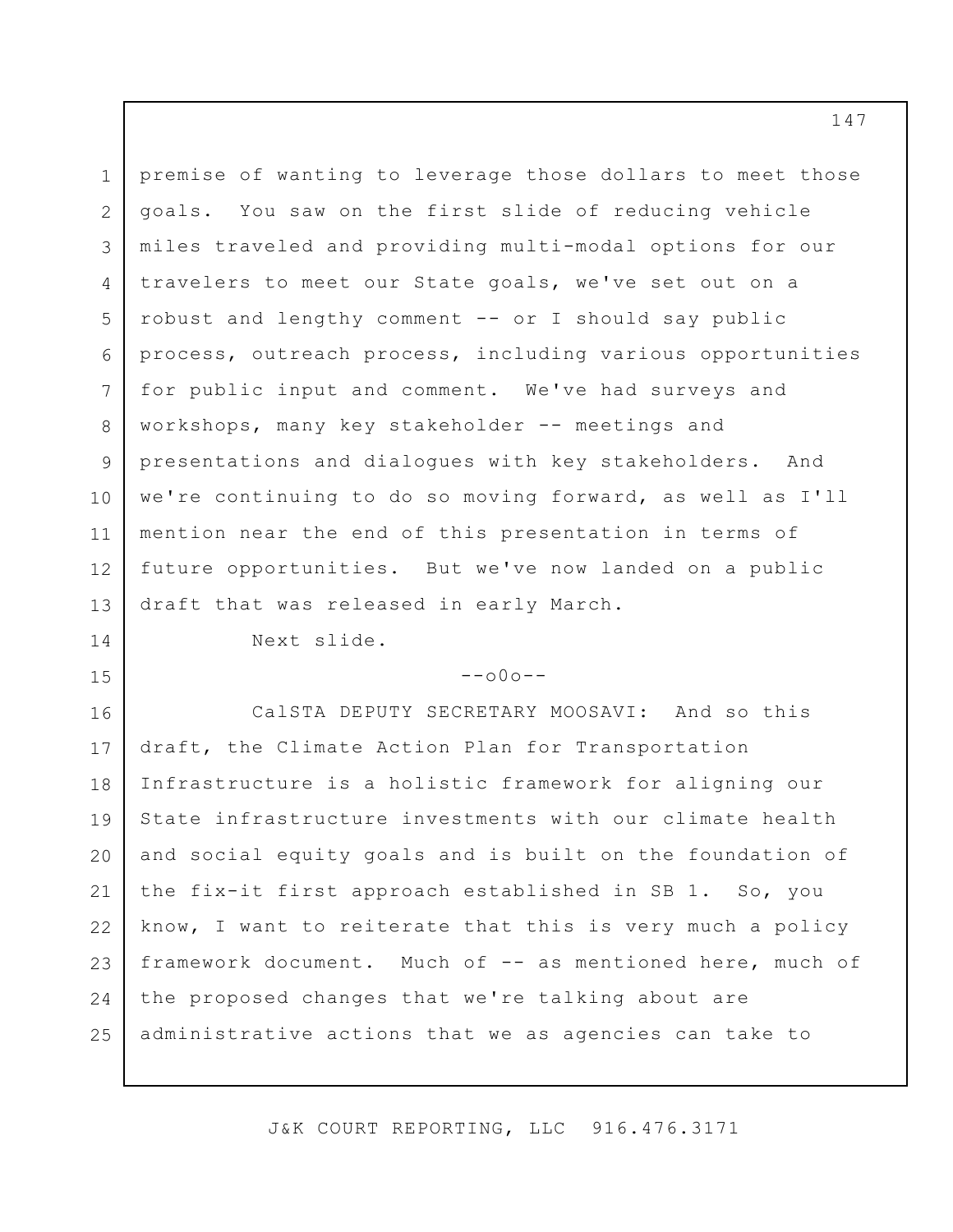premise of wanting to leverage those dollars to meet those goals. You saw on the first slide of reducing vehicle miles traveled and providing multi-modal options for our travelers to meet our State goals, we've set out on a robust and lengthy comment -- or I should say public process, outreach process, including various opportunities for public input and comment. We've had surveys and workshops, many key stakeholder -- meetings and presentations and dialogues with key stakeholders. And we're continuing to do so moving forward, as well as I'll mention near the end of this presentation in terms of future opportunities. But we've now landed on a public draft that was released in early March.

Next slide.

--o0o--

CalSTA DEPUTY SECRETARY MOOSAVI: And so this draft, the Climate Action Plan for Transportation Infrastructure is a holistic framework for aligning our State infrastructure investments with our climate health and social equity goals and is built on the foundation of the fix-it first approach established in SB 1. So, you know, I want to reiterate that this is very much a policy framework document. Much of -- as mentioned here, much of the proposed changes that we're talking about are administrative actions that we as agencies can take to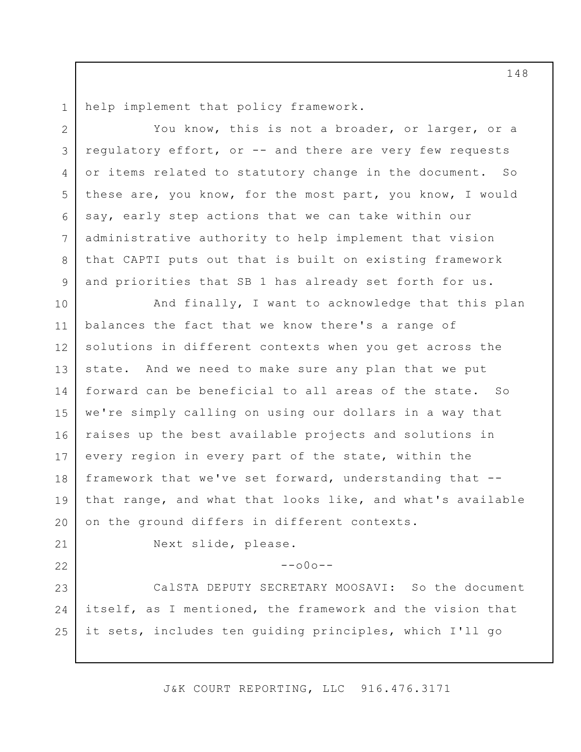help implement that policy framework.

You know, this is not a broader, or larger, or a regulatory effort, or -- and there are very few requests or items related to statutory change in the document. So these are, you know, for the most part, you know, I would say, early step actions that we can take within our administrative authority to help implement that vision that CAPTI puts out that is built on existing framework and priorities that SB 1 has already set forth for us.

And finally, I want to acknowledge that this plan balances the fact that we know there's a range of solutions in different contexts when you get across the state. And we need to make sure any plan that we put forward can be beneficial to all areas of the state. So we're simply calling on using our dollars in a way that raises up the best available projects and solutions in every region in every part of the state, within the framework that we've set forward, understanding that -- that range, and what that looks like, and what's available on the ground differs in different contexts.

Next slide, please.

--o0o--

CalSTA DEPUTY SECRETARY MOOSAVI: So the document itself, as I mentioned, the framework and the vision that it sets, includes ten guiding principles, which I'll go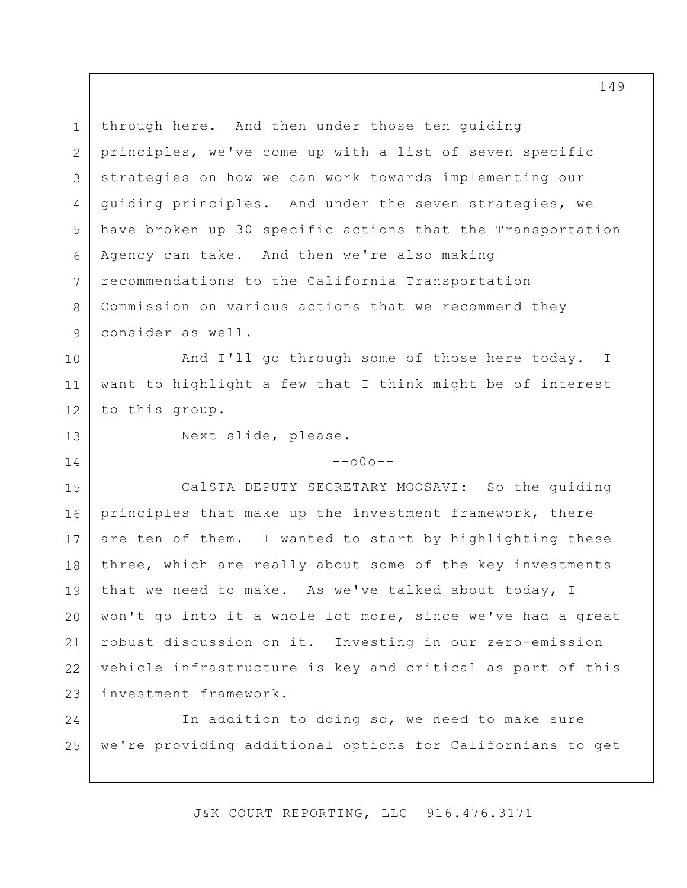through here. And then under those ten guiding principles, we've come up with a list of seven specific strategies on how we can work towards implementing our guiding principles. And under the seven strategies, we have broken up 30 specific actions that the Transportation Agency can take. And then we're also making recommendations to the California Transportation Commission on various actions that we recommend they consider as well.

And I'll go through some of those here today. I want to highlight a few that I think might be of interest to this group.

Next slide, please.

--o0o--

CalSTA DEPUTY SECRETARY MOOSAVI: So the guiding principles that make up the investment framework, there are ten of them. I wanted to start by highlighting these three, which are really about some of the key investments that we need to make. As we've talked about today, I won't go into it a whole lot more, since we've had a great robust discussion on it. Investing in our zero-emission vehicle infrastructure is key and critical as part of this investment framework.

In addition to doing so, we need to make sure we're providing additional options for Californians to get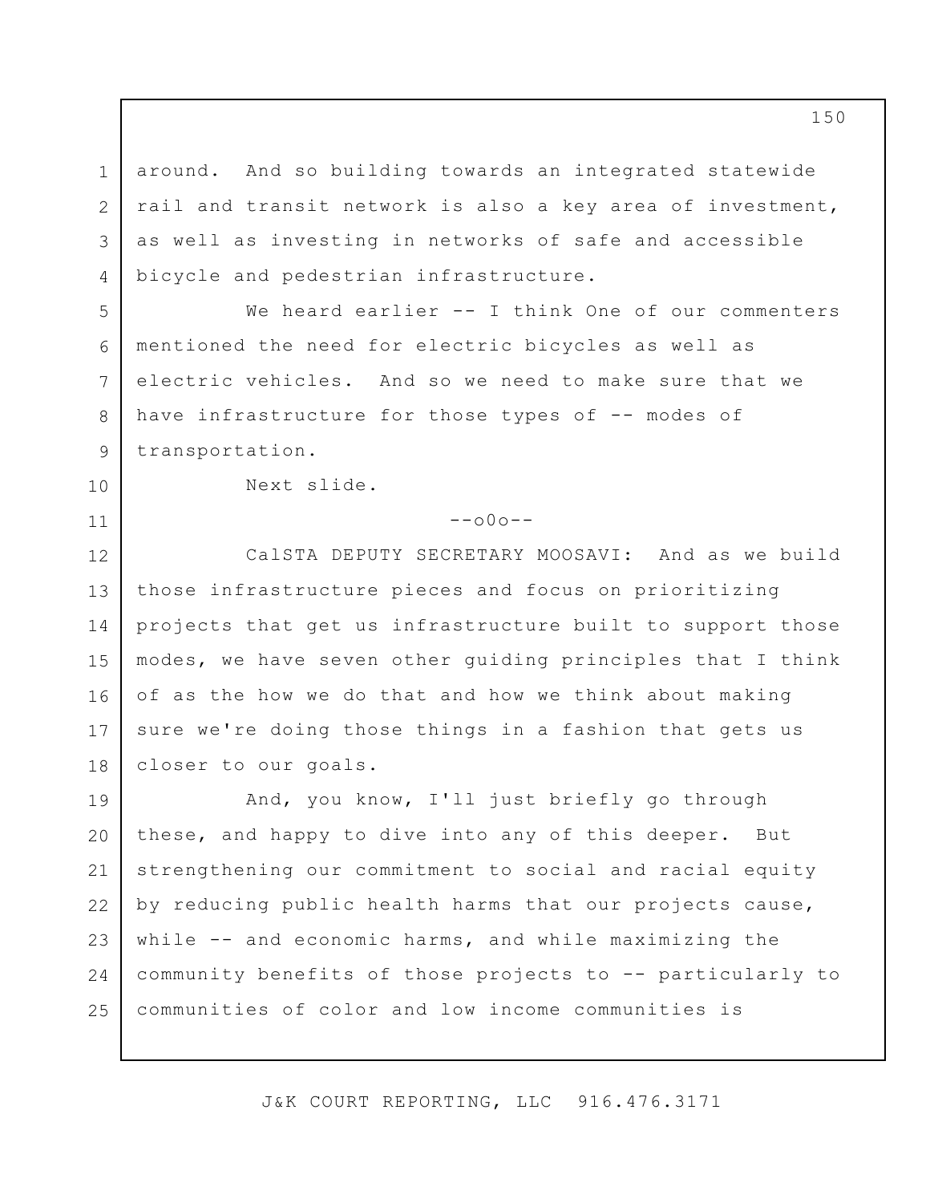around. And so building towards an integrated statewide rail and transit network is also a key area of investment, as well as investing in networks of safe and accessible bicycle and pedestrian infrastructure.

We heard earlier -- I think One of our commenters mentioned the need for electric bicycles as well as electric vehicles. And so we need to make sure that we have infrastructure for those types of -- modes of transportation.

Next slide.

--o0o--

CalSTA DEPUTY SECRETARY MOOSAVI: And as we build those infrastructure pieces and focus on prioritizing projects that get us infrastructure built to support those modes, we have seven other guiding principles that I think of as the how we do that and how we think about making sure we're doing those things in a fashion that gets us closer to our goals.

And, you know, I'll just briefly go through these, and happy to dive into any of this deeper. But strengthening our commitment to social and racial equity by reducing public health harms that our projects cause, while -- and economic harms, and while maximizing the community benefits of those projects to -- particularly to communities of color and low income communities is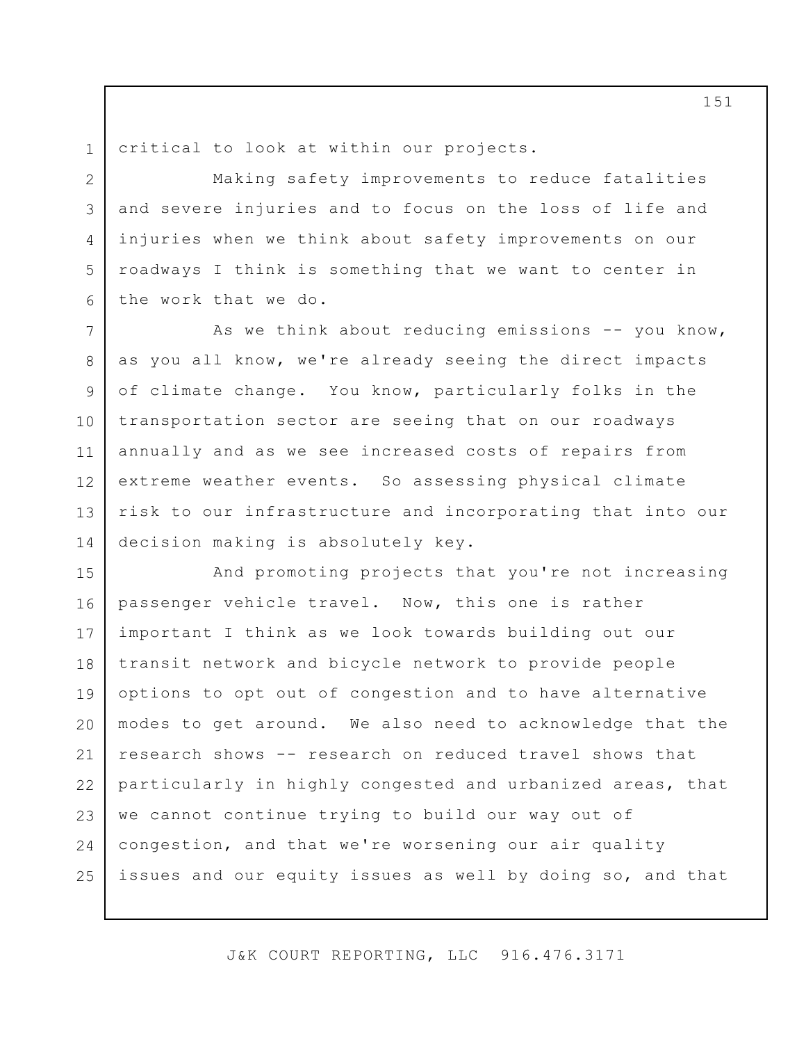critical to look at within our projects.

Making safety improvements to reduce fatalities and severe injuries and to focus on the loss of life and injuries when we think about safety improvements on our roadways I think is something that we want to center in the work that we do.

As we think about reducing emissions -- you know, as you all know, we're already seeing the direct impacts of climate change. You know, particularly folks in the transportation sector are seeing that on our roadways annually and as we see increased costs of repairs from extreme weather events. So assessing physical climate risk to our infrastructure and incorporating that into our decision making is absolutely key.

And promoting projects that you're not increasing passenger vehicle travel. Now, this one is rather important I think as we look towards building out our transit network and bicycle network to provide people options to opt out of congestion and to have alternative modes to get around. We also need to acknowledge that the research shows -- research on reduced travel shows that particularly in highly congested and urbanized areas, that we cannot continue trying to build our way out of congestion, and that we're worsening our air quality issues and our equity issues as well by doing so, and that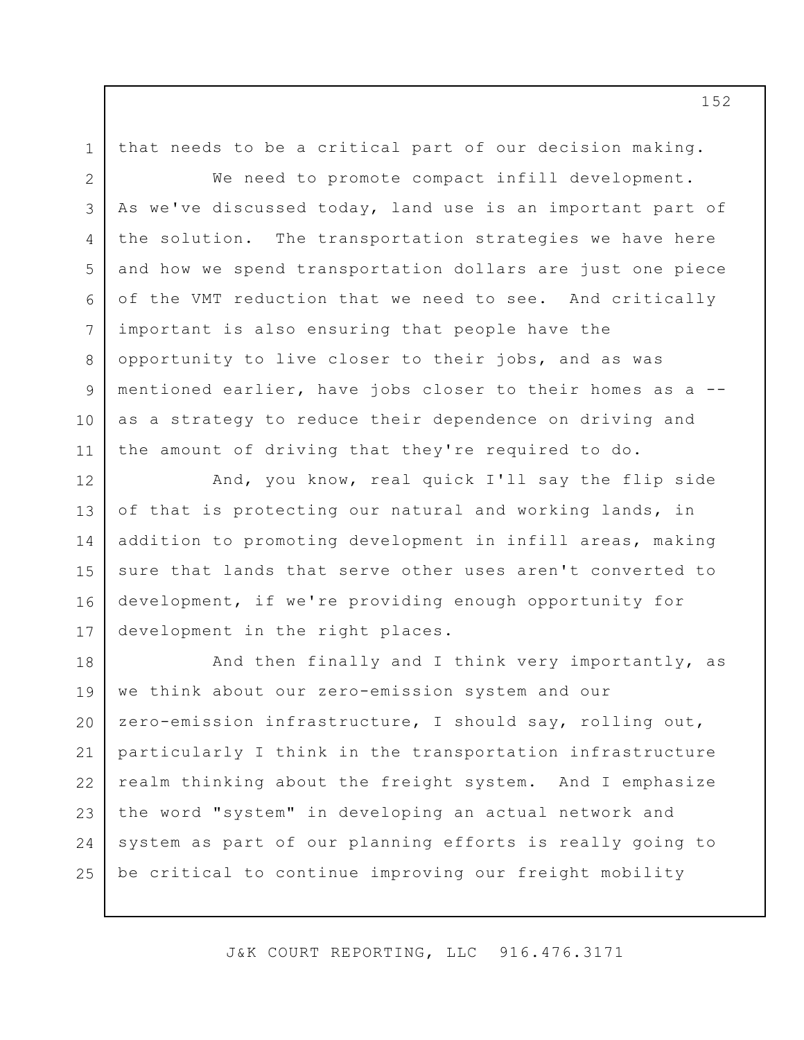that needs to be a critical part of our decision making.

We need to promote compact infill development. As we've discussed today, land use is an important part of the solution. The transportation strategies we have here and how we spend transportation dollars are just one piece of the VMT reduction that we need to see. And critically important is also ensuring that people have the opportunity to live closer to their jobs, and as was mentioned earlier, have jobs closer to their homes as a -- as a strategy to reduce their dependence on driving and the amount of driving that they're required to do.

And, you know, real quick I'll say the flip side of that is protecting our natural and working lands, in addition to promoting development in infill areas, making sure that lands that serve other uses aren't converted to development, if we're providing enough opportunity for development in the right places.

And then finally and I think very importantly, as we think about our zero-emission system and our zero-emission infrastructure, I should say, rolling out, particularly I think in the transportation infrastructure realm thinking about the freight system. And I emphasize the word "system" in developing an actual network and system as part of our planning efforts is really going to be critical to continue improving our freight mobility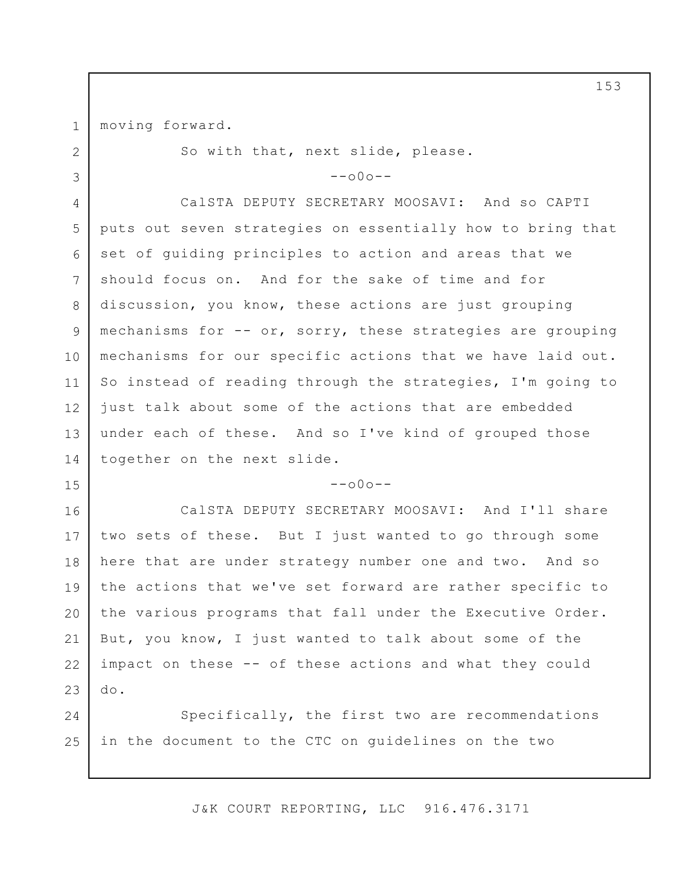moving forward.

So with that, next slide, please.

--o0o--

CalSTA DEPUTY SECRETARY MOOSAVI: And so CAPTI puts out seven strategies on essentially how to bring that set of guiding principles to action and areas that we should focus on. And for the sake of time and for discussion, you know, these actions are just grouping mechanisms for -- or, sorry, these strategies are grouping mechanisms for our specific actions that we have laid out. So instead of reading through the strategies, I'm going to just talk about some of the actions that are embedded under each of these. And so I've kind of grouped those together on the next slide.

--o0o--

CalSTA DEPUTY SECRETARY MOOSAVI: And I'll share two sets of these. But I just wanted to go through some here that are under strategy number one and two. And so the actions that we've set forward are rather specific to the various programs that fall under the Executive Order. But, you know, I just wanted to talk about some of the impact on these -- of these actions and what they could do.

Specifically, the first two are recommendations in the document to the CTC on guidelines on the two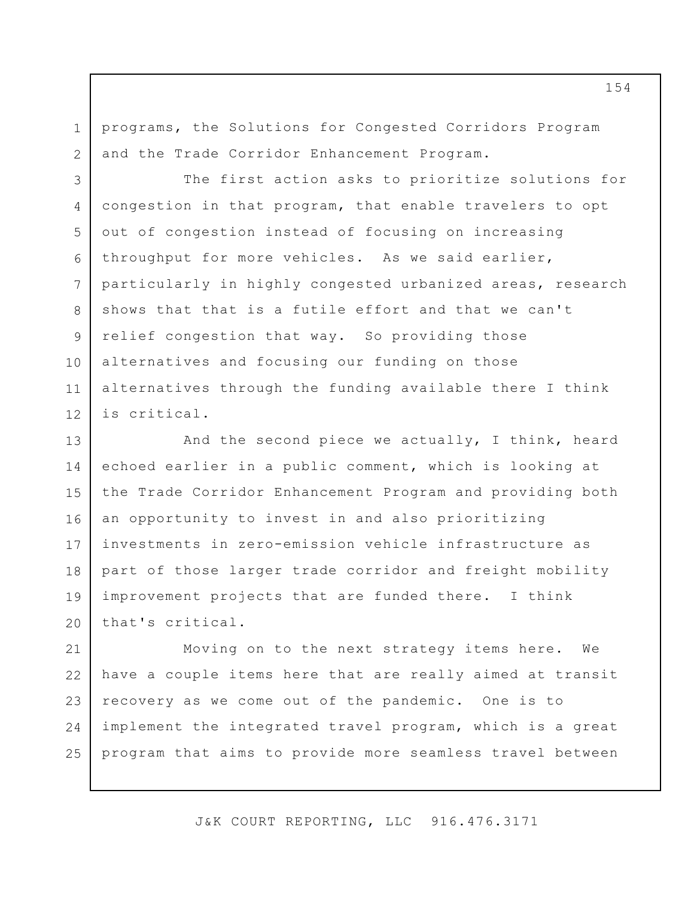programs, the Solutions for Congested Corridors Program and the Trade Corridor Enhancement Program.

The first action asks to prioritize solutions for congestion in that program, that enable travelers to opt out of congestion instead of focusing on increasing throughput for more vehicles. As we said earlier, particularly in highly congested urbanized areas, research shows that that is a futile effort and that we can't relief congestion that way. So providing those alternatives and focusing our funding on those alternatives through the funding available there I think is critical.

And the second piece we actually, I think, heard echoed earlier in a public comment, which is looking at the Trade Corridor Enhancement Program and providing both an opportunity to invest in and also prioritizing investments in zero-emission vehicle infrastructure as part of those larger trade corridor and freight mobility improvement projects that are funded there. I think that's critical.

Moving on to the next strategy items here. We have a couple items here that are really aimed at transit recovery as we come out of the pandemic. One is to implement the integrated travel program, which is a great program that aims to provide more seamless travel between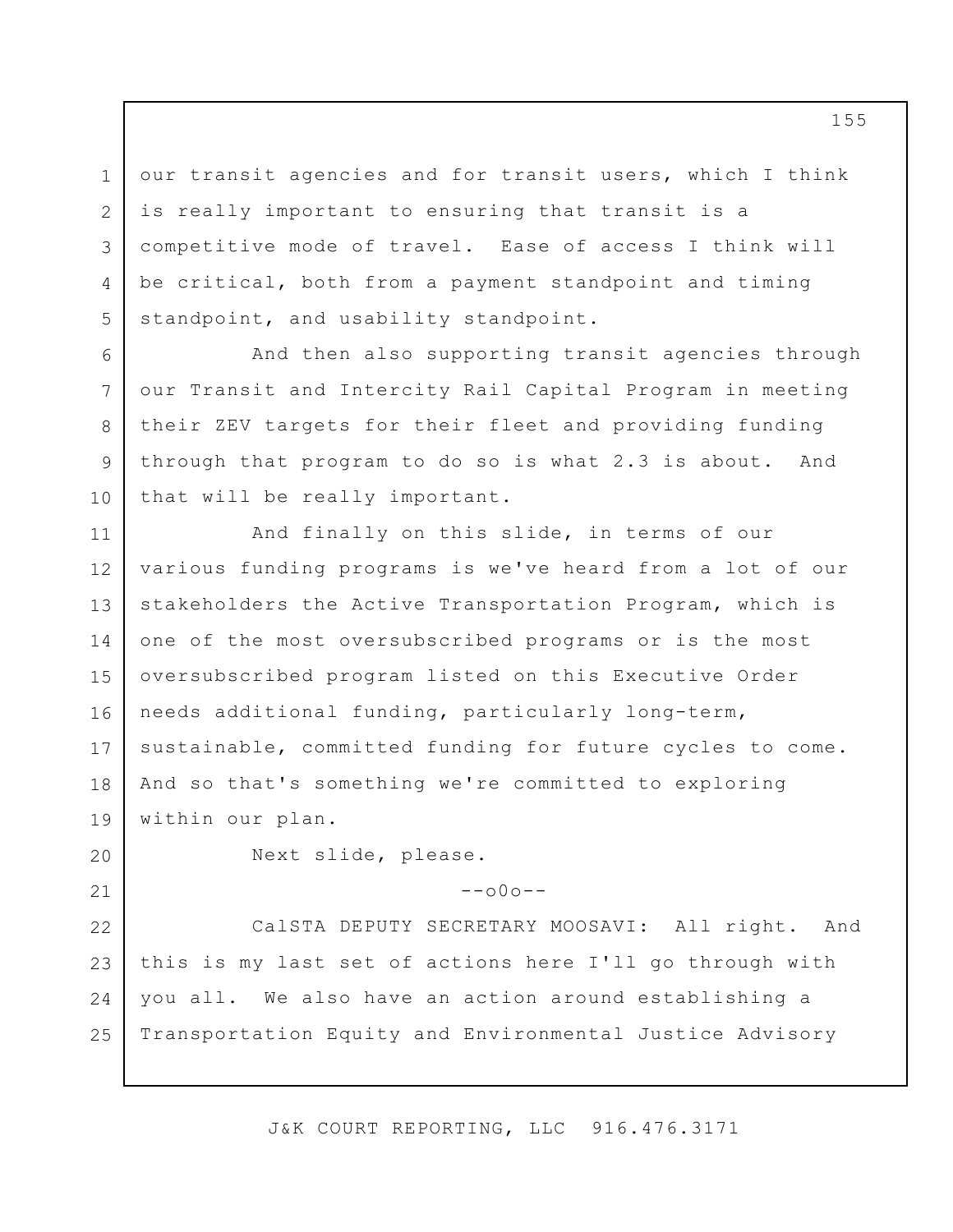our transit agencies and for transit users, which I think is really important to ensuring that transit is a competitive mode of travel. Ease of access I think will be critical, both from a payment standpoint and timing standpoint, and usability standpoint.

And then also supporting transit agencies through our Transit and Intercity Rail Capital Program in meeting their ZEV targets for their fleet and providing funding through that program to do so is what 2.3 is about. And that will be really important.

And finally on this slide, in terms of our various funding programs is we've heard from a lot of our stakeholders the Active Transportation Program, which is one of the most oversubscribed programs or is the most oversubscribed program listed on this Executive Order needs additional funding, particularly long-term, sustainable, committed funding for future cycles to come. And so that's something we're committed to exploring within our plan.

Next slide, please.

--o0o--

CalSTA DEPUTY SECRETARY MOOSAVI: All right. And this is my last set of actions here I'll go through with you all. We also have an action around establishing a Transportation Equity and Environmental Justice Advisory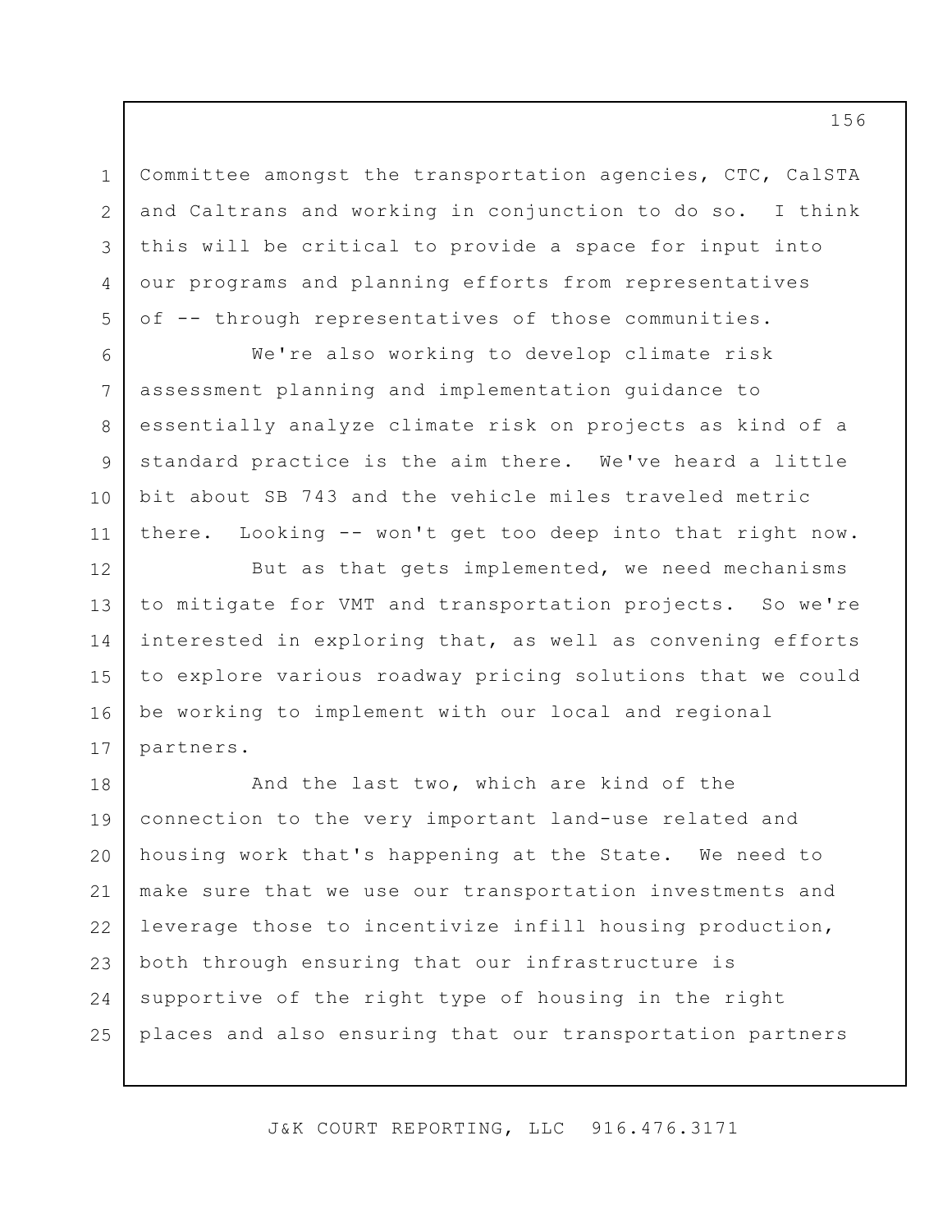Committee amongst the transportation agencies, CTC, CalSTA and Caltrans and working in conjunction to do so. I think this will be critical to provide a space for input into our programs and planning efforts from representatives of -- through representatives of those communities.

We're also working to develop climate risk assessment planning and implementation guidance to essentially analyze climate risk on projects as kind of a standard practice is the aim there. We've heard a little bit about SB 743 and the vehicle miles traveled metric there. Looking -- won't get too deep into that right now.

But as that gets implemented, we need mechanisms to mitigate for VMT and transportation projects. So we're interested in exploring that, as well as convening efforts to explore various roadway pricing solutions that we could be working to implement with our local and regional partners.

And the last two, which are kind of the connection to the very important land-use related and housing work that's happening at the State. We need to make sure that we use our transportation investments and leverage those to incentivize infill housing production, both through ensuring that our infrastructure is supportive of the right type of housing in the right places and also ensuring that our transportation partners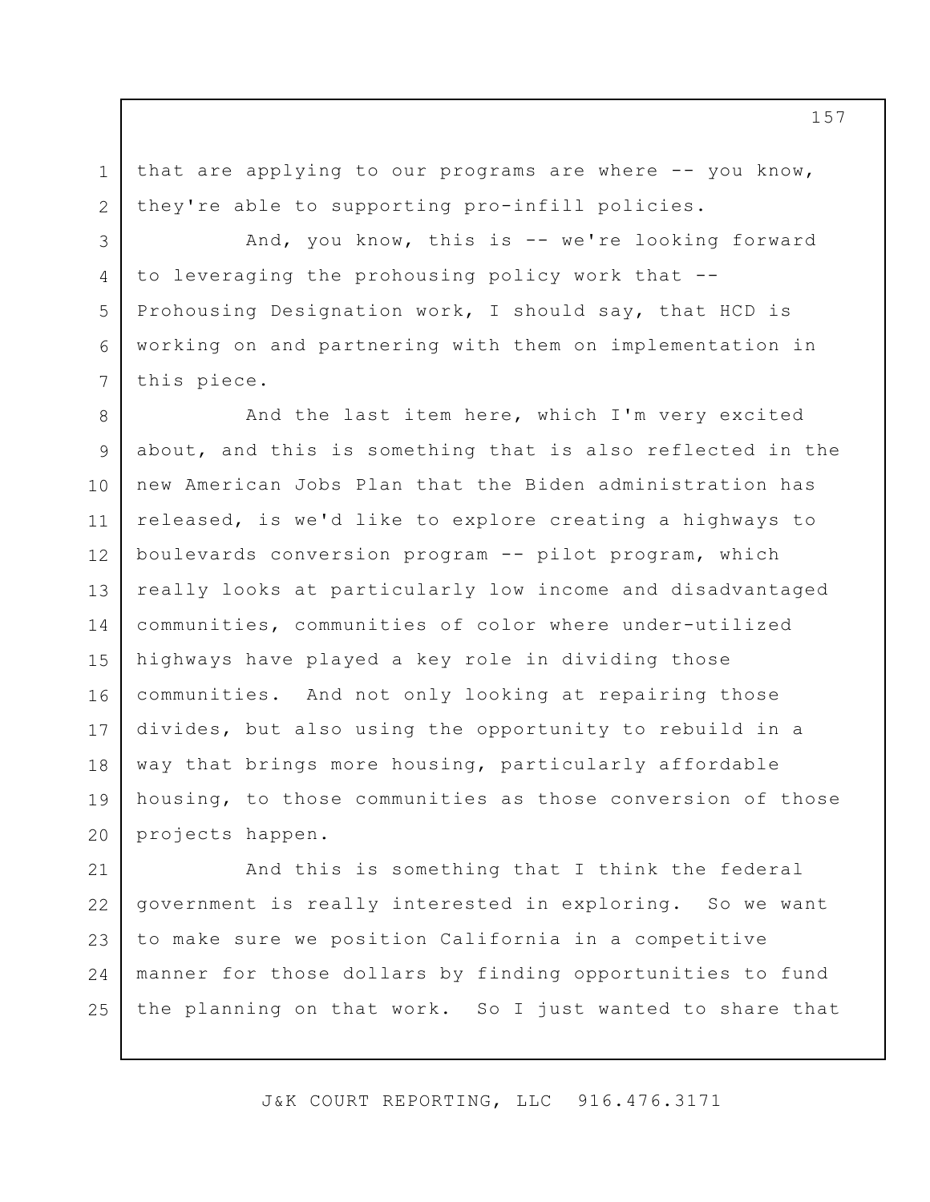that are applying to our programs are where -- you know, they're able to supporting pro-infill policies.

And, you know, this is -- we're looking forward to leveraging the prohousing policy work that -- Prohousing Designation work, I should say, that HCD is working on and partnering with them on implementation in this piece.

And the last item here, which I'm very excited about, and this is something that is also reflected in the new American Jobs Plan that the Biden administration has released, is we'd like to explore creating a highways to boulevards conversion program -- pilot program, which really looks at particularly low income and disadvantaged communities, communities of color where under-utilized highways have played a key role in dividing those communities. And not only looking at repairing those divides, but also using the opportunity to rebuild in a way that brings more housing, particularly affordable housing, to those communities as those conversion of those projects happen.

And this is something that I think the federal government is really interested in exploring. So we want to make sure we position California in a competitive manner for those dollars by finding opportunities to fund the planning on that work. So I just wanted to share that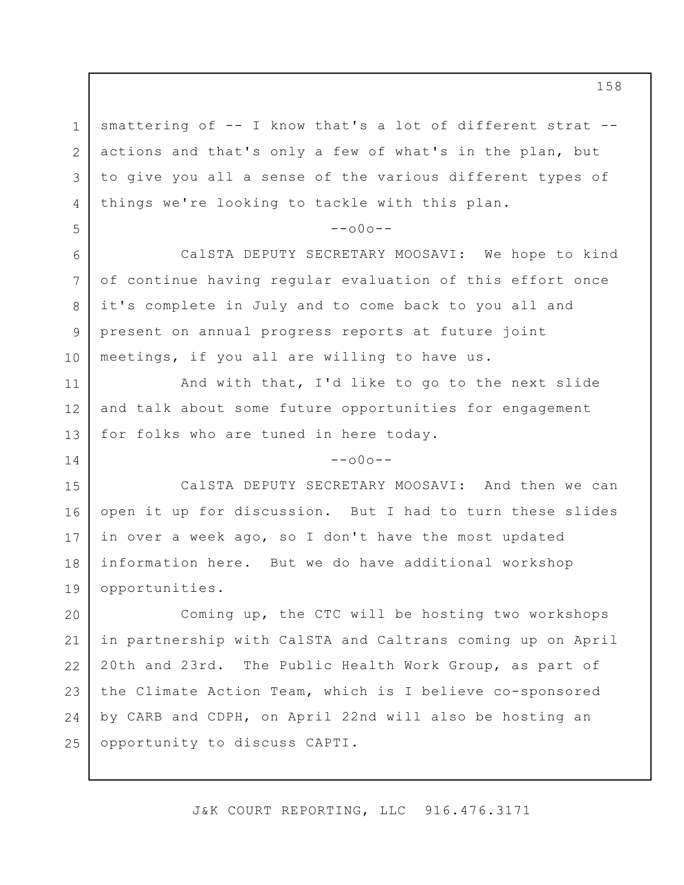smattering of -- I know that's a lot of different strat -- actions and that's only a few of what's in the plan, but to give you all a sense of the various different types of things we're looking to tackle with this plan.

--o0o--

CalSTA DEPUTY SECRETARY MOOSAVI: We hope to kind of continue having regular evaluation of this effort once it's complete in July and to come back to you all and present on annual progress reports at future joint meetings, if you all are willing to have us.

And with that, I'd like to go to the next slide and talk about some future opportunities for engagement for folks who are tuned in here today.

--o0o--

CalSTA DEPUTY SECRETARY MOOSAVI: And then we can open it up for discussion. But I had to turn these slides in over a week ago, so I don't have the most updated information here. But we do have additional workshop opportunities.

Coming up, the CTC will be hosting two workshops in partnership with CalSTA and Caltrans coming up on April 20th and 23rd. The Public Health Work Group, as part of the Climate Action Team, which is I believe co-sponsored by CARB and CDPH, on April 22nd will also be hosting an opportunity to discuss CAPTI.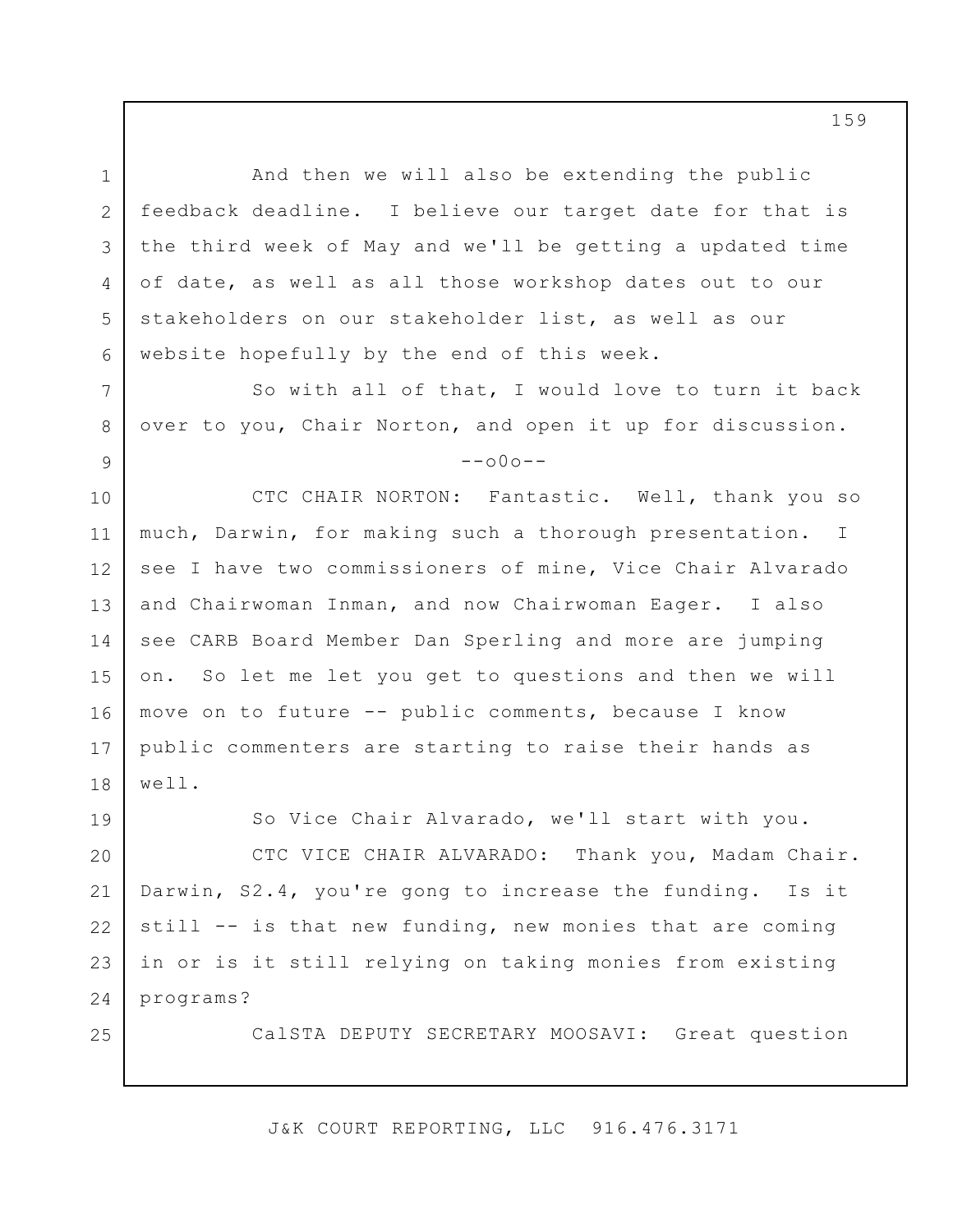And then we will also be extending the public feedback deadline. I believe our target date for that is the third week of May and we'll be getting a updated time of date, as well as all those workshop dates out to our stakeholders on our stakeholder list, as well as our website hopefully by the end of this week.

So with all of that, I would love to turn it back over to you, Chair Norton, and open it up for discussion.

--o0o--

CTC CHAIR NORTON: Fantastic. Well, thank you so much, Darwin, for making such a thorough presentation. I see I have two commissioners of mine, Vice Chair Alvarado and Chairwoman Inman, and now Chairwoman Eager. I also see CARB Board Member Dan Sperling and more are jumping on. So let me let you get to questions and then we will move on to future -- public comments, because I know public commenters are starting to raise their hands as well.

So Vice Chair Alvarado, we'll start with you.

CTC VICE CHAIR ALVARADO: Thank you, Madam Chair. Darwin, S2.4, you're gong to increase the funding. Is it still -- is that new funding, new monies that are coming in or is it still relying on taking monies from existing programs?

CalSTA DEPUTY SECRETARY MOOSAVI: Great question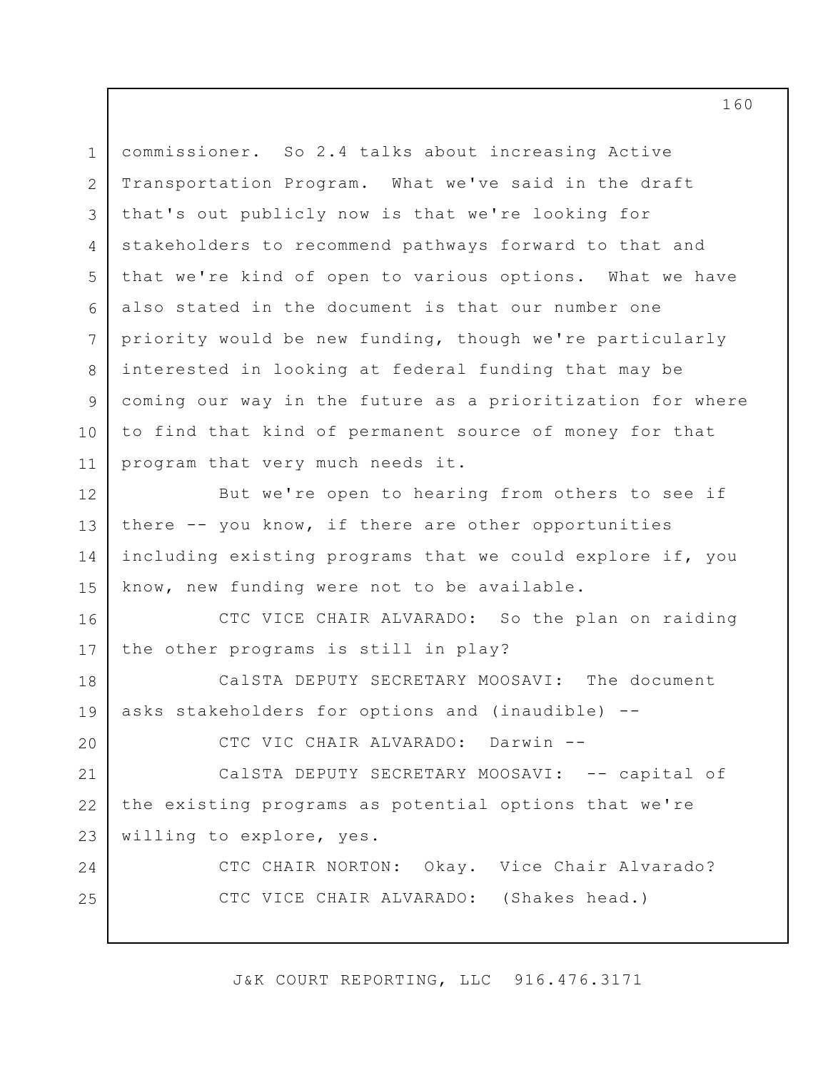commissioner. So 2.4 talks about increasing Active Transportation Program. What we've said in the draft that's out publicly now is that we're looking for stakeholders to recommend pathways forward to that and that we're kind of open to various options. What we have also stated in the document is that our number one priority would be new funding, though we're particularly interested in looking at federal funding that may be coming our way in the future as a prioritization for where to find that kind of permanent source of money for that program that very much needs it.

But we're open to hearing from others to see if there -- you know, if there are other opportunities including existing programs that we could explore if, you know, new funding were not to be available.

CTC VICE CHAIR ALVARADO: So the plan on raiding the other programs is still in play?

CalSTA DEPUTY SECRETARY MOOSAVI: The document asks stakeholders for options and (inaudible) --

CTC VIC CHAIR ALVARADO: Darwin --

CalSTA DEPUTY SECRETARY MOOSAVI: -- capital of the existing programs as potential options that we're willing to explore, yes.

CTC CHAIR NORTON: Okay. Vice Chair Alvarado?

CTC VICE CHAIR ALVARADO: (Shakes head.)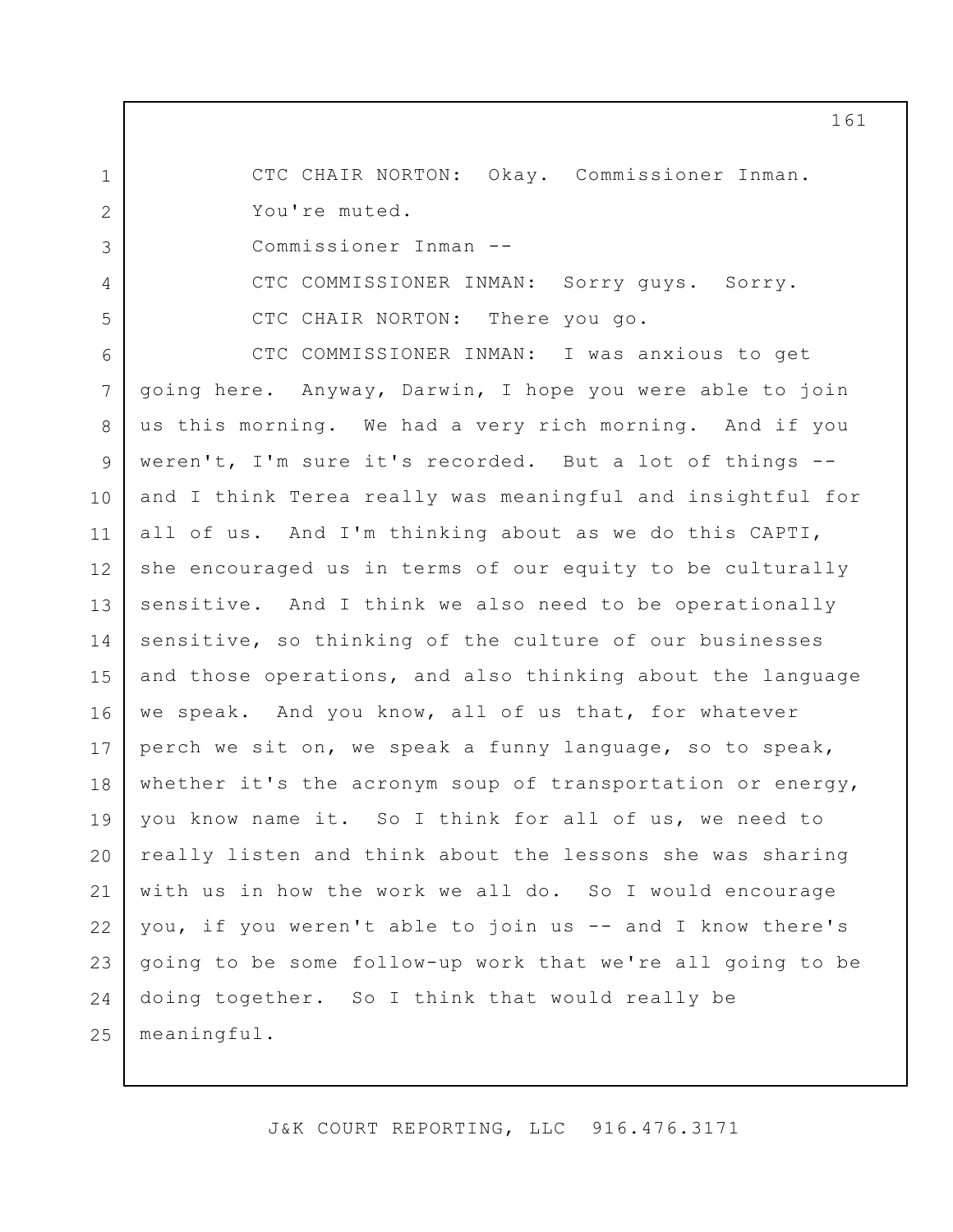CTC CHAIR NORTON: Okay. Commissioner Inman. You're muted.

Commissioner Inman --

CTC COMMISSIONER INMAN: Sorry guys. Sorry.

CTC CHAIR NORTON: There you go.

CTC COMMISSIONER INMAN: I was anxious to get going here. Anyway, Darwin, I hope you were able to join us this morning. We had a very rich morning. And if you weren't, I'm sure it's recorded. But a lot of things -- and I think Terea really was meaningful and insightful for all of us. And I'm thinking about as we do this CAPTI, she encouraged us in terms of our equity to be culturally sensitive. And I think we also need to be operationally sensitive, so thinking of the culture of our businesses and those operations, and also thinking about the language we speak. And you know, all of us that, for whatever perch we sit on, we speak a funny language, so to speak, whether it's the acronym soup of transportation or energy, you know name it. So I think for all of us, we need to really listen and think about the lessons she was sharing with us in how the work we all do. So I would encourage you, if you weren't able to join us -- and I know there's going to be some follow-up work that we're all going to be doing together. So I think that would really be meaningful.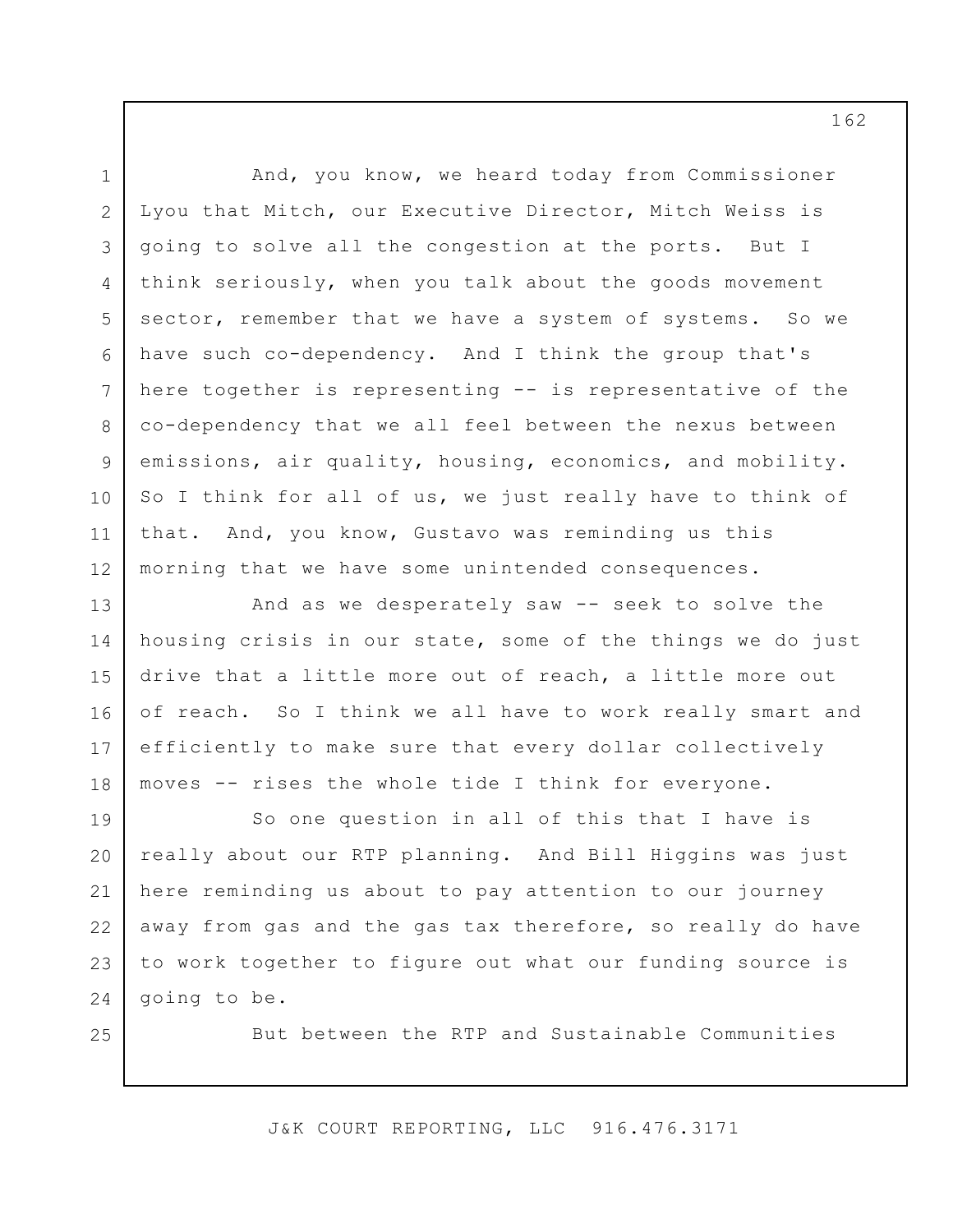And, you know, we heard today from Commissioner Lyou that Mitch, our Executive Director, Mitch Weiss is going to solve all the congestion at the ports. But I think seriously, when you talk about the goods movement sector, remember that we have a system of systems. So we have such co-dependency. And I think the group that's here together is representing -- is representative of the co-dependency that we all feel between the nexus between emissions, air quality, housing, economics, and mobility. So I think for all of us, we just really have to think of that. And, you know, Gustavo was reminding us this morning that we have some unintended consequences.

And as we desperately saw -- seek to solve the housing crisis in our state, some of the things we do just drive that a little more out of reach, a little more out of reach. So I think we all have to work really smart and efficiently to make sure that every dollar collectively moves -- rises the whole tide I think for everyone.

So one question in all of this that I have is really about our RTP planning. And Bill Higgins was just here reminding us about to pay attention to our journey away from gas and the gas tax therefore, so really do have to work together to figure out what our funding source is going to be.

But between the RTP and Sustainable Communities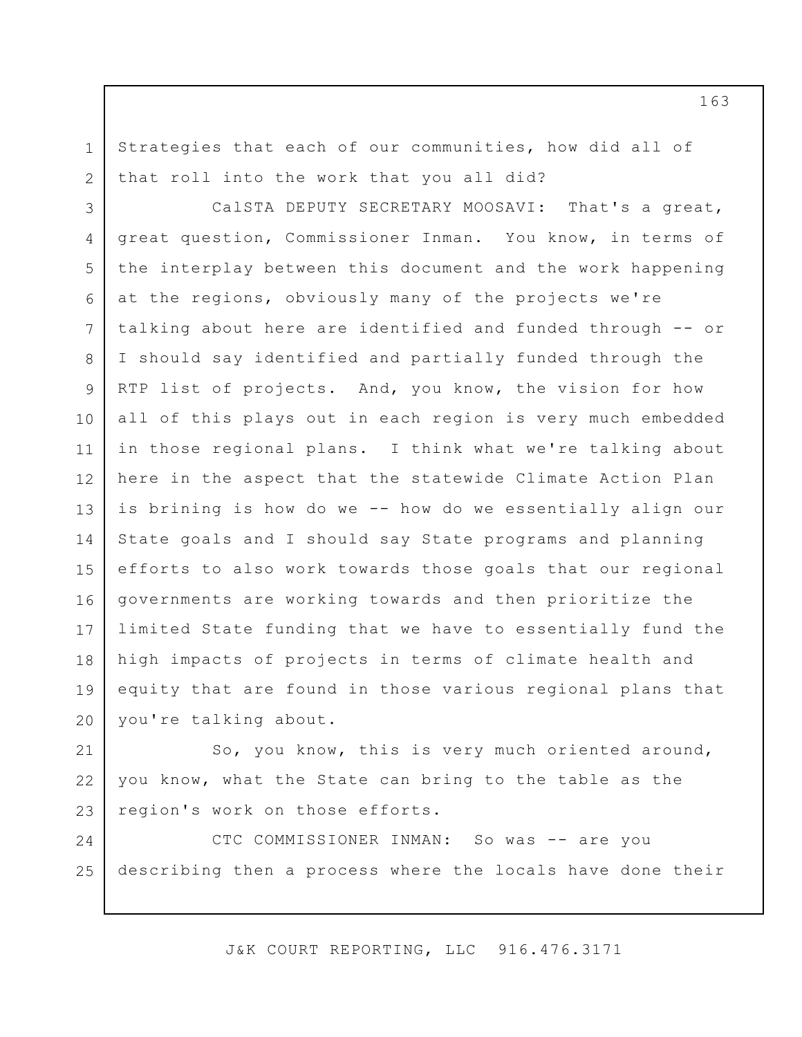Strategies that each of our communities, how did all of that roll into the work that you all did?

CalSTA DEPUTY SECRETARY MOOSAVI: That's a great, great question, Commissioner Inman. You know, in terms of the interplay between this document and the work happening at the regions, obviously many of the projects we're talking about here are identified and funded through -- or I should say identified and partially funded through the RTP list of projects. And, you know, the vision for how all of this plays out in each region is very much embedded in those regional plans. I think what we're talking about here in the aspect that the statewide Climate Action Plan is brining is how do we -- how do we essentially align our State goals and I should say State programs and planning efforts to also work towards those goals that our regional governments are working towards and then prioritize the limited State funding that we have to essentially fund the high impacts of projects in terms of climate health and equity that are found in those various regional plans that you're talking about.

So, you know, this is very much oriented around, you know, what the State can bring to the table as the region's work on those efforts.

CTC COMMISSIONER INMAN: So was -- are you describing then a process where the locals have done their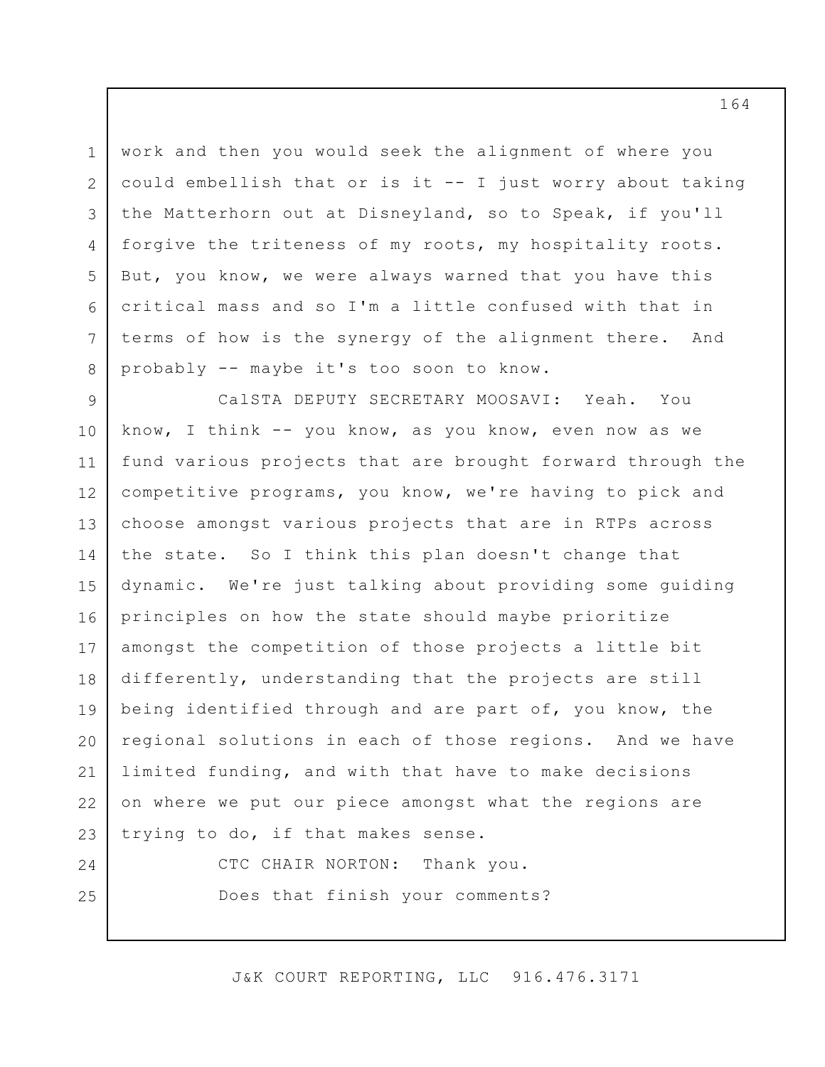work and then you would seek the alignment of where you could embellish that or is it -- I just worry about taking the Matterhorn out at Disneyland, so to Speak, if you'll forgive the triteness of my roots, my hospitality roots. But, you know, we were always warned that you have this critical mass and so I'm a little confused with that in terms of how is the synergy of the alignment there. And probably -- maybe it's too soon to know.

CalSTA DEPUTY SECRETARY MOOSAVI: Yeah. You know, I think -- you know, as you know, even now as we fund various projects that are brought forward through the competitive programs, you know, we're having to pick and choose amongst various projects that are in RTPs across the state. So I think this plan doesn't change that dynamic. We're just talking about providing some guiding principles on how the state should maybe prioritize amongst the competition of those projects a little bit differently, understanding that the projects are still being identified through and are part of, you know, the regional solutions in each of those regions. And we have limited funding, and with that have to make decisions on where we put our piece amongst what the regions are trying to do, if that makes sense.

CTC CHAIR NORTON: Thank you.

Does that finish your comments?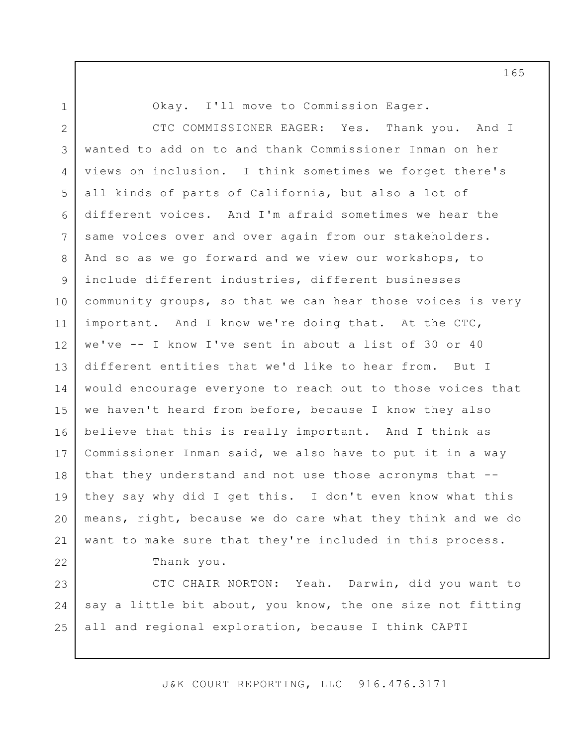Okay. I'll move to Commission Eager.

CTC COMMISSIONER EAGER: Yes. Thank you. And I wanted to add on to and thank Commissioner Inman on her views on inclusion. I think sometimes we forget there's all kinds of parts of California, but also a lot of different voices. And I'm afraid sometimes we hear the same voices over and over again from our stakeholders. And so as we go forward and we view our workshops, to include different industries, different businesses community groups, so that we can hear those voices is very important. And I know we're doing that. At the CTC, we've -- I know I've sent in about a list of 30 or 40 different entities that we'd like to hear from. But I would encourage everyone to reach out to those voices that we haven't heard from before, because I know they also believe that this is really important. And I think as Commissioner Inman said, we also have to put it in a way that they understand and not use those acronyms that -- they say why did I get this. I don't even know what this means, right, because we do care what they think and we do want to make sure that they're included in this process.

Thank you.

CTC CHAIR NORTON: Yeah. Darwin, did you want to say a little bit about, you know, the one size not fitting all and regional exploration, because I think CAPTI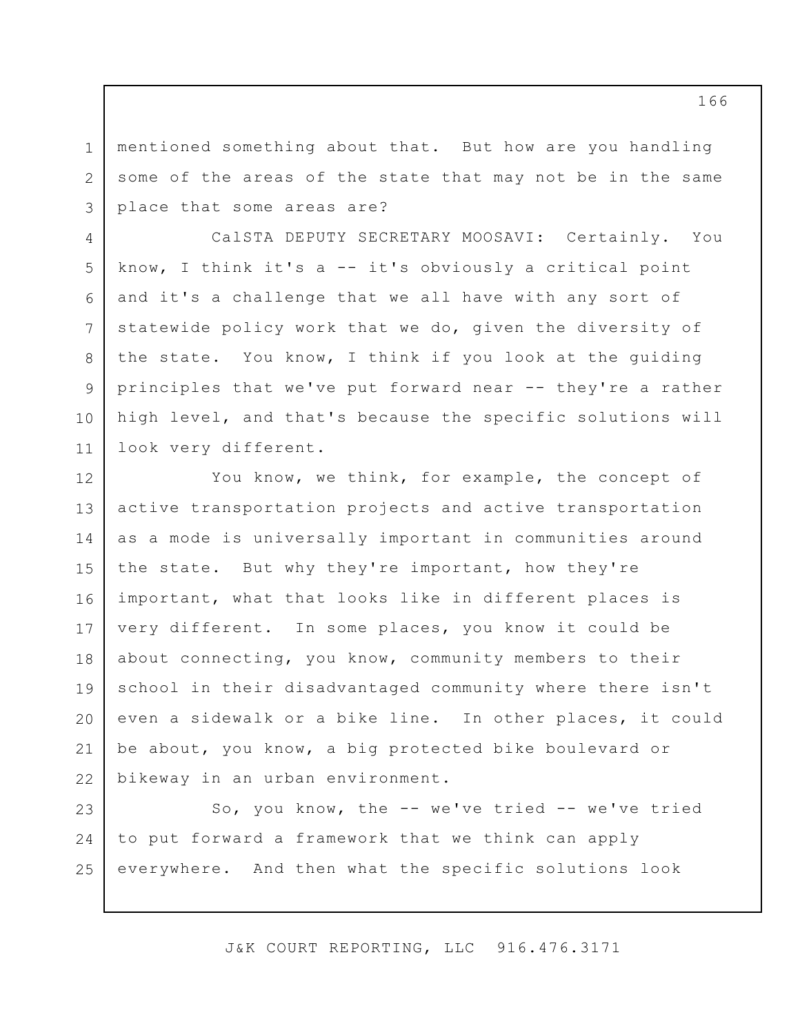mentioned something about that. But how are you handling some of the areas of the state that may not be in the same place that some areas are?

CalSTA DEPUTY SECRETARY MOOSAVI: Certainly. You know, I think it's a -- it's obviously a critical point and it's a challenge that we all have with any sort of statewide policy work that we do, given the diversity of the state. You know, I think if you look at the guiding principles that we've put forward near -- they're a rather high level, and that's because the specific solutions will look very different.

You know, we think, for example, the concept of active transportation projects and active transportation as a mode is universally important in communities around the state. But why they're important, how they're important, what that looks like in different places is very different. In some places, you know it could be about connecting, you know, community members to their school in their disadvantaged community where there isn't even a sidewalk or a bike line. In other places, it could be about, you know, a big protected bike boulevard or bikeway in an urban environment.

So, you know, the -- we've tried -- we've tried to put forward a framework that we think can apply everywhere. And then what the specific solutions look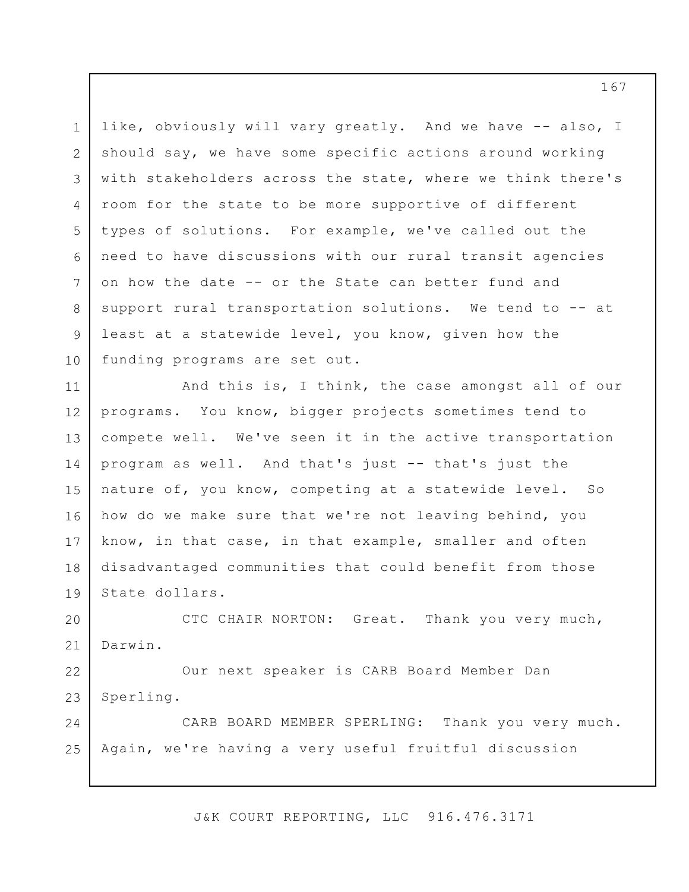like, obviously will vary greatly. And we have -- also, I should say, we have some specific actions around working with stakeholders across the state, where we think there's room for the state to be more supportive of different types of solutions. For example, we've called out the need to have discussions with our rural transit agencies on how the date -- or the State can better fund and support rural transportation solutions. We tend to -- at least at a statewide level, you know, given how the funding programs are set out.

And this is, I think, the case amongst all of our programs. You know, bigger projects sometimes tend to compete well. We've seen it in the active transportation program as well. And that's just -- that's just the nature of, you know, competing at a statewide level. So how do we make sure that we're not leaving behind, you know, in that case, in that example, smaller and often disadvantaged communities that could benefit from those State dollars.

CTC CHAIR NORTON: Great. Thank you very much, Darwin.

Our next speaker is CARB Board Member Dan Sperling.

CARB BOARD MEMBER SPERLING: Thank you very much. Again, we're having a very useful fruitful discussion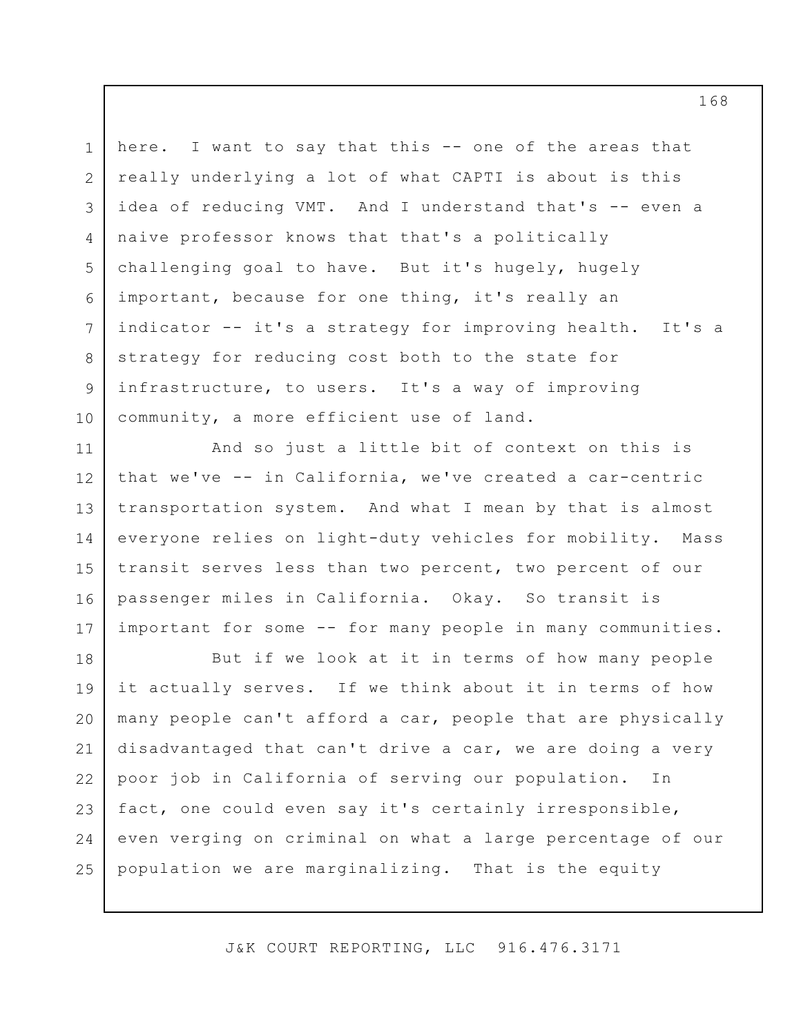here. I want to say that this -- one of the areas that really underlying a lot of what CAPTI is about is this idea of reducing VMT. And I understand that's -- even a naive professor knows that that's a politically challenging goal to have. But it's hugely, hugely important, because for one thing, it's really an indicator -- it's a strategy for improving health. It's a strategy for reducing cost both to the state for infrastructure, to users. It's a way of improving community, a more efficient use of land.

And so just a little bit of context on this is that we've -- in California, we've created a car-centric transportation system. And what I mean by that is almost everyone relies on light-duty vehicles for mobility. Mass transit serves less than two percent, two percent of our passenger miles in California. Okay. So transit is important for some -- for many people in many communities.

But if we look at it in terms of how many people it actually serves. If we think about it in terms of how many people can't afford a car, people that are physically disadvantaged that can't drive a car, we are doing a very poor job in California of serving our population. In fact, one could even say it's certainly irresponsible, even verging on criminal on what a large percentage of our population we are marginalizing. That is the equity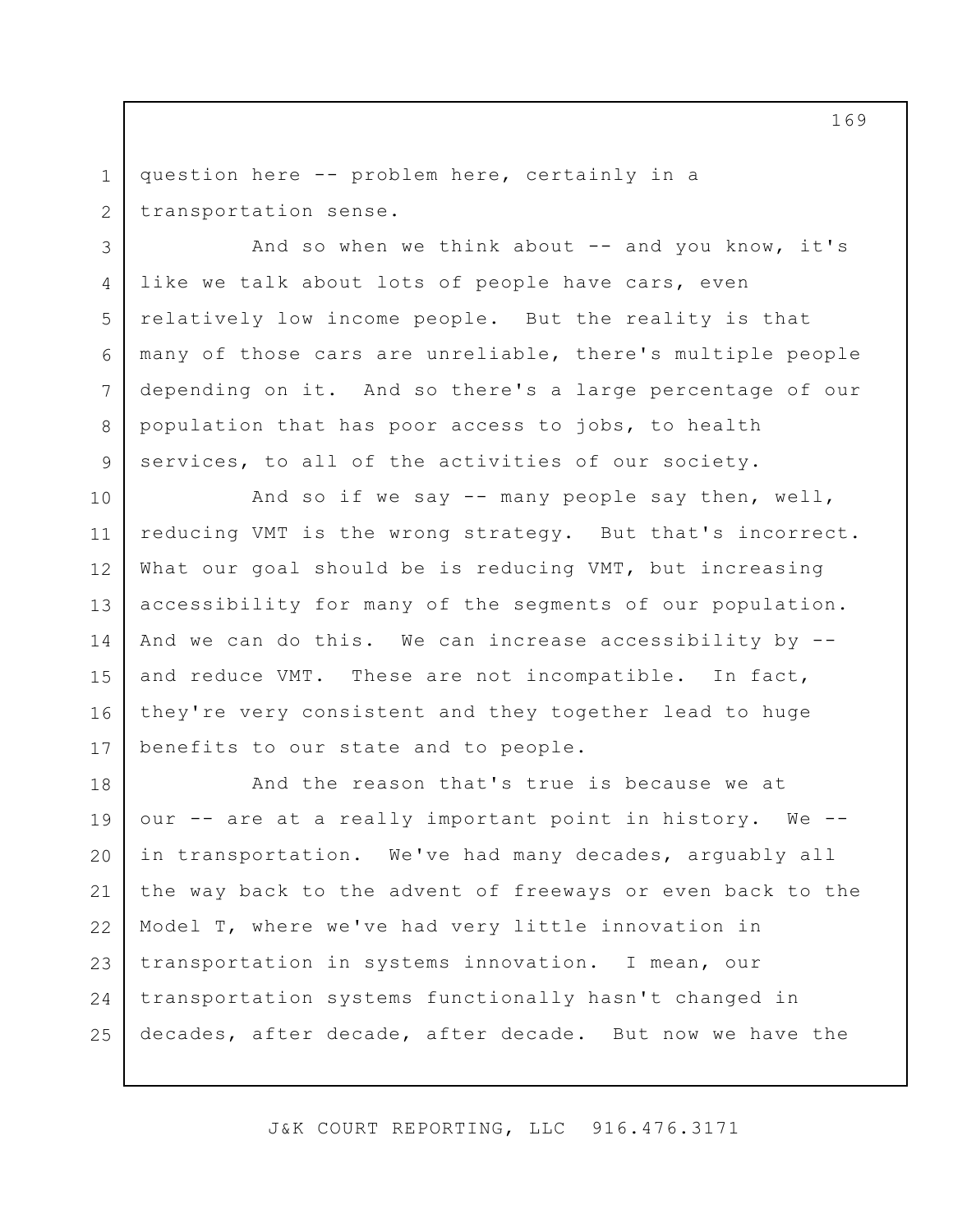question here -- problem here, certainly in a transportation sense.

And so when we think about -- and you know, it's like we talk about lots of people have cars, even relatively low income people. But the reality is that many of those cars are unreliable, there's multiple people depending on it. And so there's a large percentage of our population that has poor access to jobs, to health services, to all of the activities of our society.

And so if we say -- many people say then, well, reducing VMT is the wrong strategy. But that's incorrect. What our goal should be is reducing VMT, but increasing accessibility for many of the segments of our population. And we can do this. We can increase accessibility by -- and reduce VMT. These are not incompatible. In fact, they're very consistent and they together lead to huge benefits to our state and to people.

And the reason that's true is because we at our -- are at a really important point in history. We -- in transportation. We've had many decades, arguably all the way back to the advent of freeways or even back to the Model T, where we've had very little innovation in transportation in systems innovation. I mean, our transportation systems functionally hasn't changed in decades, after decade, after decade. But now we have the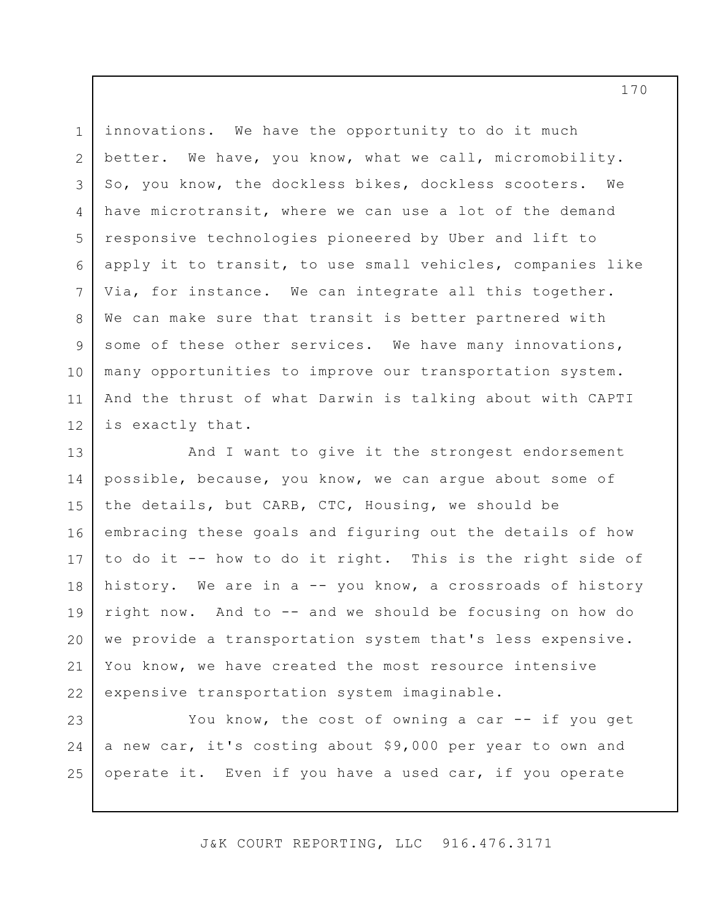innovations. We have the opportunity to do it much better. We have, you know, what we call, micromobility. So, you know, the dockless bikes, dockless scooters. We have microtransit, where we can use a lot of the demand responsive technologies pioneered by Uber and lift to apply it to transit, to use small vehicles, companies like Via, for instance. We can integrate all this together. We can make sure that transit is better partnered with some of these other services. We have many innovations, many opportunities to improve our transportation system. And the thrust of what Darwin is talking about with CAPTI is exactly that.

And I want to give it the strongest endorsement possible, because, you know, we can argue about some of the details, but CARB, CTC, Housing, we should be embracing these goals and figuring out the details of how to do it -- how to do it right. This is the right side of history. We are in a -- you know, a crossroads of history right now. And to -- and we should be focusing on how do we provide a transportation system that's less expensive. You know, we have created the most resource intensive expensive transportation system imaginable.

You know, the cost of owning a car -- if you get a new car, it's costing about $9,000 per year to own and operate it. Even if you have a used car, if you operate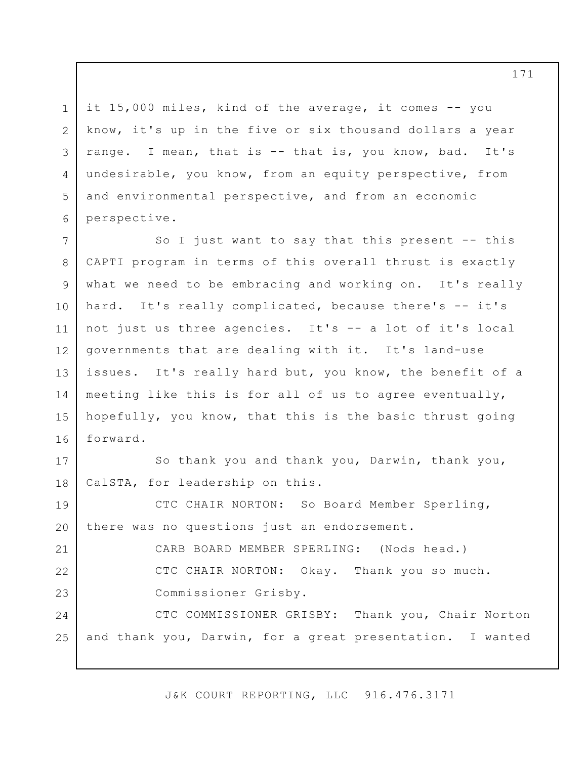it 15,000 miles, kind of the average, it comes -- you know, it's up in the five or six thousand dollars a year range. I mean, that is -- that is, you know, bad. It's undesirable, you know, from an equity perspective, from and environmental perspective, and from an economic perspective.

So I just want to say that this present -- this CAPTI program in terms of this overall thrust is exactly what we need to be embracing and working on. It's really hard. It's really complicated, because there's -- it's not just us three agencies. It's -- a lot of it's local governments that are dealing with it. It's land-use issues. It's really hard but, you know, the benefit of a meeting like this is for all of us to agree eventually, hopefully, you know, that this is the basic thrust going forward.

So thank you and thank you, Darwin, thank you, CalSTA, for leadership on this.

CTC CHAIR NORTON: So Board Member Sperling, there was no questions just an endorsement.

CARB BOARD MEMBER SPERLING: (Nods head.)

CTC CHAIR NORTON: Okay. Thank you so much. Commissioner Grisby.

CTC COMMISSIONER GRISBY: Thank you, Chair Norton and thank you, Darwin, for a great presentation. I wanted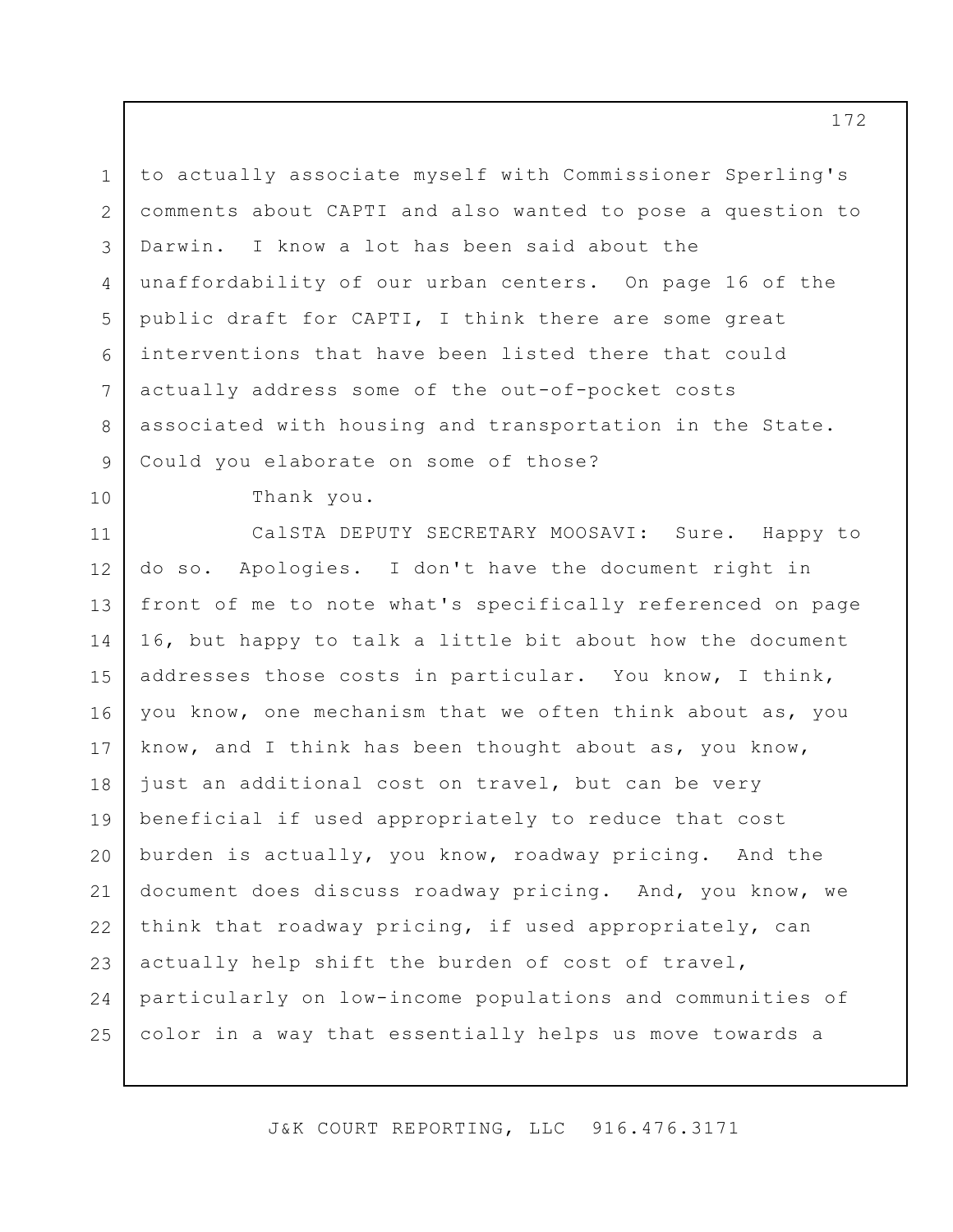to actually associate myself with Commissioner Sperling's comments about CAPTI and also wanted to pose a question to Darwin. I know a lot has been said about the unaffordability of our urban centers. On page 16 of the public draft for CAPTI, I think there are some great interventions that have been listed there that could actually address some of the out-of-pocket costs associated with housing and transportation in the State. Could you elaborate on some of those?

Thank you.

CalSTA DEPUTY SECRETARY MOOSAVI: Sure. Happy to do so. Apologies. I don't have the document right in front of me to note what's specifically referenced on page 16, but happy to talk a little bit about how the document addresses those costs in particular. You know, I think, you know, one mechanism that we often think about as, you know, and I think has been thought about as, you know, just an additional cost on travel, but can be very beneficial if used appropriately to reduce that cost burden is actually, you know, roadway pricing. And the document does discuss roadway pricing. And, you know, we think that roadway pricing, if used appropriately, can actually help shift the burden of cost of travel, particularly on low-income populations and communities of color in a way that essentially helps us move towards a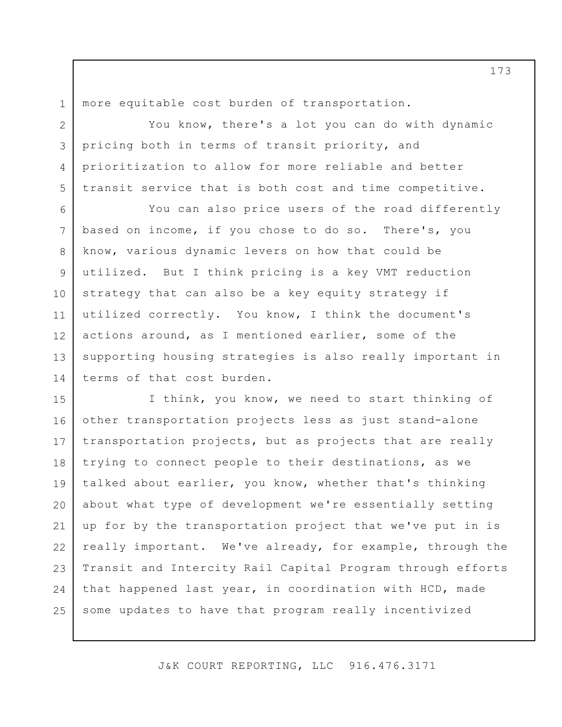more equitable cost burden of transportation.

You know, there's a lot you can do with dynamic pricing both in terms of transit priority, and prioritization to allow for more reliable and better transit service that is both cost and time competitive.

You can also price users of the road differently based on income, if you chose to do so. There's, you know, various dynamic levers on how that could be utilized. But I think pricing is a key VMT reduction strategy that can also be a key equity strategy if utilized correctly. You know, I think the document's actions around, as I mentioned earlier, some of the supporting housing strategies is also really important in terms of that cost burden.

I think, you know, we need to start thinking of other transportation projects less as just stand-alone transportation projects, but as projects that are really trying to connect people to their destinations, as we talked about earlier, you know, whether that's thinking about what type of development we're essentially setting up for by the transportation project that we've put in is really important. We've already, for example, through the Transit and Intercity Rail Capital Program through efforts that happened last year, in coordination with HCD, made some updates to have that program really incentivized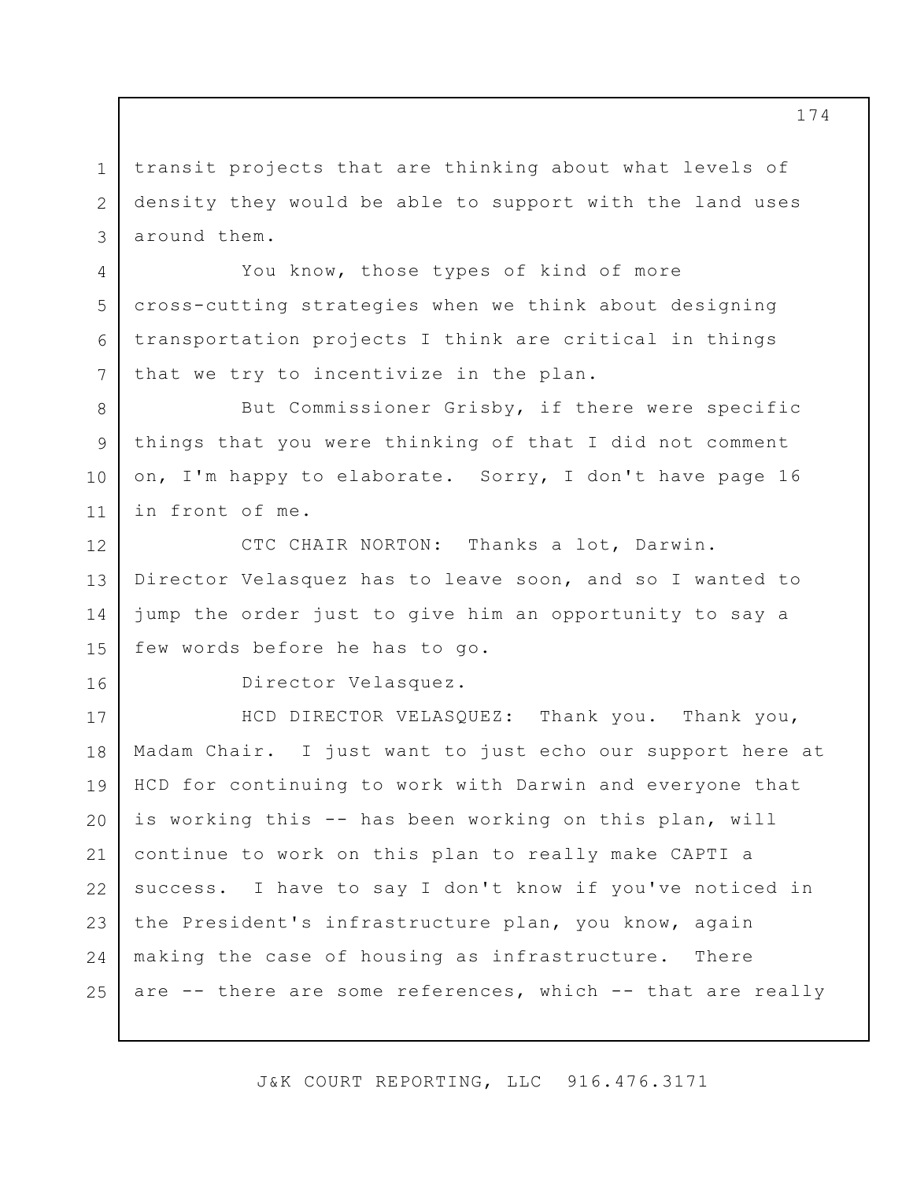transit projects that are thinking about what levels of density they would be able to support with the land uses around them.

You know, those types of kind of more cross-cutting strategies when we think about designing transportation projects I think are critical in things that we try to incentivize in the plan.

But Commissioner Grisby, if there were specific things that you were thinking of that I did not comment on, I'm happy to elaborate. Sorry, I don't have page 16 in front of me.

CTC CHAIR NORTON: Thanks a lot, Darwin. Director Velasquez has to leave soon, and so I wanted to jump the order just to give him an opportunity to say a few words before he has to go.

Director Velasquez.

HCD DIRECTOR VELASQUEZ: Thank you. Thank you, Madam Chair. I just want to just echo our support here at HCD for continuing to work with Darwin and everyone that is working this -- has been working on this plan, will continue to work on this plan to really make CAPTI a success. I have to say I don't know if you've noticed in the President's infrastructure plan, you know, again making the case of housing as infrastructure. There are -- there are some references, which -- that are really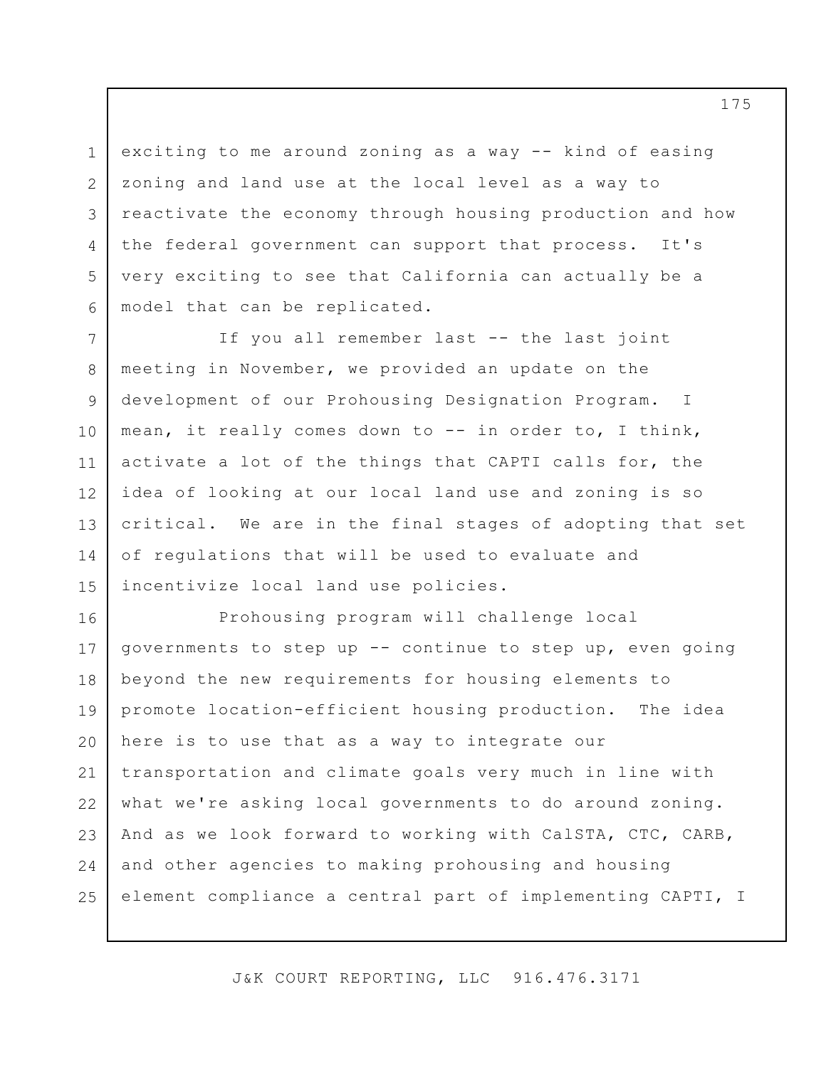exciting to me around zoning as a way -- kind of easing zoning and land use at the local level as a way to reactivate the economy through housing production and how the federal government can support that process. It's very exciting to see that California can actually be a model that can be replicated.

If you all remember last -- the last joint meeting in November, we provided an update on the development of our Prohousing Designation Program. I mean, it really comes down to -- in order to, I think, activate a lot of the things that CAPTI calls for, the idea of looking at our local land use and zoning is so critical. We are in the final stages of adopting that set of regulations that will be used to evaluate and incentivize local land use policies.

Prohousing program will challenge local governments to step up -- continue to step up, even going beyond the new requirements for housing elements to promote location-efficient housing production. The idea here is to use that as a way to integrate our transportation and climate goals very much in line with what we're asking local governments to do around zoning. And as we look forward to working with CalSTA, CTC, CARB, and other agencies to making prohousing and housing element compliance a central part of implementing CAPTI, I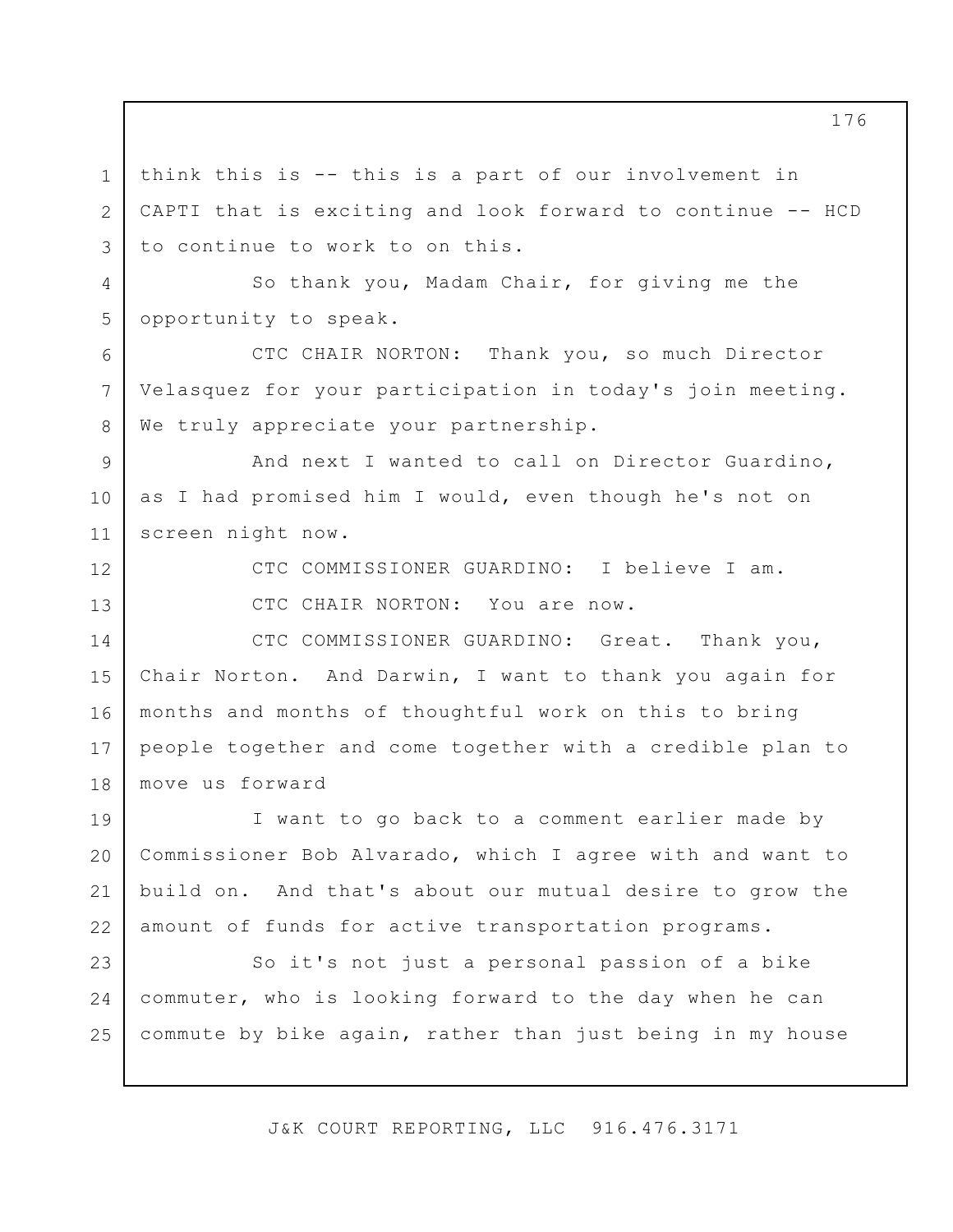think this is -- this is a part of our involvement in CAPTI that is exciting and look forward to continue -- HCD to continue to work to on this.

So thank you, Madam Chair, for giving me the opportunity to speak.

CTC CHAIR NORTON: Thank you, so much Director Velasquez for your participation in today's join meeting. We truly appreciate your partnership.

And next I wanted to call on Director Guardino, as I had promised him I would, even though he's not on screen night now.

CTC COMMISSIONER GUARDINO: I believe I am.

CTC CHAIR NORTON: You are now.

CTC COMMISSIONER GUARDINO: Great. Thank you, Chair Norton. And Darwin, I want to thank you again for months and months of thoughtful work on this to bring people together and come together with a credible plan to move us forward

I want to go back to a comment earlier made by Commissioner Bob Alvarado, which I agree with and want to build on. And that's about our mutual desire to grow the amount of funds for active transportation programs.

So it's not just a personal passion of a bike commuter, who is looking forward to the day when he can commute by bike again, rather than just being in my house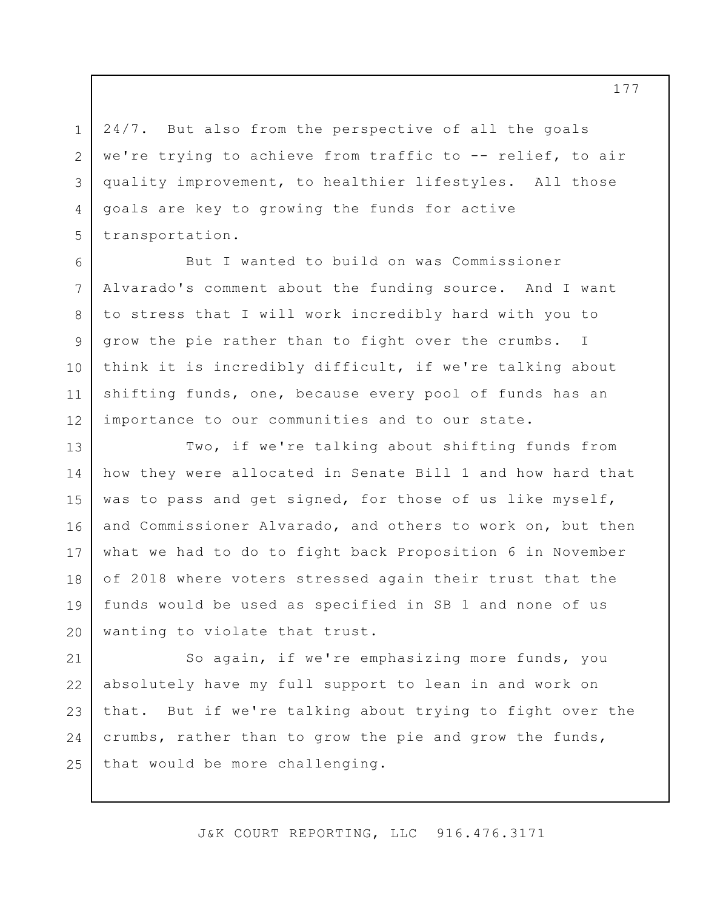24/7. But also from the perspective of all the goals we're trying to achieve from traffic to -- relief, to air quality improvement, to healthier lifestyles. All those goals are key to growing the funds for active transportation.

But I wanted to build on was Commissioner Alvarado's comment about the funding source. And I want to stress that I will work incredibly hard with you to grow the pie rather than to fight over the crumbs. I think it is incredibly difficult, if we're talking about shifting funds, one, because every pool of funds has an importance to our communities and to our state.

Two, if we're talking about shifting funds from how they were allocated in Senate Bill 1 and how hard that was to pass and get signed, for those of us like myself, and Commissioner Alvarado, and others to work on, but then what we had to do to fight back Proposition 6 in November of 2018 where voters stressed again their trust that the funds would be used as specified in SB 1 and none of us wanting to violate that trust.

So again, if we're emphasizing more funds, you absolutely have my full support to lean in and work on that. But if we're talking about trying to fight over the crumbs, rather than to grow the pie and grow the funds, that would be more challenging.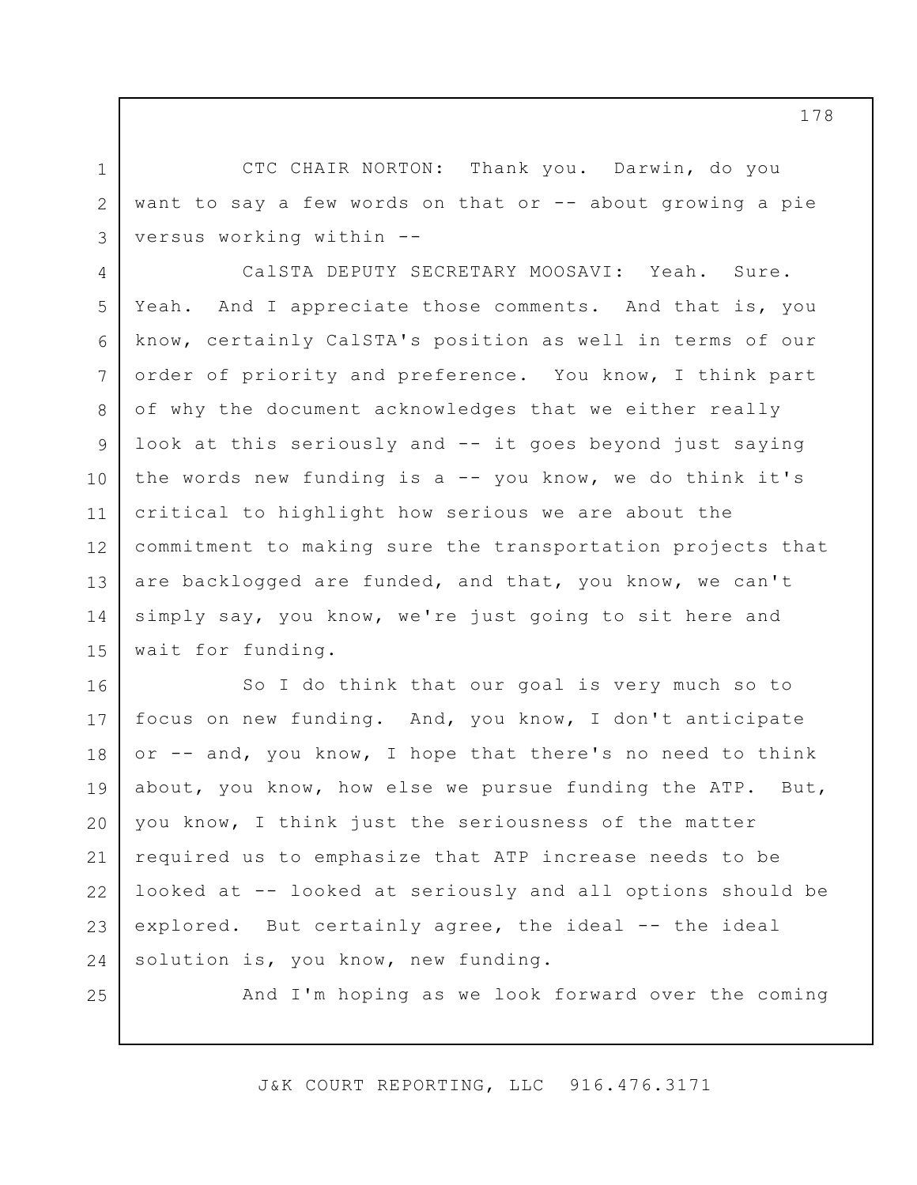CTC CHAIR NORTON: Thank you. Darwin, do you want to say a few words on that or -- about growing a pie versus working within --

CalSTA DEPUTY SECRETARY MOOSAVI: Yeah. Sure. Yeah. And I appreciate those comments. And that is, you know, certainly CalSTA's position as well in terms of our order of priority and preference. You know, I think part of why the document acknowledges that we either really look at this seriously and -- it goes beyond just saying the words new funding is a -- you know, we do think it's critical to highlight how serious we are about the commitment to making sure the transportation projects that are backlogged are funded, and that, you know, we can't simply say, you know, we're just going to sit here and wait for funding.

So I do think that our goal is very much so to focus on new funding. And, you know, I don't anticipate or -- and, you know, I hope that there's no need to think about, you know, how else we pursue funding the ATP. But, you know, I think just the seriousness of the matter required us to emphasize that ATP increase needs to be looked at -- looked at seriously and all options should be explored. But certainly agree, the ideal -- the ideal solution is, you know, new funding.

And I'm hoping as we look forward over the coming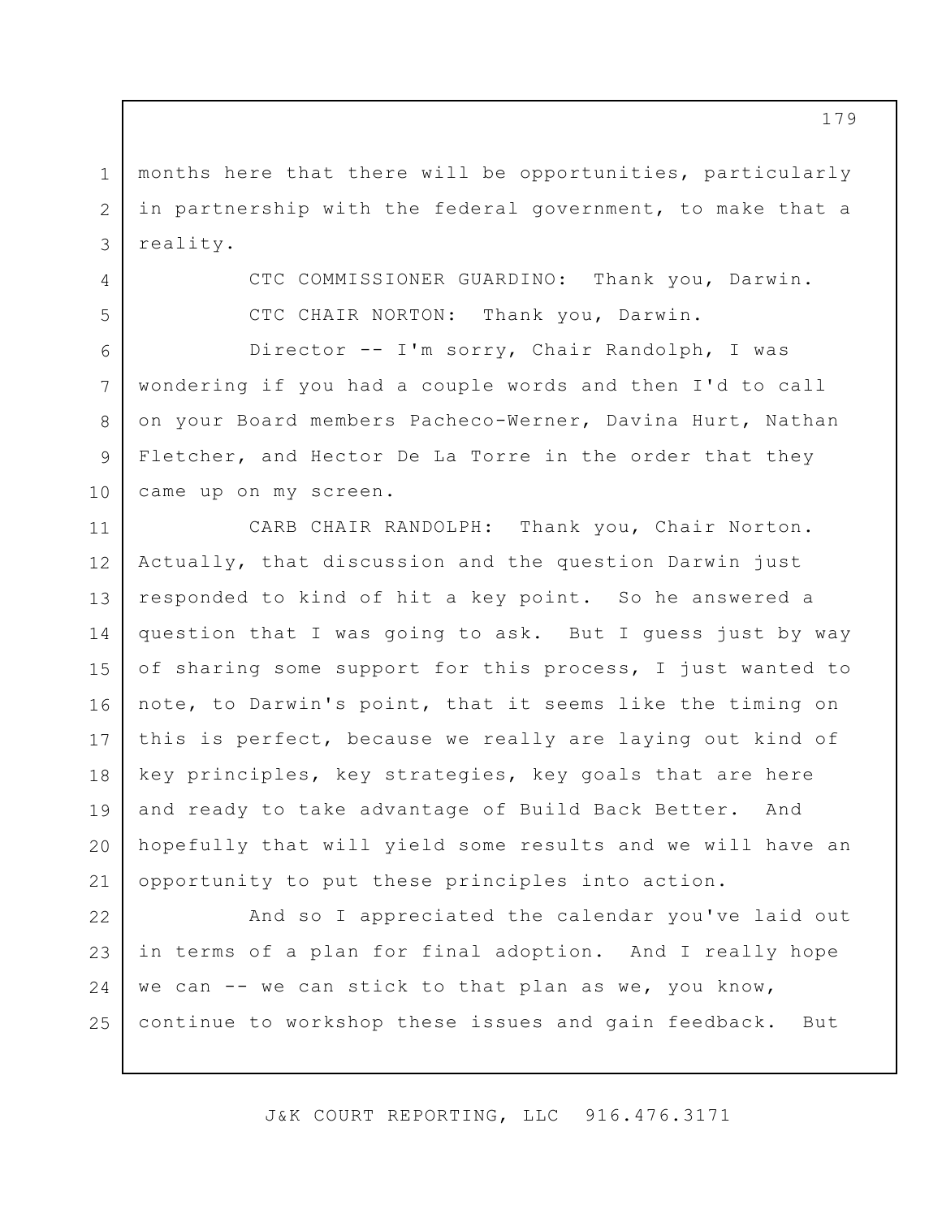months here that there will be opportunities, particularly in partnership with the federal government, to make that a reality.

CTC COMMISSIONER GUARDINO: Thank you, Darwin.

CTC CHAIR NORTON: Thank you, Darwin.

Director -- I'm sorry, Chair Randolph, I was wondering if you had a couple words and then I'd to call on your Board members Pacheco-Werner, Davina Hurt, Nathan Fletcher, and Hector De La Torre in the order that they came up on my screen.

CARB CHAIR RANDOLPH: Thank you, Chair Norton. Actually, that discussion and the question Darwin just responded to kind of hit a key point. So he answered a question that I was going to ask. But I guess just by way of sharing some support for this process, I just wanted to note, to Darwin's point, that it seems like the timing on this is perfect, because we really are laying out kind of key principles, key strategies, key goals that are here and ready to take advantage of Build Back Better. And hopefully that will yield some results and we will have an opportunity to put these principles into action.

And so I appreciated the calendar you've laid out in terms of a plan for final adoption. And I really hope we can -- we can stick to that plan as we, you know, continue to workshop these issues and gain feedback. But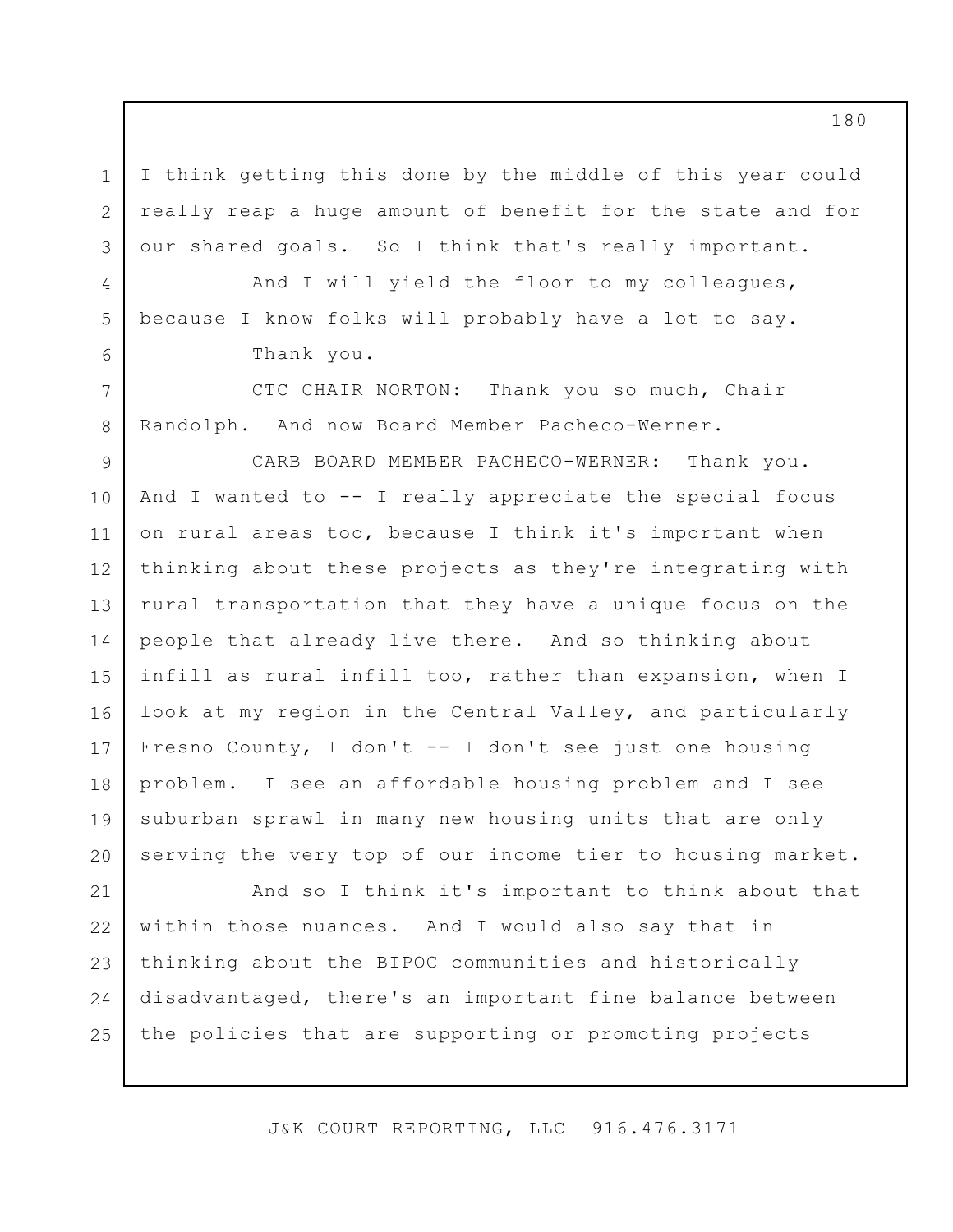I think getting this done by the middle of this year could really reap a huge amount of benefit for the state and for our shared goals. So I think that's really important.

And I will yield the floor to my colleagues, because I know folks will probably have a lot to say.

Thank you.

CTC CHAIR NORTON: Thank you so much, Chair Randolph. And now Board Member Pacheco-Werner.

CARB BOARD MEMBER PACHECO-WERNER: Thank you. And I wanted to -- I really appreciate the special focus on rural areas too, because I think it's important when thinking about these projects as they're integrating with rural transportation that they have a unique focus on the people that already live there. And so thinking about infill as rural infill too, rather than expansion, when I look at my region in the Central Valley, and particularly Fresno County, I don't -- I don't see just one housing problem. I see an affordable housing problem and I see suburban sprawl in many new housing units that are only serving the very top of our income tier to housing market.

And so I think it's important to think about that within those nuances. And I would also say that in thinking about the BIPOC communities and historically disadvantaged, there's an important fine balance between the policies that are supporting or promoting projects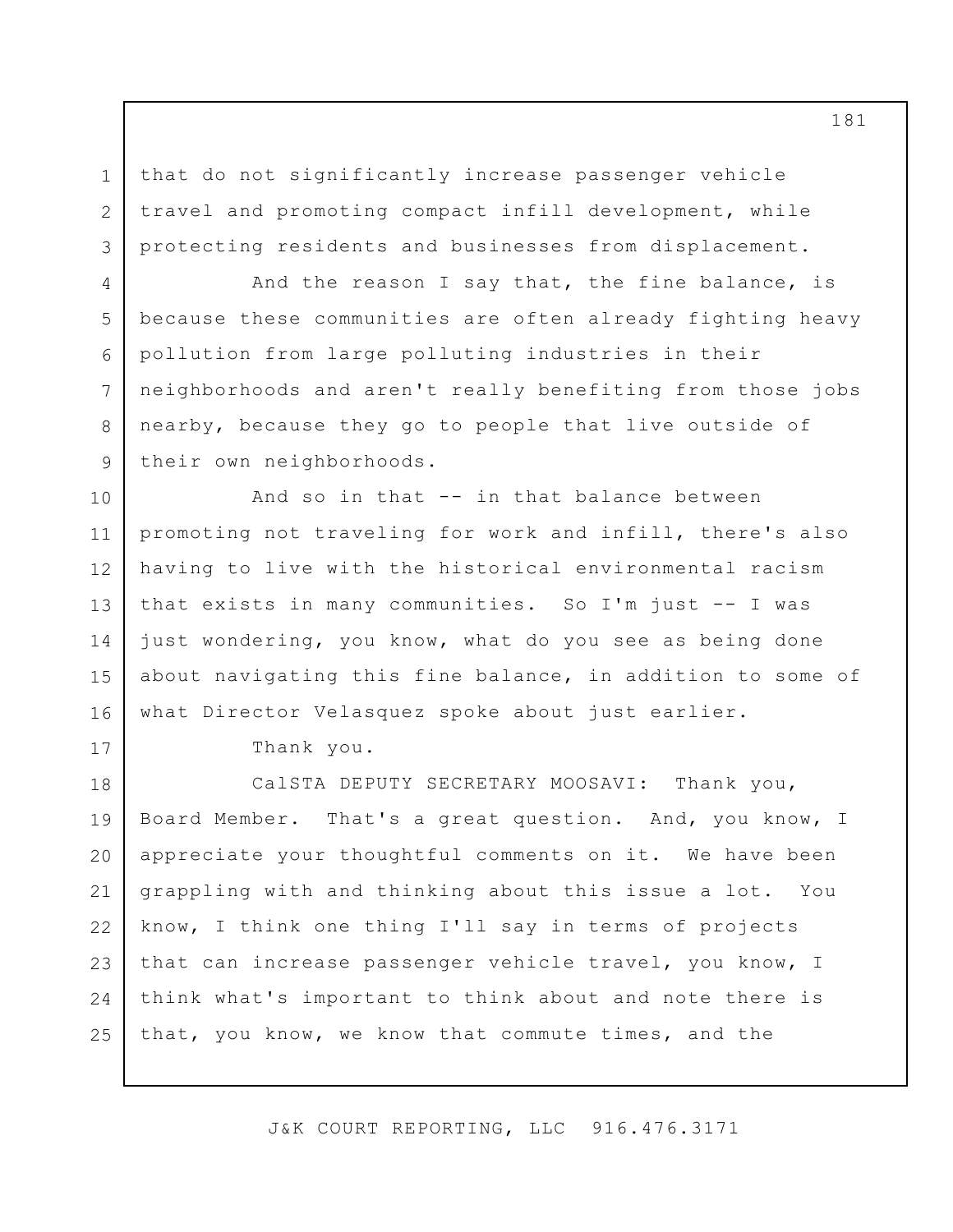that do not significantly increase passenger vehicle travel and promoting compact infill development, while protecting residents and businesses from displacement.

And the reason I say that, the fine balance, is because these communities are often already fighting heavy pollution from large polluting industries in their neighborhoods and aren't really benefiting from those jobs nearby, because they go to people that live outside of their own neighborhoods.

And so in that -- in that balance between promoting not traveling for work and infill, there's also having to live with the historical environmental racism that exists in many communities. So I'm just -- I was just wondering, you know, what do you see as being done about navigating this fine balance, in addition to some of what Director Velasquez spoke about just earlier.

Thank you.

CalSTA DEPUTY SECRETARY MOOSAVI: Thank you, Board Member. That's a great question. And, you know, I appreciate your thoughtful comments on it. We have been grappling with and thinking about this issue a lot. You know, I think one thing I'll say in terms of projects that can increase passenger vehicle travel, you know, I think what's important to think about and note there is that, you know, we know that commute times, and the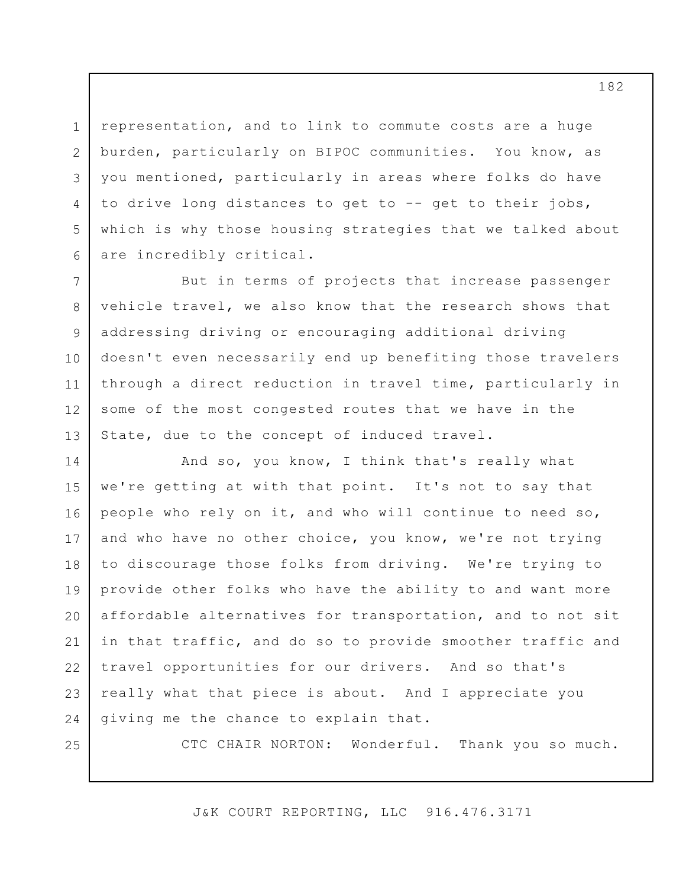representation, and to link to commute costs are a huge burden, particularly on BIPOC communities. You know, as you mentioned, particularly in areas where folks do have to drive long distances to get to -- get to their jobs, which is why those housing strategies that we talked about are incredibly critical.

But in terms of projects that increase passenger vehicle travel, we also know that the research shows that addressing driving or encouraging additional driving doesn't even necessarily end up benefiting those travelers through a direct reduction in travel time, particularly in some of the most congested routes that we have in the State, due to the concept of induced travel.

And so, you know, I think that's really what we're getting at with that point. It's not to say that people who rely on it, and who will continue to need so, and who have no other choice, you know, we're not trying to discourage those folks from driving. We're trying to provide other folks who have the ability to and want more affordable alternatives for transportation, and to not sit in that traffic, and do so to provide smoother traffic and travel opportunities for our drivers. And so that's really what that piece is about. And I appreciate you giving me the chance to explain that.

CTC CHAIR NORTON: Wonderful. Thank you so much.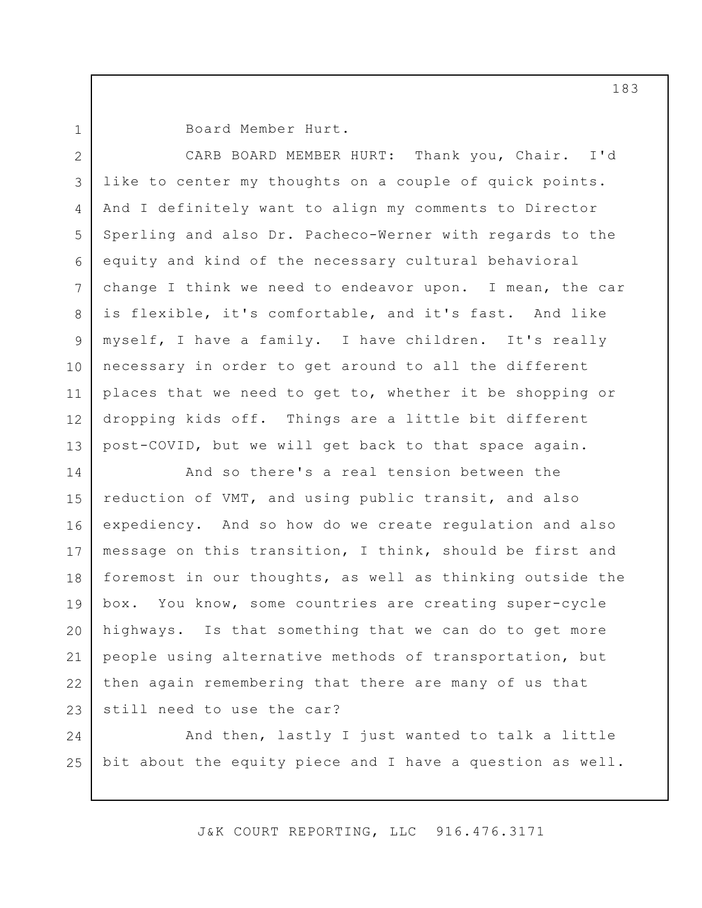Board Member Hurt.

CARB BOARD MEMBER HURT: Thank you, Chair. I'd like to center my thoughts on a couple of quick points. And I definitely want to align my comments to Director Sperling and also Dr. Pacheco-Werner with regards to the equity and kind of the necessary cultural behavioral change I think we need to endeavor upon. I mean, the car is flexible, it's comfortable, and it's fast. And like myself, I have a family. I have children. It's really necessary in order to get around to all the different places that we need to get to, whether it be shopping or dropping kids off. Things are a little bit different post-COVID, but we will get back to that space again.

And so there's a real tension between the reduction of VMT, and using public transit, and also expediency. And so how do we create regulation and also message on this transition, I think, should be first and foremost in our thoughts, as well as thinking outside the box. You know, some countries are creating super-cycle highways. Is that something that we can do to get more people using alternative methods of transportation, but then again remembering that there are many of us that still need to use the car?

And then, lastly I just wanted to talk a little bit about the equity piece and I have a question as well.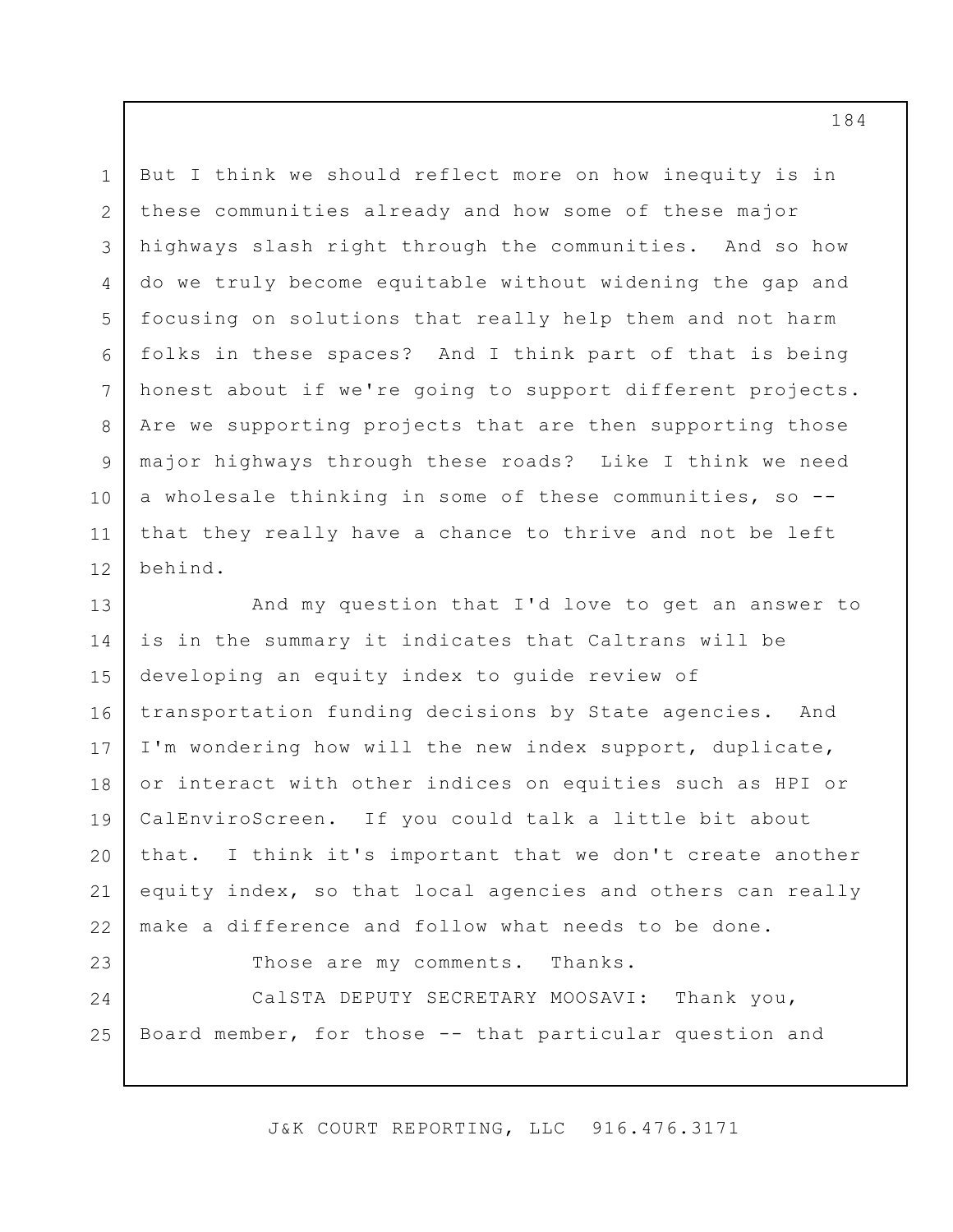But I think we should reflect more on how inequity is in these communities already and how some of these major highways slash right through the communities. And so how do we truly become equitable without widening the gap and focusing on solutions that really help them and not harm folks in these spaces? And I think part of that is being honest about if we're going to support different projects. Are we supporting projects that are then supporting those major highways through these roads? Like I think we need a wholesale thinking in some of these communities, so -- that they really have a chance to thrive and not be left behind.

And my question that I'd love to get an answer to is in the summary it indicates that Caltrans will be developing an equity index to guide review of transportation funding decisions by State agencies. And I'm wondering how will the new index support, duplicate, or interact with other indices on equities such as HPI or CalEnviroScreen. If you could talk a little bit about that. I think it's important that we don't create another equity index, so that local agencies and others can really make a difference and follow what needs to be done.

Those are my comments. Thanks.

CalSTA DEPUTY SECRETARY MOOSAVI: Thank you, Board member, for those -- that particular question and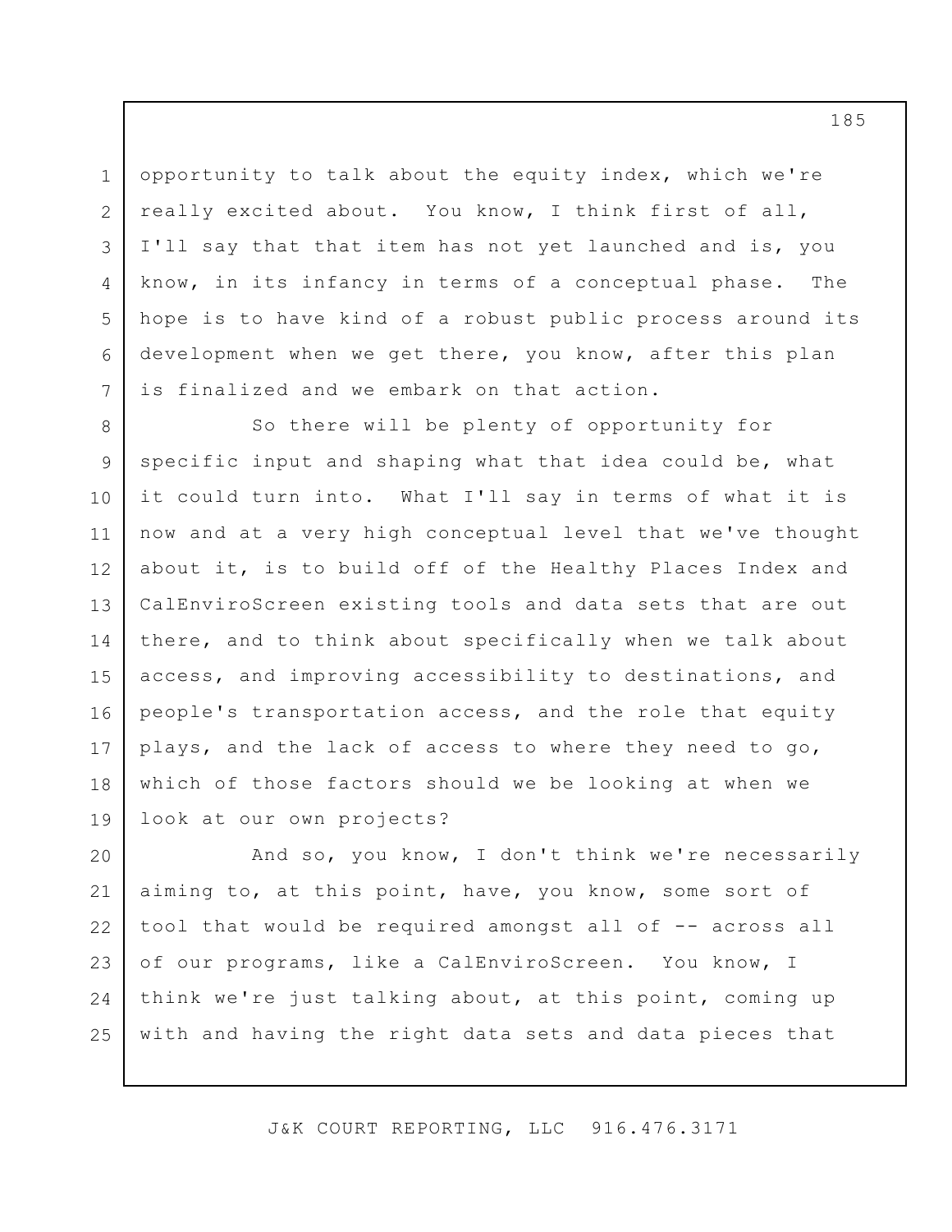opportunity to talk about the equity index, which we're really excited about. You know, I think first of all, I'll say that that item has not yet launched and is, you know, in its infancy in terms of a conceptual phase. The hope is to have kind of a robust public process around its development when we get there, you know, after this plan is finalized and we embark on that action.

So there will be plenty of opportunity for specific input and shaping what that idea could be, what it could turn into. What I'll say in terms of what it is now and at a very high conceptual level that we've thought about it, is to build off of the Healthy Places Index and CalEnviroScreen existing tools and data sets that are out there, and to think about specifically when we talk about access, and improving accessibility to destinations, and people's transportation access, and the role that equity plays, and the lack of access to where they need to go, which of those factors should we be looking at when we look at our own projects?

And so, you know, I don't think we're necessarily aiming to, at this point, have, you know, some sort of tool that would be required amongst all of -- across all of our programs, like a CalEnviroScreen. You know, I think we're just talking about, at this point, coming up with and having the right data sets and data pieces that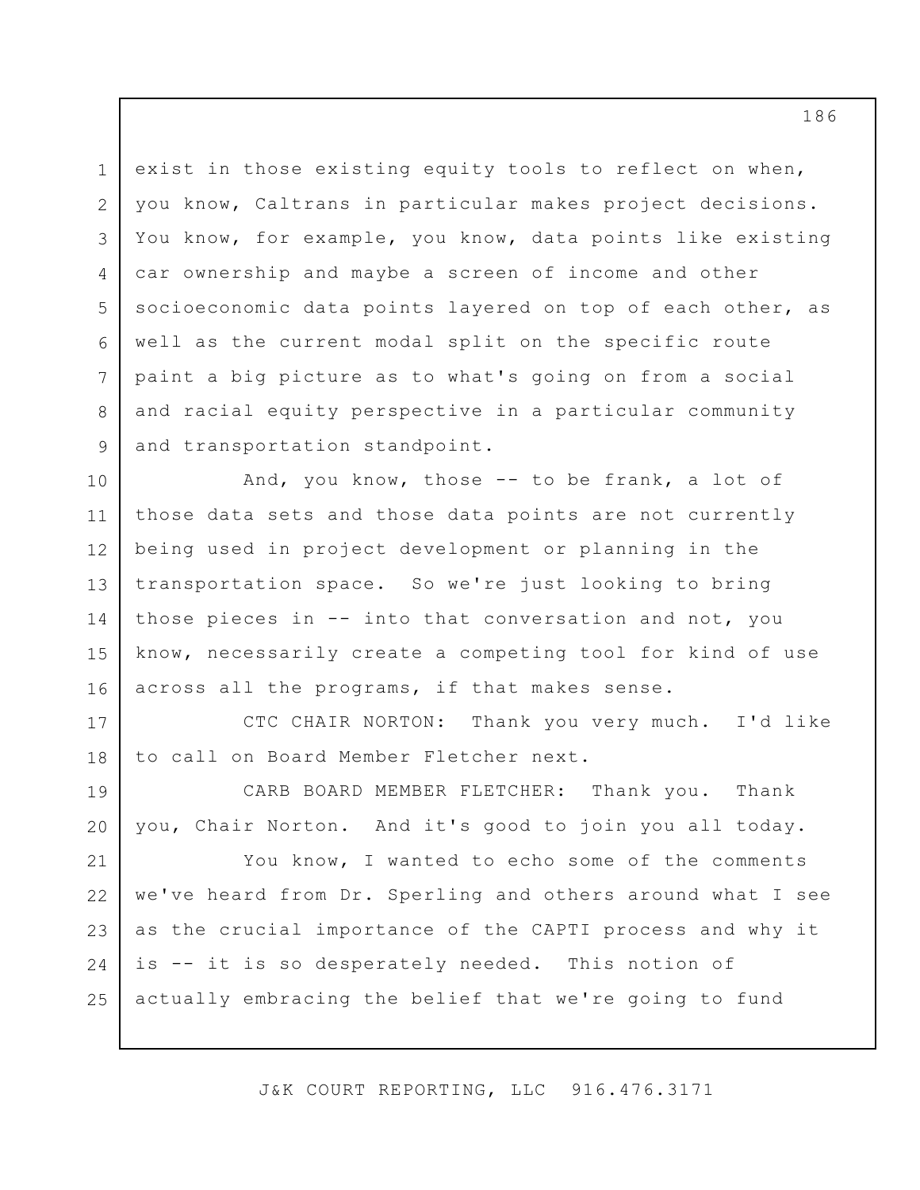exist in those existing equity tools to reflect on when, you know, Caltrans in particular makes project decisions. You know, for example, you know, data points like existing car ownership and maybe a screen of income and other socioeconomic data points layered on top of each other, as well as the current modal split on the specific route paint a big picture as to what's going on from a social and racial equity perspective in a particular community and transportation standpoint.

And, you know, those -- to be frank, a lot of those data sets and those data points are not currently being used in project development or planning in the transportation space. So we're just looking to bring those pieces in -- into that conversation and not, you know, necessarily create a competing tool for kind of use across all the programs, if that makes sense.

CTC CHAIR NORTON: Thank you very much. I'd like to call on Board Member Fletcher next.

CARB BOARD MEMBER FLETCHER: Thank you. Thank you, Chair Norton. And it's good to join you all today.

You know, I wanted to echo some of the comments we've heard from Dr. Sperling and others around what I see as the crucial importance of the CAPTI process and why it is -- it is so desperately needed. This notion of actually embracing the belief that we're going to fund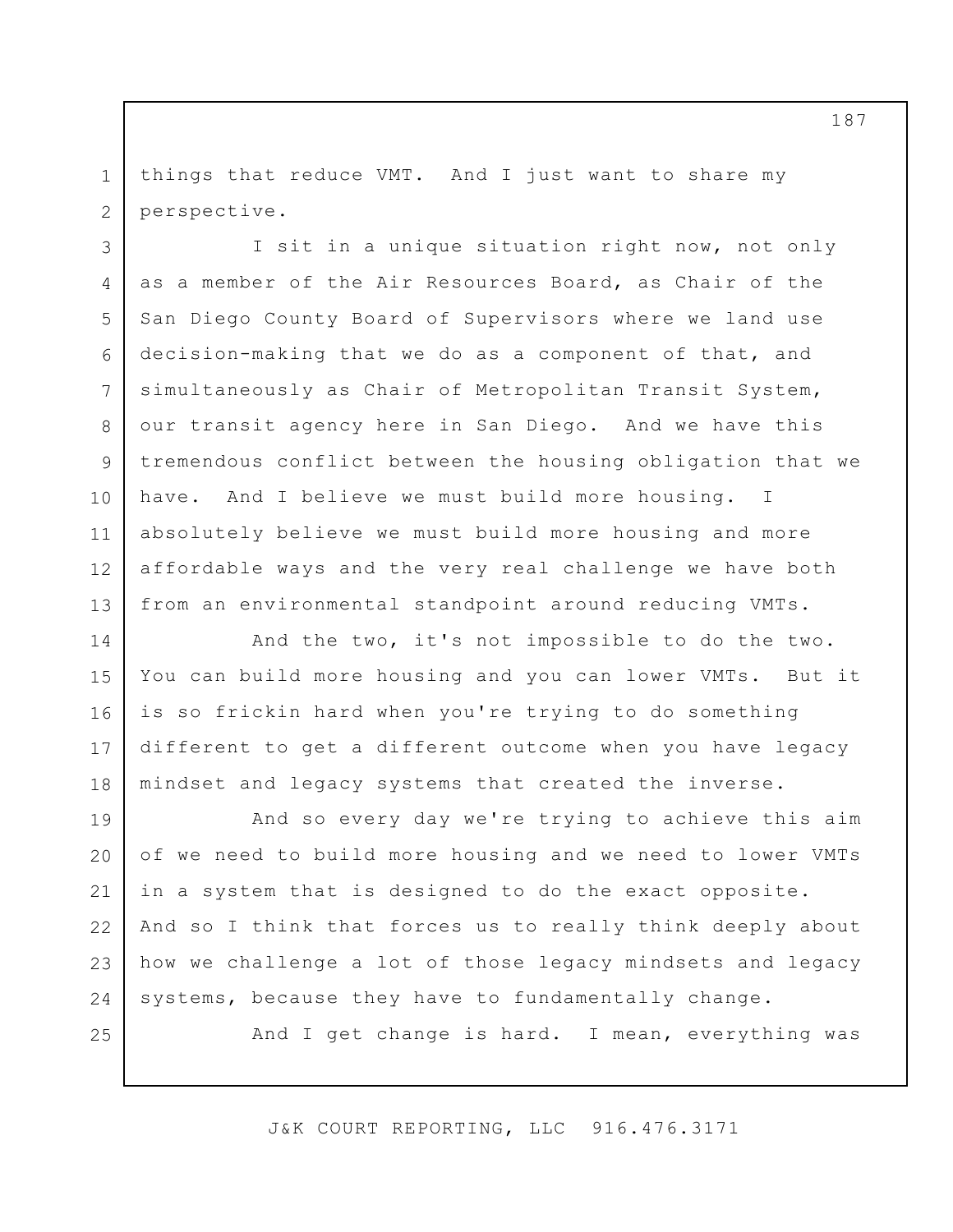things that reduce VMT. And I just want to share my perspective.

I sit in a unique situation right now, not only as a member of the Air Resources Board, as Chair of the San Diego County Board of Supervisors where we land use decision-making that we do as a component of that, and simultaneously as Chair of Metropolitan Transit System, our transit agency here in San Diego. And we have this tremendous conflict between the housing obligation that we have. And I believe we must build more housing. I absolutely believe we must build more housing and more affordable ways and the very real challenge we have both from an environmental standpoint around reducing VMTs.

And the two, it's not impossible to do the two. You can build more housing and you can lower VMTs. But it is so frickin hard when you're trying to do something different to get a different outcome when you have legacy mindset and legacy systems that created the inverse.

And so every day we're trying to achieve this aim of we need to build more housing and we need to lower VMTs in a system that is designed to do the exact opposite. And so I think that forces us to really think deeply about how we challenge a lot of those legacy mindsets and legacy systems, because they have to fundamentally change.

And I get change is hard. I mean, everything was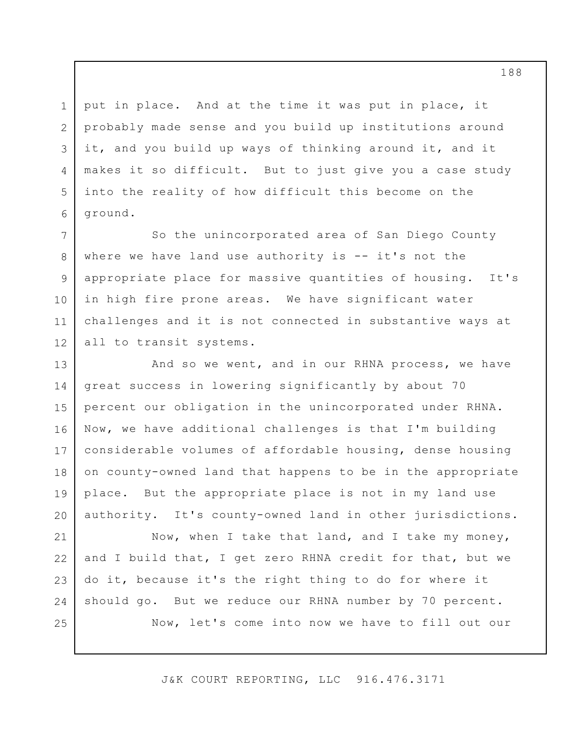put in place. And at the time it was put in place, it probably made sense and you build up institutions around it, and you build up ways of thinking around it, and it makes it so difficult. But to just give you a case study into the reality of how difficult this become on the ground.

So the unincorporated area of San Diego County where we have land use authority is -- it's not the appropriate place for massive quantities of housing. It's in high fire prone areas. We have significant water challenges and it is not connected in substantive ways at all to transit systems.

And so we went, and in our RHNA process, we have great success in lowering significantly by about 70 percent our obligation in the unincorporated under RHNA. Now, we have additional challenges is that I'm building considerable volumes of affordable housing, dense housing on county-owned land that happens to be in the appropriate place. But the appropriate place is not in my land use authority. It's county-owned land in other jurisdictions.

Now, when I take that land, and I take my money, and I build that, I get zero RHNA credit for that, but we do it, because it's the right thing to do for where it should go. But we reduce our RHNA number by 70 percent.

Now, let's come into now we have to fill out our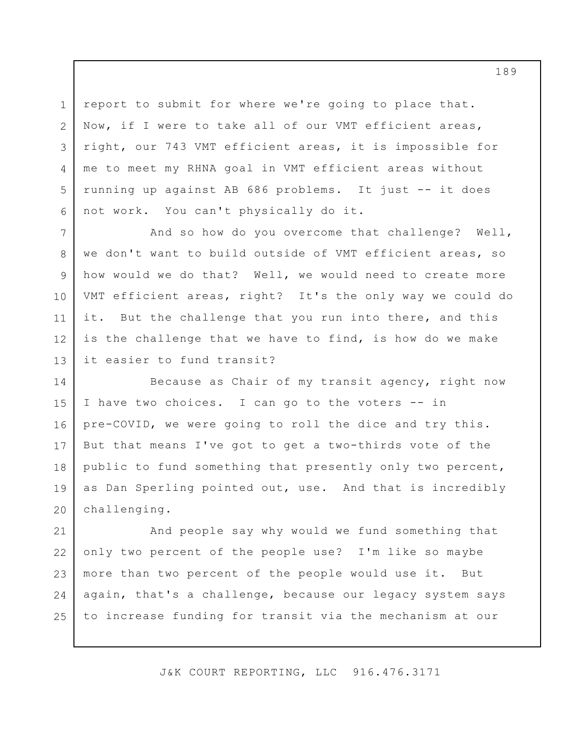report to submit for where we're going to place that. Now, if I were to take all of our VMT efficient areas, right, our 743 VMT efficient areas, it is impossible for me to meet my RHNA goal in VMT efficient areas without running up against AB 686 problems. It just -- it does not work. You can't physically do it.

And so how do you overcome that challenge? Well, we don't want to build outside of VMT efficient areas, so how would we do that? Well, we would need to create more VMT efficient areas, right? It's the only way we could do it. But the challenge that you run into there, and this is the challenge that we have to find, is how do we make it easier to fund transit?

Because as Chair of my transit agency, right now I have two choices. I can go to the voters -- in pre-COVID, we were going to roll the dice and try this. But that means I've got to get a two-thirds vote of the public to fund something that presently only two percent, as Dan Sperling pointed out, use. And that is incredibly challenging.

And people say why would we fund something that only two percent of the people use? I'm like so maybe more than two percent of the people would use it. But again, that's a challenge, because our legacy system says to increase funding for transit via the mechanism at our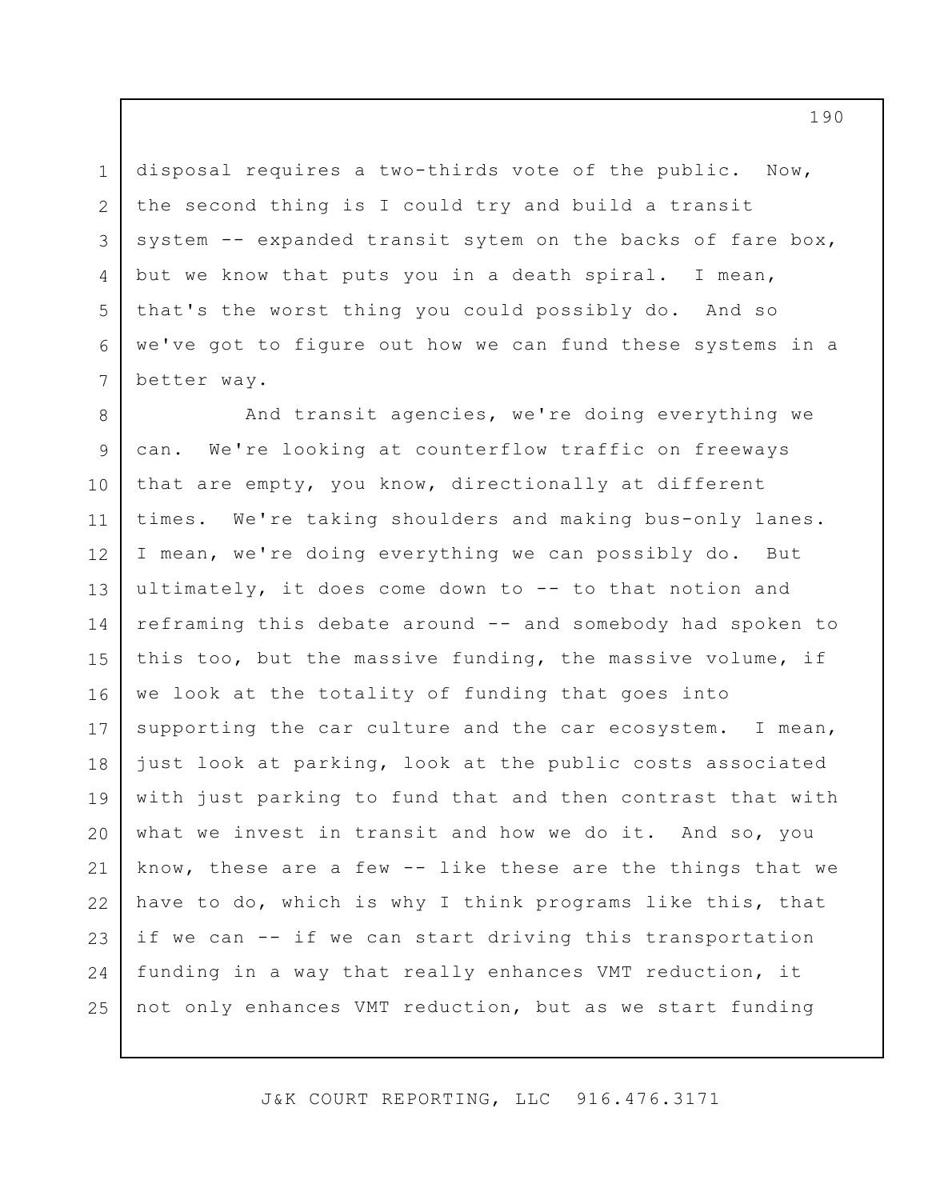disposal requires a two-thirds vote of the public. Now, the second thing is I could try and build a transit system -- expanded transit sytem on the backs of fare box, but we know that puts you in a death spiral. I mean, that's the worst thing you could possibly do. And so we've got to figure out how we can fund these systems in a better way.

And transit agencies, we're doing everything we can. We're looking at counterflow traffic on freeways that are empty, you know, directionally at different times. We're taking shoulders and making bus-only lanes. I mean, we're doing everything we can possibly do. But ultimately, it does come down to -- to that notion and reframing this debate around -- and somebody had spoken to this too, but the massive funding, the massive volume, if we look at the totality of funding that goes into supporting the car culture and the car ecosystem. I mean, just look at parking, look at the public costs associated with just parking to fund that and then contrast that with what we invest in transit and how we do it. And so, you know, these are a few -- like these are the things that we have to do, which is why I think programs like this, that if we can -- if we can start driving this transportation funding in a way that really enhances VMT reduction, it not only enhances VMT reduction, but as we start funding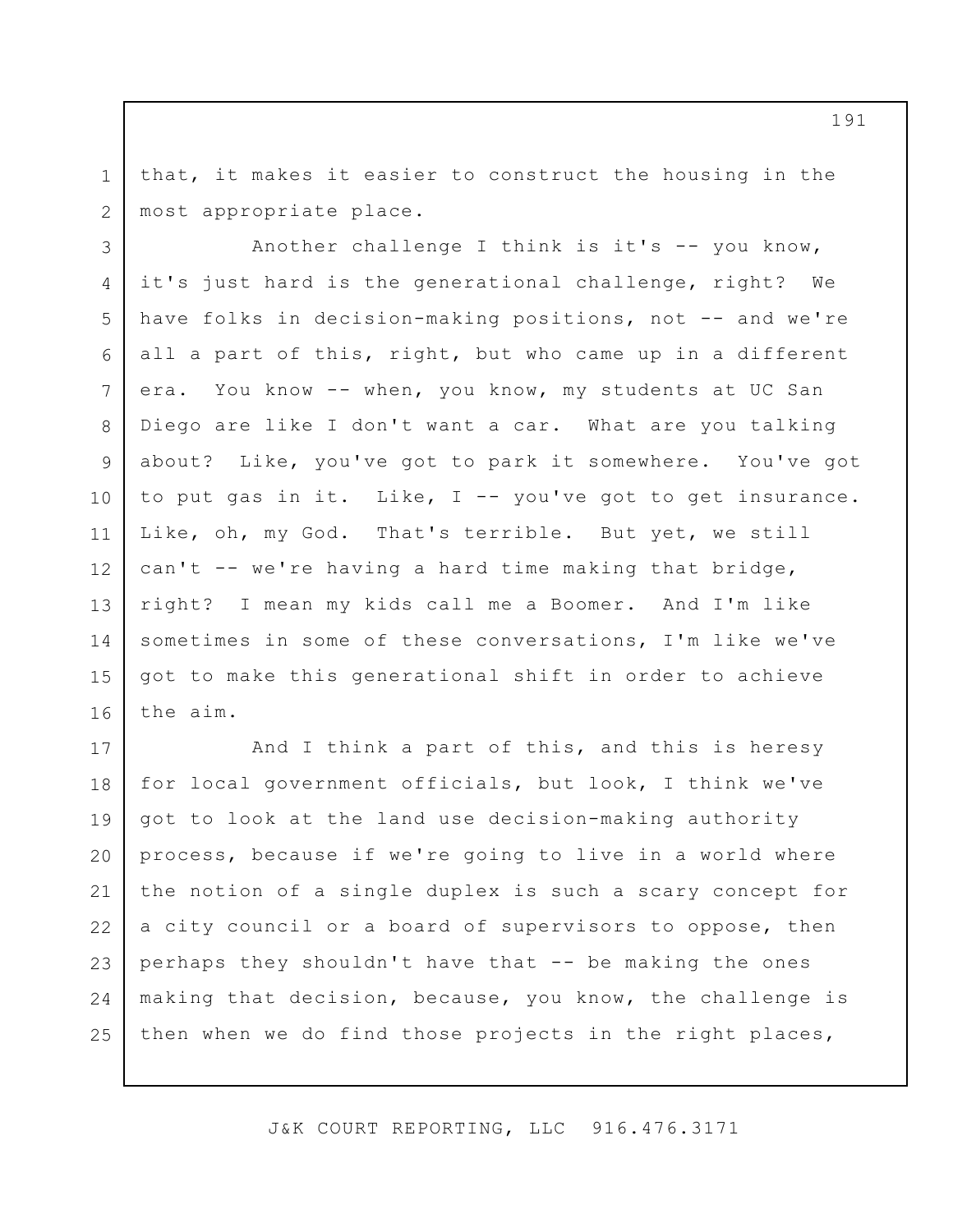that, it makes it easier to construct the housing in the most appropriate place.

Another challenge I think is it's -- you know, it's just hard is the generational challenge, right? We have folks in decision-making positions, not -- and we're all a part of this, right, but who came up in a different era. You know -- when, you know, my students at UC San Diego are like I don't want a car. What are you talking about? Like, you've got to park it somewhere. You've got to put gas in it. Like, I -- you've got to get insurance. Like, oh, my God. That's terrible. But yet, we still can't -- we're having a hard time making that bridge, right? I mean my kids call me a Boomer. And I'm like sometimes in some of these conversations, I'm like we've got to make this generational shift in order to achieve the aim.

And I think a part of this, and this is heresy for local government officials, but look, I think we've got to look at the land use decision-making authority process, because if we're going to live in a world where the notion of a single duplex is such a scary concept for a city council or a board of supervisors to oppose, then perhaps they shouldn't have that -- be making the ones making that decision, because, you know, the challenge is then when we do find those projects in the right places,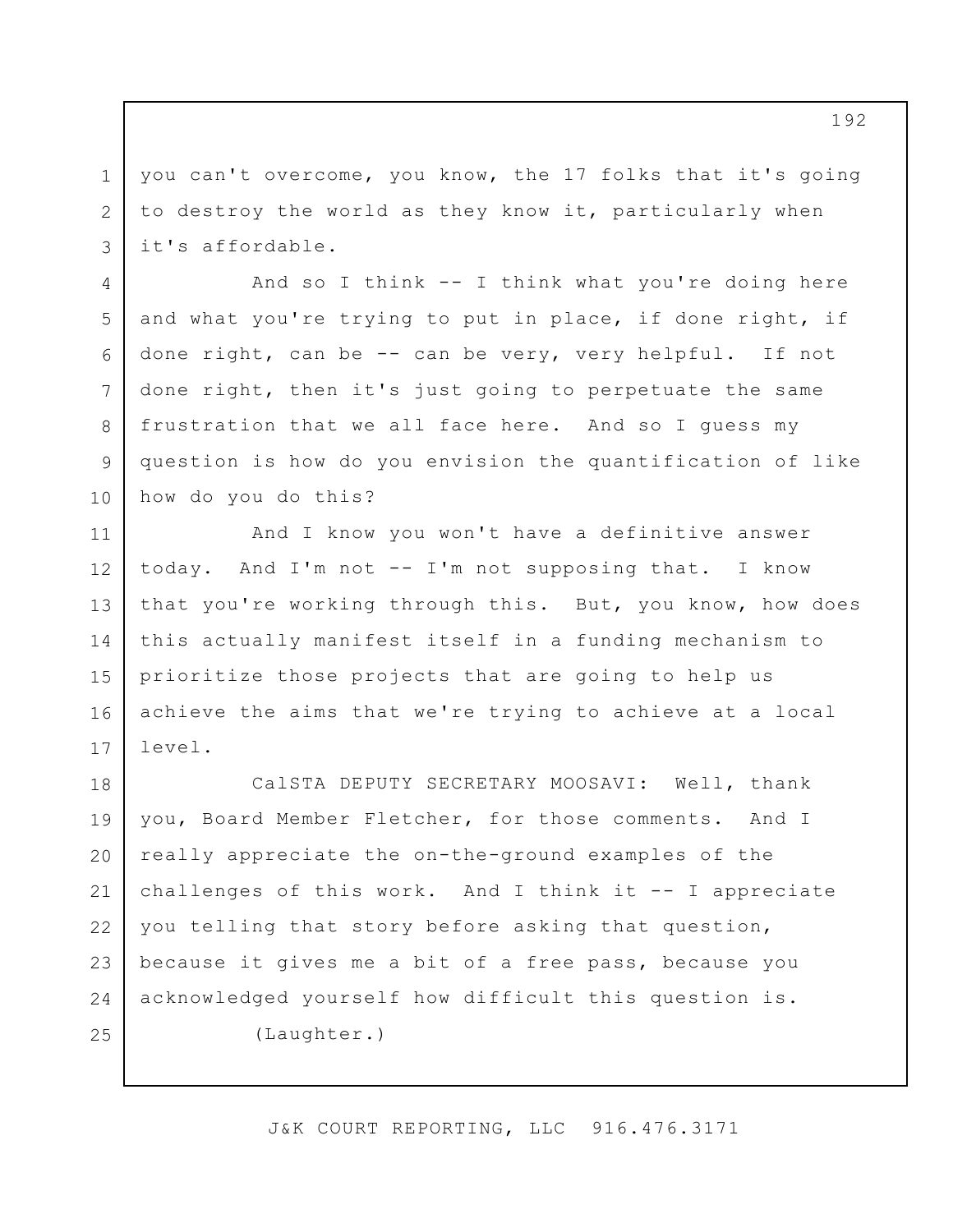you can't overcome, you know, the 17 folks that it's going to destroy the world as they know it, particularly when it's affordable.

And so I think -- I think what you're doing here and what you're trying to put in place, if done right, if done right, can be -- can be very, very helpful. If not done right, then it's just going to perpetuate the same frustration that we all face here. And so I guess my question is how do you envision the quantification of like how do you do this?

And I know you won't have a definitive answer today. And I'm not -- I'm not supposing that. I know that you're working through this. But, you know, how does this actually manifest itself in a funding mechanism to prioritize those projects that are going to help us achieve the aims that we're trying to achieve at a local level.

CalSTA DEPUTY SECRETARY MOOSAVI: Well, thank you, Board Member Fletcher, for those comments. And I really appreciate the on-the-ground examples of the challenges of this work. And I think it -- I appreciate you telling that story before asking that question, because it gives me a bit of a free pass, because you acknowledged yourself how difficult this question is.

(Laughter.)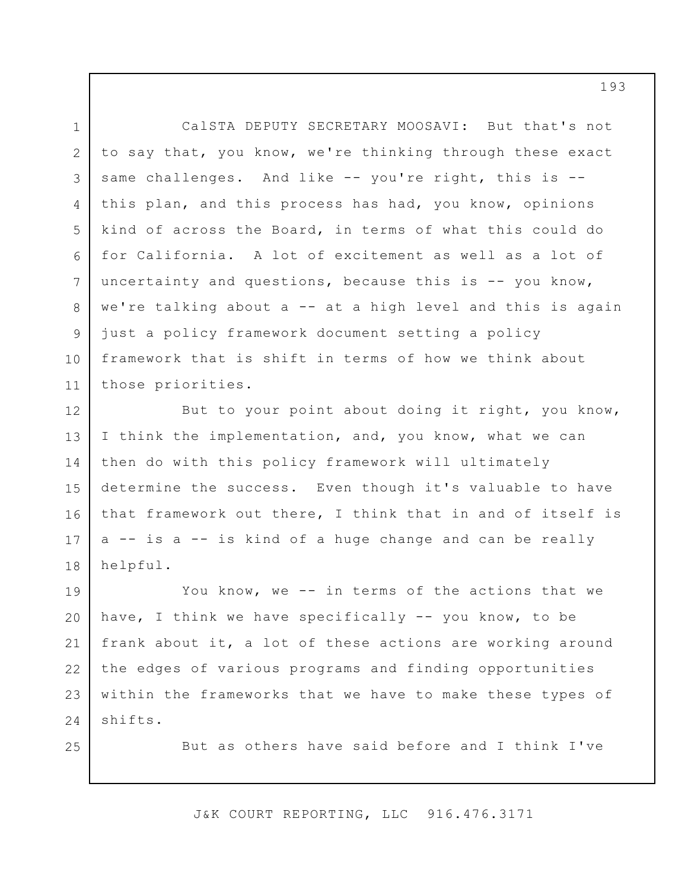CalSTA DEPUTY SECRETARY MOOSAVI: But that's not to say that, you know, we're thinking through these exact same challenges. And like -- you're right, this is -- this plan, and this process has had, you know, opinions kind of across the Board, in terms of what this could do for California. A lot of excitement as well as a lot of uncertainty and questions, because this is -- you know, we're talking about a -- at a high level and this is again just a policy framework document setting a policy framework that is shift in terms of how we think about those priorities.

But to your point about doing it right, you know, I think the implementation, and, you know, what we can then do with this policy framework will ultimately determine the success. Even though it's valuable to have that framework out there, I think that in and of itself is a -- is a -- is kind of a huge change and can be really helpful.

You know, we -- in terms of the actions that we have, I think we have specifically -- you know, to be frank about it, a lot of these actions are working around the edges of various programs and finding opportunities within the frameworks that we have to make these types of shifts.

But as others have said before and I think I've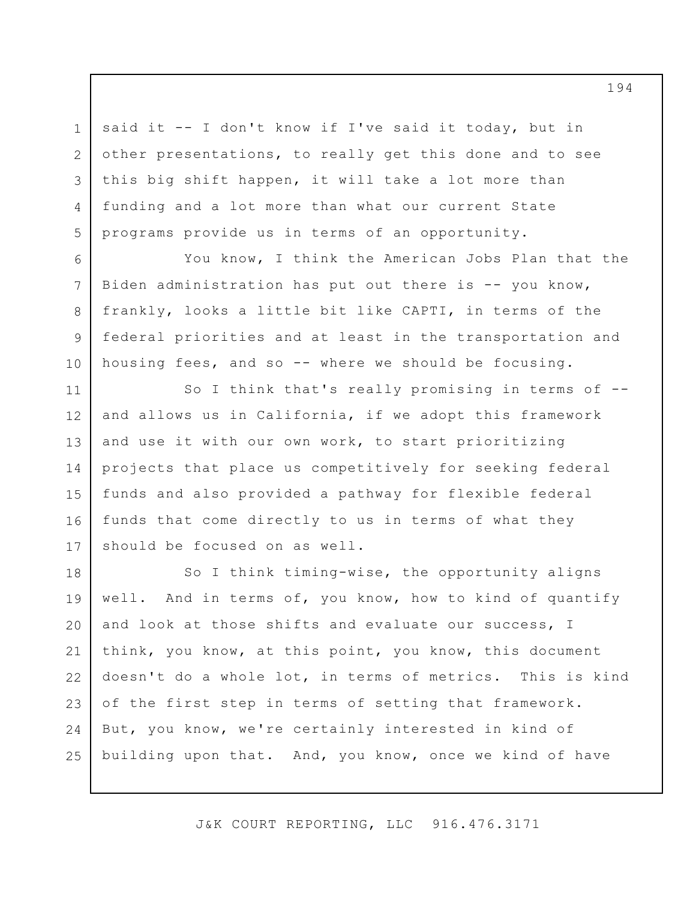said it -- I don't know if I've said it today, but in other presentations, to really get this done and to see this big shift happen, it will take a lot more than funding and a lot more than what our current State programs provide us in terms of an opportunity.

You know, I think the American Jobs Plan that the Biden administration has put out there is -- you know, frankly, looks a little bit like CAPTI, in terms of the federal priorities and at least in the transportation and housing fees, and so -- where we should be focusing.

So I think that's really promising in terms of -- and allows us in California, if we adopt this framework and use it with our own work, to start prioritizing projects that place us competitively for seeking federal funds and also provided a pathway for flexible federal funds that come directly to us in terms of what they should be focused on as well.

So I think timing-wise, the opportunity aligns well. And in terms of, you know, how to kind of quantify and look at those shifts and evaluate our success, I think, you know, at this point, you know, this document doesn't do a whole lot, in terms of metrics. This is kind of the first step in terms of setting that framework. But, you know, we're certainly interested in kind of building upon that. And, you know, once we kind of have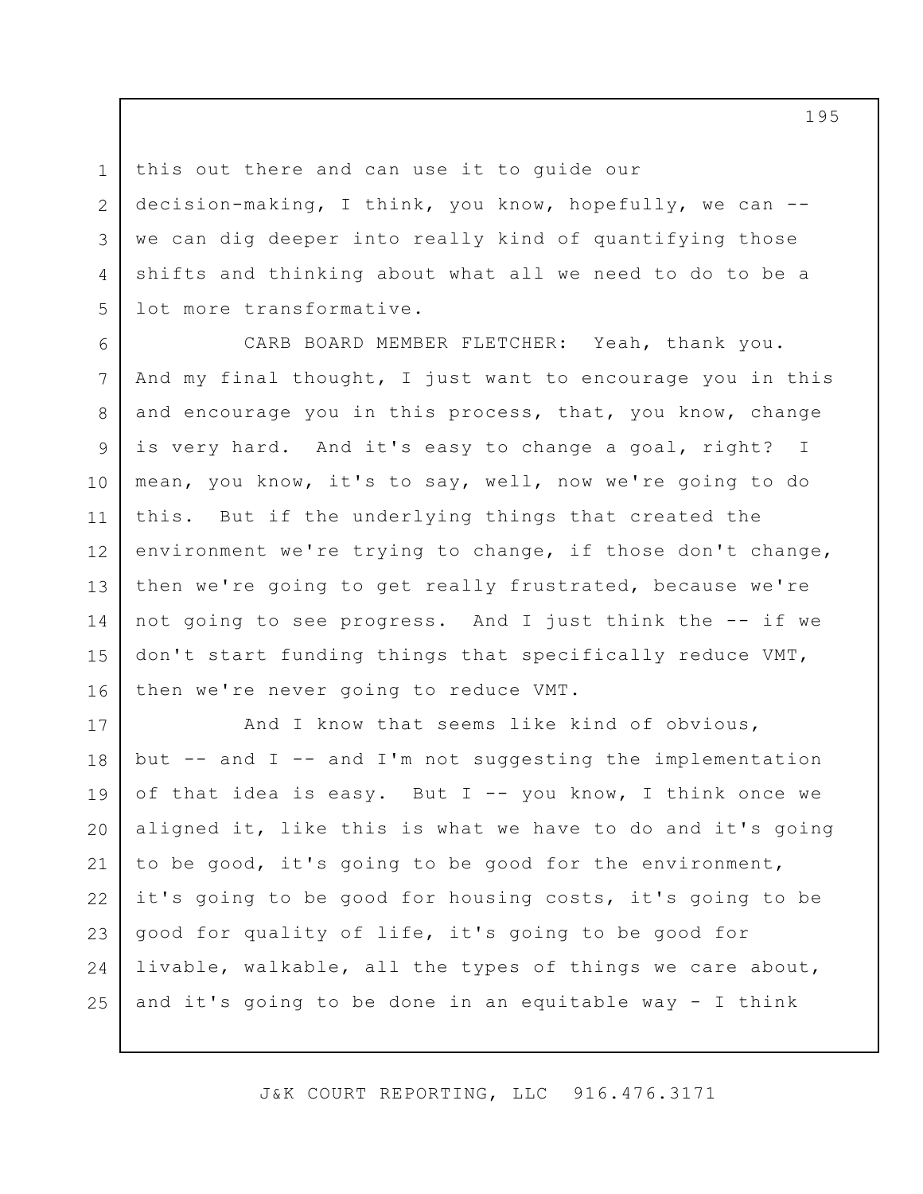this out there and can use it to guide our decision-making, I think, you know, hopefully, we can -- we can dig deeper into really kind of quantifying those shifts and thinking about what all we need to do to be a lot more transformative.

CARB BOARD MEMBER FLETCHER: Yeah, thank you. And my final thought, I just want to encourage you in this and encourage you in this process, that, you know, change is very hard. And it's easy to change a goal, right? I mean, you know, it's to say, well, now we're going to do this. But if the underlying things that created the environment we're trying to change, if those don't change, then we're going to get really frustrated, because we're not going to see progress. And I just think the -- if we don't start funding things that specifically reduce VMT, then we're never going to reduce VMT.

And I know that seems like kind of obvious, but -- and I -- and I'm not suggesting the implementation of that idea is easy. But I -- you know, I think once we aligned it, like this is what we have to do and it's going to be good, it's going to be good for the environment, it's going to be good for housing costs, it's going to be good for quality of life, it's going to be good for livable, walkable, all the types of things we care about, and it's going to be done in an equitable way - I think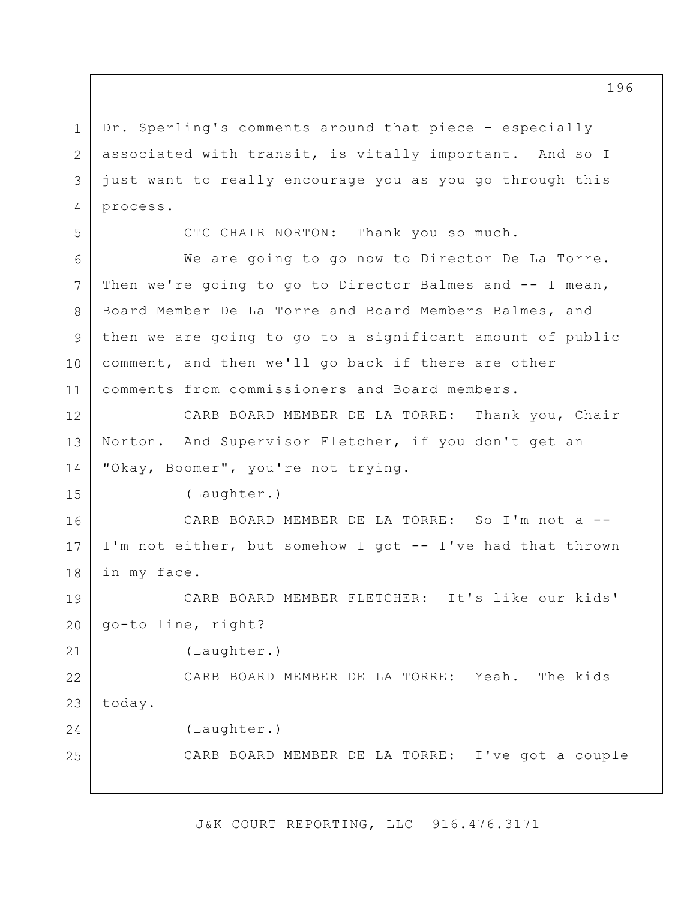Dr. Sperling's comments around that piece - especially associated with transit, is vitally important. And so I just want to really encourage you as you go through this process.

CTC CHAIR NORTON: Thank you so much.

We are going to go now to Director De La Torre. Then we're going to go to Director Balmes and -- I mean, Board Member De La Torre and Board Members Balmes, and then we are going to go to a significant amount of public comment, and then we'll go back if there are other comments from commissioners and Board members.

CARB BOARD MEMBER DE LA TORRE: Thank you, Chair Norton. And Supervisor Fletcher, if you don't get an "Okay, Boomer", you're not trying.

(Laughter.)

CARB BOARD MEMBER DE LA TORRE: So I'm not a -- I'm not either, but somehow I got -- I've had that thrown in my face.

CARB BOARD MEMBER FLETCHER: It's like our kids' go-to line, right?

(Laughter.)

CARB BOARD MEMBER DE LA TORRE: Yeah. The kids today.

(Laughter.)

CARB BOARD MEMBER DE LA TORRE: I've got a couple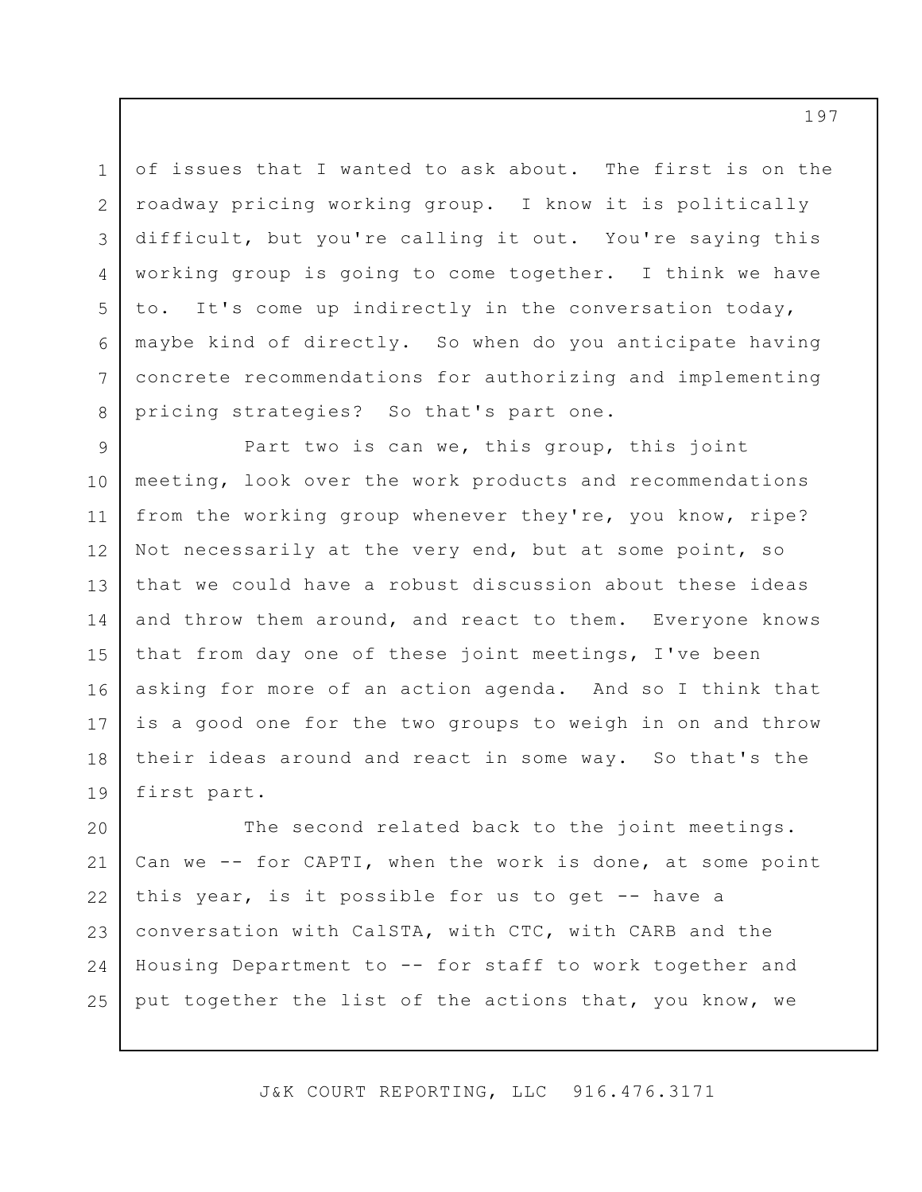of issues that I wanted to ask about. The first is on the roadway pricing working group. I know it is politically difficult, but you're calling it out. You're saying this working group is going to come together. I think we have to. It's come up indirectly in the conversation today, maybe kind of directly. So when do you anticipate having concrete recommendations for authorizing and implementing pricing strategies? So that's part one.

Part two is can we, this group, this joint meeting, look over the work products and recommendations from the working group whenever they're, you know, ripe? Not necessarily at the very end, but at some point, so that we could have a robust discussion about these ideas and throw them around, and react to them. Everyone knows that from day one of these joint meetings, I've been asking for more of an action agenda. And so I think that is a good one for the two groups to weigh in on and throw their ideas around and react in some way. So that's the first part.

The second related back to the joint meetings. Can we -- for CAPTI, when the work is done, at some point this year, is it possible for us to get -- have a conversation with CalSTA, with CTC, with CARB and the Housing Department to -- for staff to work together and put together the list of the actions that, you know, we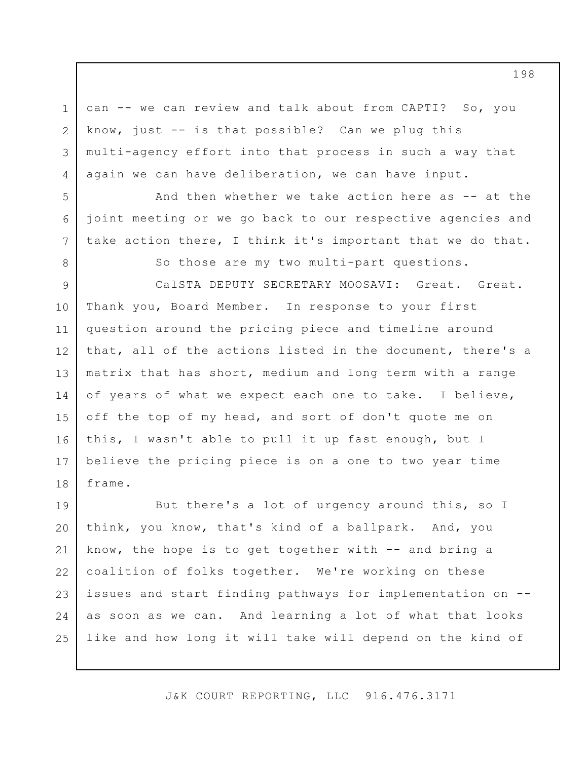can -- we can review and talk about from CAPTI? So, you know, just -- is that possible? Can we plug this multi-agency effort into that process in such a way that again we can have deliberation, we can have input.

And then whether we take action here as -- at the joint meeting or we go back to our respective agencies and take action there, I think it's important that we do that.

So those are my two multi-part questions.

CalSTA DEPUTY SECRETARY MOOSAVI: Great. Great. Thank you, Board Member. In response to your first question around the pricing piece and timeline around that, all of the actions listed in the document, there's a matrix that has short, medium and long term with a range of years of what we expect each one to take. I believe, off the top of my head, and sort of don't quote me on this, I wasn't able to pull it up fast enough, but I believe the pricing piece is on a one to two year time frame.

But there's a lot of urgency around this, so I think, you know, that's kind of a ballpark. And, you know, the hope is to get together with -- and bring a coalition of folks together. We're working on these issues and start finding pathways for implementation on -- as soon as we can. And learning a lot of what that looks like and how long it will take will depend on the kind of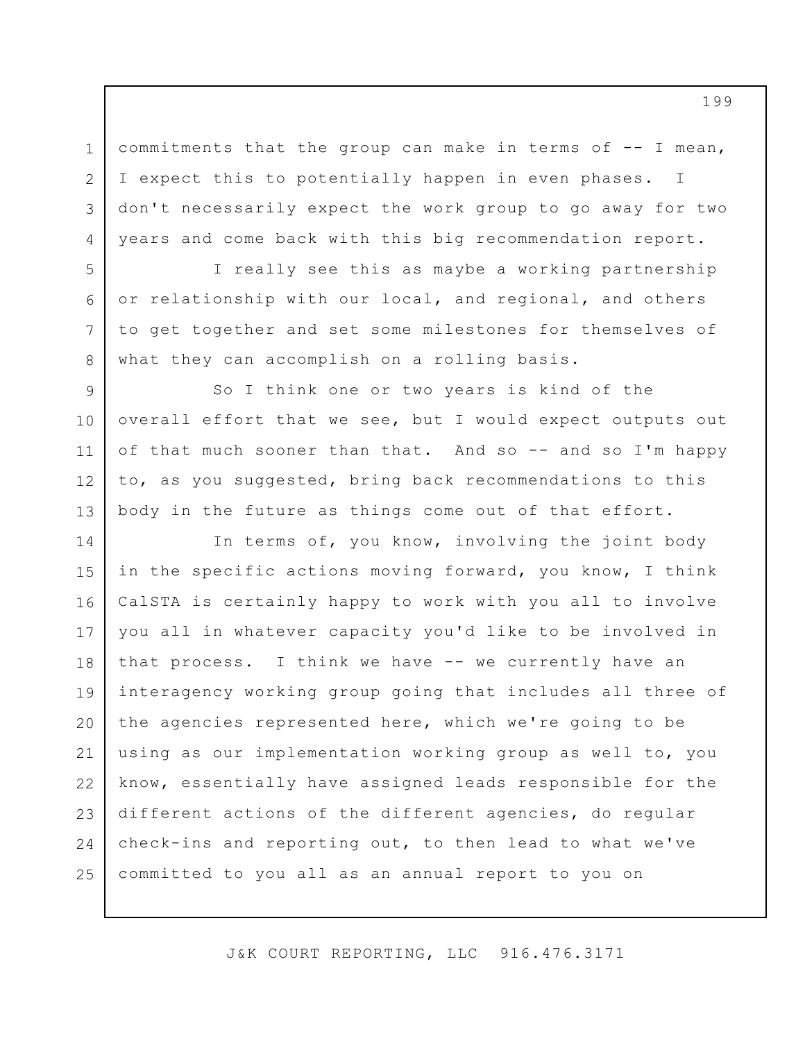commitments that the group can make in terms of -- I mean, I expect this to potentially happen in even phases. I don't necessarily expect the work group to go away for two years and come back with this big recommendation report.

I really see this as maybe a working partnership or relationship with our local, and regional, and others to get together and set some milestones for themselves of what they can accomplish on a rolling basis.

So I think one or two years is kind of the overall effort that we see, but I would expect outputs out of that much sooner than that. And so -- and so I'm happy to, as you suggested, bring back recommendations to this body in the future as things come out of that effort.

In terms of, you know, involving the joint body in the specific actions moving forward, you know, I think CalSTA is certainly happy to work with you all to involve you all in whatever capacity you'd like to be involved in that process. I think we have -- we currently have an interagency working group going that includes all three of the agencies represented here, which we're going to be using as our implementation working group as well to, you know, essentially have assigned leads responsible for the different actions of the different agencies, do regular check-ins and reporting out, to then lead to what we've committed to you all as an annual report to you on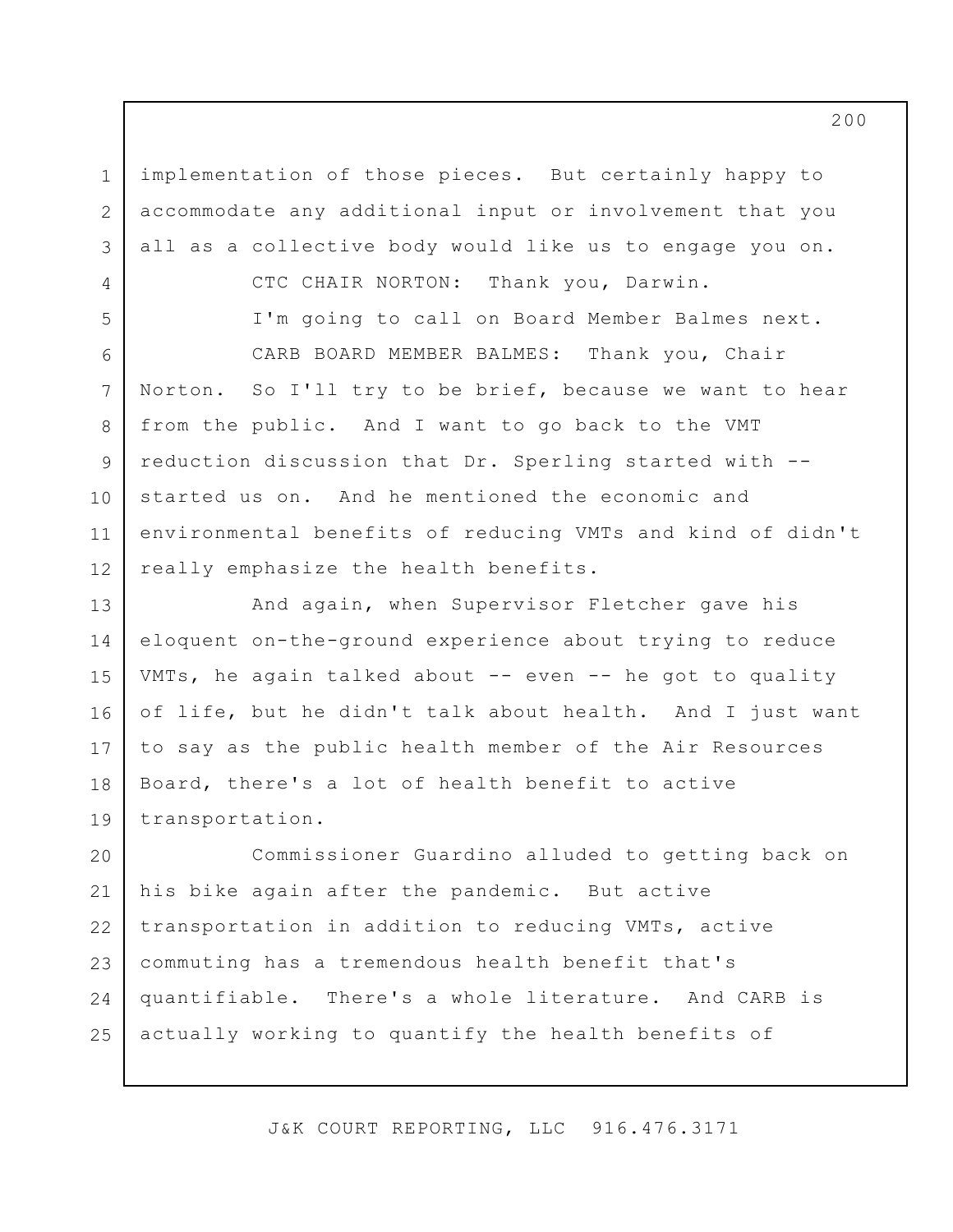implementation of those pieces. But certainly happy to accommodate any additional input or involvement that you all as a collective body would like us to engage you on.

CTC CHAIR NORTON: Thank you, Darwin.

I'm going to call on Board Member Balmes next.

CARB BOARD MEMBER BALMES: Thank you, Chair Norton. So I'll try to be brief, because we want to hear from the public. And I want to go back to the VMT reduction discussion that Dr. Sperling started with -- started us on. And he mentioned the economic and environmental benefits of reducing VMTs and kind of didn't really emphasize the health benefits.

And again, when Supervisor Fletcher gave his eloquent on-the-ground experience about trying to reduce VMTs, he again talked about -- even -- he got to quality of life, but he didn't talk about health. And I just want to say as the public health member of the Air Resources Board, there's a lot of health benefit to active transportation.

Commissioner Guardino alluded to getting back on his bike again after the pandemic. But active transportation in addition to reducing VMTs, active commuting has a tremendous health benefit that's quantifiable. There's a whole literature. And CARB is actually working to quantify the health benefits of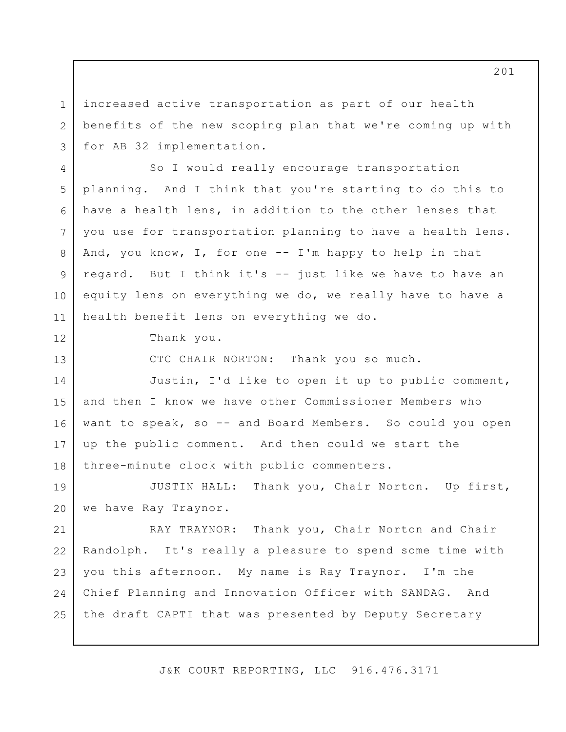increased active transportation as part of our health benefits of the new scoping plan that we're coming up with for AB 32 implementation.

So I would really encourage transportation planning. And I think that you're starting to do this to have a health lens, in addition to the other lenses that you use for transportation planning to have a health lens. And, you know, I, for one -- I'm happy to help in that regard. But I think it's -- just like we have to have an equity lens on everything we do, we really have to have a health benefit lens on everything we do.

Thank you.

CTC CHAIR NORTON: Thank you so much.

Justin, I'd like to open it up to public comment, and then I know we have other Commissioner Members who want to speak, so -- and Board Members. So could you open up the public comment. And then could we start the three-minute clock with public commenters.

JUSTIN HALL: Thank you, Chair Norton. Up first, we have Ray Traynor.

RAY TRAYNOR: Thank you, Chair Norton and Chair Randolph. It's really a pleasure to spend some time with you this afternoon. My name is Ray Traynor. I'm the Chief Planning and Innovation Officer with SANDAG. And the draft CAPTI that was presented by Deputy Secretary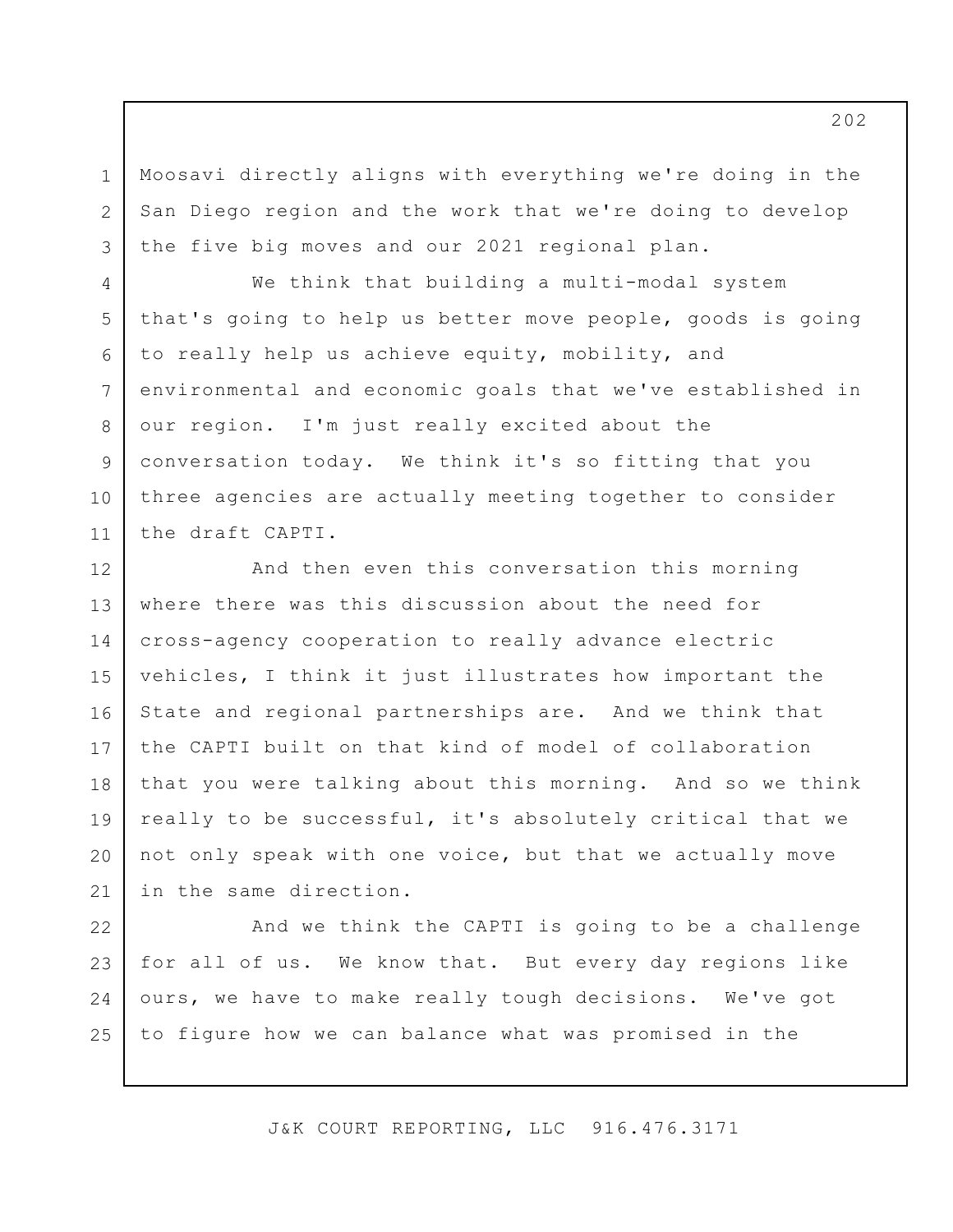Moosavi directly aligns with everything we're doing in the San Diego region and the work that we're doing to develop the five big moves and our 2021 regional plan.

We think that building a multi-modal system that's going to help us better move people, goods is going to really help us achieve equity, mobility, and environmental and economic goals that we've established in our region. I'm just really excited about the conversation today. We think it's so fitting that you three agencies are actually meeting together to consider the draft CAPTI.

And then even this conversation this morning where there was this discussion about the need for cross-agency cooperation to really advance electric vehicles, I think it just illustrates how important the State and regional partnerships are. And we think that the CAPTI built on that kind of model of collaboration that you were talking about this morning. And so we think really to be successful, it's absolutely critical that we not only speak with one voice, but that we actually move in the same direction.

And we think the CAPTI is going to be a challenge for all of us. We know that. But every day regions like ours, we have to make really tough decisions. We've got to figure how we can balance what was promised in the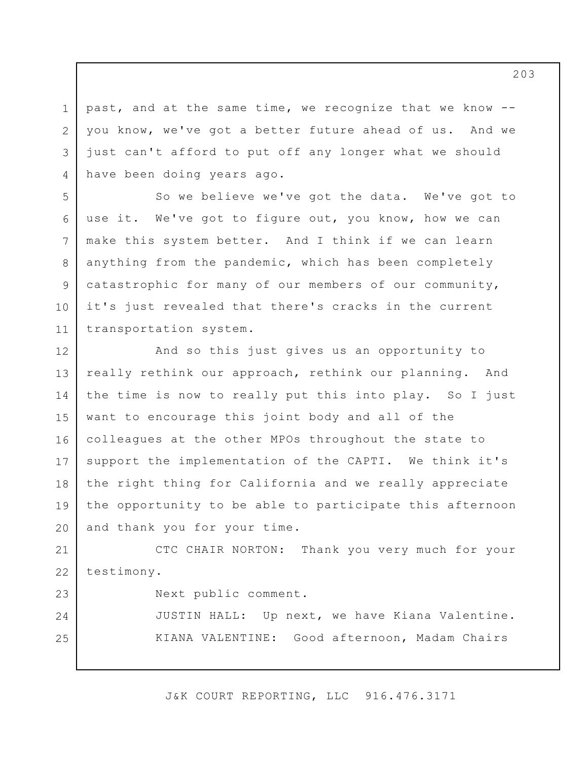past, and at the same time, we recognize that we know -- you know, we've got a better future ahead of us. And we just can't afford to put off any longer what we should have been doing years ago.

So we believe we've got the data. We've got to use it. We've got to figure out, you know, how we can make this system better. And I think if we can learn anything from the pandemic, which has been completely catastrophic for many of our members of our community, it's just revealed that there's cracks in the current transportation system.

And so this just gives us an opportunity to really rethink our approach, rethink our planning. And the time is now to really put this into play. So I just want to encourage this joint body and all of the colleagues at the other MPOs throughout the state to support the implementation of the CAPTI. We think it's the right thing for California and we really appreciate the opportunity to be able to participate this afternoon and thank you for your time.

CTC CHAIR NORTON: Thank you very much for your testimony.

Next public comment.

JUSTIN HALL: Up next, we have Kiana Valentine.

KIANA VALENTINE: Good afternoon, Madam Chairs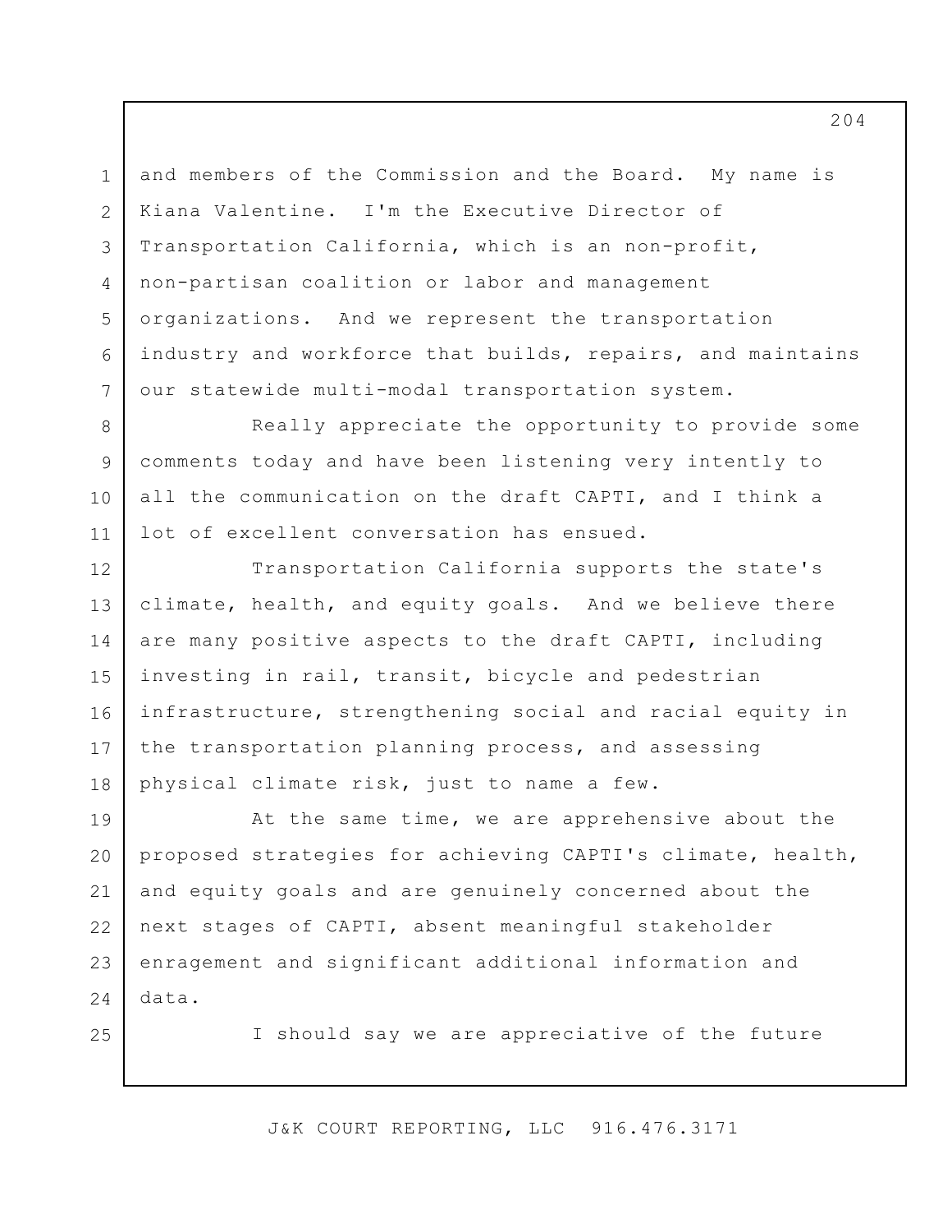and members of the Commission and the Board. My name is Kiana Valentine. I'm the Executive Director of Transportation California, which is an non-profit, non-partisan coalition or labor and management organizations. And we represent the transportation industry and workforce that builds, repairs, and maintains our statewide multi-modal transportation system.

Really appreciate the opportunity to provide some comments today and have been listening very intently to all the communication on the draft CAPTI, and I think a lot of excellent conversation has ensued.

Transportation California supports the state's climate, health, and equity goals. And we believe there are many positive aspects to the draft CAPTI, including investing in rail, transit, bicycle and pedestrian infrastructure, strengthening social and racial equity in the transportation planning process, and assessing physical climate risk, just to name a few.

At the same time, we are apprehensive about the proposed strategies for achieving CAPTI's climate, health, and equity goals and are genuinely concerned about the next stages of CAPTI, absent meaningful stakeholder enragement and significant additional information and data.

I should say we are appreciative of the future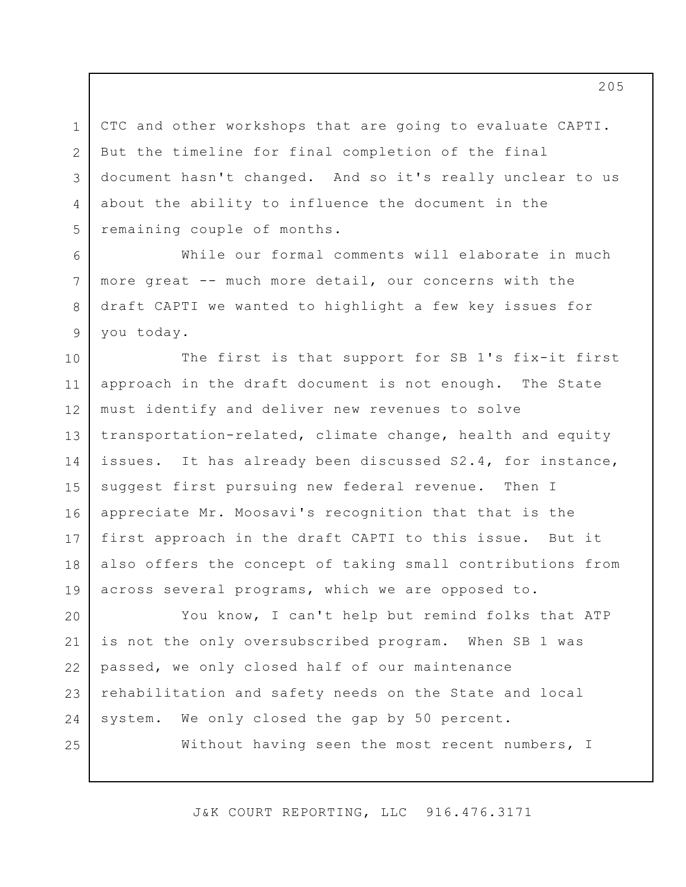CTC and other workshops that are going to evaluate CAPTI. But the timeline for final completion of the final document hasn't changed. And so it's really unclear to us about the ability to influence the document in the remaining couple of months.

While our formal comments will elaborate in much more great -- much more detail, our concerns with the draft CAPTI we wanted to highlight a few key issues for you today.

The first is that support for SB 1's fix-it first approach in the draft document is not enough. The State must identify and deliver new revenues to solve transportation-related, climate change, health and equity issues. It has already been discussed S2.4, for instance, suggest first pursuing new federal revenue. Then I appreciate Mr. Moosavi's recognition that that is the first approach in the draft CAPTI to this issue. But it also offers the concept of taking small contributions from across several programs, which we are opposed to.

You know, I can't help but remind folks that ATP is not the only oversubscribed program. When SB 1 was passed, we only closed half of our maintenance rehabilitation and safety needs on the State and local system. We only closed the gap by 50 percent.

Without having seen the most recent numbers, I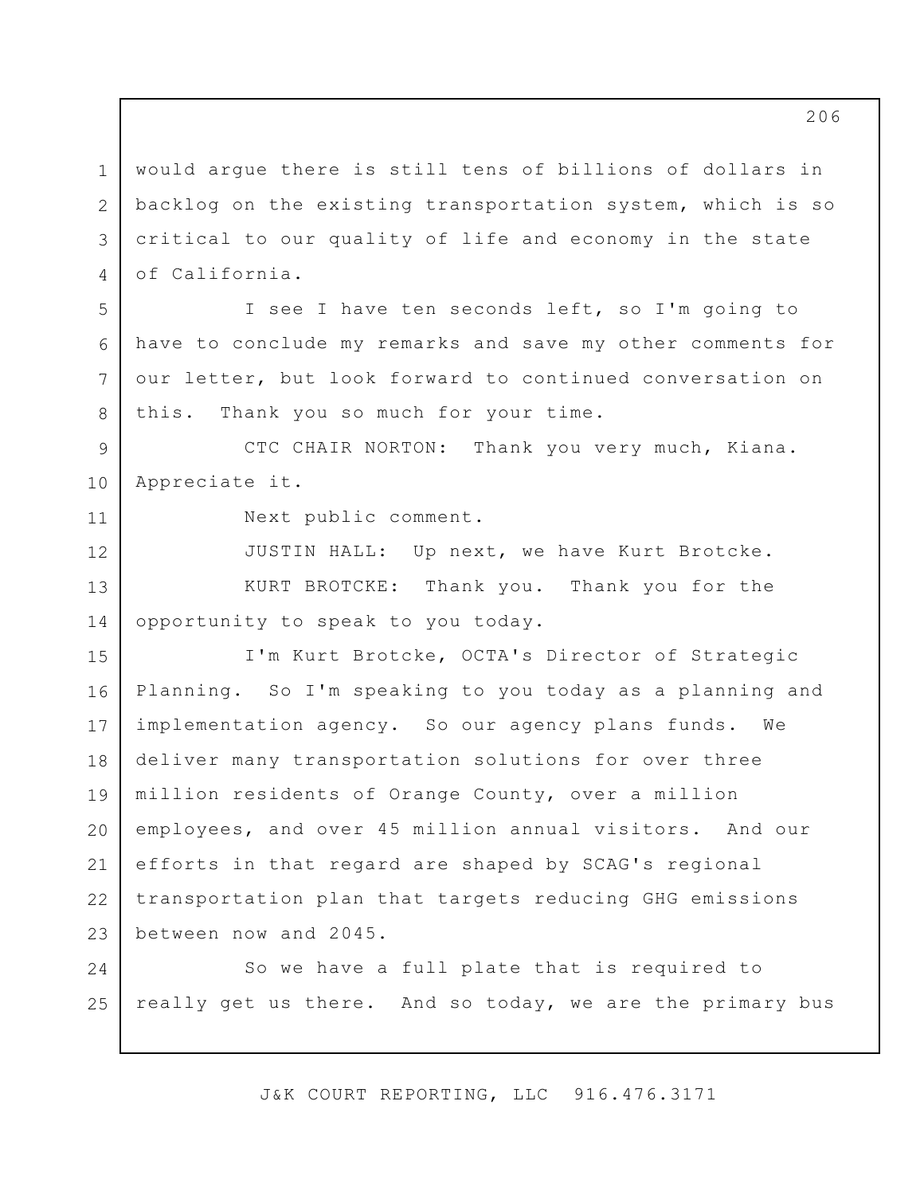would argue there is still tens of billions of dollars in backlog on the existing transportation system, which is so critical to our quality of life and economy in the state of California.

I see I have ten seconds left, so I'm going to have to conclude my remarks and save my other comments for our letter, but look forward to continued conversation on this. Thank you so much for your time.

CTC CHAIR NORTON: Thank you very much, Kiana. Appreciate it.

Next public comment.

JUSTIN HALL: Up next, we have Kurt Brotcke.

KURT BROTCKE: Thank you. Thank you for the opportunity to speak to you today.

I'm Kurt Brotcke, OCTA's Director of Strategic Planning. So I'm speaking to you today as a planning and implementation agency. So our agency plans funds. We deliver many transportation solutions for over three million residents of Orange County, over a million employees, and over 45 million annual visitors. And our efforts in that regard are shaped by SCAG's regional transportation plan that targets reducing GHG emissions between now and 2045.

So we have a full plate that is required to really get us there. And so today, we are the primary bus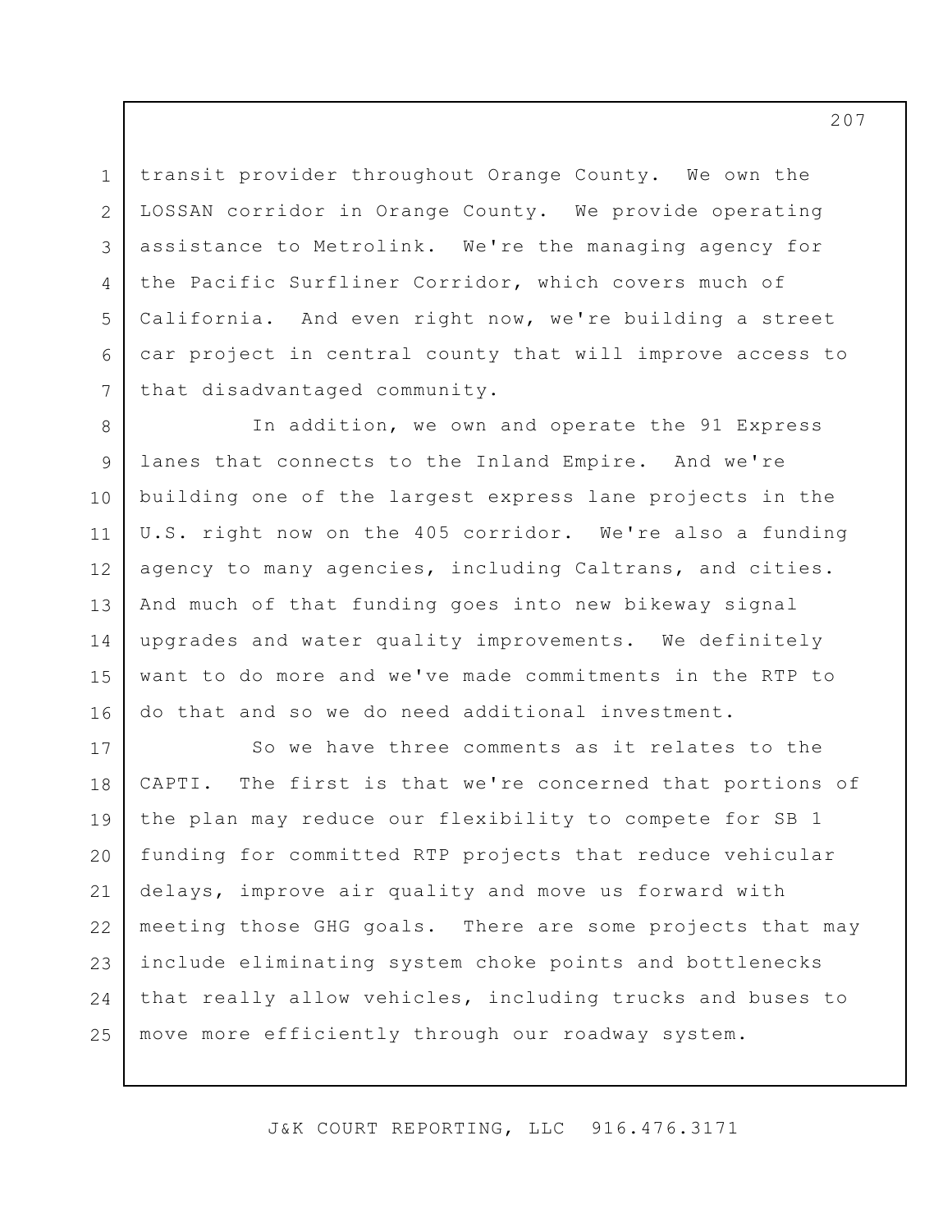transit provider throughout Orange County. We own the LOSSAN corridor in Orange County. We provide operating assistance to Metrolink. We're the managing agency for the Pacific Surfliner Corridor, which covers much of California. And even right now, we're building a street car project in central county that will improve access to that disadvantaged community.

In addition, we own and operate the 91 Express lanes that connects to the Inland Empire. And we're building one of the largest express lane projects in the U.S. right now on the 405 corridor. We're also a funding agency to many agencies, including Caltrans, and cities. And much of that funding goes into new bikeway signal upgrades and water quality improvements. We definitely want to do more and we've made commitments in the RTP to do that and so we do need additional investment.

So we have three comments as it relates to the CAPTI. The first is that we're concerned that portions of the plan may reduce our flexibility to compete for SB 1 funding for committed RTP projects that reduce vehicular delays, improve air quality and move us forward with meeting those GHG goals. There are some projects that may include eliminating system choke points and bottlenecks that really allow vehicles, including trucks and buses to move more efficiently through our roadway system.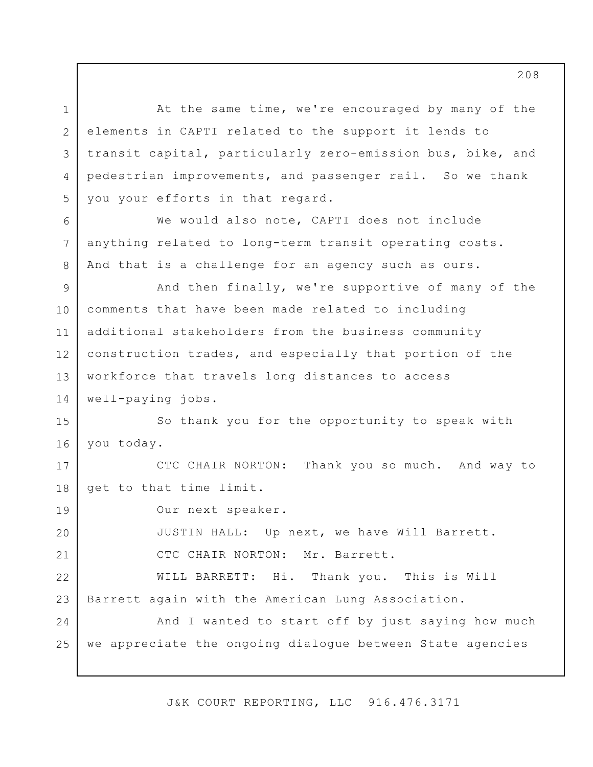At the same time, we're encouraged by many of the elements in CAPTI related to the support it lends to transit capital, particularly zero-emission bus, bike, and pedestrian improvements, and passenger rail. So we thank you your efforts in that regard.

We would also note, CAPTI does not include anything related to long-term transit operating costs. And that is a challenge for an agency such as ours.

And then finally, we're supportive of many of the comments that have been made related to including additional stakeholders from the business community construction trades, and especially that portion of the workforce that travels long distances to access well-paying jobs.

So thank you for the opportunity to speak with you today.

CTC CHAIR NORTON: Thank you so much. And way to get to that time limit.

Our next speaker.

JUSTIN HALL: Up next, we have Will Barrett.

CTC CHAIR NORTON: Mr. Barrett.

WILL BARRETT: Hi. Thank you. This is Will Barrett again with the American Lung Association.

And I wanted to start off by just saying how much we appreciate the ongoing dialogue between State agencies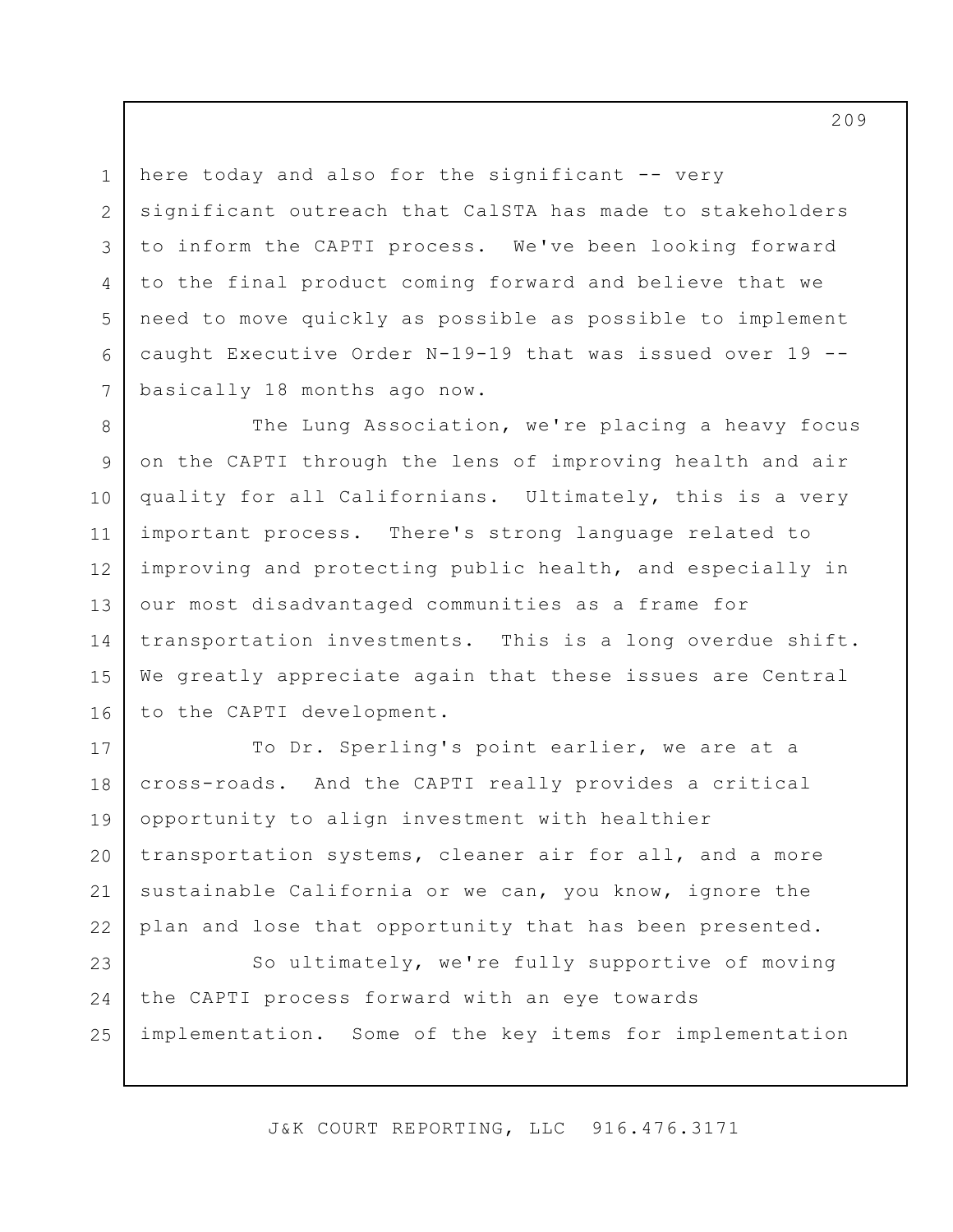here today and also for the significant -- very significant outreach that CalSTA has made to stakeholders to inform the CAPTI process. We've been looking forward to the final product coming forward and believe that we need to move quickly as possible as possible to implement caught Executive Order N-19-19 that was issued over 19 -- basically 18 months ago now.

The Lung Association, we're placing a heavy focus on the CAPTI through the lens of improving health and air quality for all Californians. Ultimately, this is a very important process. There's strong language related to improving and protecting public health, and especially in our most disadvantaged communities as a frame for transportation investments. This is a long overdue shift. We greatly appreciate again that these issues are Central to the CAPTI development.

To Dr. Sperling's point earlier, we are at a cross-roads. And the CAPTI really provides a critical opportunity to align investment with healthier transportation systems, cleaner air for all, and a more sustainable California or we can, you know, ignore the plan and lose that opportunity that has been presented.

So ultimately, we're fully supportive of moving the CAPTI process forward with an eye towards implementation. Some of the key items for implementation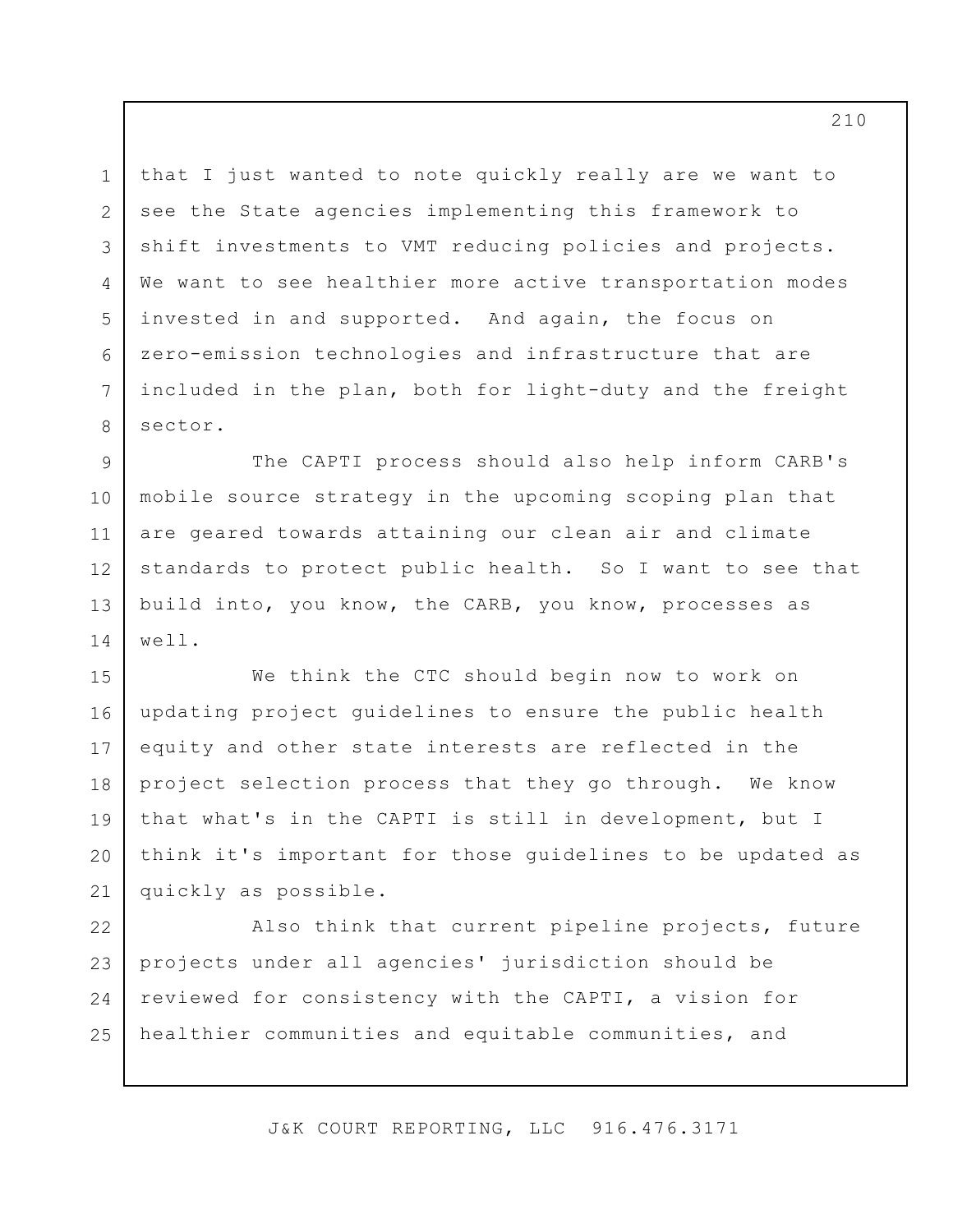that I just wanted to note quickly really are we want to see the State agencies implementing this framework to shift investments to VMT reducing policies and projects. We want to see healthier more active transportation modes invested in and supported. And again, the focus on zero-emission technologies and infrastructure that are included in the plan, both for light-duty and the freight sector.

The CAPTI process should also help inform CARB's mobile source strategy in the upcoming scoping plan that are geared towards attaining our clean air and climate standards to protect public health. So I want to see that build into, you know, the CARB, you know, processes as well.

We think the CTC should begin now to work on updating project guidelines to ensure the public health equity and other state interests are reflected in the project selection process that they go through. We know that what's in the CAPTI is still in development, but I think it's important for those guidelines to be updated as quickly as possible.

Also think that current pipeline projects, future projects under all agencies' jurisdiction should be reviewed for consistency with the CAPTI, a vision for healthier communities and equitable communities, and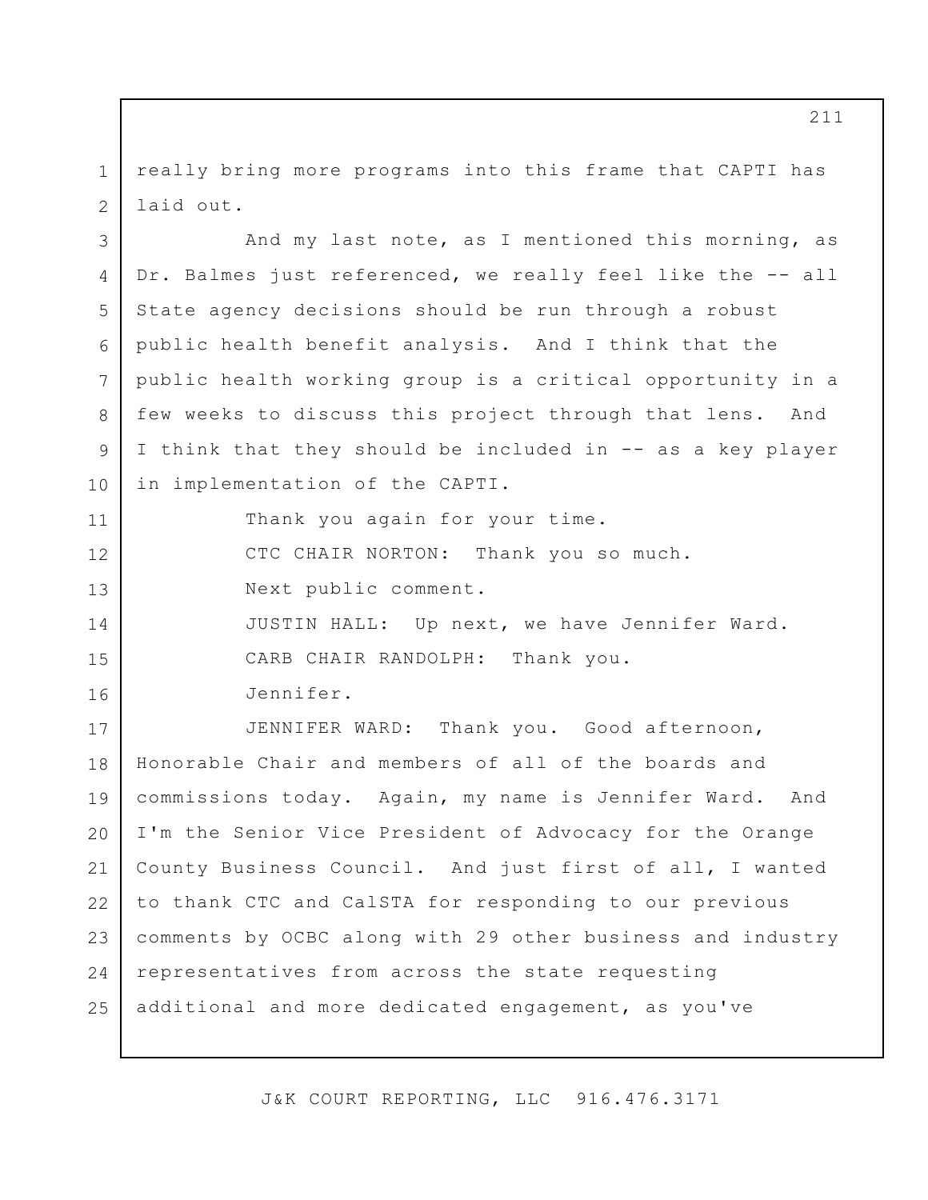really bring more programs into this frame that CAPTI has laid out.

And my last note, as I mentioned this morning, as Dr. Balmes just referenced, we really feel like the -- all State agency decisions should be run through a robust public health benefit analysis. And I think that the public health working group is a critical opportunity in a few weeks to discuss this project through that lens. And I think that they should be included in -- as a key player in implementation of the CAPTI.

Thank you again for your time.

CTC CHAIR NORTON: Thank you so much.

Next public comment.

JUSTIN HALL: Up next, we have Jennifer Ward.

CARB CHAIR RANDOLPH: Thank you.

Jennifer.

JENNIFER WARD: Thank you. Good afternoon, Honorable Chair and members of all of the boards and commissions today. Again, my name is Jennifer Ward. And I'm the Senior Vice President of Advocacy for the Orange County Business Council. And just first of all, I wanted to thank CTC and CalSTA for responding to our previous comments by OCBC along with 29 other business and industry representatives from across the state requesting additional and more dedicated engagement, as you've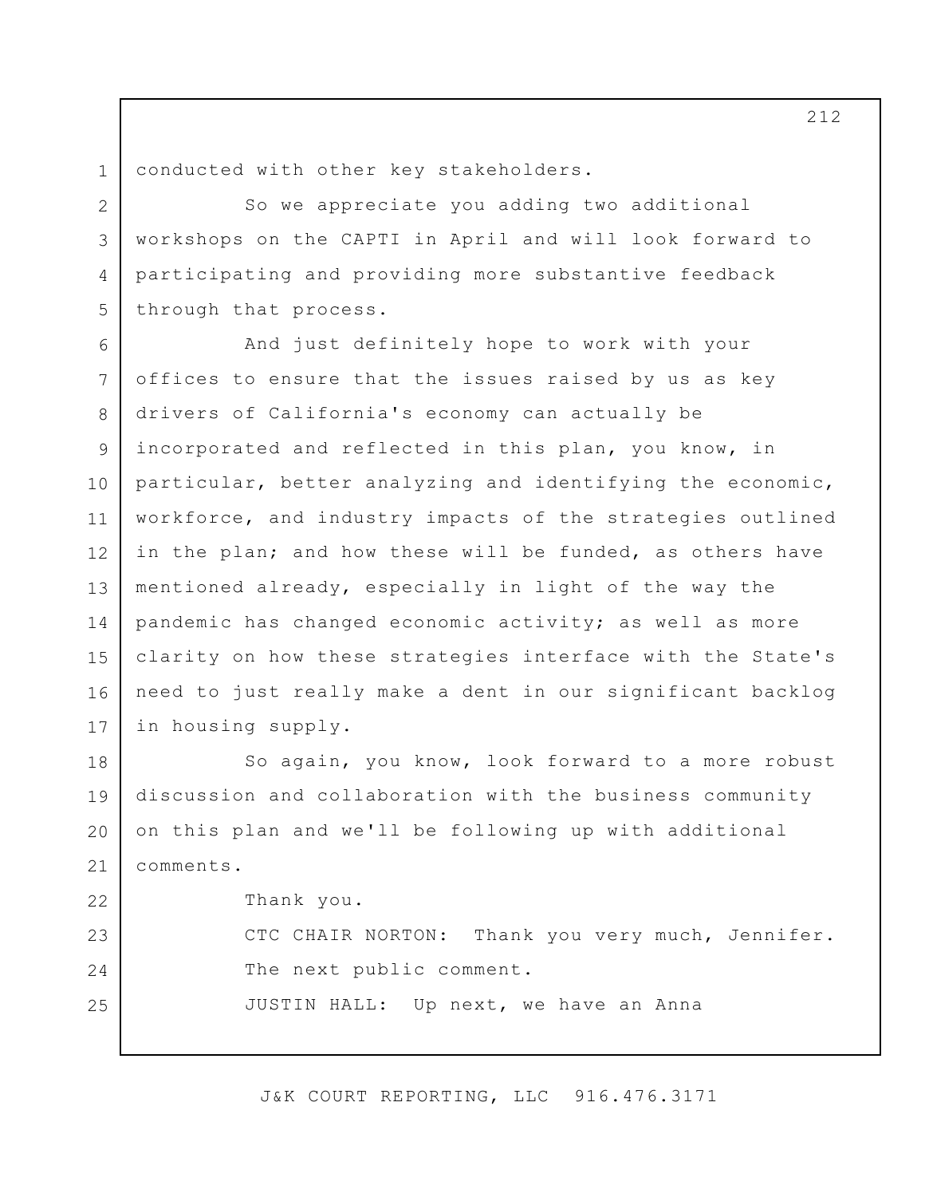conducted with other key stakeholders.

So we appreciate you adding two additional workshops on the CAPTI in April and will look forward to participating and providing more substantive feedback through that process.

And just definitely hope to work with your offices to ensure that the issues raised by us as key drivers of California's economy can actually be incorporated and reflected in this plan, you know, in particular, better analyzing and identifying the economic, workforce, and industry impacts of the strategies outlined in the plan; and how these will be funded, as others have mentioned already, especially in light of the way the pandemic has changed economic activity; as well as more clarity on how these strategies interface with the State's need to just really make a dent in our significant backlog in housing supply.

So again, you know, look forward to a more robust discussion and collaboration with the business community on this plan and we'll be following up with additional comments.

Thank you.

CTC CHAIR NORTON: Thank you very much, Jennifer. The next public comment.

JUSTIN HALL: Up next, we have an Anna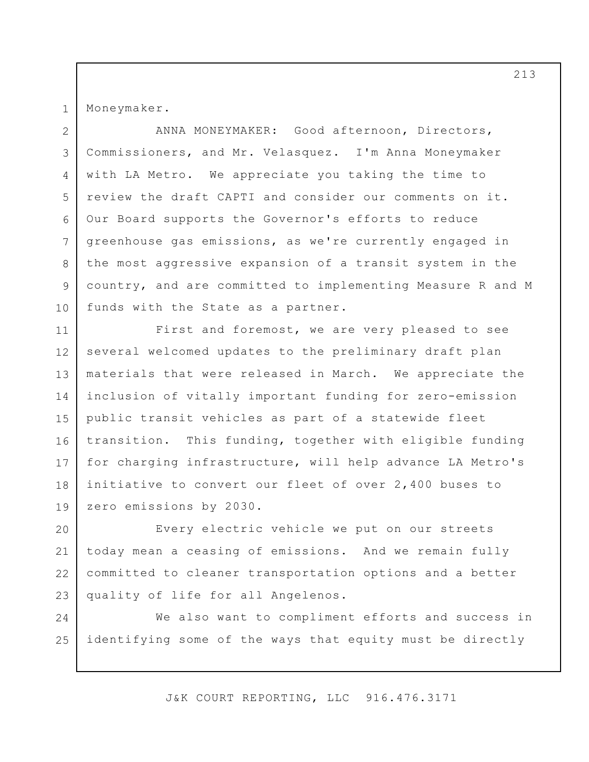Moneymaker.

ANNA MONEYMAKER: Good afternoon, Directors, Commissioners, and Mr. Velasquez. I'm Anna Moneymaker with LA Metro. We appreciate you taking the time to review the draft CAPTI and consider our comments on it. Our Board supports the Governor's efforts to reduce greenhouse gas emissions, as we're currently engaged in the most aggressive expansion of a transit system in the country, and are committed to implementing Measure R and M funds with the State as a partner.

First and foremost, we are very pleased to see several welcomed updates to the preliminary draft plan materials that were released in March. We appreciate the inclusion of vitally important funding for zero-emission public transit vehicles as part of a statewide fleet transition. This funding, together with eligible funding for charging infrastructure, will help advance LA Metro's initiative to convert our fleet of over 2,400 buses to zero emissions by 2030.

Every electric vehicle we put on our streets today mean a ceasing of emissions. And we remain fully committed to cleaner transportation options and a better quality of life for all Angelenos.

We also want to compliment efforts and success in identifying some of the ways that equity must be directly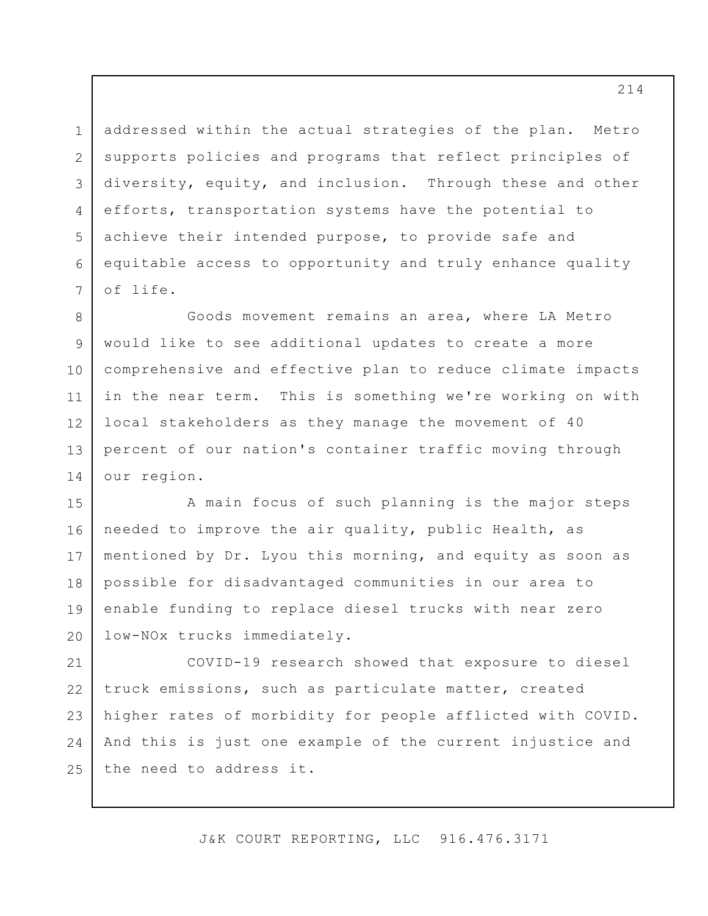addressed within the actual strategies of the plan. Metro supports policies and programs that reflect principles of diversity, equity, and inclusion. Through these and other efforts, transportation systems have the potential to achieve their intended purpose, to provide safe and equitable access to opportunity and truly enhance quality of life.

Goods movement remains an area, where LA Metro would like to see additional updates to create a more comprehensive and effective plan to reduce climate impacts in the near term. This is something we're working on with local stakeholders as they manage the movement of 40 percent of our nation's container traffic moving through our region.

A main focus of such planning is the major steps needed to improve the air quality, public Health, as mentioned by Dr. Lyou this morning, and equity as soon as possible for disadvantaged communities in our area to enable funding to replace diesel trucks with near zero low-NOx trucks immediately.

COVID-19 research showed that exposure to diesel truck emissions, such as particulate matter, created higher rates of morbidity for people afflicted with COVID. And this is just one example of the current injustice and the need to address it.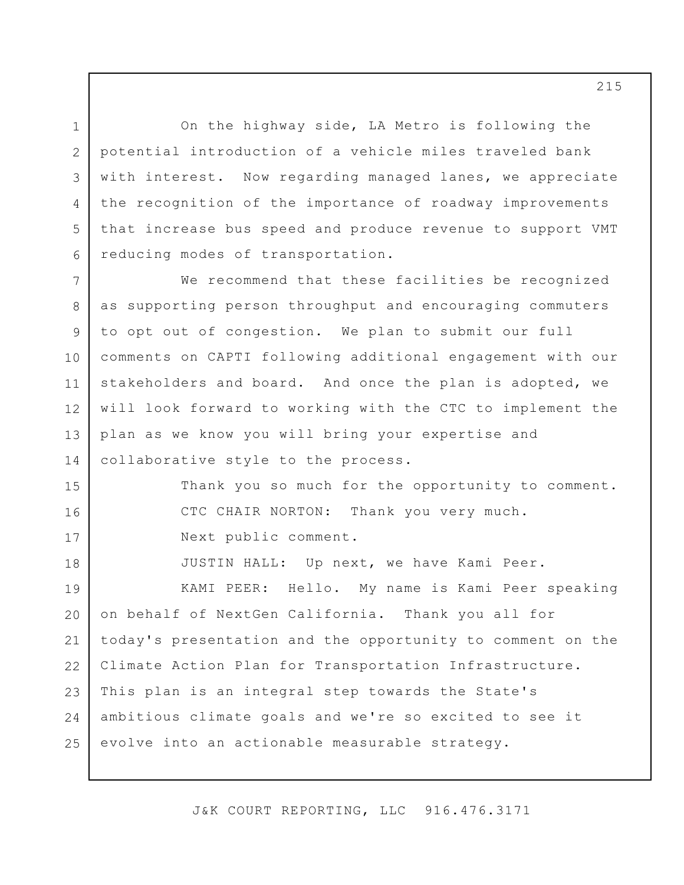On the highway side, LA Metro is following the potential introduction of a vehicle miles traveled bank with interest. Now regarding managed lanes, we appreciate the recognition of the importance of roadway improvements that increase bus speed and produce revenue to support VMT reducing modes of transportation.

We recommend that these facilities be recognized as supporting person throughput and encouraging commuters to opt out of congestion. We plan to submit our full comments on CAPTI following additional engagement with our stakeholders and board. And once the plan is adopted, we will look forward to working with the CTC to implement the plan as we know you will bring your expertise and collaborative style to the process.

Thank you so much for the opportunity to comment.

CTC CHAIR NORTON: Thank you very much.

Next public comment.

JUSTIN HALL: Up next, we have Kami Peer.

KAMI PEER: Hello. My name is Kami Peer speaking on behalf of NextGen California. Thank you all for today's presentation and the opportunity to comment on the Climate Action Plan for Transportation Infrastructure. This plan is an integral step towards the State's ambitious climate goals and we're so excited to see it evolve into an actionable measurable strategy.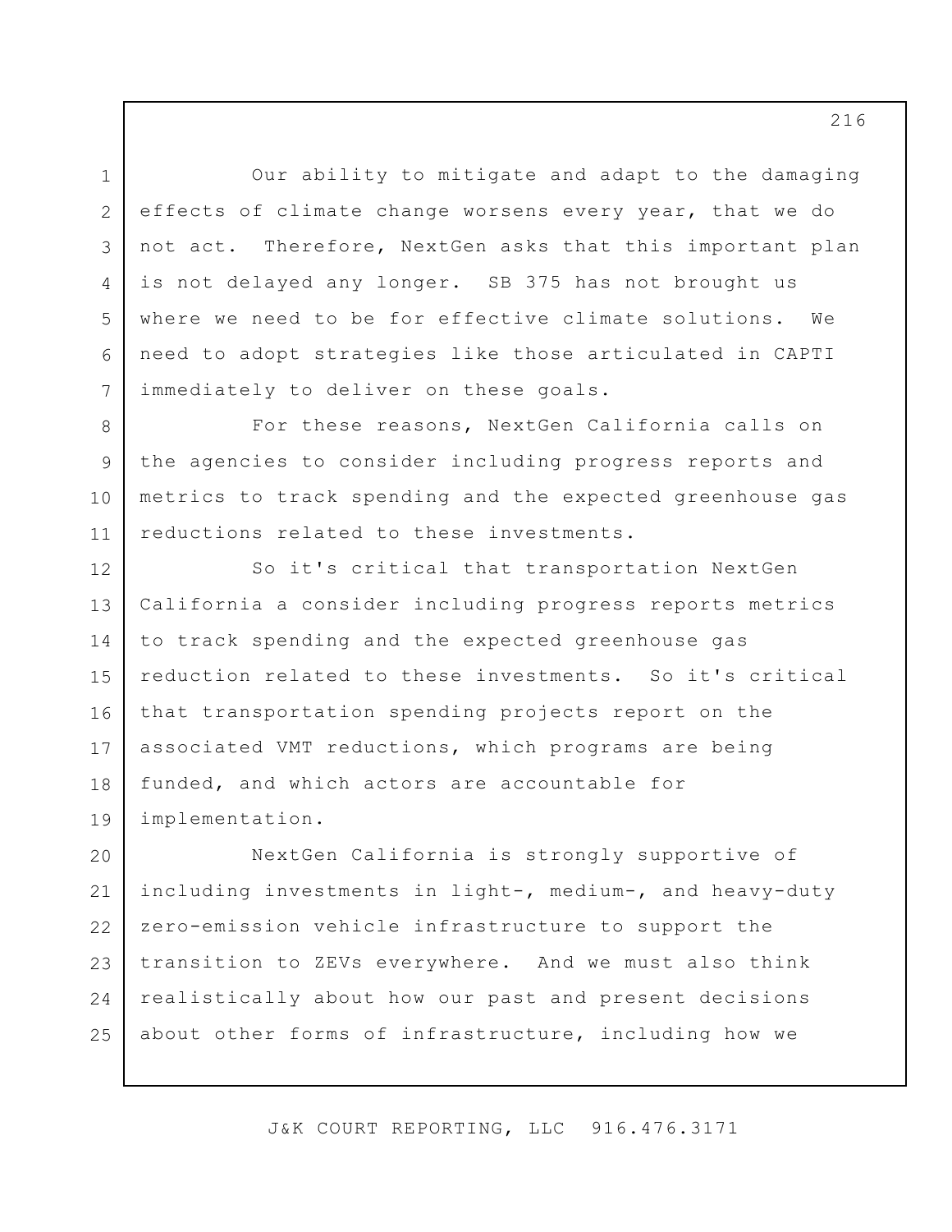Our ability to mitigate and adapt to the damaging effects of climate change worsens every year, that we do not act. Therefore, NextGen asks that this important plan is not delayed any longer. SB 375 has not brought us where we need to be for effective climate solutions. We need to adopt strategies like those articulated in CAPTI immediately to deliver on these goals.

For these reasons, NextGen California calls on the agencies to consider including progress reports and metrics to track spending and the expected greenhouse gas reductions related to these investments.

So it's critical that transportation NextGen California a consider including progress reports metrics to track spending and the expected greenhouse gas reduction related to these investments. So it's critical that transportation spending projects report on the associated VMT reductions, which programs are being funded, and which actors are accountable for implementation.

NextGen California is strongly supportive of including investments in light-, medium-, and heavy-duty zero-emission vehicle infrastructure to support the transition to ZEVs everywhere. And we must also think realistically about how our past and present decisions about other forms of infrastructure, including how we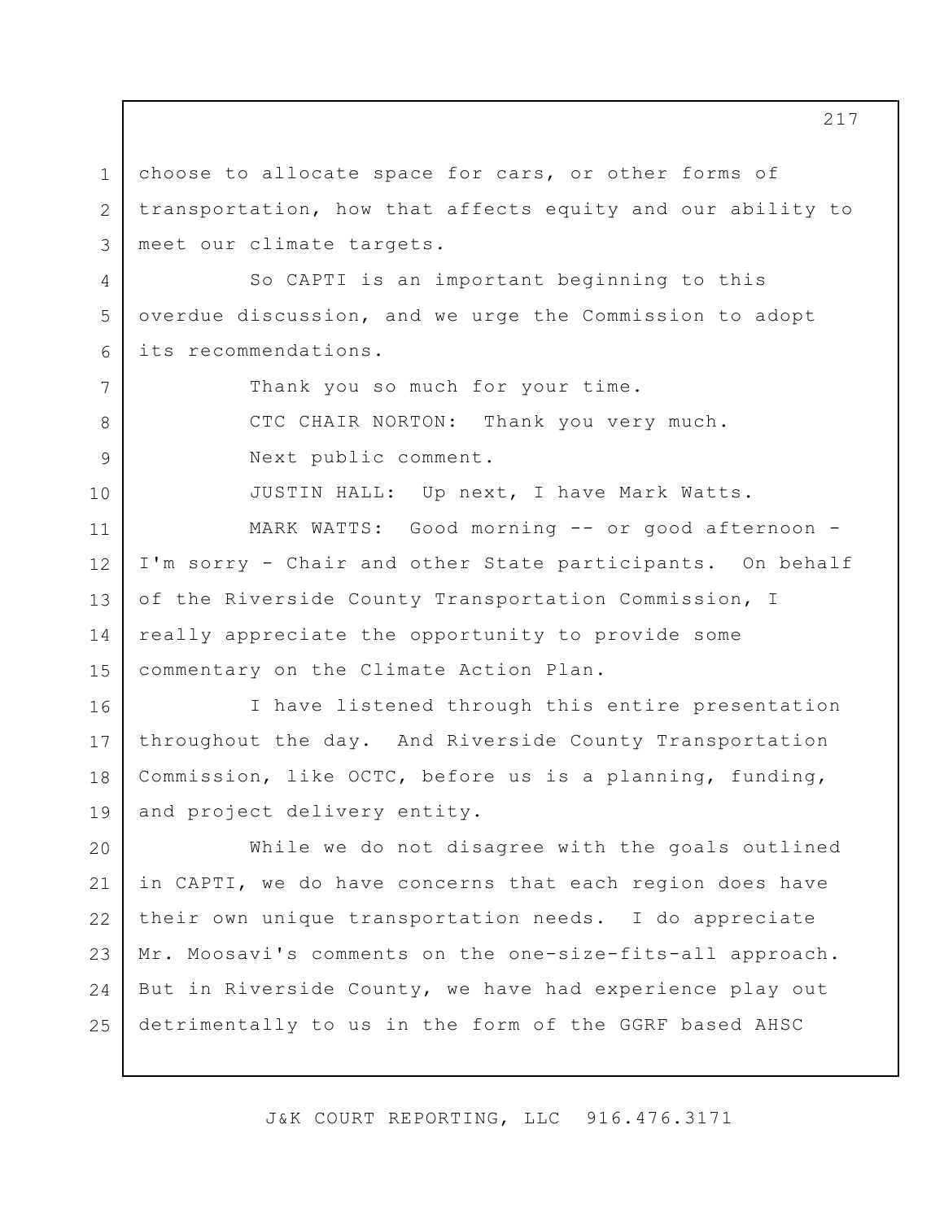choose to allocate space for cars, or other forms of transportation, how that affects equity and our ability to meet our climate targets.

So CAPTI is an important beginning to this overdue discussion, and we urge the Commission to adopt its recommendations.

Thank you so much for your time.

CTC CHAIR NORTON: Thank you very much.

Next public comment.

JUSTIN HALL: Up next, I have Mark Watts.

MARK WATTS: Good morning -- or good afternoon - I'm sorry - Chair and other State participants. On behalf of the Riverside County Transportation Commission, I really appreciate the opportunity to provide some commentary on the Climate Action Plan.

I have listened through this entire presentation throughout the day. And Riverside County Transportation Commission, like OCTC, before us is a planning, funding, and project delivery entity.

While we do not disagree with the goals outlined in CAPTI, we do have concerns that each region does have their own unique transportation needs. I do appreciate Mr. Moosavi's comments on the one-size-fits-all approach. But in Riverside County, we have had experience play out detrimentally to us in the form of the GGRF based AHSC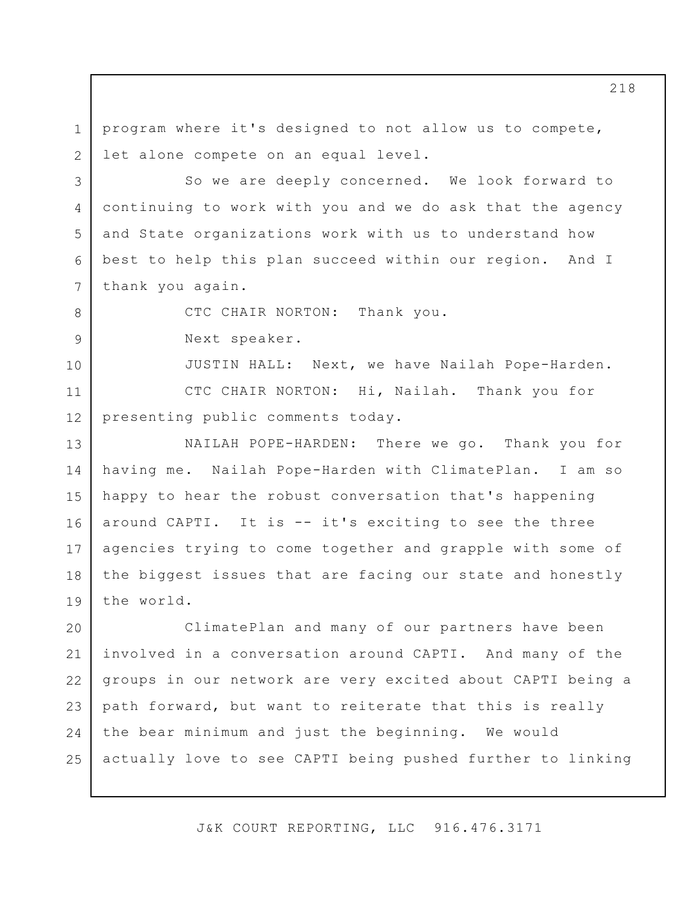program where it's designed to not allow us to compete, let alone compete on an equal level.

So we are deeply concerned. We look forward to continuing to work with you and we do ask that the agency and State organizations work with us to understand how best to help this plan succeed within our region. And I thank you again.

CTC CHAIR NORTON: Thank you.

Next speaker.

JUSTIN HALL: Next, we have Nailah Pope-Harden.

CTC CHAIR NORTON: Hi, Nailah. Thank you for presenting public comments today.

NAILAH POPE-HARDEN: There we go. Thank you for having me. Nailah Pope-Harden with ClimatePlan. I am so happy to hear the robust conversation that's happening around CAPTI. It is -- it's exciting to see the three agencies trying to come together and grapple with some of the biggest issues that are facing our state and honestly the world.

ClimatePlan and many of our partners have been involved in a conversation around CAPTI. And many of the groups in our network are very excited about CAPTI being a path forward, but want to reiterate that this is really the bear minimum and just the beginning. We would actually love to see CAPTI being pushed further to linking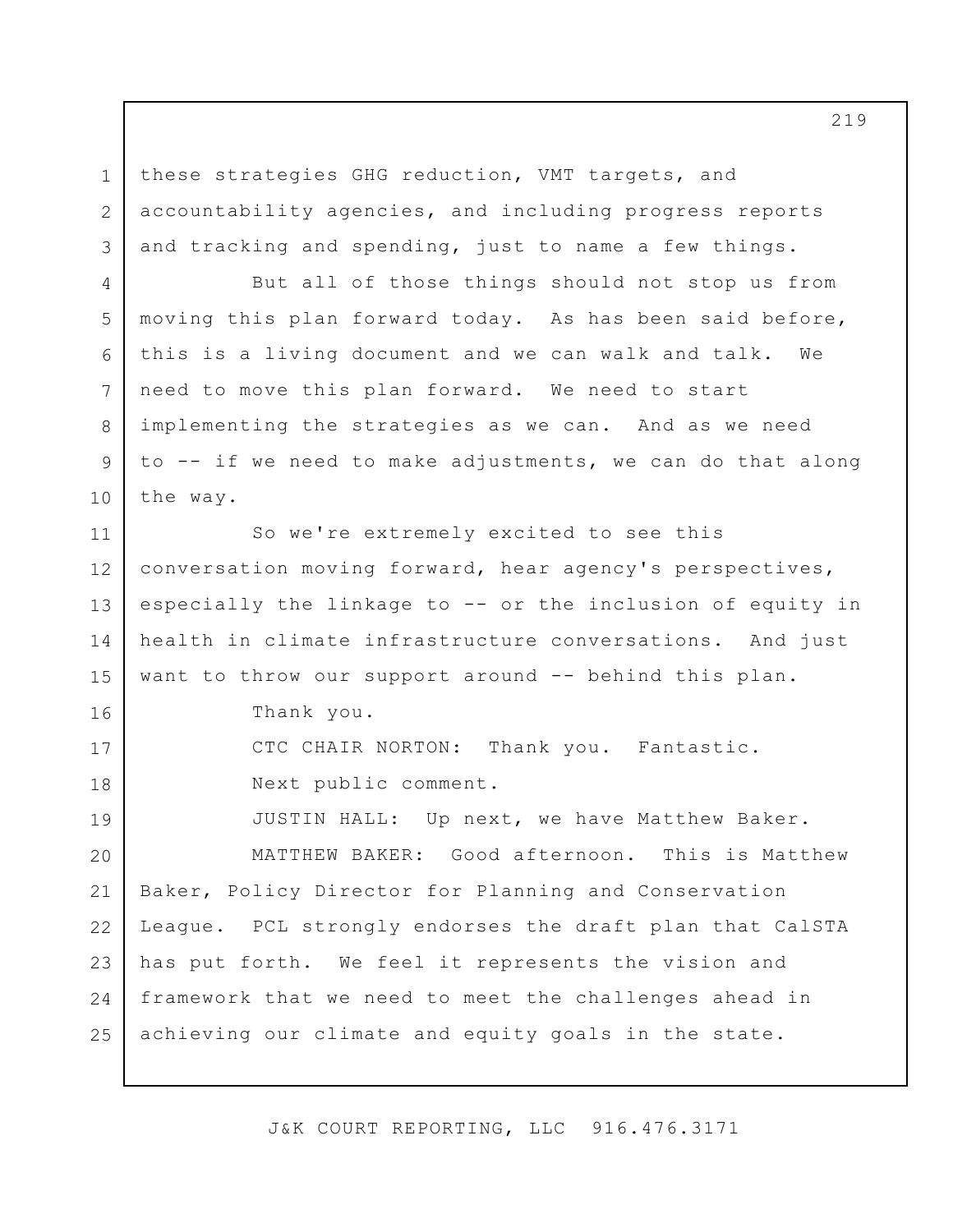these strategies GHG reduction, VMT targets, and accountability agencies, and including progress reports and tracking and spending, just to name a few things.

But all of those things should not stop us from moving this plan forward today. As has been said before, this is a living document and we can walk and talk. We need to move this plan forward. We need to start implementing the strategies as we can. And as we need to -- if we need to make adjustments, we can do that along the way.

So we're extremely excited to see this conversation moving forward, hear agency's perspectives, especially the linkage to -- or the inclusion of equity in health in climate infrastructure conversations. And just want to throw our support around -- behind this plan.

Thank you.

CTC CHAIR NORTON: Thank you. Fantastic.

Next public comment.

JUSTIN HALL: Up next, we have Matthew Baker.

MATTHEW BAKER: Good afternoon. This is Matthew Baker, Policy Director for Planning and Conservation League. PCL strongly endorses the draft plan that CalSTA has put forth. We feel it represents the vision and framework that we need to meet the challenges ahead in achieving our climate and equity goals in the state.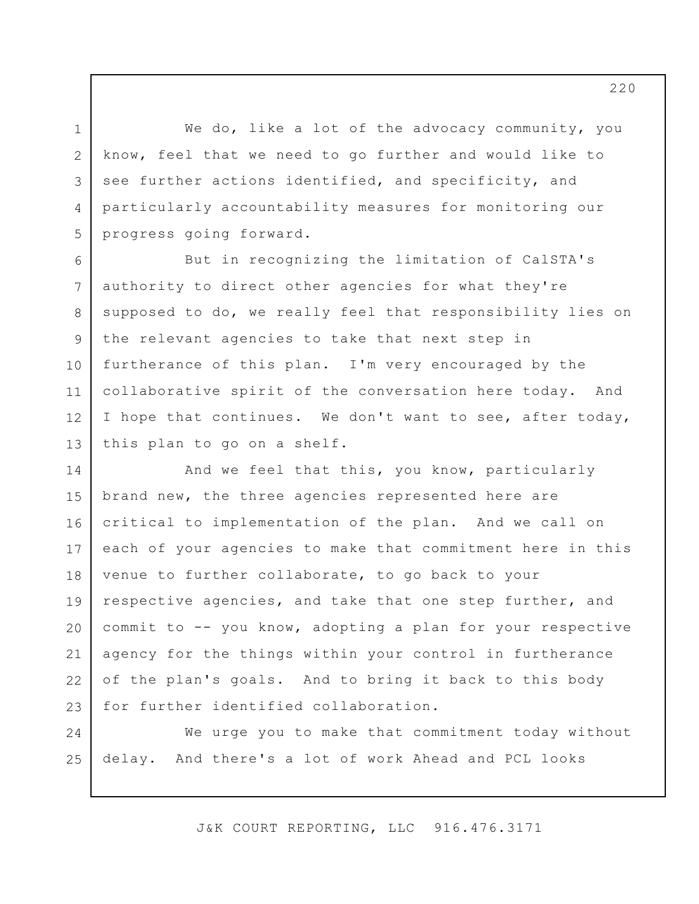We do, like a lot of the advocacy community, you know, feel that we need to go further and would like to see further actions identified, and specificity, and particularly accountability measures for monitoring our progress going forward.

But in recognizing the limitation of CalSTA's authority to direct other agencies for what they're supposed to do, we really feel that responsibility lies on the relevant agencies to take that next step in furtherance of this plan. I'm very encouraged by the collaborative spirit of the conversation here today. And I hope that continues. We don't want to see, after today, this plan to go on a shelf.

And we feel that this, you know, particularly brand new, the three agencies represented here are critical to implementation of the plan. And we call on each of your agencies to make that commitment here in this venue to further collaborate, to go back to your respective agencies, and take that one step further, and commit to -- you know, adopting a plan for your respective agency for the things within your control in furtherance of the plan's goals. And to bring it back to this body for further identified collaboration.

We urge you to make that commitment today without delay. And there's a lot of work Ahead and PCL looks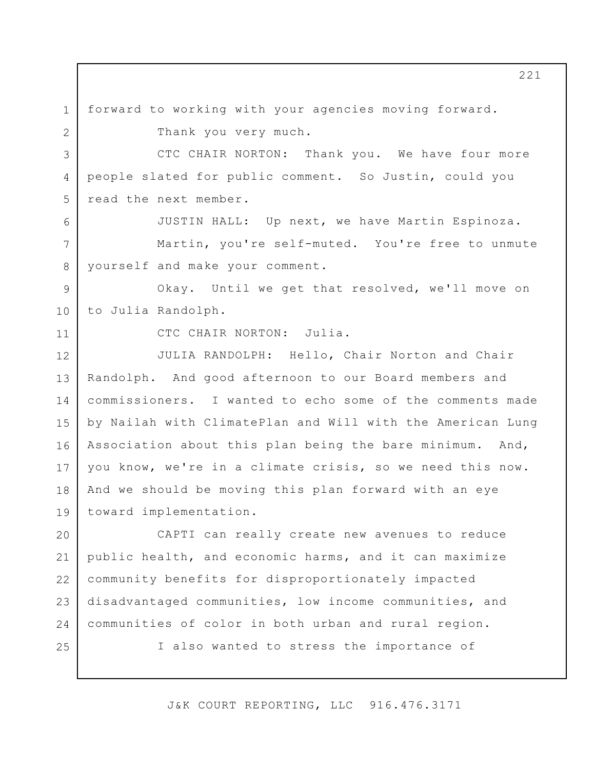forward to working with your agencies moving forward.

Thank you very much.

CTC CHAIR NORTON: Thank you. We have four more people slated for public comment. So Justin, could you read the next member.

JUSTIN HALL: Up next, we have Martin Espinoza.

Martin, you're self-muted. You're free to unmute yourself and make your comment.

Okay. Until we get that resolved, we'll move on to Julia Randolph.

CTC CHAIR NORTON: Julia.

JULIA RANDOLPH: Hello, Chair Norton and Chair Randolph. And good afternoon to our Board members and commissioners. I wanted to echo some of the comments made by Nailah with ClimatePlan and Will with the American Lung Association about this plan being the bare minimum. And, you know, we're in a climate crisis, so we need this now. And we should be moving this plan forward with an eye toward implementation.

CAPTI can really create new avenues to reduce public health, and economic harms, and it can maximize community benefits for disproportionately impacted disadvantaged communities, low income communities, and communities of color in both urban and rural region.

I also wanted to stress the importance of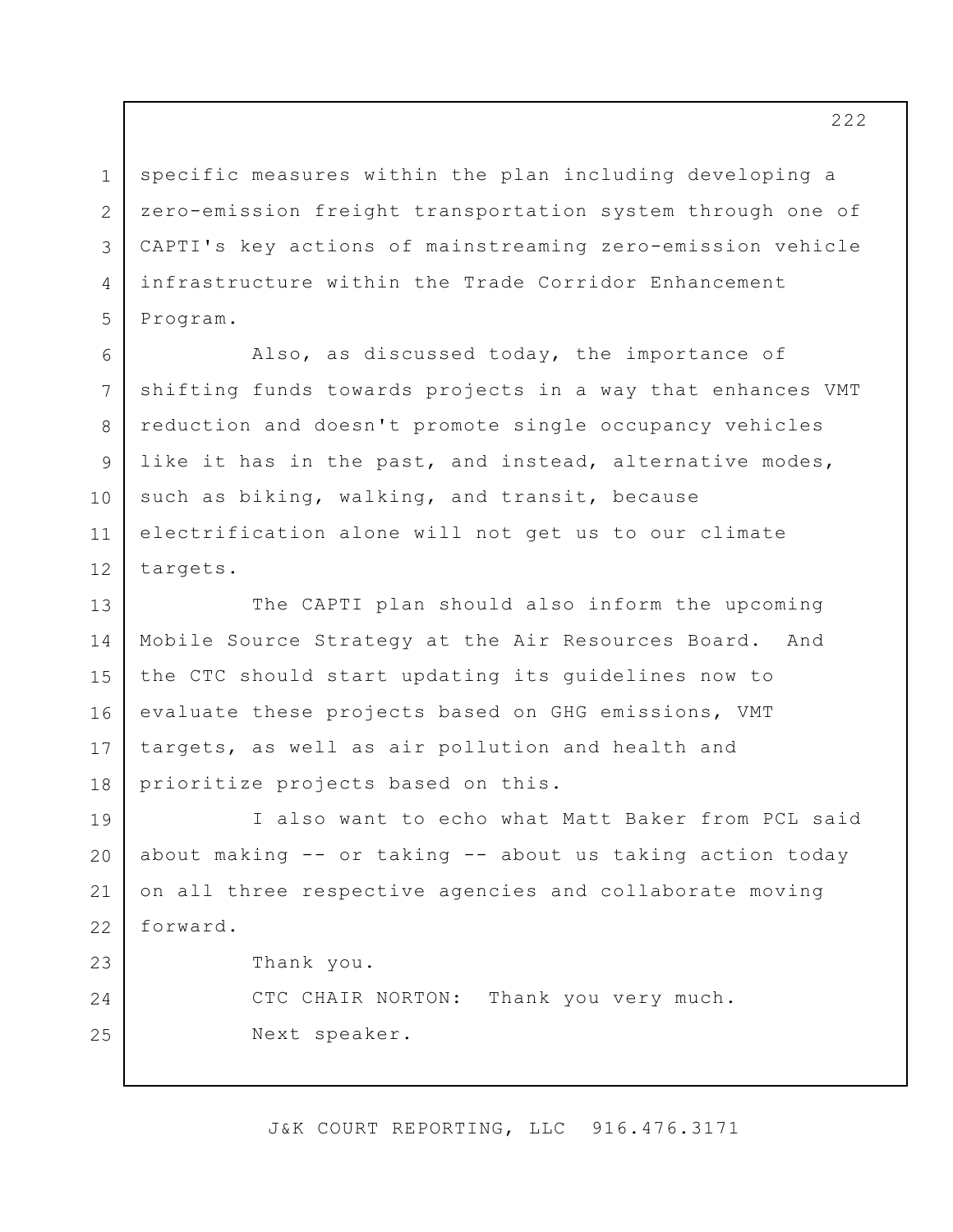specific measures within the plan including developing a zero-emission freight transportation system through one of CAPTI's key actions of mainstreaming zero-emission vehicle infrastructure within the Trade Corridor Enhancement Program.

Also, as discussed today, the importance of shifting funds towards projects in a way that enhances VMT reduction and doesn't promote single occupancy vehicles like it has in the past, and instead, alternative modes, such as biking, walking, and transit, because electrification alone will not get us to our climate targets.

The CAPTI plan should also inform the upcoming Mobile Source Strategy at the Air Resources Board. And the CTC should start updating its guidelines now to evaluate these projects based on GHG emissions, VMT targets, as well as air pollution and health and prioritize projects based on this.

I also want to echo what Matt Baker from PCL said about making -- or taking -- about us taking action today on all three respective agencies and collaborate moving forward.

Thank you.

CTC CHAIR NORTON: Thank you very much.

Next speaker.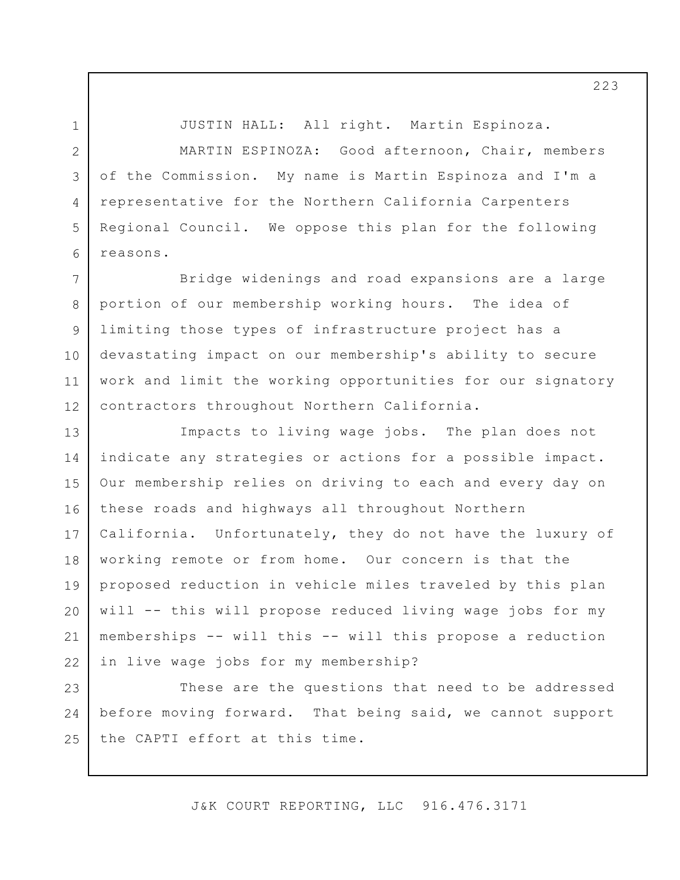JUSTIN HALL: All right. Martin Espinoza.

MARTIN ESPINOZA: Good afternoon, Chair, members of the Commission. My name is Martin Espinoza and I'm a representative for the Northern California Carpenters Regional Council. We oppose this plan for the following reasons.

Bridge widenings and road expansions are a large portion of our membership working hours. The idea of limiting those types of infrastructure project has a devastating impact on our membership's ability to secure work and limit the working opportunities for our signatory contractors throughout Northern California.

Impacts to living wage jobs. The plan does not indicate any strategies or actions for a possible impact. Our membership relies on driving to each and every day on these roads and highways all throughout Northern California. Unfortunately, they do not have the luxury of working remote or from home. Our concern is that the proposed reduction in vehicle miles traveled by this plan will -- this will propose reduced living wage jobs for my memberships -- will this -- will this propose a reduction in live wage jobs for my membership?

These are the questions that need to be addressed before moving forward. That being said, we cannot support the CAPTI effort at this time.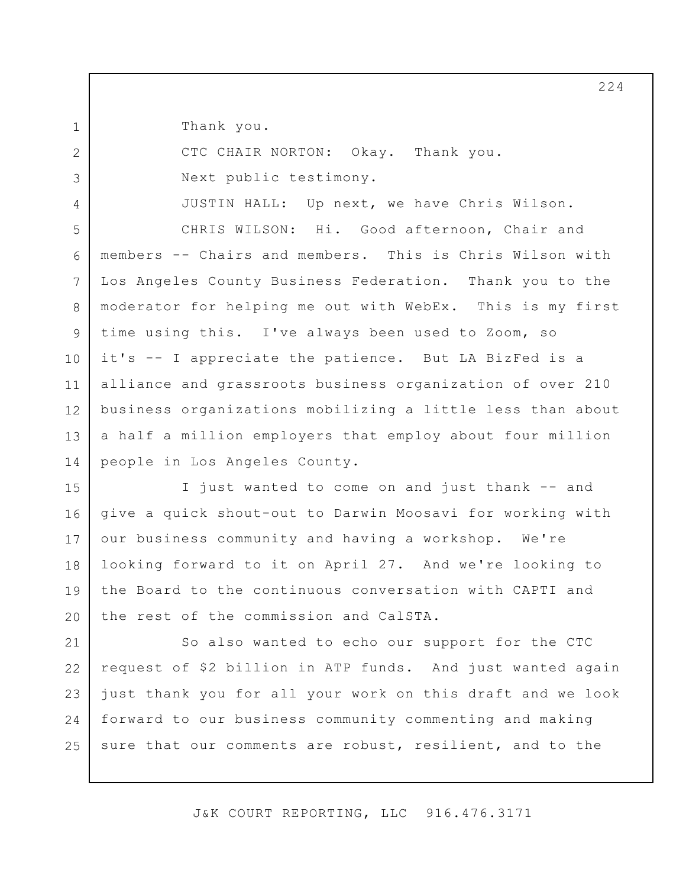Thank you.

CTC CHAIR NORTON: Okay. Thank you.

Next public testimony.

JUSTIN HALL: Up next, we have Chris Wilson.

CHRIS WILSON: Hi. Good afternoon, Chair and members -- Chairs and members. This is Chris Wilson with Los Angeles County Business Federation. Thank you to the moderator for helping me out with WebEx. This is my first time using this. I've always been used to Zoom, so it's -- I appreciate the patience. But LA BizFed is a alliance and grassroots business organization of over 210 business organizations mobilizing a little less than about a half a million employers that employ about four million people in Los Angeles County.

I just wanted to come on and just thank -- and give a quick shout-out to Darwin Moosavi for working with our business community and having a workshop. We're looking forward to it on April 27. And we're looking to the Board to the continuous conversation with CAPTI and the rest of the commission and CalSTA.

So also wanted to echo our support for the CTC request of $2 billion in ATP funds. And just wanted again just thank you for all your work on this draft and we look forward to our business community commenting and making sure that our comments are robust, resilient, and to the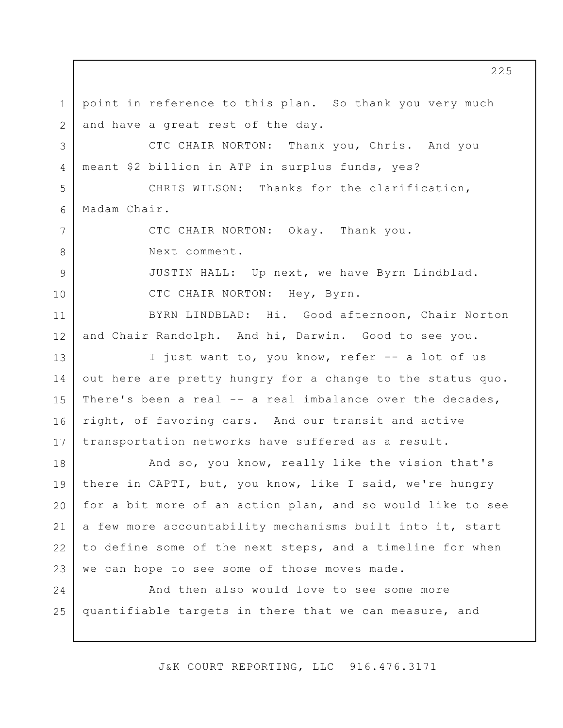point in reference to this plan. So thank you very much and have a great rest of the day.

CTC CHAIR NORTON: Thank you, Chris. And you meant $2 billion in ATP in surplus funds, yes?

CHRIS WILSON: Thanks for the clarification, Madam Chair.

CTC CHAIR NORTON: Okay. Thank you.

Next comment.

JUSTIN HALL: Up next, we have Byrn Lindblad.

CTC CHAIR NORTON: Hey, Byrn.

BYRN LINDBLAD: Hi. Good afternoon, Chair Norton and Chair Randolph. And hi, Darwin. Good to see you.

I just want to, you know, refer -- a lot of us out here are pretty hungry for a change to the status quo. There's been a real -- a real imbalance over the decades, right, of favoring cars. And our transit and active transportation networks have suffered as a result.

And so, you know, really like the vision that's there in CAPTI, but, you know, like I said, we're hungry for a bit more of an action plan, and so would like to see a few more accountability mechanisms built into it, start to define some of the next steps, and a timeline for when we can hope to see some of those moves made.

And then also would love to see some more quantifiable targets in there that we can measure, and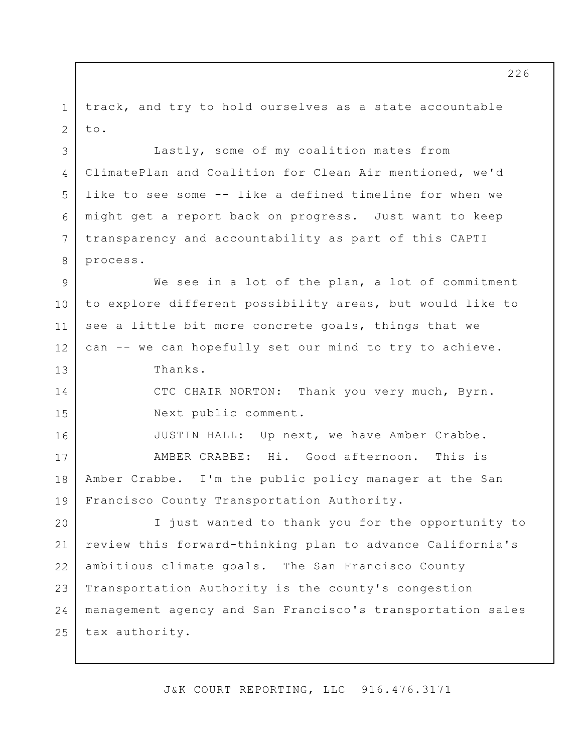track, and try to hold ourselves as a state accountable to.

Lastly, some of my coalition mates from ClimatePlan and Coalition for Clean Air mentioned, we'd like to see some -- like a defined timeline for when we might get a report back on progress. Just want to keep transparency and accountability as part of this CAPTI process.

We see in a lot of the plan, a lot of commitment to explore different possibility areas, but would like to see a little bit more concrete goals, things that we can -- we can hopefully set our mind to try to achieve.

Thanks.

CTC CHAIR NORTON: Thank you very much, Byrn.

Next public comment.

JUSTIN HALL: Up next, we have Amber Crabbe.

AMBER CRABBE: Hi. Good afternoon. This is Amber Crabbe. I'm the public policy manager at the San Francisco County Transportation Authority.

I just wanted to thank you for the opportunity to review this forward-thinking plan to advance California's ambitious climate goals. The San Francisco County Transportation Authority is the county's congestion management agency and San Francisco's transportation sales tax authority.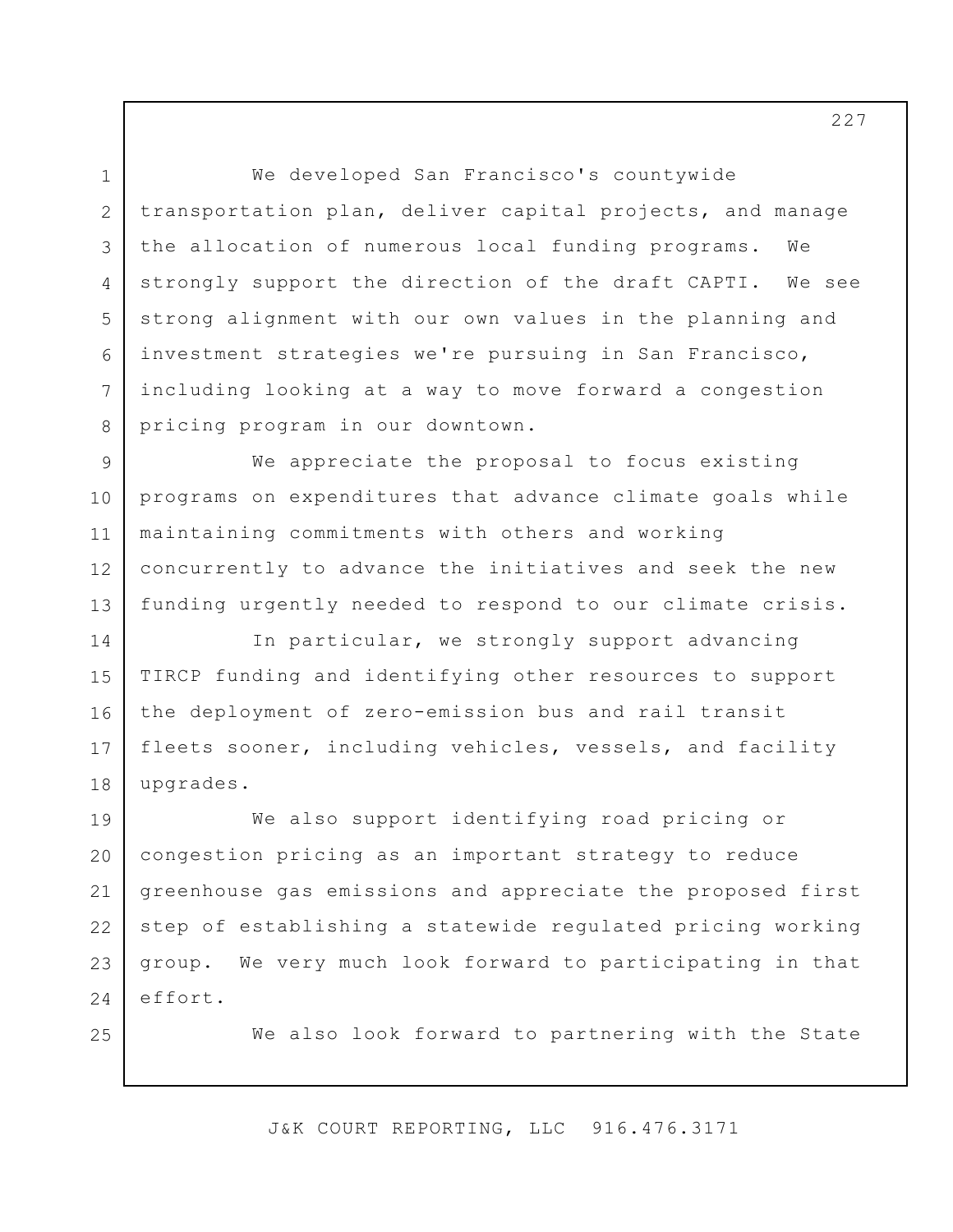We developed San Francisco's countywide transportation plan, deliver capital projects, and manage the allocation of numerous local funding programs. We strongly support the direction of the draft CAPTI. We see strong alignment with our own values in the planning and investment strategies we're pursuing in San Francisco, including looking at a way to move forward a congestion pricing program in our downtown.

We appreciate the proposal to focus existing programs on expenditures that advance climate goals while maintaining commitments with others and working concurrently to advance the initiatives and seek the new funding urgently needed to respond to our climate crisis.

In particular, we strongly support advancing TIRCP funding and identifying other resources to support the deployment of zero-emission bus and rail transit fleets sooner, including vehicles, vessels, and facility upgrades.

We also support identifying road pricing or congestion pricing as an important strategy to reduce greenhouse gas emissions and appreciate the proposed first step of establishing a statewide regulated pricing working group. We very much look forward to participating in that effort.

We also look forward to partnering with the State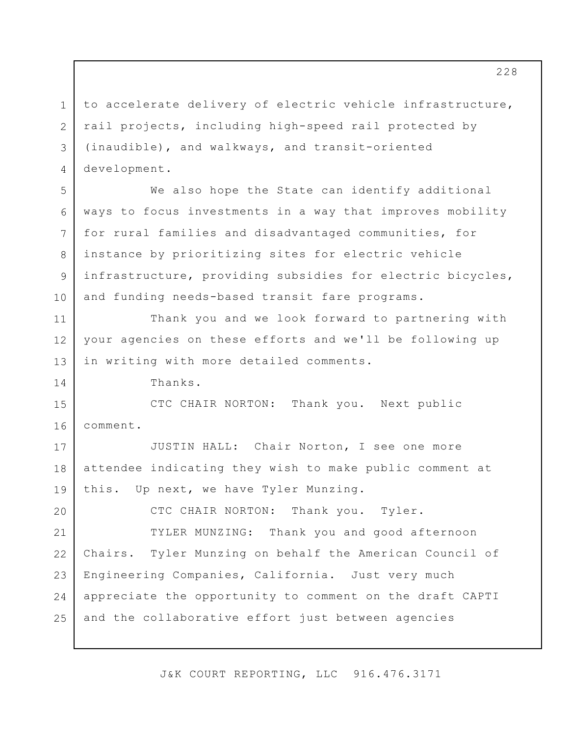to accelerate delivery of electric vehicle infrastructure, rail projects, including high-speed rail protected by (inaudible), and walkways, and transit-oriented development.

We also hope the State can identify additional ways to focus investments in a way that improves mobility for rural families and disadvantaged communities, for instance by prioritizing sites for electric vehicle infrastructure, providing subsidies for electric bicycles, and funding needs-based transit fare programs.

Thank you and we look forward to partnering with your agencies on these efforts and we'll be following up in writing with more detailed comments.

Thanks.

CTC CHAIR NORTON: Thank you. Next public comment.

JUSTIN HALL: Chair Norton, I see one more attendee indicating they wish to make public comment at this. Up next, we have Tyler Munzing.

CTC CHAIR NORTON: Thank you. Tyler.

TYLER MUNZING: Thank you and good afternoon Chairs. Tyler Munzing on behalf the American Council of Engineering Companies, California. Just very much appreciate the opportunity to comment on the draft CAPTI and the collaborative effort just between agencies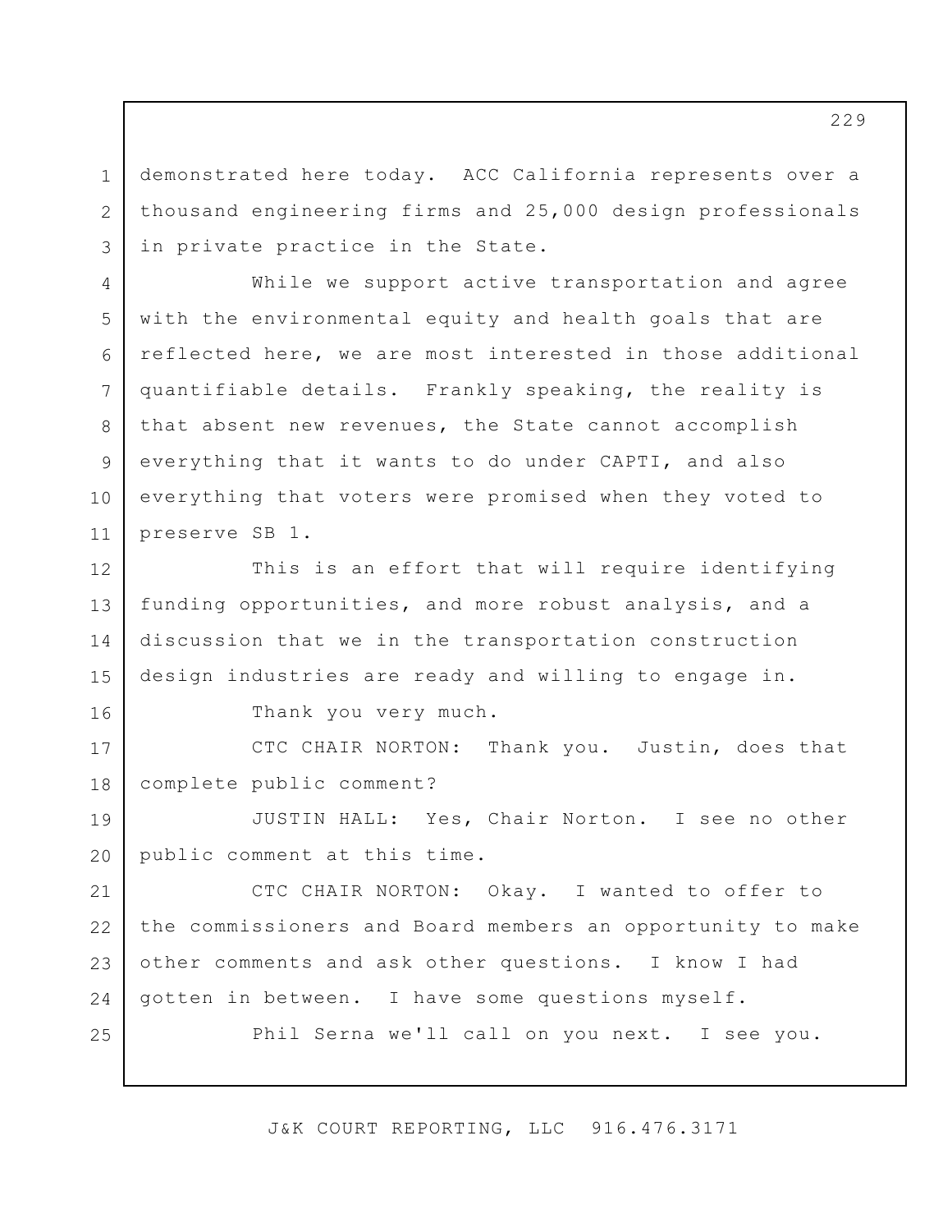demonstrated here today. ACC California represents over a thousand engineering firms and 25,000 design professionals in private practice in the State.

While we support active transportation and agree with the environmental equity and health goals that are reflected here, we are most interested in those additional quantifiable details. Frankly speaking, the reality is that absent new revenues, the State cannot accomplish everything that it wants to do under CAPTI, and also everything that voters were promised when they voted to preserve SB 1.

This is an effort that will require identifying funding opportunities, and more robust analysis, and a discussion that we in the transportation construction design industries are ready and willing to engage in.

Thank you very much.

CTC CHAIR NORTON: Thank you. Justin, does that complete public comment?

JUSTIN HALL: Yes, Chair Norton. I see no other public comment at this time.

CTC CHAIR NORTON: Okay. I wanted to offer to the commissioners and Board members an opportunity to make other comments and ask other questions. I know I had gotten in between. I have some questions myself.

Phil Serna we'll call on you next. I see you.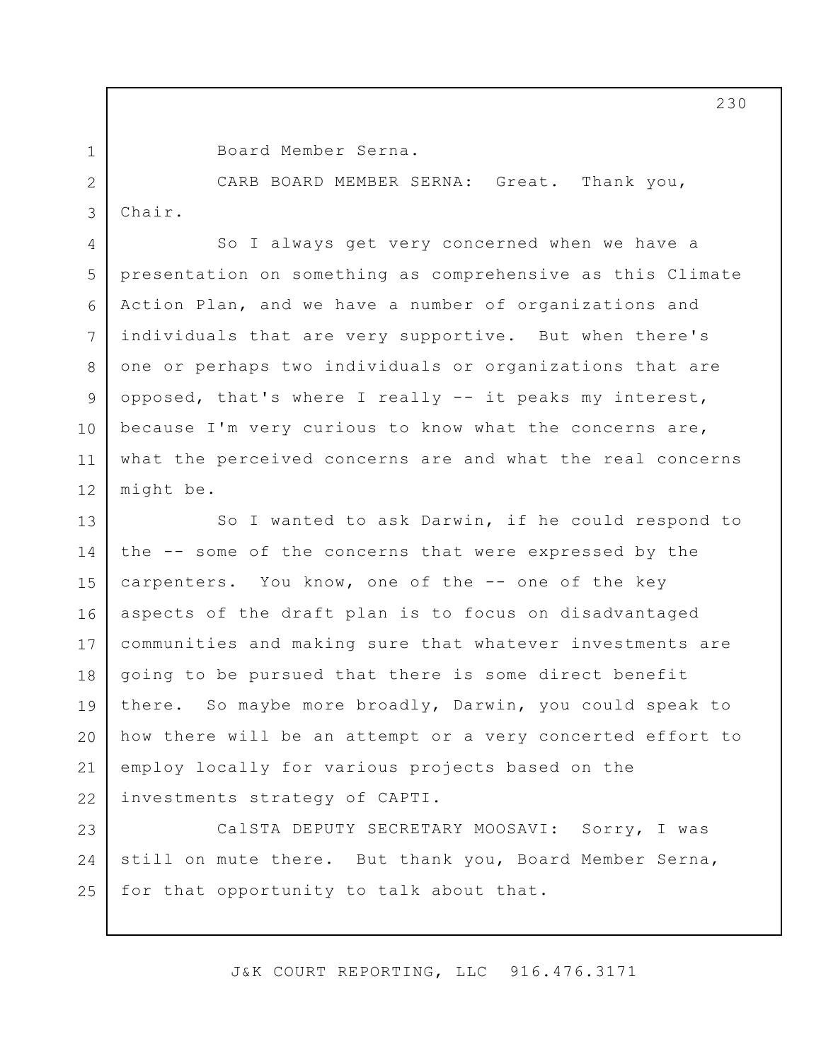Board Member Serna.

CARB BOARD MEMBER SERNA: Great. Thank you, Chair.

So I always get very concerned when we have a presentation on something as comprehensive as this Climate Action Plan, and we have a number of organizations and individuals that are very supportive. But when there's one or perhaps two individuals or organizations that are opposed, that's where I really -- it peaks my interest, because I'm very curious to know what the concerns are, what the perceived concerns are and what the real concerns might be.

So I wanted to ask Darwin, if he could respond to the -- some of the concerns that were expressed by the carpenters. You know, one of the -- one of the key aspects of the draft plan is to focus on disadvantaged communities and making sure that whatever investments are going to be pursued that there is some direct benefit there. So maybe more broadly, Darwin, you could speak to how there will be an attempt or a very concerted effort to employ locally for various projects based on the investments strategy of CAPTI.

CalSTA DEPUTY SECRETARY MOOSAVI: Sorry, I was still on mute there. But thank you, Board Member Serna, for that opportunity to talk about that.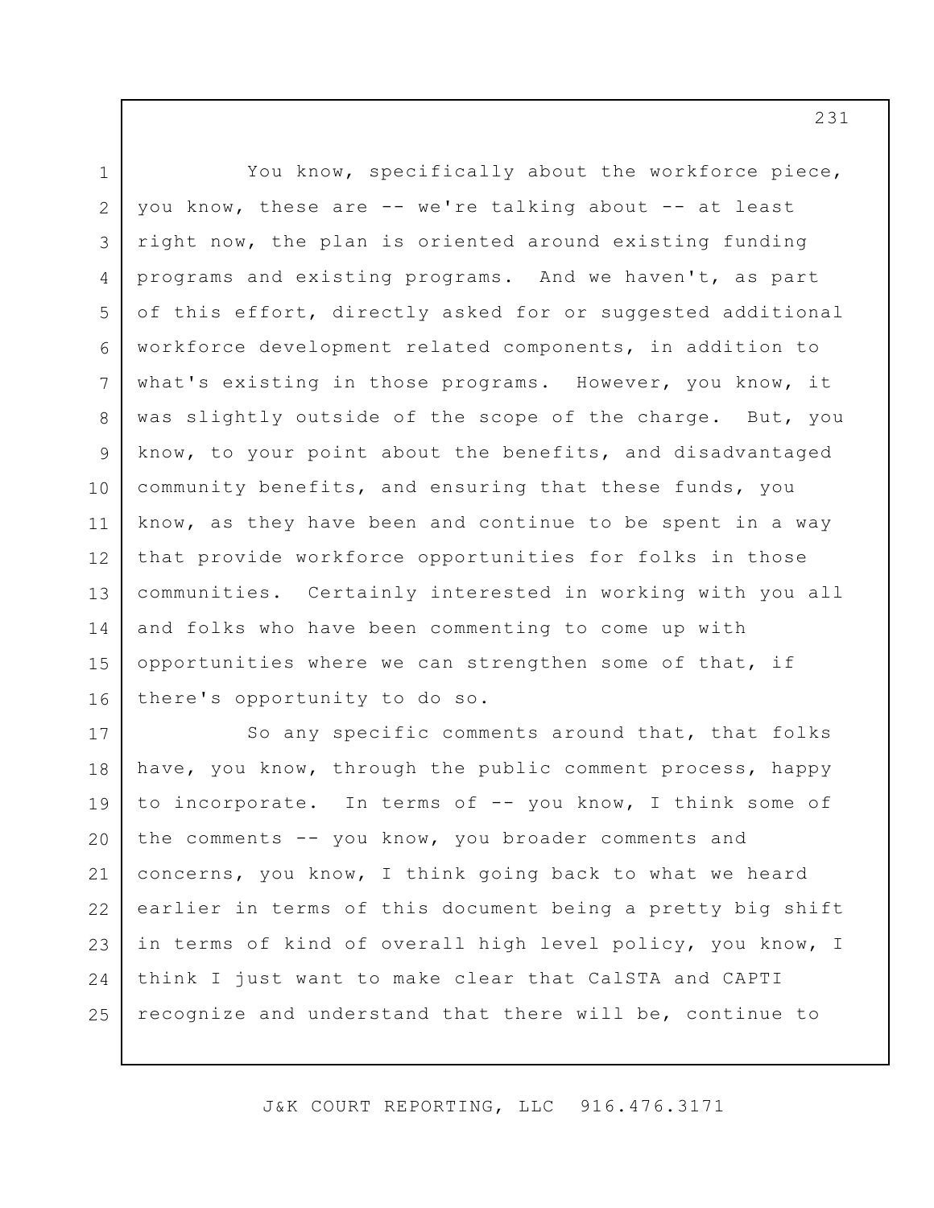You know, specifically about the workforce piece, you know, these are -- we're talking about -- at least right now, the plan is oriented around existing funding programs and existing programs. And we haven't, as part of this effort, directly asked for or suggested additional workforce development related components, in addition to what's existing in those programs. However, you know, it was slightly outside of the scope of the charge. But, you know, to your point about the benefits, and disadvantaged community benefits, and ensuring that these funds, you know, as they have been and continue to be spent in a way that provide workforce opportunities for folks in those communities. Certainly interested in working with you all and folks who have been commenting to come up with opportunities where we can strengthen some of that, if there's opportunity to do so.

So any specific comments around that, that folks have, you know, through the public comment process, happy to incorporate. In terms of -- you know, I think some of the comments -- you know, you broader comments and concerns, you know, I think going back to what we heard earlier in terms of this document being a pretty big shift in terms of kind of overall high level policy, you know, I think I just want to make clear that CalSTA and CAPTI recognize and understand that there will be, continue to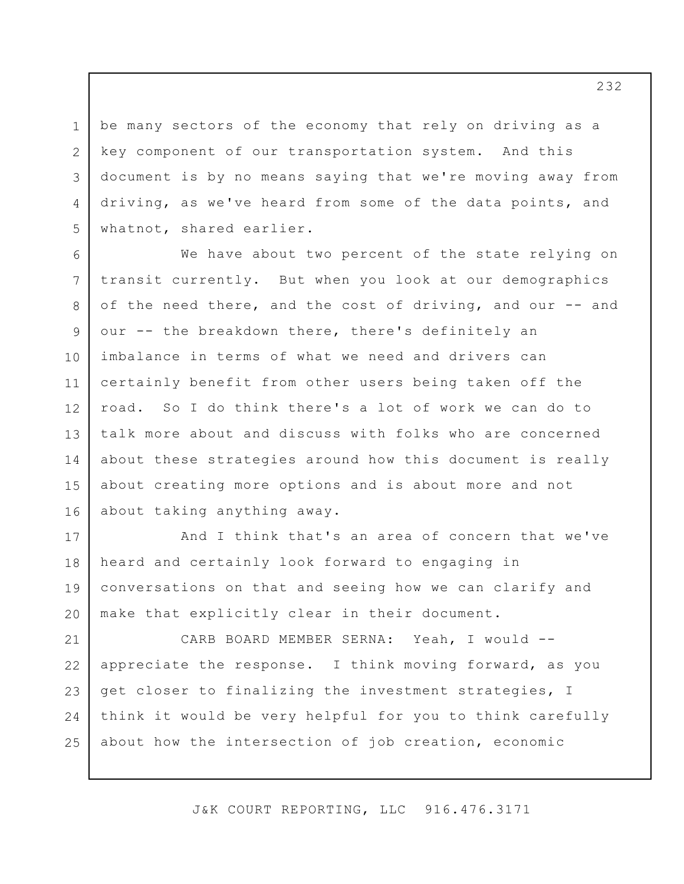be many sectors of the economy that rely on driving as a key component of our transportation system. And this document is by no means saying that we're moving away from driving, as we've heard from some of the data points, and whatnot, shared earlier.

We have about two percent of the state relying on transit currently. But when you look at our demographics of the need there, and the cost of driving, and our -- and our -- the breakdown there, there's definitely an imbalance in terms of what we need and drivers can certainly benefit from other users being taken off the road. So I do think there's a lot of work we can do to talk more about and discuss with folks who are concerned about these strategies around how this document is really about creating more options and is about more and not about taking anything away.

And I think that's an area of concern that we've heard and certainly look forward to engaging in conversations on that and seeing how we can clarify and make that explicitly clear in their document.

CARB BOARD MEMBER SERNA: Yeah, I would -- appreciate the response. I think moving forward, as you get closer to finalizing the investment strategies, I think it would be very helpful for you to think carefully about how the intersection of job creation, economic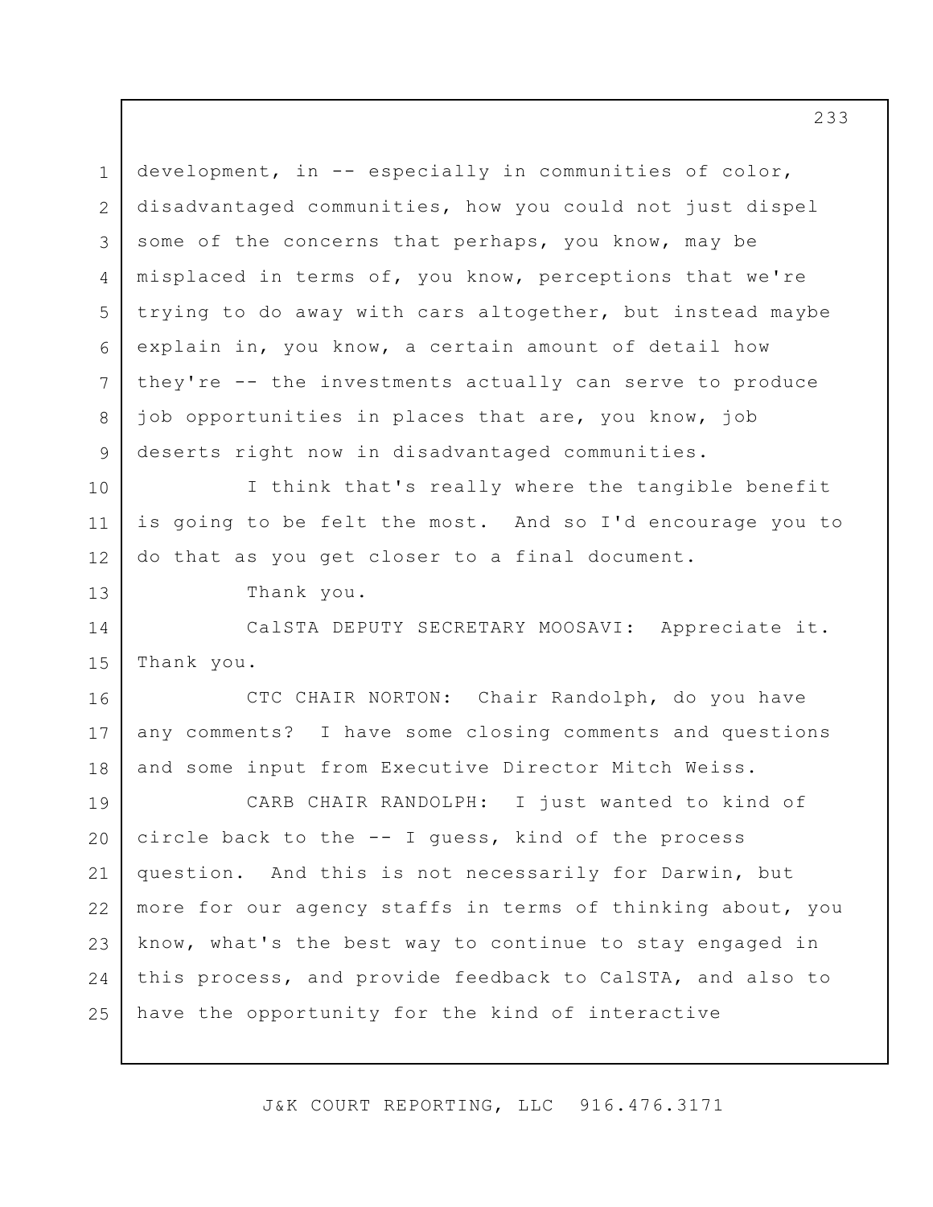development, in -- especially in communities of color, disadvantaged communities, how you could not just dispel some of the concerns that perhaps, you know, may be misplaced in terms of, you know, perceptions that we're trying to do away with cars altogether, but instead maybe explain in, you know, a certain amount of detail how they're -- the investments actually can serve to produce job opportunities in places that are, you know, job deserts right now in disadvantaged communities.

I think that's really where the tangible benefit is going to be felt the most. And so I'd encourage you to do that as you get closer to a final document.

Thank you.

CalSTA DEPUTY SECRETARY MOOSAVI: Appreciate it. Thank you.

CTC CHAIR NORTON: Chair Randolph, do you have any comments? I have some closing comments and questions and some input from Executive Director Mitch Weiss.

CARB CHAIR RANDOLPH: I just wanted to kind of circle back to the -- I guess, kind of the process question. And this is not necessarily for Darwin, but more for our agency staffs in terms of thinking about, you know, what's the best way to continue to stay engaged in this process, and provide feedback to CalSTA, and also to have the opportunity for the kind of interactive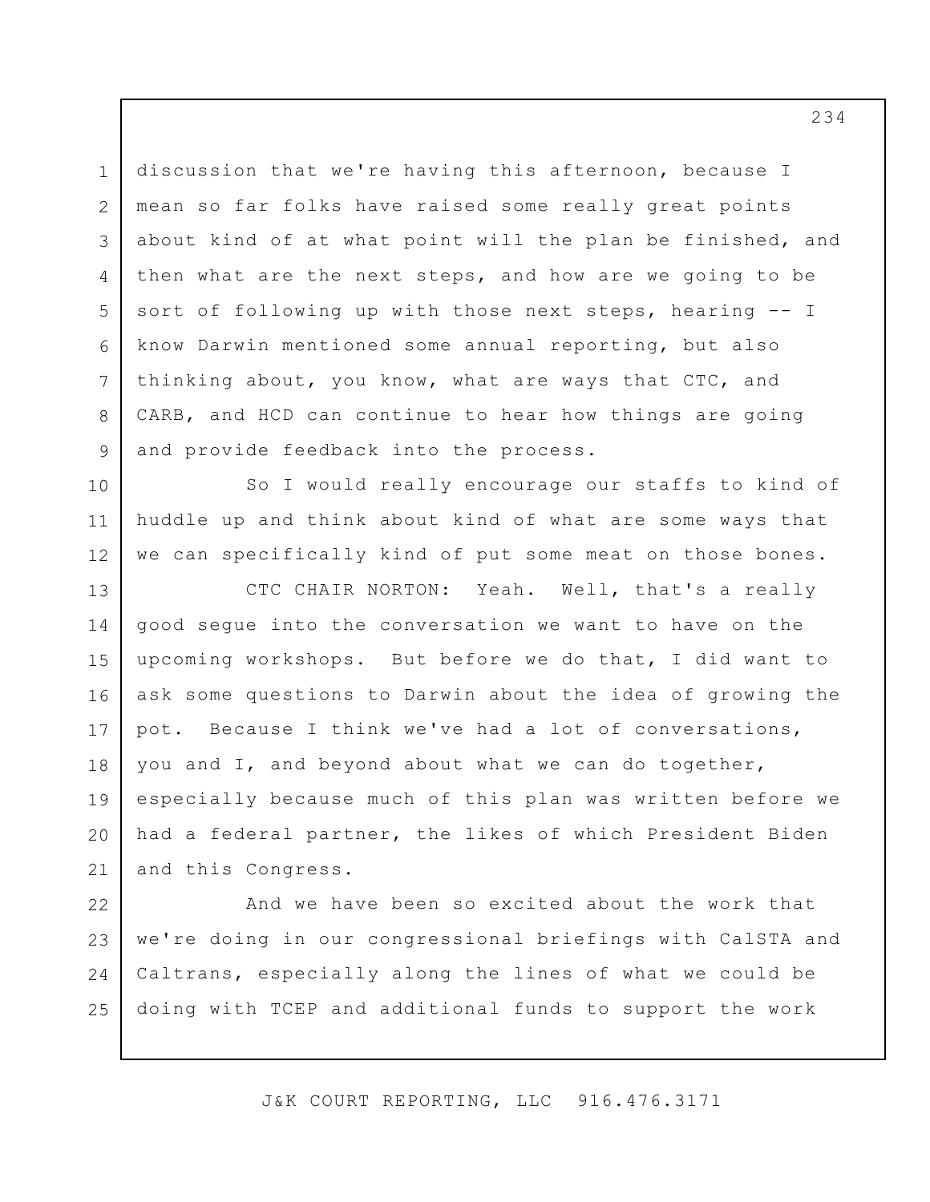discussion that we're having this afternoon, because I mean so far folks have raised some really great points about kind of at what point will the plan be finished, and then what are the next steps, and how are we going to be sort of following up with those next steps, hearing -- I know Darwin mentioned some annual reporting, but also thinking about, you know, what are ways that CTC, and CARB, and HCD can continue to hear how things are going and provide feedback into the process.

So I would really encourage our staffs to kind of huddle up and think about kind of what are some ways that we can specifically kind of put some meat on those bones.

CTC CHAIR NORTON: Yeah. Well, that's a really good segue into the conversation we want to have on the upcoming workshops. But before we do that, I did want to ask some questions to Darwin about the idea of growing the pot. Because I think we've had a lot of conversations, you and I, and beyond about what we can do together, especially because much of this plan was written before we had a federal partner, the likes of which President Biden and this Congress.

And we have been so excited about the work that we're doing in our congressional briefings with CalSTA and Caltrans, especially along the lines of what we could be doing with TCEP and additional funds to support the work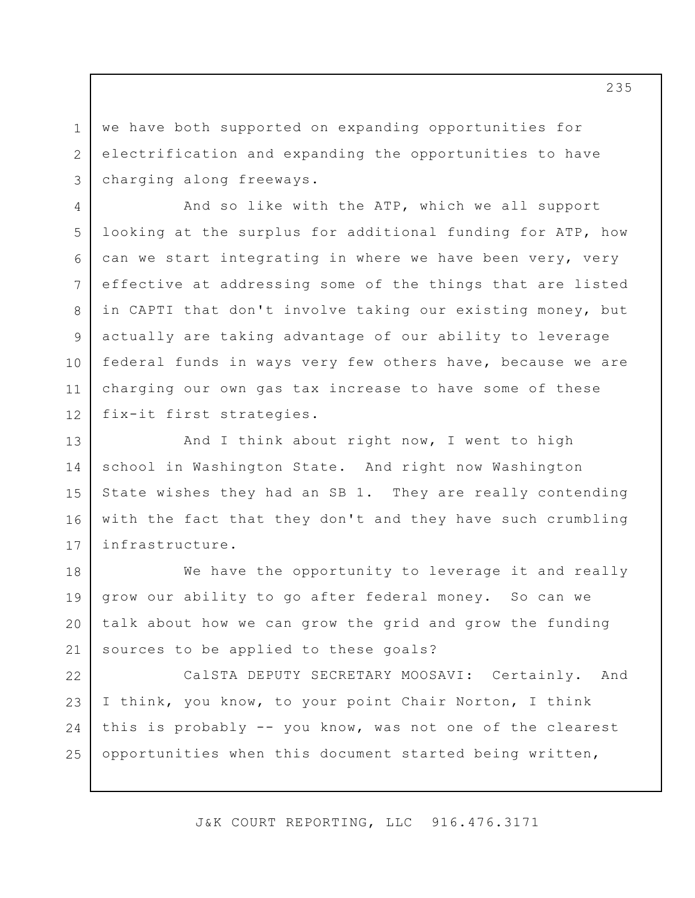we have both supported on expanding opportunities for electrification and expanding the opportunities to have charging along freeways.

And so like with the ATP, which we all support looking at the surplus for additional funding for ATP, how can we start integrating in where we have been very, very effective at addressing some of the things that are listed in CAPTI that don't involve taking our existing money, but actually are taking advantage of our ability to leverage federal funds in ways very few others have, because we are charging our own gas tax increase to have some of these fix-it first strategies.

And I think about right now, I went to high school in Washington State. And right now Washington State wishes they had an SB 1. They are really contending with the fact that they don't and they have such crumbling infrastructure.

We have the opportunity to leverage it and really grow our ability to go after federal money. So can we talk about how we can grow the grid and grow the funding sources to be applied to these goals?

CalSTA DEPUTY SECRETARY MOOSAVI: Certainly. And I think, you know, to your point Chair Norton, I think this is probably -- you know, was not one of the clearest opportunities when this document started being written,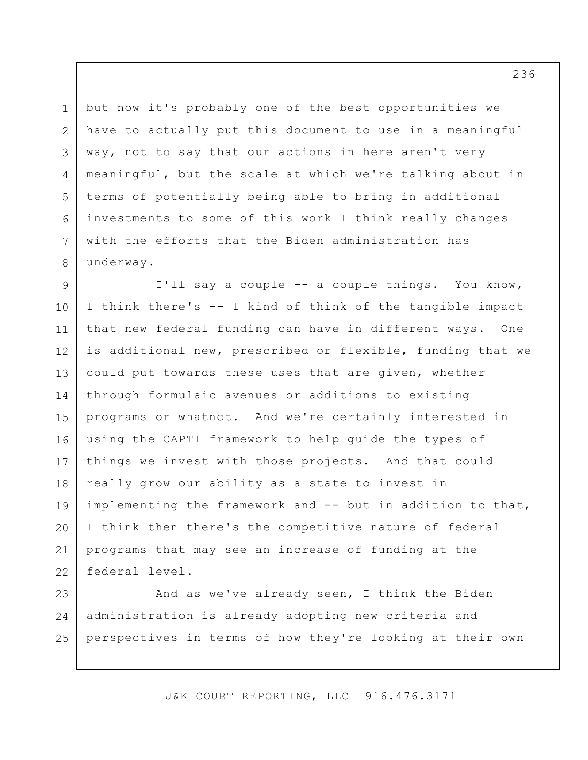but now it's probably one of the best opportunities we have to actually put this document to use in a meaningful way, not to say that our actions in here aren't very meaningful, but the scale at which we're talking about in terms of potentially being able to bring in additional investments to some of this work I think really changes with the efforts that the Biden administration has underway.

I'll say a couple -- a couple things. You know, I think there's -- I kind of think of the tangible impact that new federal funding can have in different ways. One is additional new, prescribed or flexible, funding that we could put towards these uses that are given, whether through formulaic avenues or additions to existing programs or whatnot. And we're certainly interested in using the CAPTI framework to help guide the types of things we invest with those projects. And that could really grow our ability as a state to invest in implementing the framework and -- but in addition to that, I think then there's the competitive nature of federal programs that may see an increase of funding at the federal level.

And as we've already seen, I think the Biden administration is already adopting new criteria and perspectives in terms of how they're looking at their own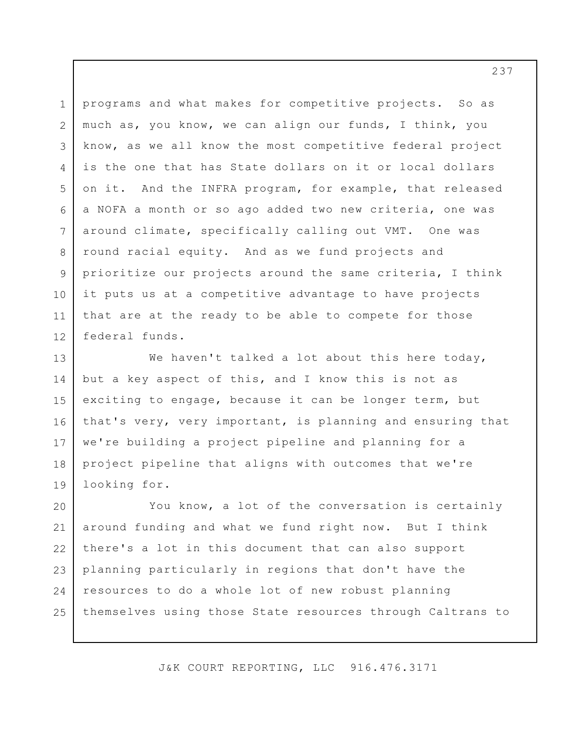programs and what makes for competitive projects. So as much as, you know, we can align our funds, I think, you know, as we all know the most competitive federal project is the one that has State dollars on it or local dollars on it. And the INFRA program, for example, that released a NOFA a month or so ago added two new criteria, one was around climate, specifically calling out VMT. One was round racial equity. And as we fund projects and prioritize our projects around the same criteria, I think it puts us at a competitive advantage to have projects that are at the ready to be able to compete for those federal funds.

We haven't talked a lot about this here today, but a key aspect of this, and I know this is not as exciting to engage, because it can be longer term, but that's very, very important, is planning and ensuring that we're building a project pipeline and planning for a project pipeline that aligns with outcomes that we're looking for.

You know, a lot of the conversation is certainly around funding and what we fund right now. But I think there's a lot in this document that can also support planning particularly in regions that don't have the resources to do a whole lot of new robust planning themselves using those State resources through Caltrans to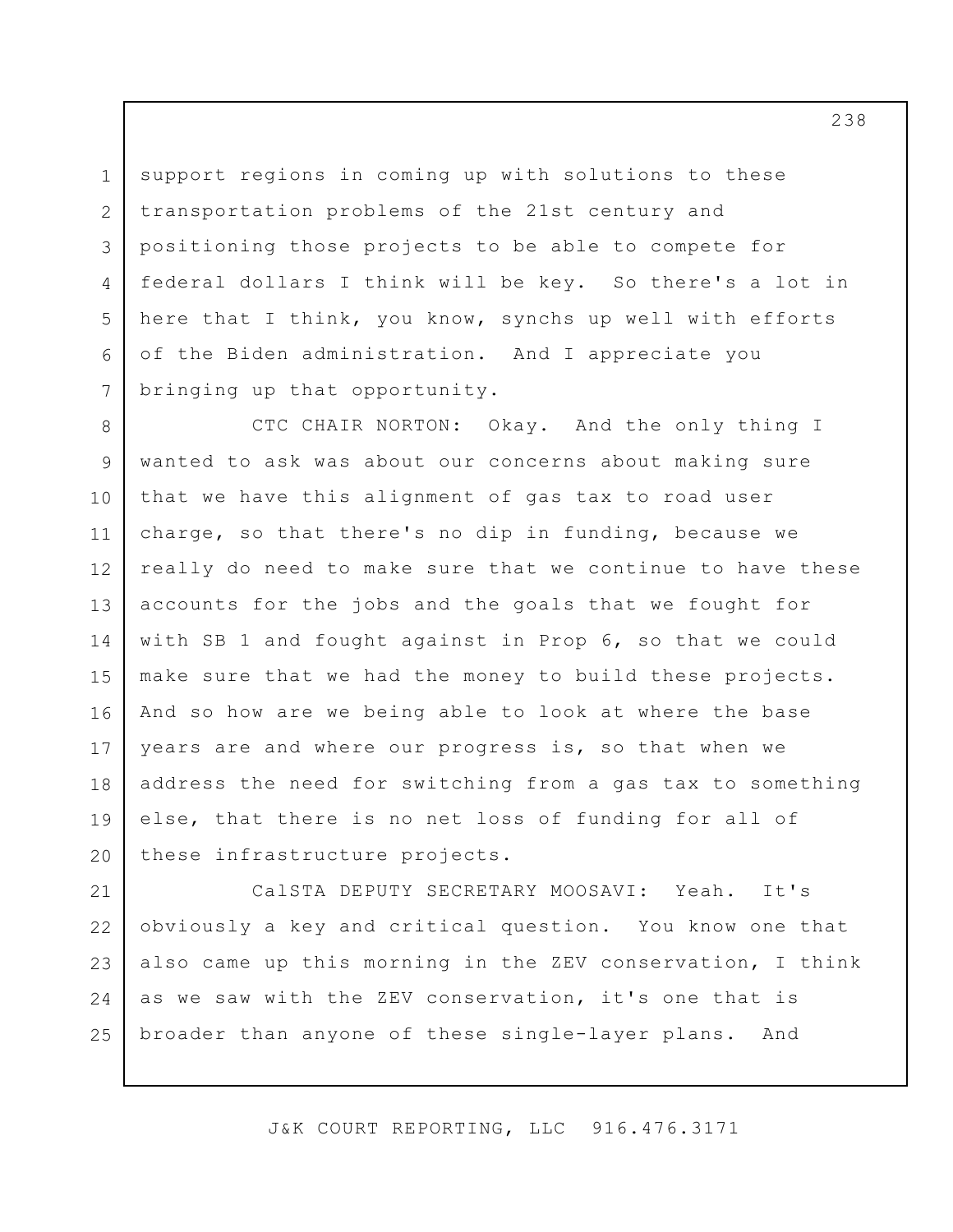support regions in coming up with solutions to these transportation problems of the 21st century and positioning those projects to be able to compete for federal dollars I think will be key. So there's a lot in here that I think, you know, synchs up well with efforts of the Biden administration. And I appreciate you bringing up that opportunity.

CTC CHAIR NORTON: Okay. And the only thing I wanted to ask was about our concerns about making sure that we have this alignment of gas tax to road user charge, so that there's no dip in funding, because we really do need to make sure that we continue to have these accounts for the jobs and the goals that we fought for with SB 1 and fought against in Prop 6, so that we could make sure that we had the money to build these projects. And so how are we being able to look at where the base years are and where our progress is, so that when we address the need for switching from a gas tax to something else, that there is no net loss of funding for all of these infrastructure projects.

CalSTA DEPUTY SECRETARY MOOSAVI: Yeah. It's obviously a key and critical question. You know one that also came up this morning in the ZEV conservation, I think as we saw with the ZEV conservation, it's one that is broader than anyone of these single-layer plans. And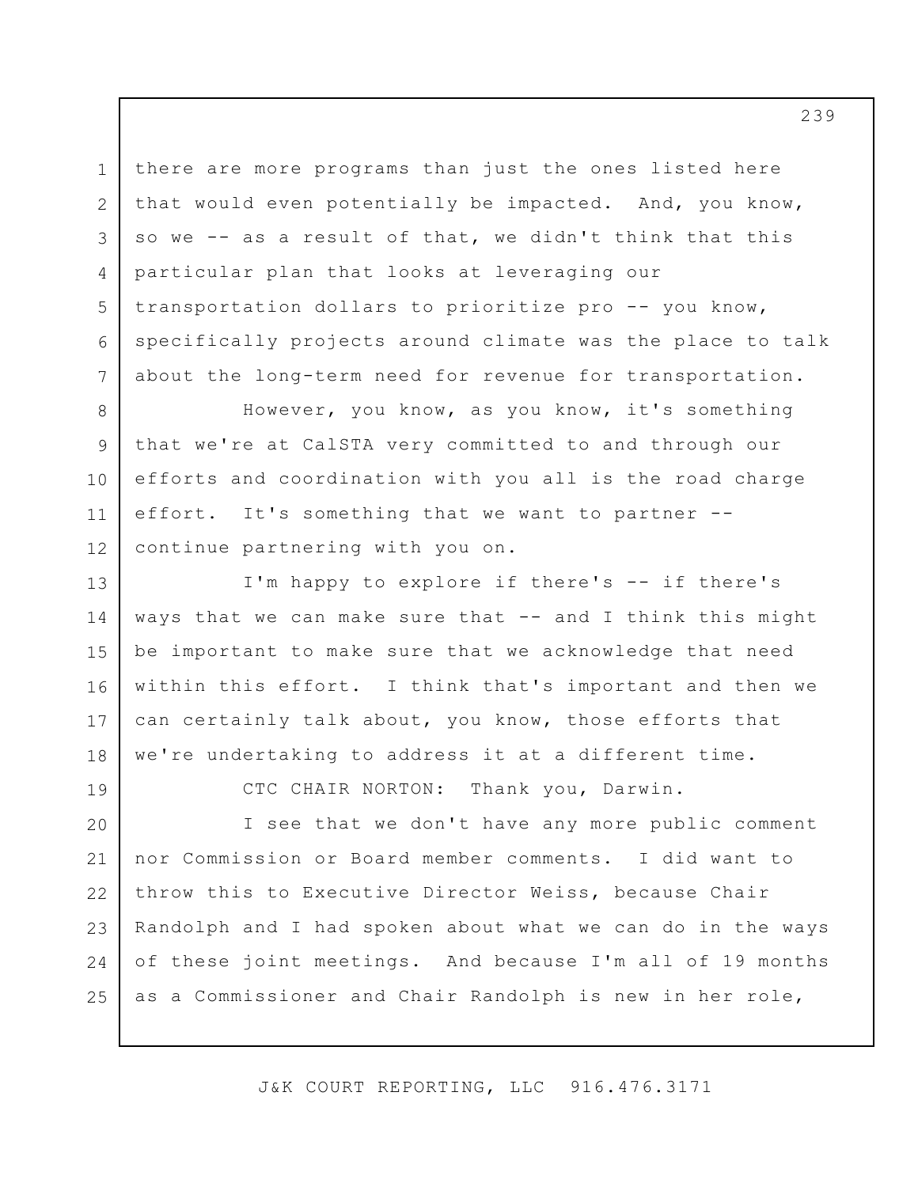there are more programs than just the ones listed here that would even potentially be impacted. And, you know, so we -- as a result of that, we didn't think that this particular plan that looks at leveraging our transportation dollars to prioritize pro -- you know, specifically projects around climate was the place to talk about the long-term need for revenue for transportation.

However, you know, as you know, it's something that we're at CalSTA very committed to and through our efforts and coordination with you all is the road charge effort. It's something that we want to partner -- continue partnering with you on.

I'm happy to explore if there's -- if there's ways that we can make sure that -- and I think this might be important to make sure that we acknowledge that need within this effort. I think that's important and then we can certainly talk about, you know, those efforts that we're undertaking to address it at a different time.

CTC CHAIR NORTON: Thank you, Darwin.

I see that we don't have any more public comment nor Commission or Board member comments. I did want to throw this to Executive Director Weiss, because Chair Randolph and I had spoken about what we can do in the ways of these joint meetings. And because I'm all of 19 months as a Commissioner and Chair Randolph is new in her role,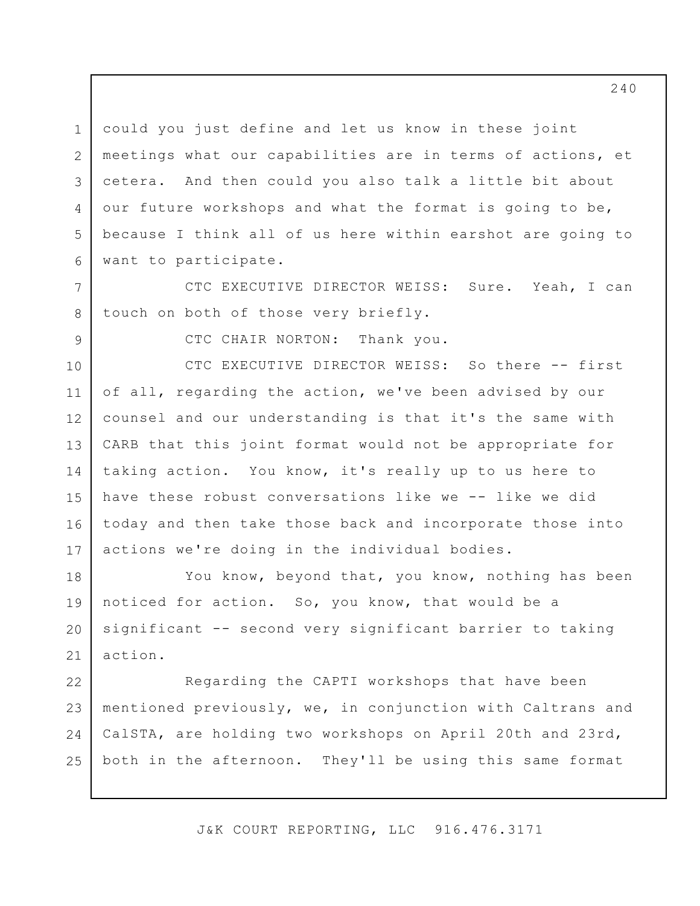could you just define and let us know in these joint meetings what our capabilities are in terms of actions, et cetera. And then could you also talk a little bit about our future workshops and what the format is going to be, because I think all of us here within earshot are going to want to participate.

CTC EXECUTIVE DIRECTOR WEISS: Sure. Yeah, I can touch on both of those very briefly.

CTC CHAIR NORTON: Thank you.

CTC EXECUTIVE DIRECTOR WEISS: So there -- first of all, regarding the action, we've been advised by our counsel and our understanding is that it's the same with CARB that this joint format would not be appropriate for taking action. You know, it's really up to us here to have these robust conversations like we -- like we did today and then take those back and incorporate those into actions we're doing in the individual bodies.

You know, beyond that, you know, nothing has been noticed for action. So, you know, that would be a significant -- second very significant barrier to taking action.

Regarding the CAPTI workshops that have been mentioned previously, we, in conjunction with Caltrans and CalSTA, are holding two workshops on April 20th and 23rd, both in the afternoon. They'll be using this same format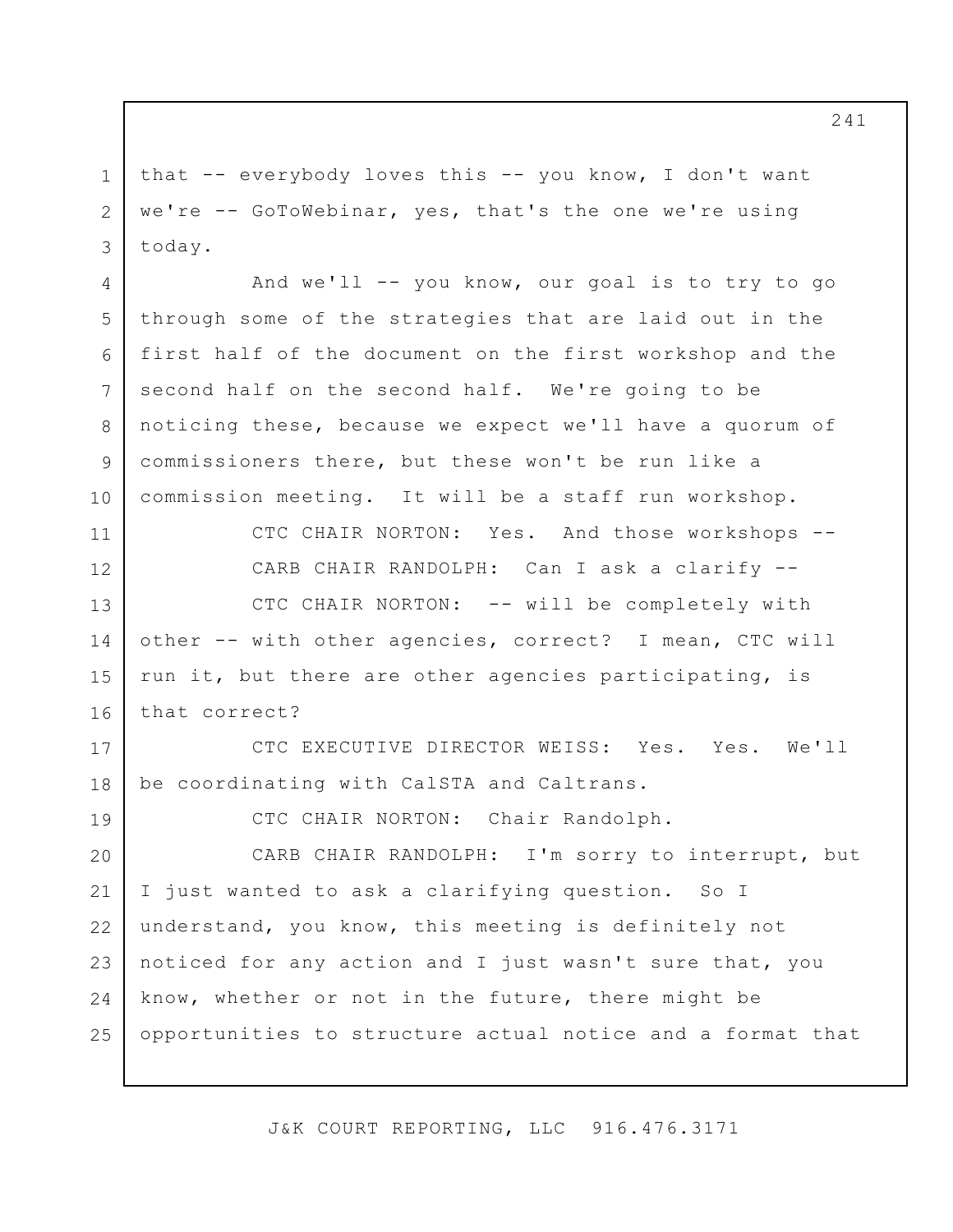that -- everybody loves this -- you know, I don't want we're -- GoToWebinar, yes, that's the one we're using today.

And we'll -- you know, our goal is to try to go through some of the strategies that are laid out in the first half of the document on the first workshop and the second half on the second half. We're going to be noticing these, because we expect we'll have a quorum of commissioners there, but these won't be run like a commission meeting. It will be a staff run workshop.

CTC CHAIR NORTON: Yes. And those workshops --

CARB CHAIR RANDOLPH: Can I ask a clarify --

CTC CHAIR NORTON: -- will be completely with other -- with other agencies, correct? I mean, CTC will run it, but there are other agencies participating, is that correct?

CTC EXECUTIVE DIRECTOR WEISS: Yes. Yes. We'll be coordinating with CalSTA and Caltrans.

CTC CHAIR NORTON: Chair Randolph.

CARB CHAIR RANDOLPH: I'm sorry to interrupt, but I just wanted to ask a clarifying question. So I understand, you know, this meeting is definitely not noticed for any action and I just wasn't sure that, you know, whether or not in the future, there might be opportunities to structure actual notice and a format that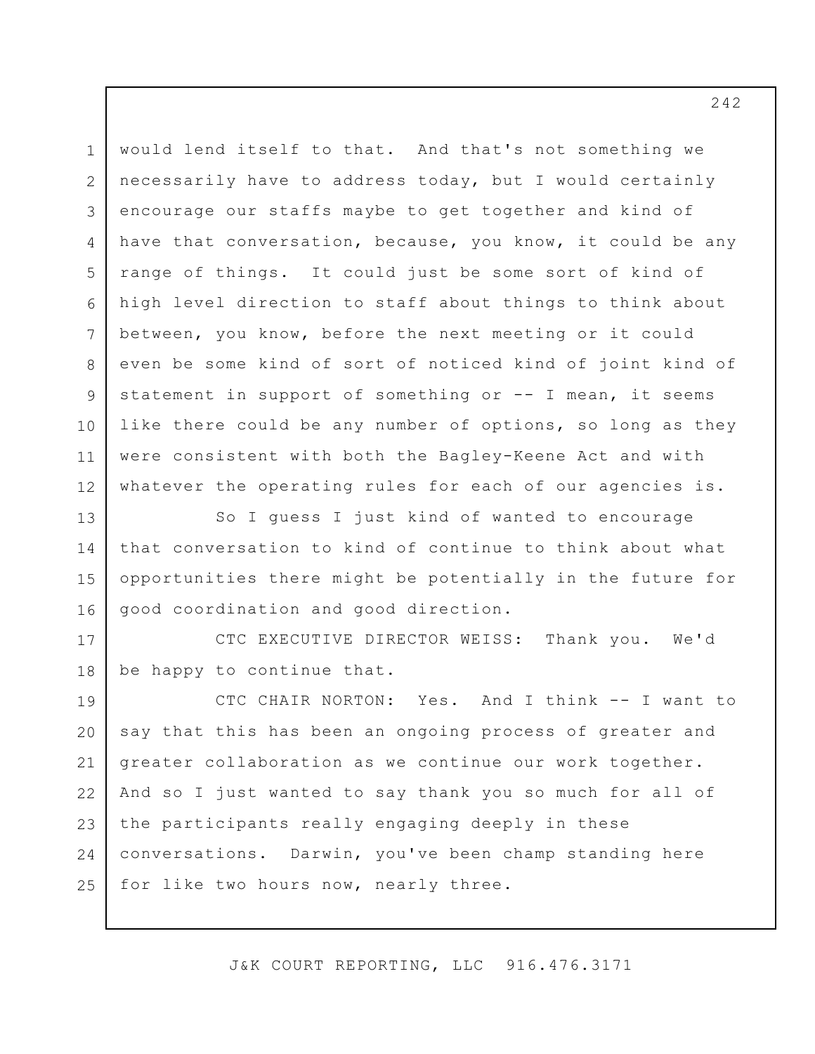would lend itself to that. And that's not something we necessarily have to address today, but I would certainly encourage our staffs maybe to get together and kind of have that conversation, because, you know, it could be any range of things. It could just be some sort of kind of high level direction to staff about things to think about between, you know, before the next meeting or it could even be some kind of sort of noticed kind of joint kind of statement in support of something or -- I mean, it seems like there could be any number of options, so long as they were consistent with both the Bagley-Keene Act and with whatever the operating rules for each of our agencies is.

So I guess I just kind of wanted to encourage that conversation to kind of continue to think about what opportunities there might be potentially in the future for good coordination and good direction.

CTC EXECUTIVE DIRECTOR WEISS: Thank you. We'd be happy to continue that.

CTC CHAIR NORTON: Yes. And I think -- I want to say that this has been an ongoing process of greater and greater collaboration as we continue our work together. And so I just wanted to say thank you so much for all of the participants really engaging deeply in these conversations. Darwin, you've been champ standing here for like two hours now, nearly three.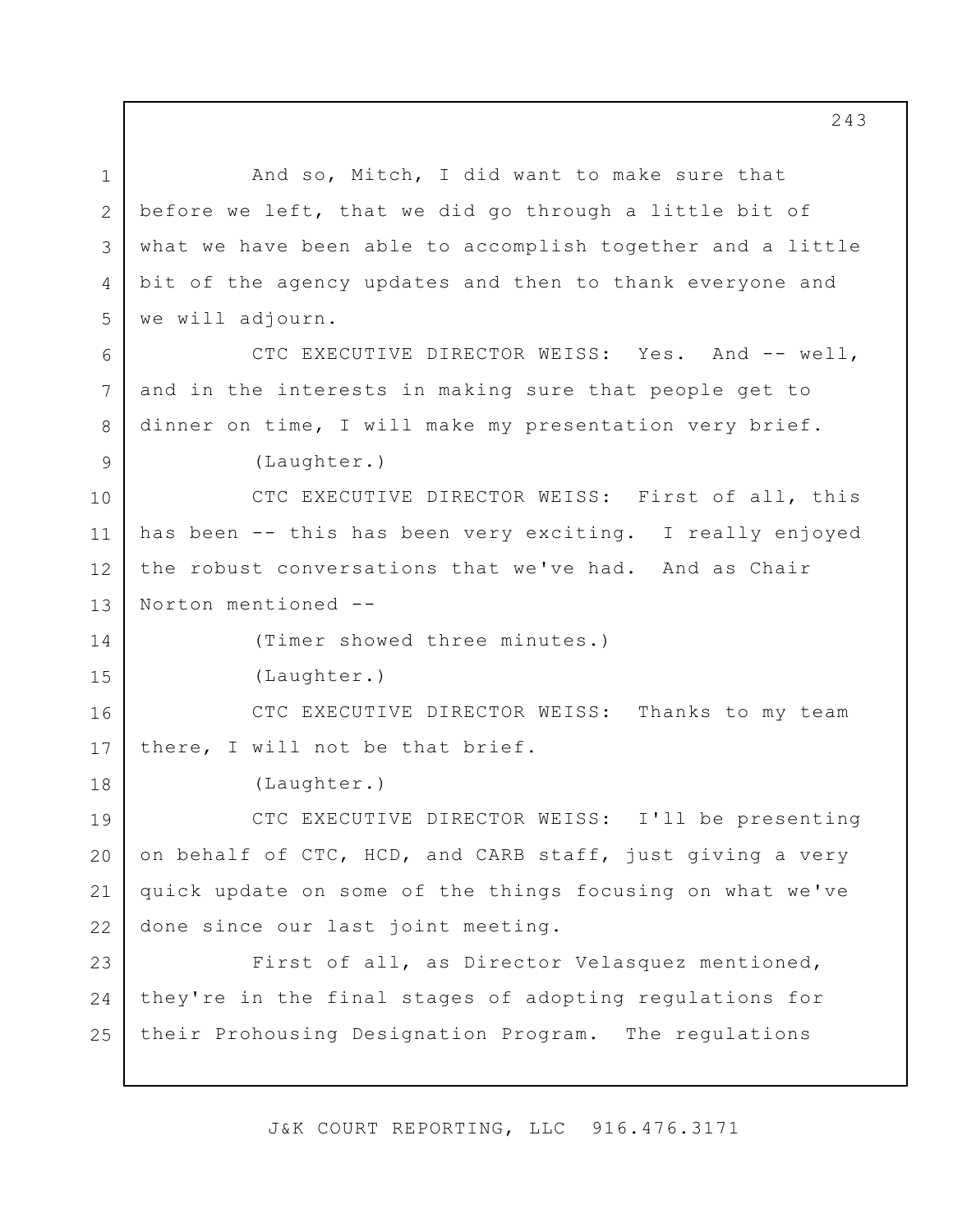And so, Mitch, I did want to make sure that before we left, that we did go through a little bit of what we have been able to accomplish together and a little bit of the agency updates and then to thank everyone and we will adjourn.

CTC EXECUTIVE DIRECTOR WEISS: Yes. And -- well, and in the interests in making sure that people get to dinner on time, I will make my presentation very brief.

(Laughter.)

CTC EXECUTIVE DIRECTOR WEISS: First of all, this has been -- this has been very exciting. I really enjoyed the robust conversations that we've had. And as Chair Norton mentioned --

(Timer showed three minutes.)

(Laughter.)

CTC EXECUTIVE DIRECTOR WEISS: Thanks to my team there, I will not be that brief.

(Laughter.)

CTC EXECUTIVE DIRECTOR WEISS: I'll be presenting on behalf of CTC, HCD, and CARB staff, just giving a very quick update on some of the things focusing on what we've done since our last joint meeting.

First of all, as Director Velasquez mentioned, they're in the final stages of adopting regulations for their Prohousing Designation Program. The regulations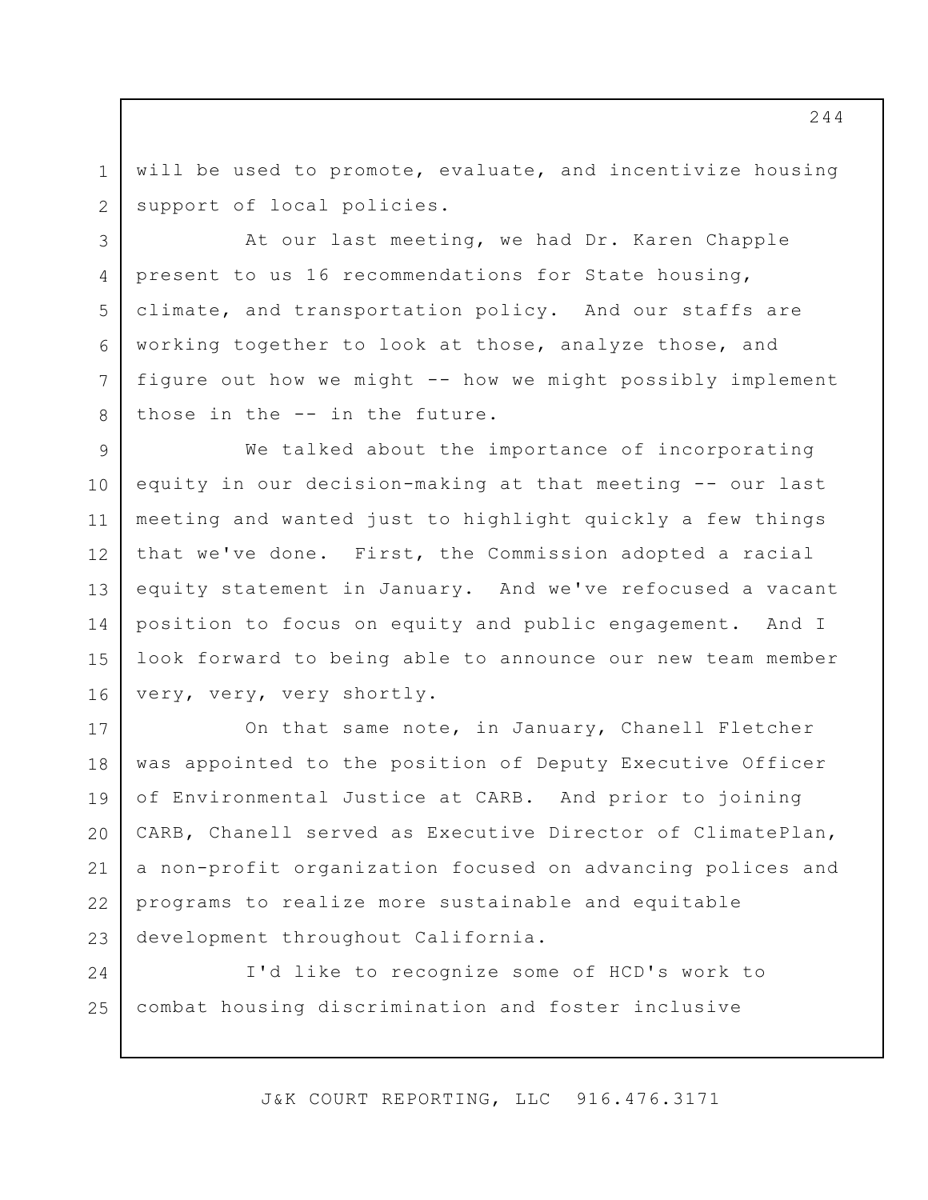will be used to promote, evaluate, and incentivize housing support of local policies.

At our last meeting, we had Dr. Karen Chapple present to us 16 recommendations for State housing, climate, and transportation policy. And our staffs are working together to look at those, analyze those, and figure out how we might -- how we might possibly implement those in the -- in the future.

We talked about the importance of incorporating equity in our decision-making at that meeting -- our last meeting and wanted just to highlight quickly a few things that we've done. First, the Commission adopted a racial equity statement in January. And we've refocused a vacant position to focus on equity and public engagement. And I look forward to being able to announce our new team member very, very, very shortly.

On that same note, in January, Chanell Fletcher was appointed to the position of Deputy Executive Officer of Environmental Justice at CARB. And prior to joining CARB, Chanell served as Executive Director of ClimatePlan, a non-profit organization focused on advancing polices and programs to realize more sustainable and equitable development throughout California.

I'd like to recognize some of HCD's work to combat housing discrimination and foster inclusive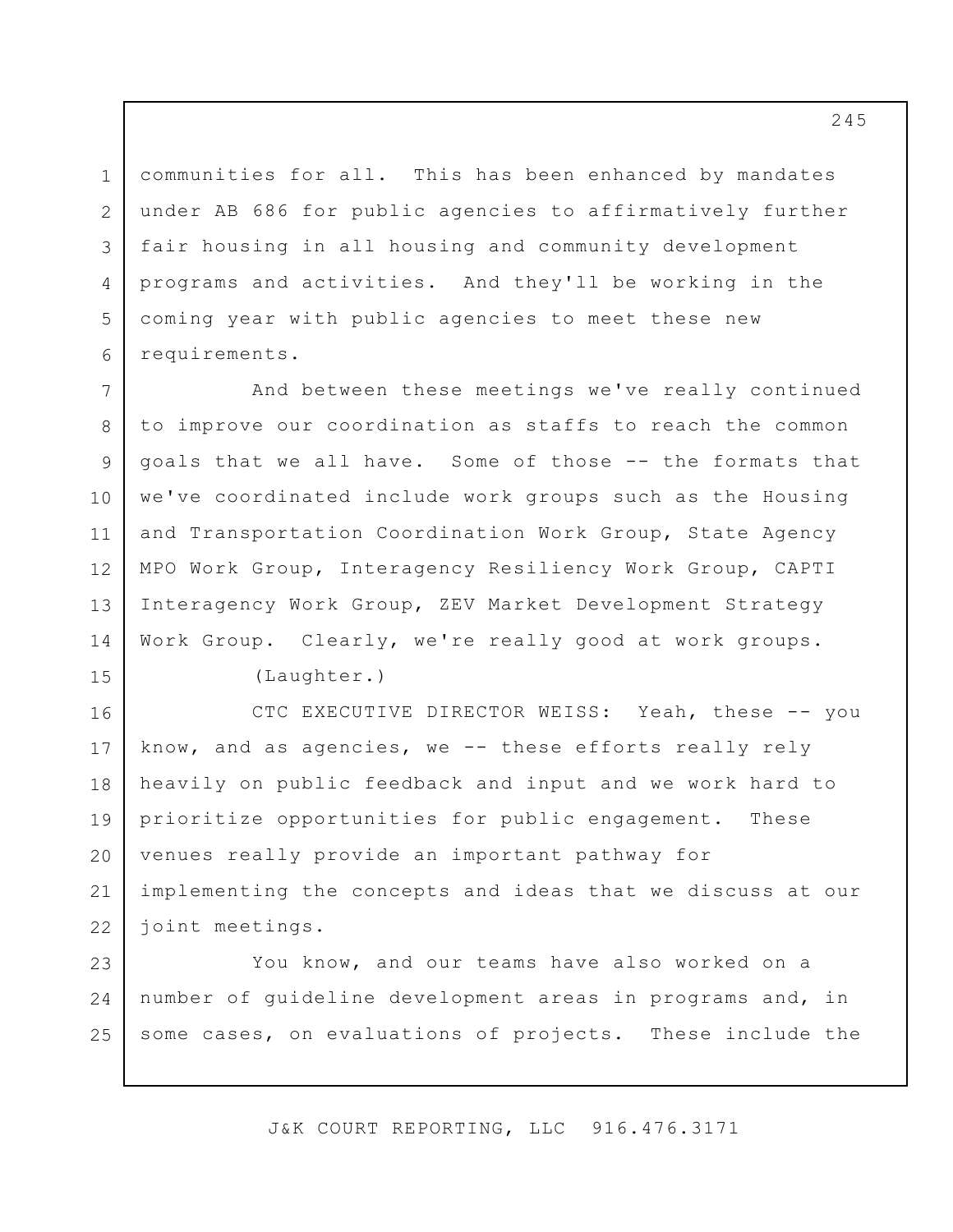communities for all. This has been enhanced by mandates under AB 686 for public agencies to affirmatively further fair housing in all housing and community development programs and activities. And they'll be working in the coming year with public agencies to meet these new requirements.

And between these meetings we've really continued to improve our coordination as staffs to reach the common goals that we all have. Some of those -- the formats that we've coordinated include work groups such as the Housing and Transportation Coordination Work Group, State Agency MPO Work Group, Interagency Resiliency Work Group, CAPTI Interagency Work Group, ZEV Market Development Strategy Work Group. Clearly, we're really good at work groups.

(Laughter.)

CTC EXECUTIVE DIRECTOR WEISS: Yeah, these -- you know, and as agencies, we -- these efforts really rely heavily on public feedback and input and we work hard to prioritize opportunities for public engagement. These venues really provide an important pathway for implementing the concepts and ideas that we discuss at our joint meetings.

You know, and our teams have also worked on a number of guideline development areas in programs and, in some cases, on evaluations of projects. These include the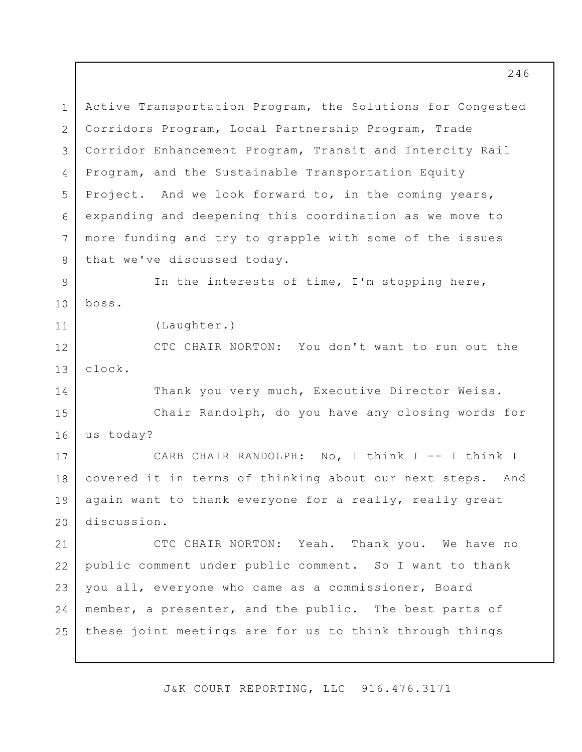Active Transportation Program, the Solutions for Congested Corridors Program, Local Partnership Program, Trade Corridor Enhancement Program, Transit and Intercity Rail Program, and the Sustainable Transportation Equity Project. And we look forward to, in the coming years, expanding and deepening this coordination as we move to more funding and try to grapple with some of the issues that we've discussed today.

In the interests of time, I'm stopping here, boss.

(Laughter.)

CTC CHAIR NORTON: You don't want to run out the clock.

Thank you very much, Executive Director Weiss.

Chair Randolph, do you have any closing words for us today?

CARB CHAIR RANDOLPH: No, I think I -- I think I covered it in terms of thinking about our next steps. And again want to thank everyone for a really, really great discussion.

CTC CHAIR NORTON: Yeah. Thank you. We have no public comment under public comment. So I want to thank you all, everyone who came as a commissioner, Board member, a presenter, and the public. The best parts of these joint meetings are for us to think through things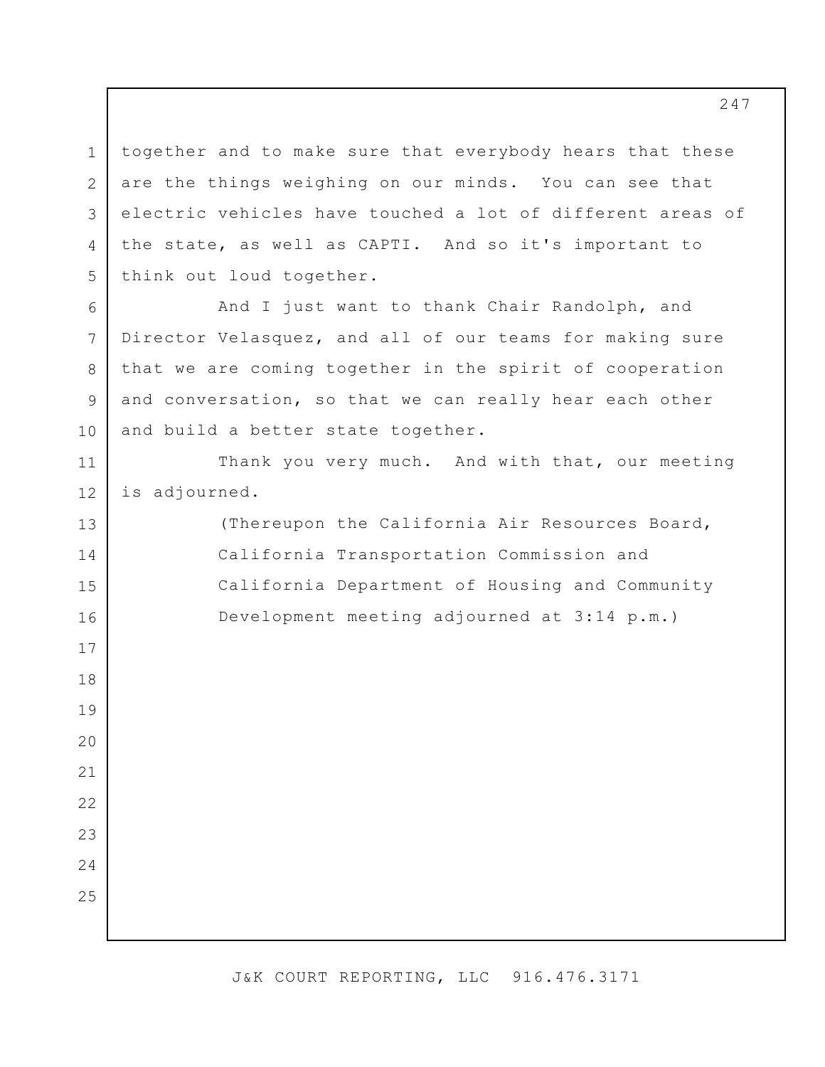together and to make sure that everybody hears that these are the things weighing on our minds. You can see that electric vehicles have touched a lot of different areas of the state, as well as CAPTI. And so it's important to think out loud together.

And I just want to thank Chair Randolph, and Director Velasquez, and all of our teams for making sure that we are coming together in the spirit of cooperation and conversation, so that we can really hear each other and build a better state together.

Thank you very much. And with that, our meeting is adjourned.

(Thereupon the California Air Resources Board, California Transportation Commission and California Department of Housing and Community Development meeting adjourned at 3:14 p.m.)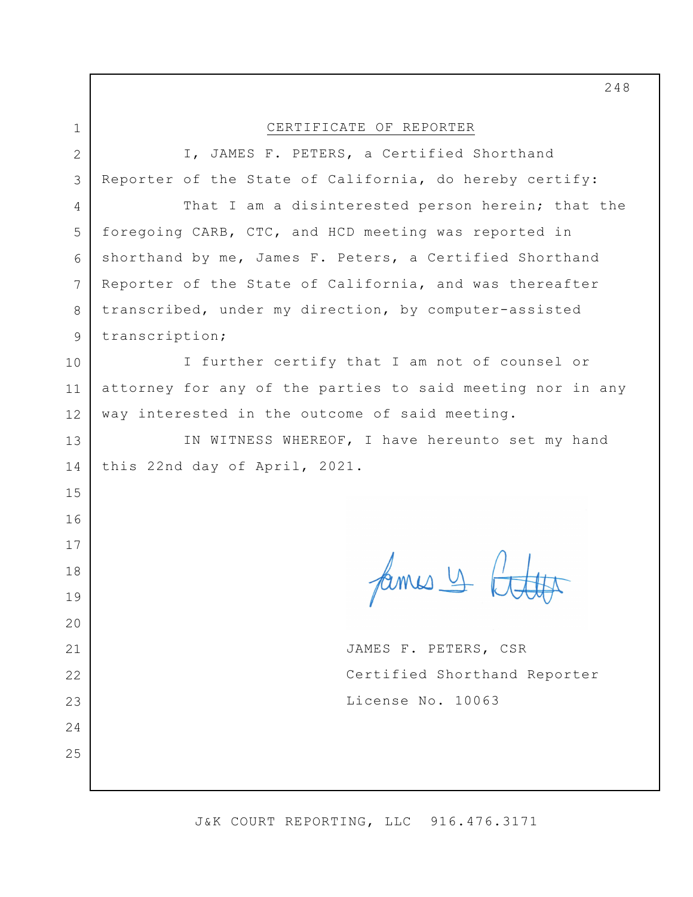## CERTIFICATE OF REPORTER

I, JAMES F. PETERS, a Certified Shorthand Reporter of the State of California, do hereby certify:

That I am a disinterested person herein; that the foregoing CARB, CTC, and HCD meeting was reported in shorthand by me, James F. Peters, a Certified Shorthand Reporter of the State of California, and was thereafter transcribed, under my direction, by computer-assisted transcription;

I further certify that I am not of counsel or attorney for any of the parties to said meeting nor in any way interested in the outcome of said meeting.

IN WITNESS WHEREOF, I have hereunto set my hand this 22nd day of April, 2021.

JAMES F. PETERS, CSR
Certified Shorthand Reporter
License No. 10063